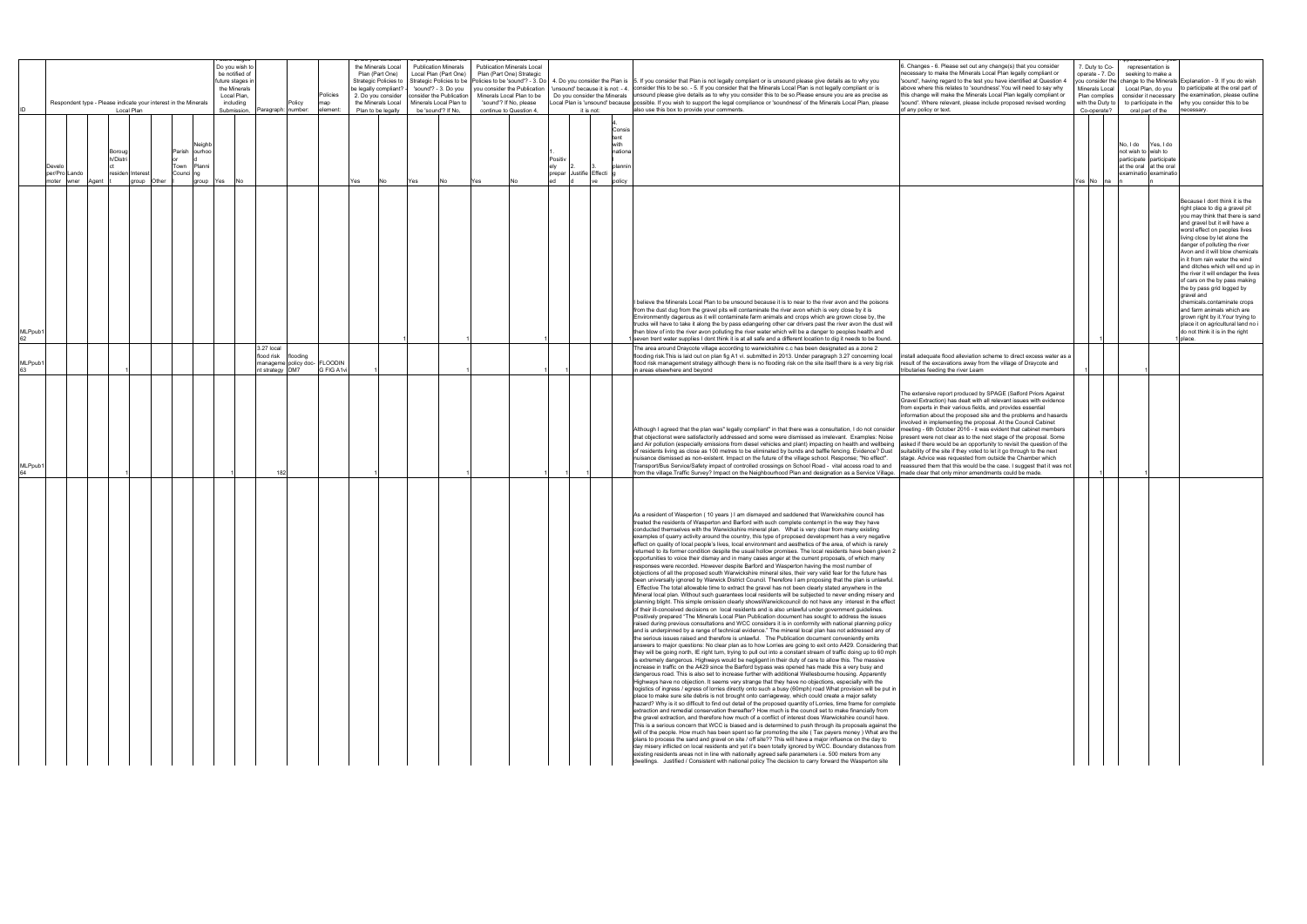| ID | Respondent type - Please indicate your interest in the Minerals Local Plan | | | | | | | | Do you wish to be notified of future stages in the Minerals Local Plan, including Submission. | | Paragraph: | Policy number: | Policies map element: | the Minerals Local Plan (Part One) Strategic Policies to be legally compliant? - 2. Do you consider the Minerals Local Plan to be legally | | Publication Minerals Local Plan (Part One) Strategic Policies to be 'sound'? - 3. Do you consider the Publication Minerals Local Plan to be 'sound'? If No, | | Publication Minerals Local Plan (Part One) Strategic Policies to be 'sound'? - 3. Do you consider the Publication Minerals Local Plan to be 'sound'? If No, please continue to Question 4. | | 4. Do you consider the Plan is 'unsound' because it is not: - 4. Do you consider the Minerals Local Plan is 'unsound' because it is not: | | | | 5. If you consider that Plan is not legally compliant or is unsound please give details as to why you consider this to be so. - 5. If you consider that the Minerals Local Plan is not legally compliant or is unsound please give details as to why you consider this to be so.Please ensure you are as precise as possible. If you wish to support the legal compliance or 'soundness' of the Minerals Local Plan, please also use this box to provide your comments. | 6. Changes - 6. Please set out any change(s) that you consider necessary to make the Minerals Local Plan legally compliant or 'sound', having regard to the test you have identified at Question 4 above where this relates to 'soundness'.You will need to say why this change will make the Minerals Local Plan legally compliant or 'sound'. Where relevant, please include proposed revised wording of any policy or text. | 7. Duty to Co-operate - 7. Do you consider the Minerals Local Plan complies with the Duty to Co-operate? | | | representation is seeking to make a change to the Minerals Local Plan, do you consider it necessary to participate in the oral part of the | | Explanation - 9. If you do wish to participate at the oral part of the examination, please outline why you consider this to be necessary. |
|---|---|---|---|---|---|---|---|---|---|---|---|---|---|---|---|---|---|---|---|---|---|---|---|---|---|---|---|---|---|---|---|
| | Developer/Promoter | Landowner | Agent | Borough/District resident | Interest group | Other | Parish or Town Council | Neighbourhood Planning group | Yes | No | | | | Yes | No | Yes | No | Yes | No | 1. Positively prepared | 2. Justified | 3. Effective | 4. Consistent with national planning policy | | | Yes | No | na | No, I do not wish to participate at the oral examination | Yes, I do wish to participate at the oral examination | |
| MLPpub162 | | | | | | | | | | | | | | | 1 | | 1 | | 1 | | | | 1 | I believe the Minerals Local Plan to be unsound because it is to near to the river avon and the poisons from the dust dug from the gravel pits will contaminate the river avon which is very close by it is Environmently dagerous as it will contaminate farm animals and crops which are grown close by, the trucks will have to take it along the by pass edangering other car drivers past the river avon the dust will then blow of into the river avon polluting the river water which will be a danger to peoples health and seven trent water supplies I dont think it is at all safe and a different location to dig it needs to be found. | | | 1 | | | 1 | Because I dont think it is the right place to dig a gravel pit you may think that there is sand and gravel but it will have a worst effect on peoples lives living close by let alone the danger of polluting the river Avon and it will blow chemicals in it from rain water the wind and ditches which will end up in the river it will endager the lives of cars on the by pass making the by pass grid logged by gravel and chemicals.contaminate crops and farm animals which are grown right by it.Your trying to place it on agricultural land no i do not think it is in the right place. |
| MLPpub163 | | | | 1 | | | | | | | 3.27 local flood risk management strategy | flooding policy doc-DM7 | FLOODING FIG A1vi | 1 | | | 1 | | 1 | 1 | 1 | | | The area around Draycote village according to warwickshire c.c has been designated as a zone 2 flooding risk.This is laid out on plan fig A1 vi. submitted in 2013. Under paragraph 3.27 concerning local flood risk management strategy although there is no flooding risk on the site itself there is a very big risk in areas elsewhere and beyond | install adequate flood alleviation scheme to direct excess water as a result of the excavations away from the village of Draycote and tributaries feeding the river Leam | 1 | | | 1 | | |
| MLPpub164 | | | | 1 | | | | | 1 | | 182 | | | 1 | | | 1 | | 1 | 1 | 1 | | | Although I agreed that the plan was" legally compliant" in that there was a consultation, I do not consider that objections! were satisfactorily addressed and some were dismissed as irrelevant. Examples: Noise and Air pollution (especially emissions from diesel vehicles and plant) impacting on health and wellbeing of residents living as close as 100 metres to be eliminated by bunds and baffle fencing. Evidence? Dust nuisance dismissed as non-existent. Impact on the future of the village school. Response; "No effect". Transport/Bus Service/Safety impact of controlled crossings on School Road - vital access road to and from the village.Traffic Survey? Impact on the Neighbourhood Plan and designation as a Service Village. | The extensive report produced by SPAGE (Salford Priors Against Gravel Extraction) has dealt with all relevant issues with evidence from experts in their various fields, and provides essential information about the proposed site and the problems and hazards involved in implementing the proposal. At the Council Cabinet meeting - 6th October 2016 - it was evident that cabinet members present were not clear as to the next stage of the proposal. Some asked if there would be an opportunity to revisit the question of the suitability of the site if they voted to let it go through to the next stage. Advice was requested from outside the Chamber which reassured them that this would be the case. I suggest that it was not made clear that only minor amendments could be made. | | 1 | | | | |
| | | | | | | | | | | | | | | | | | | | | | | | | As a resident of Wasperton ( 10 years ) I am dismayed and saddened that Warwickshire council has treated the residents of Wasperton and Barford with such complete contempt in the way they have conducted themselves with the Warwickshire mineral plan. What is very clear from many existing examples of quarry activity around the country, this type of proposed development has a very negative effect on quality of local people's lives, local environment and aesthetics of the area, of which is rarely returned to its former condition despite the usual hollow promises. The local residents have been given 2 opportunities to voice their dismay and in many cases anger at the current proposals, of which many responses were recorded. However despite Barford and Wasperton having the most number of objections of all the proposed south Warwickshire mineral sites, their very valid fear for the future has been universally ignored by Warwick District Council. Therefore I am proposing that the plan is unlawful. Effective The allowable time to extract the gravel has not been clearly stated anywhere in the Mineral local plan. Without such guarantees local residents will be subjected to never ending misery and planning blight. This simple omission clearly showsWarwickcouncil do not have any interest in the effect of their ill-conceived decisions on local residents and is also unlawful under government guidelines. Positively prepared "The Minerals Local Plan Publication document has sought to address the issues raised during previous consultations and WCC considers it is in conformity with national planning policy and is underpinned by a range of technical evidence." The mineral local plan has not addressed any of the serious issues raised and therefore is unlawful. The Publication document conveniently emits answers to major questions: No clear plan as to how Lorries are going to exit onto A429. Considering that they will be going north, IE right turn, trying to pull out into a constant stream of traffic doing up to 60 mph is extremely dangerous. Highways would be negligent in their duty of care to allow this. The massive increase in traffic on the A429 since the Barford bypass was opened has made this a very busy and dangerous road. This is also set to increase further with additional Wellesbourne housing. Apparently Highways have no objection. It seems very strange that they have no objections, especially with the logistics of ingress / egress of lorries directly onto such a busy (60mph) road What provision will be put in place to make sure site debris is not brought onto carriageway, which could create a major safety hazard? Why is it so difficult to find out detail of the proposed quantity of Lorries, time frame for complete extraction and remedial conservation thereafter? How much is the council set to make financially from the gravel extraction, and therefore how much of a conflict of interest does Warwickshire council have. This is a serious concern that WCC is biased and is determined to push through its proposals against the will of the people. How much has been spent so far promoting the site ( Tax payers money ) What are the plans to process the sand and gravel on site / off site?? This will have a major influence on the day to day misery inflicted on local residents and yet it's been totally ignored by WCC. Boundary distances from existing residents areas not in line with nationally agreed safe parameters i.e. 500 meters from any dwellings. Justified / Consistent with national policy The decision to carry forward the Wasperton site | | | | | | | |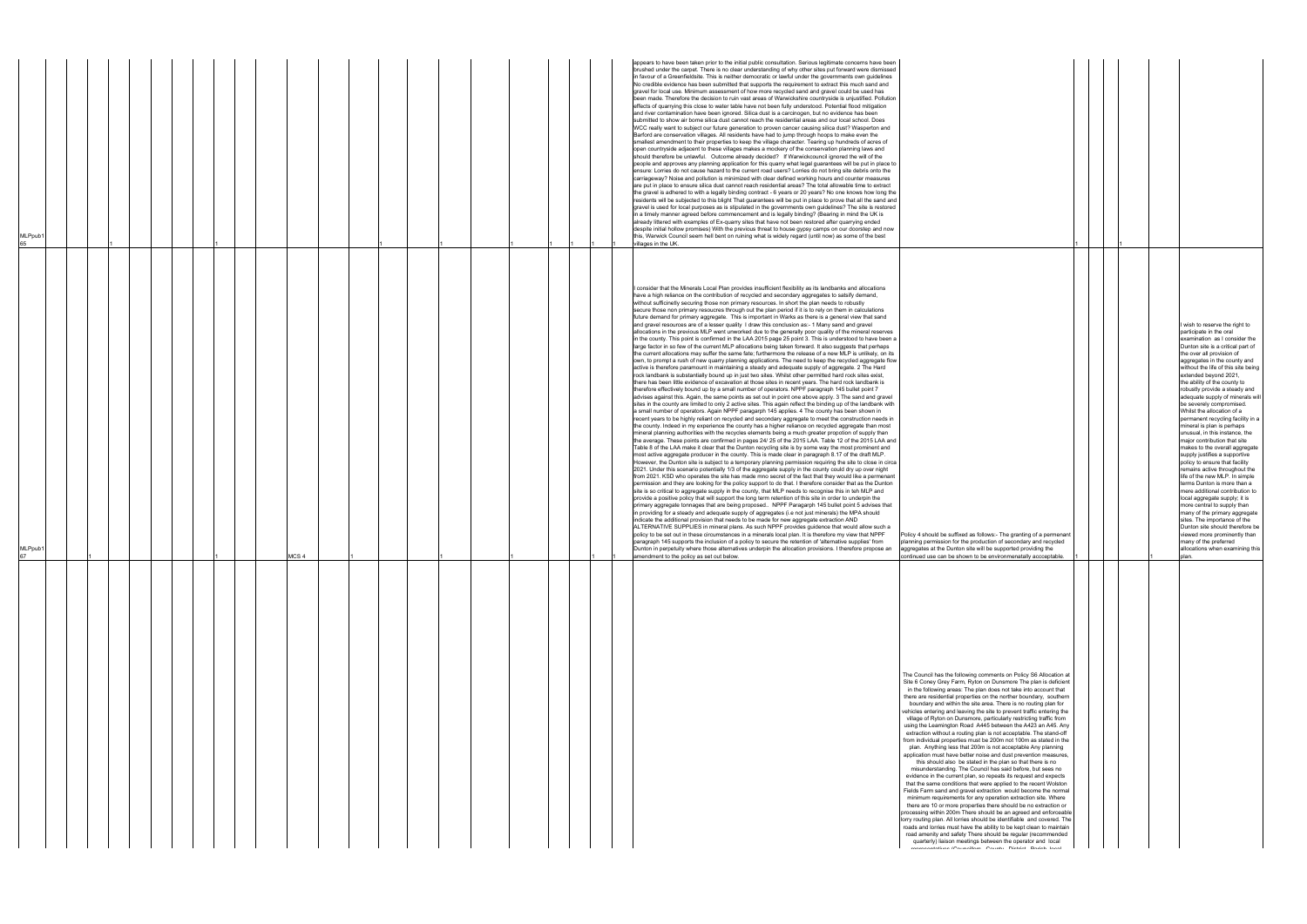| | | | | | | | | | | | Comment | Suggested change | | | | |
|---|---|---|---|---|---|---|---|---|---|---|---|---|---|---|---|---|
| MLPpub165 | | 1 | 1 | | | 1 | 1 | 1 | 1 | 1 | appears to have been taken prior to the initial public consultation. Serious legitimate concerns have been brushed under the carpet. There is no clear understanding of why other sites put forward were dismissed in favour of a Greenfieldsite. This is neither democratic or lawful under the governments own guidelines No credible evidence has been submitted that supports the requirement to extract this much sand and gravel for local use. Minimum assessment of how more recycled sand and gravel could be used has been made. Therefore the decision to ruin vast areas of Warwickshire countryside is unjustified. Pollution effects of quarrying this close to water table have not been fully understood. Potential flood mitigation and river contamination have been ignored. Silica dust is a carcinogen, but no evidence has been submitted to show air borne silica dust cannot reach the residential areas and our local school. Does WCC really want to subject our future generation to proven cancer causing silica dust? Wasperton and Barford are conservation villages. All residents have had to jump through hoops to make even the smallest amendment to their properties to keep the village character. Tearing up hundreds of acres of open countryside adjacent to these villages makes a mockery of the conservation planning laws and should therefore be unlawful. Outcome already decided? If Warwickcouncil ignored the will of the people and approves any planning application for this quarry what legal guarantees will be put in place to ensure: Lorries do not cause hazard to the current road users? Lorries do not bring site debris onto the carriageway? Noise and pollution is minimized with clear defined working hours and counter measures are put in place to ensure silica dust cannot reach residential areas? The total allowable time to extract the gravel is adhered to with a legally binding contract - 6 years or 20 years? No one knows how long the residents will be subjected to this blight That guarantees will be put in place to prove that all the sand and gravel is used for local purposes as is stipulated in the governments own guidelines? The site is restored in a timely manner agreed before commencement and is legally binding? (Bearing in mind the UK is already littered with examples of Ex-quarry sites that have not been restored after quarrying ended despite initial hollow promises) With the previous threat to house gypsy camps on our doorstep and now this, Warwick Council seem hell bent on ruining what is widely regard (until now) as some of the best villages in the UK. | | 1 | 1 | 1 | |
| MLPpub167 | 1 | | 1 | MCS 4 | 1 | 1 | | | | 1 | I consider that the Minerals Local Plan provides insufficient flexibility as its landbanks and allocations have a high reliance on the contribution of recycled and secondary aggregates to satisfy demand, without sufficiently securing those non primary resources. In short the plan needs to robustly secure those non primary resoucres through out the plan period if it is to rely on them in calculations future demand for primary aggregate. This is important in Warks as there is a general view that sand and gravel resources are of a lesser quality I draw this conclusion as:- 1 Many sand and gravel allocations in the previous MLP went unworked due to the generally poor quality of the mineral reserves in the county. This point is confirmed in the LAA 2015 page 25 point 3. This is understood to have been a large factor in so few of the current MLP allocations being taken forward. It also suggests that perhaps the current allocations may suffer the same fate; furthermore the release of a new MLP is unlikely, on its own, to prompt a rush of new quarry planning applications. The need to keep the recycled aggregate flow active is therefore paramount in maintaining a steady and adequate supply of aggregate. 2 The Hard rock landbank is substantially bound up in just two sites. Whilst other permitted hard rock sites exist, there has been little evidence of excavation at those sites in recent years. The hard rock landbank is therefore effectively bound up by a small number of operators. NPPF paragraph 145 bullet point 7 advises against this. Again, the same points as set out in point one above apply. 3 The sand and gravel sites in the county are limited to only 2 active sites. This again reflect the binding up of the landbank with a small number of operators. Again NPPF paragarph 145 applies. 4 The county has been shown in recent years to be highly reliant on recycled and secondary aggregate to meet the construction needs in the county. Indeed in my experience the county has a higher reliance on recycled aggregate than most mineral planning authorities with the recycles elements being a much greater propotion of supply then the average. These points are confirmed in pages 24/ 25 of the 2015 LAA. Table 12 of the 2015 LAA and Table 8 of the LAA make it clear that the Dunton recycling site is by some way the most prominent and most active aggregate producer in the county. This is made clear in paragraph 8.17 of the draft MLP. However, the Dunton site is subject to a temporary planning permission requiring the site to close in circa 2021. Under this scenario potentially 1/3 of the aggregate supply in the county could dry up over night from 2021. KSD who operates the site has made nmo secret of the fact that they would like a permenant permission and they are looking for the policy support to do that. I therefore consider that as the Dunton site is so critical to aggregate supply in the county, that MLP needs to recognise this in teh MLP and provide a positive policy that will support the long term retention of this site in order to underpin the primary aggregate tonnages that are being proposed.. NPPF Paragarph 145 bullet point 5 advises that in providing for a steady and adequate supply of aggregates (i.e not just minerals) the MPA should indicate the additional provision that needs to be made for new aggregate extraction AND ALTERNATIVE SUPPLIES in mineral plans. As such NPPF provides guidence that would allow such a policy to be set out in these circumstances in a minerals local plan. It is therefore my view that NPPF paragraph 145 supports the inclusion of a policy to secure the retention of 'alternative supplies' from Dunton in perpetuity where those alternatives underpin the allocation provisions. I therefore propose an amendment to the policy as set out below. | Policy 4 should be suffixed as follows:- The granting of a permenant planning permission for the production of secondary and recycled aggregates at the Dunton site will be supported providing the continued use can be shown to be environmentally acceptable. | 1 | | 1 | I wish to reserve the right to participate in the oral examination as I consider the Dunton site is a critical part of the over all provision of aggregates in the county and without the life of this site being extended beyond 2021, the ability of the county to robustly provide a steady and adequate supply of minerals will be severely compromised. Whilst the allocation of a permenent recycling facility in a mineral is plan is perhaps unusual, in this instance, the major contribution that site makes to the overall aggregate supply justifies a supportive policy to ensure that facility remains active throughout the life of the new MLP. In simple terms Dunton is more than a mere additional contribution to local aggregate supply; it is more central to supply than many of the primary aggregate sites. The importance of the Dunton site should therefore be viewed more prominently than many of the preferred allocations when examining this plan. |
| | | | | | | | | | | | | The Council has the following comments on Policy S6 Allocation at Site 6 Coney Grey Farm, Ryton on Dunsmore The plan is deficient in the following areas: The plan does not take into account that there are residential properties on the norther boundary, southern boundary and within the site area. There is no routing plan for vehicles entering and leaving the site to prevent traffic entering the village of Ryton on Dunsmore, particularly restricting traffic from using the Leamington Road A445 between the A423 an A45. Any extraction without a routing plan is not acceptable. The stand-off from individual properties must be 200m not 100m as stated in the plan. Anything less that 200m is not acceptable Any planning application must have better noise and dust prevention measures, this should also be stated in the plan so that there is no misunderstanding. The Council has said before, but sees no evidence in the current plan, so repeats its request and expects that the same conditions that were applied to the recent Wolston Fields Farm sand and gravel extraction would become the normal minimum requirements for any operation extraction site. Where there are 10 or more properties there should be no extraction or processing within 200m There should be an agreed and enforceable lorry routing plan. All lorries should be identifiable and covered. The roads and lorries must have the ability to be kept clean to maintain road amenity and safety There should be regular (recommended quarterly) liaison meetings between the operator and local representatives (Councillors, County, District, Parish, local | | | | |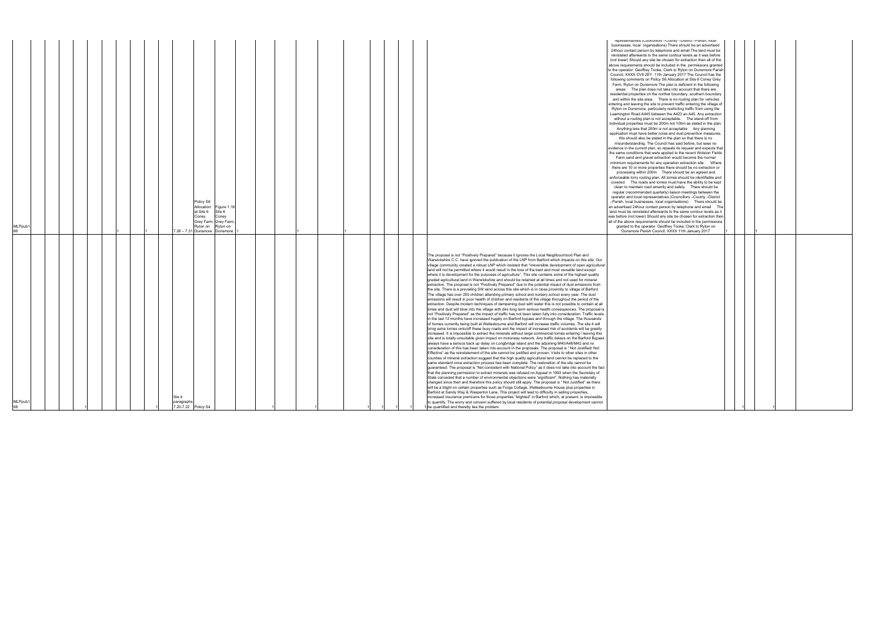| | | | | | | | | | | | | | | | | | | | | | | | | | | | | | |
|---|---|---|---|---|---|---|---|---|---|---|---|---|---|---|---|---|---|---|---|---|---|---|---|---|---|---|---|---|---|
| MLPpub166 | | | | | | | 1 | | 1 | 7.26 – 7.31 | Policy S6 Allocation at Site 6 Coney Grey Farm, Ryton on Dunsmore | Figure 1.16 Site 6 Coney Grey Farm, Ryton on Dunsmore | 1 | | 1 | | 1 | | | | | | | representatives (Councillors –County –District –Parish, local businesses, local organisations) There should be an advertised 24hour contact person by telephone and email The land must be reinstated afterwards to the same contour levels as it was before (not lower) Should any site be chosen for extraction then all of the above requirements should be included in the permissions granted to the operator. Geoffrey Tooke, Clerk to Ryton on Dunsmore Parish Council, XXXX CV8 2EY. 11th January 2017 The Council has the following comments on Policy S6 Allocation at Site 6 Coney Grey Farm, Ryton on Dunsmore The plan is deficient in the following areas: The plan does not take into account that there are residential properties on the norther boundary, southern boundary and within the site area. There is no routing plan for vehicles entering and leaving the site to prevent traffic entering the village of Ryton on Dunsmore, particularly restricting traffic from using the Leamington Road A445 between the A423 an A45. Any extraction without a routing plan is not acceptable. The stand-off from individual properties must be 200m not 100m as stated in the plan. Anything less that 200m is not acceptable Any planning application must have better noise and dust prevention measures, this should also be stated in the plan so that there is no misunderstanding. The Council has said before, but sees no evidence in the current plan, so repeats its request and expects that the same conditions that were applied to the recent Wolston Fields Farm sand and gravel extraction would become the normal minimum requirements for any operation extraction site. Where there are 10 or more properties there should be no extraction or processing within 200m There should be an agreed and enforceable lorry routing plan. All lorries should be identifiable and covered. The roads and lorries must have the ability to be kept clean to maintain road amenity and safety There should be regular (recommended quarterly) liaison meetings between the operator and local representatives (Councillors –County –District –Parish, local businesses, local organisations) There should be an advertised 24hour contact person by telephone and email The land must be reinstated afterwards to the same contour levels as it was before (not lower) Should any site be chosen for extraction then all of the above requirements should be included in the permissions granted to the operator. Geoffrey Tooke, Clerk to Ryton on Dunsmore Parish Council, XXXX 11th January 2017 | 1 | | 1 | | |
| MLPpub168 | | | | | 1 | | | | 1 | Site 4 paragraphs 7.20-7.22 | Policy S4 | | | | 1 | | 1 | | 1 | 1 | 1 | 1 | The proposal is not "Positively Prepared" because it ignores the Local Neighbourhood Plan and Warwickshire C.C. have ignored the publication of the LNP from Barford which impacts on this site. Our village community created a robust LNP which insisted that "irreversible development of open agricultural land will not be permitted where it would result in the loss of the best and most versatile land except where it is development for the purposes of agriculture". This site contains some of the highest quality graded agricultural land in Warwickshire and should be retained at all times and not used for mineral extraction. The proposal is not "Positively Prepared" due to the potential impact of dust emissions from the site. There is a prevailing SW wind across this site which is in close proximity to village of Barford. The village has over 200 children attending primary school and nursery school every year. The dust emissions will result in poor health of children and residents of the village throughout the period of the extraction. Despite modern techniques of dampening dust with water this is not possible to contain at all times and dust will blow into the village with dire long term serious health consequences. The proposal is not "Positively Prepared" as the impact of traffic has not been taken fully into consideration. Traffic levels in the last 12 months have increased hugely on Barford bypass and through the village. The thousands of homes currently being built at Wellesbourne and Barford will increase traffic volumes. The site 4 will bring extra lorries onto/off these busy roads and the impact of increased risk of accidents will be greatly increased. It is impossible to extract the minerals without large commercial lorries entering / leaving this site and is totally unsuitable given impact on motorway network. Any traffic delays on the Barford Bypass always have a serious back up delay on Longbridge island and the adjoining M40/A46/M42 and no consideration of this has been taken into account in the proposals. The proposal is " Not Justified/ Not Effective" as the reinstatement of the site cannot be justified and proven. Visits to other sites in other counties of mineral extraction suggest that the high quality agricultural land cannot be replaced to the same standard once extraction process has been complete. The restoration of the site cannot be guaranteed. The proposal is "Not consistent with National Policy" as it does not take into account the fact that the planning permission to extract minerals was refused on Appeal in 1993 when the Secretary of State conceded that a number of environmental objections were "significant". Nothing has materially changed since then and therefore this policy should still apply. The proposal is " Not Justified" as there will be a blight on certain properties such as Forge Cottage, Wellesbourne House plus properties in Barford at Sandy Way & Wasperton Lane. This project will lead to difficulty in selling properties, increased insurance premiums for those properties "blighted" in Barford which, at present, is impossible to quantify. The worry and concern suffered by local residents of potential proposal development cannot be quantified and thereby lies the problem. | | | 1 | | 1 | |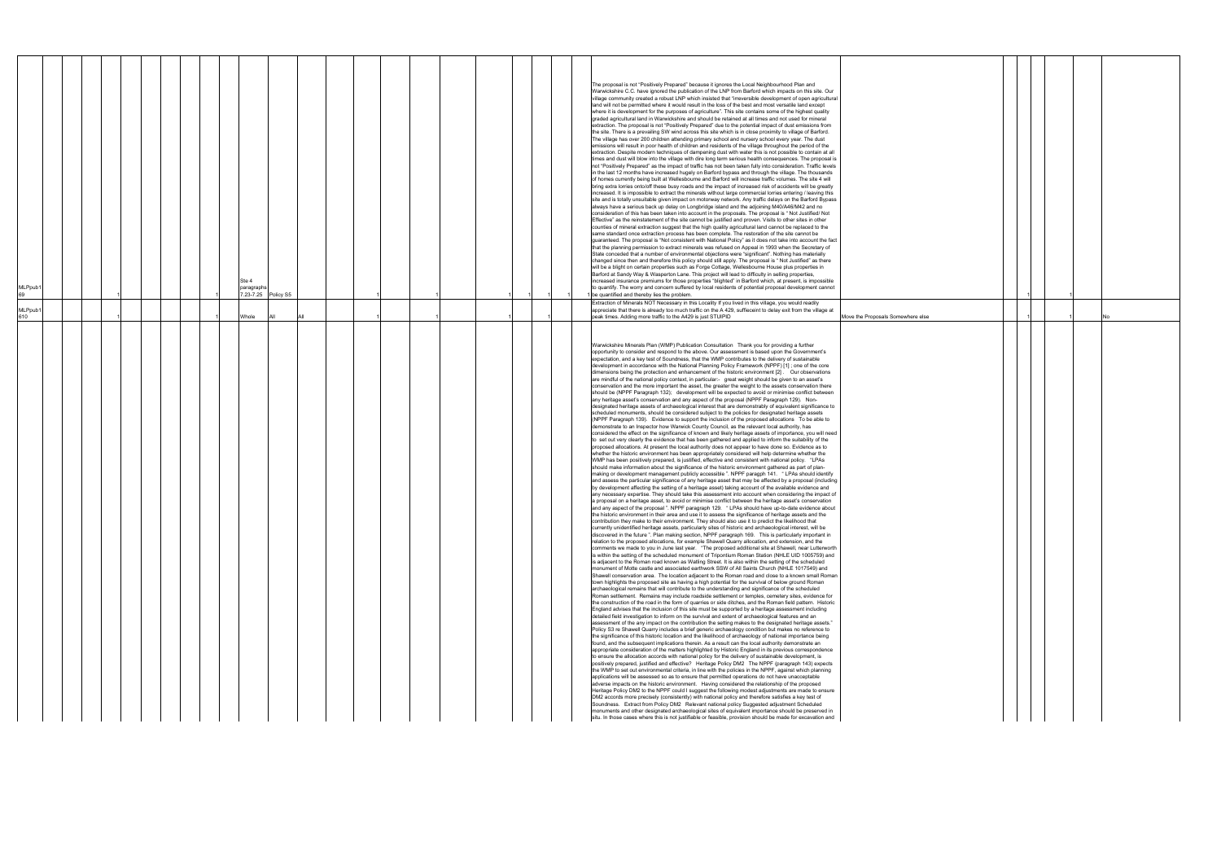| | | | | | | | | | | | | | | | | | | | | | | | | | | | | | | |
|---|---|---|---|---|---|---|---|---|---|---|---|---|---|---|---|---|---|---|---|---|---|---|---|---|---|---|---|---|---|---|
| MLPpub169 | | 1 | | | | | | | 1 | Site 4 paragraphs 7.23-7.25 | Policy S5 | | | | 1 | | 1 | | 1 | 1 | 1 | 1 | The proposal is not "Positively Prepared" because it ignores the Local Neighbourhood Plan and Warwickshire C.C. have ignored the publication of the LNP from Barford which impacts on this site. Our village community created a robust LNP which insisted that "irreversible development of open agricultural land will not be permitted where it would result in the loss of the best and most versatile land except where it is development for the purposes of agriculture". This site contains some of the highest quality graded agricultural land in Warwickshire and should be retained at all times and not used for mineral extraction. The proposal is not "Positively Prepared" due to the potential impact of dust emissions from the site. There is a prevailing SW wind across this site which is in close proximity to village of Barford. The village has over 200 children attending primary school and nursery school every year. The dust emissions will result in poor health of children and residents of the village throughout the period of the extraction. Despite modern techniques of dampening dust with water this is not possible to contain at all times and dust will blow into the village with dire long term serious health consequences. The proposal is not "Positively Prepared" as the impact of traffic has not been taken fully into consideration. Traffic levels in the last 12 months have increased hugely on Barford bypass and through the village. The thousands of homes currently being built at Wellesbourne and Barford will increase traffic volumes. The site 4 will bring extra lorries onto/off these busy roads and the impact of increased risk of accidents will be greatly increased. It is impossible to extract the minerals without large commercial lorries entering / leaving this site and is totally unsuitable given impact on motorway network. Any traffic delays on the Barford Bypass always have a serious back up delay on Longbridge island and the adjoining M40/A46/M42 and no consideration of this has been taken into account in the proposals. The proposal is " Not Justified/ Not Effective" as the reinstatement of the site cannot be justified and proven. Visits to other sites in other counties of mineral extraction suggest that the high quality agricultural land cannot be replaced to the same standard once extraction process has been complete. The restoration of the site cannot be guaranteed. The proposal is "Not consistent with National Policy" as it does not take into account the fact that the planning permission to extract minerals was refused on Appeal in 1993 when the Secretary of State conceded that a number of environmental objections were "significant". Nothing has materially changed since then and therefore this policy should still apply. The proposal is " Not Justified" as there will be a blight on certain properties such as Forge Cottage, Wellesbourne House plus properties in Barford at Sandy Way & Wasperton Lane. This project will lead to difficulty in selling properties, increased insurance premiums for those properties "blighted" in Barford which, at present, is impossible to quantify. The worry and concern suffered by local residents of potential proposal development cannot be quantified and thereby lies the problem. | | 1 | | | 1 | | |
| MLPpub1610 | | 1 | | | | | | | 1 | Whole | All | All | | | 1 | | 1 | | 1 | | 1 | | Extraction of Minerals NOT Necessary in this Locality If you lived in this village, you would readily appreciate that there is already too much traffic on the A 429, suffiecient to delay exit from the village at peak times. Adding more traffic to the A429 is just STUPID | Move the Proposals Somewhere else | 1 | | | 1 | No | |
| | | | | | | | | | | | | | | | | | | | | | | | Warwickshire Minerals Plan (WMP) Publication Consultation Thank you for providing a further opportunity to consider and respond to the above. Our assessment is based upon the Government's expectation, and a key test of Soundness, that the WMP contributes to the delivery of sustainable development in accordance with the National Planning Policy Framework (NPPF) [1] ; one of the core dimensions being the protection and enhancement of the historic environment [2] . Our observations are mindful of the national policy context, in particular:- great weight should be given to an asset's conservation and the more important the asset, the greater the weight to the assets conservation there should be (NPPF Paragraph 132); development will be expected to avoid or minimise conflict between any heritage asset's conservation and any aspect of the proposal (NPPF Paragraph 129). Non-designated heritage assets of archaeological interest that are demonstrably of equivalent significance to scheduled monuments, should be considered subject to the policies for designated heritage assets (NPPF Paragraph 139). Evidence to support the inclusion of the proposed allocations To be able to demonstrate to an Inspector how Warwick County Council, as the relevant local authority, has considered the effect on the significance of known and likely heritage assets of importance, you will need to set out very clearly the evidence that has been gathered and applied to inform the suitability of the proposed allocations. At present the local authority does not appear to have done so. Evidence as to whether the historic environment has been appropriately considered will help determine whether the WMP has been positively prepared, is justified, effective and consistent with national policy. "LPAs should make information about the significance of the historic environment gathered as part of plan-making or development management publicly accessible ". NPPF paragph 141. " LPAs should identify and assess the particular significance of any heritage asset that may be affected by a proposal (including by development affecting the setting of a heritage asset) taking account of the available evidence and any necessary expertise. They should take this assessment into account when considering the impact of a proposal on a heritage asset, to avoid or minimise conflict between the heritage asset's conservation and any aspect of the proposal ". NPPF paragraph 129. " LPAs should have up-to-date evidence about the historic environment in their area and use it to assess the significance of heritage assets and the contribution they make to their environment. They should also use it to predict the likelihood that currently unidentified heritage assets, particularly sites of historic and archaeological interest, will be discovered in the future ". Plan making section, NPPF paragraph 169. This is particularly important in relation to the proposed allocations, for example Shawell Quarry allocation, and extension, and the comments we made to you in June last year. "The proposed additional site at Shawell, near Lutterworth is within the setting of the scheduled monument of Tripontium Roman Station (NHLE UID 1005759) and is adjacent to the Roman road known as Watling Street. It is also within the setting of the scheduled monument of Motte castle and associated earthwork SSW of All Saints Church (NHLE 1017549) and Shawell conservation area. The location adjacent to the Roman road and close to a known small Roman town highlights the proposed site as having a high potential for the survival of below ground Roman archaeological remains that will contribute to the understanding and significance of the scheduled Roman settlement. Remains may include roadside settlement or temples, cemetery sites, evidence for the construction of the road in the form of quarries or side ditches, and the Roman field pattern. Historic England advises that the inclusion of this site must be supported by a heritage assessment including detailed field investigation to inform on the survival and extent of archaeological features and an assessment of the any impact on the contribution the setting makes to the designated heritage assets." Policy S3 re Shawell Quarry includes a brief generic archaeology condition but makes no reference to the significance of this historic location and the likelihood of archaeology of national importance being found, and the subsequent implications therein. As a result can the local authority demonstrate an appropriate consideration of the matters highlighted by Historic England in its previous correspondence to ensure the allocation accords with national policy for the delivery of sustainable development, is positively prepared, justified and effective? Heritage Policy DM2 The NPPF (paragraph 143) expects the WMP to set out environmental criteria, in line with the policies in the NPPF, against which planning applications will be assessed so as to ensure that permitted operations do not have unacceptable adverse impacts on the historic environment. Having considered the relationship of the proposed Heritage Policy DM2 to the NPPF could I suggest the following modest adjustments are made to ensure DM2 accords more precisely (consistently) with national policy and therefore satisfies a key test of Soundness. Extract from Policy DM2 Relevant national policy Suggested adjustment Scheduled monuments and other designated archaeological sites of equivalent importance should be preserved in situ. In those cases where this is not justifiable or feasible, provision should be made for excavation and | | | | | | | |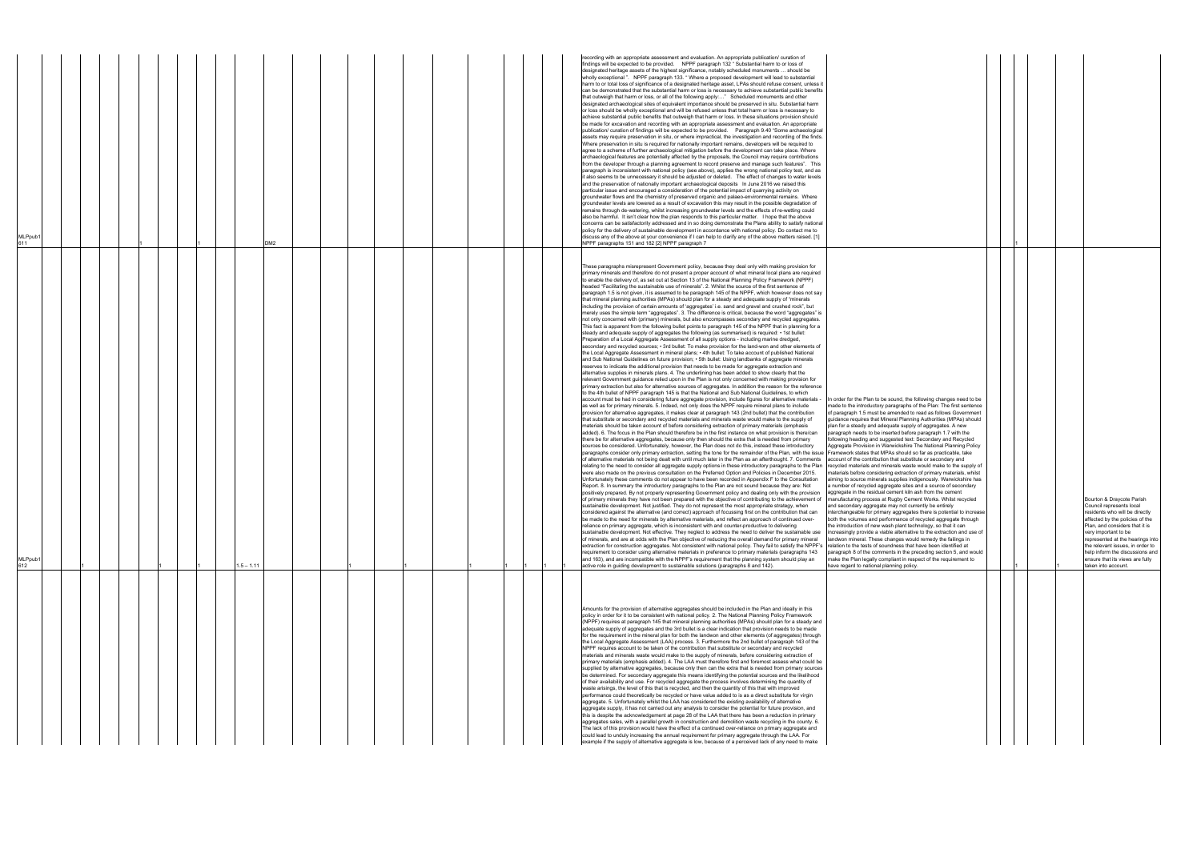| ID | | | | | | Paragraph | Policy | | | | | | | Comment | Suggested change | | | |
|---|---|---|---|---|---|---|---|---|---|---|---|---|---|---|---|---|---|---|
| MLPpub1 611 | | 1 | | 1 | | | DM2 | | | | | | | recording with an appropriate assessment and evaluation. An appropriate publication/ curation of findings will be expected to be provided. NPPF paragraph 132 " Substantial harm to or loss of designated heritage assets of the highest significance, notably scheduled monuments … should be wholly exceptional ". NPPF paragraph 133. " Where a proposed development will lead to substantial harm to or total loss of significance of a designated heritage asset, LPAs should refuse consent, unless it can be demonstrated that the substantial harm or loss is necessary to achieve substantial public benefits that outweigh that harm or loss, or all of the following apply:…" Scheduled monuments and other designated archaeological sites of equivalent importance should be preserved in situ. Substantial harm or loss should be wholly exceptional and will be refused unless that total harm or loss is necessary to achieve substantial public benefits that outweigh that harm or loss. In these situations provision should be made for excavation and recording with an appropriate assessment and evaluation. An appropriate publication/ curation of findings will be expected to be provided. Paragraph 9.40 "Some archaeological assets may require preservation in situ, or where impractical, the investigation and recording of the finds. Where preservation in situ is required for nationally important remains, developers will be required to agree to a scheme of further archaeological mitigation before the development can take place. Where archaeological features are potentially affected by the proposals, the Council may require contributions from the developer through a planning agreement to record preserve and manage such features". This paragraph is inconsistent with national policy (see above), applies the wrong national policy test, and as it also seems to be unnecessary it should be adjusted or deleted. The effect of changes to water levels and the preservation of nationally important archaeological deposits In June 2016 we raised this particular issue and encouraged a consideration of the potential impact of quarrying activity on groundwater flows and the chemistry of preserved organic and palaeo-environmental remains. Where groundwater levels are lowered as a result of excavation this may result in the possible degradation of remains through de-watering, whilst increasing groundwater levels and the effects of re-wetting could also be harmful. It isn't clear how the plan responds to this particular matter. I hope that the above concerns can be satisfactorily addressed and in so doing demonstrate the Plans ability to satisfy national policy for the delivery of sustainable development in accordance with national policy. Do contact me to discuss any of the above at your convenience if I can help to clarify any of the above matters raised. [1] NPPF paragraphs 151 and 182 [2] NPPF paragraph 7 | | 1 | | |
| MLPpub1 612 | 1 | | 1 | | 1 | 1.5 – 1.11 | | 1 | 1 | 1 | 1 | 1 | 1 | These paragraphs misrepresent Government policy, because they deal only with making provision for primary minerals and therefore do not present a proper account of what mineral local plans are required to enable the delivery of, as set out at Section 13 of the National Planning Policy Framework (NPPF) headed "Facilitating the sustainable use of minerals". 2. Whilst the source of the first sentence of paragraph 1.5 is not given, it is assumed to be paragraph 145 of the NPPF, which however does not say that mineral planning authorities (MPAs) should plan for a steady and adequate supply of "minerals including the provision of certain amounts of 'aggregates' i.e. sand and gravel and crushed rock", but merely uses the simple term "aggregates". 3. The difference is critical, because the word "aggregates" is not only concerned with (primary) minerals, but also encompasses secondary and recycled aggregates. This fact is apparent from the following bullet points to paragraph 145 of the NPPF that in planning for a steady and adequate supply of aggregates the following (as summarised) is required: • 1st bullet: Preparation of a Local Aggregate Assessment of all supply options - including marine dredged, secondary and recycled sources; • 3rd bullet: To make provision for the land-won and other elements of the Local Aggregate Assessment in mineral plans; • 4th bullet: To take account of published National and Sub National Guidelines on future provision; • 5th bullet: Using landbanks of aggregate minerals reserves to indicate the additional provision that needs to be made for aggregate extraction and alternative supplies in minerals plans. 4. The underlining has been added to show clearly that the relevant Government guidance relied upon in the Plan is not only concerned with making provision for primary extraction but also for alternative sources of aggregates. In addition the reason for the reference to the 4th bullet of NPPF paragraph 145 is that the National and Sub National Guidelines, to which account must be had in considering future aggregate provision, include figures for alternative materials - as well as for primary minerals. 5. Indeed, not only does the NPPF require mineral plans to include provision for alternative aggregates, it makes clear at paragraph 143 (2nd bullet) that the contribution that substitute or secondary and recycled materials and minerals waste would make to the supply of materials should be taken account of before considering extraction of primary materials (emphasis added). 6. The focus in the Plan should therefore be in the first instance on what provision is there/can there be for alternative aggregates, because only then should the extra that is needed from primary sources be considered. Unfortunately, however, the Plan does not do this, instead these introductory paragraphs consider only primary extraction, setting the tone for the remainder of the Plan, with the issue of alternative materials not being dealt with until much later in the Plan as an afterthought. 7. Comments relating to the need to consider all aggregate supply options in these introductory paragraphs to the Plan were also made on the previous consultation on the Preferred Option and Policies in December 2015. Unfortunately these comments do not appear to have been recorded in Appendix F to the Consultation Report. 8. In summary the introductory paragraphs to the Plan are not sound because they are: Not positively prepared. By not properly representing Government policy and dealing only with the provision of primary minerals they have not been prepared with the objective of contributing to the achievement of sustainable development. Not justified. They do not represent the most appropriate strategy, when considered against the alternative (and correct) approach of focussing first on the contribution that can be made to the need for minerals by alternative materials, and reflect an approach of continued over-reliance on primary aggregate, which is inconsistent with and counter-productive to delivering sustainable development. Not effective. They neglect to address the need to deliver the sustainable use of minerals, and are at odds with the Plan objective of reducing the overall demand for primary mineral extraction for construction aggregates. Not consistent with national policy. They fail to satisfy the NPPF's requirement to consider using alternative materials in preference to primary materials (paragraphs 143 and 163), and are incompatible with the NPPF's requirement that the planning system should play an active role in guiding development to sustainable solutions (paragraphs 8 and 142). | In order for the Plan to be sound, the following changes need to be made to the introductory paragraphs of the Plan: The first sentence of paragraph 1.5 must be amended to read as follows Government guidance requires that Mineral Planning Authorities (MPAs) should plan for a steady and adequate supply of aggregates. A new paragraph needs to be inserted before paragraph 1.7 with the following heading and suggested text: Secondary and Recycled Aggregate Provision in Warwickshire The National Planning Policy Framework states that MPAs should so far as practicable, take account of the contribution that substitute or secondary and recycled materials and minerals waste would make to the supply of materials before considering extraction of primary materials, whilst aiming to source minerals supplies indigenously. Warwickshire has a number of recycled aggregate sites and a source of secondary aggregate in the residual cement kiln ash from the cement manufacturing process at Rugby Cement Works. Whilst recycled and secondary aggregate may not currently be entirely interchangeable for primary aggregates there is potential to increase both the volumes and performance of recycled aggregate through the introduction of new wash plant technology, so that it can increasingly provide a viable alternative to the extraction and use of landwon mineral. These changes would remedy the failings in relation to the tests of soundness that have been identified at paragraph 8 of the comments in the preceding section 5, and would make the Plan legally compliant in respect of the requirement to have regard to national planning policy. | 1 | 1 | Bourton & Draycote Parish Council represents local residents who will be directly affected by the policies of the Plan, and considers that it is very important to be represented at the hearings into the relevant issues, in order to help inform the discussions and ensure that its views are fully taken into account. |
| | | | | | | | | | | | | | | Amounts for the provision of alternative aggregates should be included in the Plan and ideally in this policy in order for it to be consistent with national policy. 2. The National Planning Policy Framework (NPPF) requires at paragraph 145 that mineral planning authorities (MPAs) should plan for a steady and adequate supply of aggregates and the 3rd bullet is a clear indication that provision needs to be made for the requirement in the mineral plan for both the landwon and other elements (of aggregates) through the Local Aggregate Assessment (LAA) process. 3. Furthermore the 2nd bullet of paragraph 143 of the NPPF requires account to be taken of the contribution that substitute or secondary and recycled materials and minerals waste would make to the supply of minerals, before considering extraction of primary materials (emphasis added). 4. The LAA must therefore first and foremost assess what could be supplied by alternative aggregates, because only then can the extra that is needed from primary sources be determined. For secondary aggregate this means identifying the potential sources and the likelihood of their availability and use. For recycled aggregate the process involves determining the quantity of waste arisings, the level of this that is recycled, and then the quantity of this that with improved performance could theoretically be recycled or have value added to is as a direct substitute for virgin aggregate. 5. Unfortunately whilst the LAA has considered the existing availability of alternative aggregate supply, it has not carried out any analysis to consider the potential for future provision, and this is despite the acknowledgement at page 28 of the LAA that there has been a reduction in primary aggregates sales, with a parallel growth in construction and demolition waste recycling in the county. 6. The lack of this provision would have the effect of a continued over-reliance on primary aggregate and could lead to unduly increasing the annual requirement for primary aggregate through the LAA. For example if the supply of alternative aggregate is low, because of a perceived lack of any need to make | | | | |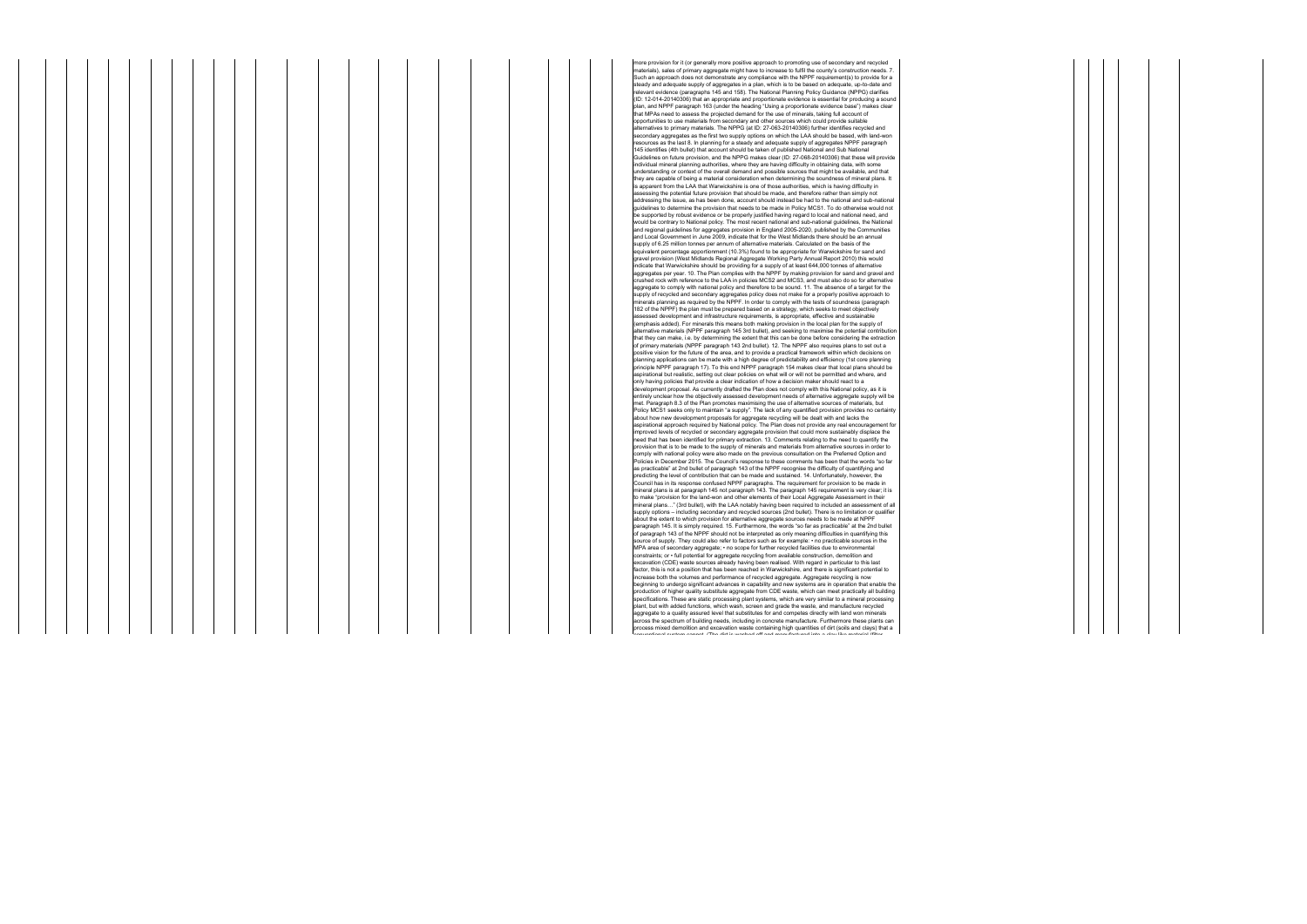more provision for it (or generally more positive approach to promoting use of secondary and recycled materials), sales of primary aggregate might have to increase to fulfil the county's construction needs. 7. Such an approach does not demonstrate any compliance with the NPPF requirement(s) to provide for a steady and adequate supply of aggregates in a plan, which is to be based on adequate, up-to-date and relevant evidence (paragraphs 145 and 158). The National Planning Policy Guidance (NPPG) clarifies (ID: 12-014-20140306) that an appropriate and proportionate evidence is essential for producing a sound plan, and NPPF paragraph 163 (under the heading "Using a proportionate evidence base") makes clear that MPAs need to assess the projected demand for the use of minerals, taking full account of opportunities to use materials from secondary and other sources which could provide suitable alternatives to primary materials. The NPPG (at ID: 27-063-20140306) further identifies recycled and secondary aggregates as the first two supply options on which the LAA should be based, with land-won resources as the last 8. In planning for a steady and adequate supply of aggregates NPPF paragraph 145 identifies (4th bullet) that account should be taken of published National and Sub National Guidelines on future provision, and the NPPG makes clear (ID: 27-068-20140306) that these will provide individual mineral planning authorities, where they are having difficulty in obtaining data, with some understanding or context of the overall demand and possible sources that might be available, and that they are capable of being a material consideration when determining the soundness of mineral plans. It is apparent from the LAA that Warwickshire is one of those authorities, which is having difficulty in assessing the potential future provision that should be made, and therefore rather than simply not addressing the issue, as has been done, account should instead be had to the national and sub-national guidelines to determine the provision that needs to be made in Policy MCS1. To do otherwise would not be supported by robust evidence or be properly justified having regard to local and national need, and would be contrary to National policy. The most recent national and sub-national guidelines, the National and regional guidelines for aggregates provision in England 2005-2020, published by the Communities and Local Government in June 2009, indicate that for the West Midlands there should be an annual supply of 6.25 million tonnes per annum of alternative materials. Calculated on the basis of the equivalent percentage apportionment (10.3%) found to be appropriate for Warwickshire for sand and gravel provision (West Midlands Regional Aggregate Working Party Annual Report 2010) this would indicate that Warwickshire should be providing for a supply of at least 644,000 tonnes of alternative aggregates per year. 10. The Plan complies with the NPPF by making provision for sand and gravel and crushed rock with reference to the LAA in policies MCS2 and MCS3, and must also do so for alternative aggregate to comply with national policy and therefore to be sound. 11. The absence of a target for the supply of recycled and secondary aggregates policy does not make for a properly positive approach to minerals planning as required by the NPPF. In order to comply with the tests of soundness (paragraph 182 of the NPPF) the plan must be prepared based on a strategy, which seeks to meet objectively assessed development and infrastructure requirements, is appropriate, effective and sustainable (emphasis added). For minerals this means both making provision in the local plan for the supply of alternative materials (NPPF paragraph 145 3rd bullet), and seeking to maximise the potential contribution that they can make, i.e. by determining the extent that this can be done before considering the extraction of primary materials (NPPF paragraph 143 2nd bullet). 12. The NPPF also requires plans to set out a positive vision for the future of the area, and to provide a practical framework within which decisions on planning applications can be made with a high degree of predictability and efficiency (1st core planning principle NPPF paragraph 17). To this end NPPF paragraph 154 makes clear that local plans should be aspirational but realistic, setting out clear policies on what will or will not be permitted and where, and only having policies that provide a clear indication of how a decision maker should react to a development proposal. As currently drafted the Plan does not comply with this National policy, as it is entirely unclear how the objectively assessed development needs of alternative aggregate supply will be met. Paragraph 8.3 of the Plan promotes maximising the use of alternative sources of materials, but Policy MCS1 seeks only to maintain "a supply". The lack of any quantified provision provides no certainty about how new development proposals for aggregate recycling will be dealt with and lacks the aspirational approach required by National policy. The Plan does not provide any real encouragement for improved levels of recycled or secondary aggregate provision that could more sustainably displace the need that has been identified for primary extraction. 13. Comments relating to the need to quantify the provision that is to be made to the supply of minerals and materials from alternative sources in order to comply with national policy were also made on the previous consultation on the Preferred Option and Policies in December 2015. The Council's response to these comments has been that the words "so far as practicable" at 2nd bullet of paragraph 143 of the NPPF recognise the difficulty of quantifying and predicting the level of contribution that can be made and sustained. 14. Unfortunately, however, the Council has in its response confused NPPF paragraphs. The requirement for provision to be made in mineral plans is at paragraph 145 not paragraph 143. The paragraph 145 requirement is very clear; it is to make "provision for the land-won and other elements of their Local Aggregate Assessment in their mineral plans…" (3rd bullet), with the LAA notably having been required to included an assessment of all supply options – including secondary and recycled sources (2nd bullet). There is no limitation or qualifier about the extent to which provision for alternative aggregate sources needs to be made at NPPF paragraph 145. It is simply required. 15. Furthermore, the words "so far as practicable" at the 2nd bullet of paragraph 143 of the NPPF should not be interpreted as only meaning difficulties in quantifying this source of supply. They could also refer to factors such as for example: • no practicable sources in the MPA area of secondary aggregate; • no scope for further recycled facilities due to environmental constraints; or • full potential for aggregate recycling from available construction, demolition and excavation (CDE) waste sources already having been realised. With regard in particular to this last factor, this is not a position that has been reached in Warwickshire, and there is significant potential to increase both the volumes and performance of recycled aggregate. Aggregate recycling is now beginning to undergo significant advances in capability and new systems are in operation that enable the production of higher quality substitute aggregate from CDE waste, which can meet practically all building specifications. These are static processing plant systems, which are very similar to a mineral processing plant, but with added functions, which wash, screen and grade the waste, and manufacture recycled aggregate to a quality assured level that substitutes for and competes directly with land won minerals across the spectrum of building needs, including in concrete manufacture. Furthermore these plants can process mixed demolition and excavation waste containing high quantities of dirt (soils and clays) that a conventional system cannot. (The dirt is washed off and manufactured into a clay like material (filter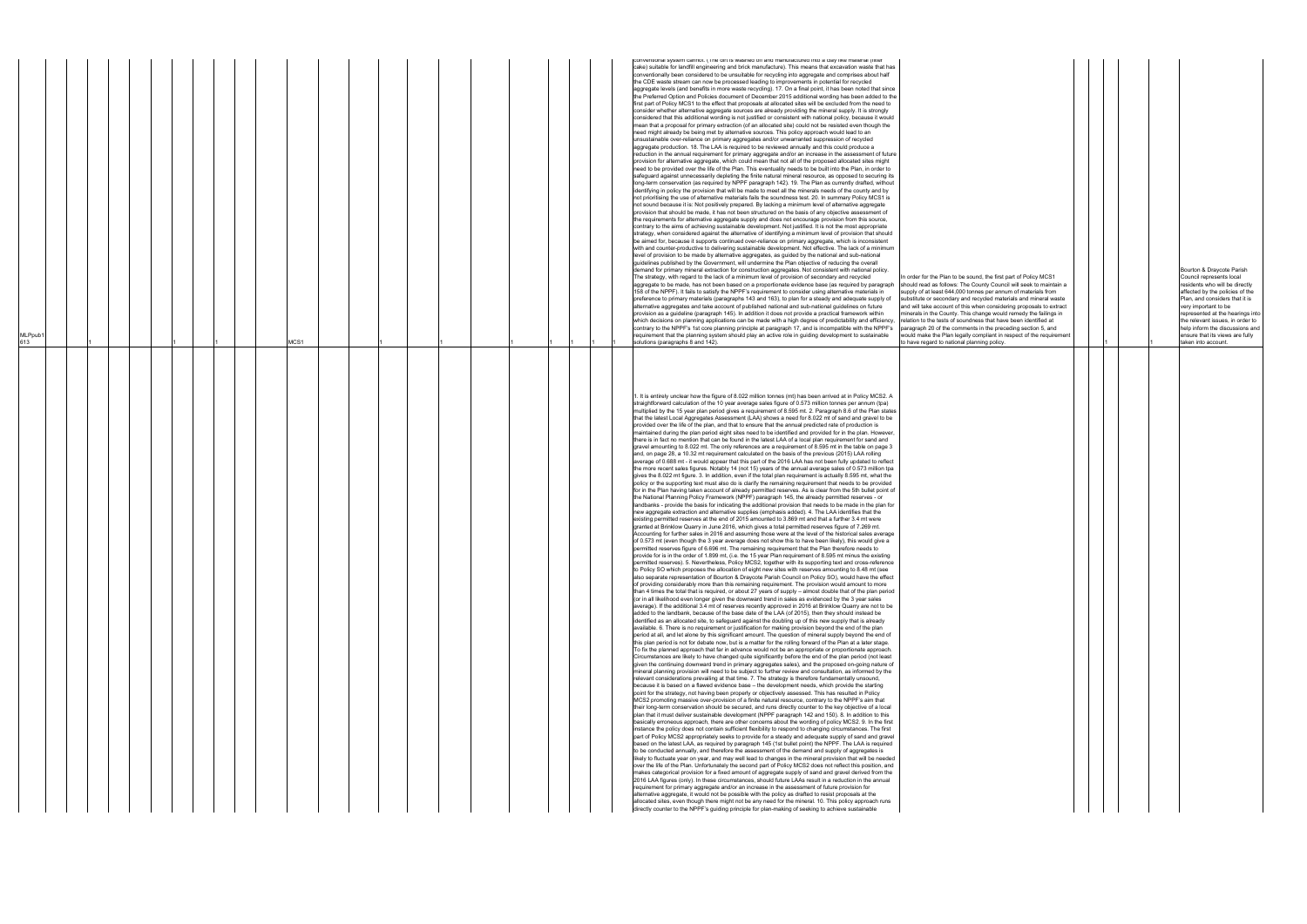| | | | | | | | | | | | | | | | | | | | | | | | | | | | | | | | | | | | | | | | | | |
|---|---|---|---|---|---|---|---|---|---|---|---|---|---|---|---|---|---|---|---|---|---|---|---|---|---|---|---|---|---|---|---|---|---|---|---|---|---|---|---|---|---|
| MLPpub1613 | 1 | | | | | 1 | | 1 | | | | MCS1 | | | | 1 | | | | 1 | | | | | | 1 | | 1 | 1 | 1 | | | conventional system cannot. (The silt is washed off and manufactured into a clay like material (filter cake) suitable for landfill engineering and brick manufacture). This means that excavation waste that has conventionally been considered to be unsuitable for recycling into aggregate and comprises about half the CDE waste stream can now be processed leading to improvements in potential for recycled aggregate levels (and benefits in more waste recycling). 17. On a final point, it has been noted that since the Preferred Option and Policies document of December 2015 additional wording has been added to the first part of Policy MCS1 to the effect that proposals at allocated sites will be excluded from the need to consider whether alternative aggregate sources are already providing the mineral supply. It is strongly considered that this additional wording is not justified or consistent with national policy, because it would mean that a proposal for primary extraction (of an allocated site) could not be resisted even though the need might already be being met by alternative sources. This policy approach would lead to an unsustainable over-reliance on primary aggregates and/or unwarranted suppression of recycled aggregate production. 18. The LAA is required to be reviewed annually and this could produce a reduction in the annual requirement for primary aggregate and/or an increase in the assessment of future provision for alternative aggregate, which could mean that not all of the proposed allocated sites might need to be provided over the life of the Plan. This eventuality needs to be built into the Plan, in order to safeguard against unnecessarily depleting the finite natural mineral resource, as opposed to securing its long-term conservation (as required by NPPF paragraph 142). 19. The Plan as currently drafted, without identifying in policy the provision that will be made to meet all the minerals needs of the county and by not prioritising the use of alternative materials fails the soundness test. 20. In summary Policy MCS1 is not sound because it is: Not positively prepared. By lacking a minimum level of alternative aggregate provision that should be made, it has not been structured on the basis of any objective assessment of the requirements for alternative aggregate supply and does not encourage provision from this source, contrary to the aims of achieving sustainable development. Not justified. It is not the most appropriate strategy, when considered against the alternative of identifying a minimum level of provision that should be aimed for, because it supports continued over-reliance on primary aggregate, which is inconsistent with and counter-productive to delivering sustainable development. Not effective. The lack of a minimum level of provision to be made by alternative aggregates, as guided by the national and sub-national guidelines published by the Government, will undermine the Plan objective of reducing the overall demand for primary mineral extraction for construction aggregates. Not consistent with national policy. The strategy, with regard to the lack of a minimum level of provision of secondary and recycled aggregate to be made, has not been based on a proportionate evidence base (as required by paragraph 158 of the NPPF). It fails to satisfy the NPPF's requirement to consider using alternative materials in preference to primary materials (paragraphs 143 and 163), to plan for a steady and adequate supply of alternative aggregates and take account of published national and sub-national guidelines on future provision as a guideline (paragraph 145). In addition it does not provide a practical framework within which decisions on planning applications can be made with a high degree of predictability and efficiency, contrary to the NPPF's 1st core planning principle at paragraph 17, and is incompatible with the NPPF's requirement that the planning system should play an active role in guiding development to sustainable solutions (paragraphs 8 and 142). | In order for the Plan to be sound, the first part of Policy MCS1 should read as follows: The County Council will seek to maintain a supply of at least 644,000 tonnes per annum of materials from substitute or secondary and recycled materials and mineral waste and will take account of this when considering proposals to extract minerals in the County. This change would remedy the failings in relation to the tests of soundness that have been identified at paragraph 20 of the comments in the preceding section 5, and would make the Plan legally compliant in respect of the requirement to have regard to national planning policy. | | 1 | | | | 1 | | Bourton & Draycote Parish Council represents local residents who will be directly affected by the policies of the Plan, and considers that it is very important to be represented at the hearings into the relevant issues, in order to help inform the discussions and ensure that its views are fully taken into account. |
| | | | | | | | | | | | | | | | | | | | | | | | | | | | | | | | | | 1. It is entirely unclear how the figure of 8.022 million tonnes (mt) has been arrived at in Policy MCS2. A straightforward calculation of the 10 year average sales figure of 0.573 million tonnes per annum (tpa) multiplied by the 15 year plan period gives a requirement of 8.595 mt. 2. Paragraph 8.6 of the Plan states that the latest Local Aggregates Assessment (LAA) shows a need for 8.022 mt of sand and gravel to be provided over the life of the plan, and that to ensure that the annual predicted rate of production is maintained during the plan period eight sites need to be identified and provided for in the plan. However, there is in fact no mention that can be found in the latest LAA of a local plan requirement for sand and gravel amounting to 8.022 mt. The only references are a requirement of 8.595 mt in the table on page 3 and, on page 28, a 10.32 mt requirement calculated on the basis of the previous (2015) LAA rolling average of 0.688 mt - it would appear that this part of the 2016 LAA has not been fully updated to reflect the more recent sales figures. Notably 14 (not 15) years of the annual average sales of 0.573 million tpa gives the 8.022 mt figure. 3. In addition, even if the total plan requirement is actually 8.595 mt, what the policy or the supporting text must also do is clarify the remaining requirement that needs to be provided for in the Plan having taken account of already permitted reserves. As is clear from the 5th bullet point of the National Planning Policy Framework (NPPF) paragraph 145, the already permitted reserves - or landbanks - provide the basis for indicating the additional provision that needs to be made in the plan for new aggregate extraction and alternative supplies (emphasis added). 4. The LAA identifies that the existing permitted reserves at the end of 2015 amounted to 3.869 mt and that a further 3.4 mt were granted at Brinklow Quarry in June 2016, which gives a total permitted reserves figure of 7.269 mt. Accounting for further sales in 2016 and assuming those were at the level of the historical sales average of 0.573 mt (even though the 3 year average does not show this to have been likely), this would give a permitted reserves figure of 6.696 mt. The remaining requirement that the Plan therefore needs to provide for is in the order of 1.899 mt, (i.e. the 15 year Plan requirement of 8.595 mt minus the existing permitted reserves). 5. Nevertheless, Policy MCS2, together with its supporting text and cross-reference to Policy SO which proposes the allocation of eight new sites with reserves amounting to 8.48 mt (see also separate representation of Bourton & Draycote Parish Council on Policy SO), would have the effect of providing considerably more than this remaining requirement. The provision would amount to more than 4 times the total that is required, or about 27 years of supply – almost double that of the plan period (or in all likelihood even longer given the downward trend in sales as evidenced by the 3 year sales average). If the additional 3.4 mt of reserves recently approved in 2016 at Brinklow Quarry are not to be added to the landbank, because of the base date of the LAA (of 2015), then they should instead be identified as an allocated site, to safeguard against the doubling up of this new supply that is already available. 6. There is no requirement or justification for making provision beyond the end of the plan period at all, and let alone by this significant amount. The question of mineral supply beyond the end of this plan period is not for debate now, but is a matter for the rolling forward of the Plan at a later stage. To fix the planned approach that far in advance would not be an appropriate or proportionate approach. Circumstances are likely to have changed quite significantly before the end of the plan period (not least given the continuing downward trend in primary aggregates sales), and the proposed on-going nature of mineral planning provision will need to be subject to further review and consultation, as informed by the relevant considerations prevailing at that time. 7. The strategy is therefore fundamentally unsound, because it is based on a flawed evidence base – the development needs, which provide the starting point for the strategy, not having been properly or objectively assessed. This has resulted in Policy MCS2 promoting massive over-provision of a finite natural resource, contrary to the NPPF's aim that their long-term conservation should be secured, and runs directly counter to the key objective of a local plan that it must deliver sustainable development (NPPF paragraph 142 and 150). 8. In addition to this basically erroneous approach, there are other concerns about the wording of policy MCS2. 9. In the first instance the policy does not contain sufficient flexibility to respond to changing circumstances. The first part of Policy MCS2 appropriately seeks to provide for a steady and adequate supply of sand and gravel based on the latest LAA, as required by paragraph 145 (1st bullet point) the NPPF. The LAA is required to be conducted annually, and therefore the assessment of the demand and supply of aggregates is likely to fluctuate year on year, and may well lead to changes in the mineral provision that will be needed over the life of the Plan. Unfortunately the second part of Policy MCS2 does not reflect this position, and makes categorical provision for a fixed amount of aggregate supply of sand and gravel derived from the 2016 LAA figures (only). In these circumstances, should future LAAs result in a reduction in the annual requirement for primary aggregate and/or an increase in the assessment of future provision for alternative aggregate, it would not be possible with the policy as drafted to resist proposals at the allocated sites, even though there might not be any need for the mineral. 10. This policy approach runs directly counter to the NPPF's guiding principle for plan-making of seeking to achieve sustainable | | | | | | | | | |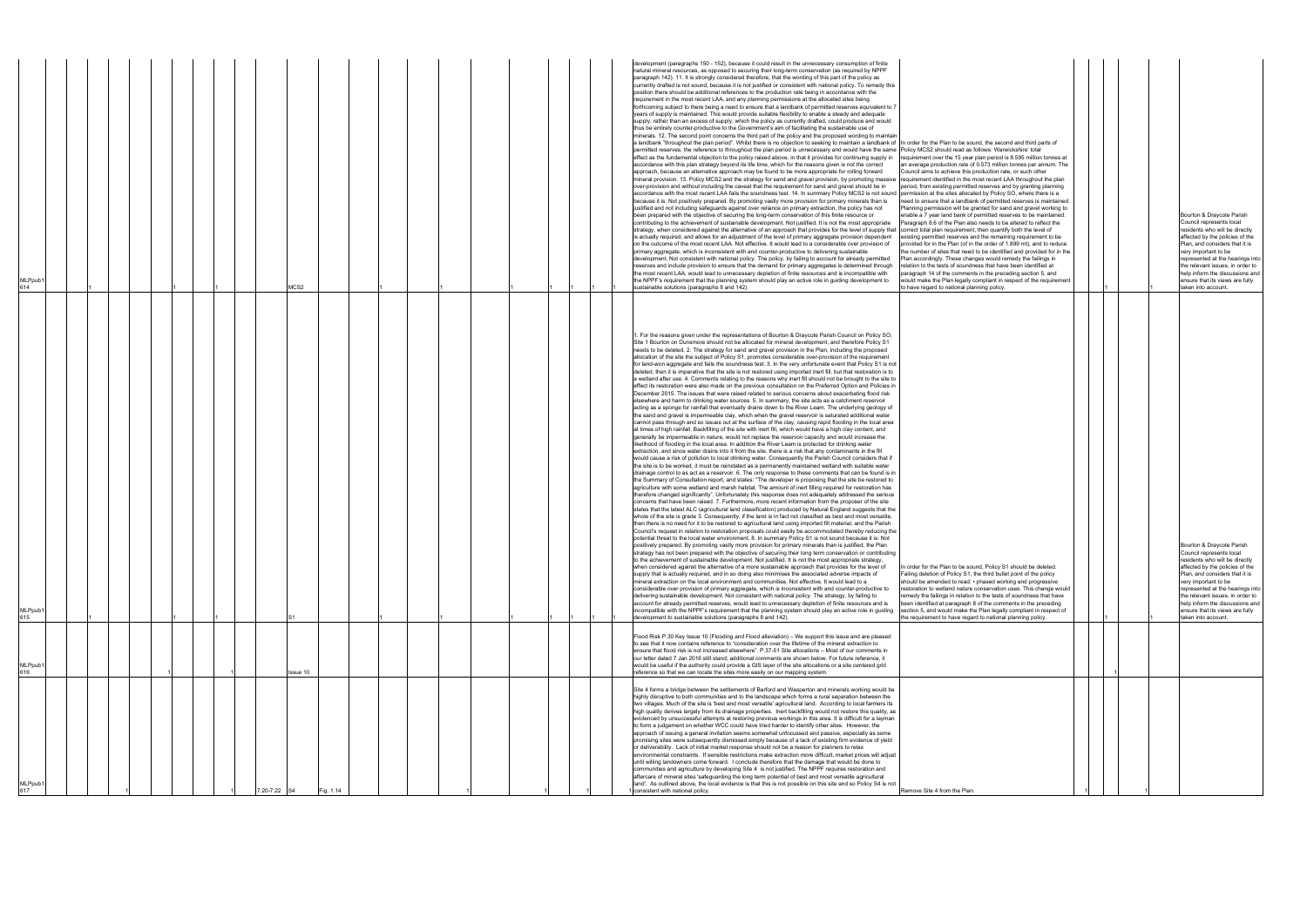| ID | | | | | | | | | Para | Policy | Figure | | | | | | | Comment | Change requested | | | | | Reason for appearing at hearing |
|---|---|---|---|---|---|---|---|---|---|---|---|---|---|---|---|---|---|---|---|---|---|---|---|---|
| MLPpub1 614 | 1 | | | | 1 | | 1 | | | MCS2 | | 1 | 1 | 1 | 1 | 1 | 1 | development (paragraphs 150 - 152), because it could result in the unnecessary consumption of finite natural mineral resources, as opposed to securing their long-term conservation (as required by NPPF paragraph 142). 11. It is strongly considered therefore, that the wording of this part of the policy as currently drafted is not sound, because it is not justified or consistent with national policy. To remedy this position there should be additional references to the production rate being in accordance with the requirement in the most recent LAA, and any planning permissions at the allocated sites being forthcoming subject to there being a need to ensure that a landbank of permitted reserves equivalent to 7 years of supply is maintained. This would provide suitable flexibility to enable a steady and adequate supply, rather than an excess of supply, which the policy as currently drafted, could produce and would thus be entirely counter-productive to the Government's aim of facilitating the sustainable use of minerals. 12. The second point concerns the third part of the policy and the proposed wording to maintain a landbank "throughout the plan period". Whilst there is no objection to seeking to maintain a landbank of permitted reserves, the reference to throughout the plan period is unnecessary and would have the same effect as the fundamental objection to the policy raised above, in that it provides for continuing supply in accordance with the plan strategy beyond its life time, which for the reasons given is not the correct approach, because an alternative approach may be found to be more appropriate for rolling forward mineral provision. 13. Policy MCS2 and the strategy for sand and gravel provision, by promoting massive over-provision and without including the caveat that the requirement for sand and gravel should be in accordance with the most recent LAA fails the soundness test. 14. In summary Policy MCS2 is not sound because it is: Not positively prepared. By promoting vastly more provision for primary minerals than is justified and not including safeguards against over reliance on primary extraction, the policy has not been prepared with the objective of securing the long-term conservation of this finite resource or contributing to the achievement of sustainable development. Not justified. It is not the most appropriate strategy, when considered against the alternative of an approach that provides for the level of supply that is actually required, and allows for an adjustment of the level of primary aggregate provision dependent on the outcome of the most recent LAA. Not effective. It would lead to a considerable over provision of primary aggregate, which is inconsistent with and counter-productive to delivering sustainable development. Not consistent with national policy. The policy, by failing to account for already permitted reserves and include provision to ensure that the demand for primary aggregates is determined through the most recent LAA, would lead to unnecessary depletion of finite resources and is incompatible with the NPPF's requirement that the planning system should play an active role in guiding development to sustainable solutions (paragraphs 8 and 142). | In order for the Plan to be sound, the second and third parts of Policy MCS2 should read as follows: Warwickshire' total requirement over the 15 year plan period is 8.595 million tonnes at an average production rate of 0.573 million tonnes per annum. The Council aims to achieve this production rate, or such other requirement identified in the most recent LAA throughout the plan period, from existing permitted reserves and by granting planning permission at the sites allocated by Policy SO, where there is a need to ensure that a landbank of permitted reserves is maintained. Planning permission will be granted for sand and gravel working to enable a 7 year land bank of permitted reserves to be maintained. Paragraph 8.6 of the Plan also needs to be altered to reflect the correct total plan requirement, then quantify both the level of existing permitted reserves and the remaining requirement to be provided for in the Plan (of in the order of 1.899 mt), and to reduce the number of sites that need to be identified and provided for in the Plan accordingly. These changes would remedy the failings in relation to the tests of soundness that have been identified at paragraph 14 of the comments in the preceding section 5, and would make the Plan legally compliant in respect of the requirement to have regard to national planning policy. | 1 | | 1 | | Bourton & Draycote Parish Council represents local residents who will be directly affected by the policies of the Plan, and considers that it is very important to be represented at the hearings into the relevant issues, in order to help inform the discussions and ensure that its views are fully taken into account. |
| MLPpub1 615 | 1 | | | | 1 | | 1 | | | S1 | | 1 | 1 | 1 | 1 | 1 | 1 | 1. For the reasons given under the representations of Bourton & Draycote Parish Council on Policy SO, Site 1 Bourton on Dunsmore should not be allocated for mineral development, and therefore Policy S1 needs to be deleted. 2. The strategy for sand and gravel provision in the Plan, including the proposed allocation of the site the subject of Policy S1, promotes considerable over-provision of the requirement for land-won aggregate and fails the soundness test. 3. In the very unfortunate event that Policy S1 is not deleted, then it is imperative that the site is not restored using imported inert fill, but that restoration is to a wetland after use. 4. Comments relating to the reasons why inert fill should not be brought to the site to effect its restoration were also made on the previous consultation on the Preferred Option and Policies in December 2015. The issues that were raised related to serious concerns about exacerbating flood risk elsewhere and harm to drinking water sources. 5. In summary, the site acts as a catchment reservoir acting as a sponge for rainfall that eventually drains down to the River Leam. The underlying geology of the sand and gravel is impermeable clay, which when the gravel reservoir is saturated additional water cannot pass through and so issues out at the surface of the clay, causing rapid flooding in the local area at times of high rainfall. Backfilling of the site with inert fill, which would have a high clay content, and generally be impermeable in nature, would not replace the reservoir capacity and would increase the likelihood of flooding in the local area. In addition the River Leam is protected for drinking water extraction, and since water drains into it from the site, there is a risk that any contaminants in the fill would cause a risk of pollution to local drinking water. Consequently the Parish Council considers that if the site is to be worked, it must be reinstated as a permanently maintained wetland with suitable water drainage control to as act as a reservoir. 6. The only response to these comments that can be found is in the Summary of Consultation report, and states: "The developer is proposing that the site be restored to agriculture with some wetland and marsh habitat. The amount of inert filling required for restoration has therefore changed significantly". Unfortunately this response does not adequately addressed the serious concerns that have been raised. 7. Furthermore, more recent information from the proposer of the site states that the latest ALC (agricultural land classification) produced by Natural England suggests that the whole of the site is grade 3. Consequently, if the land is in fact not classified as best and most versatile, then there is no need for it to be restored to agricultural land using imported fill material, and the Parish Council's request in relation to restoration proposals could easily be accommodated thereby reducing the potential threat to the local water environment. 8. In summary Policy S1 is not sound because it is: Not positively prepared. By promoting vastly more provision for primary minerals than is justified, the Plan strategy has not been prepared with the objective of securing their long term conservation or contributing to the achievement of sustainable development. Not justified. It is not the most appropriate strategy, when considered against the alternative of a more sustainable approach that provides for the level of supply that is actually required, and in so doing also minimises the associated adverse impacts of mineral extraction on the local environment and communities. Not effective. It would lead to a considerable over provision of primary aggregate, which is inconsistent with and counter-productive to delivering sustainable development. Not consistent with national policy. The strategy, by failing to account for already permitted reserves, would lead to unnecessary depletion of finite resources and is incompatible with the NPPF's requirement that the planning system should play an active role in guiding development to sustainable solutions (paragraphs 8 and 142). | In order for the Plan to be sound, Policy S1 should be deleted. Failing deletion of Policy S1, the third bullet point of the policy should be amended to read: • phased working and progressive restoration to wetland nature conservation uses. This change would remedy the failings in relation to the tests of soundness that have been identified at paragraph 8 of the comments in the preceding section 5, and would make the Plan legally compliant in respect of the requirement to have regard to national planning policy. | 1 | | | 1 | Bourton & Draycote Parish Council represents local residents who will be directly affected by the policies of the Plan, and considers that it is very important to be represented at the hearings into the relevant issues, in order to help inform the discussions and ensure that its views are fully taken into account. |
| MLPpub1 616 | | | | | 1 | | | 1 | | Issue 10 | | | | | | | | Flood Risk P.30 Key Issue 10 (Flooding and Flood alleviation) – We support this issue and are pleased to see that it now contains reference to "consideration over the lifetime of the mineral extraction to ensure that flood risk is not increased elsewhere". P.37-51 Site allocations – Most of our comments in our letter dated 7 Jan 2016 still stand; additional comments are shown below. For future reference, it would be useful if the authority could provide a GIS layer of the site allocations or a site centered grid reference so that we can locate the sites more easily on our mapping system. | | | 1 | | | |
| MLPpub1 617 | | 1 | | | | | | 1 | 7.20-7.22 | S4 | Fig. 1.14 | | 1 | 1 | | 1 | 1 | Site 4 forms a bridge between the settlements of Barford and Wasperton and minerals working would be highly disruptive to both communities and to the landscape which forms a rural separation between the two villages. Much of the site is 'best and most versatile' agricultural land. According to local farmers its high quality derives largely from its drainage properties. Inert backfilling would not restore this quality, as evidenced by unsuccessful attempts at restoring previous workings in this area. It is difficult for a layman to form a judgement on whether WCC could have tried harder to identify other sites. However, the approach of issuing a general invitation seems somewhat unfocussed and passive, especially as some promising sites were subsequently dismissed simply because of a lack of existing firm evidence of yield or deliverability. Lack of initial market response should not be a reason for planners to relax environmental constraints. If sensible restrictions make extraction more difficult, market prices will adjust until willing landowners come forward. I conclude therefore that the damage that would be done to communities and agriculture by developing Site 4 is not justified. The NPPF requires restoration and aftercare of mineral sites 'safeguarding the long term potential of best and most versatile agricultural land'. As outlined above, the local evidence is that this is not possible on this site and so Policy S4 is not consistent with national policy. | Remove Site 4 from the Plan. | 1 | | 1 | | |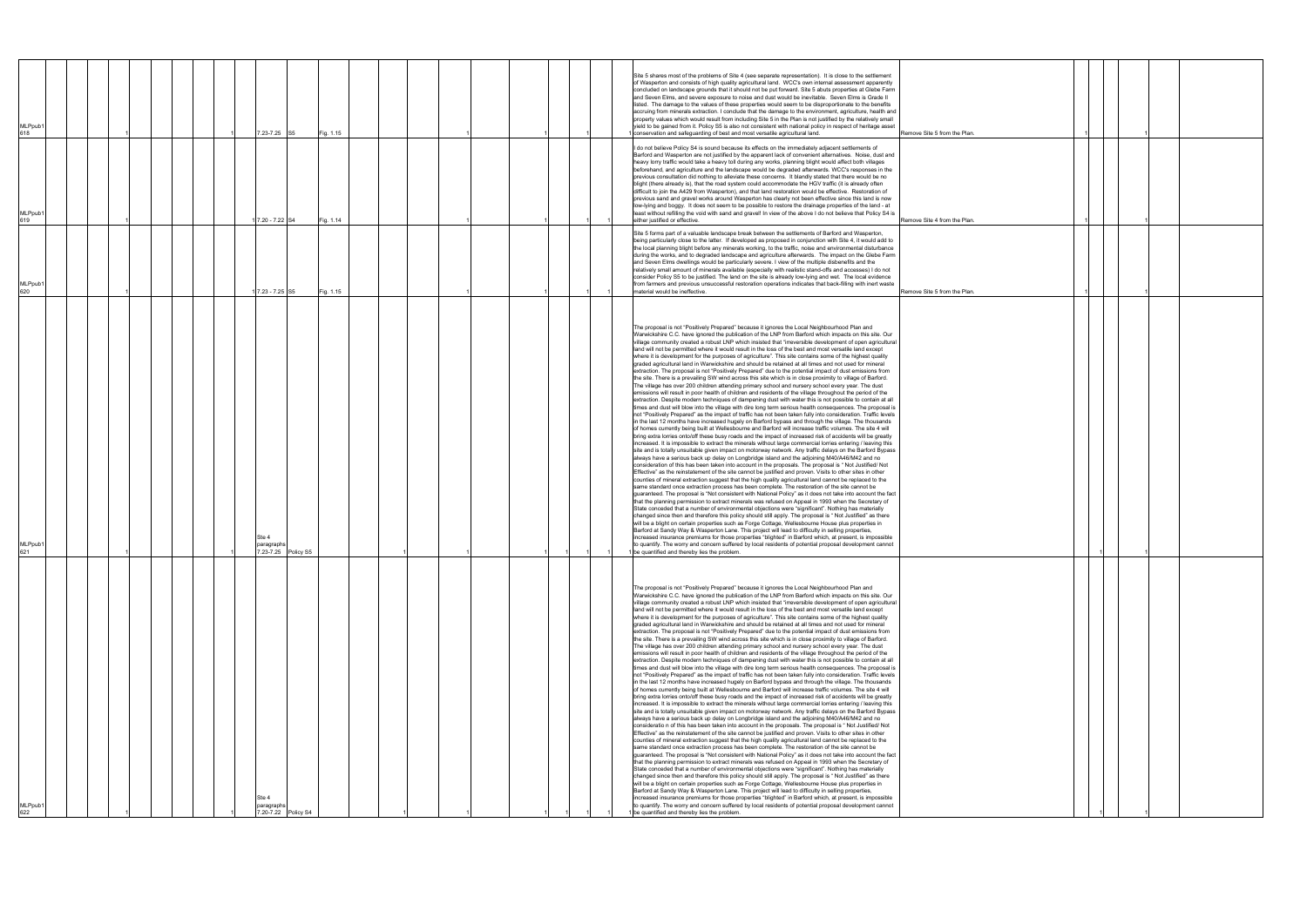| ID | | | | | | | | | Paragraph | Policy | Figure | | | | | | | | | | | Comment | Suggested change | | | | | | |
|---|---|---|---|---|---|---|---|---|---|---|---|---|---|---|---|---|---|---|---|---|---|---|---|---|---|---|---|---|---|
| MLPpub1 618 | | 1 | | | | | | 1 | 7.23-7.25 | S5 | Fig. 1.15 | | 1 | | 1 | | 1 | | | 1 | 1 | Site 5 shares most of the problems of Site 4 (see separate representation). It is close to the settlement of Wasperton and consists of high quality agricultural land. WCC's own internal assessment apparently concluded on landscape grounds that it should not be put forward. Site 5 abuts properties at Glebe Farm and Seven Elms, and severe exposure to noise and dust would be inevitable. Seven Elms is Grade II listed. The damage to the values of these properties would seem to be disproportionate to the benefits accruing from minerals extraction. I conclude that the damage to the environment, agriculture, health and property values which would result from including Site 5 in the Plan is not justified by the relatively small yield to be gained from it. Policy S5 is also not consistent with national policy in respect of heritage asset conservation and safeguarding of best and most versatile agricultural land. | Remove Site 5 from the Plan. | 1 | | | 1 | | |
| MLPpub1 619 | | 1 | | | | | | 1 | 7.20 - 7.22 | S4 | Fig. 1.14 | | 1 | | 1 | | 1 | | 1 | 1 | | I do not believe Policy S4 is sound because its effects on the immediately adjacent settlements of Barford and Wasperton are not justified by the apparent lack of convenient alternatives. Noise, dust and heavy lorry traffic would take a heavy toll during any works, planning blight would affect both villages beforehand, and agriculture and the landscape would be degraded afterwards. WCC's responses in the previous consultation did nothing to alleviate these concerns. It blandly stated that there would be no blight (there already is), that the road system could accommodate the HGV traffic (it is already often difficult to join the A429 from Wasperton), and that land restoration would be effective. Restoration of previous sand and gravel works around Wasperton has clearly not been effective since this land is now low-lying and boggy. It does not seem to be possible to restore the drainage properties of the land - at least without refilling the void with sand and gravel! In view of the above I do not believe that Policy S4 is either justified or effective. | Remove Site 4 from the Plan. | 1 | | | 1 | | |
| MLPpub1 620 | | 1 | | | | | | 1 | 7.23 - 7.25 | S5 | Fig. 1.15 | | 1 | | 1 | | 1 | | 1 | 1 | | Site 5 forms part of a valuable landscape break between the settlements of Barford and Wasperton, being particularly close to the latter. If developed as proposed in conjunction with Site 4, it would add to the local planning blight before any minerals working, to the traffic, noise and environmental disturbance during the works, and to degraded landscape and agriculture afterwards. The impact on the Glebe Farm and Seven Elms dwellings would be particularly severe. I view of the multiple disbenefits and the relatively small amount of minerals available (especially with realistic stand-offs and accesses) I do not consider Policy S5 to be justified. The land on the site is already low-lying and wet. The local evidence from farmers and previous unsuccessful restoration operations indicates that back-filling with inert waste material would be ineffective. | Remove Site 5 from the Plan. | 1 | | | 1 | | |
| MLPpub1 621 | | 1 | | | | | | 1 | Site 4 paragraphs 7.23-7.25 | Policy S5 | | | 1 | | 1 | | 1 | 1 | 1 | | 1 | The proposal is not "Positively Prepared" because it ignores the Local Neighbourhood Plan and Warwickshire C.C. have ignored the publication of the LNP from Barford which impacts on this site. Our village community created a robust LNP which insisted that "irreversible development of open agricultural land will not be permitted where it would result in the loss of the best and most versatile land except where it is development for the purposes of agriculture". This site contains some of the highest quality graded agricultural land in Warwickshire and should be retained at all times and not used for mineral extraction. The proposal is not "Positively Prepared" due to the potential impact of dust emissions from the site. There is a prevailing SW wind across this site which is in close proximity to village of Barford. The village has over 200 children attending primary school and nursery school every year. The dust emissions will result in poor health of children and residents of the village throughout the period of the extraction. Despite modern techniques of dampening dust with water this is not possible to contain at all times and dust will blow into the village with dire long term serious health consequences. The proposal is not "Positively Prepared" as the impact of traffic has not been taken fully into consideration. Traffic levels in the last 12 months have increased hugely on Barford bypass and through the village. The thousands of homes currently being built at Wellesbourne and Barford will increase traffic volumes. The site 4 will bring extra lorries onto/off these busy roads and the impact of increased risk of accidents will be greatly increased. It is impossible to extract the minerals without large commercial lorries entering / leaving this site and is totally unsuitable given impact on motorway network. Any traffic delays on the Barford Bypass always have a serious back up delay on Longbridge island and the adjoining M40/A46/M42 and no consideration of this has been taken into account in the proposals. The proposal is " Not Justified/ Not Effective" as the reinstatement of the site cannot be justified and proven. Visits to other sites in other counties of mineral extraction suggest that the high quality agricultural land cannot be replaced to the same standard once extraction process has been complete. The restoration of the site cannot be guaranteed. The proposal is "Not consistent with National Policy" as it does not take into account the fact that the planning permission to extract minerals was refused on Appeal in 1993 when the Secretary of State conceded that a number of environmental objections were "significant". Nothing has materially changed since then and therefore this policy should still apply. The proposal is " Not Justified" as there will be a blight on certain properties such as Forge Cottage, Wellesbourne House plus properties in Barford at Sandy Way & Wasperton Lane. This project will lead to difficulty in selling properties, increased insurance premiums for those properties "blighted" in Barford which, at present, is impossible to quantify. The worry and concern suffered by local residents of potential proposal development cannot be quantified and thereby lies the problem. | | | 1 | | 1 | | |
| MLPpub1 622 | | 1 | | | | | | 1 | Site 4 paragraphs 7.20-7.22 | Policy S4 | | | 1 | | 1 | | 1 | 1 | 1 | | 1 | The proposal is not "Positively Prepared" because it ignores the Local Neighbourhood Plan and Warwickshire C.C. have ignored the publication of the LNP from Barford which impacts on this site. Our village community created a robust LNP which insisted that "irreversible development of open agricultural land will not be permitted where it would result in the loss of the best and most versatile land except where it is development for the purposes of agriculture". This site contains some of the highest quality graded agricultural land in Warwickshire and should be retained at all times and not used for mineral extraction. The proposal is not "Positively Prepared" due to the potential impact of dust emissions from the site. There is a prevailing SW wind across this site which is in close proximity to village of Barford. The village has over 200 children attending primary school and nursery school every year. The dust emissions will result in poor health of children and residents of the village throughout the period of the extraction. Despite modern techniques of dampening dust with water this is not possible to contain at all times and dust will blow into the village with dire long term serious health consequences. The proposal is not "Positively Prepared" as the impact of traffic has not been taken fully into consideration. Traffic levels in the last 12 months have increased hugely on Barford bypass and through the village. The thousands of homes currently being built at Wellesbourne and Barford will increase traffic volumes. The site 4 will bring extra lorries onto/off these busy roads and the impact of increased risk of accidents will be greatly increased. It is impossible to extract the minerals without large commercial lorries entering / leaving this site and is totally unsuitable given impact on motorway network. Any traffic delays on the Barford Bypass always have a serious back up delay on Longbridge island and the adjoining M40/A46/M42 and no consideratio n of this has been taken into account in the proposals. The proposal is " Not Justified/ Not Effective" as the reinstatement of the site cannot be justified and proven. Visits to other sites in other counties of mineral extraction suggest that the high quality agricultural land cannot be replaced to the same standard once extraction process has been complete. The restoration of the site cannot be guaranteed. The proposal is "Not consistent with National Policy" as it does not take into account the fact that the planning permission to extract minerals was refused on Appeal in 1993 when the Secretary of State conceded that a number of environmental objections were "significant". Nothing has materially changed since then and therefore this policy should still apply. The proposal is " Not Justified" as there will be a blight on certain properties such as Forge Cottage, Wellesbourne House plus properties in Barford at Sandy Way & Wasperton Lane. This project will lead to difficulty in selling properties, increased insurance premiums for those properties "blighted" in Barford which, at present, is impossible to quantify. The worry and concern suffered by local residents of potential proposal development cannot be quantified and thereby lies the problem. | | | 1 | | 1 | | |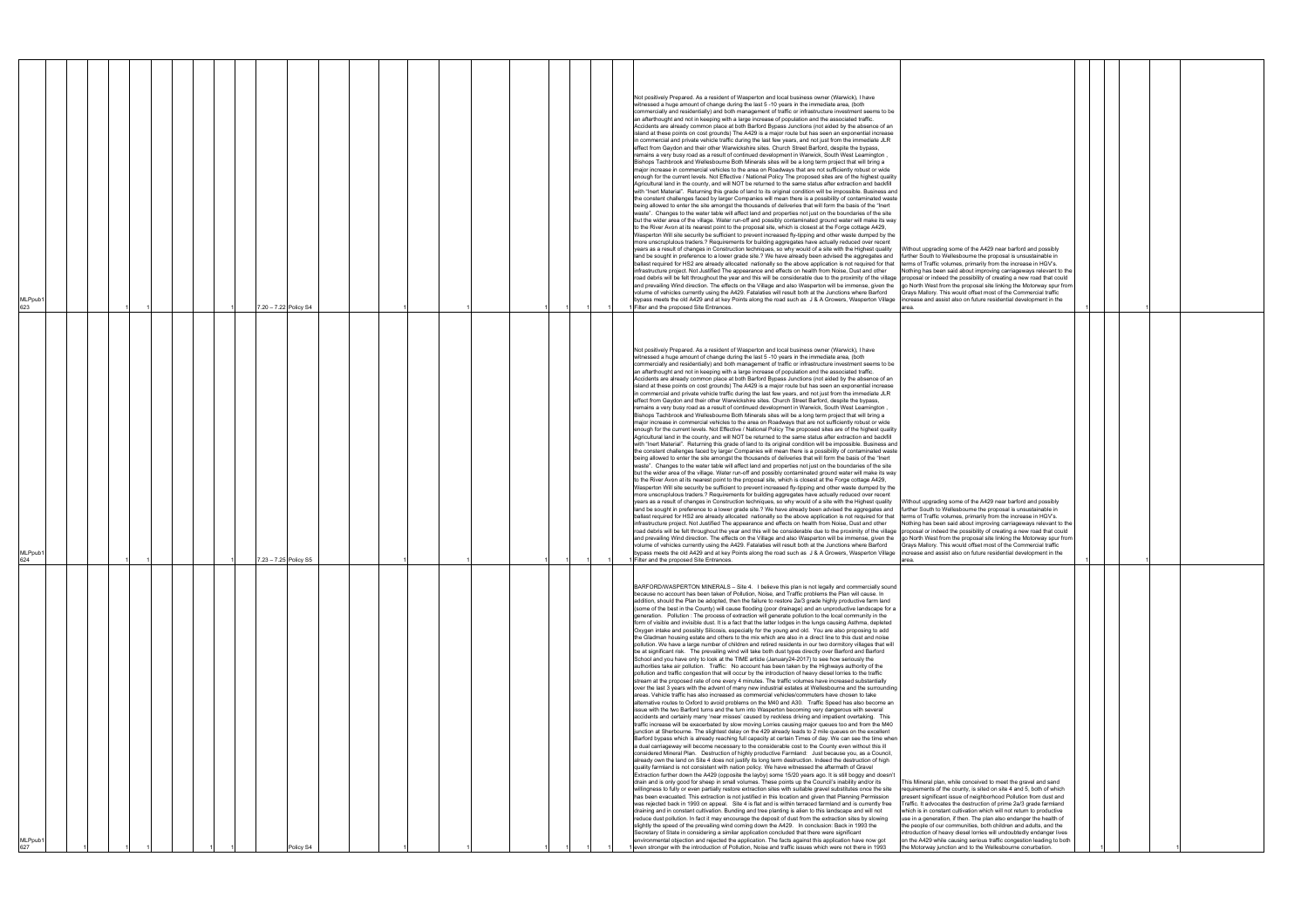| | | | | | | | | | | | | | | | | | | | | | | |
|---|---|---|---|---|---|---|---|---|---|---|---|---|---|---|---|---|---|---|---|---|---|---|
| MLPpub1 623 | | 1 | 1 | | | 1 | 7.20 – 7.22 | Policy S4 | 1 | | 1 | | 1 | 1 | 1 | 1 | Not positively Prepared. As a resident of Wasperton and local business owner (Warwick), I have witnessed a huge amount of change during the last 5 -10 years in the immediate area, (both commercially and residentially) and both management of traffic or infrastructure investment seems to be an afterthought and not in keeping with a large increase of population and the associated traffic. Accidents are already common place at both Barford Bypass Junctions (not aided by the absence of an island at these points on cost grounds) The A429 is a major route but has seen an exponential increase in commercial and private vehicle traffic during the last few years, and not just from the immediate JLR effect from Gaydon and their other Warwickshire sites. Church Street Barford, despite the bypass, remains a very busy road as a result of continued development in Warwick, South West Leamington , Bishops Tachbrook and Wellesbourne Both Minerals sites will be a long term project that will bring a major increase in commercial vehicles to the area on Roadways that are not sufficiently robust or wide enough for the current levels. Not Effective / National Policy The proposed sites are of the highest quality Agricultural land in the county, and will NOT be returned to the same status after extraction and backfill with "Inert Material". Returning this grade of land to its original condition will be impossible. Business and the constent challenges faced by larger Companies will mean there is a possibility of contaminated waste being allowed to enter the site amongst the thousands of deliveries that will form the basis of the "Inert waste". Changes to the water table will affect land and properties not just on the boundaries of the site but the wider area of the village. Water run-off and possibly contaminated ground water will make its way to the River Avon at its nearest point to the proposal site, which is closest at the Forge cottage A429, Wasperton Will site security be sufficient to prevent increased fly-tipping and other waste dumped by the more unscrupulous traders.? Requirements for building aggregates have actually reduced over recent years as a result of changes in Construction techniques, so why would of a site with the Highest quality land be sought in preference to a lower grade site.? We have already been advised the aggregates and ballast required for HS2 are already allocated nationally so the above application is not required for that infrastructure project. Not Justified The appearance and effects on health from Noise, Dust and other road debris will be felt throughout the year and this will be considerable due to the proximity of the village and prevailing Wind direction. The effects on the Village and also Wasperton will be immense, given the volume of vehicles currently using the A429. Fatalaties will result both at the Junctions where Barford bypass meets the old A429 and at key Points along the road such as J & A Growers, Wasperton Village Filter and the proposed Site Entrances. | Without upgrading some of the A429 near barford and possibly further South to Wellesbourne the proposal is unsustainable in terms of Traffic volumes, primarily from the increase in HGV's. Nothing has been said about improving carriageways relevant to the proposal or indeed the possibility of creating a new road that could go North West from the proposal site linking the Motorway spur from Grays Mallory. This would offset most of the Commercial traffic increase and assist also on future residential development in the area. | 1 | | 1 | |
| MLPpub1 624 | | 1 | 1 | | | 1 | 7.23 – 7.25 | Policy S5 | 1 | | 1 | | 1 | 1 | 1 | 1 | Not positively Prepared. As a resident of Wasperton and local business owner (Warwick), I have witnessed a huge amount of change during the last 5 -10 years in the immediate area, (both commercially and residentially) and both management of traffic or infrastructure investment seems to be an afterthought and not in keeping with a large increase of population and the associated traffic. Accidents are already common place at both Barford Bypass Junctions (not aided by the absence of an island at these points on cost grounds) The A429 is a major route but has seen an exponential increase in commercial and private vehicle traffic during the last few years, and not just from the immediate JLR effect from Gaydon and their other Warwickshire sites. Church Street Barford, despite the bypass, remains a very busy road as a result of continued development in Warwick, South West Leamington , Bishops Tachbrook and Wellesbourne Both Minerals sites will be a long term project that will bring a major increase in commercial vehicles to the area on Roadways that are not sufficiently robust or wide enough for the current levels. Not Effective / National Policy The proposed sites are of the highest quality Agricultural land in the county, and will NOT be returned to the same status after extraction and backfill with "Inert Material". Returning this grade of land to its original condition will be impossible. Business and the constent challenges faced by larger Companies will mean there is a possibility of contaminated waste being allowed to enter the site amongst the thousands of deliveries that will form the basis of the "Inert waste". Changes to the water table will affect land and properties not just on the boundaries of the site but the wider area of the village. Water run-off and possibly contaminated ground water will make its way to the River Avon at its nearest point to the proposal site, which is closest at the Forge cottage A429, Wasperton Will site security be sufficient to prevent increased fly-tipping and other waste dumped by the more unscrupulous traders.? Requirements for building aggregates have actually reduced over recent years as a result of changes in Construction techniques, so why would of a site with the Highest quality land be sought in preference to a lower grade site.? We have already been advised the aggregates and ballast required for HS2 are already allocated nationally so the above application is not required for that infrastructure project. Not Justified The appearance and effects on health from Noise, Dust and other road debris will be felt throughout the year and this will be considerable due to the proximity of the village and prevailing Wind direction. The effects on the Village and also Wasperton will be immense, given the volume of vehicles currently using the A429. Fatalaties will result both at the Junctions where Barford bypass meets the old A429 and at key Points along the road such as J & A Growers, Wasperton Village Filter and the proposed Site Entrances. | Without upgrading some of the A429 near barford and possibly further South to Wellesbourne the proposal is unsustainable in terms of Traffic volumes, primarily from the increase in HGV's. Nothing has been said about improving carriageways relevant to the proposal or indeed the possibility of creating a new road that could go North West from the proposal site linking the Motorway spur from Grays Mallory. This would offset most of the Commercial traffic increase and assist also on future residential development in the area. | 1 | | 1 | |
| MLPpub1 627 | 1 | 1 | 1 | | 1 | 1 | | Policy S4 | 1 | | 1 | | 1 | 1 | 1 | 1 | BARFORD/WASPERTON MINERALS – Site 4. I believe this plan is not legally and commercially sound because no account has been taken of Pollution, Noise, and Traffic problems the Plan will cause. In addition, should the Plan be adopted, then the failure to restore 2a/3 grade highly productive farm land (some of the best in the County) will cause flooding (poor drainage) and an unproductive landscape for a generation. Pollution : The process of extraction will generate pollution to the local community in the form of visible and invisible dust. It is a fact that the latter lodges in the lungs causing Asthma, depleted Oxygen intake and possibly Silicosis, especially for the young and old. You are also proposing to add the Gladman housing estate and others to the mix which are also in a direct line to this dust and noise pollution. We have a large number of children and retired residents in our two dormitory villages that will be at significant risk. The prevailing wind will take both dust types directly over Barford and Barford School and you have only to look at the TIME article (January24-2017) to see how seriously the authorities take air pollution. Traffic: No account has been taken by the Highways authority of the pollution and traffic congestion that will occur by the introduction of heavy diesel lorries to the traffic stream at the proposed rate of one every 4 minutes. The traffic volumes have increased substantially over the last 3 years with the advent of many new industrial estates at Wellesbourne and the surrounding areas. Vehicle traffic has also increased as commercial vehicles/commuters have chosen to take alternative routes to Oxford to avoid problems on the M40 and A30. Traffic Speed has also become an issue with the two Barford turns and the turn into Wasperton becoming very dangerous with several accidents and certainly many 'near misses' caused by reckless driving and impatient overtaking. This traffic increase will be exacerbated by slow moving Lorries causing major queues too and from the M40 junction at Sherbourne. The slightest delay on the 429 already leads to 2 mile queues on the excellent Barford bypass which is already reaching full capacity at certain Times of day. We can see the time when a dual carriageway will become necessary to the considerable cost to the County even without this ill considered Mineral Plan. Destruction of highly productive Farmland: Just because you, as a Council, already own the land on Site 4 does not justify its long term destruction. Indeed the destruction of high quality farmland is not consistent with nation policy. We have witnessed the aftermath of Gravel Extraction further down the A429 (opposite the layby) some 15/20 years ago. It is still boggy and doesn't drain and is only good for sheep in small volumes. These points up the Council's inability and/or its willingness to fully or even partially restore extraction sites with suitable gravel substitutes once the site has been evacuated. This extraction is not justified in this location and given that Planning Permission was rejected back in 1993 on appeal. Site 4 is flat and is within terraced farmland and is currently free draining and in constant cultivation. Bunding and tree planting is alien to this landscape and will not reduce dust pollution. In fact it may encourage the deposit of dust from the extraction sites by slowing slightly the speed of the prevailing wind coming down the A429. In conclusion: Back in 1993 the Secretary of State in considering a similar application concluded that there were significant environmental objection and rejected the application. The facts against this application have now got even stronger with the introduction of Pollution, Noise and traffic issues which were not there in 1993 | This Mineral plan, while conceived to meet the gravel and sand requirements of the county, is sited on site 4 and 5, both of which present significant issue of neighborhood Pollution from dust and Traffic. It advocates the destruction of prime 2a/3 grade farmland which is in constant cultivation which will not return to productive use in a generation, if then. The plan also endanger the health of the people of our communities, both children and adults, and the introduction of heavy diesel lorries will undoubtedly endanger lives on the A429 while causing serious traffic congestion leading to both the Motorway junction and to the Wellesbourne conurbation. | | 1 | | 1 |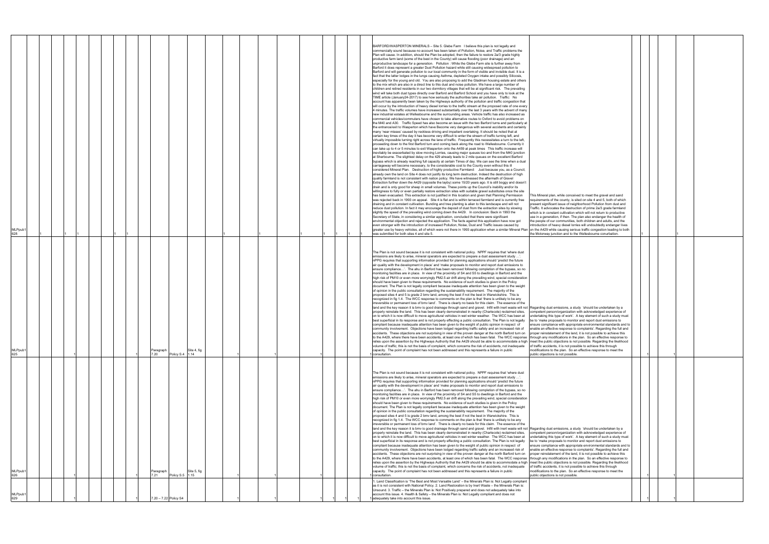| ID | | | | | | | | | | | | Paragraph | Policy | Site | | | | | | | | | | | | | Comment | Change | | | | | | |
|---|---|---|---|---|---|---|---|---|---|---|---|---|---|---|---|---|---|---|---|---|---|---|---|---|---|---|---|---|---|---|---|---|---|---|
| MLPpub1 628 | 1 | | | 1 | 1 | 1 | | | | 1 | 1 | | | | | 1 | | 1 | | | 1 | | 1 | 1 | 1 | 1 | BARFORD/WASPERTON MINERALS – Site 5. Glebe Farm I believe this plan is not legally and commercially sound because no account has been taken of Pollution, Noise, and Traffic problems the Plan will cause. In addition, should the Plan be adopted, then the failure to restore 2a/3 grade highly productive farm land (some of the best in the County) will cause flooding (poor drainage) and an unproductive landscape for a generation. Pollution : While the Glebe Farm site is further away from Barford it does represent a greater Dust Pollution hazard while still causing widespread pollution to Barford and will generate pollution to our local community in the form of visible and invisible dust. It is a fact that the latter lodges in the lungs causing Asthma, depleted Oxygen intake and possibly Silicosis, especially for the young and old. You are also proposing to add the Gladman housing estate and others to the mix which are also in a direct line to this dust and noise pollution. We have a large number of children and retired residents in our two dormitory villages that will be at significant risk. The prevailing wind will take both dust types directly over Barford and Barford School and you have only to look at the TIME article (January24-2017) to see how seriously the authorities take air pollution. Traffic: No account has apparently been taken by the Highways authority of the pollution and traffic congestion that will occur by the introduction of heavy diesel lorries to the traffic stream at the proposed rate of one every 4 minutes. The traffic volumes have increased substantially over the last 3 years with the advent of many new industrial estates at Wellesbourne and the surrounding areas. Vehicle traffic has also increased as commercial vehicles/commuters have chosen to take alternative routes to Oxford to avoid problems on the M40 and A30. Traffic Speed has also become an issue with the two Barford turns and particularly at the entrance/exit to Wasperton which have Become very dangerous with several accidents and certainly many 'near misses' caused by reckless driving and impatient overtaking. It should be noted that at certain key times of the day it has become very difficult to enter the stream of traffic turning left, and virtually impossible turning right across the lane of traffic. Frequently this necessitates a turn to the left, proceeding down to the first Barford turn and coming back along the road to Wellesbourne. Currently it can take up to 4 or 5 minutes to exit Wasperton onto the A459 at peak times This traffic increase will inevitably be exacerbated by slow moving Lorries, causing major queues too and from the M40 junction at Sherbourne. The slightest delay on the 429 already leads to 2 mile queues on the excellent Barford bypass which is already reaching full capacity at certain Times of day. We can see the time when a dual carriageway will become necessary, to the considerable cost to the County even without this ill considered Mineral Plan. Destruction of highly productive Farmland: Just because you, as a Council, already own the land on Site 4 does not justify its long term destruction. Indeed the destruction of high quality farmland is not consistent with nation policy. We have witnessed the aftermath of Gravel Extraction further down the A429 (opposite the layby) some 15/20 years ago. It is still boggy and doesn't drain and is only good for sheep in small volumes. These points up the Council's inability and/or its willingness to fully or even partially restore extraction sites with suitable gravel substitutes once the site has been evacuated. This extraction is not justified in this location and given that Planning Permission was rejected back in 1993 on appeal. Site 4 is flat and is within terraced farmland and is currently free draining and in constant cultivation. Bunding and tree planting is alien to this landscape and will not reduce dust pollution. In fact it may encourage the deposit of dust from the extraction sites by slowing slightly the speed of the prevailing wind coming down the A429. In conclusion: Back in 1993 the Secretary of State, in considering a similar application, concluded that there were significant environmental objection and rejected the application. The facts against this application have now got even stronger with the introduction of increased Pollution, Noise, Dust and Traffic issues caused by greater use by heavy vehicles. all of which were not there in 1993 application when a similar Mineral Plan was submitted for both sites 4 and site 5. | This Mineral plan, while conceived to meet the gravel and sand requirements of the county, is sited on site 4 and 5, both of which present significant issue of neighborhood Pollution from dust and Traffic. It advocates the destruction of prime 2a/3 grade farmland which is in constant cultivation which will not return to productive use in a generation, if then. The plan also endanger the health of the people of our communities, both children and adults, and the introduction of heavy diesel lorries will undoubtedly endanger lives on the A429 while causing serious traffic congestion leading to both the Motorway junction and to the Wellesbourne conurbation. | | 1 | | | 1 | |
| MLPpub1 625 | | | | 1 | | | | | | | 1 | Paragraph 7.20 | Policy S.4 | Site 4, fig 1.14 | | 1 | | 1 | | | 1 | | | | | 1 | The Plan is not sound because it is not consistent with national policy. NPPF requires that 'where dust emissions are likely to arise, mineral operators are expected to prepare a dust assessment study ....'. nPPG requires that supporting information provided for planning applications should 'predict the future air quality with the development in place' and 'make proposals to monitor and report dust emissions to ensure compliance....'. The ahu in Barford has been removed following completion of the bypass, so no monitoring facilities are in place. In view of the proximity of S4 and S5 to dwellings in Barford and the high risk of PM10 or even more worryingly PM2.5 air drift along the prevailing wind, special consideration should have been given to these requirements. No evidence of such studies is given in the Policy document. The Plan is not legally compliant because inadequate attention has been given to the weight of opinion in the public consultation regarding the sustainability requirement. The majority of the proposed sites 4 and 5 is grade 2 bmv land, among the best if not the best in Warwickshire. This is recognized in fig 1.4. The WCC response to comments on the plan is that 'there is unlikely to be any irreversible or permanent loss of bmv land'. There is clearly no basis for this claim. The essence of the land and the key reason it is bmv is good drainage through sand and gravel. Infill with inert waste will not properly reinstate the land. This has been clearly demonstrated in nearby (Charlecote) reclaimed sites, on to which it is now difficult to move agricultural vehicles in wet winter weather. The WCC has been at best superficial in its response and is not properly effecting a public consultation. The Plan is not legally compliant because inadequate attention has been given to the weight of public opinion in respect of community involvement. Objections have been lodged regarding traffic safety and an increased risk of accidents. These objections are not surprising in view of the proven danger at the north Barford turn on to the A429, where there have been accidents, at least one of which has been fatal. The WCC response relies upon the assertion by the Highways Authority that the A429 should be able to accommodate a high volume of traffic; this is not the basis of complaint, which concerns the risk of accidents, not inadequate capacity. The point of complaint has not been addressed and this represents a failure in public consultation. | Regarding dust emissions, a study 'should be undertaken by a competent person/organization with acknowledged experience of undertaking this type of work'. A key element of such a study must be to 'make proposals to monitor and report dust emissions to ensure compliance with appropriate environmental standards and to enable an effective response to complaints'. Regarding the full and proper reinstatement of the land, it is not possible to achieve this through any modifications in the plan. So an effective response to meet the public objections is not possible. Regarding the likelihood of traffic accidents, it is not possible to achieve this through modifications to the plan. So an effective response to meet the public objections is not possible. | | 1 | | 1 | | |
| MLPpub1 626 | | | | 1 | | | | | | | 1 | Paragraph 7.21 | Policy S.5 | Site 5, fig 1.15 | | 1 | | 1 | | | 1 | | | | | 1 | The Plan is not sound because it is not consistent with national policy. NPPF requires that 'where dust emissions are likely to arise, mineral operators are expected to prepare a dust assessment study ....'. nPPG requires that supporting information provided for planning applications should 'predict the future air quality with the development in place' and 'make proposals to monitor and report dust emissions to ensure compliance....'. The ahu in Barford has been removed following completion of the bypass, so no monitoring facilities are in place. In view of the proximity of S4 and S5 to dwellings in Barford and the high risk of PM10 or even more worryingly PM2.5 air drift along the prevailing wind, special consideration should have been given to these requirements. No evidence of such studies is given in the Policy document. The Plan is not legally compliant because inadequate attention has been given to the weight of opinion in the public consultation regarding the sustainability requirement. The majority of the proposed sites 4 and 5 is grade 2 bmv land, among the best if not the best in Warwickshire. This is recognized in fig 1.4. The WCC response to comments on the plan is that 'there is unlikely to be any irreversible or permanent loss of bmv land'. There is clearly no basis for this claim. The essence of the land and the key reason it is bmv is good drainage through sand and gravel. Infill with inert waste will not properly reinstate the land. This has been clearly demonstrated in nearby (Charlecote) reclaimed sites, on to which it is now difficult to move agricultural vehicles in wet winter weather. The WCC has been at best superficial in its response and is not properly effecting a public consultation. The Plan is not legally compliant because inadequate attention has been given to the weight of public opinion in respect of community involvement. Objections have been lodged regarding traffic safety and an increased risk of accidents. These objections are not surprising in view of the proven danger at the north Barford turn on to the A429, where there have been accidents, at least one of which has been fatal. The WCC response relies upon the assertion by the Highways Authority that the A429 should be able to accommodate a high volume of traffic; this is not the basis of complaint, which concerns the risk of accidents, not inadequate capacity. The point of complaint has not been addressed and this represents a failure in public consultation. | Regarding dust emissions, a study 'should be undertaken by a competent person/organization with acknowledged experience of undertaking this type of work'. A key element of such a study must be to 'make proposals to monitor and report dust emissions to ensure compliance with appropriate environmental standards and to enable an effective response to complaints'. Regarding the full and proper reinstatement of the land, it is not possible to achieve this through any modifications in the plan. So an effective response to meet the public objections is not possible. Regarding the likelihood of traffic accidents, it is not possible to achieve this through modifications to the plan. So an effective response to meet the public objections is not possible. | | 1 | | 1 | | |
| MLPpub1 629 | | | | 1 | | | | | | | 1 | 7.20 – 7.22 | Policy S4 | | | 1 | | 1 | | | 1 | | 1 | 1 | 1 | 1 | 1. Land Classification is 'The Best and Most Versatile Land' – the Minerals Plan is: Not Legally compliant as it is not consistent with National Policy. 2. Land Restoration is by Inert Waste – the Minerals Plan is: Unsound. 3. Traffic – the Minerals Plan is: Not Positively prepared and does not adequately take into account this issue. 4. Health & Safety – the Minerals Plan is: Not Legally compliant and does not adequately take into account this issue. | | | 1 | | 1 | | |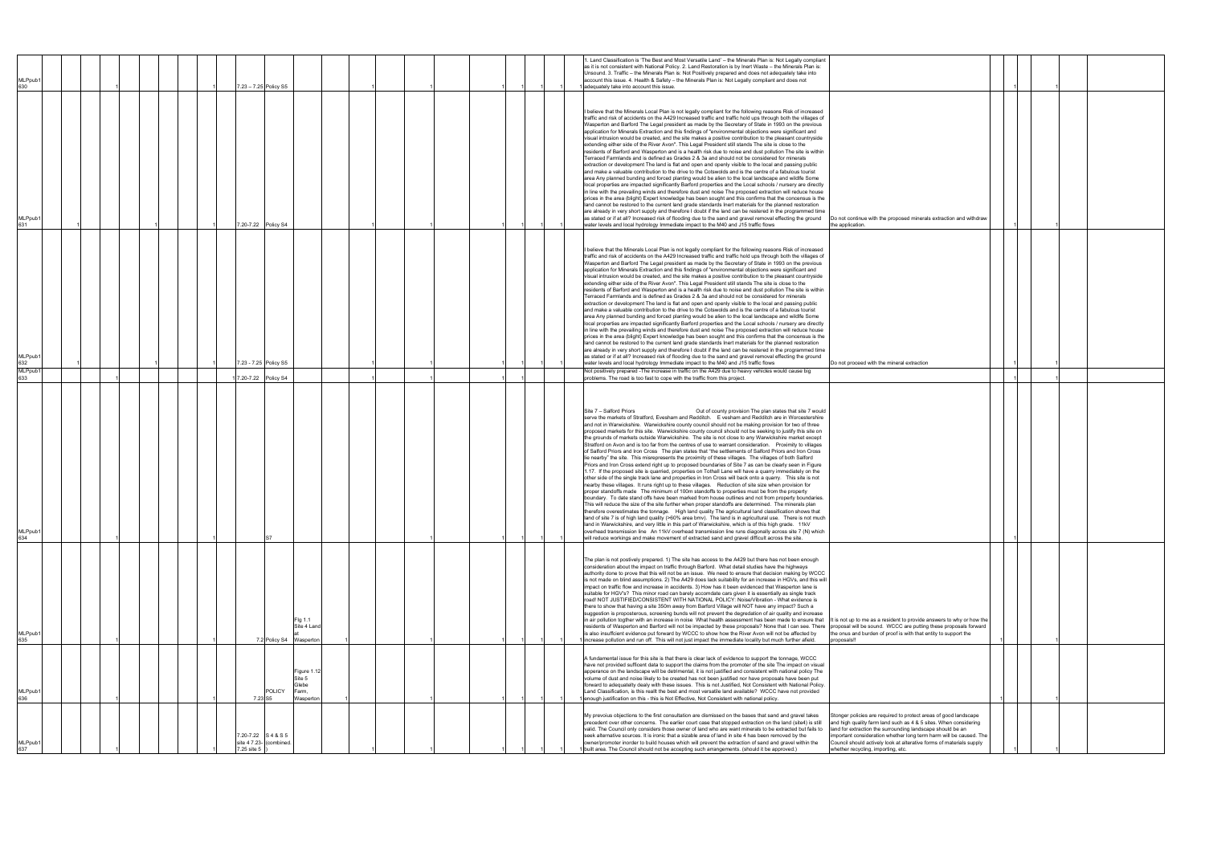| | | | | | | | | | | | | | | | | | | |
|---|---|---|---|---|---|---|---|---|---|---|---|---|---|---|---|---|---|---|
| MLPpub1 630 | | 1 | | 1 | 7.23 – 7.25 | Policy S5 | | | 1 | 1 | 1 | 1 | 1 | 1 | 1. Land Classification is 'The Best and Most Versatile Land' – the Minerals Plan is: Not Legally compliant as it is not consistent with National Policy. 2. Land Restoration is by Inert Waste – the Minerals Plan is: Unsound. 3. Traffic – the Minerals Plan is: Not Positively prepared and does not adequately take into account this issue. 4. Health & Safety – the Minerals Plan is: Not Legally compliant and does not adequately take into account this issue. | | 1 | 1 |
| MLPpub1 631 | 1 | | 1 | 1 | 7.20-7.22 | Policy S4 | | | 1 | 1 | 1 | 1 | 1 | | I believe that the Minerals Local Plan is not legally compliant for the following reasons Risk of increased traffic and risk of accidents on the A429 Increased traffic and traffic hold ups through both the villages of Wasperton and Barford The Legal president as made by the Secretary of State in 1993 on the previous application for Minerals Extraction and this findings of "environmental objections were significant and visual intrusion would be created, and the site makes a positive contribution to the pleasant countryside extending either side of the River Avon". This Legal President still stands The site is close to the residents of Barford and Wasperton and is a health risk due to noise and dust pollution The site is within Terraced Farmlands and is defined as Grades 2 & 3a and should not be considered for minerals extraction or development The land is flat and open and openly visible to the local and passing public and make a valuable contribution to the drive to the Cotswolds and is the centre of a fabulous tourist area Any planned bunding and forced planting would be alien to the local landscape and wildlfe Some local properties are impacted significantly Barford properties and the Local schools / nursery are directly in line with the prevailing winds and therefore dust and noise The proposed extraction will reduce house prices in the area (blight) Expert knowledge has been sought and this confirms that the concensus is the land cannot be restored to the current land grade standards Inert materials for the planned restoration are already in very short supply and therefore I doubt if the land can be restered in the programmed time as stated or if at all? Increased risk of flooding due to the sand and gravel removal effecting the ground water levels and local hydrology Immediate impact to the M40 and J15 traffic flows | Do not continue with the proposed minerals extraction and withdraw the application. | 1 | 1 |
| MLPpub1 632 | 1 | | 1 | 1 | 7.23 - 7.25 | Policy S5 | | | 1 | 1 | 1 | 1 | 1 | | I believe that the Minerals Local Plan is not legally compliant for the following reasons Risk of increased traffic and risk of accidents on the A429 Increased traffic and traffic hold ups through both the villages of Wasperton and Barford The Legal president as made by the Secretary of State in 1993 on the previous application for Minerals Extraction and this findings of "environmental objections were significant and visual intrusion would be created, and the site makes a positive contribution to the pleasant countryside extending either side of the River Avon". This Legal President still stands The site is close to the residents of Barford and Wasperton and is a health risk due to noise and dust pollution The site is within Terraced Farmlands and is defined as Grades 2 & 3a and should not be considered for minerals extraction or development The land is flat and open and openly visible to the local and passing public and make a valuable contribution to the drive to the Cotswolds and is the centre of a fabulous tourist area Any planned bunding and forced planting would be alien to the local landscape and wildlfe Some local properties are impacted significantly Barford properties and the Local schools / nursery are directly in line with the prevailing winds and therefore dust and noise The proposed extraction will reduce house prices in the area (blight) Expert knowledge has been sought and this confirms that the concensus is the land cannot be restored to the current land grade standards Inert materials for the planned restoration are already in very short supply and therefore I doubt if the land can be restered in the programmed time as stated or if at all? Increased risk of flooding due to the sand and gravel removal effecting the ground water levels and local hydrology Immediate impact to the M40 and J15 traffic flows | Do not proceed with the mineral extraction | 1 | 1 |
| MLPpub1 633 | | 1 | | 1 | 7.20-7.22 | Policy S4 | | | 1 | 1 | 1 | 1 | | | Not positively prepared -The increase in traffic on the A429 due to heavy vehicles would cause big problems. The road is too fast to cope with the traffic from this project. | | 1 | 1 |
| MLPpub1 634 | | 1 | | 1 | | S7 | | | 1 | 1 | 1 | 1 | 1 | | Site 7 – Salford Priors Out of county provision The plan states that site 7 would serve the markets of Stratford, Evesham and Redditch. Evesham and Redditch are in Worcestershire and not in Warwickshire. Warwickshire county council should not be making provision for two of three proposed markets for this site. Warwickshire county council should not be seeking to justify this site on the grounds of markets outside Warwickshire. The site is not close to any Warwickshire market except Stratford on Avon and is too far from the centres of use to warrant consideration. Proximity to villages of Salford Priors and Iron Cross The plan states that "the settlements of Salford Priors and Iron Cross lie nearby" the site. This misrepresents the proximity of these villages. The villages of both Salford Priors and Iron Cross extend right up to proposed boundaries of Site 7 as can be clearly seen in Figure 1.17. If the proposed site is quarried, properties on Tothall Lane will have a quarry immediately on the other side of the single track lane and properties in Iron Cross will back onto a quarry. This site is not nearby these villages. It runs right up to these villages. Reduction of site size when provision for proper standoffs made The minimum of 100m standoffs to properties must be from the property boundary. To date stand offs have been marked from house outlines and not from property boundaries. This will reduce the size of the site further when proper standoffs are determined. The minerals plan therefore overestimates the tonnage. High land quality The agricultural land classification shows that land of site 7 is of high land quality (>60% area bmv). The land is in agricultural use. There is not much land in Warwickshire, and very little in this part of Warwickshire, which is of this high grade. 11kV overhead transmission line An 11kV overhead transmission line runs diagonally across site 7 (N) which will reduce workings and make movement of extracted sand and gravel difficult across the site. | | 1 | 1 |
| MLPpub1 635 | | 1 | | 1 | 7.2 | Policy S4 | Fig 1.1 Site 4 Land at Wasperton | 1 | 1 | 1 | 1 | 1 | 1 | 1 | The plan is not postively prepared. 1) The site has access to the A429 but there has not been enough consideration about the impact on traffic through Barford. What detail studies have the highways authority done to prove that this will not be an issue. We need to ensure that decision making by WCCC is not made on blind assumptions. 2) The A429 does lack suitability for an increase in HGVs, and this will impact on traffic flow and increase in accidents. 3) How has it been evidenced that Wasperton lane is suitable for HGV's? This minor road can barely accomdate cars given it is essentially as single track road! NOT JUSTIFIED/CONSISTENT WITH NATIONAL POLICY: Noise/Vibration - What evidence is there to show that having a site 350m away from Barford Village will NOT have any impact? Such a suggestion is preposterous, screening bunds will not prevent the degredation of air quality and increase in air pollution togther with an increase in noise What health assessment has been made to ensure that residents of Wasperton and Barford will not be impacted by these proposals? None that I can see. There is also insufficient evidence put forward by WCCC to show how the River Avon will not be affected by increase pollution and run off. This will not just impact the immediate locality but much further afield. | It is not up to me as a resident to provide answers to why or how the proposal will be sound. WCCC are putting these proposals forward the onus and burden of proof is with that entity to support the proposals!! | 1 | 1 |
| MLPpub1 636 | | 1 | | 1 | 7.23 | POLICY S5 | Figure 1.12 Site 5 Glebe Farm, Wasperton | 1 | 1 | 1 | 1 | 1 | 1 | 1 | A fundamental issue for this site is that there is clear lack of evidence to support the tonnage, WCCC have not provided sufficent data to support the claims from the promoter of the site The impact on visual apperance on the landscape will be detrimental, it is not justified and consistent with national policy The volume of dust and noise likely to be created has not been justified nor have proposals have been put forward to adequateltly dealy with these issues. This is not Justified, Not Consistent with National Policy. Land Classification, is this reallt the best and most versatile land available? WCCC have not provided enough justification on this - this is Not Effective, Not Consistent with national policy. | | 1 | 1 |
| MLPpub1 637 | | 1 | | 1 | 7.20-7.22 site 4 7.23-7.25 site 5 | S 4 & S 5 (combined.) | | | 1 | 1 | 1 | 1 | 1 | 1 | My previous objections to the first consultation are dismissed on the bases that sand and gravel takes precedent over other concerns. The earlier court case that stopped extraction on the land (site4) is still valid. The Council only considers those owner of land who are want minerals to be extracted but fails to seek alternative sources. It is ironic that a sizable area of land in site 4 has been removed by the owner/promoter inorder to build houses which will prevent the extraction of sand and gravel within the built area. The Council should not be accepting such arrangements. (should it be approved.) | Stonger policies are required to protect areas of good landscape and high quality farm land such as 4 & 5 sites. When considering land for extraction the surrounding landscape should be an important consideration whether long term harm will be caused. The Council should actively look at alterative forms of materials supply whether recycling, importing, etc. | 1 | 1 |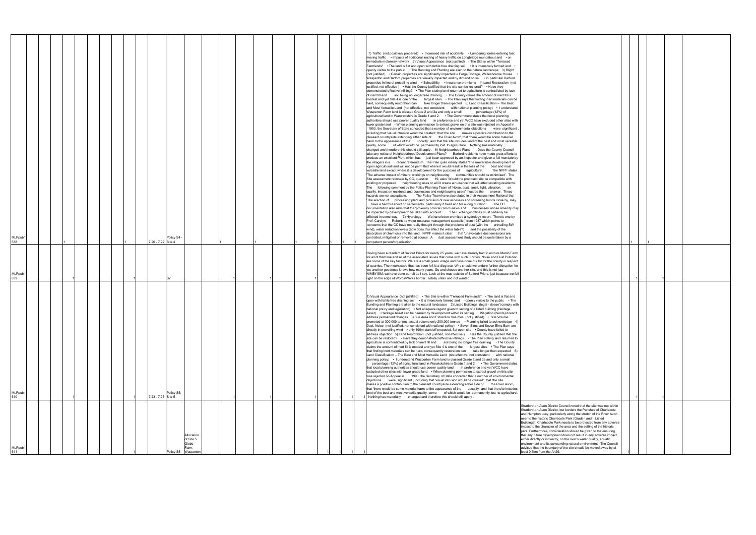| ID | | | | | | Paragraph | Policy | Site | | | | | | | | | | | Comment | Response | | | | |
|---|---|---|---|---|---|---|---|---|---|---|---|---|---|---|---|---|---|---|---|---|---|---|---|---|
| MLPpub1638 | 1 | | | | 1 | 7.20 - 7.22 | Policy S4 - Site 4 | | 1 | | 1 | | 1 | | 1 | 1 | 1 | | 1) Traffic (not positively prepared) • Increased risk of accidents • Lumbering lorries entering fast moving traffic • Impacts of additional loading of heavy traffic on Longbridge roundabout and • on immediate motorway network 2) Visual Appearance (not justified) • The Site is within "Terraced Farmlands" • The land is flat and open with fertile free draining soil • It is intensively farmed and • openly visible to the public • The Bunding and Planting are alien to the natural landscape 3) Blight (not justified) • Certain properties are significantly impacted ie Forge Cottage, Wellesbourne House • Wasperton and Barford properties are visually impacted and by dirt and noise, • in particular Barford properties in line of prevailing wind • Saleability • Insurance premiums 4) Land Restoration (not justified, not effective ) • Has the County justified that the site can be restored? • Have they demonstrated effective infilling? • The Plan stating land returned to agriculture is contradicted by lack of inert fill and soil being no longer free draining • The County claims the amount of inert fill is modest and yet Site 4 is one of the largest sites • The Plan says that finding inert materials can be hard, consequently restoration can take longer than expected 5) Land Classification – The Best and Most Versatile Land (not effective, not consistent with national planning policy) • I understand Wasperton Farm land is classed Grade 2 and 3a and only a small percentage (12%) of agricultural land in Warwickshire is Grade 1 and 2. • The Government states that local planning authorities should use poorer quality land in preference and yet WCC have excluded other sites with lower grade land • When planning permission to extract gravel on this site was rejected on Appeal in 1993, the Secretary of State conceded that a number of environmental objections were significant , including that 'visual intrusion would be created', that 'the site makes a positive contribution to the pleasant countryside extending either side of the River Avon', that 'there would be some material harm to the appearance of the Locality', and that the site includes land of the best and most versatile quality, some of which would be permanently lost to agriculture'. Nothing has materially changed and therefore this should still apply . 6) Neighbourhood Plans Does the County Council take any notice of Neighbourhood Development Plans? Barford residents have made great efforts to produce an excellent Plan, which has just been approved by an inspector and given a full mandate by the villagers in a recent referendum. The Plan quite clearly states 'The irreversible development of open agricultural land will not be permitted where it would result in the loss of the best and most versatile land except where it is development for the purposes of agriculture'. The NPPF states 'The adverse impact of mineral workings on neighbouring communities should be minimised'. The Site assessment rationale by CC, question 19, asks 'Would the proposed site be compatible with existing or proposed neighbouring uses or will it create a nuisance that will affect existing residents'. The following comment by the Policy Planning Team of 'Noise, dust, smell, light, vibration, air quality, impact on residents and businesses and neighbouring users' must be the answer. These hazards are not acceptable. The Policy Team have also stated in their Assessment Rational that 'The erection of processing plant and provision of new accesses and screening bunds close by, may have a harmful effect on settlements, particularly if fixed and for a long duration'. The CC documentation also asks that the 'proximity of local communities and businesses whose amenity may be impacted by development' be taken into account. 'The Exchange' offices must certainly be affected in some way. 7) Hydrology We have been promised a hydrology report. There's one by Prof. Carolyn Roberts (a water resource management specialist) from 1987 which points to concerns that the CC have not really thought through the problems of dust (with the prevailing SW wind), water reduction levels (how does this affect the water table?) and the possibility of the absorption of chemicals into the land. NPPF makes it clear that 'unavoidable dust emissions are controlled, mitigated or removed at source. A dust assessment study should be undertaken by a competent person/organisation. | | 1 | | 1 | | |
| MLPpub1639 | | 1 | | | 1 | | S7 | | | 1 | | 1 | | 1 | | | 1 | | Having been a resident of Salford Priors for nearly 25 years, we have already had to endure Marsh Farm for all of that time and all of the associated issues that come with such. Lorries, Noise and Dust Pollution are some of the key factors. We are a small green village and have done our bit for the county in respect of quarries. The moonscape that has been left is a disgrace. Why should we endure further disruption for yet another goodness knows how many years. Go and choose another site, and this is not just NIMBYISM, we have done our bit as I say. Look at the map outside of Salford Priors, just because we fall right on the edge of Worcs/Warks border. Totally unfair and not wanted. | | | 1 | | 1 | |
| MLPpub1640 | | 1 | | | 1 | 7.23 - 7.25 | Policy S5, Site 5 | | | 1 | | 1 | | 1 | | | 1 | 1 | 1) Visual Appearance (not justified) • The Site is within "Terraced Farmlands" • The land is flat and open with fertile free draining soil • It is intensively farmed and • openly visible to the public • The Bunding and Planting are alien to the natural landscape 2) Listed Buildings (legal - doesn't comply with national policy and legislation) • Not adequate regard given to setting of a listed building (Heritage Asset) • Heritage Asset can be harmed by development within its setting • Mitigation (bunds) doesn't address permanent changes 3) Site Area and Extraction Volumes (not justified) • Site Volume promoted at 300,000 tonnes, actual volume only 200,000 tonnes • Planning failed to acknowledge 4) Dust, Noise (not justified, not consistent with national policy) • Seven Elms and Seven Elms Barn are directly in prevailing wind • only 100m standoff proposed, flat open site • County have failed to address objection 5) Land Restoration (not justified, not effective ) • Has the County justified that the site can be restored? • Have they demonstrated effective infilling? • The Plan stating land returned to agriculture is contradicted by lack of inert fill and soil being no longer free draining • The County claims the amount of inert fill is modest and yet Site 4 is one of the largest sites • The Plan says that finding inert materials can be hard, consequently restoration can take longer than expected 6) Land Classification – The Best and Most Versatile Land (not effective, not consistent with national planning policy) • I understand Wasperton Farm land is classed Grade 2 and 3a and only a small percentage (12%) of agricultural land in Warwickshire is Grade 1 and 2. • The Government states that local planning authorities should use poorer quality land in preference and yet WCC have excluded other sites with lower grade land • When planning permission to extract gravel on this site was rejected on Appeal in 1993, the Secretary of State conceded that a number of environmental objections were significant , including that 'visual intrusion would be created', that 'the site makes a positive contribution to the pleasant countryside extending either side of the River Avon', that 'there would be some material harm to the appearance of the Locality', and that the site includes land of the best and most versatile quality, some of which would be permanently lost to agriculture'. Nothing has materially changed and therefore this should still apply . | | | 1 | | 1 | |
| MLPpub1641 | | | | 1 | 1 | | Policy S5 | Allocation of Site 5 Glebe Farm, Wasperton | | | | | | | 1 | 1 | 1 | 1 | | Stratford-on-Avon District Council noted that the site was not within Stratford-on-Avon District, but borders the Parishes of Charlecote and Hampton Lucy, particularly along the stretch of the River Avon near to the historic Charlecote Park (Grade I and II Listed Buildings). Charlecote Park needs to be protected from any adverse impact to the character of the area and the setting of the historic park. Furthermore, consideration should be given to the ensuring that any future development does not result in any adverse impact, either directly or indirectly, on the river's water quality, aquatic environment and its surrounding natural environment. The Council advised that the boundary of the site should be moved away by at least 0.5km from the A429. | 1 | | | 1 | |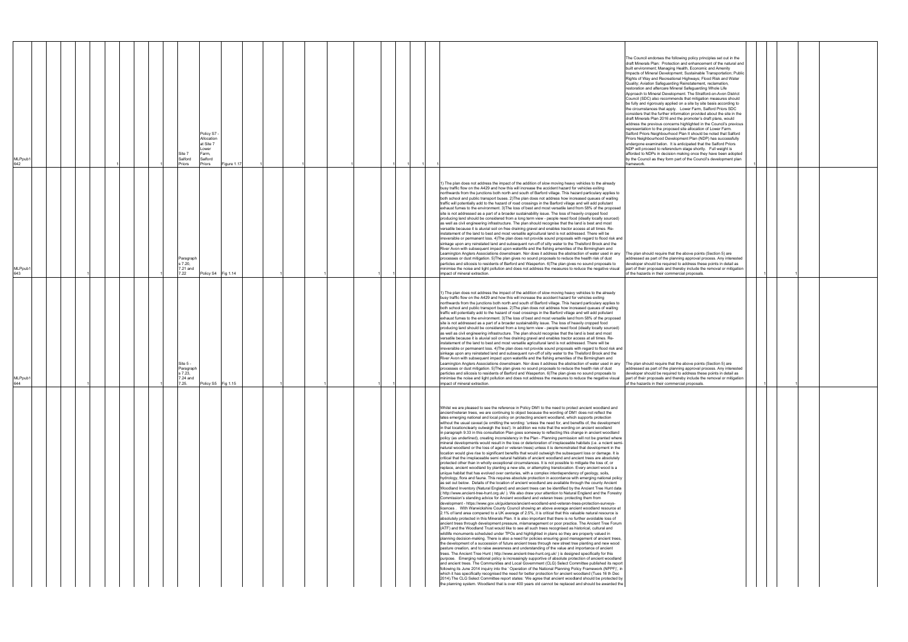| | | | | | | | | | | | | | | | | | | | | | | | | | | | | | | | |
|---|---|---|---|---|---|---|---|---|---|---|---|---|---|---|---|---|---|---|---|---|---|---|---|---|---|---|---|---|---|---|---|
| MLPpub1 642 | | | | | | | 1 | | 1 | Site 7 Salford Priors | Policy S7 - Allocation at Site 7 Lower Farm, Salford Priors | Figure 1.17 | 1 | | 1 | | | | | | 1 | 1 | 1 | 1 | | The Council endorses the following policy principles set out in the draft Minerals Plan: Protection and enhancement of the natural and built environment; Managing Health, Economic and Amenity Impacts of Mineral Development; Sustainable Transportation; Public Rights of Way and Recreational Highways; Flood Risk and Water Quality; Aviation Safeguarding Reinstatement, reclamation, restoration and aftercare Mineral Safeguarding Whole Life Approach to Mineral Development. The Stratford-on-Avon District Council (SDC) also recommends that mitigation measures should be fully and rigorously applied on a site by site basis according to the circumstances that apply. Lower Farm, Salford Priors SDC considers that the further information provided about the site in the draft Minerals Plan 2016 and the promoter's draft plans, would address the previous concerns highlighted in the Council's previous representation to the proposed site allocation of Lower Farm. Salford Priors Neighbourhood Plan It should be noted that Salford Priors Neighbourhood Development Plan (NDP) has successfully undergone examination. It is anticipated that the Salford Priors NDP will proceed to referendum stage shortly. Full weight is afforded to NDPs in decision making once they have been adopted by the Council as they form part of the Council's development plan framework. | 1 | | | | |
| MLPpub1 643 | | | | | 1 | | | | 1 | Paragraphs 7.20, 7.21 and 7.22 | Policy S4 | Fig 1.14 | | 1 | | | 1 | | | 1 | 1 | | | | 1) The plan does not address the impact of the addition of slow moving heavy vehicles to the already busy traffic flow on the A429 and how this will increase the accident hazard for vehicles exiting northwards from the junctions both north and south of Barford village. This hazard particulary applies to both school and public transport buses. 2)The plan does not address how increased queues of waiting traffic will potentially add to the hazard of road crossings in the Barford village and will add pollutant exhaust fumes to the environment. 3)The loss of best and most versatile land from 58% of the proposed site is not addressed as a part of a broader sustainability issue. The loss of heavily cropped food producing land should be considered from a long term view - people need food (ideally locally sourced) as well as civil engineering infrastructure. The plan should recognise that the land is best and most versatile because it is aluvial soil on free draining gravel and enables tractor access at all times. Re-instatement of the land to best and most versatile agricultural land is not addressed. There will be irreversible or permanent loss. 4)The plan does not provide sound proposals with regard to flood risk and sinkage upon any reinstated land and subsequent run-off of silty water to the Thelsford Brook and the River Avon with subsequent impact upon waterlife and the fishing amenities of the Birmingham and Leamington Anglers Associations downstream. Nor does it address the abstraction of water used in any processes or dust mitigation. 5)The plan gives no sound proposals to reduce the health risk of dust particles and silicosis to residents of Barford and Wasperton. 6)The plan gives no sound proposals to minimise the noise and light pollution and does not address the measures to reduce the negative visual impact of mineral extraction. | The plan should require that the above points (Section 5) are addressed as part of the planning approval process. Any interested developer should be required to address these points in detail as part of their proposals and thereby include the removal or mitigation of the hazards in their commercial proposals. | | 1 | | 1 | |
| MLPpub1 644 | | | | | 1 | | | | 1 | Site 5 - Paragraphs 7.23, 7.24 and 7.25. | Policy S5 | Fig 1.15 | | 1 | | | 1 | | | 1 | 1 | | | | 1) The plan does not address the impact of the addition of slow moving heavy vehicles to the already busy traffic flow on the A429 and how this will increase the accident hazard for vehicles exiting northwards from the junctions both north and south of Barford village. This hazard particulary applies to both school and public transport buses. 2)The plan does not address how increased queues of waiting traffic will potentially add to the hazard of road crossings in the Barford village and will add pollutant exhaust fumes to the environment. 3)The loss of best and most versatile land from 58% of the proposed site is not addressed as a part of a broader sustainability issue. The loss of heavily cropped food producing land should be considered from a long term view - people need food (ideally locally sourced) as well as civil engineering infrastructure. The plan should recognise that the land is best and most versatile because it is aluvial soil on free draining gravel and enables tractor access at all times. Re-instatement of the land to best and most versatile agricultural land is not addressed. There will be irreversible or permanent loss. 4)The plan does not provide sound proposals with regard to flood risk and sinkage upon any reinstated land and subsequent run-off of silty water to the Thelsford Brook and the River Avon with subsequent impact upon waterlife and the fishing amenities of the Birmingham and Leamington Anglers Associations downstream. Nor does it address the abstraction of water used in any processes or dust mitigation. 5)The plan gives no sound proposals to reduce the health risk of dust particles and silicosis to residents of Barford and Wasperton. 6)The plan gives no sound proposals to minimise the noise and light pollution and does not address the measures to reduce the negative visual impact of mineral extraction. | The plan should require that the above points (Section 5) are addressed as part of the planning approval process. Any interested developer should be required to address these points in detail as part of their proposals and thereby include the removal or mitigation of the hazards in their commercial proposals. | | 1 | | 1 | |
| | | | | | | | | | | | | | | | | | | | | | | | | | Whilst we are pleased to see the reference in Policy DM1 to the need to protect ancient woodland and ancient/veteran trees, we are continuing to object because the wording of DM1 does not reflect the lates emerging national and local policy on protecting ancient woodland, which supports protection without the usual caveat (ie omitting the wording: 'unless the need for, and benefits of, the development in that locationclearly outweigh the loss'). In addition we note that the wording on ancient woodland in paragraph 9.33 in this consultation Plan goes someway to reflecting this change in ancient woodland policy (as underlined), creating inconsistency in the Plan - Planning permission will not be granted where mineral developments would result in the loss or deterioration of irreplaceable habitats (i.e. ancient semi-natural woodland or the loss of aged or veteran trees) unless it is demonstrated that development in the location would give rise to significant benefits that would outweigh the subsequent loss or damage. It is critical that the irreplaceable semi natural habitats of ancient woodland and ancient trees are absolutely protected other than in wholly exceptional circumstances. It is not possible to mitigate the loss of, or replace, ancient woodland by planting a new site, or attempting translocation. Every ancient wood is a unique habitat that has evolved over centuries, with a complex interdependency of geology, soils, hydrology, flora and fauna. This requires absolute protection in accordance with emerging national policy as set out below. Details of the location of ancient woodland are available through the county Ancient Woodland Inventory (Natural England) and ancient trees can be identified by the Ancient Tree Hunt data ( http://www.ancient-tree-hunt.org.uk/ ). We also draw your attention to Natural England and the Forestry Commission's standing advice for Ancient woodland and veteran trees: protecting them from development - https://www.gov.uk/guidance/ancient-woodland-and-veteran-trees-protection-surveys-licences . With Warwickshire County Council showing an above average ancient woodland resource at 2.1% of land area compared to a UK average of 2.5%, it is critical that this valuable natural resource is absolutely protected in this Minerals Plan. It is also important that there is no further avoidable loss of ancient trees through development pressure, mismanagement or poor practice. The Ancient Tree Forum (ATF) and the Woodland Trust would like to see all such trees recognised as historical, cultural and wildlife monuments scheduled under TPOs and highlighted in plans so they are properly valued in planning decision-making. There is also a need for policies ensuring good management of ancient trees, the development of a succession of future ancient trees through new street tree planting and new wood pasture creation, and to raise awareness and understanding of the value and importance of ancient trees. The Ancient Tree Hunt ( http://www.ancient-tree-hunt.org.uk/ ) is designed specifically for this purpose. Emerging national policy is increasingly supportive of absolute protection of ancient woodland and ancient trees. The Communities and Local Government (CLG) Select Committee published its report following its June 2014 inquiry into the ' Operation of the National Planning Policy Framework (NPPF)', in which it has specifically recognised the need for better protection for ancient woodland (Tues 16 th Dec 2014).The CLG Select Committee report states: 'We agree that ancient woodland should be protected by the planning system. Woodland that is over 400 years old cannot be replaced and should be awarded the | | | | | | |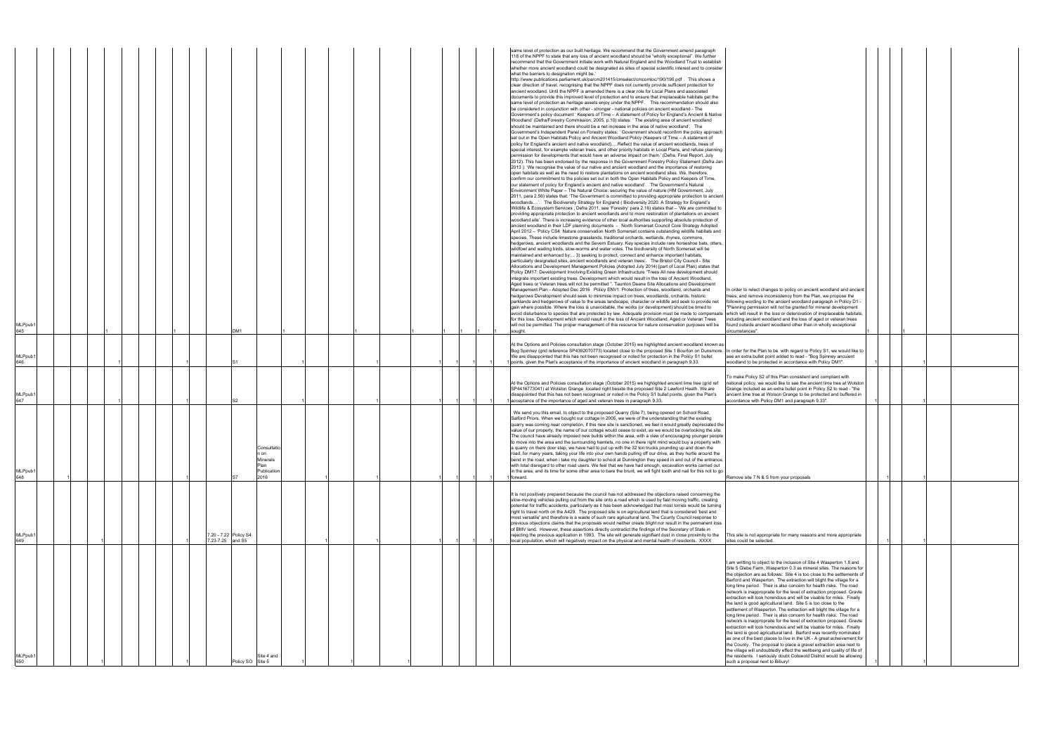| | | | | | | | | | | | | | | | | | | | | | | | | | | | | | |
|---|---|---|---|---|---|---|---|---|---|---|---|---|---|---|---|---|---|---|---|---|---|---|---|---|---|---|---|---|---|
| MLPpub1 645 | | | | 1 | | | | 1 | | DM1 | | | 1 | | | 1 | | | 1 | | 1 | 1 | 1 | same level of protection as our built heritage. We recommend that the Government amend paragraph 118 of the NPPF to state that any loss of ancient woodland should be "wholly exceptional". We further recommend that the Government initiate work with Natural England and the Woodland Trust to establish whether more ancient woodland could be designated as sites of special scientific interest and to consider what the barriers to designation might be.' http://www.publications.parliament.uk/pa/cm201415/cmselect/cmcomloc/190/190.pdf . This shows a clear direction of travel, recognising that the NPPF does not currently provide sufficient protection for ancient woodland. Until the NPPF is amended there is a clear role for Local Plans and associated documents to provide this improved level of protection and to ensure that irreplaceable habitats get the same level of protection as heritage assets enjoy under the NPPF. This recommendation should also be considered in conjunction with other - stronger - national policies on ancient woodland - The Government's policy document ' Keepers of Time – A statement of Policy for England's Ancient & Native Woodland' (Defra/Forestry Commission, 2005, p.10) states: ' The existing area of ancient woodland should be maintained and there should be a net increase in the area of native woodland'. The Government's Independent Panel on Forestry states: ' Government should reconfirm the policy approach set out in the Open Habitats Policy and Ancient Woodland Policy (Keepers of Time – A statement of policy for England's ancient and native woodland).....Reflect the value of ancient woodlands, trees of special interest, for example veteran trees, and other priority habitats in Local Plans, and refuse planning permission for developments that would have an adverse impact on them.' (Defra, Final Report, July 2012). This has been endorsed by the response in the Government Forestry Policy Statement (Defra Jan 2013 ): 'We recognise the value of our native and ancient woodland and the importance of restoring open habitats as well as the need to restore plantations on ancient woodland sites. We, therefore, confirm our commitment to the policies set out in both the Open Habitats Policy and Keepers of Time, our statement of policy for England's ancient and native woodland'. The Government's Natural Environment White Paper – The Natural Choice: securing the value of nature (HM Government, July 2011, para 2.56) states that: 'The Government is committed to providing appropriate protection to ancient woodlands....'. The Biodiversity Strategy for England ( Biodiversity 2020: A Strategy for England's Wildlife & Ecosystem Services , Defra 2011, see 'Forestry' para 2.16) states that – 'We are committed to providing appropriate protection to ancient woodlands and to more restoration of plantations on ancient woodland site'. There is increasing evidence of other local authorities supporting absolute protection of ancient woodland in their LDF planning documents - North Somerset Council Core Strategy Adopted April 2012 – 'Policy CS4: Nature conservation North Somerset contains outstanding wildlife habitats and species. These include limestone grasslands, traditional orchards, wetlands, rhynes, commons, hedgerows, ancient woodlands and the Severn Estuary. Key species include rare horseshoe bats, otters, wildfowl and wading birds, slow-worms and water voles. The biodiversity of North Somerset will be maintained and enhanced by:... 3) seeking to protect, connect and enhance important habitats, particularly designated sites, ancient woodlands and veteran trees'. The Bristol City Council - Site Allocations and Development Management Policies (Adopted July 2014) [part of Local Plan) states that Policy DM17: Development Involving Existing Green Infrastructure "Trees All new development should integrate important existing trees. Development which would result in the loss of Ancient Woodland, Aged trees or Veteran trees will not be permitted ". Taunton Deane Site Allocations and Development Management Plan - Adopted Dec 2016 Policy ENV1: Protection of trees, woodland, orchards and hedgerows Development should seek to minimise impact on trees, woodlands, orchards, historic parklands and hedgerows of value to the areas landscape, character or wildlife and seek to provide net gain where possible. Where the loss is unavoidable, the works (or development) should be timed to avoid disturbance to species that are protected by law. Adequate provision must be made to compensate for this loss. Development which would result in the loss of Ancient Woodland, Aged or Veteran Trees will not be permitted. The proper management of this resource for nature conservation purposes will be sought. | In order to relect changes to policy on ancient woodland and ancient trees, and remove inconsistency from the Plan, we propose the following wording to the ancient woodland paragraph in Policy D1 - "Planning permission will not be granted for mineral development which will result in the loss or deterioration of irreplaceable habitats, including ancient woodland and the loss of aged or veteran trees found outside ancient woodland other than in wholly exceptional circumstances". | 1 | | | 1 | | |
| MLPpub1 646 | | | | 1 | | | | 1 | | S1 | | | 1 | | | 1 | | | 1 | 1 | 1 | 1 | 1 | At the Options and Policies consultation stage (October 2015) we highlighted ancient woodland known as Bog Spinney (grid reference SP4392070773) located close to the proposed Site 1 Bourton on Dunsmore. We are disappointed that this has not been recognised or noted for protection in the Policy S1 bullet points, given the Plan's acceptance of the importance of ancient woodland in paragraph 9.33. | In order for the Plan to be with regard to Policy S1, we would like to see an extra bullet point added to read - "Bog Spinney ancient woodland to be protected in accordance with Policy DM1". | 1 | | | 1 | | |
| MLPpub1 647 | | | | 1 | | | | 1 | | S2 | | | 1 | | | 1 | | | 1 | 1 | 1 | 1 | 1 | At the Options and Policies consultation stage (October 2015) we highlighted ancient lime tree (grid ref SP4416773041) at Wolston Grange located right beside the proposed Site 2 Lawford Heath. We are disappointed that this has not been recognised or noted in the Policy S1 bullet points, given the Plan's acceptance of the importance of aged and veteran trees in paragraph 9.33. | To make Policy S2 of this Plan consistent and compliant with national policy, we would like to see the ancient lime tree at Wolston Grange included as an extra bullet point in Policy S2 to read - "the ancient lime tree at Wolson Grange to be protected and buffered in accordance with Policy DM1 and paragraph 9.33". | 1 | | | 1 | | |
| MLPpub1 648 | 1 | | | | | | | 1 | | S7 | Consultation on Minerals Plan Publication 2016 | | 1 | | | 1 | | | 1 | 1 | 1 | 1 | 1 | We send you this email, to object to the proposed Quarry (Site 7), being opened on School Road, Salford Priors. When we bought our cottage in 2005, we were of the understanding that the existing quarry was coming near completion, if this new site is sanctioned, we feel it would greatly depreciated the value of our property, the name of our cottage would cease to exist, as we would be overlooking the site. The council have already imposed new builds within the area, with a view of encouraging younger people to move into the area and the surrounding hamlets, no one in there right mind would buy a property with a quarry on there door step, we have had to put up with the 32 ton trucks pounding up and down the road, for many years, taking your life into your own hands pulling off our drive, as they hurtle around the bend in the road, when i take my daughter to school at Dunnington they speed in and out of the entrance, with total disregard to other road users. We feel that we have had enough, excavation works carried out in the area, and its time for some other area to bare the brunt, we will fight tooth and nail for this not to go forward. | Remove site 7 N & S from your proposals | | 1 | | 1 | | |
| MLPpub1 649 | | | | 1 | | | | 1 | 7.20 - 7.22 7.23-7.25 | Policy S4 and S5 | | | 1 | | | 1 | | | 1 | 1 | 1 | 1 | | It is not positively prepared because the council has not addressed the objections raised concerning the slow-moving vehicles pulling out from the site onto a road which is used by fast moving traffic, creating potential for traffic accidents, particularly as it has been acknowledged that most lorries would be turning right to travel north on the A429. The proposed site is on agricultural land that is considered 'best and most versatile' and therefore is a waste of such rare agricultural land. The County Council response to previous objections claims that the proposals would neither create blight nor result in the permanent loss of BMV land. However, these assertions directly contradict the findings of the Secretary of State in rejecting the previous application in 1993. The site will generate signifiant dust in close proximity to the local population, which will negatively impact on the physical and mental health of residents. XXXX | This site is not appropriate for many reasons and more appropriate sites could be selected. | | 1 | | 1 | | |
| MLPpub1 650 | | | | 1 | | | | 1 | | Policy SO | Site 4 and Site 5 | | 1 | | | 1 | | | | | | | | | I am writting to object to the inclusion of Site 4 Wasperton 1.8 and Site 5 Glebe Farm, Wasperton 0.3 as mineral sites. The reasons for the objection are as follows: Site 4 is too close to the settlements of Barford and Wasperton. The extraction will blight the village for a long time period. Their is also concern for health risks. The road network is inappropraite for the level of extraction proposed. Gravle extraction will look horendous and will be visable for miles. Finally the land is good agricultural land. Site 5 is too close to the settlement of Wasperton. The extraction will blight the village for a long time period. Their is also concern for health risks. The road network is inappropraite for the level of extraction proposed. Gravle extraction will look horendous and will be visable for miles. Finally the land is good agricultural land. Barford was recently nominated as one of the best places to live in the UK - A great acheivement for the County. The proposal to place a gravel extraction area next to the village will undoubtedly effect the wellbeing and quality of life of the residents. I seriously doubt Cotswold District would be allowing such a proposal next to Bibury! | 1 | | | 1 | | |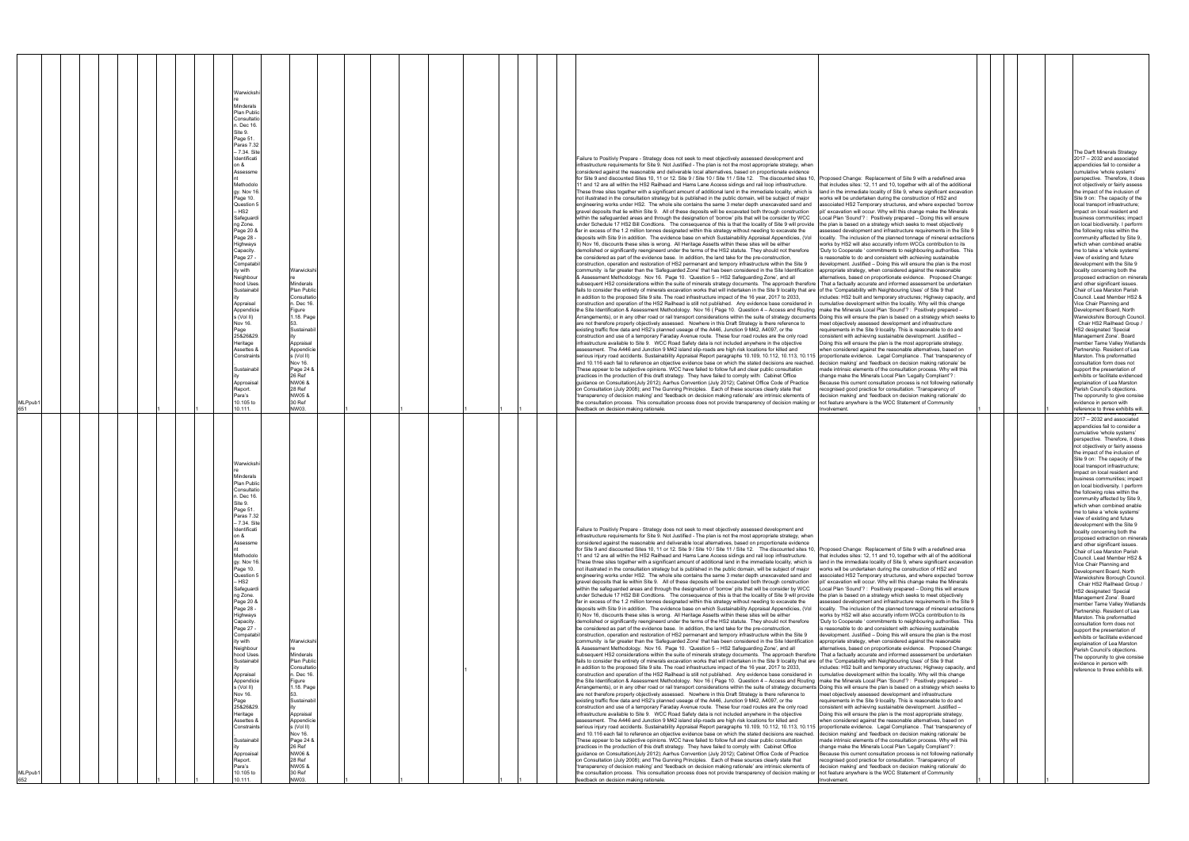| | | | | | | | | | | | | | | | | | | | | | | | |
|---|---|---|---|---|---|---|---|---|---|---|---|---|---|---|---|---|---|---|---|---|---|---|---|
| MLPpub1651 | | | | | | 1 | | 1 | Warwickshire Minerals Plan Public Consultation. Dec 16. Site 9. Page 51. Paras 7.32 – 7.34. Site Identification & Assessment Methodology. Nov 16. Page 10. Question 5 – HS2 Safeguarding Zone. Page 20 & Page 28 - Highways Capacity. Page 27 - Compatability with Neighbourhood Uses. Sustainability Appraisal Appendicies (Vol II) Nov 16. Page 25&26&29. Heritage Assettes & Constraints Sustainability Approaisal Report. Para's 10.105 to 10.111. | Warwickshire Minerals Plan Public Consultation. Dec 16. Figure 1.18. Page 53. Sustainability Appraisal Appendicies (Vol II) Nov 16. Page 24 & 26 Ref NW06 & 28 Ref NW05 & 30 Ref NW03. | | 1 | | 1 | | 1 | 1 | | Failure to Positivly Prepare - Strategy does not seek to meet objectively assessed development and infrastructure requirements for Site 9. Not Justified - The plan is not the most appropriate strategy, when considered against the reasonable and deliverable local alternatives, based on proportionate evidence for Site 9 and discounted Sites 10, 11 or 12. Site 9 / Site 10 / Site 11 / Site 12. The discounted sites 10, 11 and 12 are all within the HS2 Railhead and Hams Lane Access sidings and rail loop infrastructure. These three sites together with a significant amount of additional land in the immediate locality, which is not illustrated in the consultation strategy but is published in the public domain, will be subject of major engineering works under HS2. The whole site contains the same 3 meter depth unexcavated sand and gravel deposits that lie within Site 9. All of these deposits will be excavated both through construction within the safeguarded areas and through the designation of 'borrow' pits that will be consider by WCC under Schedule 17 HS2 Bill Conditions. The consequence of this is that the locality of Site 9 will provide far in excess of the 1.2 million tonnes designated within this strategy without needing to excavate the deposits with Site 9 in addition. The evidence base on which Sustainability Appraisal Appendicies, (Vol II) Nov 16, discounts these sites is wrong. All Heritage Assetts within these sites will be either demolished or significantly reengineerd under the terms of the HS2 statute. They should not therefore be considered as part of the evidence base. In addition, the land take for the pre-construction, construction, operation and restoration of HS2 permenant and tempory infrastructure within the Site 9 community is far greater than the 'Safeguarded Zone' that has been considered in the Site Identification & Assessment Methodology. Nov 16. Page 10. 'Question 5 – HS2 Safeguarding Zone', and all subsequent HS2 considerations within the suite of minerals strategy documents. The approach therefore fails to consider the entirety of minerals excavation works that will undertaken in the Site 9 locality that are in addition to the proposed Site 9 site. The road infrastructure impact of the 16 year, 2017 to 2033, construction and operation of the HS2 Railhead is still not published. Any evidence base considered in the Site Identification & Assessment Methodology. Nov 16 ( Page 10. Question 4 – Access and Routing Arrangements), or in any other road or rail transport considerations within the suite of strategy documents are not therefore properly objectively assessed. Nowhere in this Draft Strategy is there reference to existing traffic flow data and HS2's planned useage of the A446, Junction 9 M42, A4097, or the construction and use of a temporary Faraday Avenue route. These four road routes are the only road infrastructure available to Site 9. WCC Road Safety data is not included anywhere in the objective assessment. The A446 and Junction 9 M42 island slip-roads are high risk locations for killed and serious injury road accidents. Sustainability Appraisal Report paragraphs 10.109, 10.112, 10.113, 10.115 and 10.116 each fail to reference an objective evidence base on which the stated decisions are reached. These appear to be subjective opinions. WCC have failed to follow full and clear public consultation practices in the production of this draft strategy. They have failed to comply with: Cabinet Office guidance on Consultation(July 2012); Aarhus Convention (July 2012); Cabinet Office Code of Practice on Consultation (July 2008); and The Gunning Principles. Each of these sources clearly state that 'transparency of decision making' and 'feedback on decision making rationale' are intrinsic elements of the consultation process. This consultation process does not provide transparency of decision making or feedback on decision making rationale. | Proposed Change: Replacement of Site 9 with a redefined area that includes sites: 12, 11 and 10, together with all of the additional land in the immediate locality of Site 9, where significant excavation works will be undertaken during the construction of HS2 and asscoiated HS2 Temporary structures, and where expected 'borrow pit' excavation will occur. Why will this change make the Minerals Local Plan 'Sound'? : Positively prepared – Doing this will ensure the plan is based on a strategy which seeks to meet objectively assessed development and infrastructure requirements in the Site 9 locality. The inclusion of the planned tonnage of mineral extractions works by HS2 will also accurately inform WCCs contribution to its 'Duty to Cooperate ' commitments to neighbouring authorities. This is reasonable to do and consistent with achieving sustainable development. Justified – Doing this will ensure the plan is the most appropriate strategy, when considered against the reasonable alternatives, based on proportionate evidence. Proposed Change: That a factually accurate and informed assessment be undertaken of the 'Compatability with Neighbouring Uses' of Site 9 that includes: HS2 built and temporary structures; Highway capacity; and cumulative development within the locality. Why will this change make the Minerals Local Plan 'Sound'? : Positively prepared – Doing this will ensure the plan is based on a strategy which seeks to meet objectively assessed development and infrastructure requirements in the Site 9 locality. This is reasonable to do and consistent with achieving sustainable development. Justified – Doing this will ensure the plan is the most appropriate strategy, when considered against the reasonable alternatives, based on proportionate evidence. Legal Compliance . That 'transparency of decision making' and 'feedback on decision making rationale' be made intrinsic elements of the consultation process. Why will this change make the Minerals Local Plan 'Legally Compliant'? : Because this current consultation process is not following nationally recognised good practice for consultation. 'Transparency of decision making' and 'feedback on decision making rationale' do not feature anywhere is the WCC Statement of Community Involvement. | 1 | | 1 | The Darft Minerals Strategy 2017 – 2032 and associated appendicies fail to consider a cumulative 'whole systems' perspective. Therefore, it does not objectively or fairly assess the impact of the inclusion of Site 9 on: The capacity of the local transport infrastructure; impact on local resident and business communities; impact on local biodiversity. I perform the following roles within the community affected by Site 9, which when combined enable me to take a 'whole systems' view of existing and future development with the Site 9 locality concerning both the proposed extraction on minerals and other significant issues. Chair of Lea Marston Parish Council. Lead Member HS2 & Vice Chair Planning and Development Board, North Warwickshire Borough Council. Chair HS2 Railhead Group / HS2 designated 'Special Management Zone'. Board member Tame Valley Wetlands Partnership. Resident of Lea Marston. This preformatted consultation form does not support the presentation of exhibits or facilitate evidenced explanation of Lea Marston Parish Council's objections. The opportunity to give consise evidence in person with reference to three exhibits will. |
| MLPpub1652 | | | | | | 1 | | 1 | Warwickshire Minerals Plan Public Consultation. Dec 16. Site 9. Page 51. Paras 7.32 – 7.34. Site Identification & Assessment Methodology. Nov 16. Page 10. Question 5 – HS2 Safeguarding Zone. Page 20 & Page 28 - Highways Capacity. Page 27 - Compatability with Neighbourhood Uses. Sustainability Appraisal Appendicies (Vol II) Nov 16. Page 25&26&29. Heritage Assettes & Constraints Sustainability Approaisal Report. Para's 10.105 to 10.111. | Warwickshire Minerals Plan Public Consultation. Dec 16. Figure 1.18. Page 53. Sustainability Appraisal Appendicies (Vol II) Nov 16. Page 24 & 26 Ref NW06 & 28 Ref NW05 & 30 Ref NW03. | | 1 | | 1 | | 1 | 1 | | Failure to Positivly Prepare - Strategy does not seek to meet objectively assessed development and infrastructure requirements for Site 9. Not Justified - The plan is not the most appropriate strategy, when considered against the reasonable and deliverable local alternatives, based on proportionate evidence for Site 9 and discounted Sites 10, 11 or 12. Site 9 / Site 10 / Site 11 / Site 12. The discounted sites 10, 11 and 12 are all within the HS2 Railhead and Hams Lane Access sidings and rail loop infrastructure. These three sites together with a significant amount of additional land in the immediate locality, which is not illustrated in the consultation strategy but is published in the public domain, will be subject of major engineering works under HS2. The whole site contains the same 3 meter depth unexcavated sand and gravel deposits that lie within Site 9. All of these deposits will be excavated both through construction within the safeguarded areas and through the designation of 'borrow' pits that will be consider by WCC under Schedule 17 HS2 Bill Conditions. The consequence of this is that the locality of Site 9 will provide far in excess of the 1.2 million tonnes designated within this strategy without needing to excavate the deposits with Site 9 in addition. The evidence base on which Sustainability Appraisal Appendicies, (Vol II) Nov 16, discounts these sites is wrong. All Heritage Assetts within these sites will be either demolished or significantly reengineerd under the terms of the HS2 statute. They should not therefore be considered as part of the evidence base. In addition, the land take for the pre-construction, construction, operation and restoration of HS2 permenant and tempory infrastructure within the Site 9 community is far greater than the 'Safeguarded Zone' that has been considered in the Site Identification & Assessment Methodology. Nov 16. Page 10. 'Question 5 – HS2 Safeguarding Zone', and all subsequent HS2 considerations within the suite of minerals strategy documents. The approach therefore fails to consider the entirety of minerals excavation works that will undertaken in the Site 9 locality that are in addition to the proposed Site 9 site. The road infrastructure impact of the 16 year, 2017 to 2033, construction and operation of the HS2 Railhead is still not published. Any evidence base considered in the Site Identification & Assessment Methodology. Nov 16 ( Page 10. Question 4 – Access and Routing Arrangements), or in any other road or rail transport considerations within the suite of strategy documents are not therefore properly objectively assessed. Nowhere in this Draft Strategy is there reference to existing traffic flow data and HS2's planned useage of the A446, Junction 9 M42, A4097, or the construction and use of a temporary Faraday Avenue route. These four road routes are the only road infrastructure available to Site 9. WCC Road Safety data is not included anywhere in the objective assessment. The A446 and Junction 9 M42 island slip-roads are high risk locations for killed and serious injury road accidents. Sustainability Appraisal Report paragraphs 10.109, 10.112, 10.113, 10.115 and 10.116 each fail to reference an objective evidence base on which the stated decisions are reached. These appear to be subjective opinions. WCC have failed to follow full and clear public consultation practices in the production of this draft strategy. They have failed to comply with: Cabinet Office guidance on Consultation(July 2012); Aarhus Convention (July 2012); Cabinet Office Code of Practice on Consultation (July 2008); and The Gunning Principles. Each of these sources clearly state that 'transparency of decision making' and 'feedback on decision making rationale' are intrinsic elements of the consultation process. This consultation process does not provide transparency of decision making or feedback on decision making rationale. | Proposed Change: Replacement of Site 9 with a redefined area that includes sites: 12, 11 and 10, together with all of the additional land in the immediate locality of Site 9, where significant excavation works will be undertaken during the construction of HS2 and asscoiated HS2 Temporary structures, and where expected 'borrow pit' excavation will occur. Why will this change make the Minerals Local Plan 'Sound'? : Positively prepared – Doing this will ensure the plan is based on a strategy which seeks to meet objectively assessed development and infrastructure requirements in the Site 9 locality. The inclusion of the planned tonnage of mineral extractions works by HS2 will also accurately inform WCCs contribution to its 'Duty to Cooperate ' commitments to neighbouring authorities. This is reasonable to do and consistent with achieving sustainable development. Justified – Doing this will ensure the plan is the most appropriate strategy, when considered against the reasonable alternatives, based on proportionate evidence. Proposed Change: That a factually accurate and informed assessment be undertaken of the 'Compatability with Neighbouring Uses' of Site 9 that includes: HS2 built and temporary structures; Highway capacity; and cumulative development within the locality. Why will this change make the Minerals Local Plan 'Sound'? : Positively prepared – Doing this will ensure the plan is based on a strategy which seeks to meet objectively assessed development and infrastructure requirements in the Site 9 locality. This is reasonable to do and consistent with achieving sustainable development. Justified – Doing this will ensure the plan is the most appropriate strategy, when considered against the reasonable alternatives, based on proportionate evidence. Legal Compliance . That 'transparency of decision making' and 'feedback on decision making rationale' be made intrinsic elements of the consultation process. Why will this change make the Minerals Local Plan 'Legally Compliant'? : Because this current consultation process is not following nationally recognised good practice for consultation. 'Transparency of decision making' and 'feedback on decision making rationale' do not feature anywhere is the WCC Statement of Community Involvement. | 1 | | 1 | The Darft Minerals Strategy 2017 – 2032 and associated appendicies fail to consider a cumulative 'whole systems' perspective. Therefore, it does not objectively or fairly assess the impact of the inclusion of Site 9 on: The capacity of the local transport infrastructure; impact on local resident and business communities; impact on local biodiversity. I perform the following roles within the community affected by Site 9, which when combined enable me to take a 'whole systems' view of existing and future development with the Site 9 locality concerning both the proposed extraction on minerals and other significant issues. Chair of Lea Marston Parish Council. Lead Member HS2 & Vice Chair Planning and Development Board, North Warwickshire Borough Council. Chair HS2 Railhead Group / HS2 designated 'Special Management Zone'. Board member Tame Valley Wetlands Partnership. Resident of Lea Marston. This preformatted consultation form does not support the presentation of exhibits or facilitate evidenced explanation of Lea Marston Parish Council's objections. The opportunity to give consise evidence in person with reference to three exhibits will. |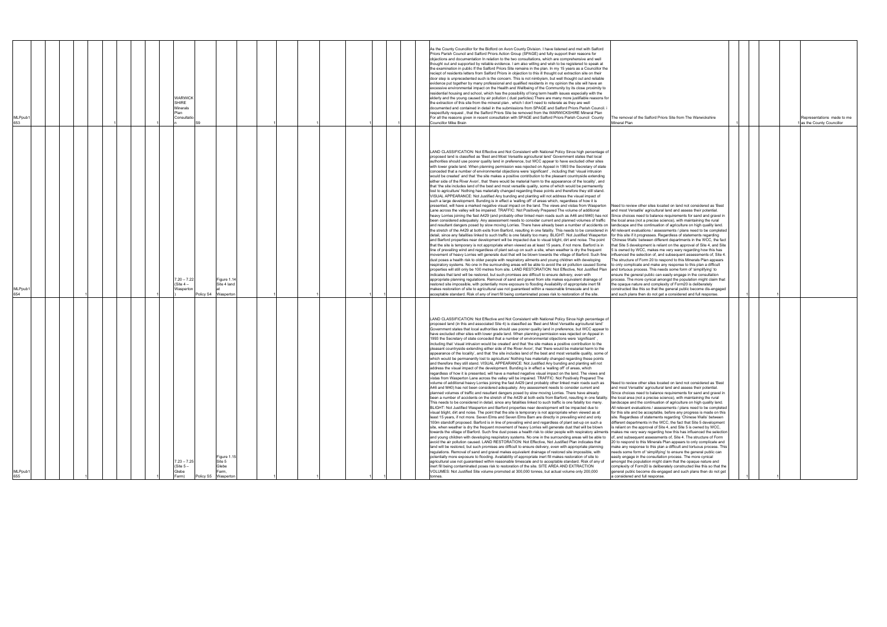| | | | | | | | | | | | | | | | | | | | | | | | | | |
|---|---|---|---|---|---|---|---|---|---|---|---|---|---|---|---|---|---|---|---|---|---|---|---|---|---|
| MLPpub1 653 | | | | 1 | | | 1 | WARWICKSHIRE Minerals Plan Consultation | S9 | | | 1 | | 1 | | 1 | | 1 | As the County Councillor for the Bidford on Avon County Division. I have listened and met with Salford Priors Parish Council and Salford Priors Action Group (SPAGE) and fully support their reasons for objections and documentation In relation to the two consultations, which are comprehensive and well thought out and supported by reliable evidence. I am also willing and wish to be registered to speak at the examination in public If the Salford Priors Site remains in the plan. In my 15 years as a Councillor the reciept of residents letters from Salford Priors in objection to this ill thought out extraction site on their door step is unprecedented such is the concern. This is not nimbyism, but well thought out and reliable evidence put together by many professional and qualified residents in my opinion the site will have an excessive environmental impact on the Health and Wellbeing of the Community by its close proximity to residential housing and school, which has the possibility of long term health issues especially with the elderly and the young caused by air pollution ( dust particles) There are many more justifiable reasons for the extraction of this site from the mineral plan , which I don't need to reiterate as they are well documented and contained in detail in the submissions from SPAGE and Salford Priors Parish Council. i respectfully request , that the Salford Priors Site be removed from the WARWICKSHIRE Mineral Plan For all the reasons given in recent consultation with SPAGE and Salford Priors Parish Council County Councillor Mike Brain | The removal of the Salford Priors Site from The Warwickshire Mineral Plan | 1 | | | 1 | Representations made to me as the County Councillor |
| MLPpub1 654 | | 1 | | | | | 1 | 7.20 – 7.22 (Site 4 – Wasperton ) | Policy S4 | Figure 1.14 Site 4 land at Wasperton | | 1 | | 1 | | 1 | 1 | | LAND CLASSIFICATION: Not Effective and Not Consistent with National Policy Since high percentage of proposed land is classified as 'Best and Most Versatile agricultural land' Government states that local authorities should use poorer quality land in preference, but WCC appear to have excluded other sites with lower grade land. When planning permission was rejected on Appeal in 1993 the Secretary of state conceded that a number of environmental objections were 'significant' , including that 'visual intrusion would be created' and that 'the site makes a positive contribution to the pleasant countryside extending either side of the River Avon', that 'there would be material harm to the appearance of the locality', and that 'the site includes land of the best and most versatile quality, some of which would be permanently lost to agriculture' Nothing has materially changed regarding these points and therefore they still stand. VISUAL APPEARANCE: Not Justified Any bunding and planting will not address the visual impact of such a large development. Bunding is in effect a 'walling off' of areas which, regardless of how it is presented, will have a marked negative visual impact on the land. The views and vistas from Wasperton Lane across the valley will be impaired. TRAFFIC: Not Positively Prepared The volume of additional heavy Lorries joining the fast A429 (and probably other linked main roads such as A46 and M40) has not been considered adequately. Any assessment needs to consider current and planned volumes of traffic and resultant dangers posed by slow moving Lorries. There have already been a number of accidents on the stretch of the A429 at both exits from Barford, resulting in one fatality. This needs to be considered in detail, since any fatalities linked to such traffic is one fatality too many. BLIGHT: Not Justified Wasperton and Barford properties near development will be impacted due to visual blight, dirt and noise. The point that the site is temporary is not appropriate when viewed as at least 15 years, if not more. Barford is in line of prevailing wind and regardless of plant set-up on such a site, when weather is dry the frequent movement of heavy Lorries will generate dust that will be blown towards the village of Barford. Such fine dust poses a health risk to older people with respiratory ailments and young children with developing respiratory systems. No one in the surrounding areas will be able to avoid the air pollution caused Some properties will still only be 100 metres from the site. LAND RESTORATION: Not Effective, Not Justified Plan indicates that land will be restored, but such promises are difficult to ensure delivery, even with appropriate planning regulations. Removal of sand and gravel from site makes equivalent drainage of restored site impossible, with potentially more exposure to flooding Availability of appropriate inert fill makes restoration of site to agricultural use not guaranteed within a reasonable timescale and to an acceptable standard. Risk of any of inert fill being contaminated poses risk to restoration of the site. | Need to review other sites located on land not considered as 'Best and most Versatile' agricultural land and assess their potential. Since choices need to balance requirements for sand and gravel in the local area (not a precise science), with maintaining the rural landscape and the continuation of agriculture on high quality land. All relevant evaluations / assessments / plans need to be completed for this site if it progresses. Regardless of statements regarding 'Chinese Walls' between different departments in the WCC, the fact that Site 5 development is reliant on the approval of Site 4, and Site 5 is owned by WCC, makes me very wary regarding how this has influenced the selection of, and subsequent assessments of, Site 4. The structure of Form 20 to respond to this Minerals Plan appears to only complicate and make any response to this plan a difficult and tortuous process. This needs some form of 'simplifying' to ensure the general public can easily engage in the consultation process. The more cynical amongst the population might claim that the opaque nature and complexity of Form20 is deliberately constructed like this so that the general public become dis-engaged and such plans then do not get a considered and full response. | | 1 | | 1 | |
| MLPpub1 655 | | 1 | | | | | 1 | 7.23 – 7.25 (Site 5 – Glebe Farm) | Policy S5 | Figure 1.15 Site 5 Glebe Farm, Wasperton | | 1 | | 1 | | 1 | 1 | | LAND CLASSIFICATION: Not Effective and Not Consistent with National Policy Since high percentage of proposed land (in this and associated Site 4) is classified as 'Best and Most Versatile agricultural land' Government states that local authorities should use poorer quality land in preference, but WCC appear to have excluded other sites with lower grade land. When planning permission was rejected on Appeal in 1993 the Secretary of state conceded that a number of environmental objections were 'significant' , including that 'visual intrusion would be created' and that 'the site makes a positive contribution to the pleasant countryside extending either side of the River Avon', that 'there would be material harm to the appearance of the locality', and that 'the site includes land of the best and most versatile quality, some of which would be permanently lost to agriculture' Nothing has materially changed regarding these points and therefore they still stand. VISUAL APPEARANCE: Not Justified Any bunding and planting will not address the visual impact of the development. Bunding is in effect a 'walling off' of areas, which regardless of how it is presented, will have a marked negative visual impact on the land. The views and vistas from Wasperton Lane across the valley will be impaired. TRAFFIC: Not Positively Prepared The volume of additional heavy Lorries joining the fast A429 (and probably other linked main roads such as A46 and M40) has not been considered adequately. Any assessment needs to consider current and planned volumes of traffic and resultant dangers posed by slow moving Lorries. There have already been a number of accidents on the stretch of the A429 at both exits from Barford, resulting in one fatality. This needs to be considered in detail, since any fatalities linked to such traffic is one fatality too many. BLIGHT: Not Justified Wasperton and Barford properties near development will be impacted due to visual blight, dirt and noise. The point that the site is temporary is not appropriate when viewed as at least 15 years, if not more. Seven Elms and Seven Elms Barn are directly in prevailing wind and only 100m standoff proposed. Barford is in line of prevailing wind and regardless of plant set-up on such a site, when weather is dry the frequent movement of heavy Lorries will generate dust that will be blown towards the village of Barford. Such fine dust poses a health risk to older people with respiratory ailments and young children with developing respiratory systems. No one in the surrounding areas will be able to avoid the air pollution caused. LAND RESTORATION: Not Effective, Not Justified Plan indicates that land will be restored, but such promises are difficult to ensure delivery, even with appropriate planning regulations. Removal of sand and gravel makes equivalent drainage of restored site impossible, with potentially more exposure to flooding. Availability of appropriate inert fill makes restoration of site to agricultural use not guaranteed within reasonable timescale and to acceptable standard. Risk of any of inert fill being contaminated poses risk to restoration of the site. SITE AREA AND EXTRACTION VOLUMES: Not Justified Site volume promoted at 300,000 tonnes, but actual volume only 200,000 tonnes. | Need to review other sites located on land not considered as 'Best and most Versatile' agricultural land and assess their potential. Since choices need to balance requirements for sand and gravel in the local area (not a precise science), with maintaining the rural landscape and the continuation of agriculture on high quality land. All relevant evaluations / assessments / plans need to be completed for this site and be acceptable, before any progress is made on this site. Regardless of statements regarding 'Chinese Walls' between different departments in the WCC, the fact that Site 5 development is reliant on the approval of Site 4, and Site 5 is owned by WCC, makes me very wary regarding how this has influenced the selection of, and subsequent assessments of, Site 4. The structure of Form 20 to respond to this Minerals Plan appears to only complicate and make any response to this plan a difficult and tortuous process. This needs some form of 'simplifying' to ensure the general public can easily engage in the consultation process. The more cynical amongst the population might claim that the opaque nature and complexity of Form20 is deliberately constructed like this so that the general public become dis-engaged and such plans then do not get a considered and full response. | | 1 | | 1 | |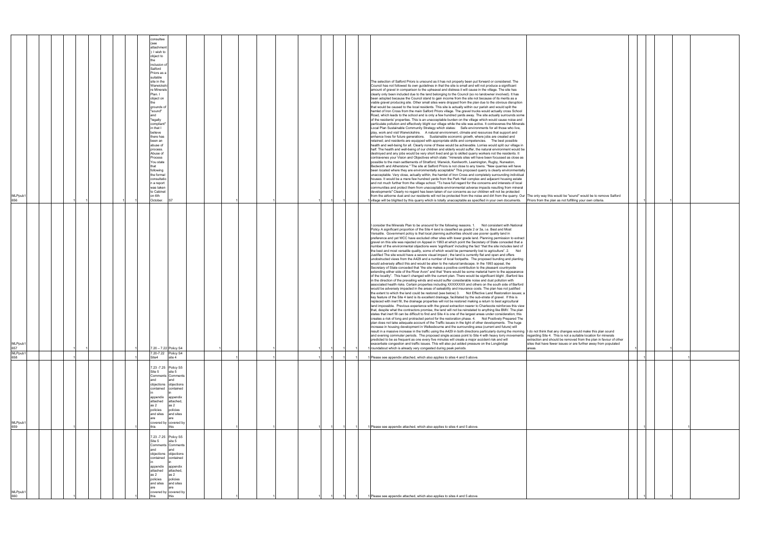| | | | | | | | | | | | | | | | | | | | |
|---|---|---|---|---|---|---|---|---|---|---|---|---|---|---|---|---|---|---|---|
| MLPpub1656 | 1 | 1 | 1 | 1 | consultee (see attachment): I wish to object to the inclusion of Salford Priors as a suitable site in the Warwickshire Minerals Plan. I object on the grounds of "sound" and "legally compliant" in that I believe there has been an abuse of process. Abuse of Process You state that following the formal consultation a report was taken to Cabinet on 6th October. | S7 | | 1 | 1 | 1 | 1 | 1 | 1 | The selection of Salford Priors is unsound as it has not properly been put forward or considered. The Council has not followed its own guidelines in that the site is small and will not produce a significant amount of gravel in comparison to the upheaval and distress it will cause in the village. The site has clearly only been included due to the land belonging to the Council (so no landowner involved). It has been adopted because the Council stand to gain income from the site not because of its merits as a viable gravel producing site. Other small sites were dropped from the plan due to the obvious disruption that would be caused to the local residents. This site is actually within our parish and would split the hamlet of Iron Cross from the main Salford Priors village. The gravel trucks would actually cross School Road, which leads to the school and is only a few hundred yards away. The site actually surrounds some of the residents' properties. This is an unacceptable burden on the village which would cause noise and particulate pollution and effectively blight our village while the site was active. It contravenes the Minerals Local Plan Sustainable Community Strategy which states: Safe environments for all those who live, play, work and visit Warwickshire. A natural environment, climate and resources that support and enhance lives for future generations. Sustainable economic growth, where jobs are created and retained; and residents are equipped with appropriate skills and competencies. The best possible health and well-being for all. Clearly none of these would be achievable. Lorries would split our village in half. The health and well-being of our children and elderly would suffer, the natural environment would be destroyed and any jobs would be very short lived and go to skilled quarry workers not the residents. It contravenes your Vision and Objectives which state: "minerals sites will have been focussed as close as possible to the main settlements of Stratford, Warwick, Kenilworth, Leamington, Rugby, Nuneaton, Bedworth and Atherstone." The site at Salford Priors is not close to any towns. "New quarries will have been located where they are environmentally acceptable" This proposed quarry is clearly environmentally unacceptable. Very close, actually within, the hamlet of Iron Cross and completely surrounding individual houses. It would be a mere few hundred yards from the Park Hall complex and adjacent housing estate and not much further from the village school. "To have full regard for the concerns and interests of local communities and protect them from unacceptable environmental adverse impacts resulting from mineral developments" Clearly no regard has been taken of our concerns as our children will not be protected from the airborne dust and our residents will not be protected from the noise and dirt from the quarry. Our village will be blighted by this quarry which is totally unacceptable as specified in your own documents. | The only way this would be "sound" would be to remove Salford Priors from the plan as not fulfilling your own criteria. | | 1 | 1 | |
| MLPpub1657 | 1 | 1 | | 1 | 7.20 – 7.22 | Policy S4 | 1 | | 1 | 1 | 1 | 1 | 1 | I consider the Minerals Plan to be unsound for the following reasons. 1. Not consistent with National Policy A significant proportion of the Site 4 land is classified as grade 2 or 3a, i.e. Best and Most Versatile. Government policy is that local planning authorities should use poorer quality land in preference and yet WCC have excluded other sites with lower grade land. Planning permission to extract gravel on this site was rejected on Appeal in 1993 at which point the Secretary of State conceded that a number of the environmental objections were 'significant' including the fact "that the site includes land of the best and most versatile quality, some of which would be permanently lost to agriculture". 2. Not Justified The site would have a severe visual impact ; the land is currently flat and open and offers unobstructed views from the A429 and a number of local footpaths. The proposed bunding and planting would adversely affect this and would be alien to the natural landscape. In the 1993 appeal, the Secretary of State conceded that "the site makes a positive contribution to the pleasant countryside extending either side of the River Avon" and that "there would be some material harm to the appearance of the locality". This hasn't changed with the current plan. There would be significant blight ; Barford lies in the direction of the prevailing winds and would suffer considerable noise and dust pollution with associated health risks. Certain properties including XXXXXXXX and others on the south side of Barford would be adversely impacted in the areas of saleability and insurance costs. The plan has not justified the extent to which the land could be restored (see below) 3. Not Effective Land Restoration issues; a key feature of the Site 4 land is its excellent drainage, facilitated by the sub-strata of gravel. If this is replaced with inert fill, the drainage properties will not be restored making a return to best agricultural land impossible. Previous experience with the gravel extraction nearer to Charlecote reinforces this view that, despite what the contractors promise, the land will not be reinstated to anything like BMV. The plan states that inert fill can be difficult to find and Site 4 is one of the largest areas under consideration; this creates a risk of long and protracted period for the restoration phase. 4. Not Positively Prepared The plan does not take adequate account of the Traffic issues in the light of other developments. The huge increase in housing development in Wellesbourne and the surrounding area (current and future) will result in a massive increase in the traffic using the A429 in both directions particularly during the morning and evening commuter periods. The proposed single access point to Site 4 with heavy lorry movements predicted to be as frequent as one every five minutes will create a major accident risk and will exacerbate congestion and traffic issues. This will also put added pressure on the Longbridge roundabout which is already very congested during peak periods. | I do not think that any changes would make this plan sound regarding Site 4. This is not a suitable location for minerals extraction and should be removed from the plan in favour of other sites that have fewer issues or are further away from populated areas. | 1 | | 1 | |
| MLPpub1658 | | 1 | | 1 | 7.20-7.22 Site4 | Policy S4 site 4 | | 1 | 1 | 1 | 1 | 1 | 1 | Please see appendix attached, which also applies to sites 4 and 5 above. | | | 1 | | 1 |
| MLPpub1659 | | 1 | | 1 | 7.23 -7.25 Site 5 Comments and objections contained in appendix attached as 2 policies and sites are covered by this | Policy S5 site 5 Comments and objections contained in appendix attached, as 2 policies and sites are covered by this | | 1 | 1 | 1 | 1 | 1 | 1 | Please see appendix attached, which also applies to sites 4 and 5 above. | | | 1 | 1 | |
| MLPpub1660 | | 1 | | 1 | 7.23 -7.25 Site 5 Comments and objections contained in appendix attached as 2 policies and sites are covered by this | Policy S5 site 5 Comments and objections contained in appendix attached, as 2 policies and sites are covered by this | | 1 | 1 | 1 | 1 | 1 | 1 | Please see appendix attached, which also applies to sites 4 and 5 above. | | | 1 | 1 | |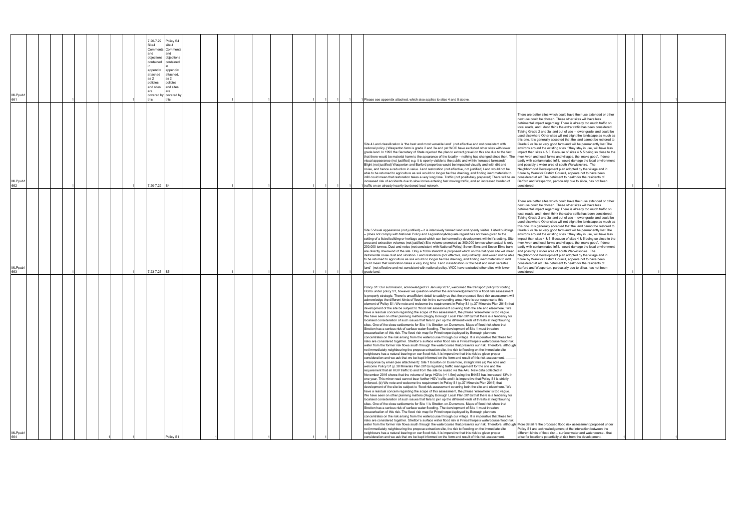| ID | | | | | | | | | | Paragraph | Policy | | | | | | | | | | | | Comment | Change | | | | | |
|---|---|---|---|---|---|---|---|---|---|---|---|---|---|---|---|---|---|---|---|---|---|---|---|---|---|---|---|---|---|
| MLPpub1 661 | | 1 | | | | | | | 1 | 7.20-7.22 Site4 Comments and objections contained in appendix attached as 2 policies and sites are covered by this | Policy S4 site 4 Comments and objections contained in appendix attached, as 2 policies and sites are covered by this | | | | 1 | | 1 | | 1 | 1 | 1 | 1 | Please see appendix attached, which also applies to sites 4 and 5 above. | | 1 | | | 1 | |
| MLPpub1 662 | | 1 | | | | | | | 1 | 7.20-7.22 | S4 | | | | 1 | | 1 | | 1 | 1 | 1 | 1 | Site 4 Land classification is 'the best and most versatile land' (not effective and not consistent with national policy.) Wasperton farm is grade 2 and 3a and yet WCC have excluded other sites with lower grade land. In 1993 the Secretary of State rejected the plan to extract gravel on this site due to the fact that there would be material harm to the appearance of the locality – nothing has changed since then. The visual appearance (not justified) e.g. it is openly visible to the public and within 'terraced farmlands' Blight (not justified) Wasperton and Barford properties would be impacted visually and with dirt and noise, and hence a reduction in value. Land restoration (not effective, not justified) Land would not be able to be returned to agriculture as soil would no longer be free draining, and finding inert materials to infill could mean that restoration takes a very long time. Traffic (not positively prepared) There will be an increased risk of accidents due to slow lorries entering fast moving traffic, and an increased burden of traffic on an already heavily burdened local network. | There are better sites which could have their use extended or other new use could be chosen. These other sites will have less detrimental impact regarding: There is already too much traffic on local roads, and I don't think the extra traffic has been considered. Taking Grade 2 and 3a land out of use – lower grade land could be used elsewhere Other sites will not blight the landscape as much as this one. It is generally accepted that the land cannot be restored to Grade 2 or 3a so very good farmland will be permanently lost The environs around the existing sites if they stay in use, will have less impact than sites 4 & 5. Because of sites 4 & 5 being so close to the river Avon and local farms and villages, the 'make good', if done badly with contaminated infill, would damage the local environment and possibly a wider area of south Warwickshire. The Neighborhood Development plan adopted by the village and in future by Warwick District Council, appears not to have been considered at all! The detriment to health for the residents of Barford and Wasperton, particularly due to silica, has not been considered. | 1 | | 1 | | |
| MLPpub1 663 | | 1 | | | | | | | 1 | 7.23-7.25 | S5 | | | | 1 | | 1 | | 1 | 1 | 1 | 1 | Site 5 Visual appearance (not justified) – it is intensively farmed land and openly visible. Listed buildings – (does not comply with National Policy and Legislation)Adequate regard has not been given to the setting of a listed building or heritage asset which can be harmed by development within it's setting. Site area and extraction volumes (not justified) Site volume promoted as 300,000 tonnes when actual is only 200,000 tonnes. Dust and noise (not consistent with National Policy) Seven Elms and Seven Elms barn are directly downwind of the site. Only a 100m standoff is proposed which on this flat open site will mean detrimental noise dust and vibration. Land restoration (not effective, not justified) Land would not be able to be returned to agriculture as soil would no longer be free draining, and finding inert materials to infill could mean that restoration takes a very long time. Land classification is 'the best and most versatile land' (not effective and not consistent with national policy. WCC have excluded other sites with lower grade land. | There are better sites which could have their use extended or other new use could be chosen. These other sites will have less detrimental impact regarding: There is already too much traffic on local roads, and I don't think the extra traffic has been considered. Taking Grade 2 and 3a land out of use – lower grade land could be used elsewhere Other sites will not blight the landscape as much as this one. It is generally accepted that the land cannot be restored to Grade 2 or 3a so very good farmland will be permanently lost The environs around the existing sites if they stay in use, will have less impact than sites 4 & 5. Because of sites 4 & 5 being so close to the river Avon and local farms and villages, the 'make good', if done badly with contaminated infill, would damage the local environment and possibly a wider area of south Warwickshire. The Neighborhood Development plan adopted by the village and in future by Warwick District Council, appears not to have been considered at all! The detriment to health for the residents of Barford and Wasperton, particularly due to silica, has not been considered. | 1 | | 1 | | |
| MLPpub1 664 | | | | | | 1 | | | 1 | | Policy S1 | | 1 | | | | 1 | | 1 | 1 | | | Policy S1: Our submission, acknowledged 27 January 2017, welcomed the transport policy for routing HGVs under policy S1, however we question whether the acknowledgement for a flood risk assessment is properly strategic. There is unsufficient detail to satisfy us that the proposed flood risk assessment will acknowledge the different kinds of flood risk in the surrounding area. Here is our response to this element of Policy S1: We note and welcome the requirement in Policy S1 (p.37 Minerals Plan 2016) that development of the site be subject to 'flood risk assessment covering both the site and elsewhere.' We have a residual concern regarding the scope of this assessment, the phrase 'elsewhere' is too vague. We have seen on other planning matters (Rugby Borough Local Plan 2016) that there is a tendency for localised consideration of such issues that fails to join up the different kinds of threats at neighbouring sites. One of the close settlements for Site 1 is Stretton-on-Dunsmore. Maps of flood risk show that Stretton has a serious risk of surface water flooding. The development of Site 1 must threaten excacerbation of this risk. The flood risk map for Princthorpe deployed by Borough planners concentrates on the risk arising from the watercourse through our village. It is imperative that these two risks are considered together. Stretton's surface water flood risk is Princethorpe's watercourse flood risk; water from the former risk flows south through the watercourse that presents our risk. Therefore, although not immediately neighbouring the propose extraction site, the risk to flooding on the immediate site neighbours has a natural bearing on our flood risk. It is imperative that this risk be given proper consideration and we ask that we be kept informed on the form and result of this risk assessment. ---------- Response by email (see attachment): Site 1 Bourton on Dunsmore, straight mile (a) We note and welcome Policy S1 (p.38 Minerals Plan 2016) regarding traffic management for the site and the requirement that all HGV traffic to and from the site be routed via the A45. New data collected in November 2016 shows that the volume of large HGVs (>11.5m) using the B4453 has increased 13% in one year. This minor road cannot bear further HGV traffic and it is imperative that Policy S1 is strictly enforced. (b) We note and welcome the requirement in Policy S1 (p.37 Minerals Plan 2016) that development of the site be subject to 'flood risk assessment covering both the site and elsewhere.' We have a residual concern regarding the scope of this assessment, the phrase 'elsewhere' is too vague. We have seen on other planning matters (Rugby Borough Local Plan 2016) that there is a tendency for localised consideration of such issues that fails to join up the different kinds of threats at neighbouring sites. One of the close settlements for Site 1 is Stretton-on-Dunsmore. Maps of flood risk show that Stretton has a serious risk of surface water flooding. The development of Site 1 must threaten excacerbation of this risk. The flood risk map for Princthorpe deployed by Borough planners concentrates on the risk arising from the watercourse through our village. It is imperative that these two risks are considered together. Stretton's surface water flood risk is Princethorpe's watercourse flood risk; water from the former risk flows south through the watercourse that presents our risk. Therefore, although not immediately neighbouring the propose extraction site, the risk to flooding on the immediate site neighbours has a natural bearing on our flood risk. It is imperative that this risk be given proper consideration and we ask that we be kept informed on the form and result of this risk assessment. | More detail re the proposed flood risk assessment proposed under Policy S1 and acknowledgement of the interaction between the different kinds of flood risk – surface water and watercourse - that arise for locations potentially at risk from the development. | 1 | | | 1 | |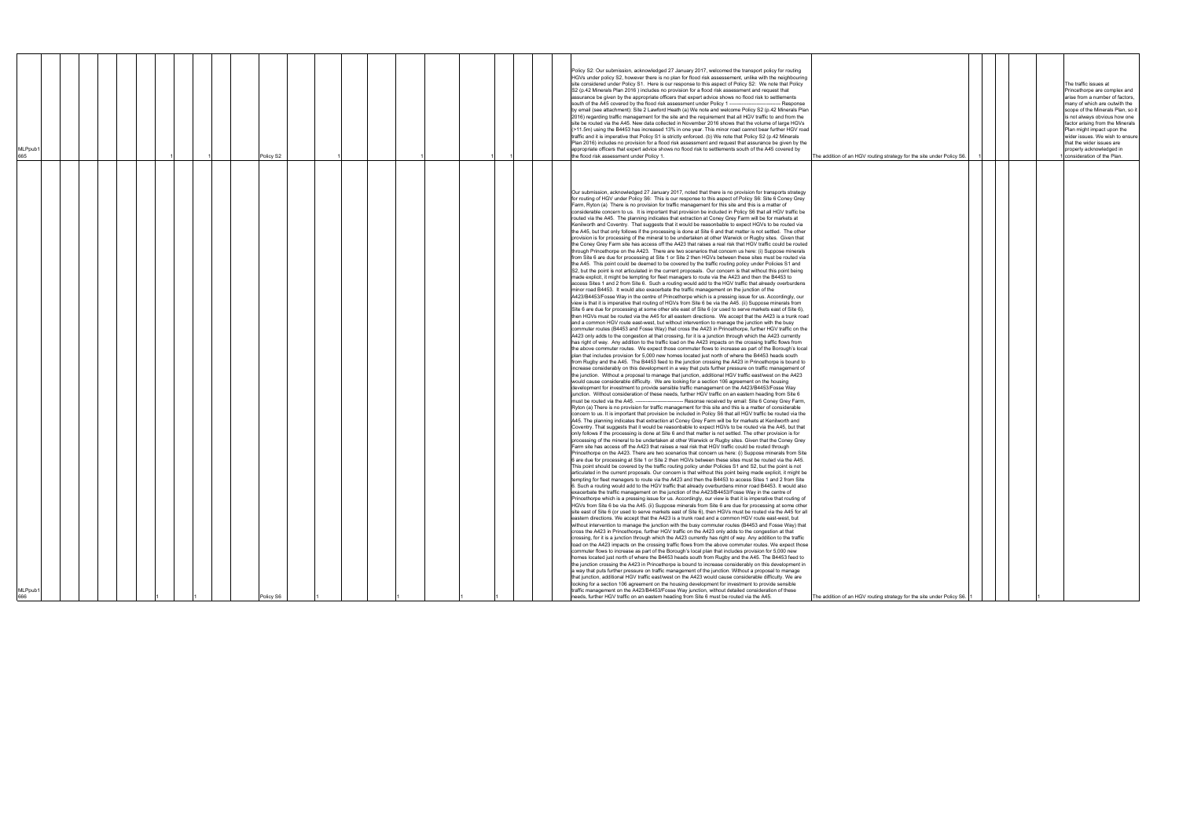| | | | | | | | | | | | | | | | | | | | | | | | | | | | | | | | | | |
|---|---|---|---|---|---|---|---|---|---|---|---|---|---|---|---|---|---|---|---|---|---|---|---|---|---|---|---|---|---|---|---|---|---|
| MLPpub1665 | | | | | | | | 1 | | 1 | | | Policy S2 | | | 1 | | | | 1 | | | | 1 | 1 | | | Policy S2: Our submission, acknowledged 27 January 2017, welcomed the transport policy for routing HGVs under policy S2, however there is no plan for flood risk asssessment, unlike with the neighbouring site considered under Policy S1. Here is our response to this aspect of Policy S2: We note that Policy S2 (p.42 Minerals Plan 2016 ) includes no provision for a flood risk assessment and request that assurance be given by the appropriate officers that expert advice shows no flood risk to settlements south of the A45 covered by the flood risk assessment under Policy 1 ------------------------------ Response by email (see attachment): Site 2 Lawford Heath (a) We note and welcome Policy S2 (p.42 Minerals Plan 2016) regarding traffic management for the site and the requirement that all HGV traffic to and from the site be routed via the A45. New data collected in November 2016 shows that the volume of large HGVs (>11.5m) using the B4453 has increased 13% in one year. This minor road cannot bear further HGV road traffic and it is imperative that Policy S1 is strictly enforced. (b) We note that Policy S2 (p.42 Minerals Plan 2016) includes no provision for a flood risk assessment and request that assurance be given by the appropriate officers that expert advice shows no flood risk to settlements south of the A45 covered by the flood risk assessment under Policy 1. | The addition of an HGV routing strategy for the site under Policy S6. | 1 | | | | | 1 | The traffic issues at Princethorpe are complex and arise from a number of factors, many of which are outwith the scope of the Minerals Plan, so it is not always obvious how one factor arising from the Minerals Plan might impact upon the wider issues. We wish to ensure that the wider issues are properly acknowledged in consideration of the Plan. |
| MLPpub1666 | | | | | | | 1 | | 1 | | | | Policy S6 | | 1 | | | | 1 | | | 1 | | 1 | | | | Our submission, acknowledged 27 January 2017, noted that there is no provision for transports strategy for routing of HGV under Policy S6: This is our response to this aspect of Policy S6: Site 6 Coney Grey Farm, Ryton (a) There is no provision for traffic management for this site and this is a matter of considerable concern to us. It is important that provision be included in Policy S6 that all HGV traffic be routed via the A45. The planning indicates that extraction at Coney Grey Farm will be for markets at Kenilworth and Coventry. That suggests that it would be reasonbable to expect HGVs to be routed via the A45, but that only follows if the processing is done at Site 6 and that matter is not settled. The other provision is for processing of the mineral to be undertaken at other Warwick or Rugby sites. Given that the Coney Grey Farm site has access off the A423 that raises a real risk that HGV traffic could be routed through Princethorpe on the A423. There are two scenarios that concern us here: (i) Suppose minerals from Site 6 are due for processing at Site 1 or Site 2 then HGVs between these sites must be routed via the A45. This point could be deemed to be covered by the traffic routing policy under Policies S1 and S2, but the point is not articulated in the current proposals. Our concern is that without this point being made explicit, it might be tempting for fleet managers to route via the A423 and then the B4453 to access Sites 1 and 2 from Site 6. Such a routing would add to the HGV traffic that already overburdens minor road B4453. It would also exacerbate the traffic management on the junction of the A423/B4453/Fosse Way in the centre of Princethorpe which is a pressing issue for us. Accordingly, our view is that it is imperative that routing of HGVs from Site 6 be via the A45. (ii) Suppose minerals from Site 6 are due for processing at some other site east of Site 6 (or used to serve markets east of Site 6), then HGVs must be routed via the A45 for all eastern directions. We accept that the A423 is a trunk road and a common HGV route east-west, but without intervention to manage the junction with the busy commuter routes (B4453 and Fosse Way) that cross the A423 in Princethorpe, further HGV traffic on the A423 only adds to the congestion at that crossing, for it is a junction through which the A423 currently has right of way. Any addition to the traffic load on the A423 impacts on the crossing traffic flows from the above commuter routes. We expect those commuter flows to increase as part of the Borough's local plan that includes provision for 5,000 new homes located just north of where the B4453 heads south from Rugby and the A45. The B4453 feed to the junction crossing the A423 in Princethorpe is bound to increase considerably on this development in a way that puts further pressure on traffic management of the junction. Without a proposal to manage that junction, additional HGV traffic east/west on the A423 would cause considerable difficulty. We are looking for a section 106 agreement on the housing development for investment to provide sensible traffic management on the A423/B4453/Fosse Way junction. Without consideration of these needs, further HGV traffic on an eastern heading from Site 6 must be routed via the A45. ------------------------- Resonse received by email: Site 6 Coney Grey Farm, Ryton (a) There is no provision for traffic management for this site and this is a matter of considerable concern to us. It is important that provision be included in Policy S6 that all HGV traffic be routed via the A45. The planning indicates that extraction at Coney Grey Farm will be for markets at Kenilworth and Coventry. That suggests that it would be reasonable to expect HGVs to be routed via the A45, but that only follows if the processing is done at Site 6 and that matter is not settled. The other provision is for processing of the mineral to be undertaken at other Warwick or Rugby sites. Given that the Coney Grey Farm site has access off the A423 that raises a real risk that HGV traffic could be routed through Princethorpe on the A423. There are two scenarios that concern us here: (i) Suppose minerals from Site 6 are due for processing at Site 1 or Site 2 then HGVs between these sites must be routed via the A45. This point should be covered by the traffic routing policy under Policies S1 and S2, but the point is not articulated in the current proposals. Our concern is that without this point being made explicit, it might be tempting for fleet managers to route via the A423 and then the B4453 to access Sites 1 and 2 from Site 6. Such a routing would add to the HGV traffic that already overburdens minor road B4453. It would also exacerbate the traffic management on the junction of the A423/B4453/Fosse Way in the centre of Princethorpe which is a pressing issue for us. Accordingly, our view is that it is imperative that routing of HGVs from Site 6 be via the A45. (ii) Suppose minerals from Site 6 are due for processing at some other site east of Site 6 (or used to serve markets east of Site 6), then HGVs must be routed via the A45 for all eastern directions. We accept that the A423 is a trunk road and a common HGV route east-west, but without intervention to manage the junction with the busy commuter routes (B4453 and Fosse Way) that cross the A423 in Princethorpe, further HGV traffic on the A423 only adds to the congestion at that crossing, for it is a junction through which the A423 currently has right of way. Any addition to the traffic load on the A423 impacts on the crossing traffic flows from the above commuter routes. We expect those commuter flows to increase as part of the Borough's local plan that includes provision for 5,000 new homes located just north of where the B4453 heads south from Rugby and the A45. The B4453 feed to the junction crossing the A423 in Princethorpe is bound to increase considerably on this development in a way that puts further pressure on traffic management of the junction. Without a proposal to manage that junction, additional HGV traffic east/west on the A423 would cause considerable difficulty. We are looking for a section 106 agreement on the housing development for investment to provide sensible traffic management on the A423/B4453/Fosse Way junction, without detailed consideration of these needs, further HGV traffic on an eastern heading from Site 6 must be routed via the A45. | The addition of an HGV routing strategy for the site under Policy S6. | 1 | | | | | 1 | |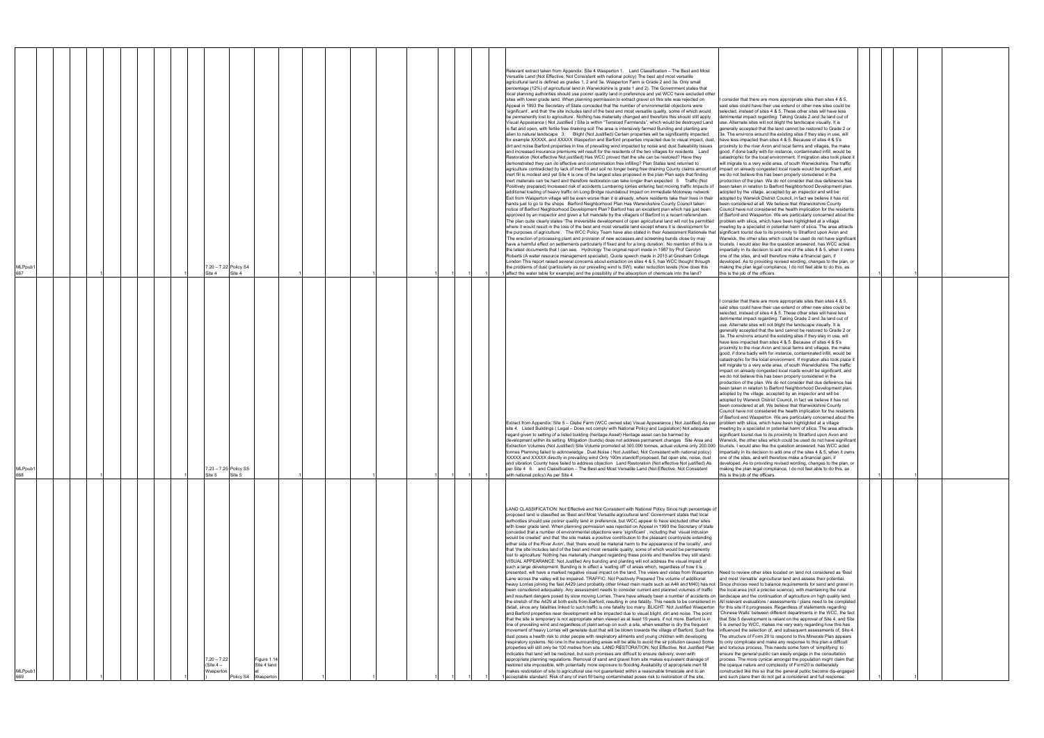| | | | | | | | | | | | | | | | | | | | | | | | | | | | |
|---|---|---|---|---|---|---|---|---|---|---|---|---|---|---|---|---|---|---|---|---|---|---|---|---|---|---|---|
| MLPpub1 667 | | | 1 | | | | | 1 | 7.20 – 7.22 Site 4 | Policy S4 Site 4 | | 1 | | 1 | | 1 | 1 | 1 | 1 | Relevant extract taken from Appendix: Site 4 Wasperton 1. Land Classification – The Best and Most Versatile Land (Not Effective, Not Consistent with national policy) The best and most versatile agricultural land is defined as grades 1, 2 and 3a. Wasperton Farm is Grade 2 and 3a. Only small percentage (12%) of agricultural land in Warwickshire is grade 1 and 2). The Government states that local planning authorities should use poorer quality land in preference and yet WCC have excluded other sites with lower grade land. When planning permission to extract gravel on this site was rejected on Appeal in 1993 the Secretary of State conceded that the number of environmental objections were 'significant', and that 'the site includes land of the best and most versatile quality, some of which would be permanently lost to agriculture'. Nothing has materially changed and therefore this should still apply Visual Appearance ( Not Justified ) Site is within "Terraced Farmlands", which would be destroyed Land is flat and open, with fertile free draining soil The area is intensively farmed Bunding and planting are alien to natural landscape 3. Blight (Not Justified) Certain properties will be significantly impacted, for example XXXXX, and XXXXX Wasperton and Barford properties impacted due to visual impact, dust, dirt and noise Barford properties in line of prevailing wind impacted by noise and dust Saleability issues and increased insurance premiums will result for the residents of the two villages for residents Land Restoration (Not effective Not justified) Has WCC proved that the site can be restored? Have they demonstrated they can do effective and contamination free infilling? Plan States land returned to agriculture contradicted by lack of inert fill and soil no longer being free draining County claims amount of inert fill is modest and yet Site 4 is one of the largest sites proposed in the plan Plan says that finding inert materials can be hard and therefore restoration can take longer than expected 5. Traffic (Not Positively prepared) Increased risk of accidents Lumbering lorries entering fast moving traffic Impacts of additional loading of heavy traffic on Long Bridge roundabout Impact on immediate Motorway network Exit from Wasperton village will be even worse than it is already, where residents take their lives in their hands just to go to the shops Barford Neighborhood Plan Has Warwickshire County Council taken notice of Barford Neighborhood Development Plan? Barford has an excellent plan which has just been approved by an inspector and given a full mandate by the villagers of Barford in a recent referendum. The plan quite clearly states 'The irreversible development of open agricultural land will not be permitted where it would result in the loss of the best and most versatile land except where it is development for the purposes of agriculture'. The WCC Policy Team have also stated in their Assessment Rationale that 'The erection of processing plant and provision of new accesses and screening bunds close by may have a harmful effect on settlements particularly if fixed and for a long duration'. No mention of this is in the latest documents that I can see. Hydrology The original report made in 1987 by Prof Carolyn Roberts (A water resource management specialist). Quote speech made in 2015 at Gresham College London This report raised several concerns about extraction on sites 4 & 5, has WCC thought through the problems of dust (particularly as our prevailing wind is SW); water reduction levels (how does this affect the water table for example) and the possibility of the absorption of chemicals into the land? | I consider that there are more appropriate sites than sites 4 & 5, said sites could have their use extend or other new sites could be selected, instead of sites 4 & 5. These other sites will have less detrimental impact regarding: Taking Grade 2 and 3a land out of use. Alternate sites will not blight the landscape visually. It is generally accepted that the land cannot be restored to Grade 2 or 3a. The environs around the existing sites if they stay in use, will have less impact than sites 4 & 5. Because of sites 4 & 5's proximity to the river Avon and local farms and villages, the make good, if done badly with for instance, contaminated infill, would be catastrophic for the local environment. If migration also took place it will migrate to a very wide area, of south Warwickshire. The traffic impact on already congested local roads would be significant, and we do not believe this has been properly considered in the production of the plan. We do not consider that due deference has been taken in relation to Barford Neighborhood Development plan, adopted by the village, accepted by an inspector and will be adopted by Warwick District Council, in fact we believe it has not been considered at all. We believe that Warwickshire County Council have not considered the health implication for the residents of Barford and Wasperton. We are particularly concerned about the problem with silica, which have been highlighted at a village meeting by a specialist in potential harm of silica. The area attracts significant tourist due to its proximity to Stratford upon Avon and Warwick, the other sites which could be used do not have significant tourists. I would also like the question answered, has WCC acted impartially in its decision to add one of the sites 4 & 5, when it owns one of the sites, and will therefore make a financial gain, if developed. As to providing revised wording, changes to the plan, or making the plan legal compliance, I do not feel able to do this, as this is the job of the officers. | | 1 | | 1 | | |
| MLPpub1 668 | | | 1 | | | | | 1 | 7.23 – 7.25 Site 5 | Policy S5 Site 5 | | 1 | | 1 | | 1 | 1 | 1 | 1 | Extract from Appendix: Site 5 – Glebe Farm (WCC owned site) Visual Appearance ( Not Justified) As per site 4. Listed Buildings ( Legal – Does not comply with National Policy and Legislation) No adequate regard given to setting of a listed building (heritage Asset) Heritage asset can be harmed by development within its setting Mitigation (bunds) does not address permanent changes Site Area and Extraction Volumes (Not Justified) Site Volume promoted at 300,000 tonnes, actual volume only 200,000 tonnes Planning failed to acknowledge Dust Noise ( Not Justified, Not Consistent with national policy) XXXXX and XXXXX directly in prevailing wind Only 100m standoff proposed, flat open site, noise, dust and vibration County have failed to address objection Land Restoration (Not effective Not justified) As per Site 4 6. and Classification – The Best and Most Versatile Land (Not Effective, Not Consistent with national policy) As per Site 4 | I consider that there are more appropriate sites than sites 4 & 5, said sites could have their use extend or other new sites could be selected, instead of sites 4 & 5. These other sites will have less detrimental impact regarding: Taking Grade 2 and 3a land out of use. Alternate sites will not blight the landscape visually. It is generally accepted that the land cannot be restored to Grade 2 or 3a. The environs around the existing sites if they stay in use, will have less impact than sites 4 & 5. Because of sites 4 & 5's proximity to the river Avon and local farms and villages, the make good, if done badly with for instance, contaminated infill, would be catastrophic for the local environment. If migration also took place it will migrate to a very wide area, of south Warwickshire. The traffic impact on already congested local roads would be significant, and we do not believe this has been properly considered in the production of the plan. We do not consider that due deference has been taken in relation to Barford Neighborhood Development plan, adopted by the village, accepted by an inspector and will be adopted by Warwick District Council, in fact we believe it has not been considered at all. We believe that Warwickshire County Council have not considered the health implication for the residents of Barford and Wasperton. We are particularly concerned about the problem with silica, which have been highlighted at a village meeting by a specialist in potential harm of silica. The area attracts significant tourist due to its proximity to Stratford upon Avon and Warwick, the other sites which could be used do not have significant tourists. I would also like the question answered, has WCC acted impartially in its decision to add one of the sites 4 & 5, when it owns one of the sites, and will therefore make a financial gain, if developed. As to providing revised wording, changes to the plan, or making the plan legal compliance, I do not feel able to do this, as this is the job of the officers. | | 1 | | 1 | | |
| MLPpub1 669 | | | 1 | | | | | 1 | 7.20 – 7.22 (Site 4 – Wasperton ) | Policy S4 | Figure 1.14 Site 4 land at Wasperton | 1 | | 1 | | 1 | 1 | 1 | 1 | LAND CLASSIFICATION: Not Effective and Not Consistent with National Policy Since high percentage of proposed land is classified as 'Best and Most Versatile agricultural land' Government states that local authorities should use poorer quality land in preference, but WCC appear to have excluded other sites with lower grade land. When planning permission was rejected on Appeal in 1993 the Secretary of state conceded that a number of environmental objections were 'significant' , including that 'visual intrusion would be created' and that 'the site makes a positive contribution to the pleasant countryside extending either side of the River Avon', that 'there would be material harm to the appearance of the locality', and that 'the site includes land of the best and most versatile quality, some of which would be permanently lost to agriculture' Nothing has materially changed regarding these points and therefore they still stand. VISUAL APPEARANCE: Not Justified Any bunding and planting will not address the visual impact of such a large development. Bunding is in effect a 'walling off' of areas which, regardless of how it is presented, will have a marked negative visual impact on the land. The views and vistas from Wasperton Lane across the valley will be impaired. TRAFFIC: Not Positively Prepared The volume of additional heavy Lorries joining the fast A429 (and probably other linked main roads such as A46 and M40) has not been considered adequately. Any assessment needs to consider current and planned volumes of traffic and resultant dangers posed by slow moving Lorries. There have already been a number of accidents on the stretch of the A429 at both exits from Barford, resulting in one fatality. This needs to be considered in detail, since any fatalities linked to such traffic is one fatality too many. BLIGHT: Not Justified Wasperton and Barford properties near development will be impacted due to visual blight, dirt and noise. The point that the site is temporary is not appropriate when viewed as at least 15 years, if not more. Barford is in line of prevailing wind and regardless of plant set-up on such a site, when weather is dry the frequent movement of heavy Lorries will generate dust that will be blown towards the village of Barford. Such fine dust poses a health risk to older people with respiratory ailments and young children with developing respiratory systems. No one in the surrounding areas will be able to avoid the air pollution caused Some properties will still only be 100 metres from site. LAND RESTORATION: Not Effective, Not Justified Plan indicates that land will be restored, but such promises are difficult to ensure delivery, even with appropriate planning regulations. Removal of sand and gravel from site makes equivalent drainage of restored site impossible, with potentially more exposure to flooding Availability of appropriate inert fill makes restoration of site to agricultural use not guaranteed within a reasonable timescale and to an acceptable standard. Risk of any inert fill being contaminated poses risk to restoration of the site. | Need to review other sites located on land not considered as 'Best and most Versatile' agricultural land and assess their potential. Since choices need to balance requirements for sand and gravel in the local area (not a precise science), with maintaining the rural landscape and the continuation of agriculture on high quality land. All relevant evaluations / assessments / plans need to be completed for this site if it progresses. Regardless of statements regarding 'Chinese Walls' between different departments in the WCC, the fact that Site 5 development is reliant on the approval of Site 4, and Site 5 is owned by WCC, makes me very wary regarding how this has influenced the selection of, and subsequent assessments of, Site 4. The structure of Form 20 to respond to this Minerals Plan appears to only complicate and make any response to this plan a difficult and tortuous process. This needs some form of 'simplifying' to ensure the general public can easily engage in the consultation process. The more cynical amongst the population might claim that the opaque nature and complexity of Form20 is deliberately constructed like this so that the general public become dis-engaged and such plans then do not get a considered and full response. | | 1 | | 1 | | |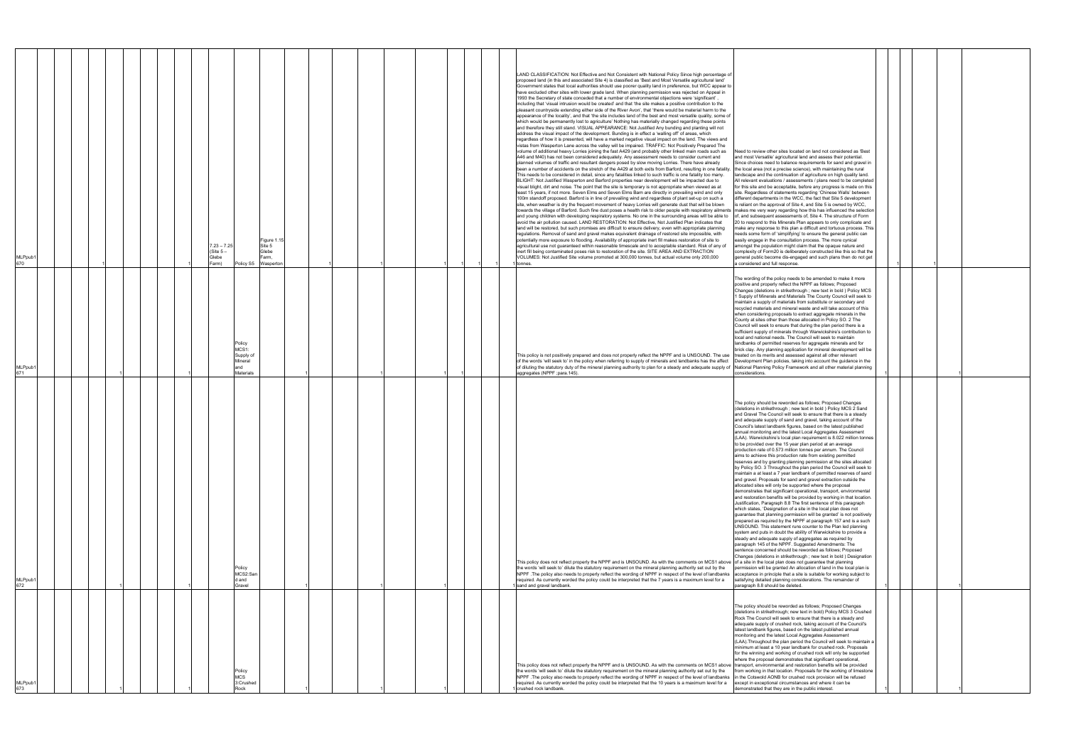| | | | | | | | | | | | | | | | | | | | | | | | | | | | | |
|---|---|---|---|---|---|---|---|---|---|---|---|---|---|---|---|---|---|---|---|---|---|---|---|---|---|---|---|---|
| MLPub1 670 | | | | 1 | | | 1 | 7.23 – 7.25 (Site 5 – Glebe Farm) | Policy S5 | Figure 1.15 Site 5 Glebe Farm, Wasperton | | 1 | | | 1 | | | 1 | 1 | 1 | 1 | LAND CLASSIFICATION: Not Effective and Not Consistent with National Policy Since high percentage of proposed land (in this and associated Site 4) is classified as 'Best and Most Versatile agricultural land' Government states that local authorities should use poorer quality land in preference, but WCC appear to have excluded other sites with lower grade land. When planning permission was rejected on Appeal in 1993 the Secretary of state conceded that a number of environmental objections were 'significant' , including that 'visual intrusion would be created' and that 'the site makes a positive contribution to the pleasant countryside extending either side of the River Avon', that 'there would be material harm to the appearance of the locality', and that 'the site includes land of the best and most versatile quality, some of which would be permanently lost to agriculture' Nothing has materially changed regarding these points and therefore they still stand. VISUAL APPEARANCE: Not Justified Any bunding and planting will not address the visual impact of the development. Bunding is in effect a 'walling off' of areas, which regardless of how it is presented, will have a marked negative visual impact on the land. The views and vistas from Wasperton Lane across the valley will be impaired. TRAFFIC: Not Positively Prepared The volume of additional heavy Lorries joining the fast A429 (and probably other linked main roads such as A46 and M40) has not been considered adequately. Any assessment needs to consider current and planned volumes of traffic and resultant dangers posed by slow moving Lorries. There have already been a number of accidents on the stretch of the A429 at both exits from Barford, resulting in one fatality. This needs to be considered in detail, since any fatalities linked to such traffic is one fatality too many. BLIGHT: Not Justified Wasperton and Barford properties near development will be impacted due to visual blight, dirt and noise. The point that the site is temporary is not appropriate when viewed as at least 15 years, if not more. Seven Elms and Seven Elms Barn are directly in prevailing wind and only 100m standoff proposed. Barford is in line of prevailing wind and regardless of plant set-up on such a site, when weather is dry the frequent movement of heavy Lorries will generate dust that will be blown towards the village of Barford. Such fine dust poses a health risk to older people with respiratory ailments and young children with developing respiratory systems. No one in the surrounding areas will be able to avoid the air pollution caused. LAND RESTORATION: Not Effective, Not Justified Plan indicates that land will be restored, but such promises are difficult to ensure delivery, even with appropriate planning regulations. Removal of sand and gravel makes equivalent drainage of restored site impossible, with potentially more exposure to flooding. Availability of appropriate inert fill makes restoration of site to agricultural use not guaranteed within reasonable timescale and to acceptable standard. Risk of any of inert fill being contaminated poses risk to restoration of the site. SITE AREA AND EXTRACTION VOLUMES: Not Justified Site volume promoted at 300,000 tonnes, but actual volume only 200,000 tonnes. | Need to review other sites located on land not considered as 'Best and most Versatile' agricultural land and assess their potential. Since choices need to balance requirements for sand and gravel in the local area (not a precise science), with maintaining the rural landscape and the continuation of agriculture on high quality land. All relevant evaluations / assessments / plans need to be completed for this site and be acceptable, before any progress is made on this site. Regardless of statements regarding 'Chinese Walls' between different departments in the WCC, the fact that Site 5 development is reliant on the approval of Site 4, and Site 5 is owned by WCC, makes me very wary regarding how this has influenced the selection of, and subsequent assessments of, Site 4. The structure of Form 20 to respond to this Minerals Plan appears to only complicate and make any response to this plan a difficult and tortuous process. This needs some form of 'simplifying' to ensure the general public can easily engage in the consultation process. The more cynical amongst the population might claim that the opaque nature and complexity of Form20 is deliberately constructed like this so that the general public become dis-engaged and such plans then do not get a considered and full response. | 1 | | 1 | | | |
| MLPub1 671 | | | | 1 | | | 1 | | Policy MCS1: Supply of Mineral and Materials | | | 1 | | | 1 | | | 1 | 1 | | | This policy is not positively prepared and does not properly reflect the NPPF and is UNSOUND. The use of the words 'will seek to' in the policy when referring to supply of minerals and landbanks has the affect of diluting the statutory duty of the mineral planning authority to plan for a steady and adequate supply of aggregates (NPPF ,para.145). | The wording of the policy needs to be amended to make it more positive and properly reflect the NPPF as follows; Proposed Changes (deletions in strikethrough ; new text in bold ) Policy MCS 1 Supply of Minerals and Materials The County Council will seek to maintain a supply of materials from substitute or secondary and recycled materials and mineral waste and will take account of this when considering proposals to extract aggregate minerals in the County at sites other than those allocated in Policy SO. 2 The Council will seek to ensure that during the plan period there is a sufficient supply of minerals through Warwickshire's contribution to local and national needs. The Council will seek to maintain landbanks of permitted reserves for aggregate minerals and for brick clay. Any planning application for mineral development will be treated on its merits and assessed against all other relevant Development Plan policies, taking into account the guidance in the National Planning Policy Framework and all other material planning considerations. | 1 | | | | 1 | |
| MLPub1 672 | | | | 1 | | | 1 | | Policy MCS2:Sand and Gravel | | | 1 | | | 1 | | | 1 | | | 1 | This policy does not reflect properly the NPPF and is UNSOUND. As with the comments on MCS1 above the words 'will seek to' dilute the statutory requirement on the mineral planning authority set out by the NPPF .The policy also needs to properly reflect the wording of NPPF in respect of the level of landbanks required. As currently worded the policy could be interpreted that the 7 years is a maximum level for a sand and gravel landbank. | The policy should be reworded as follows; Proposed Changes (deletions in strikethrough ; new text in bold ) Policy MCS 2 Sand and Gravel The Council will seek to ensure that there is a steady and adequate supply of sand and gravel, taking account of the Council's latest landbank figures, based on the latest published annual monitoring and the latest Local Aggregates Assessment (LAA). Warwickshire's local plan requirement is 8.022 million tonnes to be provided over the 15 year plan period at an average production rate of 0.573 million tonnes per annum. The Council aims to achieve this production rate from existing permitted reserves and by granting planning permission at the sites allocated by Policy SO. 3 Throughout the plan period the Council will seek to maintain a at least a 7 year landbank of permitted reserves of sand and gravel. Proposals for sand and gravel extraction outside the allocated sites will only be supported where the proposal demonstrates that significant operational, transport, environmental and restoration benefits will be provided by working in that location. Justification, Paragraph 8.8 The first sentence of this paragraph which states, 'Designation of a site in the local plan does not guarantee that planning permission will be granted' is not positively prepared as required by the NPPF at paragraph 157 and is a such UNSOUND. This statement runs counter to the Plan led planning system and puts in doubt the ability of Warwickshire to provide a steady and adequate supply of aggregates as required by paragraph 145 of the NPPF. Suggested Amendments: The sentence concerned should be reworded as follows; Proposed Changes (deletions in strikethrough ; new text in bold ) Designation of a site in the local plan does not guarantee that planning permission will be granted An allocation of land in the local plan is acceptance in principle that a site is suitable for working subject to satisfying detailed planning considerations. The remainder of paragraph 8.8 should be deleted. | 1 | | | | 1 | |
| MLPub1 673 | | | | 1 | | | 1 | | Policy MCS 3:Crushed Rock | | | 1 | | | 1 | | | 1 | | | 1 | This policy does not reflect properly the NPPF and is UNSOUND. As with the comments on MCS1 above the words 'will seek to' dilute the statutory requirement on the mineral planning authority set out by the NPPF .The policy also needs to properly reflect the wording of NPPF in respect of the level of landbanks required. As currently worded the policy could be interpreted that the 10 years is a maximum level for a crushed rock landbank. | The policy should be reworded as follows; Proposed Changes (deletions in strikethrough; new text in bold) Policy MCS 3 Crushed Rock The Council will seek to ensure that there is a steady and adequate supply of crushed rock, taking account of the Council's latest landbank figures, based on the latest published annual monitoring and the latest Local Aggregates Assessment (LAA).Throughout the plan period the Council will seek to maintain a minimum at least a 10 year landbank for crushed rock. Proposals for the winning and working of crushed rock will only be supported where the proposal demonstrates that significant operational, transport, environmental and restoration benefits will be provided from working in that location. Proposals for the working of limestone in the Cotswold AONB for crushed rock provision will be refused except in exceptional circumstances and where it can be demonstrated that they are in the public interest. | 1 | | | | 1 | |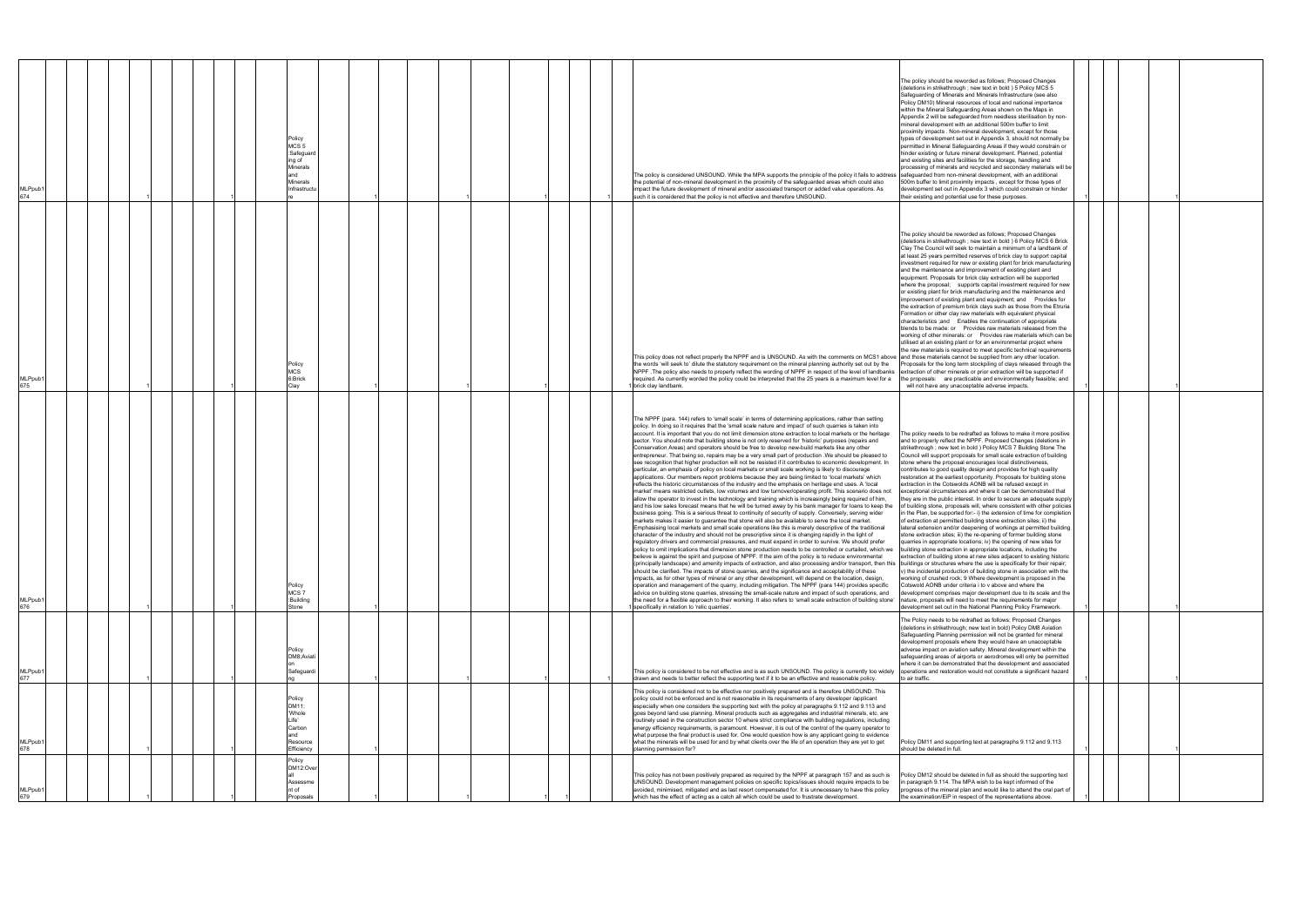| | | | | | | | | | | | | | | | | | | | | | | | |
|---|---|---|---|---|---|---|---|---|---|---|---|---|---|---|---|---|---|---|---|---|---|---|---|
| MLPpub1 674 | | | 1 | | | 1 | Policy MCS 5 :Safeguarding of Minerals and Minerals Infrastructure | | 1 | | 1 | | 1 | | | 1 | The policy is considered UNSOUND. While the MPA supports the principle of the policy it fails to address the potential of non-mineral development in the proximity of the safeguarded areas which could also impact the future development of mineral and/or associated transport or added value operations. As such it is considered that the policy is not effective and therefore UNSOUND. | The policy should be reworded as follows; Proposed Changes (deletions in strikethrough ; new text in bold ) 5 Policy MCS 5 Safeguarding of Minerals and Minerals Infrastructure (see also Policy DM10) Mineral resources of local and national importance within the Mineral Safeguarding Areas shown on the Maps in Appendix 2 will be safeguarded from needless sterilisation by non-mineral development with an additional 500m buffer to limit proximity impacts . Non-mineral development, except for those types of development set out in Appendix 3, should not normally be permitted in Mineral Safeguarding Areas if they would constrain or hinder existing or future mineral development. Planned, potential and existing sites and facilities for the storage, handling and processing of minerals and recycled and secondary materials will be safeguarded from non-mineral development, with an additional 500m buffer to limit proximity impacts , except for those types of development set out in Appendix 3 which could constrain or hinder their existing and potential use for these purposes. | | 1 | | 1 | |
| MLPpub1 675 | | | 1 | | | 1 | Policy MCS 6.Brick Clay | | 1 | | | | | | | 1 | This policy does not reflect properly the NPPF and is UNSOUND. As with the comments on MCS1 above the words 'will seek to' dilute the statutory requirement on the mineral planning authority set out by the NPPF .The policy also needs to properly reflect the wording of NPPF in respect of the level of landbanks required. As currently worded the policy could be interpreted that the 25 years is a maximum level for a brick clay landbank. | The policy should be reworded as follows; Proposed Changes (deletions in strikethrough ; new text in bold ) 6 Policy MCS 6 Brick Clay The Council will seek to maintain a minimum of a landbank of at least 25 years permitted reserves of brick clay to support capital investment required for new or existing plant for brick manufacturing and the maintenance and improvement of existing plant and equipment. Proposals for brick clay extraction will be supported where the proposal; supports capital investment required for new or existing plant for brick manufacturing and the maintenance and improvement of existing plant and equipment; and Provides for the extraction of premium brick clays such as those from the Etruria Formation or other clay raw materials with equivalent physical characteristics and Enables the continuation of appropriate blends to be made: or Provides raw materials released from the working of other minerals: or Provides raw materials which can be utilised at an existing plant or for an environmental project where the raw materials is required to meet specific technical requirements and those materials cannot be supplied from any other location. Proposals for the long term stockpiling of clays released through the extraction of other minerals or prior extraction will be supported if the proposals: are practicable and environmentally feasible; and will not have any unacceptable adverse impacts. | | 1 | | 1 | |
| MLPpub1 676 | | | 1 | | | 1 | Policy MCS 7 :Building Stone | | 1 | | | | | | | 1 | The NPPF (para. 144) refers to 'small scale' in terms of determining applications, rather than setting policy. In doing so it requires that the 'small scale nature and impact' of such quarries is taken into account. It is important that you do not limit dimension stone extraction to local markets or the heritage sector. You should note that building stone is not only reserved for 'historic' purposes (repairs and Conservation Areas) and operators should be free to develop new-build markets like any other entrepreneur. That being so, repairs may be a very small part of production. We should be pleased to see recognition that higher production will not be resisted if it contributes to economic development. In particular, an emphasis of policy on local markets or small scale working is likely to discourage applications. Our members report problems because they are being limited to 'local markets' which reflects the historic circumstances of the industry and the emphasis on heritage end uses. A 'local market' means restricted outlets, low volumes and low turnover/operating profit. This scenario does not allow the operator to invest in the technology and training which is increasingly being required of him, and his low sales forecast means that he will be turned away by his bank manager for loans to keep the business going. This is a serious threat to continuity of security of supply. Conversely, serving wider markets makes it easier to guarantee that stone will also be available to serve the local market. Emphasising local markets and small scale operations like this is merely descriptive of the traditional character of the industry and should not be prescriptive since it is changing rapidly in the light of regulatory drivers and commercial pressures, and must expand in order to survive. We should prefer policy to omit implications that dimension stone production needs to be controlled or curtailed, which we believe is against the spirit and purpose of NPPF. If the aim of the policy is to reduce environmental (principally landscape) and amenity impacts of extraction, and also processing and/or transport, then this should be clarified. The impacts of stone quarries, and the significance and acceptability of these impacts, as for other types of mineral or any other development, will depend on the location, design, operation and management of the quarry, including mitigation. The NPPF (para 144) provides specific advice on building stone quarries, stressing the small-scale nature and impact of such operations, and the need for a flexible approach to their working. It also refers to 'small scale extraction of building stone' specifically in relation to 'relic quarries'. | The policy needs to be redrafted as follows to make it more positive and to properly reflect the NPPF. Proposed Changes (deletions in strikethrough ; new text in bold ) Policy MCS 7 Building Stone The Council will support proposals for small scale extraction of building stone where the proposal encourages local distinctiveness, contributes to good quality design and provides for high quality restoration at the earliest opportunity. Proposals for building stone extraction in the Cotswolds AONB will be refused except in exceptional circumstances and where it can be demonstrated that they are in the public interest. In order to secure an adequate supply of building stone, proposals will, where consistent with other policies in the Plan, be supported for:- i) the extension of time for completion of extraction at permitted building stone extraction sites; ii) the lateral extension and/or deepening of workings at permitted building stone extraction sites; iii) the re-opening of former building stone quarries in appropriate locations; iv) the opening of new sites for building stone extraction in appropriate locations, including the extraction of building stone at new sites adjacent to existing historic buildings or structures where the use is specifically for their repair; v) the incidental production of building stone in association with the working of crushed rock; 9 Where development is proposed in the Cotswold AONB under criteria i to v above and where the development comprises major development due to its scale and the nature, proposals will need to meet the requirements for major development set out in the National Planning Policy Framework. | | 1 | | 1 | |
| MLPpub1 677 | | | 1 | | | 1 | Policy DM8;Aviation Safeguarding | | 1 | | 1 | | 1 | | | 1 | This policy is considered to be not effective and is as such UNSOUND. The policy is currently too widely drawn and needs to better reflect the supporting text if it to be an effective and reasonable policy. | The Policy needs to be redrafted as follows; Proposed Changes (deletions in strikethrough; new text in bold) Policy DM8 Aviation Safeguarding Planning permission will not be granted for mineral development proposals where they would have an unacceptable adverse impact on aviation safety. Mineral development within the safeguarding areas of airports or aerodromes will only be permitted where it can be demonstrated that the development and associated operations and restoration would not constitute a significant hazard to air traffic. | | 1 | | 1 | |
| MLPpub1 678 | | | 1 | | | 1 | Policy DM11: 'Whole Life' Carbon and Resource Efficiency | | 1 | | | | | | | | This policy is considered not to be effective nor positively prepared and is therefore UNSOUND. This policy could not be enforced and is not reasonable in its requirements of any developer /applicant especially when one considers the supporting text with the policy at paragraphs 9.112 and 9.113 and goes beyond land use planning. Mineral products such as aggregates and industrial minerals, etc. are routinely used in the construction sector 10 where strict compliance with building regulations, including energy efficiency requirements, is paramount. However, it is out of the control of the quarry operator to what purpose the final product is used for. One would question how is any applicant going to evidence what the minerals will be used for and by what clients over the life of an operation they are yet to get planning permission for? | Policy DM11 and supporting text at paragraphs 9.112 and 9.113 should be deleted in full. | | 1 | | 1 | |
| MLPpub1 679 | | | 1 | | | 1 | Policy DM12:Overall Assessment of Proposals | | 1 | | 1 | | 1 | 1 | | 1 | This policy has not been positively prepared as required by the NPPF at paragraph 157 and as such is UNSOUND. Development management policies on specific topics/issues should require impacts to be avoided, minimised, mitigated and as last resort compensated for. It is unnecessary to have this policy which has the effect of acting as a catch all which could be used to frustrate development. | Policy DM12 should be deleted in full as should the supporting text in paragraph 9.114. The MPA wish to be kept informed of the progress of the mineral plan and would like to attend the oral part of the examination/EiP in respect of the representations above. | | 1 | | 1 | |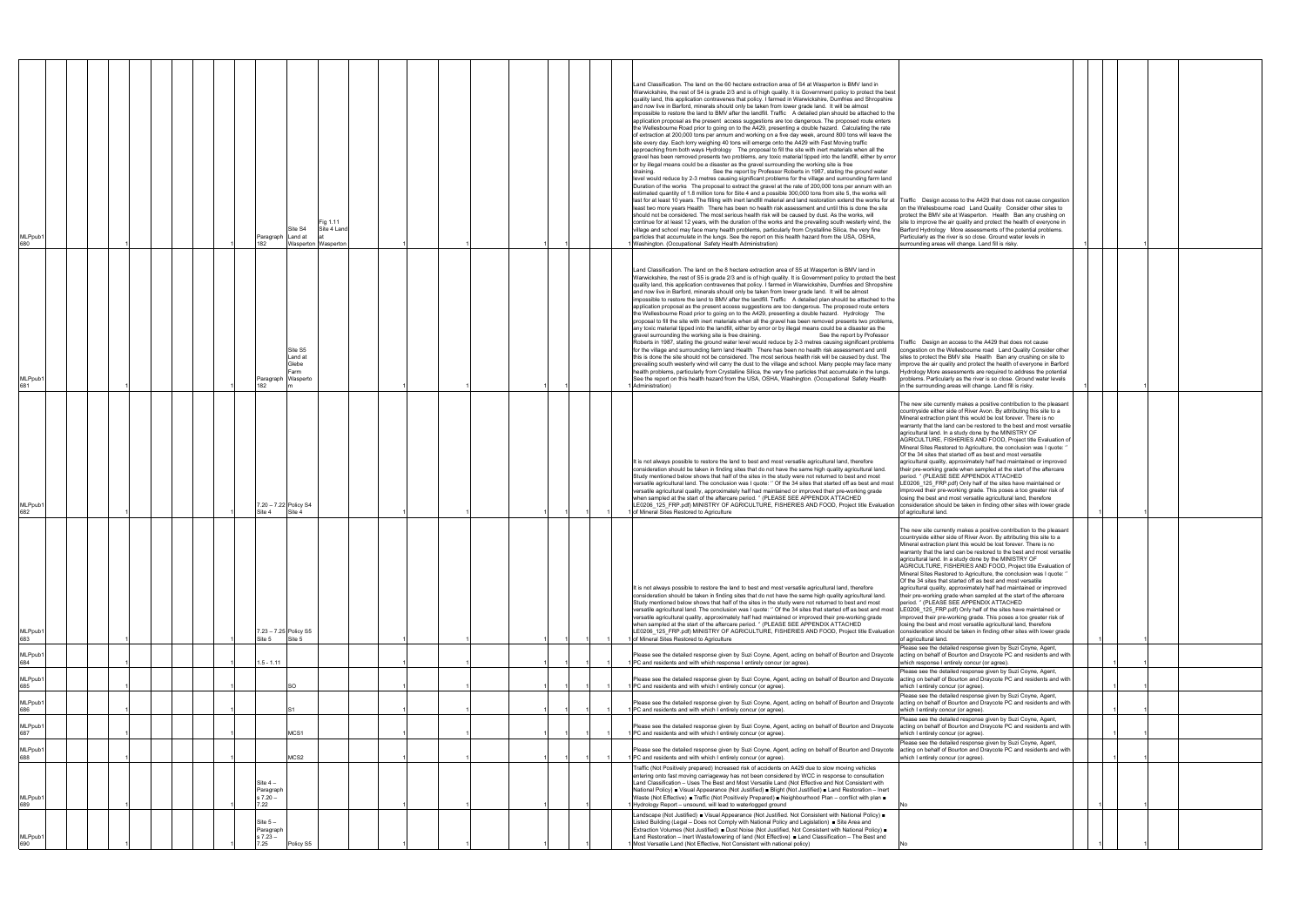| | | | | | | | | | | | | | | | | | | | | | | | | | | | | | |
|---|---|---|---|---|---|---|---|---|---|---|---|---|---|---|---|---|---|---|---|---|---|---|---|---|---|---|---|---|---|
| MLPpub1 680 | | | | 1 | | | | | 1 | Paragraph 182 | Site S4 Land at Wasperton | Fig 1.11 Site 4 Land at Wasperton | 1 | | | 1 | | 1 | 1 | | 1 | Land Classification. The land on the 60 hectare extraction area of S4 at Wasperton is BMV land in Warwickshire, the rest of S4 is grade 2/3 and is of high quality. It is Government policy to protect the best quality land, this application contravenes that policy. I farmed in Warwickshire, Dumfries and Shropshire and now live in Barford, minerals should only be taken from lower grade land. It will be almost impossible to restore the land to BMV after the landfill. Traffic A detailed plan should be attached to the application proposal as the present access suggestions are too dangerous. The proposed route enters the Wellesbourne Road prior to going on to the A429, presenting a double hazard. Calculating the rate of extraction at 200,000 tons per annum and working on a five day week, around 800 tons will leave the site every day. Each lorry weighing 40 tons will emerge onto the A429 with Fast Moving traffic approaching from both ways Hydrology The proposal to fill the site with inert materials when all the gravel has been removed presents two problems, any toxic material tipped into the landfill, either by error or by illegal means could be a disaster as the gravel surrounding the working site is free draining. See the report by Professor Roberts in 1987, stating the ground water level would reduce by 2-3 metres causing significant problems for the village and surrounding farm land Duration of the works The proposal to extract the gravel at the rate of 200,000 tons per annum with an estimated quantity of 1.8 million tons for Site 4 and a possible 300,000 tons from site 5, the works will last for at least 10 years. The filling with inert landfill material and land restoration extend the works for at least two more years Health There has been no health risk assessment and until this is done the site should not be considered. The most serious health risk will be caused by dust. As the works, will continue for at least 12 years, with the duration of the works and the prevailing south westerly wind, the village and school may face many health problems, particularly from Crystalline Silica, the very fine particles that accumulate in the lungs. See the report on this health hazard from the USA, OSHA, Washington. (Occupational Safety Health Administration) | Traffic Design access to the A429 that does not cause congestion on the Wellesbourne road Land Quality Consider other sites to protect the BMV site at Wasperton. Health Ban any crushing on site to improve the air quality and protect the health of everyone in Barford Hydrology More assessments of the potential problems. Particularly as the river is so close. Ground water levels in surrounding areas will change. Land fill is risky. | 1 | | | 1 | | |
| MLPpub1 681 | | | | 1 | | | | | 1 | Paragraph 182 | Site S5 Land at Glebe Farm Wasperton | | 1 | | | 1 | | 1 | 1 | | 1 | Land Classification. The land on the 8 hectare extraction area of S5 at Wasperton is BMV land in Warwickshire, the rest of S5 is grade 2/3 and is of high quality. It is Government policy to protect the best quality land, this application contravenes that policy. I farmed in Warwickshire, Dumfries and Shropshire and now live in Barford, minerals should only be taken from lower grade land. It will be almost impossible to restore the land to BMV after the landfill. Traffic A detailed plan should be attached to the application proposal as the present access suggestions are too dangerous. The proposed route enters the Wellesbourne Road prior to going on to the A429, presenting a double hazard. Hydrology The proposal to fill the site with inert material when all the gravel has been removed presents two problems, any toxic material tipped into the landfill, either by error or by illegal means could be a disaster as the gravel surrounding the working site is free draining. See the report by Professor Roberts in 1987, stating the ground water level would reduce by 2-3 metres causing significant problems for the village and surrounding farm land Health There has been no health risk assessment and until this is done the site should not be considered. The most serious health risk will be caused by dust. The prevailing south westerly wind will carry the dust to the village and school. Many people may face many health problems, particularly from Crystalline Silica, the very fine particles that accumulate in the lungs. See the report on this health hazard from the USA, OSHA, Washington. (Occupational Safety Health Administration) | Traffic Design an access to the A429 that does not cause congestion on the Wellesbourne road Land Quality Consider other sites to protect the BMV site Health Ban any crushing on site to improve the air quality and protect the health of everyone in Barford Hydrology More assessments are required to address the potential problems. Particularly as the river is so close. Ground water levels in the surrounding areas will change. Land fill is risky. | 1 | | | 1 | | |
| MLPpub1 682 | | | | 1 | | | | | 1 | 7.20 – 7.22 Site 4 | Policy S4 Site 4 | | 1 | | | 1 | | 1 | 1 | 1 | 1 | It is not always possible to restore the land to best and most versatile agricultural land, therefore consideration should be taken in finding sites that do not have the same high quality agricultural land. Study mentioned below shows that half of the sites in the study were not returned to best and most versatile agricultural land. The conclusion was I quote: " Of the 34 sites that started off as best and most versatile agricultural quality, approximately half had maintained or improved their pre-working grade when sampled at the start of the aftercare period. " (PLEASE SEE APPENDIX ATTACHED LE0206_125_FRP.pdf) MINISTRY OF AGRICULTURE, FISHERIES AND FOOD, Project title Evaluation of Mineral Sites Restored to Agriculture | The new site currently makes a positive contribution to the pleasant countryside either side of River Avon. By attributing this site to a Mineral extraction plant this would be lost forever. There is no warranty that the land can be restored to the best and most versatile agricultural land. In a study done by the MINISTRY OF AGRICULTURE, FISHERIES AND FOOD, Project title Evaluation of Mineral Sites Restored to Agriculture, the conclusion was I quote: " Of the 34 sites that started off as best and most versatile agricultural quality, approximately half had maintained or improved their pre-working grade when sampled at the start of the aftercare period. " (PLEASE SEE APPENDIX ATTACHED LE0206_125_FRP.pdf) Only half of the sites have maintained or improved their pre-working grade. This poses a too greater risk of losing the best and most versatile agricultural land, therefore consideration should be taken in finding other sites with lower grade of agricultural land. | 1 | | | 1 | | |
| MLPpub1 683 | | | | 1 | | | | | 1 | 7.23 – 7.25 Site 5 | Policy S5 Site 5 | | 1 | | | 1 | | 1 | 1 | 1 | 1 | It is not always possible to restore the land to best and most versatile agricultural land, therefore consideration should be taken in finding sites that do not have the same high quality agricultural land. Study mentioned below shows that half of the sites in the study were not returned to best and most versatile agricultural land. The conclusion was I quote: " Of the 34 sites that started off as best and most versatile agricultural quality, approximately half had maintained or improved their pre-working grade when sampled at the start of the aftercare period. " (PLEASE SEE APPENDIX ATTACHED LE0206_125_FRP.pdf) MINISTRY OF AGRICULTURE, FISHERIES AND FOOD, Project title Evaluation of Mineral Sites Restored to Agriculture | The new site currently makes a positive contribution to the pleasant countryside either side of River Avon. By attributing this site to a Mineral extraction plant this would be lost forever. There is no warranty that the land can be restored to the best and most versatile agricultural land. In a study done by the MINISTRY OF AGRICULTURE, FISHERIES AND FOOD, Project title Evaluation of Mineral Sites Restored to Agriculture, the conclusion was I quote: " Of the 34 sites that started off as best and most versatile agricultural quality, approximately half had maintained or improved their pre-working grade when sampled at the start of the aftercare period. " (PLEASE SEE APPENDIX ATTACHED LE0206_125_FRP.pdf) Only half of the sites have maintained or improved their pre-working grade. This poses a too greater risk of losing the best and most versatile agricultural land, therefore consideration should be taken in finding other sites with lower grade of agricultural land. | 1 | | | 1 | | |
| MLPpub1 684 | | | | 1 | | | | | 1 | 1.5 – 1.11 | | | 1 | | | 1 | | 1 | 1 | 1 | 1 | Please see the detailed response given by Suzi Coyne, Agent, acting on behalf of Bourton and Draycote PC and residents and with which response I entirely concur (or agree). | Please see the detailed response given by Suzi Coyne, Agent, acting on behalf of Bourton and Draycote PC and residents and with which response I entirely concur (or agree). | | 1 | | 1 | | |
| MLPpub1 685 | | | | 1 | | | | | 1 | | SO | | 1 | | | 1 | | 1 | 1 | 1 | 1 | Please see the detailed response given by Suzi Coyne, Agent, acting on behalf of Bourton and Draycote PC and residents and with which I entirely concur (or agree). | Please see the detailed response given by Suzi Coyne, Agent, acting on behalf of Bourton and Draycote PC and residents and with which I entirely concur (or agree). | | 1 | | 1 | | |
| MLPpub1 686 | | | | 1 | | | | | 1 | | S1 | | 1 | | | 1 | | 1 | 1 | 1 | 1 | Please see the detailed response given by Suzi Coyne, Agent, acting on behalf of Bourton and Draycote PC and residents and with which I entirely concur (or agree). | Please see the detailed response given by Suzi Coyne, Agent, acting on behalf of Bourton and Draycote PC and residents and with which I entirely concur (or agree). | | 1 | | 1 | | |
| MLPpub1 687 | | | | 1 | | | | | 1 | | MCS1 | | 1 | | | 1 | | 1 | 1 | 1 | 1 | Please see the detailed response given by Suzi Coyne, Agent, acting on behalf of Bourton and Draycote PC and residents and with which I entirely concur (or agree). | Please see the detailed response given by Suzi Coyne, Agent, acting on behalf of Bourton and Draycote PC and residents and with which I entirely concur (or agree). | | 1 | | 1 | | |
| MLPpub1 688 | | | | 1 | | | | | 1 | | MCS2 | | 1 | | | 1 | | 1 | 1 | 1 | 1 | Please see the detailed response given by Suzi Coyne, Agent, acting on behalf of Bourton and Draycote PC and residents and with which I entirely concur (or agree). | Please see the detailed response given by Suzi Coyne, Agent, acting on behalf of Bourton and Draycote PC and residents and with which I entirely concur (or agree). | | 1 | | 1 | | |
| MLPpub1 689 | | | | 1 | | | | | 1 | Site 4 – Paragraph s 7.20 – 7.22 | | | 1 | | | 1 | | 1 | 1 | | 1 | Traffic (Not Positively prepared) Increased risk of accidents on A429 due to slow moving vehicles entering onto fast moving carriageway has not been considered by WCC in response to consultation Land Classification – Uses The Best and Most Versatile Land (Not Effective and Not Consistent with National Policy) ■ Visual Appearance (Not Justified) ■ Blight (Not Justified) ■ Land Restoration – Inert Waste (Not Effective) ■ Traffic (Not Positively Prepared) ■ Neighbourhood Plan – conflict with plan ■ Hydrology Report – unsound, will lead to waterlogged ground | No | | 1 | | 1 | | |
| MLPpub1 690 | | | | 1 | | | | | 1 | Site 5 – Paragraph s 7.23 – 7.25 | Policy S5 | | 1 | | | 1 | | 1 | 1 | | 1 | Landscape (Not Justified) ■ Visual Appearance (Not Justified. Not Consistent with National Policy) ■ Listed Building (Legal – Does not Comply with National Policy and Legislation) ■ Site Area and Extraction Volumes (Not Justified) ■ Dust Noise (Not Justified, Not Consistent with National Policy) ■ Land Restoration – Inert Waste/lowering of land (Not Effective) ■ Land Classification – The Best and Most Versatile Land (Not Effective, Not Consistent with national policy) | No | | 1 | | 1 | | |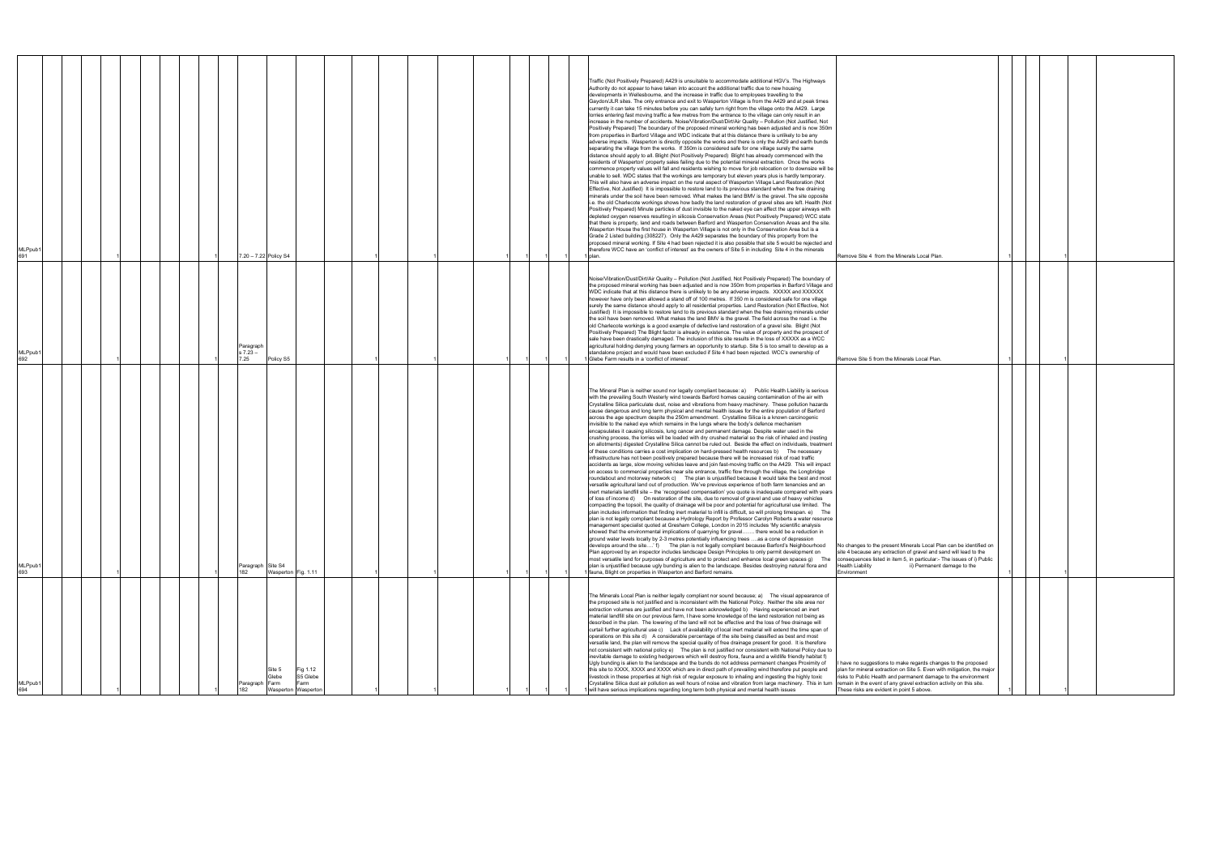| | | | | | | | | | | | | | | | | | | | | | | | | | | | | | |
|---|---|---|---|---|---|---|---|---|---|---|---|---|---|---|---|---|---|---|---|---|---|---|---|---|---|---|---|---|---|
| MLPpub1691 | | | 1 | | | | | 1 | 7.20 – 7.22 | Policy S4 | | | 1 | | 1 | | 1 | 1 | 1 | | 1 | Traffic (Not Positively Prepared) A429 is unsuitable to accommodate additional HGV's. The Highways Authority do not appear to have taken into account the additional traffic due to new housing developments in Wellesbourne, and the increase in traffic due to employees travelling to the Gaydon/JLR sites. The only entrance and exit to Wasperton Village is from the A429 and at peak times currently it can take 15 minutes before you can safely turn right from the village onto the A429. Large lorries entering fast moving traffic a few metres from the entrance to the village can only result in an increase in the number of accidents. Noise/Vibration/Dust/Dirt/Air Quality – Pollution (Not Justified, Not Positively Prepared) The boundary of the proposed mineral working has been adjusted and is now 350m from properties in Barford Village and WDC indicate that at this distance there is unlikely to be any adverse impacts. Wasperton is directly opposite the works and there is only the A429 and earth bunds separating the village from the works. If 350m is considered safe for one village surely the same distance should apply to all. Blight (Not Positively Prepared) Blight has already commenced with the residents of Wasperton' property sales falling due to the potential mineral extraction. Once the works commence property values will fall and residents wishing to move for job relocation or to downsize will be unable to sell. WDC states that the workings are temporary but eleven years plus is hardly temporary. This will also have an adverse impact on the rural aspect of Wasperton Village Land Restoration (Not Effective, Not Justified) It is impossible to restore land to its previous standard when the free draining minerals under the soil have been removed. What makes the land BMV is the gravel. The site opposite i.e. the old Charlecote workings shows how badly the land restoration of gravel sites are left. Health (Not Positively Prepared) Minute particles of dust invisible to the naked eye can affect the upper airways with depleted oxygen reserves resulting in silicosis Conservation Areas (Not Positively Prepared) WCC state that there is property, land and roads between Barford and Wasperton Conservation Areas and the site. Wasperton House the first house in Wasperton Village is not only in the Conservation Area but is a Grade 2 Listed building (308227). Only the A429 separates the boundary of this property from the proposed mineral working. If Site 4 had been rejected it is also possible that site 5 would be rejected and therefore WCC have an 'conflict of interest' as the owners of Site 5 in including Site 4 in the minerals plan. | Remove Site 4 from the Minerals Local Plan. | 1 | | | 1 | | |
| MLPpub1692 | | | 1 | | | | | 1 | Paragraphs 7.23 – 7.25 | Policy S5 | | | 1 | | 1 | | 1 | 1 | 1 | | 1 | Noise/Vibration/Dust/Dirt/Air Quality – Pollution (Not Justified, Not Positively Prepared) The boundary of the proposed mineral working has been adjusted and is now 350m from properties in Barford Village and WDC indicate that at this distance there is unlikely to be any adverse impacts. XXXXX and XXXXXX however have only been allowed a stand off of 100 metres. If 350 m is considered safe for one village surely the same distance should apply to all residential properties. Land Restoration (Not Effective, Not Justified) It is impossible to restore land to its previous standard when the free draining minerals under the soil have been removed. What makes the land BMV is the gravel. The field across the road i.e. the old Charlecote workings is a good example of defective land restoration of a gravel site. Blight (Not Positively Prepared) The Blight factor is already in existence. The value of property and the prospect of sale have been drastically damaged. The inclusion of this site results in the loss of XXXXX as a WCC agricultural holding denying young farmers an opportunity to startup. Site 5 is too small to develop as a standalone project and would have been excluded if Site 4 had been rejected. WCC's ownership of Glebe Farm results in a 'conflict of interest'. | Remove Site 5 from the Minerals Local Plan. | 1 | | | 1 | | |
| MLPpub1693 | | | 1 | | | | | 1 | Paragraph 182 | Site S4 Wasperton | Fig. 1.11 | | 1 | | 1 | | 1 | 1 | 1 | | 1 | The Mineral Plan is neither sound nor legally compliant because: a) Public Health Liability is serious with the prevailing South Westerly wind towards Barford homes causing contamination of the air with Crystalline Silica particulate dust, noise and vibrations from heavy machinery. These pollution hazards cause dangerous and long term physical and mental health issues for the entire population of Barford across the age spectrum despite the 250m amendment. Crystalline Silica is a known carcinogenic invisible to the naked eye which remains in the lungs where the body's defence mechanism encapsulates it causing silicosis, lung cancer and permanent damage. Despite water used in the crushing process, the lorries will be loaded with dry crushed material so the risk of inhaled and (resting on allotments) digested Crystalline Silica cannot be ruled out. Beside the effect on individuals, treatment of these conditions carries a cost implication on hard-pressed health resources b) The necessary infrastructure has not been positively prepared because there will be increased risk of road traffic accidents as large, slow moving vehicles leave and join fast-moving traffic on the A429. This will impact on access to commercial properties near site entrance, traffic flow through the village, the Longbridge roundabout and motorway network c) The plan is unjustified because it would take the best and most versatile agricultural land out of production. We've previous experience of both farm tenancies and an inert materials landfill site – the 'recognised compensation' you quote is inadequate compared with years of loss of income d) On restoration of the site, due to removal of gravel and use of heavy vehicles compacting the topsoil, the quality of drainage will be poor and potential for agricultural use limited. The plan includes information that finding inert material to infill is difficult, so will prolong timespan. e) The plan is not legally compliant because a Hydrology Report by Professor Carolyn Roberts a water resource management specialist quoted at Gresham College, London in 2015 includes 'My scientific analysis showed that the environmental implications of quarrying for gravel…… there would be a reduction in ground water levels locally by 2-3 metres potentially influencing trees ….as a cone of depression develops around the site….' f) The plan is not legally compliant because Barford's Neighbourhood Plan approved by an inspector includes landscape Design Principles to only permit development on most versatile land for purposes of agriculture and to protect and enhance local green spaces g) The plan is unjustified because ugly bunding is alien to the landscape. Besides destroying natural flora and fauna, Blight on properties in Wasperton and Barford remains. | No changes to the present Minerals Local Plan can be identified on site 4 because any extraction of gravel and sand will lead to the consequences listed in item 5, in particular:- The issues of i) Public Health Liability ii) Permanent damage to the Environment | 1 | | | 1 | | |
| MLPpub1694 | | | 1 | | | | | 1 | Paragraph 182 | Site 5 Glebe Farm Wasperton | Fig 1.12 S5 Glebe Farm Wasperton | | 1 | | 1 | | 1 | 1 | 1 | | 1 | The Minerals Local Plan is neither legally compliant nor sound because; a) The visual appearance of the proposed site is not justified and is inconsistent with the National Policy. Neither the site area nor extraction volumes are justified and have not been acknowledged b) Having experienced an inert material landfill site on our previous farm, I have some knowledge of the land restoration not being as described in the plan. The lowering of the land will not be effective and the loss of free drainage will curtail further agricultural use c) Lack of availability of local inert material will extend the time span of operations on this site d) A considerable percentage of the site being classified as best and most versatile land, the plan will remove the special quality of free drainage present for good. It is therefore not consistent with national policy e) The plan is not justified nor consistent with National Policy due to inevitable damage to existing hedgerows which will destroy flora, fauna and a wildlife friendly habitat f) Ugly bunding is alien to the landscape and the bunds do not address permanent changes Proximity of this site to XXXX, XXXX and XXXX which are in direct path of prevailing wind therefore put people and livestock in these properties at high risk of regular exposure to inhaling and ingesting the highly toxic Crystalline Silica dust air pollution as well hours of noise and vibration from large machinery. This in turn will have serious implications regarding long term both physical and mental health issues | I have no suggestions to make regards changes to the proposed plan for mineral extraction on Site 5. Even with mitigation, the major risks to Public Health and permanent damage to the environment remain in the event of any gravel extraction activity on this site. These risks are evident in point 5 above. | 1 | | | 1 | | |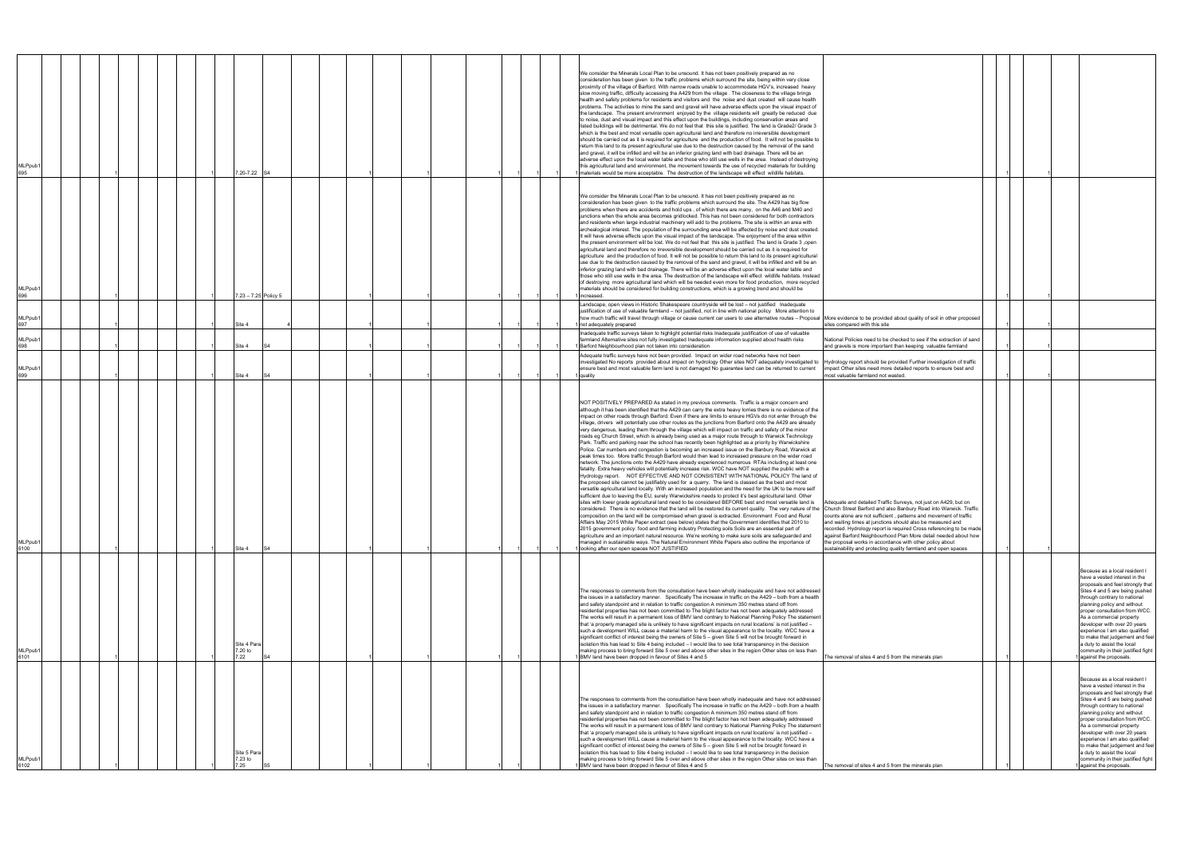| | | | | | | | | | | | | | | | | | | | | | | | | | | |
|---|---|---|---|---|---|---|---|---|---|---|---|---|---|---|---|---|---|---|---|---|---|---|---|---|---|---|
| MLPpub1 695 | | 1 | | | | | 1 | 7.20-7.22 | S4 | | 1 | | 1 | | 1 | 1 | 1 | 1 | We consider the Minerals Local Plan to be unsound. It has not been positively prepared as no consideration has been given to the traffic problems which surround the site, being within very close proximity of the village of Barford. With narrow roads unable to accommodate HGV's, increased heavy slow moving traffic, difficulty accessing the A429 from the village . The closeness to the village brings health and safety problems for residents and visitors and the noise and dust created will cause health problems. The activities to mine the sand and gravel will have adverse effects upon the visual impact of the landscape. The present environment enjoyed by the village residents will greatly be reduced due to noise, dust and visual impact and this effect upon the buildings, including conservation areas and listed buildings will be detrimental. We do not feel that this site is justified. The land is Grade2/ Grade 3 which is the best and most versatile open agricultural land and therefore no irreversible development should be carried out as it is required for agriculture and the production of food. It will not be possible to return this land to its present agricultural use due to the destruction caused by the removal of the sand and gravel, it will be infilled and will be an inferior grazing land with bad drainage. There will be an adverse effect upon the local water table and those who still use wells in the area. Instead of destroying this agricultural land and environment, the movement towards the use of recycled materials for building materials would be more acceptable. The destruction of the landscape will effect wildlife habitats. | | | 1 | 1 | | | |
| MLPpub1 696 | | 1 | | | | | 1 | 7.23 – 7.25 | Policy 5 | | 1 | | 1 | | 1 | 1 | 1 | 1 | We consider the Minerals Local Plan to be unsound. It has not been positively prepared as no consideration has been given to the traffic problems which surround the site. The A429 has big flow problems when there are accidents and hold ups , of which there are many, on the A46 and M40 and junctions when the whole area becomes gridlocked. This has not been considered for both contractors and residents when large industrial machinery will add to the problems. The site is within an area with archeological interest. The population of the surrounding area will be affected by noise and dust created. It will have adverse effects upon the visual impact of the landscape. The enjoyment of the area within the present environment will be lost. We do not feel that this site is justified. The land is Grade 3 ,open agricultural land and therefore no irreversible development should be carried out as it is required for agriculture and the production of food. It will not be possible to return this land to its present agricultural use due to the destruction caused by the removal of the sand and gravel, it will be infilled and will be an inferior grazing land with bad drainage. There will be an adverse effect upon the local water table and those who still use wells in the area. The destruction of the landscape will effect wildlife habitats. Instead of destroying more agricultural land which will be needed even more for food production, more recycled materials should be considered for building constructions, which is a growing trend and should be increased. | | | 1 | 1 | | | |
| MLPpub1 697 | | 1 | | | | | 1 | Site 4 | | 4 | 1 | | 1 | | 1 | 1 | 1 | 1 | Landscape, open views in Historic Shakespeare countryside will be lost – not justified Inadequate justification of use of valuable farmland – not justified, not in line with national policy More attention to how much traffic will travel through village or cause current car users to use alternative routes – Proposal not adequately prepared | More evidence to be provided about quality of soil in other proposed sites compared with this site | | 1 | 1 | | | |
| MLPpub1 698 | | 1 | | | | | 1 | Site 4 | S4 | | 1 | | 1 | | 1 | 1 | 1 | 1 | Inadequate traffic surveys taken to highlight potential risks Inadequate justification of use of valuable farmland Alternative sites not fully investigated Inadequate information supplied about health risks Barford Neighbourhood plan not taken into consideration | National Policies need to be checked to see if the extraction of sand and gravels is more important than keeping valuable farmland | | 1 | 1 | | | |
| MLPpub1 699 | | 1 | | | | | 1 | Site 4 | S4 | | 1 | | 1 | | 1 | 1 | 1 | 1 | Adequate traffic surveys have not been provided. Impact on wider road networks have not been investigated No reports provided about impact on hydrology Other sites NOT adequately investigated to ensure best and most valuable farm land is not damaged No guarantee land can be returned to current quality | Hydrology report should be provided Further investigation of traffic impact Other sites need more detailed reports to ensure best and most valuable farmland not wasted. | | 1 | 1 | | | |
| MLPpub1 6100 | | 1 | | | | | 1 | Site 4 | S4 | | 1 | | 1 | | 1 | 1 | 1 | 1 | NOT POSITIVELY PREPARED As stated in my previous comments. Traffic is a major concern and although it has been identified that the A429 can carry the extra heavy lorries there is no evidence of the impact on other roads through Barford. Even if there are limits to ensure HGVs do not enter through the village, drivers will potentially use other routes as the junctions from Barford onto the A429 are already very dangerous, leading them through the village which will impact on traffic and safety of the minor roads eg Church Street, which is already being used as a major route through to Warwick Technology Park. Traffic and parking near the school has recently been highlighted as a priority by Warwickshire Police. Car numbers and congestion is becoming an increased issue on the Banbury Road, Warwick at peak times too. More traffic through Barford would then lead to increased pressure on the wider road network. The junctions onto the A429 have already experienced numerous RTAs including at least one fatality. Extra heavy vehicles will potentially increase risk. WCC have NOT supplied the public with a Hydrology report. NOT EFFECTIVE AND NOT CONSISTENT WITH NATIONAL POLICY The land of the proposed site cannot be justifiably used for a quarry. The land is classed as the best and most versatile agricultural land locally. With an increased population and the need for the UK to be more self sufficient due to leaving the EU, surely Warwickshire needs to protect it's best agricultural land. Other sites with lower grade agricultural land need to be considered BEFORE best and most versatile land is considered. There is no evidence that the land will be restored its current quality. The very nature of the composition on the land will be compromised when gravel is extracted. Environment Food and Rural Affairs May 2015 White Paper extract (see below) states that the Government identifies that 2010 to 2015 government policy: food and farming industry Protecting soils Soils are an essential part of agriculture and an important natural resource. We're working to make sure soils are safeguarded and managed in sustainable ways. The Natural Environment White Papers also outline the importance of looking after our open spaces NOT JUSTIFIED | Adequate and detailed Traffic Surveys, not just on A429, but on Church Street Barford and also Banbury Road into Warwick. Traffic counts alone are not sufficient , patterns and movement of traffic and waiting times at junctions should also be measured and recorded. Hydrology report is required Cross referencing to be made against Barford Neighbourhood Plan More detail needed about how the proposal works in accordance with other policy about sustainability and protecting quality farmland and open spaces | | 1 | 1 | | | |
| MLPpub1 6101 | | 1 | | | | | 1 | Site 4 Para 7.20 to 7.22 | S4 | | 1 | | 1 | | 1 | 1 | | | The responses to comments from the consultation have been wholly inadequate and have not addressed the issues in a satisfactory manner. Specifically The increase in traffic on the A429 – both from a health and safety standpoint and in relation to traffic congestion A minimum 350 metres stand off from residential properties has not been committed to The blight factor has not been adequately addressed The works will result in a permanent loss of BMV land contrary to National Planning Policy The statement that 'a properly managed site is unlikely to have significant impacts on rural locations' is not justified – such a development WILL cause a material harm to the visual appearance to the locality. WCC have a significant conflict of interest being the owners of Site 5 – given Site 5 will not be brought forward in isolation this has lead to Site 4 being included – I would like to see total transparency in the decision making process to bring forward Site 5 over and above other sites in the region Other sites on less than BMV land have been dropped in favour of Sites 4 and 5 | The removal of sites 4 and 5 from the minerals plan | | | 1 | | | Because as a local resident I have a vested interest in the proposals and feel strongly that Sites 4 and 5 are being pushed through contrary to national planning policy and without proper consultation from WCC. As a commercial property developer with over 20 years experience I am also qualified to make that judgement and feel a duty to assist the local community in their justified fight against the proposals. |
| MLPpub1 6102 | | 1 | | | | | 1 | Site 5 Para 7.23 to 7.25 | S5 | | 1 | | 1 | | 1 | 1 | | 1 | The responses to comments from the consultation have been wholly inadequate and have not addressed the issues in a satisfactory manner. Specifically The increase in traffic on the A429 – both from a health and safety standpoint and in relation to traffic congestion A minimum 350 metres stand off from residential properties has not been committed to The blight factor has not been adequately addressed The works will result in a permanent loss of BMV land contrary to National Planning Policy The statement that 'a properly managed site is unlikely to have significant impacts on rural locations' is not justified – such a development WILL cause a material harm to the visual appearance to the locality. WCC have a significant conflict of interest being the owners of Site 5 – given Site 5 will not be brought forward in isolation this has lead to Site 4 being included – I would like to see total transparency in the decision making process to bring forward Site 5 over and above other sites in the region Other sites on less than BMV land have been dropped in favour of Sites 4 and 5 | The removal of sites 4 and 5 from the minerals plan | | | 1 | | 1 | Because as a local resident I have a vested interest in the proposals and feel strongly that Sites 4 and 5 are being pushed through contrary to national planning policy and without proper consultation from WCC. As a commercial property developer with over 20 years experience I am also qualified to make that judgement and feel a duty to assist the local community in their justified fight against the proposals. |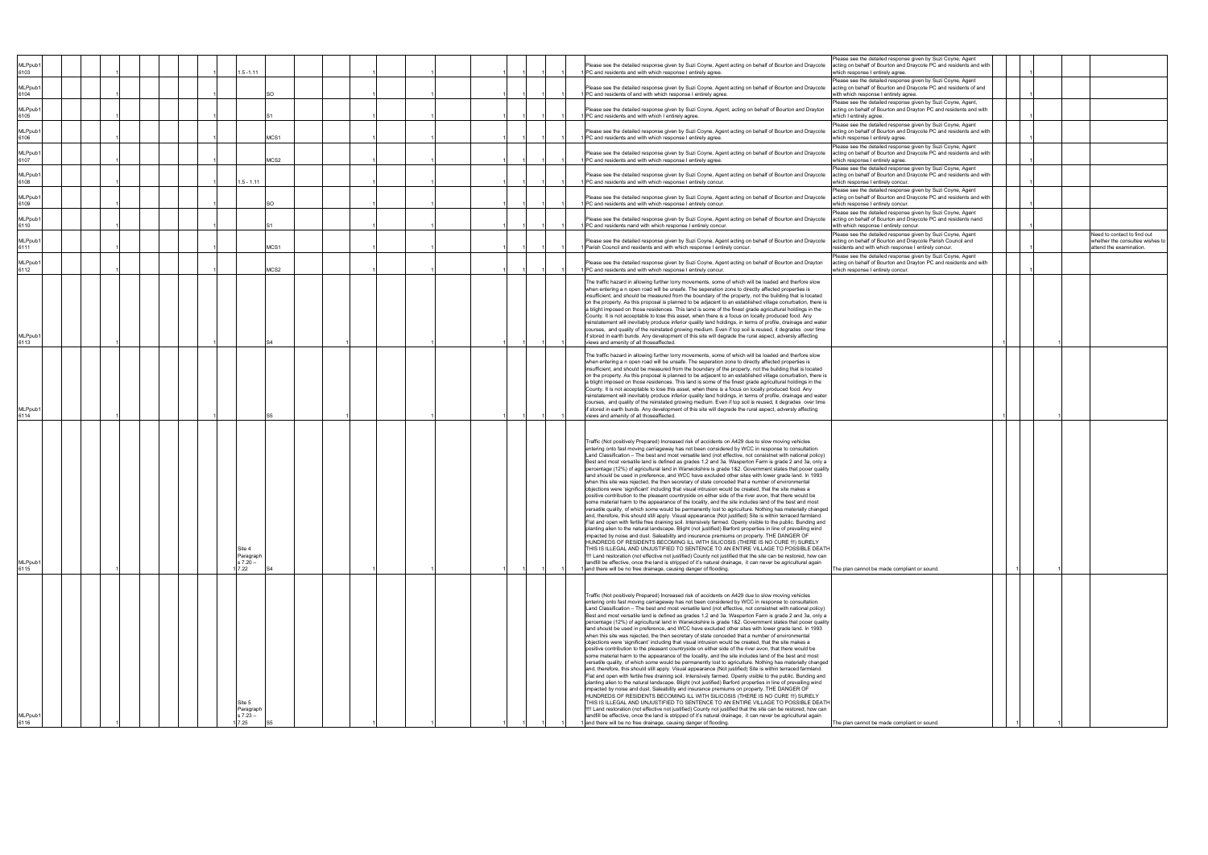| | | | | | | | | | | | | | | | | | | | | | | | | | | |
|---|---|---|---|---|---|---|---|---|---|---|---|---|---|---|---|---|---|---|---|---|---|---|---|---|---|---|
| MLPpub1 6103 | | | 1 | | | | | 1 | 1.5 -1.11 | | | 1 | | 1 | | | 1 | 1 | 1 | 1 | Please see the detailed response given by Suzi Coyne, Agent acting on behalf of Bourton and Draycote PC and residents and with which response I entirely agree. | Please see the detailed response given by Suzi Coyne, Agent acting on behalf of Bourton and Draycote PC and residents and with which response I entirely agree. | 1 | | | |
| MLPpub1 6104 | | | 1 | | | | | 1 | | SO | | 1 | | 1 | | | 1 | 1 | 1 | 1 | Please see the detailed response given by Suzi Coyne, Agent acting on behalf of Bourton and Draycote PC and residents of and with which response I entirely agree. | Please see the detailed response given by Suzi Coyne, Agent acting on behalf of Bourton and Draycote PC and residents of and with which response I entirely agree. | 1 | | | |
| MLPpub1 6105 | | | 1 | | | | | 1 | | S1 | | 1 | | 1 | | | 1 | 1 | 1 | 1 | Please see the detailed response given by Suzi Coyne, Agent, acting on behalf of Bourton and Drayton PC and residents and with which I entirely agree. | Please see the detailed response given by Suzi Coyne, Agent, acting on behalf of Bourton and Drayton PC and residents and with which I entirely agree. | 1 | | | |
| MLPpub1 6106 | | | 1 | | | | | 1 | | MCS1 | | 1 | | 1 | | | 1 | 1 | 1 | 1 | Please see the detailed response given by Suzi Coyne, Agent acting on behalf of Bourton and Draycote PC and residents and with which response I entirely agree. | Please see the detailed response given by Suzi Coyne, Agent acting on behalf of Bourton and Draycote PC and residents and with which response I entirely agree. | 1 | | | |
| MLPpub1 6107 | | | 1 | | | | | 1 | | MCS2 | | 1 | | 1 | | | 1 | 1 | 1 | 1 | Please see the detailed response given by Suzi Coyne, Agent acting on behalf of Bourton and Draycote PC and residents and with which response I entirely agree. | Please see the detailed response given by Suzi Coyne, Agent acting on behalf of Bourton and Draycote PC and residents and with which response I entirely agree. | 1 | | | |
| MLPpub1 6108 | | | 1 | | | | | 1 | 1.5 - 1.11 | | | 1 | | 1 | | | 1 | 1 | 1 | 1 | Please see the detailed response given by Suzi Coyne, Agent acting on behalf of Bourton and Draycote PC and residents and with which response I entirely concur. | Please see the detailed response given by Suzi Coyne, Agent acting on behalf of Bourton and Draycote PC and residents and with which response I entirely concur. | 1 | | | |
| MLPpub1 6109 | | | 1 | | | | | 1 | | SO | | 1 | | 1 | | | 1 | 1 | 1 | 1 | Please see the detailed response given by Suzi Coyne, Agent acting on behalf of Bourton and Draycote PC and residents and with which response I entirely concur. | Please see the detailed response given by Suzi Coyne, Agent acting on behalf of Bourton and Draycote PC and residents and with which response I entirely concur. | 1 | | | |
| MLPpub1 6110 | | | 1 | | | | | 1 | | S1 | | 1 | | 1 | | | 1 | 1 | 1 | 1 | Please see the detailed response given by Suzi Coyne, Agent acting on behalf of Bourton and Draycote PC and residents nand with which response I entirely concur. | Please see the detailed response given by Suzi Coyne, Agent acting on behalf of Bourton and Draycote PC and residents nand with which response I entirely concur. | 1 | | | |
| MLPpub1 6111 | | | 1 | | | | | 1 | | MCS1 | | 1 | | 1 | | | 1 | 1 | 1 | 1 | Please see the detailed response given by Suzi Coyne, Agent acting on behalf of Bourton and Draycote Parish Council and residents and with which response I entirely concur. | Please see the detailed response given by Suzi Coyne, Agent acting on behalf of Bourton and Draycote Parish Council and residents and with which response I entirely concur. | 1 | | | Need to contact to find out whether the consultee wishes to attend the examination. |
| MLPpub1 6112 | | | 1 | | | | | 1 | | MCS2 | | 1 | | 1 | | | 1 | 1 | 1 | 1 | Please see the detailed response given by Suzi Coyne, Agent acting on behalf of Bourton and Drayton PC and residents and with which response I entirely concur. | Please see the detailed response given by Suzi Coyne, Agent acting on behalf of Bourton and Drayton PC and residents and with which response I entirely concur. | 1 | | | |
| MLPpub1 6113 | | | 1 | | | | | 1 | | S4 | 1 | | | 1 | | | 1 | 1 | 1 | | The traffic hazard in allowing further lorry movements, some of which will be loaded and therfore slow when entering a n open road will be unsafe. The seperation zone to directly affected properties is insufficient, and should be measured from the boundary of the property, not the building that is located on the property. As this proposal is planned to be adjacent to an established village conurbation, there is a blight imposed on those residences. This land is some of the finest grade agricultural holdings in the County. It is not acceptable to lose this asset, when there is a focus on locally produced food. Any reinstatement will inevitably produce inferior quality land holdings, in terms of profile, drainage and water courses, and quality of the reinstated growing medium. Even if top soil is reused, it degrades over time if stored in earth bunds. Any development of this site will degrade the rural aspect, adversly affecting views and amenity of all thoseaffected. | | 1 | | 1 | |
| MLPpub1 6114 | | | 1 | | | | | 1 | | S5 | 1 | | | 1 | | | 1 | 1 | 1 | | The traffic hazard in allowing further lorry movements, some of which will be loaded and therfore slow when entering a n open road will be unsafe. The seperation zone to directly affected properties is insufficient, and should be measured from the boundary of the property, not the building that is located on the property. As this proposal is planned to be adjacent to an established village conurbation, there is a blight imposed on those residences. This land is some of the finest grade agricultural holdings in the County. It is not acceptable to lose this asset, when there is a focus on locally produced food. Any reinstatement will inevitably produce inferior quality land holdings, in terms of profile, drainage and water courses, and quality of the reinstated growing medium. Even if top soil is reused, it degrades over time if stored in earth bunds. Any development of this site will degrade the rural aspect, adversly affecting views and amenity of all thoseaffected. | | 1 | | 1 | |
| MLPpub1 6115 | | | 1 | | | | | 1 | Site 4 Paragraphs 7.20 – 7.22 | S4 | | 1 | | 1 | | | 1 | 1 | 1 | 1 | Traffic (Not positively Prepared) Increased risk of accidents on A429 due to slow moving vehicles entering onto fast moving carriageway has not been considered by WCC in response to consultation. Land Classification – The best and most versatile land (not effective, not consistnet with national policy) Best and most versatile land is defined as grades 1,2 and 3a. Wasperton Farm is grade 2 and 3a, only a percentage (12%) of agricultural land in Warwickshire is grade 1&2. Government states that pooer quality land should be used in preference, and WCC have excluded other sites with lower grade land. In 1993 when this site was rejected, the then secretary of state conceded that a number of environmental objections were 'significant' including that visual intrusion would be created, that the site makes a positive contribution to the pleasant countryside on either side of the river avon, that there would be some material harm to the appearance of the locality, and the site includes land of the best and most versatile quality, of which some would be permanently lost to agriculture. Nothing has materially changed and, therefore, this should still apply. Visual appearance (Not justified) Site is within terraced farmland. Flat and open with fertile free draining soil. Intensively farmed. Openly visible to the public. Bunding and planting alien to the natural landscape. Blight (not justified) Barford properties in line of prevailing wind impacted by noise and dust. Saleability and insurance premiums on property. THE DANGER OF HUNDREDS OF RESIDENTS BECOMING ILL WITH SILICOSIS (THERE IS NO CURE !!!) SURELY THIS IS ILLEGAL AND UNJUSTIFIED TO SENTENCE TO AN ENTIRE VILLAGE TO POSSIBLE DEATH !!!! Land restoration (not effective not justified) County not justified that the site can be restored, how can landfill be effective, once the land is stripped of it's natural drainage, it can never be agricultural again and there will be no free drainage, causing danger of flooding. | The plan cannot be made compliant or sound. | | 1 | 1 | |
| MLPpub1 6116 | | | 1 | | | | | 1 | Site 5 Paragraphs 7.23 – 7.25 | S5 | | 1 | | 1 | | | 1 | 1 | 1 | 1 | Traffic (Not positively Prepared) Increased risk of accidents on A429 due to slow moving vehicles entering onto fast moving carriageway has not been considered by WCC in response to consultation. Land Classification – The best and most versatile land (not effective, not consistnet with national policy) Best and most versatile land is defined as grades 1,2 and 3a. Wasperton Farm is grade 2 and 3a, only a percentage (12%) of agricultural land in Warwickshire is grade 1&2. Government states that pooer quality land should be used in preference, and WCC have excluded other sites with lower grade land. In 1993 when this site was rejected, the then secretary of state conceded that a number of environmental objections were 'significant' including that visual intrusion would be created, that the site makes a positive contribution to the pleasant countryside on either side of the river avon, that there would be some material harm to the appearance of the locality, and the site includes land of the best and most versatile quality, of which some would be permanently lost to agriculture. Nothing has materially changed and, therefore, this should still apply. Visual appearance (Not justified) Site is within terraced farmland. Flat and open with fertile free draining soil. Intensively farmed. Openly visible to the public. Bunding and planting alien to the natural landscape. Blight (not justified) Barford properties in line of prevailing wind impacted by noise and dust. Saleability and insurance premiums on property. THE DANGER OF HUNDREDS OF RESIDENTS BECOMING ILL WITH SILICOSIS (THERE IS NO CURE !!!) SURELY THIS IS ILLEGAL AND UNJUSTIFIED TO SENTENCE TO AN ENTIRE VILLAGE TO POSSIBLE DEATH !!!! Land restoration (not effective not justified) County not justified that the site can be restored, how can landfill be effective, once the land is stripped of it's natural drainage, it can never be agricultural again and there will be no free drainage, causing danger of flooding. | The plan cannot be made compliant or sound. | | 1 | 1 | |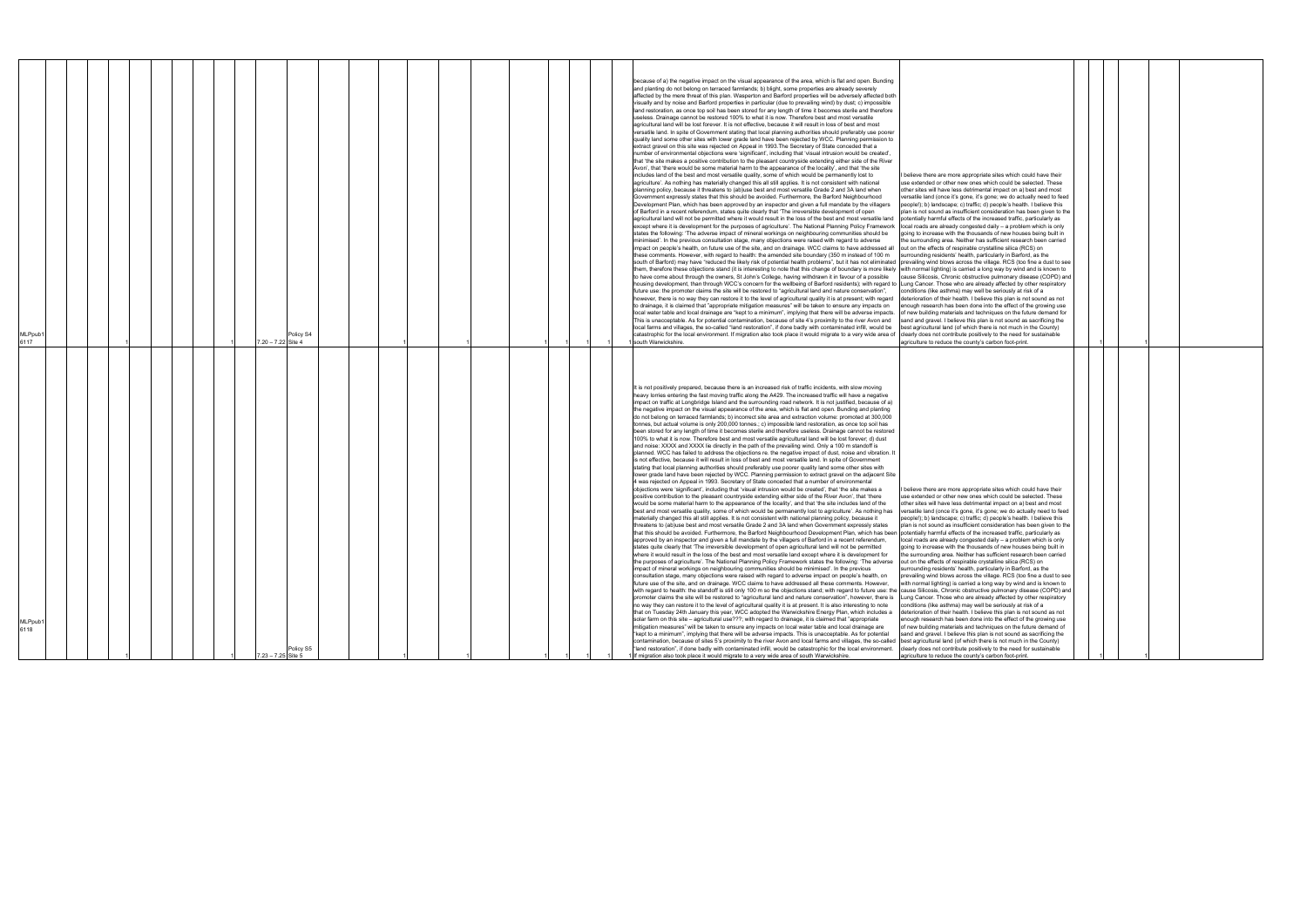| | | | | | | | | | | | | | | | | | | | | | | | | | | | | | | | | | | | |
|---|---|---|---|---|---|---|---|---|---|---|---|---|---|---|---|---|---|---|---|---|---|---|---|---|---|---|---|---|---|---|---|---|---|---|---|
| MLPpub1 6117 | 1 | | | | | | | | 1 | 7.20 – 7.22 | Policy S4 Site 4 | | 1 | | | | | 1 | | | | | | 1 | 1 | 1 | 1 | because of a) the negative impact on the visual appearance of the area, which is flat and open. Bunding and planting do not belong on terraced farmlands; b) blight, some properties are already severely affected by the mere threat of this plan. Wasperton and Barford properties will be adversely affected both visually and by noise and Barford properties in particular (due to prevailing wind) by dust; c) impossible land restoration, as once top soil has been stored for any length of time it becomes sterile and therefore useless. Drainage cannot be restored 100% to what it is now. Therefore best and most versatile agricultural land will be lost forever. It is not effective, because it will result in loss of best and most versatile land. In spite of Government stating that local planning authorities should preferably use poorer quality land some other sites with lower grade land have been rejected by WCC. Planning permission to extract gravel on this site was rejected on Appeal in 1993.The Secretary of State conceded that a number of environmental objections were 'significant', including that 'visual intrusion would be created', that 'the site makes a positive contribution to the pleasant countryside extending either side of the River Avon', that 'there would be some material harm to the appearance of the locality', and that 'the site includes land of the best and most versatile quality, some of which would be permanently lost to agriculture'. As nothing has materially changed this all still applies. It is not consistent with national planning policy, because it threatens to (ab)use best and most versatile Grade 2 and 3A land when Government expressly states that this should be avoided. Furthermore, the Barford Neighbourhood Development Plan, which has been approved by an inspector and given a full mandate by the villagers of Barford in a recent referendum, states quite clearly that 'The irreversible development of open agricultural land will not be permitted where it would result in the loss of the best and most versatile land except where it is development for the purposes of agriculture'. The National Planning Policy Framework states the following: 'The adverse impact of mineral workings on neighbouring communities should be minimised'. In the previous consultation stage, many objections were raised with regard to adverse impact on people's health, on future use of the site, and on drainage. WCC claims to have addressed all these comments. However, with regard to health: the amended site boundary (350 m instead of 100 m south of Barford) may have "reduced the likely risk of potential health problems", but it has not eliminated them, therefore these objections stand (it is interesting to note that this change of boundary is more likely to have come about through the owners, St John's College, having withdrawn it in favour of a possible housing development, than through WCC's concern for the wellbeing of Barford residents); with regard to future use: the promoter claims the site will be restored to "agricultural land and nature conservation", however, there is no way they can restore it to the level of agricultural quality it is at present; with regard to drainage, it is claimed that "appropriate mitigation measures" will be taken to ensure any impacts on local water table and local drainage are "kept to a minimum", implying that there will be adverse impacts. This is unacceptable. As for potential contamination, because of site 4's proximity to the river Avon and local farms and villages, the so-called "land restoration", if done badly with contaminated infill, would be catastrophic for the local environment. If migration also took place it would migrate to a very wide area of south Warwickshire. | I believe there are more appropriate sites which could have their use extended or other new ones which could be selected. These other sites will have less detrimental impact on a) best and most versatile land (once it's gone, it's gone; we do actually need to feed people!); b) landscape; c) traffic; d) people's health. I believe this plan is not sound as insufficient consideration has been given to the potentially harmful effects of the increased traffic, particularly as local roads are already congested daily – a problem which is only going to increase with the thousands of new houses being built in the surrounding area. Neither has sufficient research been carried out on the effects of respirable crystalline silica (RCS) on surrounding residents' health, particularly in Barford, as the prevailing wind blows across the village. RCS (too fine a dust to see with normal lighting) is carried a long way by wind and is known to cause Silicosis, Chronic obstructive pulmonary disease (COPD) and Lung Cancer. Those who are already affected by other respiratory conditions (like asthma) may well be seriously at risk of a deterioration of their health. I believe this plan is not sound as not enough research has been done into the effect of the growing use of new building materials and techniques on the future demand for sand and gravel. I believe this plan is not sound as sacrificing the best agricultural land (of which there is not much in the County) clearly does not contribute positively to the need for sustainable agriculture to reduce the county's carbon foot-print. | | 1 | | 1 | | |
| MLPpub1 6118 | 1 | | | | | | | | 1 | 7.23 – 7.25 | Policy S5 Site 5 | | 1 | | | | | 1 | | | | | | 1 | 1 | 1 | 1 | It is not positively prepared, because there is an increased risk of traffic incidents, with slow moving heavy lorries entering the fast moving traffic along the A429. The increased traffic will have a negative impact on traffic at Longbridge Island and the surrounding road network. It is not justified, because of a) the negative impact on the visual appearance of the area, which is flat and open. Bunding and planting do not belong on terraced farmlands; b) incorrect site area and extraction volume: promoted at 300,000 tonnes, but actual volume is only 200,000 tonnes.; c) impossible land restoration, as once top soil has been stored for any length of time it becomes sterile and therefore useless. Drainage cannot be restored 100% to what it is now. Therefore best and most versatile agricultural land will be lost forever; d) dust and noise: XXXX and XXXX lie directly in the path of the prevailing wind. Only a 100 m standoff is planned. WCC has failed to address the objections re. the negative impact of dust, noise and vibration. It is not effective, because it will result in loss of best and most versatile land. In spite of Government stating that local planning authorities should preferably use poorer quality land some other sites with lower grade land have been rejected by WCC. Planning permission to extract gravel on the adjacent Site 4 was rejected on Appeal in 1993. Secretary of State conceded that a number of environmental objections were 'significant', including that 'visual intrusion would be created', that 'the site makes a positive contribution to the pleasant countryside extending either side of the River Avon', that 'there would be some material harm to the appearance of the locality', and that 'the site includes land of the best and most versatile quality, some of which would be permanently lost to agriculture'. As nothing has materially changed this all still applies. It is not consistent with national planning policy, because it threatens to (ab)use best and most versatile Grade 2 and 3A land when Government expressly states that this should be avoided. Furthermore, the Barford Neighbourhood Development Plan, which has been approved by an inspector and given a full mandate by the villagers of Barford in a recent referendum, states quite clearly that 'The irreversible development of open agricultural land will not be permitted where it would result in the loss of the best and most versatile land except where it is development for the purposes of agriculture'. The National Planning Policy Framework states the following: 'The adverse impact of mineral workings on neighbouring communities should be minimised'. In the previous consultation stage, many objections were raised with regard to adverse impact on people's health, on future use of the site, and on drainage. WCC claims to have addressed all these comments. However, with regard to health: the standoff is still only 100 m so the objections stand; with regard to future use: the promoter claims the site will be restored to "agricultural land and nature conservation", however, there is no way they can restore it to the level of agricultural quality it is at present. It is also interesting to note that on Tuesday 24th January this year, WCC adopted the Warwickshire Energy Plan, which includes a solar farm on this site – agricultural use???; with regard to drainage, it is claimed that "appropriate mitigation measures" will be taken to ensure any impacts on local water table and local drainage are "kept to a minimum", implying that there will be adverse impacts. This is unacceptable. As for potential contamination, because of sites 5's proximity to the river Avon and local farms and villages, the so-called "land restoration", if done badly with contaminated infill, would be catastrophic for the local environment. If migration also took place it would migrate to a very wide area of south Warwickshire. | I believe there are more appropriate sites which could have their use extended or other new ones which could be selected. These other sites will have less detrimental impact on a) best and most versatile land (once it's gone, it's gone; we do actually need to feed people!); b) landscape; c) traffic; d) people's health. I believe this plan is not sound as insufficient consideration has been given to the potentially harmful effects of the increased traffic, particularly as local roads are already congested daily – a problem which is only going to increase with the thousands of new houses being built in the surrounding area. Neither has sufficient research been carried out on the effects of respirable crystalline silica (RCS) on surrounding residents' health, particularly in Barford, as the prevailing wind blows across the village. RCS (too fine a dust to see with normal lighting) is carried a long way by wind and is known to cause Silicosis, Chronic obstructive pulmonary disease (COPD) and Lung Cancer. Those who are already affected by other respiratory conditions (like asthma) may well be seriously at risk of a deterioration of their health. I believe this plan is not sound as not enough research has been done into the effect of the growing use of new building materials and techniques on the future demand of sand and gravel. I believe this plan is not sound as sacrificing the best agricultural land (of which there is not much in the County) clearly does not contribute positively to the need for sustainable agriculture to reduce the county's carbon foot-print. | | 1 | | 1 | | |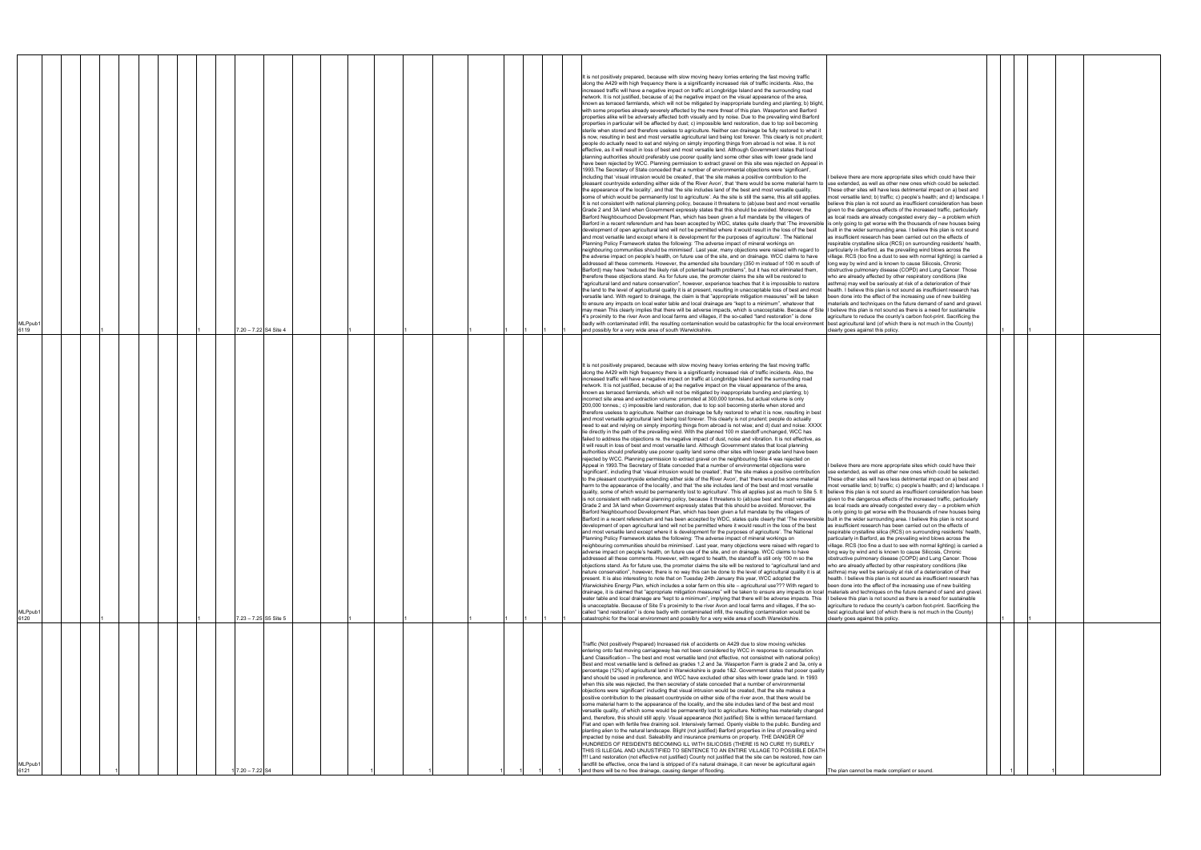| ID | | | | Paragraph | | | | | | | | | Comment | Response | | | |
|---|---|---|---|---|---|---|---|---|---|---|---|---|---|---|---|---|---|
| MLPpub1 6119 | | 1 | 1 | 7.20 – 7.22 S4 Site 4 | 1 | 1 | 1 | 1 | | 1 | 1 | | It is not positively prepared, because with slow moving heavy lorries entering the fast moving traffic along the A429 with high frequency there is a significantly increased risk of traffic incidents. Also, the increased traffic will have a negative impact on traffic at Longbridge Island and the surrounding road network. It is not justified, because of a) the negative impact on the visual appearance of the area, known as terraced farmlands, which will not be mitigated by inappropriate bunding and planting; b) blight, with some properties already severely affected by the mere threat of this plan. Wasperton and Barford properties alike will be adversely affected both visually and by noise. Due to the prevailing wind Barford properties in particular will be affected by dust; c) impossible land restoration, due to top soil becoming sterile when stored and therefore useless to agriculture. Neither can drainage be fully restored to what it is now, resulting in best and most versatile agricultural land being lost forever. This clearly is not prudent; people do actually need to eat and relying on simply importing things from abroad is not wise. It is not effective, as it will result in loss of best and most versatile land. Although Government states that local planning authorities should preferably use poorer quality land some other sites with lower grade land have been rejected by WCC. Planning permission to extract gravel on this site was rejected on Appeal in 1993.The Secretary of State conceded that a number of environmental objections were 'significant', including that 'visual intrusion would be created', that 'the site makes a positive contribution to the pleasant countryside extending either side of the River Avon', that 'there would be some material harm to the appearance of the locality', and that 'the site includes land of the best and most versatile quality, some of which would be permanently lost to agriculture'. As the site is still the same, this all still applies. It is not consistent with national planning policy, because it threatens to (ab)use best and most versatile Grade 2 and 3A land when Government expressly states that this should be avoided. Moreover, the Barford Neighbourhood Development Plan, which has been given a full mandate by the villagers of Barford in a recent referendum and has been accepted by WDC, states quite clearly that 'The irreversible development of open agricultural land will not be permitted where it would result in the loss of the best and most versatile land except where it is development for the purposes of agriculture'. The National Planning Policy Framework states the following: 'The adverse impact of mineral workings on neighbouring communities should be minimised'. Last year, many objections were raised with regard to the adverse impact on people's health, on future use of the site, and on drainage. WCC claims to have addressed all these comments. However, the amended site boundary (350 m instead of 100 m south of Barford) may have "reduced the likely risk of potential health problems", but it has not eliminated them, therefore these objections stand. As for future use, the promoter claims the site will be restored to "agricultural land and nature conservation", however, experience teaches that it is impossible to restore the land to the level of agricultural quality it is at present, resulting in unacceptable loss of best and most versatile land. With regard to drainage, the claim is that "appropriate mitigation measures" will be taken to ensure any impacts on local water table and local drainage are "kept to a minimum", whatever that may mean This clearly implies that there will be adverse impacts, which is unacceptable. Because of Site 4's proximity to the river Avon and local farms and villages, if the so-called "land restoration" is done badly with contaminated infill, the resulting contamination would be catastrophic for the local environment and possibly for a very wide area of south Warwickshire. | I believe there are more appropriate sites which could have their use extended, as well as other new ones which could be selected. These other sites will have less detrimental impact on a) best and most versatile land; b) traffic; c) people's health; and d) landscape. I believe this plan is not sound as insufficient consideration has been given to the dangerous effects of the increased traffic, particularly as local roads are already congested every day – a problem which is only going to get worse with the thousands of new houses being built in the wider surrounding area. I believe this plan is not sound as insufficient research has been carried out on the effects of respirable crystalline silica (RCS) on surrounding residents' health, particularly in Barford, as the prevailing wind blows across the village. RCS (too fine a dust to see with normal lighting) is carried a long way by wind and is known to cause Silicosis, Chronic obstructive pulmonary disease (COPD) and Lung Cancer. Those who are already affected by other respiratory conditions (like asthma) may well be seriously at risk of a deterioration of their health. I believe this plan is not sound as insufficient research has been done into the effect of the increasing use of new building materials and techniques on the future demand of sand and gravel. I believe this plan is not sound as there is a need for sustainable agriculture to reduce the county's carbon foot-print. Sacrificing the best agricultural land (of which there is not much in the County) clearly goes against this policy. | 1 | 1 | |
| MLPpub1 6120 | | 1 | 1 | 7.23 – 7.25 S5 Site 5 | 1 | 1 | 1 | 1 | | 1 | 1 | | It is not positively prepared, because with slow moving heavy lorries entering the fast moving traffic along the A429 with high frequency there is a significantly increased risk of traffic incidents. Also, the increased traffic will have a negative impact on traffic at Longbridge Island and the surrounding road network. It is not justified, because of a) the negative impact on the visual appearance of the area, known as terraced farmlands, which will not be mitigated by inappropriate bunding and planting; b) incorrect site area and extraction volume: promoted at 300,000 tonnes, but actual volume is only 200,000 tonnes.; c) impossible land restoration, due to top soil becoming sterile when stored and therefore useless to agriculture. Neither can drainage be fully restored to what it is now, resulting in best and most versatile agricultural land being lost forever. This clearly is not prudent; people do actually need to eat and relying on simply importing things from abroad is not wise; and d) dust and noise: XXXX lie directly in the path of the prevailing wind. With the planned 100 m standoff unchanged, WCC has failed to address the objections re. the negative impact of dust, noise and vibration. It is not effective, as it will result in loss of best and most versatile land. Although Government states that local planning authorities should preferably use poorer quality land some other sites with lower grade land have been rejected by WCC. Planning permission to extract gravel on the neighbouring Site 4 was rejected on Appeal in 1993.The Secretary of State conceded that a number of environmental objections were 'significant', including that 'visual intrusion would be created', that 'the site makes a positive contribution to the pleasant countryside extending either side of the River Avon', that 'there would be some material harm to the appearance of the locality', and that 'the site includes land of the best and most versatile quality, some of which would be permanently lost to agriculture'. This all applies just as much to Site 5. It is not consistent with national planning policy, because it threatens to (ab)use best and most versatile Grade 2 and 3A land when Government expressly states that this should be avoided. Moreover, the Barford Neighbourhood Development Plan, which has been given a full mandate by the villagers of Barford in a recent referendum and has been accepted by WDC, states quite clearly that 'The irreversible development of open agricultural land will not be permitted where it would result in the loss of the best and most versatile land except where it is development for the purposes of agriculture'. The National Planning Policy Framework states the following: 'The adverse impact of mineral workings on neighbouring communities should be minimised'. Last year, many objections were raised with regard to adverse impact on people's health, on future use of the site, and on drainage. WCC claims to have addressed all these comments. However, with regard to health, the standoff is still only 100 m so the objections stand. As for future use, the promoter claims the site will be restored to "agricultural land and nature conservation", however, there is no way this can be done to the level of agricultural quality it is at present. It is also interesting to note that on Tuesday 24th January this year, WCC adopted the Warwickshire Energy Plan, which includes a solar farm on this site – agricultural use??? With regard to drainage, it is claimed that "appropriate mitigation measures" will be taken to ensure any impacts on local water table and local drainage are "kept to a minimum", implying that there will be adverse impacts. This is unacceptable. Because of Site 5's proximity to the river Avon and local farms and villages, if the so-called "land restoration" is done badly with contaminated infill, the resulting contamination would be catastrophic for the local environment and possibly for a very wide area of south Warwickshire. | I believe there are more appropriate sites which could have their use extended, as well as other new ones which could be selected. These other sites will have less detrimental impact on a) best and most versatile land; b) traffic; c) people's health; and d) landscape. I believe this plan is not sound as insufficient consideration has been given to the dangerous effects of the increased traffic, particularly as local roads are already congested every day – a problem which is only going to get worse with the thousands of new houses being built in the wider surrounding area. I believe this plan is not sound as insufficient research has been carried out on the effects of respirable crystalline silica (RCS) on surrounding residents' health, particularly in Barford, as the prevailing wind blows across the village. RCS (too fine a dust to see with normal lighting) is carried a long way by wind and is known to cause Silicosis, Chronic obstructive pulmonary disease (COPD) and Lung Cancer. Those who are already affected by other respiratory conditions (like asthma) may well be seriously at risk of a deterioration of their health. I believe this plan is not sound as insufficient research has been done into the effect of the increasing use of new building materials and techniques on the future demand of sand and gravel. I believe this plan is not sound as there is a need for sustainable agriculture to reduce the county's carbon foot-print. Sacrificing the best agricultural land (of which there is not much in the County) clearly goes against this policy. | 1 | 1 | |
| MLPpub1 6121 | 1 | | 1 | 7.20 – 7.22 S4 | 1 | 1 | 1 | 1 | 1 | 1 | | 1 | Traffic (Not positively Prepared) Increased risk of accidents on A429 due to slow moving vehicles entering onto fast moving carriageway has not been considered by WCC in response to consultation. Land Classification – The best and most versatile land (not effective, not consistnet with national policy) Best and most versatile land is defined as grades 1,2 and 3a. Wasperton Farm is grade 2 and 3a, only a percentage (12%) of agricultural land in Warwickshire is grade 1&2. Government states that poorer quality land should be used in preference, and WCC have excluded other sites with lower grade land. In 1993 when this site was rejected, the then secretary of state conceded that a number of environmental objections were 'significant' including that visual intrusion would be created, that the site makes a positive contribution to the pleasant countryside on either side of the river avon, that there would be some material harm to the appearance of the locality, and the site includes land of the best and most versatile quality, of which some would be permanently lost to agriculture. Nothing has materially changed and, therefore, this should still apply. Visual appearance (Not justified) Site is within terraced farmland. Flat and open with fertile free draining soil. Intensively farmed. Openly visible to the public. Bunding and planting alien to the natural landscape. Blight (not justified) Barford properties in line of prevailing wind impacted by noise and dust. Saleability and insurance premiums on property. THE DANGER OF HUNDREDS OF RESIDENTS BECOMING ILL WITH SILICOSIS (THERE IS NO CURE !!!) SURELY THIS IS ILLEGAL AND UNJUSTIFIED TO SENTENCE TO AN ENTIRE VILLAGE TO POSSIBLE DEATH !!!! Land restoration (not effective not justified) County not justified that the site can be restored, how can landfill be effective, once the land is stripped of it's natural drainage, it can never be agricultural again and there will be no free drainage, causing danger of flooding. | The plan cannot be made compliant or sound. | 1 | | 1 |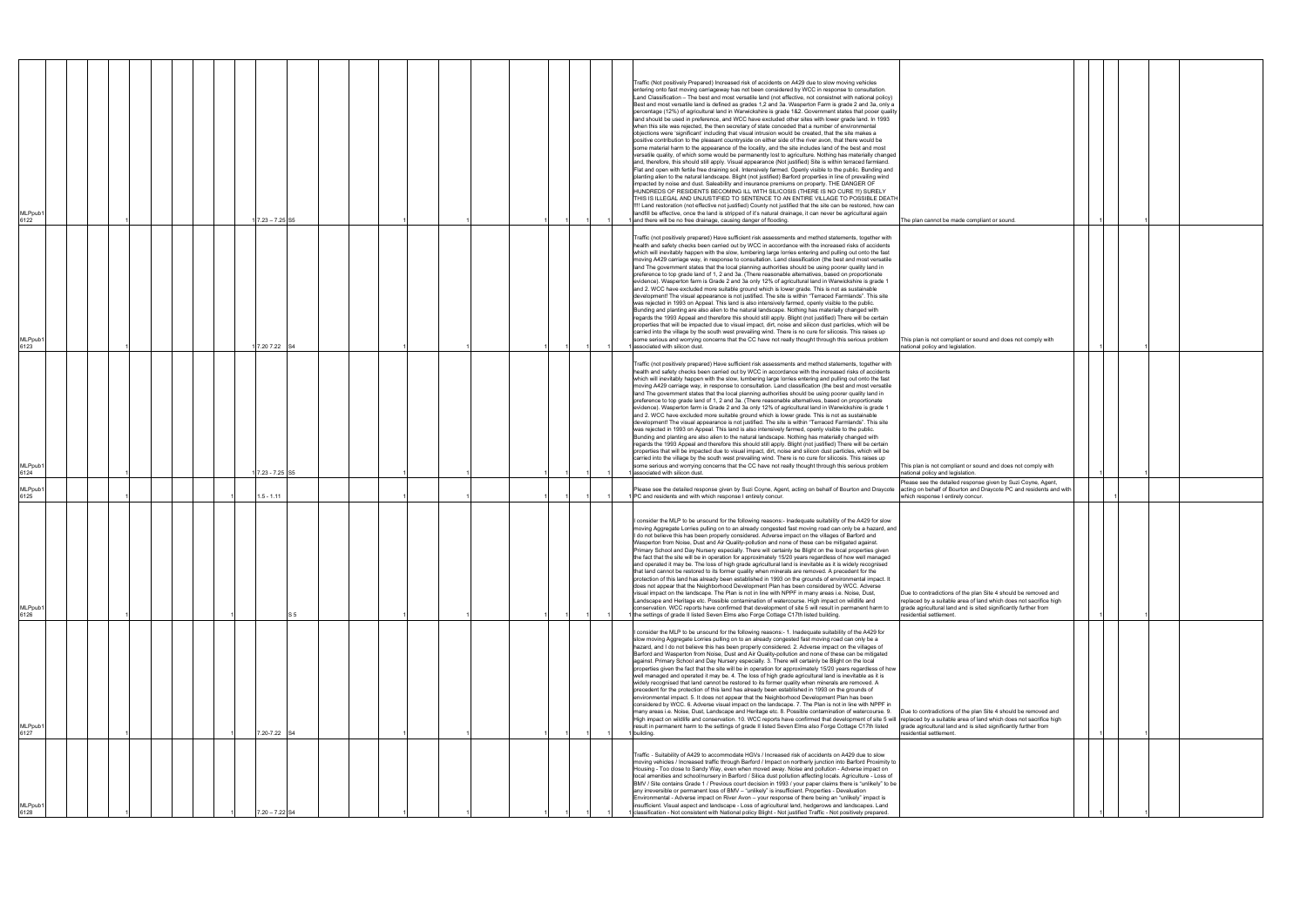| | | | | | | | | | | | | | | | | | | | | | | | | |
|---|---|---|---|---|---|---|---|---|---|---|---|---|---|---|---|---|---|---|---|---|---|---|---|---|
| MLPpub16122 | | 1 | | | | | 1 | 7.23 – 7.25 | S5 | | 1 | | 1 | | | 1 | 1 | 1 | 1 | Traffic (Not positively Prepared) Increased risk of accidents on A429 due to slow moving vehicles entering onto fast moving carriageway has not been considered by WCC in response to consultation. Land Classification – The best and most versatile land (not effective, not consistnet with national policy) Best and most versatile land is defined as grades 1,2 and 3a. Wasperton Farm is grade 2 and 3a, only a percentage (12%) of agricultural land in Warwickshire is grade 1&2. Government states that pooer quality land should be used in preference, and WCC have excluded other sites with lower grade land. In 1993 when this site was rejected, the then secretary of state conceded that a number of environmental objections were 'significant' including that visual intrusion would be created, that the site makes a positive contribution to the pleasant countryside on either side of the river avon, that there would be some material harm to the appearance of the locality, and the site includes land of the best and most versatile quality, of which some would be permanently lost to agriculture. Nothing has materially changed and, therefore, this should still apply. Visual appearance (Not justified) Site is within terraced farmland. Flat and open with fertile free draining soil. Intensively farmed. Openly visible to the public. Bunding and planting alien to the natural landscape. Blight (not justified) Barford properties in line of prevailing wind impacted by noise and dust. Saleability and insurance premiums on property. THE DANGER OF HUNDREDS OF RESIDENTS BECOMING ILL WITH SILICOSIS (THERE IS NO CURE !!!) SURELY THIS IS ILLEGAL AND UNJUSTIFIED TO SENTENCE TO AN ENTIRE VILLAGE TO POSSIBLE DEATH !!!! Land restoration (not effective not justified) County not justified that the site can be restored, how can landfill be effective, once the land is stripped of it's natural drainage, it can never be agricultural again and there will be no free drainage, causing danger of flooding. | The plan cannot be made compliant or sound. | | 1 | | 1 | |
| MLPpub16123 | | 1 | | | | | 1 | 7.20 7.22 | S4 | | 1 | | 1 | | | 1 | 1 | 1 | 1 | Traffic (not positively prepared) Have sufficient risk assessments and method statements, together with health and safety checks been carried out by WCC in accordance with the increased risks of accidents which will inevitably happen with the slow, lumbering large lorries entering and pulling out onto the fast moving A429 carriage way, in response to consultation. Land classification (the best and most versatile land The government states that the local planning authorities should be using poorer quality land in preference to top grade land of 1, 2 and 3a. (There reasonable alternatives, based on proportionate evidence). Wasperton farm is Grade 2 and 3a only 12% of agricultural land in Warwickshire is grade 1 and 2. WCC have excluded more suitable ground which is lower grade. This is not as sustainable development!! The visual appearance is not justified. The site is within "Terraced Farmlands". This site was rejected in 1993 on Appeal. This land is also intensively farmed, openly visible to the public. Bunding and planting are also alien to the natural landscape. Nothing has materially changed with regards the 1993 Appeal and therefore this should still apply. Blight (not justified) There will be certain properties that will be impacted due to visual impact, dirt, noise and silicon dust particles, which will be carried into the village by the south west prevailing wind. There is no cure for silicosis. This raises up some serious and worrying concerns that the CC have not really thought through this serious problem associated with silicon dust. | This plan is not compliant or sound and does not comply with national policy and legislation. | | 1 | | 1 | |
| MLPpub16124 | | 1 | | | | | 1 | 7.23 - 7.25 | S5 | | 1 | | 1 | | | 1 | 1 | 1 | 1 | Traffic (not positively prepared) Have sufficient risk assessments and method statements, together with health and safety checks been carried out by WCC in accordance with the increased risks of accidents which will inevitably happen with the slow, lumbering large lorries entering and pulling out onto the fast moving A429 carriage way, in response to consultation. Land classification (the best and most versatile land The government states that the local planning authorities should be using poorer quality land in preference to top grade land of 1, 2 and 3a. (There reasonable alternatives, based on proportionate evidence). Wasperton farm is Grade 2 and 3a only 12% of agricultural land in Warwickshire is grade 1 and 2. WCC have excluded more suitable ground which is lower grade. This is not as sustainable development!! The visual appearance is not justified. The site is within "Terraced Farmlands". This site was rejected in 1993 on Appeal. This land is also intensively farmed, openly visible to the public. Bunding and planting are also alien to the natural landscape. Nothing has materially changed with regards the 1993 Appeal and therefore this should still apply. Blight (not justified) There will be certain properties that will be impacted due to visual impact, dirt, noise and silicon dust particles, which will be carried into the village by the south west prevailing wind. There is no cure for silicosis. This raises up some serious and worrying concerns that the CC have not really thought through this serious problem associated with silicon dust. | This plan is not compliant or sound and does not comply with national policy and legislation. | | 1 | | 1 | |
| MLPpub16125 | | 1 | | | | | 1 | 1.5 - 1.11 | | | 1 | | 1 | | | 1 | 1 | 1 | 1 | Please see the detailed response given by Suzi Coyne, Agent, acting on behalf of Bourton and Draycote PC and residents and with which response I entirely concur. | Please see the detailed response given by Suzi Coyne, Agent, acting on behalf of Bourton and Draycote PC and residents and with which response I entirely concur. | | | 1 | | |
| MLPpub16126 | | 1 | | | | | 1 | | S 5 | | 1 | | 1 | | | 1 | 1 | 1 | 1 | I consider the MLP to be unsound for the following reasons:- Inadequate suitability of the A429 for slow moving Aggregate Lorries pulling on to an already congested fast moving road can only be a hazard, and I do not believe this has been properly considered. Adverse impact on the villages of Barford and Wasperton from Noise, Dust and Air Quality-pollution and none of these can be mitigated against. Primary School and Day Nursery especially. There will certainly be Blight on the local properties given the fact that the site will be in operation for approximately 15/20 years regardless of how well managed and operated it may be. The loss of high grade agricultural land is inevitable as it is widely recognised that land cannot be restored to its former quality when minerals are removed. A precedent for the protection of this land has already been established in 1993 on the grounds of environmental impact. It does not appear that the Neighborhood Development Plan has been considered by WCC. Adverse visual impact on the landscape. The Plan is not in line with NPPF in many areas i.e. Noise, Dust, Landscape and Heritage etc. Possible contamination of watercourse. High impact on wildlife and conservation. WCC reports have confirmed that development of site 5 will result in permanent harm to the settings of grade II listed Seven Elms also Forge Cottage C17th listed building. | Due to contradictions of the plan Site 4 should be removed and replaced by a suitable area of land which does not sacrifice high grade agricultural land and is sited significantly further from residential settlement. | | 1 | | 1 | |
| MLPpub16127 | | 1 | | | | | 1 | 7.20-7.22 | S4 | | 1 | | 1 | | | 1 | 1 | 1 | 1 | I consider the MLP to be unsound for the following reasons:- 1. Inadequate suitability of the A429 for slow moving Aggregate Lorries pulling on to an already congested fast moving road can only be a hazard, and I do not believe this has been properly considered. 2. Adverse impact on the villages of Barford and Wasperton from Noise, Dust and Air Quality-pollution and none of these can be mitigated against. Primary School and Day Nursery especially. 3. There will certainly be Blight on the local properties given the fact that the site will be in operation for approximately 15/20 years regardless of how well managed and operated it may be. 4. The loss of high grade agricultural land is inevitable as it is widely recognised that land cannot be restored to its former quality when minerals are removed. A precedent for the protection of this land has already been established in 1993 on the grounds of environmental impact. 5. It does not appear that the Neighborhood Development Plan has been considered by WCC. 6. Adverse visual impact on the landscape. 7. The Plan is not in line with NPPF in many areas i.e. Noise, Dust, Landscape and Heritage etc. 8. Possible contamination of watercourse. 9. High impact on wildlife and conservation. 10. WCC reports have confirmed that development of site 5 will result in permanent harm to the settings of grade II listed Seven Elms also Forge Cottage C17th listed building. | Due to contradictions of the plan Site 4 should be removed and replaced by a suitable area of land which does not sacrifice high grade agricultural land and is sited significantly further from residential settlement. | | 1 | | 1 | |
| MLPpub16128 | | 1 | | | | | 1 | 7.20 – 7.22 | S4 | | 1 | | 1 | | | 1 | 1 | 1 | 1 | Traffic - Suitability of A429 to accommodate HGVs / Increased risk of accidents on A429 due to slow moving vehicles / Increased traffic through Barford / Impact on northerly junction into Barford Proximity to Housing - Too close to Sandy Way, even when moved away. Noise and pollution - Adverse impact on local amenities and school/nursery in Barford / Silica dust pollution affecting locals. Agriculture - Loss of BMV / Site contains Grade 1 / Previous court decision in 1993 / your paper claims there is "unlikely" to be any irreversible or permanent loss of BMV – "unlikely" is insufficient. Properties - Devaluation Environmental - Adverse impact on River Avon – your response of there being an "unlikely" impact is insufficient. Visual aspect and landscape - Loss of agricultural land, hedgerows and landscapes. Land classification - Not consistent with National policy Blight - Not justified Traffic - Not positively prepared. | | | 1 | | 1 | |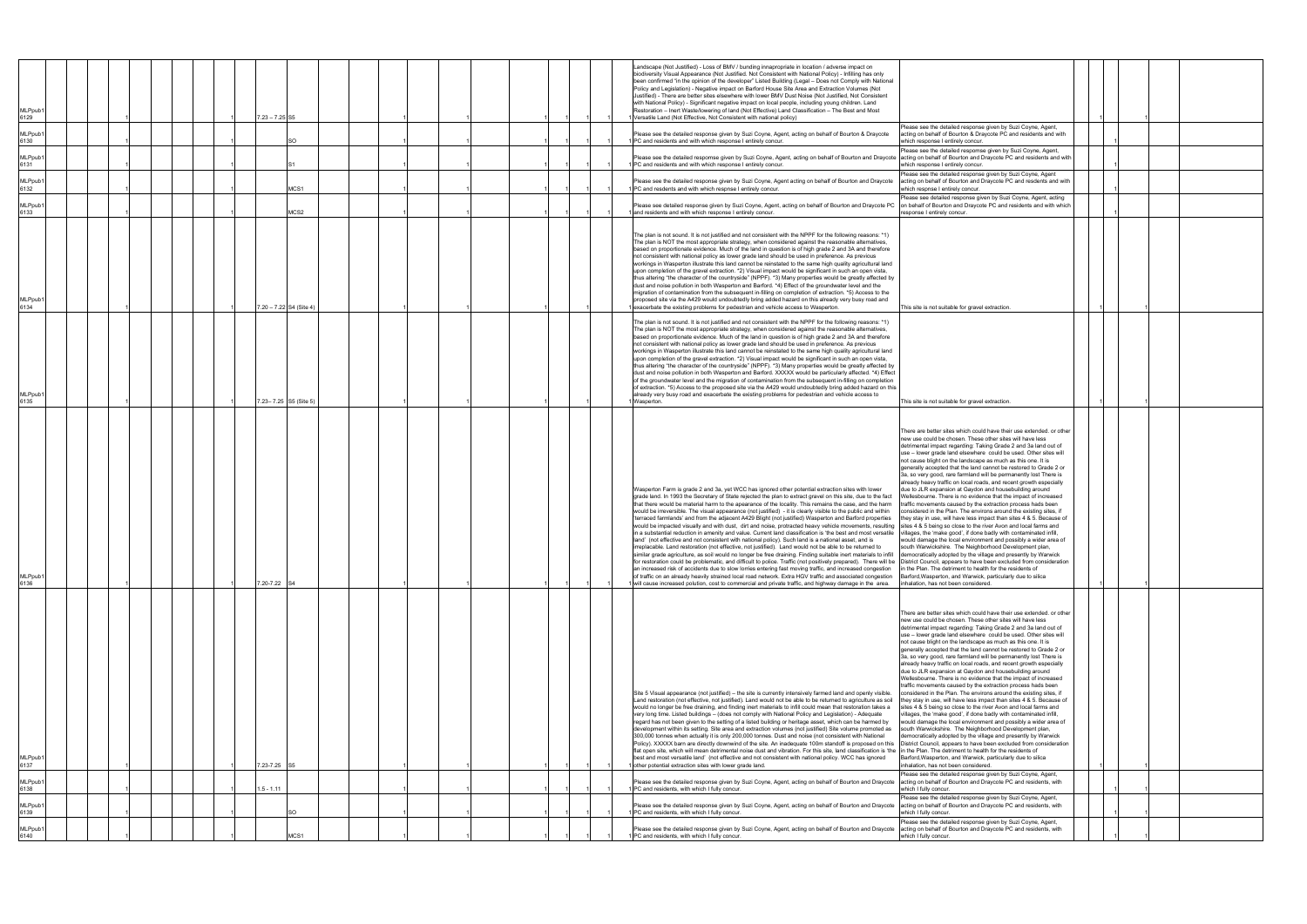| | | | | | | | | | | | | | | | | | | | | | | | | | | | | |
|---|---|---|---|---|---|---|---|---|---|---|---|---|---|---|---|---|---|---|---|---|---|---|---|---|---|---|---|---|
| MLPpub16129 | | 1 | | | | | 1 | 7.23 – 7.25 | S5 | | 1 | | | 1 | | | | 1 | 1 | 1 | 1 | Landscape (Not Justified) - Loss of BMV / bunding innapropriate in location / adverse impact on biodiversity Visual Appearance (Not Justified. Not Consistent with National Policy) - Infilling has only been confirmed "in the opinion of the developer" Listed Building (Legal – Does not Comply with National Policy and Legislation) - Negative impact on Barford House Site Area and Extraction Volumes (Not Justified) - There are better sites elsewhere with lower BMV Dust Noise (Not Justified, Not Consistent with National Policy) - Significant negative impact on local people, including young children. Land Restoration – Inert Waste/lowering of land (Not Effective) Land Classification – The Best and Most Versatile Land (Not Effective, Not Consistent with national policy) | | | 1 | | 1 | |
| MLPpub16130 | | 1 | | | | | 1 | | SO | | 1 | | | 1 | | | 1 | 1 | 1 | 1 | 1 | Please see the detailed response given by Suzi Coyne, Agent, acting on behalf of Bourton & Draycote PC and residents and with which response I entirely concur. | Please see the detailed response given by Suzi Coyne, Agent, acting on behalf of Bourton & Draycote PC and residents and with which response I entirely concur. | | | 1 | | |
| MLPpub16131 | | 1 | | | | | 1 | | S1 | | 1 | | | 1 | | | 1 | 1 | 1 | 1 | 1 | Please see the detailed response given by Suzi Coyne, Agent, acting on behalf of Bourton and Draycote PC and residents and with which response I entirely concur. | Please see the detailed response given by Suzi Coyne, Agent, acting on behalf of Bourton and Draycote PC and residents and with which response I entirely concur. | | | 1 | | |
| MLPpub16132 | | 1 | | | | | 1 | | MCS1 | | 1 | | | 1 | | | 1 | 1 | 1 | 1 | 1 | Please see the detailed response given by Suzi Coyne, Agent acting on behalf of Bourton and Draycote PC and residents and with which respnse I entirely concur. | Please see the detailed response given by Suzi Coyne, Agent acting on behalf of Bourton and Draycote PC and residents and with which respnse I entirely concur. | | | 1 | | |
| MLPpub16133 | | 1 | | | | | 1 | | MCS2 | | 1 | | | 1 | | | 1 | 1 | 1 | 1 | 1 | Please see the detailed response given by Suzi Coyne, Agent, acting on behalf of Bourton and Draycote PC and residents and with which response I entirely concur. | Please see detailed response given by Suzi Coyne, Agent, acting on behalf of Bourton and Draycote PC and residents and with which response I entirely concur. | | | 1 | | |
| MLPpub16134 | | 1 | | | | | 1 | 7.20 – 7.22 | S4 (Site 4) | | 1 | | | 1 | | | | 1 | | | 1 | The plan is not sound. It is not justified and not consistent with the NPPF for the following reasons: *1) The plan is NOT the most appropriate strategy, when considered against the reasonable alternatives, based on proportionate evidence. Much of the land in question is of high grade 2 and 3A and therefore not consistent with national policy as lower grade land should be used in preference. As previous workings in Wasperton illustrate this land cannot be reinstated to the same high quality agricultural land upon completion of the gravel extraction. *2) Visual impact would be significant in such an open vista, thus altering "the character of the countryside" (NPPF). *3) Many properties would be greatly affected by dust and noise pollution in both Wasperton and Barford. *4) Effect of the groundwater level and the migration of contamination from the subsequent in-filling on completion of extraction. *5) Access to the proposed site via the A429 would undoubtedly bring added hazard on this already very busy road and exacerbate the existing problems for pedestrian and vehicle access to Wasperton. | This site is not suitable for gravel extraction. | | 1 | | 1 | |
| MLPpub16135 | | 1 | | | | | 1 | 7.23– 7.25 | S5 (Site 5) | | 1 | | | 1 | | | | 1 | | | 1 | The plan is not sound. It is not justified and not consistent with the NPPF for the following reasons: *1) The plan is NOT the most appropriate strategy, when considered against the reasonable alternatives, based on proportionate evidence. Much of the land in question is of high grade 2 and 3A and therefore not consistent with national policy as lower grade land should be used in preference. As previous workings in Wasperton illustrate this land cannot be reinstated to the same high quality agricultural land upon completion of the gravel extraction. *2) Visual impact would be significant in such an open vista, thus altering "the character of the countryside" (NPPF). *3) Many properties would be greatly affected by dust and noise pollution in both Wasperton and Barford. XXXXX would be particularly affected. *4) Effect of the groundwater level and the migration of contamination from the subsequent in-filling on completion of extraction. *5) Access to the proposed site via the A429 would undoubtedly bring added hazard on this already very busy road and exacerbate the existing problems for pedestrian and vehicle access to Wasperton. | This site is not suitable for gravel extraction. | | 1 | | 1 | |
| MLPpub16136 | | 1 | | | | | 1 | 7.20-7.22 | S4 | | 1 | | | 1 | | | 1 | 1 | 1 | 1 | 1 | Wasperton Farm is grade 2 and 3a, yet WCC has ignored other potential extraction sites with lower grade land. In 1993 the Secretary of State rejected the plan to extract gravel on this site, due to the fact that there would be material harm to the appearance of the locality. This remains the case, and the harm would be irreversible. The visual appearance (not justified) - it is clearly visible to the public and within 'terraced farmlands' and from the adjacent A429 Blight (not justified) Wasperton and Barford properties would be impacted visually and with dust, dirt and noise, protracted heavy vehicle movements, resulting in a substantial reduction in amenity and value. Current land classification is 'the best and most versatile land' (not effective and not consistent with national policy). Such land is a national asset, and is irreplaceable. Land restoration (not effective, not justified). Land would not be able to be returned to similar grade agriculture, as soil would no longer be free draining. Finding suitable inert materials to infill for restoration could be problematic, and difficult to police. Traffic (not positively prepared). There will be an increased risk of accidents due to slow lorries entering fast moving traffic, and increased congestion of traffic on an already heavily strained local road network. Extra HGV traffic and associated congestion will cause increased pollution, cost to commercial and private traffic, and highway damage in the area. | There are better sites which could have their use extended, or other new use could be chosen. These other sites will have less detrimental impact regarding: Taking Grade 2 and 3a land out of use – lower grade land elsewhere could be used. Other sites will not cause blight on the landscape as much as this one. It is generally accepted that the land cannot be restored to Grade 2 or 3a, so very good, rare farmland will be permanently lost There is already heavy traffic on local roads, and recent growth especially due to JLR expansion at Gaydon and housebuilding around Wellesbourne. There is no evidence that the impact of increased traffic movements caused by the extraction process hads been considered in the Plan. The environs around the existing sites, if they stay in use, will have less impact than sites 4 & 5. Because of sites 4 & 5 being so close to the river Avon and local farms and villages, the 'make good', if done badly with contaminated infill, would damage the local environment and possibly a wider area of south Warwickshire. The Neighborhood Development plan, democratically adopted by the village and presently by Warwick District Council, appears to have been excluded from consideration in the Plan. The detriment to health for the residents of Barford,Wasperton, and Warwick, particularly due to silica inhalation, has not been considered. | | 1 | | 1 | |
| MLPpub16137 | | 1 | | | | | 1 | 7.23-7.25 | S5 | | 1 | | | 1 | | | 1 | 1 | 1 | 1 | 1 | Site 5 Visual appearance (not justified) – the site is currently intensively farmed land and openly visible. Land restoration (not effective, not justified). Land would not be able to be returned to agriculture as soil would no longer be free draining, and finding inert materials to infill could mean that restoration takes a very long time. Listed buildings – (does not comply with National Policy and Legislation) - Adequate regard has not been given to the setting of a listed building or heritage asset, which can be harmed by development within its setting. Site area and extraction volumes (not justified) Site volume promoted as 300,000 tonnes when actually it is only 200,000 tonnes. Dust and noise (not consistent with National Policy). XXXXX barn are directly downwind of the site. An inadequate 100m standoff is proposed on this flat open site, which will mean detrimental noise dust and vibration. For this site, land classification is 'the best and most versatile land' (not effective and not consistent with national policy. WCC has ignored other potential extraction sites with lower grade land. | There are better sites which could have their use extended, or other new use could be chosen. These other sites will have less detrimental impact regarding: Taking Grade 2 and 3a land out of use – lower grade land elsewhere could be used. Other sites will not cause blight on the landscape as much as this one. It is generally accepted that the land cannot be restored to Grade 2 or 3a, so very good, rare farmland will be permanently lost There is already heavy traffic on local roads, and recent growth especially due to JLR expansion at Gaydon and housebuilding around Wellesbourne. There is no evidence that the impact of increased traffic movements caused by the extraction process hads been considered in the Plan. The environs around the existing sites, if they stay in use, will have less impact than sites 4 & 5. Because of sites 4 & 5 being so close to the river Avon and local farms and villages, the 'make good', if done badly with contaminated infill, would damage the local environment and possibly a wider area of south Warwickshire. The Neighborhood Development plan, democratically adopted by the village and presently by Warwick District Council, appears to have been excluded from consideration in the Plan. The detriment to health for the residents of Barford,Wasperton, and Warwick, particularly due to silica inhalation, has not been considered. | | 1 | | 1 | |
| MLPpub16138 | | 1 | | | | | 1 | 1.5 - 1.11 | | | 1 | | | 1 | | | 1 | 1 | 1 | 1 | 1 | Please see the detailed response given by Suzi Coyne, Agent, acting on behalf of Bourton and Draycote PC and residents, with which I fully concur. | Please see the detailed response given by Suzi Coyne, Agent, acting on behalf of Bourton and Draycote PC and residents, with which I fully concur. | | | 1 | 1 | |
| MLPpub16139 | | 1 | | | | | 1 | | SO | | 1 | | | 1 | | | 1 | 1 | 1 | 1 | 1 | Please see the detailed response given by Suzi Coyne, Agent, acting on behalf of Bourton and Draycote PC and residents, with which I fully concur. | Please see the detailed response given by Suzi Coyne, Agent, acting on behalf of Bourton and Draycote PC and residents, with which I fully concur. | | | 1 | 1 | |
| MLPpub16140 | | 1 | | | | | 1 | | MCS1 | | 1 | | | 1 | | | 1 | 1 | 1 | 1 | 1 | Please see the detailed response given by Suzi Coyne, Agent, acting on behalf of Bourton and Draycote PC and residents, with which I fully concur. | Please see the detailed response given by Suzi Coyne, Agent, acting on behalf of Bourton and Draycote PC and residents, with which I fully concur. | | | 1 | 1 | |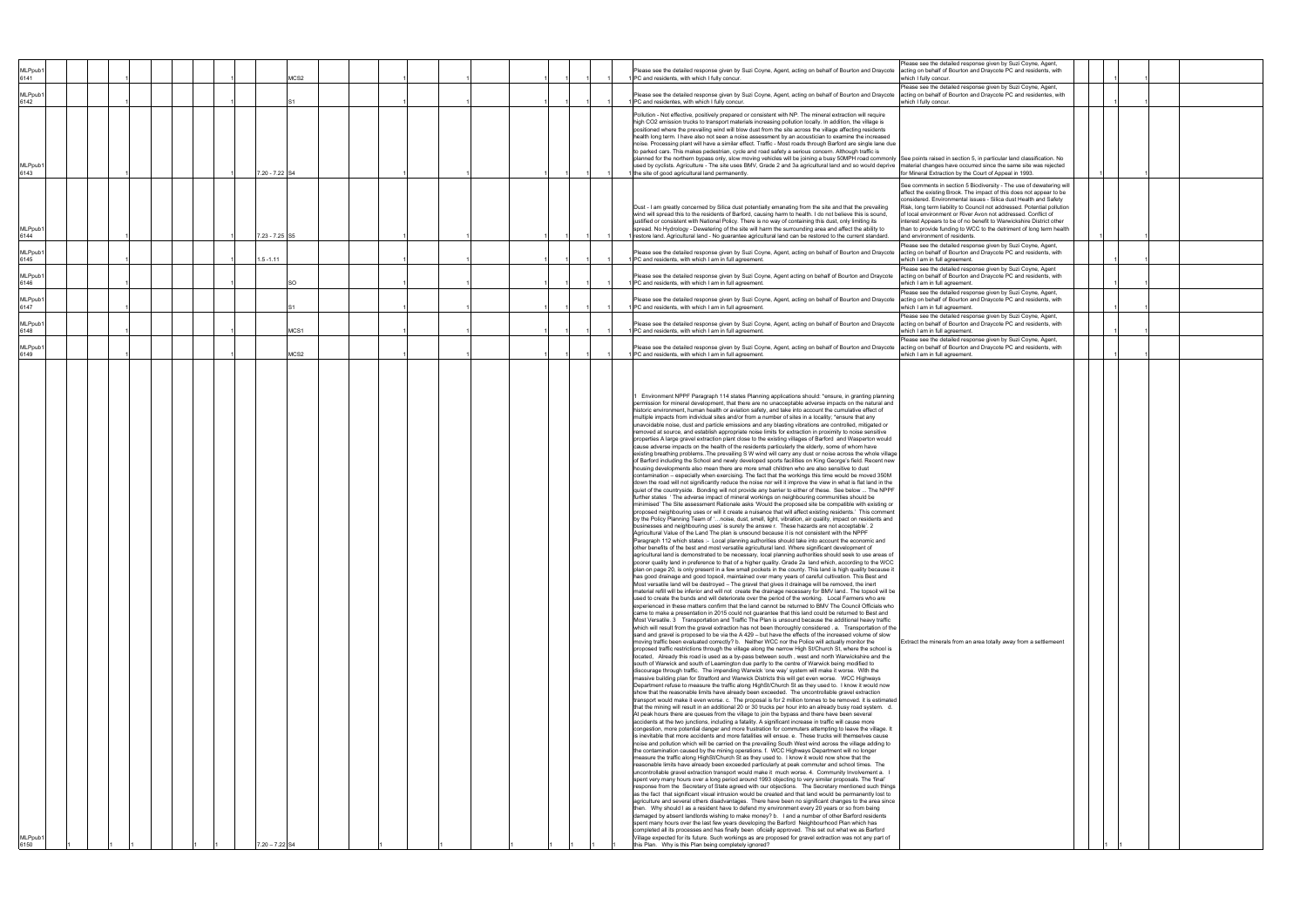| | | | | | | | | | | | | | | | | | | | | | | | | | |
|---|---|---|---|---|---|---|---|---|---|---|---|---|---|---|---|---|---|---|---|---|---|---|---|---|---|
| MLPpub16141 | | 1 | | | | | 1 | | MCS2 | | 1 | | 1 | | | 1 | 1 | 1 | 1 | Please see the detailed response given by Suzi Coyne, Agent, acting on behalf of Bourton and Draycote PC and residents, with which I fully concur. | Please see the detailed response given by Suzi Coyne, Agent, acting on behalf of Bourton and Draycote PC and residents, with which I fully concur. | | 1 | 1 | |
| MLPpub16142 | | 1 | | | | | 1 | | S1 | | 1 | | 1 | | | 1 | 1 | 1 | 1 | Please see the detailed response given by Suzi Coyne, Agent, acting on behalf of Bourton and Draycote PC and residentes, with which I fully concur. | Please see the detailed response given by Suzi Coyne, Agent, acting on behalf of Bourton and Draycote PC and residentes, with which I fully concur. | | 1 | 1 | |
| MLPpub16143 | | 1 | | | | | 1 | 7.20 - 7.22 | S4 | | 1 | | 1 | | | 1 | 1 | 1 | 1 | Pollution - Not effective, positively prepared or consistent with NP. The mineral extraction will require high CO2 emission trucks to transport materials increasing pollution locally. In addition, the village is positioned where the prevailing wind will blow dust from the site across the village affecting residents health long term. I have also not seen a noise assessment by an acoustician to examine the increased noise. Processing plant will have a similar effect. Traffic - Most roads through Barford are single lane due to parked cars. This makes pedestrian, cycle and road safety a serious concern. Although traffic is planned for the northern bypass only, slow moving vehicles will be joining a busy 50MPH road commonly used by cyclists. Agriculture - The site uses BMV, Grade 2 and 3a agricultural land and so would deprive the site of good agricultural land permanently. | See points raised in section 5, in particular land classification. No material changes have occurred since the same site was rejected for Mineral Extraction by the Court of Appeal in 1993. | | 1 | 1 | |
| MLPpub16144 | | 1 | | | | | 1 | 7.23 - 7.25 | S5 | | 1 | | 1 | | | 1 | 1 | 1 | 1 | Dust - I am greatly concerned by Silica dust potentially emanating from the site and that the prevailing wind will spread this to the residents of Barford, causing harm to health. I do not believe this is sound, justified or consistent with National Policy. There is no way of containing this dust, only limiting its spread. No Hydrology - Dewatering of the site will harm the surrounding area and affect the ability to restore land. Agricultural land - No guarantee agricultural land can be restored to the current standard. | See comments in section 5 Biodiversity - The use of dewatering will affect the existing Brook. The impact of this does not appear to be considered. Environmental issues - Silica dust Health and Safety Risk, long term liability to Council not addressed. Potential pollution of local environment or River Avon not addressed. Conflict of interest Appears to be of no benefit to Warwickshire District other than to provide funding to WCC to the detriment of long term health and environment of residents. | | 1 | 1 | |
| MLPpub16145 | | 1 | | | | | 1 | 1.5 -1.11 | | | 1 | | 1 | | | 1 | 1 | 1 | 1 | Please see the detailed response given by Suzi Coyne, Agent, acting on behalf of Bourton and Draycote PC and residents, with which I am in full agreement. | Please see the detailed response given by Suzi Coyne, Agent, acting on behalf of Bourton and Draycote PC and residents, with which I am in full agreement. | | 1 | 1 | |
| MLPpub16146 | | 1 | | | | | 1 | | SO | | 1 | | 1 | | | 1 | 1 | 1 | 1 | Please see the detailed response given by Suzi Coyne, Agent acting on behalf of Bourton and Draycote PC and residents, with which I am in full agreement. | Please see the detailed response given by Suzi Coyne, Agent acting on behalf of Bourton and Draycote PC and residents, with which I am in full agreement. | | 1 | 1 | |
| MLPpub16147 | | 1 | | | | | 1 | | S1 | | 1 | | 1 | | | 1 | 1 | 1 | 1 | Please see the detailed response given by Suzi Coyne, Agent, acting on behalf of Bourton and Draycote PC and residents, with which I am in full agreement. | Please see the detailed response given by Suzi Coyne, Agent, acting on behalf of Bourton and Draycote PC and residents, with which I am in full agreement. | | 1 | 1 | |
| MLPpub16148 | | 1 | | | | | 1 | | MCS1 | | 1 | | 1 | | | 1 | 1 | 1 | 1 | Please see the detailed response given by Suzi Coyne, Agent, acting on behalf of Bourton and Draycote PC and residents, with which I am in full agreement. | Please see the detailed response given by Suzi Coyne, Agent, acting on behalf of Bourton and Draycote PC and residents, with which I am in full agreement. | | 1 | 1 | |
| MLPpub16149 | | 1 | | | | | 1 | | MCS2 | | 1 | | 1 | | | 1 | 1 | 1 | 1 | Please see the detailed response given by Suzi Coyne, Agent, acting on behalf of Bourton and Draycote PC and residents, with which I am in full agreement. | Please see the detailed response given by Suzi Coyne, Agent, acting on behalf of Bourton and Draycote PC and residents, with which I am in full agreement. | | 1 | 1 | |
| MLPpub16150 | 1 | | 1 | | | 1 | 1 | 7.20 – 7.22 | S4 | 1 | | | 1 | | 1 | 1 | 1 | 1 | | 1 Environment NPPF Paragraph 114 states Planning applications should: "ensure, in granting planning permission for mineral development, that there are no unacceptable adverse impacts on the natural and historic environment, human health or aviation safety, and take into account the cumulative effect of multiple impacts from individual sites and/or from a number of sites in a locality; "ensure that any unavoidable noise, dust and particle emissions and any blasting vibrations are controlled, mitigated or removed at source, and establish appropriate noise limits for extraction in proximity to noise sensitive properties A large gravel extraction plant close to the existing villages of Barford and Wasperton would cause adverse impacts on the health of the residents particularly the elderly, some of whom have existing breathing problems..The prevailing S W wind will carry any dust or noise across the whole village of Barford including the School and newly developed sports facilities on King George's field. Recent new housing developments also mean there are more small children who are also sensitive to dust contamination – especially when exercising. The fact that the workings this time would be moved 350M down the road will not significantly reduce the noise nor will it improve the view in what is flat land in the quiet of the countryside. Bonding will not provide any barrier to either of these. See below ... The NPPF further states ' The adverse impact of mineral workings on neighbouring communities should be minimised' The Site assessment Rationale asks 'Would the proposed site be compatible with existing or proposed neighbouring uses or will it create a nuisance that will affect existing residents.' This comment by the Policy Planning Team of '…noise, dust, smell, light, vibration, air quality, impact on residents and businesses and neighbouring uses' is surely the answe r. These hazards are not acceptable'. 2 Agricultural Value of the Land The plan is unsound because it is not consistent with the NPPF Paragraph 112 which states :- Local planning authorities should take into account the economic and other benefits of the best and most versatile agricultural land. Where significant development of agricultural land is demonstrated to be necessary, local planning authorities should seek to use areas of poorer quality land in preference to that of a higher quality. Grade 2a land which, according to the WCC plan on page 20, is only present in a few small pockets in the county. This land is high quality because it has good drainage and good topsoil, maintained over many years of careful cultivation. This Best and Most versatile land will be destroyed – The gravel that gives it drainage will be removed, the inert material refill will be inferior and will not create the drainage necessary for BMV land.. The topsoil will be used to create the bunds and will deteriorate over the period of the working. Local Farmers who are experienced in these matters confirm that the land cannot be returned to BMV The Council Officials who came to make a presentation in 2015 could not guarantee that this land could be returned to Best and Most Versatile. 3 Transportation and Traffic The Plan is unsound because the additional heavy traffic which will result from the gravel extraction has not been thoroughly considered . a. Transportation of the sand and gravel is proposed to be via the A 429 – but have the effects of the increased volume of slow moving traffic been evaluated correctly? b. Neither WCC nor the Police will actually monitor the proposed traffic restrictions through the village along the narrow High St/Church St, where the school is located. Already this road is used as a by-pass between south , west and north Warwickshire and the south of Warwick and south of Leamington due partly to the centre of Warwick being modified to discourage through traffic. The impending Warwick 'one way' system will make it worse. With the massive building plan for Stratford and Warwick Districts this will get even worse. WCC Highways Department refuse to measure the traffic along HighSt/Church St as they used to. I know it would now show that the reasonable limits have already been exceeded. The uncontrollable gravel extraction transport would make it even worse. c. The proposal is for 2 million tonnes to be removed. it is estimated that the mining will result in an additional 20 or 30 trucks per hour into an already busy road system. d. At peak hours there are queues from the village to join the bypass and there have been several accidents at the two junctions, including a fatality. A significant increase in traffic will cause more congestion, more potential danger and more frustration for commuters attempting to leave the village. It is inevitable that more accidents and more fatalities will ensue. e. These trucks will themselves cause noise and pollution which will be carried on the prevailing South West wind across the village adding to the contamination caused by the mining operations. f. WCC Highways Department will no longer measure the traffic along HighSt/Church St as they used to. I know it would now show that the reasonable limits have already been exceeded particularly at peak commuter and school times. The uncontrollable gravel extraction transport would make it much worse. 4. Community Involvement a. I spent very many hours over a long period around 1993 objecting to very similar proposals. The 'final' response from the Secretary of State agreed with our objections. The Secretary mentioned such things as the fact that significant visual intrusion would be created and that land would be permanently lost to agriculture and several others disadvantages. There have been no significant changes to the area since then. Why should I as a resident have to defend my environment every 20 years or so from being damaged by absent landlords wishing to make money? b. I and a number of other Barford residents spent many hours over the last few years developing the Barford Neighbourhood Plan which has completed all its processes and has finally been oficially approved. This set out what we as Barford Village expected for its future. Such workings as are proposed for gravel extraction was not any part of this Plan. Why is this Plan being completely ignored? | Extract the minerals from an area totally away from a settlemeent | 1 | 1 | | |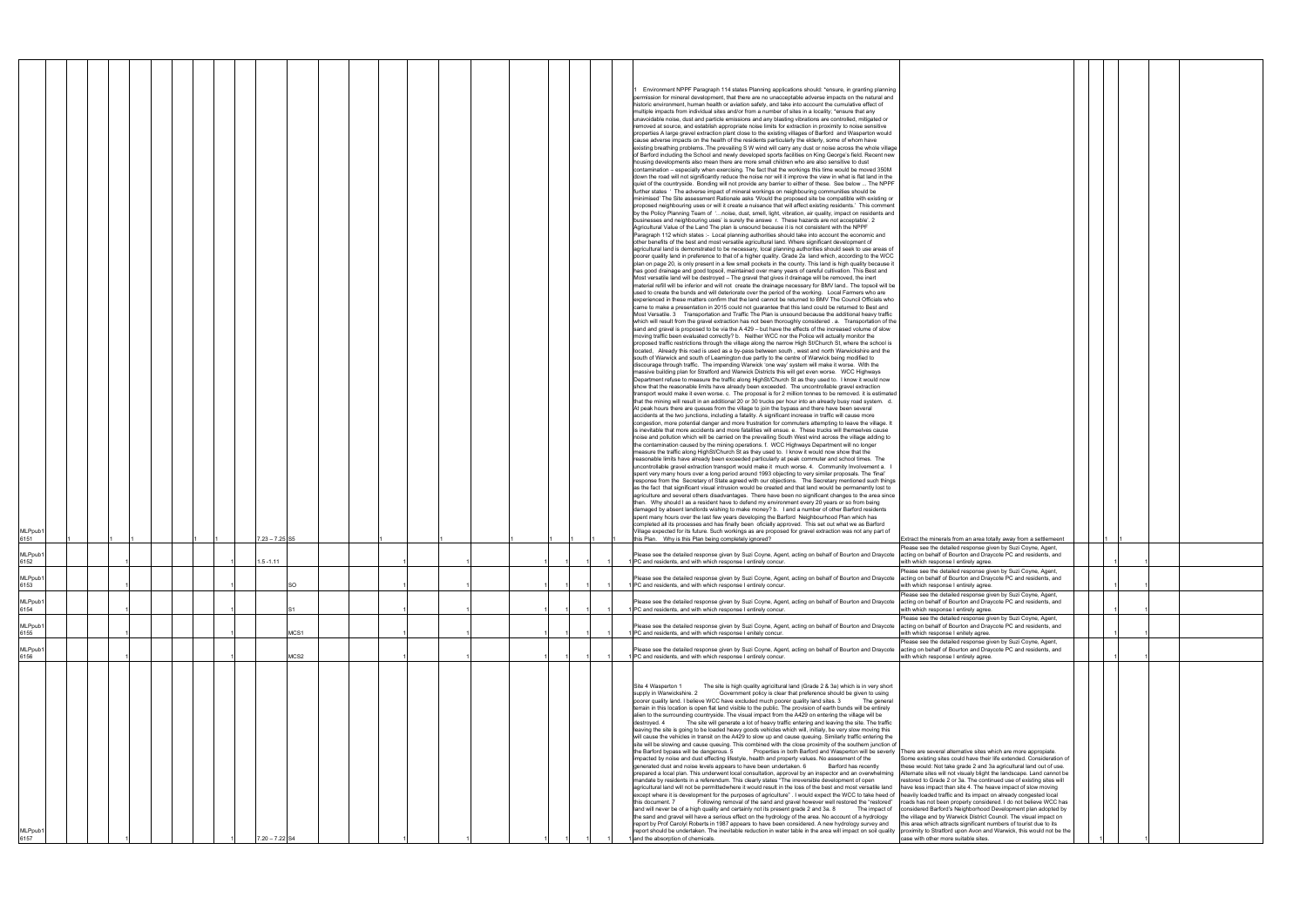| | | | | | | | | | | | | | | | | | | | | |
|---|---|---|---|---|---|---|---|---|---|---|---|---|---|---|---|---|---|---|---|---|
| MLPpub1 6151 | 1 | 1 | 1 | | 1 | 1 | 7.23 – 7.25 | S5 | 1 | 1 | 1 | | 1 | 1 | 1 | | 1 Environment NPPF Paragraph 114 states Planning applications should: "ensure, in granting planning permission for mineral development, that there are no unacceptable adverse impacts on the natural and historic environment, human health or aviation safety, and take into account the cumulative effect of multiple impacts from individual sites and/or from a number of sites in a locality; "ensure that any unavoidable noise, dust and particle emissions and any blasting vibrations are controlled, mitigated or removed at source, and establish appropriate noise limits for extraction in proximity to noise sensitive properties A large gravel extraction plant close to the existing villages of Barford and Wasperton would cause adverse impacts on the health of the residents particularly the elderly, some of whom have existing breathing problems..The prevailing S W wind will carry any dust or noise across the whole village of Barford including the School and newly developed sports facilities on King George's field. Recent new housing developments also mean there are more small children who are also sensitive to dust contamination – especially when exercising. The fact that the workings this time would be moved 350M down the road will not significantly reduce the noise nor will it improve the view in what is flat land in the quiet of the countryside. Bonding will not provide any barrier to either of these. See below ... The NPPF further states ' The adverse impact of mineral workings on neighbouring communities should be minimised' The Site assessment Rationale asks 'Would the proposed site be compatible with existing or proposed neighbouring uses or will it create a nuisance that will affect existing residents.' This comment by the Policy Planning Team of '...noise, dust, smell, light, vibration, air quality, impact on residents and businesses and neighbouring uses' is surely the answer r. These hazards are not acceptable'. 2 Agricultural Value of the Land The plan is unsound because it is not consistent with the NPPF Paragraph 112 which states :- Local planning authorities should take into account the economic and other benefits of the best and most versatile agricultural land. Where significant development of agricultural land is demonstrated to be necessary, local planning authorities should seek to use areas of poorer quality land in preference to that of a higher quality. Grade 2a land which, according to the WCC plan on page 20, is only present in a few small pockets in the county. This land is high quality because it has good drainage and good topsoil, maintained over many years of careful cultivation. This Best and Most versatile land will be destroyed – The gravel that gives it drainage will be removed, the inert material refill will be inferior and will not create the drainage necessary for BMV land.. The topsoil will be used to create the bunds and will deteriorate over the period of the working. Local Farmers who are experienced in these matters confirm that the land cannot be returned to BMV The Council Officials who came to make a presentation in 2015 could not guarantee that this land could be returned to Best and Most Versatile. 3 Transportation and Traffic The Plan is unsound because the additional heavy traffic which will result from the gravel extraction has not been thoroughly considered . a. Transportation of the sand and gravel is proposed to be via the A 429 – but have the effects of the increased volume of slow moving traffic been evaluated correctly? b. Neither WCC nor the Police will actually monitor the proposed traffic restrictions through the village along the narrow High St/Church St, where the school is located. Already this road is used as a by-pass between south , west and north Warwickshire and the south of Warwick and south of Leamington due partly to the centre of Warwick being modified to discourage through traffic. The impending Warwick 'one way' system will make it worse. With the massive building plan for Stratford and Warwick Districts this will get even worse. WCC Highways Department refuse to measure the traffic along HighSt/Church St as they used to. I know it would now show that the reasonable limits have already been exceeded. The uncontrollable gravel extraction transport would make it even worse. c. The proposal is for 2 million tonnes to be removed. it is estimated that the mining will result in an additional 20 or 30 trucks per hour into an already busy road system. d. At peak hours there are queues from the village to join the bypass and there have been several accidents at the two junctions, including a fatality. A significant increase in traffic will cause more congestion, more potential danger and more frustration for commuters attempting to leave the village. It is inevitable that more accidents and more fatalities will ensue. e. These trucks will themselves cause noise and pollution which will be carried on the prevailing South West wind across the village adding to the contamination caused by the mining operations. f. WCC Highways Department will no longer measure the traffic along HighSt/Church St as they used to. I know it would now show that the reasonable limits have already been exceeded particularly at peak commuter and school times. The uncontrollable gravel extraction transport would make it much worse. 4. Community Involvement a. I spent very many hours over a long period around 1993 objecting to very similar proposals. The 'final' response from the Secretary of State agreed with our objections. The Secretary mentioned such things as the fact that significant visual intrusion would be created and that land would be permanently lost to agriculture and several others disadvantages. There have been no significant changes to the area since then. Why should I as a resident have to defend my environment every 20 years or so from being damaged by absent landlords wishing to make money? b. I and a number of other Barford residents spent many hours over the last few years developing the Barford Neighbourhood Plan which has completed all its processes and has finally been oficially approved. This set out what we as Barford Village expected for its future. Such workings as are proposed for gravel extraction was not any part of this Plan. Why is this Plan being completely ignored? | Extract the minerals from an area totally away from a settlement | 1 | 1 | |
| MLPpub1 6152 | | 1 | | | | 1 | 1.5 -1.11 | | 1 | 1 | | 1 | 1 | 1 | 1 | 1 | Please see the detailed response given by Suzi Coyne, Agent, acting on behalf of Bourton and Draycote PC and residents, and with which response I entirely concur. | Please see the detailed response given by Suzi Coyne, Agent, acting on behalf of Bourton and Draycote PC and residents, and with which response I entirely agree. | | 1 | 1 |
| MLPpub1 6153 | | 1 | | | | 1 | | SO | 1 | 1 | | 1 | 1 | 1 | 1 | 1 | Please see the detailed response given by Suzi Coyne, Agent, acting on behalf of Bourton and Draycote PC and residents, and with which response I entirely concur. | Please see the detailed response given by Suzi Coyne, Agent, acting on behalf of Bourton and Draycote PC and residents, and with which response I entirely agree. | | 1 | 1 |
| MLPpub1 6154 | | 1 | | | | 1 | | S1 | 1 | 1 | | 1 | 1 | 1 | 1 | 1 | Please see the detailed response given by Suzi Coyne, Agent, acting on behalf of Bourton and Draycote PC and residents, and with which response I entirely concur. | Please see the detailed response given by Suzi Coyne, Agent, acting on behalf of Bourton and Draycote PC and residents, and with which response I entirely agree. | | 1 | 1 |
| MLPpub1 6155 | | 1 | | | | 1 | | MCS1 | 1 | 1 | | 1 | 1 | 1 | 1 | 1 | Please see the detailed response given by Suzi Coyne, Agent, acting on behalf of Bourton and Draycote PC and residents, and with which response I entirely concur. | Please see the detailed response given by Suzi Coyne, Agent, acting on behalf of Bourton and Draycote PC and residents, and with which response I entirely agree. | | 1 | 1 |
| MLPpub1 6156 | | 1 | | | | 1 | | MCS2 | 1 | 1 | | 1 | 1 | 1 | 1 | 1 | Please see the detailed response given by Suzi Coyne, Agent, acting on behalf of Bourton and Draycote PC and residents, and with which response I entirely concur. | Please see the detailed response given by Suzi Coyne, Agent, acting on behalf of Bourton and Draycote PC and residents, and with which response I entirely agree. | | 1 | 1 |
| MLPpub1 6157 | | 1 | | | | 1 | 7.20 – 7.22 | S4 | 1 | 1 | | 1 | 1 | 1 | 1 | 1 | Site 4 Wasperton 1 The site is high quality agricultural land (Grade 2 & 3a) which is in very short supply in Warwickshire. 2 Government policy is clear that preference should be given to using poorer quality land. I believe WCC have excluded much poorer quality land sites. 3 The general terrain in this location is open flat land visible to the public. The provision of earth bunds will be entirely alien to the surrounding countryside. The visual impact from the A429 on entering the village will be destroyed. 4 The site will generate a lot of heavy traffic entering and leaving the site. The traffic leaving the site is going to be loaded heavy goods vehicles which will, initially, be very slow moving this will cause the vehicles in transit on the A429 to slow up and cause queuing. Similarly traffic entering the site will be slowing and cause queuing. This combined with the close proximity of the southern junction of the Barford bypass will be dangerous. 5 Properties in both Barford and Wasperton will be severly impacted by noise and dust effecting lifestyle, health and property values. No assesment of the generated dust and noise levels appears to have been undertaken. 6 Barford has recently prepared a local plan. This underwent local consultation, approval by an inspector and an overwhelming mandate by residents in a referendum. This clearly states "The irreversible development of open agricultural land will not be permittedwhere it would result in the loss of the best and most versatile land except where it is development for the purposes of agriculture" . I would expect the WCC to take heed of this document. 7 Following removal of the sand and gravel however well restored the "restored" land will never be of a high quality and certainly not its present grade 2 and 3a. 8 The impact of the sand and gravel will have a serious effect on the hydrology of the area. No account of a hydrology report by Prof Carolyl Roberts in 1987 appears to have been considered. A new hydrology survey and report should be undertaken. The inevitable reduction in water table in the area will impact on soil quality and the absorption of chemicals. | There are several alternative sites which are more appropriate. Some existing sites could have their life extended. Consideration of these would: Not take grade 2 and 3a agricultural land out of use. Alternate sites will not visualy blight the landscape. Land cannot be restored to Grade 2 or 3a. The continued use of existing sites will have less impact than site 4. The heave impact of slow moving heavily loaded traffic and its impact on already congested local roads has not been properly considered. I do not believe WCC has considered Barford's Neighborhood Development plan adopted by the village and by Warwick District Council. The visual impact on this area which attracts significant numbers of tourist due to its proximity to Stratford upon Avon and Warwick, this would not be the case with other more suitable sites. | | 1 | 1 |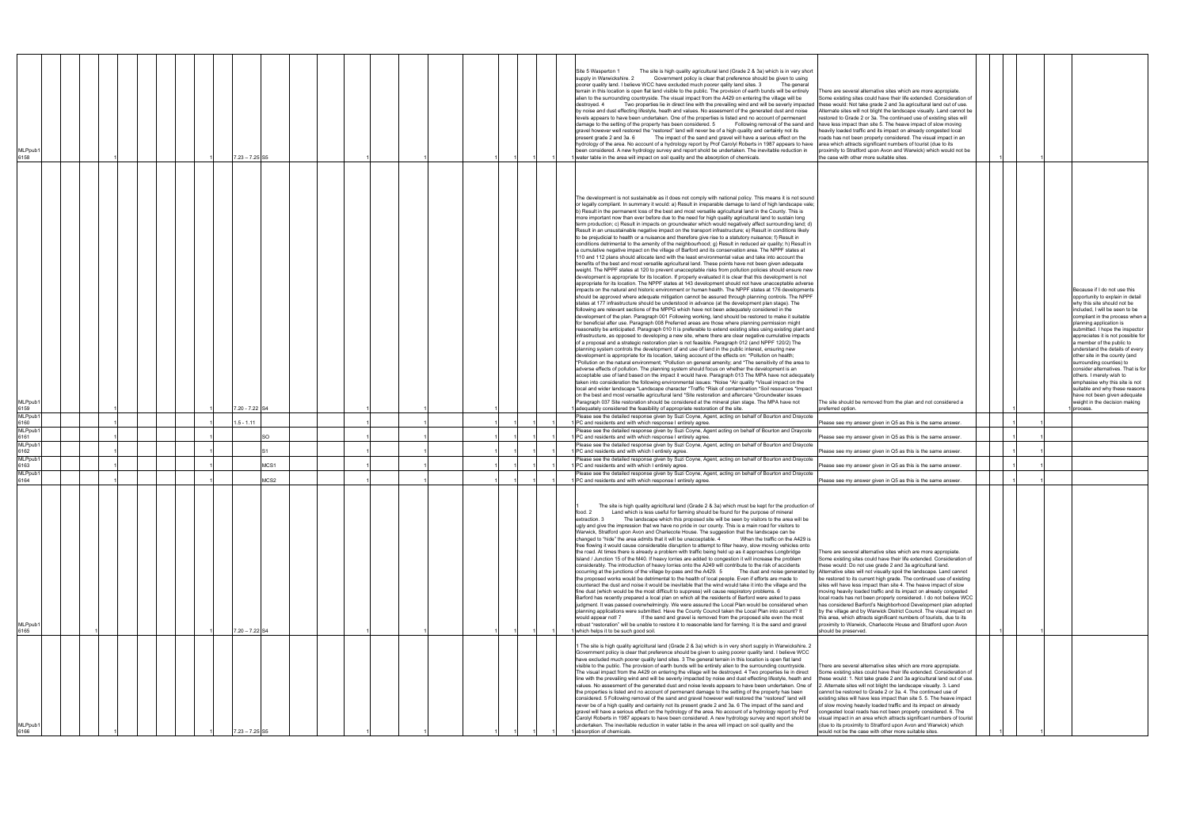| | | | | | | | | | | | | | | | | |
|---|---|---|---|---|---|---|---|---|---|---|---|---|---|---|---|---|
| MLPpub1 6158 | 1 | 1 | 7.23 – 7.25 | S5 | 1 | 1 | 1 | 1 | 1 | 1 | Site 5 Wasperton 1 The site is high quality agricultural land (Grade 2 & 3a) which is in very short supply in Warwickshire. 2 Government policy is clear that preference should be given to using poorer quality land. I believe WCC have excluded much poorer quality land sites. 3 The general terrain in this location is open flat land visible to the public. The provision of earth bunds will be entirely alien to the surrounding countryside. The visual impact from the A429 on entering the village will be destroyed. 4 Two properties lie in direct line with the prevailing wind and will be severely impacted by noise and dust effecting lifestyle, health and values. No assessment of the generated dust and noise levels appears to have been undertaken. One of the properties is listed and no account of permenant damage to the setting of the property has been considered. 5 Following removal of the sand and gravel however well restored the "restored" land will never be of a high quality and certainly not its present grade 2 and 3a. 6 The impact of the sand and gravel will have a serious effect on the hydrology of the area. No account of a hydrology report by Prof Carolyl Roberts in 1987 appears to have been considered. A new hydrology survey and report should be undertaken. The inevitable reduction in water table in the area will impact on soil quality and the absorption of chemicals. | There are several alternative sites which are more appropriate. Some existing sites could have their life extended. Consideration of these would: Not take grade 2 and 3a agricultural land out of use. Alternate sites will not blight the landscape visually. Land cannot be restored to Grade 2 or 3a. The continued use of existing sites will have less impact than site 5. The heave impact of slow moving heavily loaded traffic and its impact on already congested local roads has not been properly considered. The visual impact in an area which attracts significant numbers of tourist (due to its proximity to Stratford upon Avon and Warwick) which would not be the case with other more suitable sites. | 1 | 1 | | |
| MLPpub1 6159 | 1 | 1 | 7.20 - 7.22 | S4 | 1 | | | 1 | | 1 | The development is not sustainable as it does not comply with national policy. This means it is not sound or legally compliant. In summary it would: a) Result in irreparable damage to land of high landscape vale; b) Result in the permanent loss of the best and most versatile agricultural land in the County. This is more important now than ever before due to the need for high quality agricultural land to sustain long term production; c) Result in impacts on groundwater which would negatively affect surrounding land; d) Result in an unsustainable negative impact on the transport infrastructure; e) Result in conditions likely to be prejudicial to health or a nuisance and therefore give rise to a statutory nuisance; f) Result in conditions detrimental to the amenity of the neighbourhood; g) Result in reduced air quality; h) Result in a cumulative negative impact on the village of Barford and its conservation area. The NPPF states at 110 and 112 plans should allocate land with the least environmental value and take into account the benefits of the best and most versatile agricultural land. These points have not been given adequate weight. The NPPF states at 120 to prevent unacceptable risks from pollution policies should ensure new development is appropriate for its location. If properly evaluated it is clear that this development is not appropriate for its location. The NPPF states at 143 development should not have unacceptable adverse impacts on the natural and historic environment or human health. The NPPF states at 176 developments should be approved where adequate mitigation cannot be assured through planning controls. The NPPF states at 177 infrastructure should be understood in advance (at the development plan stage). The following are relevant sections of the MPPG which have not been adequately considered in the development of the plan. Paragraph 001 Following working, land should be restored to make it suitable for beneficial after use. Paragraph 008 Preferred areas are those where planning permission might reasonably be anticipated. Paragraph 010 It is preferable to extend existing sites using existing plant and infrastructure, as opposed to developing a new site, where there are clear negative cumulative impacts of a proposal and a strategic restoration plan is not feasible. Paragraph 012 (and NPPF 120/2) The planning system controls the development of and use of land in the public interest, ensuring new development is appropriate for its location, taking account of the effects on: *Pollution on health; *Pollution on the natural environment; *Pollution on general amenity; and *The sensitivity of the area to adverse effects of pollution. The planning system should focus on whether the development is an acceptable use of land based on the impact it would have. Paragraph 013 The MPA have not adequately taken into consideration the following environmental issues: *Noise *Air quality *Visual impact on the local and wider landscape *Landscape character *Traffic *Risk of contamination *Soil resources *Impact on the best and most versatile agricultural land *Site restoration and aftercare *Groundwater issues Paragraph 037 Site restoration should be considered at the mineral plan stage. The MPA have not adequately considered the feasibility of appropriate restoration of the site. | The site should be removed from the plan and not considered a preferred option. | | 1 | 1 | Because if I do not use this opportunity to explain in detail why this site should not be included, I will be seen to be compliant in the process when a planning application is submitted. I hope the inspector appreciates it is not possible for a member of the public to understand the details of every other site in the county (and surrounding counties) to consider alternatives. That is for others. I merely wish to emphasise why this site is not suitable and why these reasons have not been given adequate weight in the decision making process. |
| MLPpub1 6160 | 1 | 1 | 1.5 - 1.11 | | 1 | 1 | 1 | 1 | 1 | 1 | Please see the detailed response given by Suzi Coyne, Agent, acting on behalf of Bourton and Draycote PC and residents and with which response I entirely agree. | Please see my answer given in Q5 as this is the same answer. | 1 | 1 | | |
| MLPpub1 6161 | 1 | 1 | | SO | 1 | 1 | 1 | 1 | 1 | 1 | Please see the detailed response given by Suzi Coyne, Agent acting on behalf of Bourton and Draycote PC and residents and with which response I entirely agree. | Please see my answer given in Q5 as this is the same answer. | 1 | 1 | | |
| MLPpub1 6162 | 1 | 1 | | S1 | 1 | 1 | 1 | 1 | 1 | 1 | Please see the detailed response given by Suzi Coyne, Agent acting on behalf of Bourton and Draycote PC and residents and with which I entirely agree. | Please see my answer given in Q5 as this is the same answer. | 1 | 1 | | |
| MLPpub1 6163 | 1 | 1 | | MCS1 | 1 | 1 | 1 | 1 | 1 | 1 | Please see the detailed response given by Suzi Coyne, Agent acting on behalf of Bourton and Draycote PC and residents and with which I entirely agree. | Please see my answer given in Q5 as this is the same answer. | 1 | 1 | | |
| MLPpub1 6164 | 1 | 1 | | MCS2 | 1 | 1 | 1 | 1 | 1 | 1 | Please see the detailed response given by Suzi Coyne, Agent acting on behalf of Bourton and Draycote PC and residents and with which response I entirely agree. | Please see my answer given in Q5 as this is the same answer. | 1 | 1 | | |
| MLPpub1 6165 | 1 | 1 | 7.20 – 7.22 | S4 | 1 | 1 | 1 | 1 | 1 | 1 | 1 The site is high quality agricultural land (Grade 2 & 3a) which must be kept for the production of food. 2 Land which is less useful for farming should be found for the purpose of mineral extraction. 3 The landscape which this proposed site will be seen by visitors to the area will be ugly and give the impression that we have no pride in our county. This is a main road for visitors to Warwick, Stratford upon Avon and Charlecote House. The suggestion that the landscape can be changed to "hide" the area admits that it will be unacceptable. 4 When the traffic on the A429 is free flowing it would cause considerable disruption to attempt to filter heavy, slow moving vehicles onto the road. At times there is already a problem with traffic being held up as it approaches Longbridge Island / Junction 15 of the M40. If heavy lorries are added to congestion it will increase the problem considerably. The introduction of heavy lorries onto the A249 will contribute to the risk of accidents occurring at the junctions of the village by-pass and the A429. 5 The dust and noise generated by the proposed works would be detrimental to the health of local people. Even if efforts are made to counteract the dust and noise it would be inevitable that the wind would take it into the village and the fine dust (which would be the most difficult to suppress) will cause respiratory problems. 6 Barford has recently prepared a local plan on which all the residents of Barford were asked to pass judgment. It was passed overwhelmingly. We were assured the Local Plan would be considered when planning applications were submitted. Have the County Council taken the Local Plan into account? It would appear not! 7 If the sand and gravel is removed from the proposed site even the most robust "restoration" will be unable to restore it to reasonable land for farming. It is the sand and gravel which helps it to be such good soil. | There are several alternative sites which are more appropriate. Some existing sites could have their life extended. Consideration of these would: Do not use grade 2 and 3a agricultural land. Alternative sites will not visually spoil the landscape. Land cannot be restored to its current high grade. The continued use of existing sites will have less impact than site 4. The heave impact of slow moving heavily loaded traffic and its impact on already congested local roads has not been properly considered. I do not believe WCC has considered Barford's Neighborhood Development plan adopted by the village and by Warwick District Council. The visual impact on this area, which attracts significant numbers of tourists, due to its proximity to Warwick, Charlecote House and Stratford upon Avon should be preserved. | 1 | 1 | | |
| MLPpub1 6166 | 1 | 1 | 7.23 – 7.25 | S5 | 1 | 1 | 1 | 1 | 1 | 1 | 1 The site is high quality agricultural land (Grade 2 & 3a) which is in very short supply in Warwickshire. 2 Government policy is clear that preference should be given to using poorer quality land. I believe WCC have excluded much poorer quality land sites. 3 The general terrain in this location is open flat land visible to the public. The provision of earth bunds will be entirely alien to the surrounding countryside. The visual impact from the A429 on entering the village will be destroyed. 4 Two properties lie in direct line with the prevailing wind and will be severely impacted by noise and dust effecting lifestyle, health and values. No assessment of the generated dust and noise levels appears to have been undertaken. One of the properties is listed and no account of permenant damage to the setting of the property has been considered. 5 Following removal of the sand and gravel however well restored the "restored" land will never be of a high quality and certainly not its present grade 2 and 3a. 6 The impact of the sand and gravel will have a serious effect on the hydrology of the area. No account of a hydrology report by Prof Carolyl Roberts in 1987 appears to have been considered. A new hydrology survey and report should be undertaken. The inevitable reduction in water table in the area will impact on soil quality and absorption of chemicals. | There are several alternative sites which are more appropriate. Some existing sites could have their life extended. Consideration of these would: 1. Not take grade 2 and 3a agricultural land out of use. 2. Alternate sites will not blight the landscape visually. 3. Land cannot be restored to Grade 2 or 3a. 4. The continued use of existing sites will have less impact than site 5. 5. The heave impact of slow moving heavily loaded traffic and its impact on already congested local roads has not been properly considered. 6. The visual impact in an area which attracts significant numbers of tourist (due to its proximity to Stratford upon Avon and Warwick) which would not be the case with other more suitable sites. | 1 | 1 | | |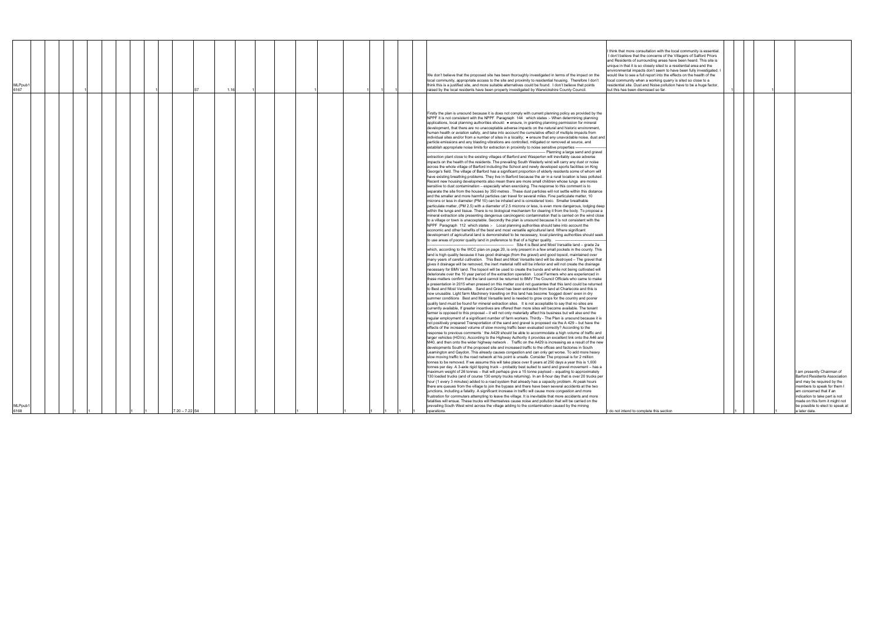| | | | | | | | | | | | | | | | | | | | | | | | | | | | | | | | | | | | |
|---|---|---|---|---|---|---|---|---|---|---|---|---|---|---|---|---|---|---|---|---|---|---|---|---|---|---|---|---|---|---|---|---|---|---|---|
| MLPpub1 6167 | | 1 | | | | | | | 1 | | S7 | 1.16 | 1 | | | | | 1 | | | | 1 | 1 | 1 | | We don't believe that the proposed site has been thoroughly investigated in terms of the impact on the local community, appropriate access to the site and proximity to residential housing. Therefore I don't think this is a justified site, and more suitable alternatives could be found. I don't believe that points raised by the local residents have been properly investigated by Warwickshire County Council. | I think that more consultation with the local community is essential. I don't believe that the concerns of the Villagers of Salford Priors and Residents of surrounding areas have been heard. This site is unique in that it is so closely sited to a residential area and the environmental impacts don't seem to have been fully investigated. I would like to see a full report into the effects on the health of the local community when a working quarry is sited so close to a residential site. Dust and Noise pollution have to be a huge factor, but this has been dismissed so far. | | | 1 | | | | 1 | |
| MLPpub1 6168 | 1 | 1 | | | | 1 | 1 | | | 7.20 – 7.22 | S4 | | | | 1 | | | 1 | | | | 1 | 1 | 1 | 1 | Firstly the plan is unsound because it is does not comply with current planning policy as provided by the NPPF It is not consistent with the NPPF Paragraph 144 which states :- When determining planning applications, local planning authorities should: ● ensure, in granting planning permission for mineral development, that there are no unacceptable adverse impacts on the natural and historic environment, human health or aviation safety, and take into account the cumulative effect of multiple impacts from individual sites and/or from a number of sites in a locality; ● ensure that any unavoidable noise, dust and particle emissions and any blasting vibrations are controlled, mitigated or removed at source, and establish appropriate noise limits for extraction in proximity to noise sensitive properties ----------------------------------------------------------------------------------------------------- Planning a large sand and gravel extraction plant close to the existing villages of Barford and Wasperton will inevitably cause adverse impacts on the health of the residents. The prevailing South Westerly wind will carry any dust or noise across the whole village of Barford including the School and newly developed sports facilities on King George's field. The village of Barford has a significant proportion of elderly residents some of whom will have existing breathing problems. They live in Barford because the air in a rural location is less polluted. Recent new housing developments also mean there are more small children whose lungs are mores sensitive to dust contamination – especially when exercising. The response to this comment is to separate the site from the houses by 350 metres . These dust particles will not settle within this distance and the smaller and more harmful particles can travel for several miles. Fine particulate matter, 10 microns or less in diameter (PM 10) can be inhaled and is considered toxic. Smaller breathable particulate matter, (PM 2.5) with a diameter of 2.5 microns or less, is even more dangerous, lodging deep within the lungs and tissue. There is no biological mechanism for clearing it from the body. To propose a mineral extraction site presenting dangerous carcinogenic contamination that is carried on the wind close to a village or town is unacceptable. Secondly the plan is unsound because it is not consistent with the NPPF Paragraph 112 which states :- Local planning authorities should take into account the economic and other benefits of the best and most versatile agricultural land. Where significant development of agricultural land is demonstrated to be necessary, local planning authorities should seek to use areas of poorer quality land in preference to that of a higher quality. ------------------------------------------------------------------------ Site 4 is Best and Most Versatile land – grade 2a which, according to the WCC plan on page 20, is only present in a few small pockets in the county. This land is high quality because it has good drainage (from the gravel) and good topsoil, maintained over many years of careful cultivation. This Best and Most Versatile land will be destroyed – The gravel that gives it drainage will be removed, the inert material refill will be inferior and will not create the drainage necessary for BMV land. The topsoil will be used to create the bunds and while not being cultivated will deteriorate over the 10 year period of the extraction operation Local Farmers who are experienced in these matters confirm that the land cannot be returned to BMV The Council Officials who came to make a presentation in 2015 when pressed on this matter could not guarantee that this land could be returned to Best and Most Versatile. Sand and Gravel has been extracted from land at Charlecote and this is now unusable. Light farm Machinery travelling on this land has become 'bogged down' even in dry summer conditions Best and Most Versatile land is needed to grow crops for the country and poorer quality land must be found for mineral extraction sites. It is not acceptable to say that no sites are currently available, if greater incentives are offered then more sites will become available. The tenant farmer is opposed to this proposal – it will not only materially affect his business but will also end the regular employment of a significant number of farm workers. Thirdly - The Plan is unsound because it is not positively prepared Transportation of the sand and gravel is proposed via the A 429 – but have the effects of the increased volume of slow moving traffic been evaluated correctly? According to the response to previous comments ' the A429 should be able to accommodate a high volume of traffic and larger vehicles (HGVs). According to the Highway Authority it provides an excellent link onto the A46 and M40, and then onto the wider highway network . Traffic on the A429 is increasing as a result of the new developments South of the proposed site and increased traffic to the offices and factories in South Leamington and Gaydon. This already causes congestion and can only get worse. To add more heavy slow moving traffic to the road network at his point is unsafe. Consider The proposal is for 2 million tonnes to be removed. If we assume this will take place over 8 years at 250 days a year this is 1,000 tonnes per day. A 3-axle rigid tipping truck – probably best suited to sand and gravel movement – has a maximum weight of 26 tonnes – that will perhaps give a 15 tonne payload – equating to approximately 130 loaded trucks (and of course 130 empty trucks returning). In an 8-hour day that is over 20 trucks per hour (1 every 3 minutes) added to a road system that already has a capacity problem. At peak hours there are queues from the village to join the bypass and there have been several accidents at the two junctions, including a fatality. A significant increase in traffic will cause more congestion and more frustration for commuters attempting to leave the village. It is inevitable that more accidents and more fatalities will ensue. These trucks will themselves cause noise and pollution that will be carried on the prevailing South West wind across the village adding to the contamination caused by the mining operations. | I do not intend to complete this section | 1 | | | | | | 1 | I am presently Chairman of Barford Residents Association and may be required by the members to speak for them I am concerned that if an indication to take part is not made on this form it might not be possible to elect to speak at a later date. |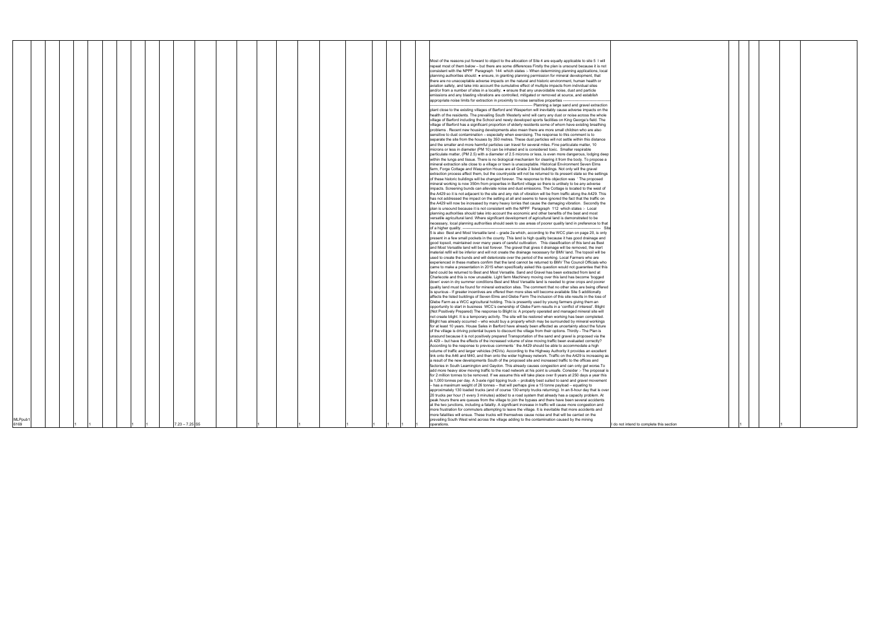| | | | | | | | | | | | | | | | | | | | | | | | | | | | | | |
|---|---|---|---|---|---|---|---|---|---|---|---|---|---|---|---|---|---|---|---|---|---|---|---|---|---|---|---|---|---|
| MLPpub16169 | | | | 1 | 1 | | | 1 | 1 | | | 7.23 – 7.25 | S5 | | | 1 | | 1 | | 1 | | 1 | 1 | 1 | 1 | Most of the reasons put forward to object to the allocation of Site 4 are equally applicable to site 5 I will repeat most of them below – but there are some differences Firstly the plan is unsound because it is not consistent with the NPPF Paragraph 144 which states :- When determining planning applications, local planning authorities should: • ensure, in granting planning permission for mineral development, that there are no unacceptable adverse impacts on the natural and historic environment, human health or aviation safety, and take into account the cumulative effect of multiple impacts from individual sites and/or from a number of sites in a locality; • ensure that any unavoidable noise, dust and particle emissions and any blasting vibrations are controlled, mitigated or removed at source, and establish appropriate noise limits for extraction in proximity to noise sensitive properties ------------------------------------------------------------------------------------------------------------ Planning a large sand and gravel extraction plant close to the existing villages of Barford and Wasperton will inevitably cause adverse impacts on the health of the residents. The prevailing South Westerly wind will carry any dust or noise across the whole village of Barford including the School and newly developed sports facilities on King George's field. The village of Barford has a significant proportion of elderly residents some of whom have existing breathing problems . Recent new housing developments also mean there are more small children who are also sensitive to dust contamination – especially when exercising. The response to this comment is to separate the site from the houses by 350 metres. These dust particles will not settle within this distance and the smaller and more harmful particles can travel for several miles. Fine particulate matter, 10 microns or less in diameter (PM 10) can be inhaled and is considered toxic. Smaller respirable particulate matter, (PM 2.5) with a diameter of 2.5 microns or less, is even more dangerous, lodging deep within the lungs and tissue. There is no biological mechanism for clearing it from the body. To propose a mineral extraction site close to a village or town is unacceptable. Historical Environment Seven Elms farm, Forge Cottage and Wasperton House are all Grade 2 listed buildings. Not only will the gravel extraction process affect them, but the countryside will not be returned to its present state so the settings of these historic buildings will be changed forever. The response to this objection was ' The proposed mineral working is now 350m from properties in Barford village so there is unlikely to be any adverse impacts. Screening bunds can alleviate noise and dust emissions. The Cottage is located to the west of the A429 so it is not adjacent to the site and any risk of vibration will be from traffic along the A429. This has not addressed the impact on the setting at all and seems to have ignored the fact that the traffic on the A429 will now be increased by many heavy lorries that cause the damaging vibration. Secondly the plan is unsound because it is not consistent with the NPPF Paragraph 112 which states :- Local planning authorities should take into account the economic and other benefits of the best and most versatile agricultural land. Where significant development of agricultural land is demonstrated to be necessary, local planning authorities should seek to use areas of poorer quality land in preference to that of a higher quality. ------------------------------------------------------------------------------------------------------------ Site 5 is also Best and Most Versatile land – grade 2a which, according to the WCC plan on page 20, is only present in a few small pockets in the county. This land is high quality because it has good drainage and good topsoil, maintained over many years of careful cultivation. This classification of this land as Best and Most Versatile land will be lost forever. The gravel that gives it drainage will be removed, the inert material refill will be inferior and will not create the drainage necessary for BMV land. The topsoil will be used to create the bunds and will deteriorate over the period of the working. Local Farmers who are experienced in these matters confirm that the land cannot be returned to BMV The Council Officials who came to make a presentation in 2015 when specifically asked this question would not guarantee that this land could be returned to Best and Most Versatile. Sand and Gravel has been extracted from land at Charlecote and this is now unusable. Light farm Machinery moving over this land has become 'bogged down' even in dry summer conditions Best and Most Versatile land is needed to grow crops and poorer quality land must be found for mineral extraction sites. The comment that no other sites are being offered is spurious - If greater incentives are offered then more sites will become available Site 5 additionally affects the listed buildings of Seven Elms and Glebe Farm The inclusion of this site results in the loss of Glebe Farm as a WCC agricultural holding. This is presently used by young farmers giving them an opportunity to start in business WCC's ownership of Glebe Farm results in a 'conflict of interest'. Blight (Not Positively Prepared) The response to Blight is: A properly operated and managed mineral site will not create blight. It is a temporary activity. The site will be restored when working has been completed. Blight has already occurred – who would buy a property which may be surrounded by mineral workings for at least 10 years. House Sales in Barford have already been affected as uncertainty about the future of the village is driving potential buyers to discount the village from their options. Thirdly - The Plan is unsound because it is not positively prepared Transportation of the sand and gravel is proposed via the A 429 – but have the effects of the increased volume of slow moving traffic been evaluated correctly? According to the response to previous comments ' the A429 should be able to accommodate a high volume of traffic and larger vehicles (HGVs). According to the Highway Authority it provides an excellent link onto the A46 and M40, and then onto the wider highway network. Traffic on the A429 is increasing as a result of the new developments South of the proposed site and increased traffic to the offices and factories in South Leamington and Gaydon. This already causes congestion and can only get worse.To add more heavy slow moving traffic to the road network at his point is unsafe. Consider :- The proposal is for 2 million tonnes to be removed. If we assume this will take place over 8 years at 250 days a year this is 1,000 tonnes per day. A 3-axle rigid tipping truck – probably best suited to sand and gravel movement – has a maximum weight of 26 tonnes – that will perhaps give a 15 tonne payload – equating to approximately 130 loaded trucks (and of course 130 empty trucks returning). In an 8-hour day that is over 20 trucks per hour (1 every 3 minutes) added to a road system that already has a capacity problem. At peak hours there are queues from the village to join the bypass and there have been several accidents at the two junctions, including a fatality. A significant increase in traffic will cause more congestion and more frustration for commuters attempting to leave the village. It is inevitable that more accidents and more fatalities will ensue. These trucks will themselves cause noise and that will be carried on the prevailing South West wind across the village adding to the contamination caused by the mining operations. | I do not intend to complete this section | | 1 | 1 | | | 1 | |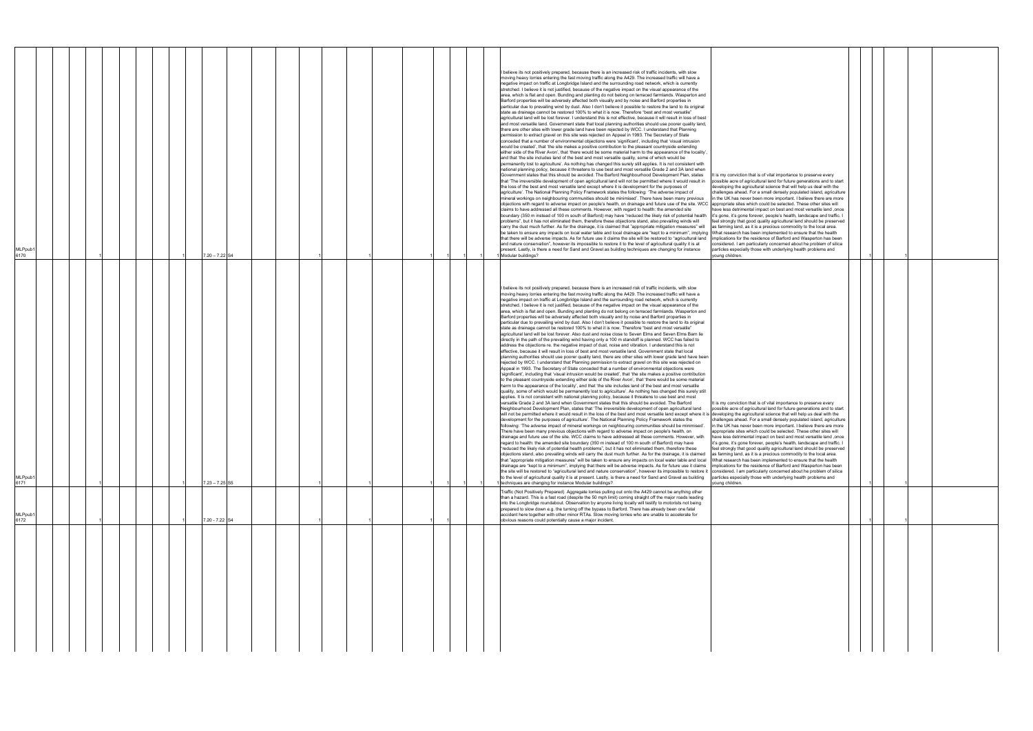| | | | | | | | | | | | | | | | | | | | | | |
|---|---|---|---|---|---|---|---|---|---|---|---|---|---|---|---|---|---|---|---|---|---|
| MLPpub1 6170 | | 1 | | 1 | 7.20 – 7.22 | S4 | | 1 | | 1 | | 1 | 1 | 1 | 1 | I believe its not positively prepared, because there is an increased risk of traffic incidents, with slow moving heavy lorries entering the fast moving traffic along the A429. The increased traffic will have a negative impact on traffic at Longbridge Island and the surrounding road network, which is currently stretched. I believe it is not justified, because of the negative impact on the visual appearance of the area, which is flat and open. Bunding and planting do not belong on terraced farmlands. Wasperton and Barford properties will be adversely affected both visually and by noise and Barford properties in particular due to prevailing wind by dust. Also I don't believe it possible to restore the land to its original state as drainage cannot be restored 100% to what it is now. Therefore "best and most versatile" agricultural land will be lost forever. I understand this is not effective, because it will result in loss of best and most versatile land. Government state that local planning authorities should use poorer quality land, there are other sites with lower grade land have been rejected by WCC. I understand that Planning permission to extract gravel on this site was rejected on Appeal in 1993. The Secretary of State conceded that a number of environmental objections were 'significant', including that 'visual intrusion would be created', that 'the site makes a positive contribution to the pleasant countryside extending either side of the River Avon', that 'there would be some material harm to the appearance of the locality', and that 'the site includes land of the best and most versatile quality, some of which would be permanently lost to agriculture'. As nothing has changed this surely still applies. It is not consistent with national planning policy, because it threatens to use best and most versatile Grade 2 and 3A land when Government states that this should be avoided. The Barford Neighbourhood Development Plan, states that 'The irreversible development of open agricultural land will not be permitted where it would result in the loss of the best and most versatile land except where it is development for the purposes of agriculture'. The National Planning Policy Framework states the following: 'The adverse impact of mineral workings on neighbouring communities should be minimised'. There have been many previous objections with regard to adverse impact on people's health, on drainage and future use of the site. WCC claims to have addressed all these comments. However, with regard to health: the amended site boundary (350 m instead of 100 m south of Barford) may have "reduced the likely risk of potential health problems", but it has not eliminated them, therefore these objections stand, also prevailing winds will carry the dust much further. As for the drainage, it is claimed that "appropriate mitigation measures" will be taken to ensure any impacts on local water table and local drainage are "kept to a minimum", implying that there will be adverse impacts. As for future use it claims the site will be restored to "agricultural land and nature conservation", however its impossible to restore it to the level of agricultural quality it is at present. Lastly, is there a need for Sand and Gravel as building techniques are changing for instance Modular buildings? | It is my conviction that is of vital importance to preserve every possible acre of agricultural land for future generations and to start developing the agricultural science that will help us deal with the challenges ahead. For a small densely populated island, agriculture in the UK has never been more important. I believe there are more appropriate sites which could be selected. These other sites will have less detrimental impact on best and most versatile land ,once it's gone, it's gone forever, people's health, landscape and traffic. I feel strongly that good quality agricultural land should be preserved as farming land, as it is a precious commodity to the local area. What research has been implemented to ensure that the health implications for the residence of Barford and Wasperton has been considered. I am particularly concerned about he problem of silica particles especially those with underlying health problems and young children. | | 1 | | 1 |
| MLPpub1 6171 | | 1 | | 1 | 7.23 – 7.25 | S5 | | 1 | | 1 | | 1 | 1 | 1 | 1 | I believe its not positively prepared, because there is an increased risk of traffic incidents, with slow moving heavy lorries entering the fast moving traffic along the A429. The increased traffic will have a negative impact on traffic at Longbridge Island and the surrounding road network, which is currently stretched. I believe it is not justified, because of the negative impact on the visual appearance of the area, which is flat and open. Bunding and planting do not belong on terraced farmlands. Wasperton and Barford properties will be adversely affected both visually and by noise and Barford properties in particular due to prevailing wind by dust. Also I don't believe it possible to restore the land to its original state as drainage cannot be restored 100% to what it is now. Therefore "best and most versatile" agricultural land will be lost forever. Also dust and noise close to Seven Elms and Seven Elms Barn lie directly in the path of the prevailing wind having only a 100 m standoff is planned. WCC has failed to address the objections re. the negative impact of dust, noise and vibration. I understand this is not effective, because it will result in loss of best and most versatile land. Government state that local planning authorities should use poorer quality land, there are other sites with lower grade land have been rejected by WCC. I understand that Planning permission to extract gravel on this site was rejected on Appeal in 1993. The Secretary of State conceded that a number of environmental objections were 'significant', including that 'visual intrusion would be created', that 'the site makes a positive contribution to the pleasant countryside extending either side of the River Avon', that 'there would be some material harm to the appearance of the locality', and that 'the site includes land of the best and most versatile quality, some of which would be permanently lost to agriculture'. As nothing has changed this surely still applies. It is not consistent with national planning policy, because it threatens to use best and most versatile Grade 2 and 3A land when Government states that this should be avoided. The Barford Neighbourhood Development Plan, states that 'The irreversible development of open agricultural land will not be permitted where it would result in the loss of the best and most versatile land except where it is development for the purposes of agriculture'. The National Planning Policy Framework states the following: 'The adverse impact of mineral workings on neighbouring communities should be minimised'. There have been many previous objections with regard to adverse impact on people's health, on drainage and future use of the site. WCC claims to have addressed all these comments. However, with regard to health: the amended site boundary (350 m instead of 100 m south of Barford) may have "reduced the likely risk of potential health problems", but it has not eliminated them, therefore these objections stand, also prevailing winds will carry the dust much further. As for the drainage, it is claimed that "appropriate mitigation measures" will be taken to ensure any impacts on local water table and local drainage are "kept to a minimum", implying that there will be adverse impacts. As for future use it claims the site will be restored to "agricultural land and nature conservation", however its impossible to restore it to the level of agricultural quality it is at present. Lastly, is there a need for Sand and Gravel as building techniques are changing for instance Modular buildings? | It is my conviction that is of vital importance to preserve every possible acre of agricultural land for future generations and to start developing the agricultural science that will help us deal with the challenges ahead. For a small densely populated island, agriculture in the UK has never been more important. I believe there are more appropriate sites which could be selected. These other sites will have less detrimental impact on best and most versatile land ,once it's gone, it's gone forever, people's health, landscape and traffic. I feel strongly that good quality agricultural land should be preserved as farming land, as it is a precious commodity to the local area. What research has been implemented to ensure that the health implications for the residence of Barford and Wasperton has been considered. I am particularly concerned about he problem of silica particles especially those with underlying health problems and young children. | | 1 | | 1 |
| MLPpub1 6172 | | 1 | | 1 | 7.20 - 7.22 | S4 | | 1 | | 1 | | 1 | 1 | | | Traffic (Not Positively Prepared) Aggregate lorries pulling out onto the A429 cannot be anything other than a hazard. This is a fast road (despite the 50 mph limit) coming straight off the major roads leading into the Longbridge roundabout. Observation by anyone living locally will testify to motorists not being prepared to slow down e.g. the turning off the bypass to Barford. There has already been one fatal accident here together with other minor RTAs. Slow moving lorries who are unable to accelerate for obvious reasons could potentially cause a major incident. | | | 1 | | 1 |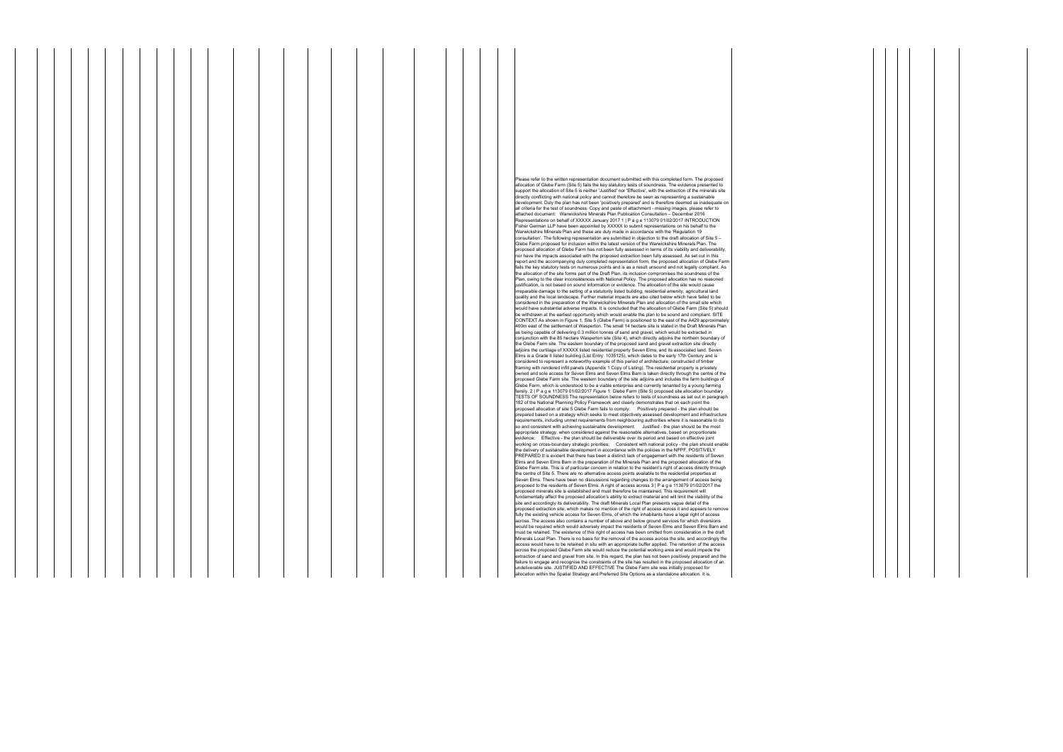Please refer to the written representation document submitted with this completed form. The proposed allocation of Glebe Farm (Site 5) fails the key statutory tests of soundness. The evidence presented to support the allocation of Site 5 is neither 'Justified' nor 'Effective', with the extraction of the minerals site directly conflicting with national policy and cannot therefore be seen as representing a sustainable development. Duly the plan has not been 'positively prepared' and is therefore deemed as inadequate on all criteria for the test of soundness. Copy and paste of attachment - missing images, please refer to attached document: Warwickshire Minerals Plan Publication Consultation – December 2016 Representations on behalf of XXXXX January 2017 1 | P a g e 113079 01/02/2017 INTRODUCTION Fisher German LLP have been appointed by XXXXX to submit representations on his behalf to the Warwickshire Minerals Plan and these are duly made in accordance with the 'Regulation 19 consultation'. The following representation are submitted in objection to the draft allocation of Site 5 – Glebe Farm proposed for inclusion within the latest version of the Warwickshire Minerals Plan. The proposed allocation of Glebe Farm has not been fully assessed in terms of its viability and deliverability, nor have the impacts associated with the proposed extraction been fully assessed. As set out in this report and the accompanying duly completed representation form, the proposed allocation of Glebe Farm fails the key statutory tests on numerous points and is as a result unsound and not legally compliant. As the allocation of the site forms part of the Draft Plan, its inclusion compromises the soundness of the Plan, owing to the clear inconsistences with National Policy. The proposed allocation has no reasoned justification, is not based on sound information or evidence. The allocation of the site would cause irreparable damage to the setting of a statutorily listed building, residential amenity, agricultural land quality and the local landscape. Further material impacts are also cited below which have failed to be considered in the preparation of the Warwickshire Minerals Plan and allocation of the small site which would have substantial adverse impacts. It is concluded that the allocation of Glebe Farm (Site 5) should be withdrawn at the earliest opportunity which would enable the plan to be sound and compliant. SITE CONTEXT As shown in Figure 1, Site 5 (Glebe Farm) is positioned to the east of the A429 approximately 400m east of the settlement of Wasperton. The small 14 hectare site is stated in the Draft Minerals Plan as being capable of delivering 0.3 million tonnes of sand and gravel, which would be extracted in conjunction with the 85 hectare Wasperton site (Site 4), which directly adjoins the northern boundary of the Glebe Farm site. The eastern boundary of the proposed sand and gravel extraction site directly adjoins the curtilage of XXXXX listed residential property Seven Elms, and its associated land. Seven Elms is a Grade II listed building (List Entry: 1035125), which dates to the early 17th Century and is considered to represent a noteworthy example of this period of architecture; constructed of timber framing with rendered infill panels (Appendix 1 Copy of Listing). The residential property is privately owned and sole access for Seven Elms and Seven Elms Barn is taken directly through the centre of the proposed Glebe Farm site. The western boundary of the site adjoins and includes the farm buildings of Glebe Farm, which is understood to be a viable enterprise and currently tenanted by a young farming family. 2 | P a g e 113079 01/02/2017 Figure 1: Glebe Farm (Site 5) proposed site allocation boundary TESTS OF SOUNDNESS The representation below refers to tests of soundness as set out in paragraph 182 of the National Planning Policy Framework and clearly demonstrates that on each point the proposed allocation of site 5 Glebe Farm fails to comply:  Positively prepared - the plan should be prepared based on a strategy which seeks to meet objectively assessed development and infrastructure requirements, including unmet requirements from neighbouring authorities where it is reasonable to do so and consistent with achieving sustainable development;  Justified - the plan should be the most appropriate strategy, when considered against the reasonable alternatives, based on proportionate evidence;  Effective - the plan should be deliverable over its period and based on effective joint working on cross-boundary strategic priorities;  Consistent with national policy - the plan should enable the delivery of sustainable development in accordance with the policies in the NPPF. POSITIVELY PREPARED It is evident that there has been a distinct lack of engagement with the residents of Seven Elms and Seven Elms Barn in the preparation of the Minerals Plan and the proposed allocation of the Glebe Farm site. This is of particular concern in relation to the resident's right of access directly through the centre of Site 5. There are no alternative access points available to the residential properties at Seven Elms. There have been no discussions regarding changes to the arrangement of access being proposed to the residents of Seven Elms. A right of access across 3 | P a g e 113079 01/02/2017 the proposed minerals site is established and must therefore be maintained. This requirement will fundamentally affect the proposed allocation's ability to extract material and will limit the viability of the site and accordingly its deliverability. The draft Minerals Local Plan presents vague detail of the proposed extraction site, which makes no mention of the right of access across it and appears to remove fully the existing vehicle access for Seven Elms, of which the inhabitants have a legal right of access across. The access also contains a number of above and below ground services for which diversions would be required which would adversely impact the residents of Seven Elms and Seven Elms Barn and must be retained. The existence of this right of access has been omitted from consideration in the draft Minerals Local Plan. There is no basis for the removal of the access across the site, and accordingly the access would have to be retained in situ with an appropriate buffer applied. The retention of the access across the proposed Glebe Farm site would reduce the potential working area and would impede the extraction of sand and gravel from site. In this regard, the plan has not been positively prepared and the failure to engage and recognise the constraints of the site has resulted in the proposed allocation of an undeliverable site. JUSTIFIED AND EFFECTIVE The Glebe Farm site was initially proposed for allocation within the Spatial Strategy and Preferred Site Options as a standalone allocation. It is,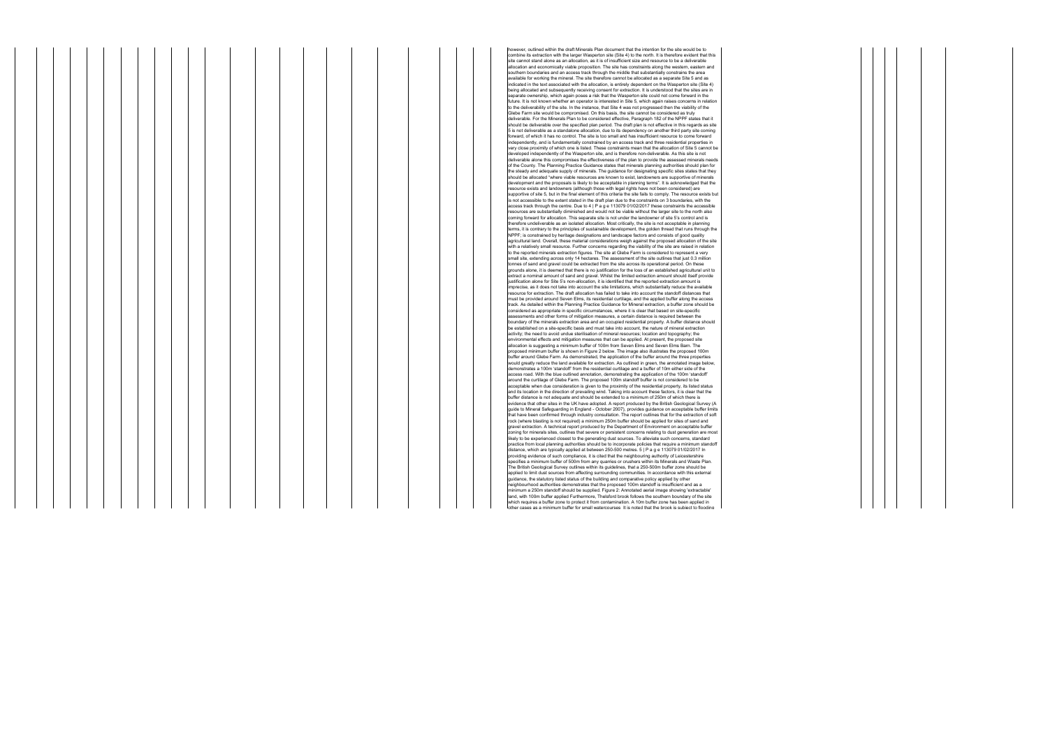however, outlined within the draft Minerals Plan document that the intention for the site would be to combine its extraction with the larger Wasperton site (Site 4) to the north. It is therefore evident that this site cannot stand alone as an allocation, as it is of insufficient size and resource to be a deliverable allocation and economically viable proposition. The site has constraints along the western, eastern and southern boundaries and an access track through the middle that substantially constrains the area available for working the mineral. The site therefore cannot be allocated as a separate Site 5 and as indicated in the text associated with the allocation, is entirely dependent on the Wasperton site (Site 4) being allocated and subsequently receiving consent for extraction. It is understood that the sites are in separate ownership, which again poses a risk that the Wasperton site could not come forward in the future. It is not known whether an operator is interested in Site 5, which again raises concerns in relation to the deliverability of the site. In the instance, that Site 4 was not progressed then the viability of the Glebe Farm site would be compromised. On this basis, the site cannot be considered as truly deliverable. For the Minerals Plan to be considered effective, Paragraph 182 of the NPPF states that it should be deliverable over the specified plan period. The draft plan is not effective in this regards as site 5 is not deliverable as a standalone allocation, due to its dependency on another third party site coming forward, of which it has no control. The site is too small and has insufficient resource to come forward independently, and is fundamentally constrained by an access track and three residential properties in very close proximity of which one is listed. These constraints mean that the allocation of Site 5 cannot be developed independently of the Wasperton site, and is therefore non-deliverable. As this site is not deliverable alone this compromises the effectiveness of the plan to provide the assessed minerals needs of the County. The Planning Practice Guidance states that minerals planning authorities should plan for the steady and adequate supply of minerals. The guidance for designating specific sites states that they should be allocated "where viable resources are known to exist, landowners are supportive of minerals development and the proposals is likely to be acceptable in planning terms". It is acknowledged that the resource exists and landowners (although those with legal rights have not been considered) are supportive of site 5, but in the final element of this criteria the site fails to comply. The resource exists but is not accessible to the extent stated in the draft plan due to the constraints on 3 boundaries, with the access track through the centre. Due to 4 | P a g e 113079 01/02/2017 these constraints the accessible resources are substantially diminished and would not be viable without the larger site to the north also coming forward for allocation. This separate site is not under the landowner of site 5's control and is therefore undeliverable as an isolated allocation. Most critically, the site is not acceptable in planning terms, it is contrary to the principles of sustainable development, the golden thread that runs through the NPPF; is constrained by heritage designations and landscape factors and consists of good quality agricultural land. Overall, these material considerations weigh against the proposed allocation of the site with a relatively small resource. Further concerns regarding the viability of the site are raised in relation to the reported minerals extraction figures. The site at Glebe Farm is considered to represent a very small site, extending across only 14 hectares. The assessment of the site outlines that just 0.3 million tonnes of sand and gravel could be extracted from the site across its operational period. On these grounds alone, it is deemed that there is no justification for the loss of an established agricultural unit to extract a nominal amount of sand and gravel. Whilst the limited extraction amount should itself provide justification alone for Site 5's non-allocation, it is identified that the reported extraction amount is imprecise, as it does not take into account the site limitations, which substantially reduce the available resource for extraction. The draft allocation has failed to take into account the standoff distances that must be provided around Seven Elms, its residential curtilage, and the applied buffer along the access track. As detailed within the Planning Practice Guidance for Mineral extraction, a buffer zone should be considered as appropriate in specific circumstances, where it is clear that based on site-specific assessments and other forms of mitigation measures, a certain distance is required between the boundary of the minerals extraction area and an occupied residential property. A buffer distance should be established on a site-specific basis and must take into account; the nature of mineral extraction activity; the need to avoid undue sterilisation of mineral resources; location and topography; the environmental effects and mitigation measures that can be applied. At present, the proposed site allocation is suggesting a minimum buffer of 100m from Seven Elms and Seven Elms Barn. The proposed minimum buffer is shown in Figure 2 below. The image also illustrates the proposed 100m buffer around Glebe Farm. As demonstrated, the application of the buffer around the three properties would greatly reduce the land available for extraction. As outlined in green, the annotated image below, demonstrates a 100m 'standoff' from the residential curtilage and a buffer of 10m either side of the access road. With the blue outlined annotation, demonstrating the application of the 100m 'standoff' around the curtilage of Glebe Farm. The proposed 100m standoff buffer is not considered to be acceptable when due consideration is given to the proximity of the residential property, its listed status and its location in the direction of prevailing wind. Taking into account these factors, it is clear that the buffer distance is not adequate and should be extended to a minimum of 250m of which there is evidence that other sites in the UK have adopted. A report produced by the British Geological Survey (A guide to Mineral Safeguarding in England - October 2007), provides guidance on acceptable buffer limits that have been confirmed through industry consultation. The report outlines that for the extraction of soft rock (where blasting is not required) a minimum 250m buffer should be applied for sites of sand and gravel extraction. A technical report produced by the Department of Environment on acceptable buffer zoning for minerals sites, outlines that severe or persistent concerns relating to dust generation are most likely to be experienced closest to the generating dust sources. To alleviate such concerns, standard practice from local planning authorities should be to incorporate policies that require a minimum standoff distance, which are typically applied at between 250-500 metres. 5 | P a g e 113079 01/02/2017 In providing evidence of such compliance, it is cited that the neighbouring authority of Leicestershire specifies a minimum buffer of 500m from any quarries or crushers within its Minerals and Waste Plan. The British Geological Survey outlines within its guidelines, that a 250-500m buffer zone should be applied to limit dust sources from affecting surrounding communities. In accordance with this external guidance, the statutory listed status of the building and comparative policy applied by other neighbourhood authorities demonstrates that the proposed 100m standoff is insufficient and as a minimum a 250m standoff should be supplied. Figure 2: Annotated aerial image showing 'extractable' land, with 100m buffer applied Furthermore, Thelsford brook follows the southern boundary of the site which requires a buffer zone to protect it from contamination. A 10m buffer zone has been applied in other cases as a minimum buffer for small watercourses. It is noted that the brook is subject to flooding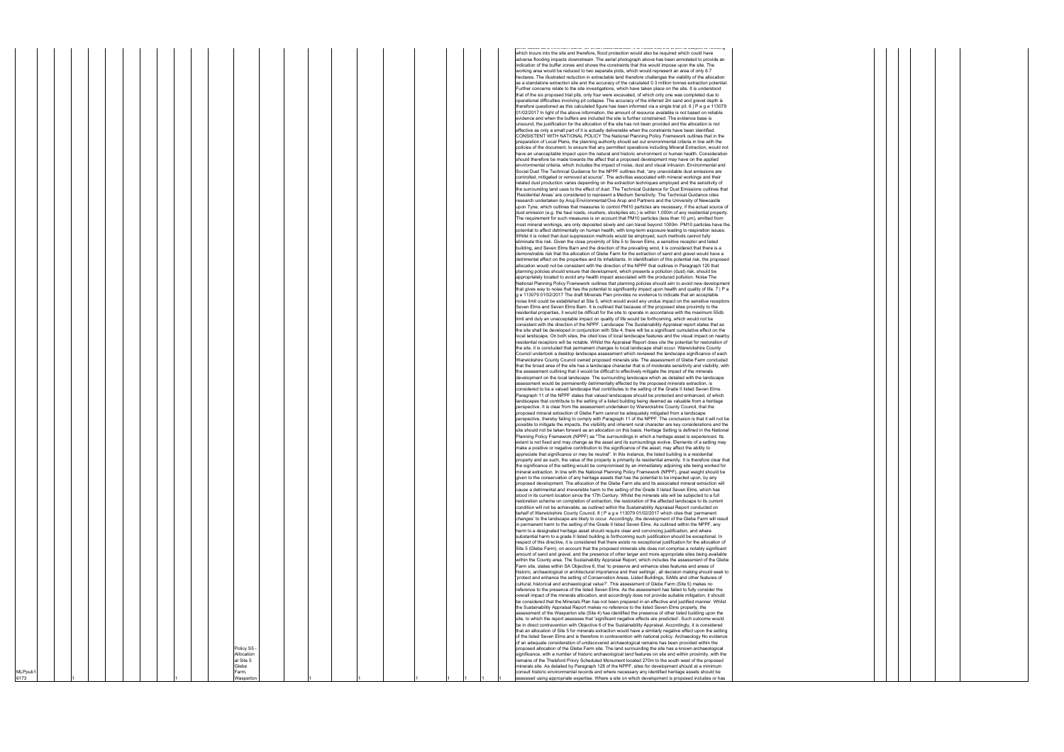| | | | | | | | | | | | | | | | | | | | | | | | |
|---|---|---|---|---|---|---|---|---|---|---|---|---|---|---|---|---|---|---|---|---|---|---|---|
| MLPpub16173 | | | | 1 | | | | | | 1 | | Policy S5 - Allocation at Site 5 Glebe Farm, Wasperton | | | 1 | | | 1 | | 1 | 1 | 1 | 1 | which incurs into the site and therefore, flood protection would also be required which could have adverse flooding impacts downstream. The aerial photograph above has been annotated to provide an indication of the buffer zones and shows the constraints that this would impose upon the site. The working area would be reduced to two separate plots, which would represent an area of only 6.7 hectares. The illustrated reduction in extractable land therefore challenges the viability of the allocation as a standalone extraction site and the accuracy of the calculated 0.3 million tonnes extraction potential. Further concerns relate to the site investigations, which have taken place on the site. It is understood that of the six proposed trial pits, only four were excavated, of which only one was completed due to operational difficulties involving pit collapse. The accuracy of the inferred 2m sand and gravel depth is therefore questioned as this calculated figure has been informed via a single trial pit. 6 \| P a g e 113079 01/02/2017 In light of the above information, the amount of resource available is not based on reliable evidence and when the buffers are included the site is further constrained. The evidence base is unsound, the justification for the allocation of the site has not been provided and the allocation is not effective as only a small part of it is actually deliverable when the constraints have been identified. CONSISTENT WITH NATIONAL POLICY The National Planning Policy Framework outlines that in the preparation of Local Plans, the planning authority should set out environmental criteria in line with the policies of the document, to ensure that any permitted operations including Mineral Extraction, would not have an unacceptable impact upon the natural and historic environment or human health. Consideration should therefore be made towards the affect that a proposed development may have on the applied environmental criteria, which includes the impact of noise, dust and visual intrusion. Environmental and Social Dust The Technical Guidance for the NPPF outlines that, "any unavoidable dust emissions are controlled, mitigated or removed at source". The activities associated with mineral workings and their related dust production varies depending on the extraction techniques employed and the sensitivity of the surrounding land uses to the effect of dust. The Technical Guidance for Dust Emissions outlines that 'Residential Areas' are considered to represent a Medium Sensitivity. The Technical Guidance cites research undertaken by Arup Environmental/Ove Arup and Partners and the University of Newcastle upon Tyne, which outlines that measures to control PM10 particles are necessary, if the actual source of dust emission (e.g. the haul roads, crushers, stockpiles etc.) is within 1,000m of any residential property. The requirement for such measures is on account that PM10 particles (less than 10 μm), emitted from most mineral workings, are only deposited slowly and can travel beyond 1000m. PM10 particles have the potential to affect detrimentally on human health, with long-term exposure leading to respiration issues. Whilst it is noted that dust suppression methods would be employed, such methods cannot fully eliminate this risk. Given the close proximity of Site 5 to Seven Elms, a sensitive receptor and listed building, and Seven Elms Barn and the direction of the prevailing wind, it is considered that there is a demonstrable risk that the allocation of Glebe Farm for the extraction of sand and gravel would have a detrimental effect on the properties and its inhabitants. In identification of this potential risk, the proposed allocation would not be consistent with the direction of the NPPF that outlines in Paragraph 120 that planning policies should ensure that development, which presents a pollution (dust) risk, should be appropriately located to avoid any health impact associated with the produced pollution. Noise The National Planning Policy Framework outlines that planning policies should aim to avoid new development that gives way to noise that has the potential to significantly impact upon health and quality of life. 7 \| P a g e 113079 01/02/2017 The draft Minerals Plan provides no evidence to indicate that an acceptable noise limit could be established at Site 5, which would avoid any undue impact on the sensitive receptors Seven Elms and Seven Elms Barn. It is outlined that because of the proposed sites proximity to the residential properties, it would be difficult for the site to operate in accordance with the maximum 55db limit and duly an unacceptable impact on quality of life would be forthcoming, which would not be consistent with the direction of the NPPF. Landscape The Sustainability Appraisal report states that as the site shall be developed in conjunction with Site 4, there will be a significant cumulative effect on the local landscape. On both sites, the cited loss of local landscape features and the visual impact on nearby residential receptors will be notable. Whilst the Appraisal Report does cite the potential for restoration of the site, it is concluded that permanent changes to local landscape shall occur. Warwickshire County Council undertook a desktop landscape assessment which reviewed the landscape significance of each Warwickshire County Council owned proposed minerals site. The assessment of Glebe Farm concluded that the broad area of the site has a landscape character that is of moderate sensitivity and visibility, with the assessment outlining that it would be difficult to effectively mitigate the impact of the minerals development on the local landscape. The surrounding landscape which as detailed with the landscape assessment would be permanently detrimentally effected by the proposed minerals extraction, is considered to be a valued landscape that contributes to the setting of the Grade II listed Seven Elms. Paragraph 11 of the NPPF states that valued landscapes should be protected and enhanced, of which landscapes that contribute to the setting of a listed building being deemed as valuable from a heritage perspective. It is clear from the assessment undertaken by Warwickshire County Council, that the proposed mineral extraction of Glebe Farm cannot be adequately mitigated from a landscape perspective, thereby failing to comply with Paragraph 11 of the NPPF. The conclusion is that it will not be possible to mitigate the impacts, the visibility and inherent rural character are key considerations and the site should not be taken forward as an allocation on this basis. Heritage Setting is defined in the National Planning Policy Framework (NPPF) as "The surroundings in which a heritage asset is experienced. Its extent is not fixed and may change as the asset and its surroundings evolve. Elements of a setting may make a positive or negative contribution to the significance of the asset, may affect the ability to appreciate that significance or may be neutral". In this instance, the listed building is a residential property and as such, the value of the property is primarily its residential amenity. It is therefore clear that the significance of the setting would be compromised by an immediately adjoining site being worked for mineral extraction. In line with the National Planning Policy Framework (NPPF), great weight should be given to the conservation of any heritage assets that has the potential to be impacted upon, by any proposed development. The allocation of the Glebe Farm site and its associated mineral extraction will cause a detrimental and irreversible harm to the setting of the Grade II listed Seven Elms, which has stood in its current location since the 17th Century. Whilst the minerals site will be subjected to a full restoration scheme on completion of extraction, the restoration of the affected landscape to its current condition will not be achievable, as outlined within the Sustainability Appraisal Report conducted on behalf of Warwickshire County Council, 8 \| P a g e 113079 01/02/2017 which cites that 'permanent changes' to the landscape are likely to occur. Accordingly, the development of the Glebe Farm will result in permanent harm to the setting of the Grade II listed Seven Elms. As outlined within the NPPF, any harm to a designated heritage asset should require clear and convincing justification, and where substantial harm to a grade II listed building is forthcoming such justification should be exceptional. In respect of this directive, it is considered that there exists no exceptional justification for the allocation of Site 5 (Glebe Farm), on account that the proposed minerals site does not comprise a notably significant amount of sand and gravel, and the presence of other larger and more appropriate sites being available within the County area. The Sustainability Appraisal Report, which includes the assessment of the Glebe Farm site, states within SA Objective 6, that 'to preserve and enhance sites features and areas of historic, archaeological or architectural importance and their settings', all decision making should seek to 'protect and enhance the setting of Conservation Areas, Listed Buildings, SAMs and other features of cultural, historical and archaeological value?'. This assessment of Glebe Farm (Site 5) makes no reference to the presence of the listed Seven Elms. As the assessment has failed to fully consider the overall impact of the minerals allocation, and accordingly does not provide suitable mitigation, it should be considered that the Minerals Plan has not been prepared in an effective and justified manner. Whilst the Sustainability Appraisal Report makes no reference to the listed Seven Elms property, the assessment of the Wasperton site (Site 4) has identified the presence of other listed building upon the site, to which the report assesses that 'significant negative effects are predicted'. Such outcome would be in direct contravention with Objective 6 of the Sustainability Appraisal. Accordingly, it is considered that an allocation of Site 5 for minerals extraction would have a similarly negative effect upon the setting of the listed Seven Elms and is therefore in contravention with national policy. Archaeology No evidence of an adequate consideration of undiscovered archaeological remains has been provided within the proposed allocation of the Glebe Farm site. The land surrounding the site has a known archaeological significance, with a number of historic archaeological land features on site and within proximity, with the remains of the Thelsford Priory Scheduled Monument located 270m to the south west of the proposed minerals site. As detailed by Paragraph 128 of the NPPF, sites for development should at a minimum consult historic environmental records and where necessary any identified heritage assets should be assessed using appropriate expertise. Where a site on which development is proposed includes or has |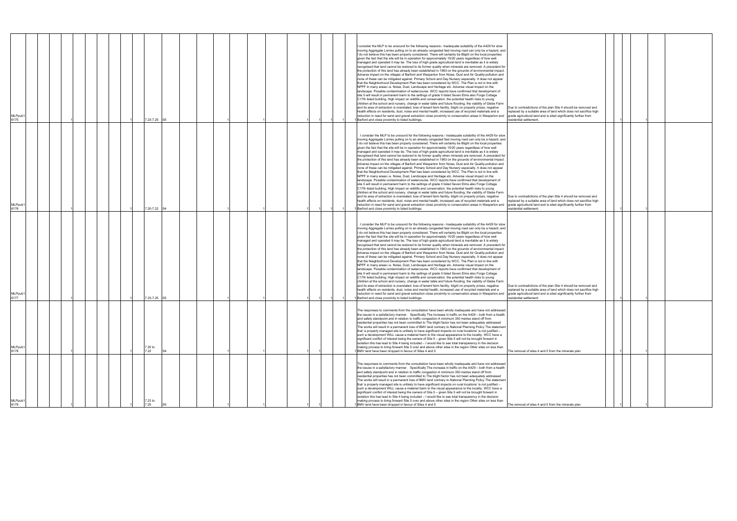| | | | | | | | | | | | | | | | | | | | | | | | | | | | | |
|---|---|---|---|---|---|---|---|---|---|---|---|---|---|---|---|---|---|---|---|---|---|---|---|---|---|---|---|---|
| MLPpub1 6175 | | | 1 | | | | | 1 | 7.23-7.25 | S5 | | 1 | | 1 | | 1 | 1 | 1 | | 1 | I consider the MLP to be unsound for the following reasons:- Inadequate suitability of the A429 for slow moving Aggregate Lorries pulling on to an already congested fast moving road can only be a hazard, and I do not believe this has been properly considered. There will certainly be Blight on the local properties given the fact that the site will be in operation for approximately 15/20 years regardless of how well managed and operated it may be. The loss of high grade agricultural land is inevitable as it is widely recognised that land cannot be restored to its former quality when minerals are removed. A precedent for the protection of this land has already been established in 1993 on the grounds of environmental impact. Adverse impact on the villages of Barford and Wasperton from Noise, Dust and Air Quality-pollution and none of these can be mitigated against. Primary School and Day Nursery especially. It does not appear that the Neighborhood Development Plan has been considered by WCC. The Plan is not in line with NPPF in many areas i.e. Noise, Dust, Landscape and Heritage etc. Adverse visual impact on the landscape. Possible contamination of watercourse. WCC reports have confirmed that development of site 5 will result in permanent harm to the settings of grade II listed Seven Elms also Forge Cottage C17th listed building. High impact on wildlife and conservation. the potential health risks to young children at the school and nursery, change in water table and future flooding, the viability of Glebe Farm and its area of extraction is overstated, loss of tenant farm facility, blight on property prices, negative health effects on residents, dust, noise and mental health, increased use of recycled materials and a reduction in need for sand and gravel extraction close proximity to conservation areas in Wasperton and Barford and close proximity to listed buildings. | Due to contradictions of the plan Site 4 should be removed and replaced by a suitable area of land which does not sacrifice high grade agricultural land and is sited significantly further from residential settlement. | | 1 | | 1 | | |
| MLPpub1 6176 | | | 1 | | | | | 1 | 7.20-7.22 | S4 | | 1 | | 1 | | 1 | 1 | 1 | | 1 | I consider the MLP to be unsound for the following reasons:- Inadequate suitability of the A429 for slow moving Aggregate Lorries pulling on to an already congested fast moving road can only be a hazard, and I do not believe this has been properly considered. There will certainly be Blight on the local properties given the fact that the site will be in operation for approximately 15/20 years regardless of how well managed and operated it may be. The loss of high grade agricultural land is inevitable as it is widely recognised that land cannot be restored to its former quality when minerals are removed. A precedent for the protection of this land has already been established in 1993 on the grounds of environmental impact. Adverse impact on the villages of Barford and Wasperton from Noise, Dust and Air Quality-pollution and none of these can be mitigated against. Primary School and Day Nursery especially. It does not appear that the Neighborhood Development Plan has been considered by WCC. The Plan is not in line with NPPF in many areas i.e. Noise, Dust, Landscape and Heritage etc. Adverse visual impact on the landscape. Possible contamination of watercourse. WCC reports have confirmed that development of site 5 will result in permanent harm to the settings of grade II listed Seven Elms also Forge Cottage C17th listed building. High impact on wildlife and conservation. the potential health risks to young children at the school and nursery, change in water table and future flooding, the viability of Glebe Farm and its area of extraction is overstated, loss of tenant farm facility, blight on property prices, negative health effects on residents, dust, noise and mental health, increased use of recycled materials and a reduction in need for sand and gravel extraction close proximity to conservation areas in Wasperton and Barford and close proximity to listed buildings. | Due to contradictions of the plan Site 4 should be removed and replaced by a suitable area of land which does not sacrifice high grade agricultural land and is sited significantly further from residential settlement. | | 1 | | 1 | | |
| MLPpub1 6177 | | | 1 | | | | | 1 | 7.23-7.25 | S5 | | 1 | | 1 | | 1 | 1 | 1 | | 1 | I consider the MLP to be unsound for the following reasons:- Inadequate suitability of the A429 for slow moving Aggregate Lorries pulling on to an already congested fast moving road can only be a hazard, and I do not believe this has been properly considered. There will certainly be Blight on the local properties given the fact that the site will be in operation for approximately 15/20 years regardless of how well managed and operated it may be. The loss of high grade agricultural land is inevitable as it is widely recognised that land cannot be restored to its former quality when minerals are removed. A precedent for the protection of this land has already been established in 1993 on the grounds of environmental impact. Adverse impact on the villages of Barford and Wasperton from Noise, Dust and Air Quality-pollution and none of these can be mitigated against. Primary School and Day Nursery especially. It does not appear that the Neighborhood Development Plan has been considered by WCC. The Plan is not in line with NPPF in many areas i.e. Noise, Dust, Landscape and Heritage etc. Adverse visual impact on the landscape. Possible contamination of watercourse. WCC reports have confirmed that development of site 5 will result in permanent harm to the settings of grade II listed Seven Elms also Forge Cottage C17th listed building. High impact on wildlife and conservation. the potential health risks to young children at the school and nursery, change in water table and future flooding, the viability of Glebe Farm and its area of extraction is overstated, loss of tenant farm facility, blight on property prices, negative health effects on residents, dust, noise and mental health, increased use of recycled materials and a reduction in need for sand and gravel extraction close proximity to conservation areas in Wasperton and Barford and close proximity to listed buildings. | Due to contradictions of the plan Site 4 should be removed and replaced by a suitable area of land which does not sacrifice high grade agricultural land and is sited significantly further from residential settlement. | | 1 | | 1 | | |
| MLPpub1 6178 | | | 1 | | | | | 1 | 7.20 to 7.22 | S4 | | 1 | | 1 | | 1 | 1 | | | 1 | The responses to comments from the consultation have been wholly inadequate and have not addressed the issues in a satisfactory manner. Specifically The increase in traffic on the A429 – both from a health and safety standpoint and in relation to traffic congestion A minimum 350 metres stand off from residential properties has not been committed to The blight factor has not been adequately addressed The works will result in a permanent loss of BMV land contrary to National Planning Policy The statement that 'a properly managed site is unlikely to have significant impacts on rural locations' is not justified – such a development WILL cause a material harm to the visual appearance to the locality. WCC have a significant conflict of interest being the owners of Site 5 – given Site 5 will not be brought forward in isolation this has lead to Site 4 being included – I would like to see total transparency in the decision making process to bring forward Site 5 over and above other sites in the region Other sites on less than BMV land have been dropped in favour of Sites 4 and 5 | The removal of sites 4 and 5 from the minerals plan | | 1 | | 1 | | |
| MLPpub1 6179 | | | 1 | | | | | 1 | 7.23 to 7.25 | S5 | | 1 | | 1 | | 1 | 1 | | | 1 | The responses to comments from the consultation have been wholly inadequate and have not addressed the issues in a satisfactory manner. Specifically The increase in traffic on the A429 – both from a health and safety standpoint and in relation to traffic congestion A minimum 350 metres stand off from residential properties has not been committed to The blight factor has not been adequately addressed The works will result in a permanent loss of BMV land contrary to National Planning Policy The statement that 'a properly managed site is unlikely to have significant impacts on rural locations' is not justified – such a development WILL cause a material harm to the visual appearance to the locality. WCC have a significant conflict of interest being the owners of Site 5 – given Site 5 will not be brought forward in isolation this has lead to Site 4 being included – I would like to see total transparency in the decision making process to bring forward Site 5 over and above other sites in the region Other sites on less than BMV land have been dropped in favour of Sites 4 and 5 | The removal of sites 4 and 5 from the minerals plan | | 1 | | 1 | | |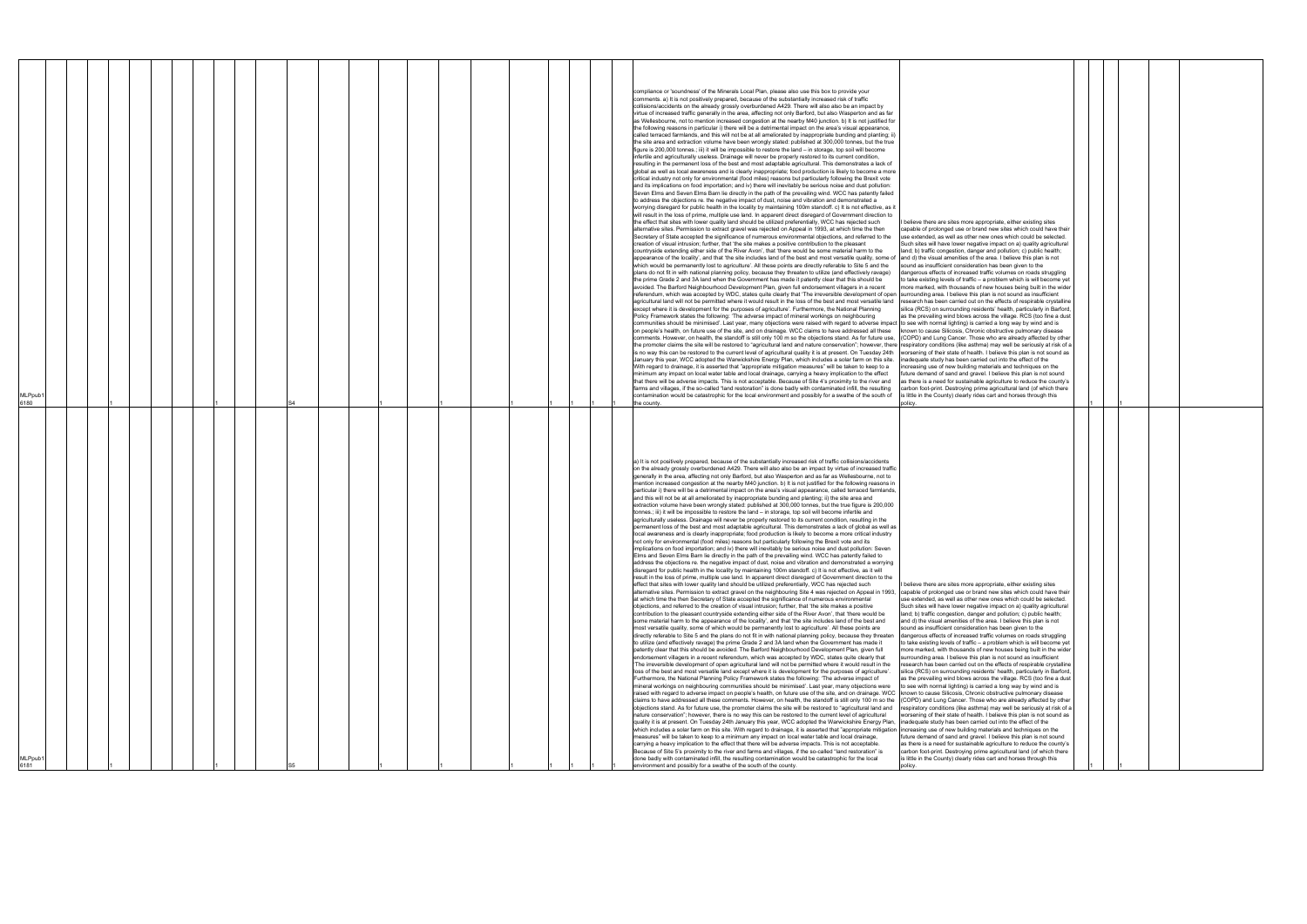| | | | | | | | | | | | | | | | | | | | | | | | | | | | | | | | | |
|---|---|---|---|---|---|---|---|---|---|---|---|---|---|---|---|---|---|---|---|---|---|---|---|---|---|---|---|---|---|---|---|---|
| MLPpub16180 | | 1 | | | | | | 1 | | | | S4 | | 1 | | | | 1 | | | 1 | 1 | 1 | 1 | compliance or 'soundness' of the Minerals Local Plan, please also use this box to provide your comments. a) It is not positively prepared, because of the substantially increased risk of traffic collisions/accidents on the already grossly overburdened A429. There will also be an impact by virtue of increased traffic generally in the area, affecting not only Barford, but also Wasperton and as far as Wellesbourne, not to mention increased congestion at the nearby M40 junction. b) It is not justified for the following reasons in particular i) there will be a detrimental impact on the area's visual appearance, called terraced farmlands, and this will not be at all ameliorated by inappropriate bunding and planting; ii) the site area and extraction volume have been wrongly stated: published at 300,000 tonnes, but the true figure is 200,000 tonnes.; iii) it will be impossible to restore the land – in storage, top soil will become infertile and agriculturally useless. Drainage will never be properly restored to its current condition, resulting in the permanent loss of the best and most adaptable agricultural. This demonstrates a lack of global as well as local awareness and is clearly inappropriate; food production is likely to become a more critical industry not only for environmental (food miles) reasons but particularly following the Brexit vote and its implications on food importation; and iv) there will inevitably be serious noise and dust pollution: Seven Elms and Seven Elms Barn lie directly in the path of the prevailing wind. WCC has patently failed to address the objections re. the negative impact of dust, noise and vibration and demonstrated a worrying disregard for public health in the locality by maintaining 100m standoff. c) It is not effective, as it will result in the loss of prime, multiple use land. In apparent direct disregard of Government direction to the effect that sites with lower quality land should be utilized preferentially, WCC has rejected such alternative sites. Permission to extract gravel was rejected on Appeal in 1993, at which time the then Secretary of State accepted the significance of numerous environmental objections, and referred to the creation of visual intrusion; further, that 'the site makes a positive contribution to the pleasant countryside extending either side of the River Avon', that 'there would be some material harm to the appearance of the locality', and that 'the site includes land of the best and most versatile quality, some of which would be permanently lost to agriculture'. All these points are directly referable to Site 5 and the plans do not fit in with national planning policy, because they threaten to utilize (and effectively ravage) the prime Grade 2 and 3A land when the Government has made it patently clear that this should be avoided. The Barford Neighbourhood Development Plan, given full endorsement villagers in a recent referendum, which was accepted by WDC, states quite clearly that 'The irreversible development of open agricultural land will not be permitted where it would result in the loss of the best and most versatile land except where it is development for the purposes of agriculture'. Furthermore, the National Planning Policy Framework states the following: 'The adverse impact of mineral workings on neighbouring communities should be minimised'. Last year, many objections were raised with regard to adverse impact on people's health, on future use of the site, and on drainage. WCC claims to have addressed all these comments. However, on health, the standoff is still only 100 m so the objections stand. As for future use, the promoter claims the site will be restored to "agricultural land and nature conservation"; however, there is no way this can be restored to the current level of agricultural quality it is at present. On Tuesday 24th January this year, WCC adopted the Warwickshire Energy Plan, which includes a solar farm on this site. With regard to drainage, it is asserted that "appropriate mitigation measures" will be taken to keep to a minimum any impact on local water table and local drainage, carrying a heavy implication to the effect that there will be adverse impacts. This is not acceptable. Because of Site 4's proximity to the river and farms and villages, if the so-called "land restoration" is done badly with contaminated infill, the resulting contamination would be catastrophic for the local environment and possibly for a swathe of the south of the county. | I believe there are sites more appropriate, either existing sites capable of prolonged use or brand new sites which could have their use extended, as well as other new ones which could be selected. Such sites will have lower negative impact on a) quality agricultural land; b) traffic congestion, danger and pollution; c) public health; and d) the visual amenities of the area. I believe this plan is not sound as insufficient consideration has been given to the dangerous effects of increased traffic volumes on roads struggling to take existing levels of traffic – a problem which is will become yet more marked, with thousands of new houses being built in the wider surrounding area. I believe this plan is not sound as insufficient research has been carried out on the effects of respirable crystalline silica (RCS) on surrounding residents' health, particularly in Barford, as the prevailing wind blows across the village. RCS (too fine a dust to see with normal lighting) is carried a long way by wind and is known to cause Silicosis, Chronic obstructive pulmonary disease (COPD) and Lung Cancer. Those who are already affected by other respiratory conditions (like asthma) may well be seriously at risk of a worsening of their state of health. I believe this plan is not sound as inadequate study has been carried out into the effect of the increasing use of new building materials and techniques on the future demand of sand and gravel. I believe this plan is not sound as there is a need for sustainable agriculture to reduce the county's carbon foot-print. Destroying prime agricultural land (of which there is little in the County) clearly rides cart and horses through this policy. | 1 | | 1 | | | | |
| MLPpub16181 | | 1 | | | | | | 1 | | | | S5 | | 1 | | | | 1 | | | 1 | 1 | 1 | 1 | a) It is not positively prepared, because of the substantially increased risk of traffic collisions/accidents on the already grossly overburdened A429. There will also be an impact by virtue of increased traffic generally in the area, affecting not only Barford, but also Wasperton and as far as Wellesbourne, not to mention increased congestion at the nearby M40 junction. b) It is not justified for the following reasons in particular i) there will be a detrimental impact on the area's visual appearance, called terraced farmlands, and this will not be at all ameliorated by inappropriate bunding and planting; ii) the site area and extraction volume have been wrongly stated: published at 300,000 tonnes, but the true figure is 200,000 tonnes.; iii) it will be impossible to restore the land – in storage, top soil will become infertile and agriculturally useless. Drainage will never be properly restored to its current condition, resulting in the permanent loss of the best and most adaptable agricultural. This demonstrates a lack of global as well as local awareness and is clearly inappropriate; food production is likely to become a more critical industry not only for environmental (food miles) reasons but particularly following the Brexit vote and its implications on food importation; and iv) there will inevitably be serious noise and dust pollution: Seven Elms and Seven Elms Barn lie directly in the path of the prevailing wind. WCC has patently failed to address the objections re. the negative impact of dust, noise and vibration and demonstrated a worrying disregard for public health in the locality by maintaining 100m standoff. c) It is not effective, as it will result in the loss of prime, multiple use land. In apparent direct disregard of Government direction to the effect that sites with lower quality land should be utilized preferentially, WCC has rejected such alternative sites. Permission to extract gravel on the neighbouring Site 4 was rejected on Appeal in 1993, at which time the then Secretary of State accepted the significance of numerous environmental objections, and referred to the creation of visual intrusion; further, that 'the site makes a positive contribution to the pleasant countryside extending either side of the River Avon', that 'there would be some material harm to the appearance of the locality', and that 'the site includes land of the best and most versatile quality, some of which would be permanently lost to agriculture'. All these points are directly referable to Site 5 and the plans do not fit in with national planning policy, because they threaten to utilize (and effectively ravage) the prime Grade 2 and 3A land when the Government has made it patently clear that this should be avoided. The Barford Neighbourhood Development Plan, given full endorsement villagers in a recent referendum, which was accepted by WDC, states quite clearly that 'The irreversible development of open agricultural land will not be permitted where it would result in the loss of the best and most versatile land except where it is development for the purposes of agriculture'. Furthermore, the National Planning Policy Framework states the following: 'The adverse impact of mineral workings on neighbouring communities should be minimised'. Last year, many objections were raised with regard to adverse impact on people's health, on future use of the site, and on drainage. WCC claims to have addressed all these comments. However, on health, the standoff is still only 100 m so the objections stand. As for future use, the promoter claims the site will be restored to "agricultural land and nature conservation"; however, there is no way this can be restored to the current level of agricultural quality it is at present. On Tuesday 24th January this year, WCC adopted the Warwickshire Energy Plan, which includes a solar farm on this site. With regard to drainage, it is asserted that "appropriate mitigation measures" will be taken to keep to a minimum any impact on local water table and local drainage, carrying a heavy implication to the effect that there will be adverse impacts. This is not acceptable. Because of Site 5's proximity to the river and farms and villages, if the so-called "land restoration" is done badly with contaminated infill, the resulting contamination would be catastrophic for the local environment and possibly for a swathe of the south of the county. | I believe there are sites more appropriate, either existing sites capable of prolonged use or brand new sites which could have their use extended, as well as other new ones which could be selected. Such sites will have lower negative impact on a) quality agricultural land; b) traffic congestion, danger and pollution; c) public health; and d) the visual amenities of the area. I believe this plan is not sound as insufficient consideration has been given to the dangerous effects of increased traffic volumes on roads struggling to take existing levels of traffic – a problem which is will become yet more marked, with thousands of new houses being built in the wider surrounding area. I believe this plan is not sound as insufficient research has been carried out on the effects of respirable crystalline silica (RCS) on surrounding residents' health, particularly in Barford, as the prevailing wind blows across the village. RCS (too fine a dust to see with normal lighting) is carried a long way by wind and is known to cause Silicosis, Chronic obstructive pulmonary disease (COPD) and Lung Cancer. Those who are already affected by other respiratory conditions (like asthma) may well be seriously at risk of a worsening of their state of health. I believe this plan is not sound as inadequate study has been carried out into the effect of the increasing use of new building materials and techniques on the future demand of sand and gravel. I believe this plan is not sound as there is a need for sustainable agriculture to reduce the county's carbon foot-print. Destroying prime agricultural land (of which there is little in the County) clearly rides cart and horses through this policy. | 1 | | 1 | | | | |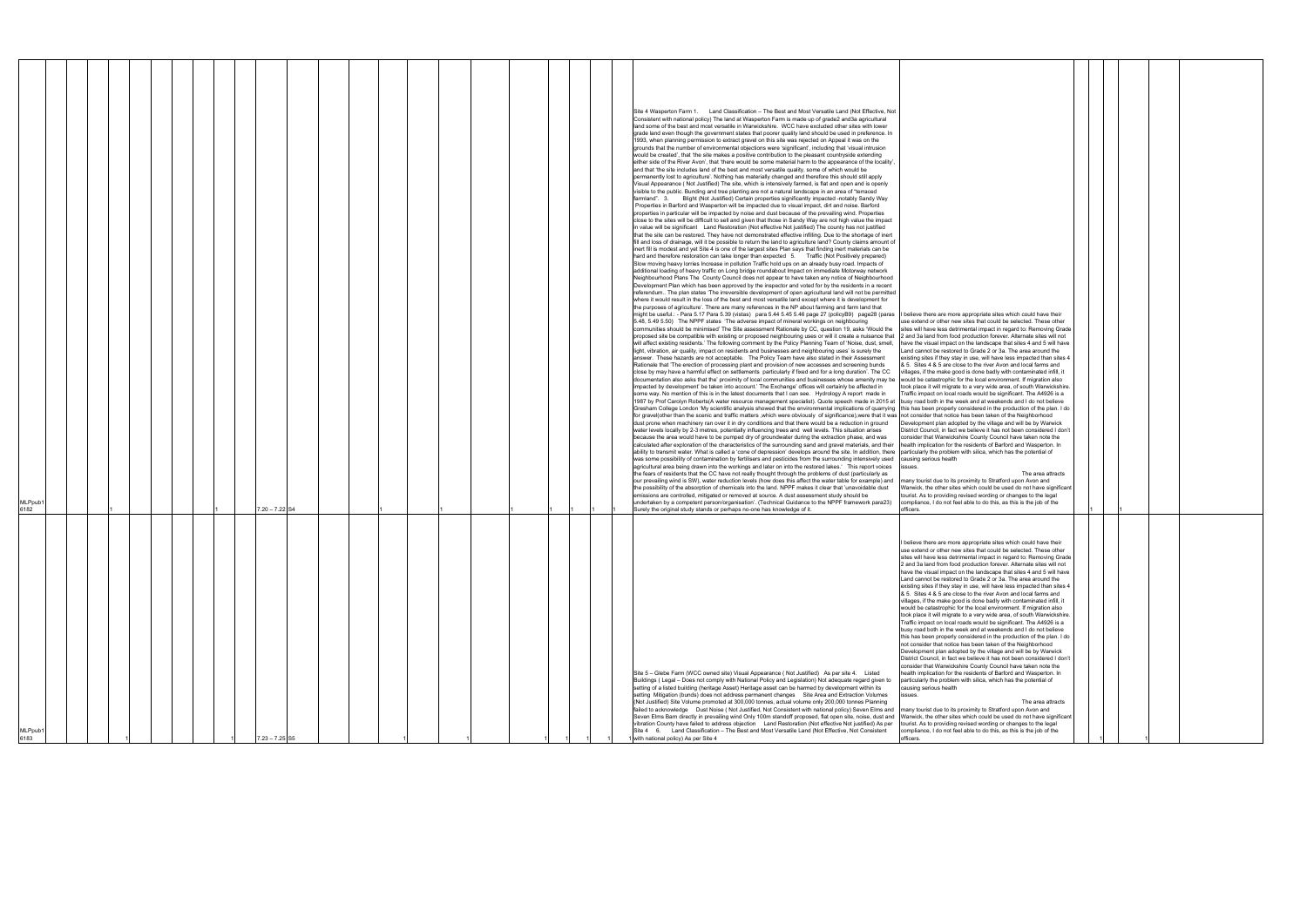| | | | | | | | | | | | | | | | | | | | | | | | | | | | | | | |
|---|---|---|---|---|---|---|---|---|---|---|---|---|---|---|---|---|---|---|---|---|---|---|---|---|---|---|---|---|---|---|
| MLPpub1 6182 | | | | 1 | | | | 1 | 7.20 – 7.22 | S4 | | | | 1 | | | 1 | | | 1 | 1 | 1 | 1 | Site 4 Wasperton Farm 1. Land Classification – The Best and Most Versatile Land (Not Effective, Not Consistent with national policy) The land at Wasperton Farm is made up of grade2 and3a agricultural land some of the best and most versatile in Warwickshire. WCC have excluded other sites with lower grade land even though the government states that poorer quality land should be used in preference. In 1993, when planning permission to extract gravel on this site was rejected on Appeal it was on the grounds that the number of environmental objections were 'significant', including that 'visual intrusion would be created', that 'the site makes a positive contribution to the pleasant countryside extending either side of the River Avon', that 'there would be some material harm to the appearance of the locality', and that 'the site includes land of the best and most versatile quality, some of which would be permanently lost to agriculture'. Nothing has materially changed and therefore this should still apply Visual Appearance ( Not Justified) The site, which is intensively farmed, is flat and open and is openly visible to the public. Bunding and tree planting are not a natural landscape in an area of "terraced farmland". 3. Blight (Not Justified) Certain properties significantly impacted -notably Sandy Way Properties in Barford and Wasperton will be impacted due to visual impact, dirt and noise. Barford properties in particular will be impacted by noise and dust because of the prevailing wind. Properties close to the sites will be difficult to sell and given that those in Sandy Way are not high value the impact in value will be significant Land Restoration (Not effective Not justified) The county has not justified that the site can be restored. They have not demonstrated effective infilling. Due to the shortage of inert fill and loss of drainage, will it be possible to return the land to agriculture land? County claims amount of inert fill is modest and yet Site 4 is one of the largest sites Plan says that finding inert materials can be hard and therefore restoration can take longer than expected 5. Traffic (Not Positively prepared) Slow moving heavy lorries Increase in pollution Traffic hold ups on an already busy road. Impacts of additional loading of heavy traffic on Long bridge roundabout Impact on immediate Motorway network Neighbourhood Plans The County Council does not appear to have taken any notice of Neighbourhood Development Plan which has been approved by the inspector and voted for by the residents in a recent referendum.. The plan states 'The irreversible development of open agricultural land will not be permitted where it would result in the loss of the best and most versatile land except where it is development for the purposes of agriculture'. There are many references in the NP about farming and farm land that might be useful.: - Para 5.17 Para 5.39 (vistas) para 5.44 5.45 5.46 page 27 (policyB9) page28 (paras 5.48, 5.49 5.50) The NPPF states 'The adverse impact of mineral workings on neighbouring communities should be minimised' The Site assessment Rationale by CC, question 19, asks 'Would the proposed site be compatible with existing or proposed neighbouring uses or will it create a nuisance that will affect existing residents.' The following comment by the Policy Planning Team of 'Noise, dust, smell, light, vibration, air quality, impact on residents and businesses and neighbouring uses' is surely the answer. These hazards are not acceptable. The Policy Team have also stated in their Assessment Rationale that 'The erection of processing plant and provision of new accesses and screening bunds close by may have a harmful effect on settlements particularly if fixed and for a long duration'. The CC documentation also asks that the' proximity of local communities and businesses whose amenity may be impacted by development' be taken into account.' The Exchange' offices will certainly be affected in some way. No mention of this is in the latest documents that I can see. Hydrology A report made in 1987 by Prof Carolyn Roberts(A water resource management specialist). Quote speech made in 2015 at Gresham College London 'My scientific analysis showed that the environmental implications of quarrying for gravel(other than the scenic and traffic matters ,which were obviously of significance),were that it was dust prone when machinery ran over it in dry conditions and that there would be a reduction in ground water levels locally by 2-3 metres, potentially influencing trees and well levels. This situation arises because the area would have to be pumped dry of groundwater during the extraction phase, and was calculated after exploration of the characteristics of the surrounding sand and gravel materials, and their ability to transmit water. What is called a 'cone of depression' develops around the site. In addition, there was some possibility of contamination by fertilisers and pesticides from the surrounding intensively used agricultural area being drawn into the workings and later on into the restored lakes.' This report voices the fears of residents that the CC have not really thought through the problems of dust (particularly as our prevailing wind is SW), water reduction levels (how does this affect the water table for example) and the possibility of the absorption of chemicals into the land. NPPF makes it clear that 'unavoidable dust emissions are controlled, mitigated or removed at source. A dust assessment study should be undertaken by a competent person/organisation'. (Technical Guidance to the NPPF framework para23) Surely the original study stands or perhaps no-one has knowledge of it. | I believe there are more appropriate sites which could have their use extend or other new sites that could be selected. These other sites will have less detrimental impact in regard to: Removing Grade 2 and 3a land from food production forever. Alternate sites will not have the visual impact on the landscape that sites 4 and 5 will have Land cannot be restored to Grade 2 or 3a. The area around the existing sites if they stay in use, will have less impacted than sites 4 & 5. Sites 4 & 5 are close to the river Avon and local farms and villages, if the make good is done badly with contaminated infill, it would be catastrophic for the local environment. If migration also took place it will migrate to a very wide area, of south Warwickshire. Traffic impact on local roads would be significant. The A4926 is a busy road both in the week and at weekends and I do not believe this has been properly considered in the production of the plan. I do not consider that notice has been taken of the Neighborhood Development plan adopted by the village and will be by Warwick District Council, in fact we believe it has not been considered I don't consider that Warwickshire County Council have taken note the health implication for the residents of Barford and Wasperton. In particularly the problem with silica, which has the potential of causing serious health issues. The area attracts many tourist due to its proximity to Stratford upon Avon and Warwick, the other sites which could be used do not have significant tourist. As to providing revised wording or changes to the legal compliance, I do not feel able to do this, as this is the job of the officers. | 1 | | 1 | | |
| MLPpub1 6183 | | | 1 | | | | | 1 | 7.23 – 7.25 | S5 | | | | | 1 | | 1 | | | 1 | 1 | 1 | 1 | Site 5 – Glebe Farm (WCC owned site) Visual Appearance ( Not Justified) As per site 4. Listed Buildings ( Legal – Does not comply with National Policy and Legislation) Not adequate regard given to setting of a listed building (heritage Asset) Heritage asset can be harmed by development within its setting Mitigation (bunds) does not address permanent changes Site Area and Extraction Volumes (Not Justified) Site Volume promoted at 300,000 tonnes, actual volume only 200,000 tonnes Planning failed to acknowledge Dust Noise ( Not Justified, Not Consistent with national policy) Seven Elms and Seven Elms Barn directly in prevailing wind Only 100m standoff proposed, flat open site, noise, dust and vibration County have failed to address objection Land Restoration (Not effective Not justified) As per Site 4 6. Land Classification – The Best and Most Versatile Land (Not Effective, Not Consistent with national policy) As per Site 4 | I believe there are more appropriate sites which could have their use extend or other new sites that could be selected. These other sites will have less detrimental impact in regard to: Removing Grade 2 and 3a land from food production forever. Alternate sites will not have the visual impact on the landscape that sites 4 and 5 will have Land cannot be restored to Grade 2 or 3a. The area around the existing sites if they stay in use, will have less impacted than sites 4 & 5. Sites 4 & 5 are close to the river Avon and local farms and villages, if the make good is done badly with contaminated infill, it would be catastrophic for the local environment. If migration also took place it will migrate to a very wide area, of south Warwickshire. Traffic impact on local roads would be significant. The A4926 is a busy road both in the week and at weekends and I do not believe this has been properly considered in the production of the plan. I do not consider that notice has been taken of the Neighborhood Development plan adopted by the village and will be by Warwick District Council, in fact we believe it has not been considered I don't consider that Warwickshire County Council have taken note the health implication for the residents of Barford and Wasperton. In particularly the problem with silica, which has the potential of causing serious health issues. The area attracts many tourist due to its proximity to Stratford upon Avon and Warwick, the other sites which could be used do not have significant tourist. As to providing revised wording or changes to the legal compliance, I do not feel able to do this, as this is the job of the officers. | | 1 | | 1 | |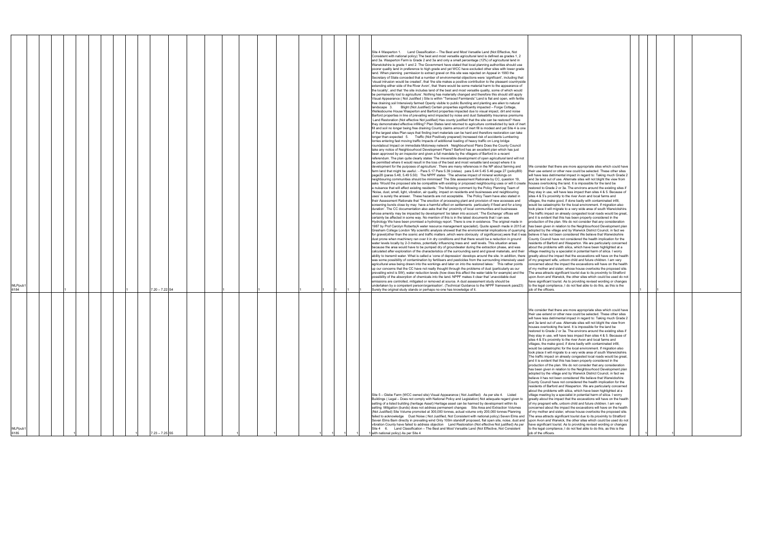| | | | | | | | | | | | | | | | | | | | | | | | | | |
|---|---|---|---|---|---|---|---|---|---|---|---|---|---|---|---|---|---|---|---|---|---|---|---|---|---|
| MLPpub1 6184 | | | 1 | | | | 1 | 7.20 – 7.22 | S4 | | | 1 | | 1 | | 1 | 1 | 1 | 1 | Site 4 Wasperton 1. Land Classification – The Best and Most Versatile Land (Not Effective, Not Consistent with national policy) The best and most versatile agricultural land is defined as grades 1, 2 and 3a. Wasperton Farm is Grade 2 and 3a and only a small percentage (12%) of agricultural land in Warwickshire is grade 1 and 2. The Government have stated that local planning authorities should use poorer quality land in preference to high grade and yet WCC have excluded other sites with lower grade land. When planning permission to extract gravel on this site was rejected on Appeal in 1993 the Secretary of State conceded that a number of environmental objections were 'significant', including that 'visual intrusion would be created', that 'the site makes a positive contribution to the pleasant countryside extending either side of the River Avon', that 'there would be some material harm to the appearance of the locality', and that 'the site includes land of the best and most versatile quality, some of which would be permanently lost to agriculture'. Nothing has materially changed and therefore this should still apply Visual Appearance ( Not Justified ) Site is within "Terraced Farmlands" Land is flat and open, with fertile free draining soil Intensively farmed Openly visible to public Bunding and planting are alien to natural landscape 3. Blight (Not Justified) Certain properties significantly impacted – Forge Cottage, Wellesbourne House Wasperton and Barford properties impacted due to visual impact, dirt and noise Barford properties in line of prevailing wind impacted by noise and dust Saleability Insurance premiums Land Restoration (Not effective Not justified) Has county justified that the site can be restored? Have they demonstrated effective infilling? Plan States land returned to agriculture contradicted by lack of inert fill and soil no longer being free draining County claims amount of inert fill is modest and yet Site 4 is one of the largest sites Plan says that finding inert materials can be hard and therefore restoration can take longer than expected 5. Traffic (Not Positively prepared) Increased risk of accidents Lumbering lorries entering fast moving traffic Impacts of additional loading of heavy traffic on Long bridge roundabout Impact on immediate Motorway network Neighbourhood Plans Does the County Council take any notice of Neighbourhood Development Plans? Barford has an excellent plan which has just been approved by an inspector and given a full mandate by the villagers of Barford in a recent referendum. The plan quite clearly states 'The irreversible development of open agricultural land will not be permitted where it would result in the loss of the best and most versatile land except where it is development for the purposes of agriculture'. There are many references in the NP about farming and farm land that might be useful: - Para 5.17 Para 5.39 (vistas) para 5.44 5.45 5.46 page 27 (policyB9) page28 (paras 5.48, 5.49 5.50) The NPPF states 'The adverse impact of mineral workings on neighbouring communities should be minimised' The Site assessment Rationale by CC, question 19, asks 'Would the proposed site be compatible with existing or proposed neighbouring uses or will it create a nuisance that will affect existing residents.' The following comment by the Policy Planning Team of 'Noise, dust, smell, light, vibration, air quality, impact on residents and businesses and neighbouring uses' is surely the answer. These hazards are not acceptable. The Policy Team have also stated in their Assessment Rationale that 'The erection of processing plant and provision of new accesses and screening bunds close by may 'have a harmful effect on settlements particularly if fixed and for a long duration'. The CC documentation also asks that the' proximity of local communities and businesses whose amenity may be impacted by development' be taken into account.' The Exchange' offices will certainly be affected in some way. No mention of this is in the latest documents that I can see. Hydrology We have been promised a hydrology report. There is one in existence. The original made in 1987 by Prof Carolyn Roberts(A water resource management specialist). Quote speech made in 2015 at Gresham College London 'My scientific analysis showed that the environmental implications of quarrying for gravel(other than the scenic and traffic matters ,which were obviously of significance),were that it was dust prone when machinery ran over it in dry conditions and that there would be a reduction in ground water levels locally by 2-3 metres, potentially influencing trees and well levels. This situation arises because the area would have to be pumped dry of groundwater during the extraction phase, and was calculated after exploration of the characteristics of the surrounding sand and gravel materials, and their ability to transmit water. What is called a 'cone of depression' develops around the site. In addition, there was some possibility of contamination by fertilisers and pesticides from the surrounding intensively used agricultural area being drawn into the workings and later on into the restored lakes.' This rather points up our concerns that the CC have not really thought through the problems of dust (particularly as our prevailing wind is SW), water reduction levels (how does this affect the water table for example) and the possibility of the absorption of chemicals into the land. NPPF makes it clear that 'unavoidable dust emissions are controlled, mitigated or removed at source. A dust assessment study should be undertaken by a competent person/organisation'. (Technical Guidance to the NPPF framework para23) Surely the original study stands or perhaps no-one has knowledge of it. | We consider that there are more appropriate sites which could have their use extend or other new could be selected. These other sites will have less detrimental impact in regard to: Taking much Grade 2 and 3a land out of use. Alternate sites will not blight the view from houses overlooking the land. It is impossible for the land be restored to Grade 2 or 3a. The environs around the existing sites if they stay in use, will have less impact than sites 4 & 5. Because of sites 4 & 5's proximity to the river Avon and local farms and villages, the make good, if done badly with contaminated infill, would be catastrophic for the local environment. If migration also took place it will migrate to a very wide area of south Warwickshire. The traffic impact on already congested local roads would be great, and it is evident that this has been properly considered in the production of the plan. We do not consider that any consideration has been given in relation to the Neighbourhood Development plan adopted by the village and by Warwick District Council, in fact we believe it has not been considered We believe that Warwickshire County Council have not considered the health implication for the residents of Barford and Wasperton. We are particularly concerned about the problems with silica, which have been highlighted at a village meeting by a specialist in potential harm of silica. I worry greatly about the impact that the excavations will have on the health of my pregnant wife, unborn child and future children. I am very concerned about the impact the excavations will have on the health of my mother and sister, whose house overlooks the proposed site. The area attracts significant tourist due to its proximity to Stratford upon Avon and Warwick, the other sites which could be used do not have significant tourist. As to providing revised wording or changes to the legal compliance, I do not feel able to do this, as this is the job of the officers. | 1 | | 1 | | |
| MLPpub1 6185 | | | 1 | | | | 1 | 7.23 – 7.25 | S5 | | | 1 | | 1 | | 1 | 1 | 1 | 1 | Site 5 – Glebe Farm (WCC owned site) Visual Appearance ( Not Justified) As per site 4. Listed Buildings ( Legal – Does not comply with National Policy and Legislation) Not adequate regard given to setting of a listed building (heritage Asset) Heritage asset can be harmed by development within its setting Mitigation (bunds) does not address permanent changes Site Area and Extraction Volumes (Not Justified) Site Volume promoted at 300,000 tonnes, actual volume only 200,000 tonnes Planning failed to acknowledge Dust Noise ( Not Justified, Not Consistent with national policy) Seven Elms and Seven Elms Barn directly in prevailing wind Only 100m standoff proposed, flat open site, noise, dust and vibration County have failed to address objection Land Restoration (Not effective Not justified) As per Site 4 6. Land Classification – The Best and Most Versatile Land (Not Effective, Not Consistent with national policy) As per Site 4 | We consider that there are more appropriate sites which could have their use extend or other new could be selected. These other sites will have less detrimental impact in regard to: Taking much Grade 2 and 3a land out of use. Alternate sites will not blight the view from houses overlooking the land. It is impossible for the land be restored to Grade 2 or 3a. The environs around the existing sites if they stay in use, will have less impact than sites 4 & 5. Because of sites 4 & 5's proximity to the river Avon and local farms and villages, the make good, if done badly with contaminated infill, would be catastrophic for the local environment. If migration also took place it will migrate to a very wide area of south Warwickshire. The traffic impact on already congested local roads would be great, and it is evident that this has been properly considered in the production of the plan. We do not consider that any consideration has been given in relation to the Neighbourhood Development plan adopted by the village and by Warwick District Council, in fact we believe it has not been considered We believe that Warwickshire County Council have not considered the health implication for the residents of Barford and Wasperton. We are particularly concerned about the problems with silica, which have been highlighted at a village meeting by a specialist in potential harm of silica. I worry greatly about the impact that the excavations will have on the health of my pregnant wife, unborn child and future children. I am very concerned about the impact the excavations will have on the health of my mother and sister, whose house overlooks the proposed site. The area attracts significant tourist due to its proximity to Stratford upon Avon and Warwick, the other sites which could be used do not have significant tourist. As to providing revised wording or changes to the legal compliance, I do not feel able to do this, as this is the job of the officers. | | 1 | | 1 | | |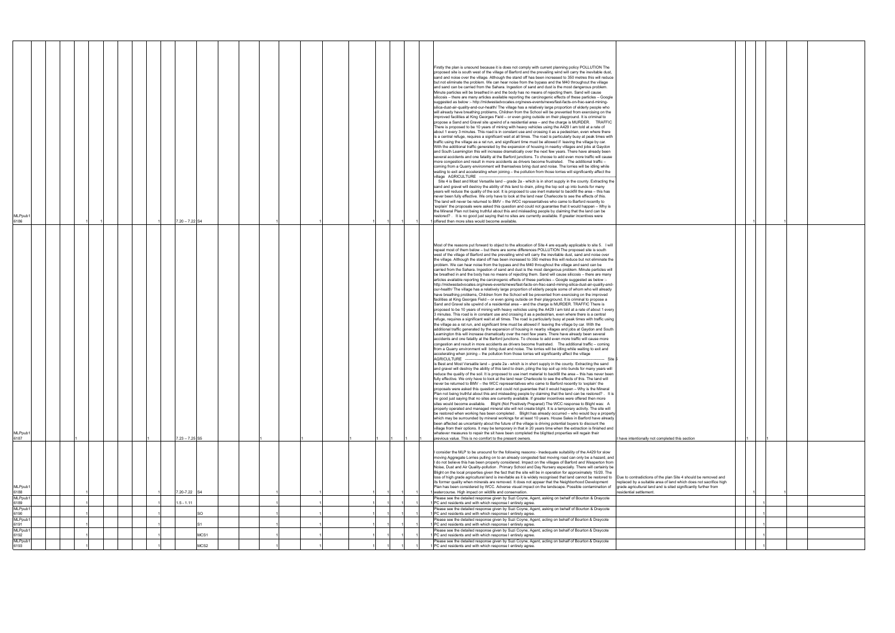| | | | | | | | | | | | | | | | | | | | | | | | | | | | | | | | |
|---|---|---|---|---|---|---|---|---|---|---|---|---|---|---|---|---|---|---|---|---|---|---|---|---|---|---|---|---|---|---|---|
| MLPpub1 6186 | | | | 1 | 1 | | | | 1 | 7.20 – 7.22 | S4 | | 1 | | 1 | | | | 1 | | 1 | 1 | 1 | 1 | Firstly the plan is unsound because it is does not comply with current planning policy POLLUTION The proposed site is south west of the village of Barford and the prevailing wind will carry the inevitable dust, sand and noise over the village. Although the stand off has been increased to 350 metres this will reduce but not eliminate the problem. We can hear noise from the bypass and the M40 throughout the village and sand can be carried from the Sahara. Ingestion of sand and dust is the most dangerous problem. Minute particles will be breathed in and the body has no means of rejecting them. Sand will cause silicosis – there are many articles available reporting the carcinogenic effects of these particles – Google suggested as below :- http://midwestadvocates.org/news-events/news/fast-facts-on-frac-sand-mining-silica-dust-air-quality-and-our-health/ The village has a relatively large proportion of elderly people who will already have breathing problems, Children from the School will be prevented from exercising on the improved facilities at King Georges Field – or even going outside on their playground. It is criminal to propose a Sand and Gravel site upwind of a residential area – and the charge is MURDER. TRAFFIC There is proposed to be 10 years of mining with heavy vehicles using the A429 I am told at a rate of about 1 every 3 minutes. This road is in constant use and crossing it as a pedestrian, even where there is a central refuge, requires a significant wait at all times. The road is particularly busy at peak times with traffic using the village as a rat run, and significant time must be allowed if leaving the village by car. With the additional traffic generated by the expansion of housing in nearby villages and jobs at Gaydon and South Leamington this will increase dramatically over the next few years. There have already been several accidents and one fatality at the Barford junctions. To choose to add even more traffic will cause more congestion and result in more accidents as drivers become frustrated. The additional traffic – coming from a Quarry environment will themselves bring dust and noise. The lorries will be idling while waiting to exit and accelerating when joining – the pollution from those lorries will significantly affect the village AGRICULTURE ------------ Site 4 is Best and Most Versatile land – grade 2a - which is in short supply in the county. Extracting the sand and gravel will destroy the ability of this land to drain, piling the top soil up into bunds for many years will reduce the quality of the soil. It is proposed to use inert material to backfill the area – this has never been fully effective. We only have to look at the land near Charlecote to see the effects of this. The land will never be returned to BMV – the WCC representatives who came to Barford recently to 'explain' the proposals were asked this question and could not guarantee that it would happen – Why is the Mineral Plan not being truthful about this and misleading people by claiming that the land can be restored? . It is no good just saying that no sites are currently available. If greater incentives were offered then more sites would become available. | | | 1 | | 1 | |
| MLPpub1 6187 | | | 1 | | | | | | 1 | 7.23 – 7.25 | S5 | | 1 | | 1 | | 1 | | 1 | | 1 | 1 | 1 | 1 | Most of the reasons put forward to object to the allocation of Site 4 are equally applicable to site 5. I will repeat most of them below – but there are some differences POLLUTION The proposed site is south west of the village of Barford and the prevailing wind will carry the inevitable dust, sand and noise over the village. Although the stand off has been increased to 350 metres this will reduce but not eliminate the problem. We can hear noise from the bypass and the M40 throughout the village and sand can be carried from the Sahara. Ingestion of sand and dust is the most dangerous problem. Minute particles will be breathed in and the body has no means of rejecting them. Sand will cause silicosis – there are many articles available reporting the carcinogenic effects of these particles – Google suggested as below :- http://midwestadvocates.org/news-events/news/fast-facts-on-frac-sand-mining-silica-dust-air-quality-and-our-health/ The village has a relatively large proportion of elderly people some of whom who will already have breathing problems, Children from the School will be prevented from exercising on the improved facilities at King Georges Field – or even going outside on their playground. It is criminal to propose a Sand and Gravel site upwind of a residential area – and the charge is MURDER. TRAFFIC There is proposed to be 10 years of mining with heavy vehicles using the A429 I am told at a rate of about 1 every 3 minutes. This road is in constant use and crossing it as a pedestrian, even where there is a central refuge, requires a significant wait at all times. The road is particularly busy at peak times with traffic using the village as a rat run, and significant time must be allowed if leaving the village by car. With the additional traffic generated by the expansion of housing in nearby villages and jobs at Gaydon and South Leamington this will increase dramatically over the next few years. There have already been several accidents and one fatality at the Barford junctions. To choose to add even more traffic will cause more congestion and result in more accidents as drivers become frustrated. The additional traffic – coming from a Quarry environment will bring dust and noise. The lorries will be idling while waiting to exit and accelerating when joining – the pollution from those lorries will significantly affect the village AGRICULTURE ------------ Site 5 is Best and Most Versatile land – grade 2a - which is in short supply in the county. Extracting the sand and gravel will destroy the ability of this land to drain, piling the top soil up into bunds for many years will reduce the quality of the soil. It is proposed to use inert material to backfill the area – this has never been fully effective. We only have to look at the land near Charlecote to see the effects of this. The land will never be returned to BMV – the WCC representatives who came to Barford recently to 'explain' the proposals were asked this question and could not guarantee that it would happen – Why is the Mineral Plan not being truthful about this and misleading people by claiming that the land can be restored? . It is no good just saying that no sites are currently available. If greater incentives were offered then more sites would become available. Blight (Not Positively Prepared) The WCC response to Blight was: A properly operated and managed mineral site will not create blight. It is a temporary activity. The site will be restored when working has been completed . Blight has already occurred – who would buy a property which may be surrounded by mineral workings for at least 10 years. House Sales in Barford have already been affected as uncertainty about the future of the village is driving potential buyers to discount the village from their options. It may be temporary in that in 20 years time when the extraction is finished and whatever measures to repair the sit have been completed the blighted properties will regain their previous value. This is no comfort to the present owners. | I have intentionally not completed this section | 1 | 1 | | | |
| MLPpub1 6188 | | | | 1 | | | | | 1 | 7.20-7.22 | S4 | | 1 | | 1 | | | | 1 | | 1 | 1 | 1 | 1 | I consider the MLP to be unsound for the following reasons:- Inadequate suitability of the A429 for slow moving Aggregate Lorries pulling on to an already congested fast moving road can only be a hazard, and I do not believe this has been properly considered. Impact on the villages of Barford and Wasperton from Noise, Dust and Air Quality-pollution . Primary School and Day Nursery especially. There will certainly be Blight on the local properties given the fact that the site will be in operation for approximately 15/20. The loss of high grade agricultural land is inevitable as it is widely recognised that land cannot be restored to its former quality when minerals are removed. It does not appear that the Neighborhood Development Plan has been considered by WCC. Adverse visual impact on the landscape. Possible contamination of watercourse. High impact on wildlife and conservation. | Due to contradictions of the plan Site 4 should be removed and replaced by a suitable area of land which does not sacrifice high grade agricultural land and is sited significantly further from residential settlement. | | 1 | | 1 | |
| MLPpub1 6189 | | | | 1 | | | | | 1 | 1.5 - 1.11 | | | 1 | | 1 | | | | 1 | | 1 | 1 | 1 | 1 | Please see the detailed response given by Suzi Coyne, Agent, asking on behalf of Bourton & Draycote PC and residents and with which response I entirely agree. | | | 1 | | | |
| MLPpub1 6190 | | | | 1 | | | | | 1 | | SO | | 1 | | 1 | | | | 1 | | 1 | 1 | 1 | 1 | Please see the detailed response given by Suzi Coyne, Agent, asking on behalf of Bourton & Draycote PC and residents and with which response I entirely agree. | | | 1 | | | |
| MLPpub1 6191 | | | | 1 | | | | | 1 | | S1 | | 1 | | 1 | | | | 1 | | 1 | 1 | 1 | 1 | Please see the detailed response given by Suzi Coyne, Agent, acting on behalf of Bourton & Draycote PC and residents and with which response I entirely agree. | | | 1 | | | |
| MLPpub1 6192 | | | | 1 | | | | | 1 | | MCS1 | | 1 | | 1 | | | | 1 | | 1 | 1 | 1 | 1 | Please see the detailed response given by Suzi Coyne, Agent, acting on behalf of Bourton & Draycote PC and residents and with which response I entirely agree. | | | 1 | | | |
| MLPpub1 6193 | | | | 1 | | | | | 1 | | MCS2 | | 1 | | 1 | | | | 1 | | 1 | 1 | 1 | 1 | Please see the detailed response given by Suzi Coyne, Agent, acting on behalf of Bourton & Draycote PC and residents and with which response I entirely agree. | | | 1 | | | |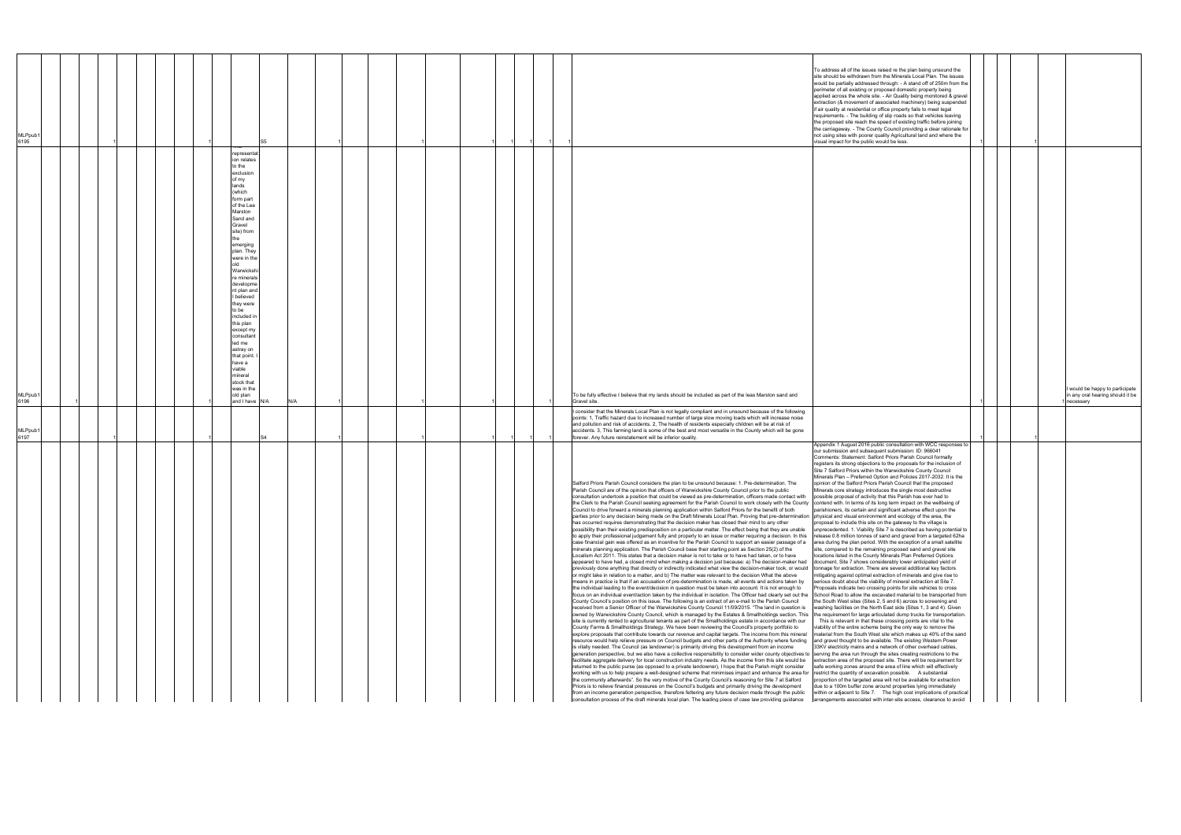| | | | | | | | | | | | | | | | | | | |
|---|---|---|---|---|---|---|---|---|---|---|---|---|---|---|---|---|---|---|
| MLPpub1 6195 | | 1 | 1 | | S5 | | 1 | 1 | 1 | 1 | 1 | 1 | 1 | | To address all of the issues raised re the plan being unsound the site should be withdrawn from the Minerals Local Plan. The issues would be partially addressed through: - A stand off of 250m from the perimeter of all existing or proposed domestic property being applied across the whole site. - Air Quality being monitored & gravel extraction (& movement of associated machinery) being suspended if air quality at residential or office property fails to meet legal requirements. - The building of slip roads so that vehicles leaving the proposed site reach the speed of existing traffic before joining the carriageway. - The County Council providing a clear rationale for not using sites with poorer quality Agricultural land and where the visual impact for the public would be less. | 1 | 1 | | |
| MLPpub1 6196 | 1 | | 1 | representation relates to the exclusion of my lands (which form part of the Lea Marston Sand and Gravel site) from the emerging plan. They were in the old Warwickshire minerals development plan and I believed they were to be included in this plan except my consultant led me astray on that point. I have a viable mineral stock that was in the old plan and I have | N/A | N/A | 1 | 1 | 1 | | | | 1 | To be fully effective I believe that my lands should be included as part of the leas Marston sand and Gravel site. | | 1 | | 1 | I would be happy to participate in any oral hearing should it be necessary |
| MLPpub1 6197 | | 1 | 1 | | S4 | | 1 | 1 | 1 | 1 | 1 | 1 | 1 | I consider that the Minerals Local Plan is not legally compliant and in unsound because of the following points: 1, Traffic hazard due to increased number of large slow moving loads which will increase noise and pollution and risk of accidents. 2, The health of residents especially children will be at risk of accidents. 3, This farming land is some of the best and most versatile in the County which will be gone forever. Any future reinstatement will be inferior quality. | | 1 | 1 | | |
| | | | | | | | | | | | | | | Salford Priors Parish Council considers the plan to be unsound because: 1. Pre-determination. The Parish Council are of the opinion that officers of Warwickshire County Council prior to the public consultation undertook a position that could be viewed as pre-determination, officers made contact with the Clerk to the Parish Council seeking agreement for the Parish Council to work closely with the County Council to drive forward a minerals planning application within Salford Priors for the benefit of both parties prior to any decision being made on the Draft Minerals Local Plan. Proving that pre-determination has occurred requires demonstrating that the decision maker has closed their mind to any other possibility than their existing predisposition on a particular matter. The effect being that they are unable to apply their professional judgement fully and properly to an issue or matter requiring a decision. In this case financial gain was offered as an incentive for the Parish Council to support an easier passage of a minerals planning application. The Parish Council base their starting point as Section 25(2) of the Localism Act 2011. This states that a decision maker is not to take or to have had taken, or to have appeared to have had, a closed mind when making a decision just because: a) The decision-maker had previously done anything that directly or indirectly indicated what view the decision-maker took, or would or might take in relation to a matter, and b) The matter was relevant to the decision What the above means in practice is that if an accusation of pre-determination is made, all events and actions taken by the individual leading to the event/decision in question must be taken into account. It is not enough to focus on an individual event/action taken by the individual in isolation. The Officer had clearly set out the County Council's position on this issue. The following is an extract of an e-mail to the Parish Council received from a Senior Officer of the Warwickshire County Council 11/09/2015. "The land in question is owned by Warwickshire County Council, which is managed by the Estates & Smallholdings section. This site is currently rented to agricultural tenants as part of the Smallholdings estate in accordance with our County Farms & Smallholdings Strategy. We have been reviewing the Council's property portfolio to explore proposals that contribute towards our revenue and capital targets. The income from this mineral resource would help relieve pressure on Council budgets and other parts of the Authority where funding is vitally needed. The Council (as landowner) is primarily driving this development from an income generation perspective, but we also have a collective responsibility to consider wider county objectives to facilitate aggregate delivery for local construction industry needs. As the income from this site would be returned to the public purse (as opposed to a private landowner), I hope that the Parish might consider working with us to help prepare a well-designed scheme that minimises impact and enhance the area for the community afterwards". So the very motive of the County Council's reasoning for Site 7 at Salford Priors is to relieve financial pressures on the Council's budgets and primarily driving the development from an income generation perspective, therefore fettering any future decision made through the public consultation process of the draft minerals local plan. The leading piece of case law providing guidance | Appendix 1 August 2016 public consultation with WCC responses to our submission and subsequent submission: ID: 966041 Comments: Statement: Salford Priors Parish Council formally registers its strong objections to the proposals for the inclusion of Site 7 Salford Priors within the Warwickshire County Council Minerals Plan – Preferred Option and Policies 2017-2032. It is the opinion of the Salford Priors Parish Council that the proposed Minerals core strategy introduces the single most destructive possible proposal of activity that this Parish has ever had to contend with. In terms of its long term impact on the wellbeing of parishioners, its certain and significant adverse effect upon the physical and visual environment and ecology of the area, the proposal to include this site on the gateway to the village is unprecedented. 1. Viability Site 7 is described as having potential to release 0.8 million tonnes of sand and gravel from a targeted 62ha area during the plan period. With the exception of a small satellite site, compared to the remaining proposed sand and gravel site locations listed in the County Minerals Plan Preferred Options document, Site 7 shows considerably lower anticipated yield of tonnage for extraction. There are several additional key factors mitigating against optimal extraction of minerals and give rise to serious doubt about the viability of mineral extraction at Site 7. Proposals indicate two crossing points for site vehicles to cross School Road to allow the excavated material to be transported from the South West sites (Sites 2, 5 and 6) across to screening and washing facilities on the North East side (Sites 1, 3 and 4). Given the requirement for large articulated dump trucks for transportation. This is relevant in that these crossing points are vital to the viability of the entire scheme being the only way to remove the material from the South West site which makes up 40% of the sand and gravel thought to be available. The existing Western Power 33KV electricity mains and a network of other overhead cables, serving the area run through the sites creating restrictions to the extraction area of the proposed site. There will be requirement for safe working zones around the area of line which will effectively restrict the quantity of excavation possible. A substantial proportion of the targeted area will not be available for extraction due to a 100m buffer zone around properties lying immediately within or adjacent to Site 7. The high cost implications of practical arrangements associated with inter-site access, clearance to avoid | | | | |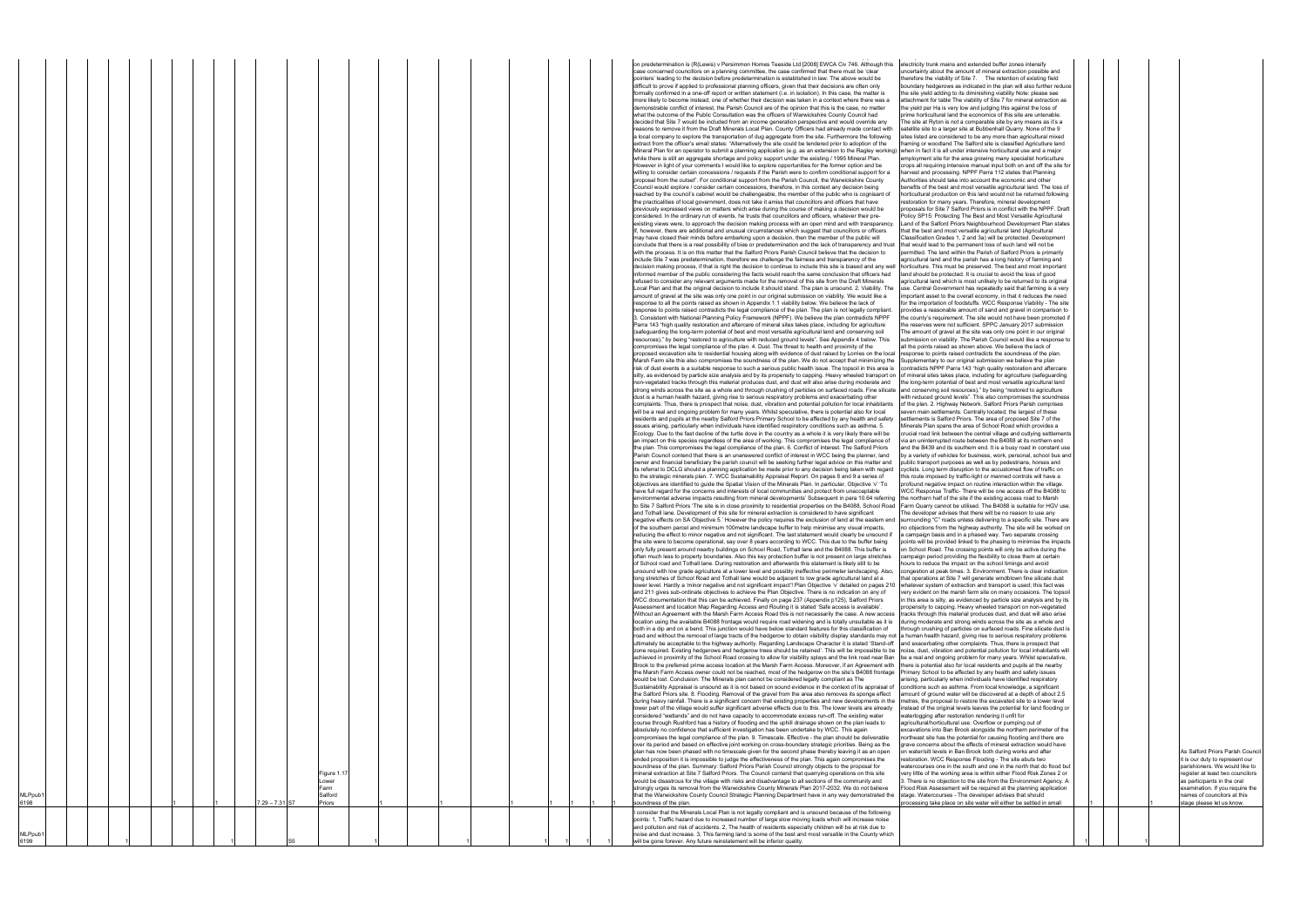| | | | | | | | | | | | | | | | | | |
|---|---|---|---|---|---|---|---|---|---|---|---|---|---|---|---|---|---|
| MLPpub1 6198 | | 1 | 7.29 – 7.31 | S7 | Figure 1.17 Lower Farm Salford Priors | | 1 | 1 | 1 | 1 | 1 | 1 | on predetermination is (R(Lewis) v Persimmon Homes Teesside Ltd [2008] EWCA Civ 746. Although this case concerned councillors on a planning committee, the case confirmed that there must be 'clear pointers' leading to the decision before predetermination is established in law. The above would be difficult to prove if applied to professional planning officers, given that their decisions are often only formally confirmed in a one-off report or written statement (i.e. in isolation). In this case, the matter is more likely to become instead, one of whether their decision was taken in a context where there was a demonstrable conflict of interest, the Parish Council are of the opinion that this is the case, no matter what the outcome of the Public Consultation was the officers of Warwickshire County Council had decided that Site 7 would be included from an operator perspective and would override any reasons to remove it from the Draft Minerals Local Plan. County Officers had already made contact with a local company to explore the transportation of dug aggregate from the site. Furthermore the following extract from the officer's email states: "Alternatively the site could be tendered prior to adoption of the Mineral Plan for an operator to submit a planning application (e.g. as an extension to the Ragley working) while there is still an aggregate shortage and policy support under the existing / 1995 Mineral Plan. However in light of your comments I would like to explore opportunities for the former option and be willing to consider certain concessions / requests if the Parish were to confirm conditional support for a proposal from the outset". For conditional support from the Parish Council, the Warwickshire County Council would explore / consider certain concessions, therefore, in this context any decision being reached by the council's cabinet would be challengeable, the member of the public who is cognisant of the practicalities of local government, does not take it amiss that councillors and officers that have previously expressed views on matters which arise during the course of making a decision would be considered. In the ordinary run of events, he trusts that councillors and officers, whatever their pre-existing views were, to approach the decision making process with an open mind and with transparency. If, however, there are additional and unusual circumstances which suggest that councillors or officers may have closed their minds before embarking upon a decision, then the member of the public will conclude that there is a real possibility of bias or predetermination and the lack of transparency and trust with the process. It is on this matter that the Salford Priors Parish Council believe that the decision to include Site 7 was predetermination, therefore we challenge the fairness and transparency of the decision making process, if that is right the decision to continue to include this site is biased and any well informed member of the public considering the facts would reach the same conclusion that officers had refused to consider any relevant arguments made for the removal of this site from the Draft Minerals Local Plan and that the original decision to include it should stand. The plan is unsound. 2. Viability. The amount of gravel at the site was only one point in our original submission on viability. We would like a response to all the points raised as shown in Appendix 1.1 viability below. We believe the lack of response to points raised contradicts the legal compliance of the plan. The plan is not legally compliant. 3. Consistent with National Planning Policy Framework (NPPF). We believe the plan contradicts NPPF Parra 143 "high quality restoration and aftercare of mineral sites takes place, including for agriculture (safeguarding the long-term potential of best and most versatile agricultural land and conserving soil resources)," by being "restored to agriculture with reduced ground levels". See Appendix 4 below. This compromises the legal compliance of the plan. 4. Dust. The threat to health and proximity of the proposed excavation site to residential housing along with evidence of dust raised by Lorries on the local Marsh Farm site this also compromises the soundness of the plan. We do not accept that minimizing the risk of dust events is a suitable response to such a serious public health issue. The topsoil in this area is silty, as evidenced by particle size analysis and by its propensity to capping. Heavy wheeled transport on non-vegetated tracks through this material produces dust, and dust will also arise during moderate and strong winds across the site as a whole and through crushing of particles on surfaced roads. Fine silicate dust is a human health hazard, giving rise to serious respiratory problems and exacerbating other complaints. Thus, there is prospect that noise, dust, vibration and potential pollution for local inhabitants will be a real and ongoing problem for many years. Whilst speculative, there is potential also for local residents and pupils at the nearby Salford Priors Primary School to be affected by any health and safety issues arising, particularly when individuals have identified respiratory conditions such as asthma. 5. Ecology. Due to the fast decline of the turtle dove in the country as a whole it is very likely there will be an impact on this species regardless of the area of working. This compromises the legal compliance of the plan. This compromises the legal compliance of the plan. 6. Conflict of Interest. The Salford Priors Parish Council contend that there is an unanswered conflict of interest in WCC being the planner, land owner and financial beneficiary the parish council will be seeking further legal advice on this matter and its referral to DCLG should a planning application be made prior to any decision being taken with regard to the strategic minerals plan. 7. WCC Sustainability Appraisal Report. On pages 8 and 9 a series of objectives are identified to guide the Spatial Vision of the Minerals Plan. In particular, Objective V 'To have full regard for the concerns and interests of local communities and protect from unacceptable environmental adverse impacts resulting from mineral developments' Subsequent in para 10.64 referring to Site 7 Salford Priors 'The site is in close proximity to residential properties on the B4088, School Road and Tothall lane. Development of this site for mineral extraction is considered to have significant negative effects on SA Objective 5.' However the policy requires the exclusion of land at the eastern end of the southern parcel and minimum 100metre landscape buffer to help minimise any visual impacts, reducing the effect to minor negative and not significant. The last statement would clearly be unsound if the site were to become operational, say over 8 years according to WCC. This due to the buffer being only fully present around nearby buildings on School Road, Tothall lane and the B4088. This buffer is often much less to property boundaries. Also this key protection buffer is not present on large stretches of School road and Tothall lane. During restoration and afterwards this statement is likely still to be unsound with low grade agriculture at a lower level and possibly ineffective perimeter landscaping. Also, long stretches of School Road and Tothall lane would be adjacent to low grade agricultural land at a lower level. Hardly a 'minor negative and not significant impact'! Plan Objective 'v' detailed on pages 210 and 211 gives sub-ordinate objectives to achieve the Plan Objective. There is no indication on any of WCC documentation that this can be achieved. Finally on page 237 (Appendix p125), Salford Priors Assessment and location Map Regarding Access and Routing it is stated 'Safe access is available'. Without an Agreement with the Marsh Farm Access Road this is not necessarily the case. A new access location using the available B4088 frontage would require road widening and is totally unsuitable as it is both in a dip and on a bend. This junction would have below standard features for this classification of road and without the removal of large tracts of the hedgerow to obtain visibility display standards may not ultimately be acceptable to the highway authority. Regarding Landscape Character it is stated 'Stand-off zone required. Existing hedgerows and hedgerow trees should be retained'. This will be impossible to be achieved in proximity of the School Road crossing to allow for visibility splays and the link road near Ban Brook to the preferred prime access location at the Marsh Farm Access. Moreover, if an Agreement with the Marsh Farm Access owner could not be reached, most of the hedgerow on the site's B4088 frontage would be lost. Conclusion: The Minerals plan cannot be considered legally compliant as the Sustainability Appraisal is unsound as it is not based on sound evidence in the context of its appraisal of the Salford Priors site. 8. Flooding. Removal of the gravel from the area also removes its sponge effect during heavy rainfall. There is a significant concern that existing properties and new developments in the lower part of the village would suffer significant adverse effects due to this. The lower levels are already considered "wetlands" and do not have capacity to accommodate excess run-off. The existing water course through Rushford has a history of flooding and the uphill drainage shown on the plan leads to absolutely no confidence that sufficient investigation has been undertake by WCC. This again compromises the legal compliance of the plan. 9. Timescale. Effective - the plan should be deliverable over its period and based on effective joint working on cross-boundary strategic priorities. Being as the plan has now been phased with no timescale given for the second phase thereby leaving it as an open ended proposition it is impossible to judge the effectiveness of the plan. This again compromises the soundness of the plan. Summary: Salford Priors Parish Council strongly objects to the proposal for mineral extraction at Site 7 Salford Priors. The Council contend that quarrying operations on this site would be disastrous for the village with risks and disadvantage to all sections of the community and strongly urges its removal from the Warwickshire County Minerals Plan 2017-2032. We do not believe that the Warwickshire County Council Strategic Planning Department have in any way demonstrated the soundness of the plan. | electricity trunk mains and extended buffer zones intensify uncertainty about the amount of mineral extraction possible and therefore the viability of Site 7. The retention of existing field boundary hedgerows as indicated in the plan will also further reduce the site yield adding to its diminishing viability Note: please see attachment for table The viability of Site 7 for mineral extraction as the yield per Ha is very low and judging this against the loss of prime horticultural land the economics of this site are untenable. The site at Ryton is not a comparable site by any means as it's a satellite site to a larger site at Bubbenhall Quarry. None of the 9 sites listed are considered to be any more than agricultural mixed framing or woodland The Salford site is classified Agriculture land when in fact it is all under intensive horticultural use and a major employment site for the area growing many specialist horticulture crops all requiring intensive manual input both on and off the site for harvest and processing. NPPF Parra 112 states that Planning Authorities should take into account the economic and other benefits of the best and most versatile agricultural land. The loss of horticultural production on this land would not be returned following restoration for many years. Therefore, mineral development proposals for Site 7 Salford Priors is in conflict with the NPPF. Draft Policy SP15: Protecting The Best and Most Versatile Agricultural Land of the Salford Priors Neighbourhood Development Plan states that the best and most versatile agricultural land (Agricultural Classification Grades 1, 2 and 3a) will be protected. Development that would lead to the permanent loss of such land will not be permitted. The land within the Parish of Salford Priors is primarily agricultural land and the parish has a long history of farming and horticulture. This must be preserved. The best and most important land should be protected. It is crucial to avoid the loss of good agricultural land which is most unlikely to be returned to its original use. Central Government has repeatedly said that farming is a very important asset to the overall economy, in that it reduces the need for the importation of foodstuffs. WCC Response Viability - The site provides a reasonable amount of sand and gravel in comparison to the county's requirement. The site would not have been promoted if the reserves were not sufficient. SPPC January 2017 submission The amount of gravel at the site was only one point in our original submission on viability. The Parish Council would like a response to all the points raised as shown above. We believe the lack of response to points raised contradicts the soundness of the plan. Supplementary to our original submission we believe the plan contradicts NPPF Parra 143 "high quality restoration and aftercare of mineral sites takes place, including for agriculture (safeguarding the long-term potential of best and most versatile agricultural land and conserving soil resources)," by being "restored to agriculture with reduced ground levels". This also compromises the soundness of the plan. 2. Highway Network. Salford Priors Parish comprises seven main settlements. Centrally located, the largest of these settlements is Salford Priors. The area of proposed Site 7 of the Minerals Plan spans the area of School Road which provides a crucial road link between the central village and outlying settlements via an uninterrupted route between the B4088 at its northern end and the B439 and its southern end. It is a busy road in constant use by a variety of vehicles for business, work, personal, school bus and public transport purposes as well as by pedestrians, horses and cyclists. Long term disruption to the accustomed flow of traffic on this route imposed by traffic-light or manned controls will have a profound negative impact on routine interaction within the village. WCC Response Traffic- There will be one access off the B4088 to the northern half of the site if the existing access road to Marsh Farm Quarry cannot be utilised. The B4088 is suitable for HGV use. The developer advises that there will be no reason to use any surrounding "C" roads unless delivering to a specific site. There are no objections from the highway authority. The site will be worked on a campaign basis and in a phased way. Two separate crossing points will be provided linked to the phasing to minimise the impacts on School Road. The crossing points will only be active during the campaign period providing the flexibility to close them at certain hours to reduce the impact on the school timings and avoid congestion at peak times. 3. Environment. There is clear indication that operations at Site 7 will generate windblown fine silicate dust whatever system of extraction and transport is used; this fact was very evident on the marsh farm site on many occasions. The topsoil in this area is silty, as evidenced by particle size analysis and by its propensity to capping. Heavy wheeled transport on non-vegetated tracks through this material produces dust, and dust will also arise during moderate and strong winds across the site as a whole and through crushing of particles on surfaced roads. Fine silicate dust is a human health hazard, giving rise to serious respiratory problems and exacerbating other complaints. Thus, there is prospect that noise, dust, vibration and potential pollution for local inhabitants will be a real and ongoing problem for many years. Whilst speculative, there is potential also for local residents and pupils at the nearby Primary School to be affected by any health and safety issues arising, particularly when individuals have identified respiratory conditions such as asthma. From local knowledge, a significant amount of ground water will be discovered at a depth of about 2.5 metres, the proposal to restore the excavated site to a lower level instead of the original levels leaves the potential for land flooding or waterlogging after restoration rendering it unfit for agricultural/horticultural use. Overflow or pumping out of excavations into Ban Brook alongside the northern perimeter of the northeast site has the potential for causing flooding and there are grave concerns about the effects of mineral extraction would have on water/silt levels in Ban Brook both during works and after restoration. WCC Response Flooding - The site abuts two watercourses one in the south and one in the north that do flood but very little of the working area is within either Flood Risk Zones 2 or 3. There is no objection to the site from the Environment Agency. A Flood Risk Assessment will be required at the planning application stage. Watercourses - The developer advises that should processing take place on site water will either be settled in small | 1 | 1 | As Salford Priors Parish Council it is our duty to represent our parishioners. We would like to register at least two councillors as participants in the oral examination. If you require the names of councillors at this stage please let us know. |
| MLPpub1 6199 | 1 | 1 | | S5 | | 1 | | 1 | | 1 | 1 | 1 | I consider that the Minerals Local Plan is not legally compliant and is unsound because of the following points: 1, Traffic hazard due to increased number of large slow moving loads which will increase noise and pollution and risk of accidents. 2, The health of residents especially children will be at risk due to noise and dust increase. 3, This farming land is some of the best and most versatile in the County which will be gone forever. Any future reinstatement will be inferior quality. | | 1 | 1 | |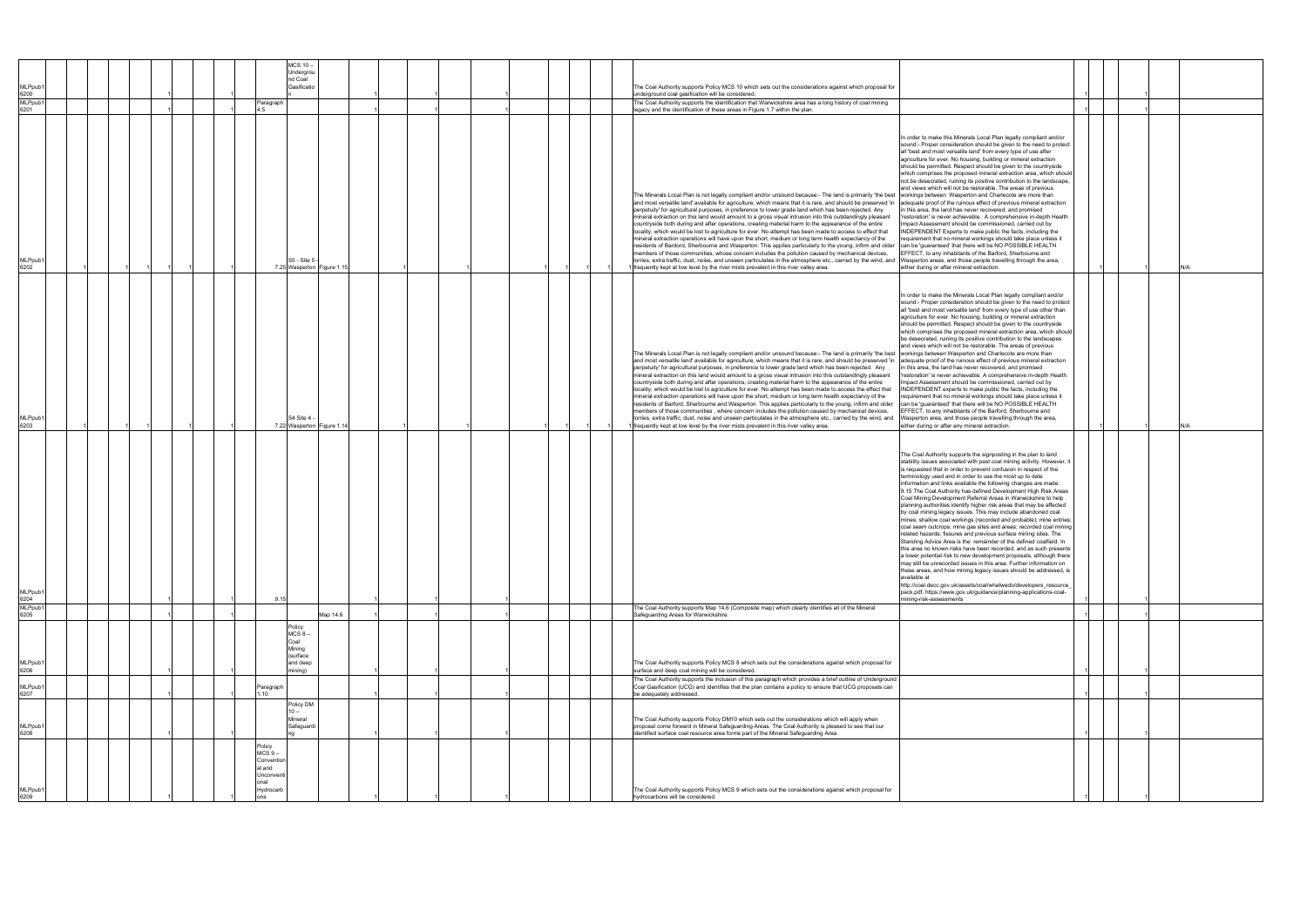| | | | | | | | | | | | | | | | | | | | | | | | | | | | | | |
|---|---|---|---|---|---|---|---|---|---|---|---|---|---|---|---|---|---|---|---|---|---|---|---|---|---|---|---|---|---|
| MLPpub1 6200 | | | | | 1 | | | 1 | | | MCS 10 – Underground Coal Gasification | | 1 | | 1 | | 1 | | | | | | The Coal Authority supports Policy MCS 10 which sets out the considerations against which proposal for underground coal gasification will be considered. | | 1 | | | 1 | |
| MLPpub1 6201 | | | | | 1 | | | 1 | | Paragraph 4.5 | | | 1 | | 1 | | 1 | | | | | | The Coal Authority supports the identification that Warwickshire area has a long history of coal mining legacy and the identification of these areas in Figure 1.7 within the plan. | | 1 | | | 1 | |
| MLPpub1 6202 | 1 | | 1 | 1 | 1 | 1 | | 1 | | 7.25 | S5 - Site 5 - Wasperton | Figure 1.15 | | 1 | | | 1 | | 1 | 1 | 1 | 1 | The Minerals Local Plan is not legally compliant and/or unsound because:- The land is primarily 'the best and most versatile land' available for agriculture, which means that it is rare, and should be preserved 'in perpetuity' for agricultural purposes, in preference to lower grade land which has been rejected. Any mineral extraction on this land would amount to a gross visual intrusion into this outstandingly pleasant countryside both during and after operations, creating material harm to the appearance of the entire locality, which would be lost to agriculture for ever. No attempt has been made to access to effect that mineral extraction operations will have upon the short, medium or long term health expectancy of the residents of Bardord, Sherbourne and Wasperton. This applies particularly to the young, infirm and older members of those communities, whose concern includes the pollution caused by mechanical devices, lorries, extra traffic, dust, noise, and unseen particulates in the atmosphere etc., carried by the wind, and frequently kept at low level by the river mists prevalent in this river valley area. | In order to make this Minerals Local Plan legally compliant and/or sound:- Proper consideration should be given to the need to protect all 'best and most versatile land' from every type of use after agriculture for ever. No housing, building or mineral extraction should be permitted. Respect should be given to the countryside which comprises the proposed mineral extraction area, which should not be desecrated, ruining its positive contribution to the landscape, and views which will not be restorable. The areas of previous workings between Wasperton and Charlecote are more than adequate proof of the rurious effect of previous mineral extraction in this area, the land has never recovered, and promised 'restoration' is never achievable.. A comprehensive in-depth Health Impact Assessment should be commissioned, carried out by INDEPENDENT Experts to make public the facts, including the requirement that no mineral workings should take place unless it can be 'guaranteed' that there will be NO POSSIBLE HEALTH EFFECT, to any inhabitants of the Barford, Sherbourne and Wasperton areas, and those people travelling through the area, either during or after mineral extraction. | | 1 | | 1 | N/A |
| MLPpub1 6203 | 1 | | 1 | 1 | | 1 | | 1 | | 7.22 | S4 Site 4 - Wasperton | Figure 1.14 | | 1 | | 1 | 1 | | 1 | 1 | 1 | 1 | The Minerals Local Plan is not legally compliant and/or unsound because:- The land is primarily 'the best and most versatile land' available for agriculture, which means that it is rare, and should be preserved 'in perpetuity' for agricultural purposes, in preference to lower grade land which has been rejected. Any mineral extraction on this land would amount to a gross visual intrusion into this outstandingly pleasant countryside both during and after operations, creating material harm to the appearance of the entire locality, which would be lost to agriculture for ever. No attempt has been made to access the effect that mineral extraction operations will have upon the short, medium or long term health expectancy of the residents of Barford, Sherbourne and Wasperton. This applies particularly to the young, infirm and older members of those communities , where concern includes the pollution caused by mechanical devices, lorries, extra traffic, dust, noise and unseen particulates in the atmosphere etc., carried by the wind, and frequently kept at low level by the river mists prevalent in this river valley area. | In order to make the Minerals Local Plan legally compliant and/or sound:- Proper consideration should be given to the need to protect all 'best and most versatile land' from every type of use other than agriculture for ever. No housing, building or mineral extraction should be permitted. Respect should be given to the countryside which comprises the proposed mineral extraction area, which should be desecrated, ruining its positive contribution to the landscapes and views which will not be restorable. The areas of previous workings between Wasperton and Charlecote are more than adequate proof of the rurious effect of previous mineral extraction in this area, the land has never recovered, and promised 'restoration' is never achievable. A comprehensive in-depth Health Impact Assessment should be commissioned, carried out by INDEPENDENT experts to make public the facts, including the requirement that no mineral workings should take place unless it can be 'guaranteed' that there will be NO POSSIBLE HEALTH EFFECT, to any inhabitants of the Barford, Sherbourne and Wasperton area, and those people travelling through the area, either during or after any mineral extraction. | | 1 | | 1 | N/A |
| MLPpub1 6204 | | | | | 1 | | | 1 | | 9.15 | | | 1 | | 1 | | 1 | | | | | | | The Coal Authority supports the signposting in the plan to land stability issues associated with past coal mining activity. However, it is requested that in order to prevent confusion in respect of the terminology used and in order to use the most up to date information and links available the following changes are made: 9.15 The Coal Authority has defined Development High Risk Areas Coal Mining Development Referral Areas in Warwickshire to help planning authorities identify higher risk areas that may be affected by coal mining legacy issues. This may include abandoned coal mines; shallow coal workings (recorded and probable); mine entries; coal seam outcrops; mine gas sites and areas; recorded coal mining related hazards; fissures and previous surface mining sites. The Standing Advice Area is the remainder of the defined coalfield. In this area no known risks have been recorded, and as such presents a lower potential risk to new development proposals, although there may still be unrecorded issues in this area. Further information on these areas, and how mining legacy issues should be addressed, is available at http://coal.decc.gov.uk/assets/coal/whatwedo/developers_resource_pack.pdf. https://www.gov.uk/guidance/planning-applications-coal-mining-risk-assessments | 1 | | | 1 | |
| MLPpub1 6205 | | | | | 1 | | | 1 | | | | Map 14.6 | 1 | | 1 | | 1 | | | | | | The Coal Authority supports Map 14.6 (Composite map) which clearly identifies all of the Mineral Safeguarding Areas for Warwickshire. | | 1 | | | 1 | |
| MLPpub1 6206 | | | | | 1 | | | 1 | | | Policy MCS 8 – Coal Mining (surface and deep mining) | | 1 | | 1 | | 1 | | | | | | The Coal Authority supports Policy MCS 8 which sets out the considerations against which proposal for surface and deep coal mining will be considered. | | 1 | | | 1 | |
| MLPpub1 6207 | | | | | 1 | | | 1 | | Paragraph 1.10 | | | 1 | | 1 | | 1 | | | | | | The Coal Authority supports the inclusion of this paragraph which provides a brief outline of Underground Coal Gasification (UCG) and identifies that the plan contains a policy to ensure that UCG proposals can be adequately addressed. | | 1 | | | 1 | |
| MLPpub1 6208 | | | | | 1 | | | 1 | | | Policy DM 10 – Mineral Safeguarding | | 1 | | 1 | | 1 | | | | | | The Coal Authority supports Policy DM10 which sets out the considerations which will apply when proposal come forward in Mineral Safeguarding Areas. The Coal Authority is pleased to see that our identified surface coal resource area forms part of the Mineral Safeguarding Area. | | 1 | | | 1 | |
| MLPpub1 6209 | | | | | 1 | | | 1 | | Policy MCS 9 – Conventional and Unconventional Hydrocarbons | | | 1 | | 1 | | 1 | | | | | | The Coal Authority supports Policy MCS 9 which sets out the considerations against which proposal for hydrocarbons will be considered. | | 1 | | | 1 | |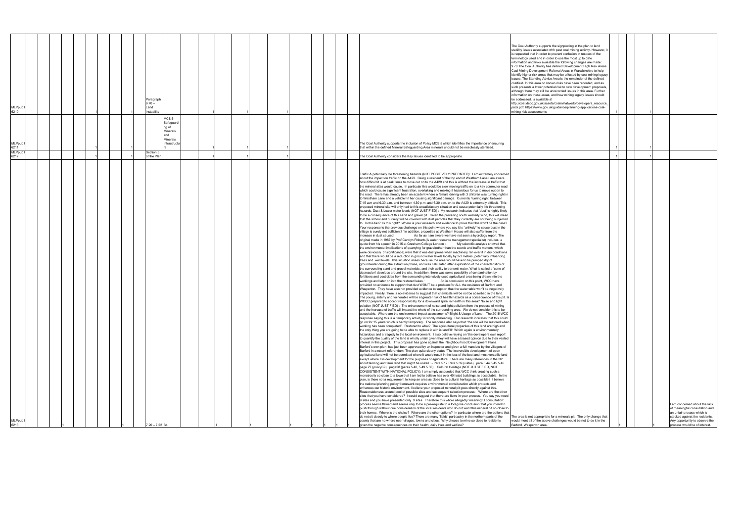| ID | | | | | Paragraph | Policy | | | | | | | | | Comment | Suggested Change | | | | | Additional Comments |
|---|---|---|---|---|---|---|---|---|---|---|---|---|---|---|---|---|---|---|---|---|---|
| MLPpub1 6210 | | 1 | | 1 | Paragraph 9.70 – Land instability | | 1 | | 1 | 1 | | | | | | The Coal Authority supports the signposting in the plan to land stability issues associated with past coal mining activity. However, it is requested that in order to prevent confusion in respect of the terminology used and in order to use the most up to date information and links available the following changes are made: 9.70 The Coal Authority has defined Development High Risk Areas Coal Mining Development Referral Areas in Warwickshire to help identify higher risk areas that may be affected by coal mining legacy issues. The Standing Advice Area is the remainder of the defined coalfield. In this area no known risks have been recorded, and as such presents a lower potential risk to new development proposals, although there may still be unrecorded issues in this area. Further information on these areas, and how mining legacy issues should be addressed, is available at http://coal.decc.gov.uk/assets/coal/whatwedo/developers_resource_pack.pdf. https://www.gov.uk/guidance/planning-applications-coal-mining-risk-assessments | | 1 | | 1 | |
| MLPpub1 6211 | | 1 | | 1 | | MCS 5 – Safeguarding of Minerals and Minerals Infrastructure | 1 | | 1 | 1 | | | | | The Coal Authority supports the inclusion of Policy MCS 5 which identifies the importance of ensuring that within the defined Mineral Safeguarding Area minerals should not be needlessly sterilised. | | | 1 | | 1 | |
| MLPpub1 6212 | | 1 | | 1 | Section 5 of the Plan | | 1 | | 1 | 1 | | | | | The Coal Authority considers the Key Issues identified to be appropriate. | | | 1 | | 1 | |
| MLPpub1 6213 | 1 | | 1 | | 7.20 – 7.22 | S4 | | 1 | | 1 | 1 | 1 | 1 | 1 | Traffic & potentially life threatening hazards (NOT POSITIVELY PREPARED): I am extremely concerned about the impact on traffic on the A429. Being a resident of the top end of Westham Lane I am aware how difficult it is at peak times to move out on to the A429 and this is without the increase in traffic that the mineral sites would cause. In particular this would be slow moving traffic on to a key commuter road which could cause significant frustration, overtaking and making it hazardous for us to move out on to the road. There has already been an accident where a female driving with 3 children was turning right in to Westham Lane and a vehicle hit her causing significant damage. Currently 'turning right' between 7.45 a.m and 9.30 a.m. and between 4.30 p.m. and 6.30 p.m. on to the A429 is extremely difficult. This proposed mineral site will only had to this unsatisfactory situation and cause potentially life threatening hazards. Dust & Lower water levels (NOT JUSTIFIED) : My research indicates that 'dust' is highly likely to be a consequence of this sand and gravel pit. Given the prevailing south westerly wind, this will mean that the school and nursery will be covered with dust particles that they currently are not being subjected to. Is this fair? Is this right? Where is your research and evidence to prove that this won't be the case? Your response to the previous challenge on this point where you say it is "unlikely" to cause dust in the village is surely not sufficient? 'In addition, properties at Westham House will also suffer from the increase in dust caused. As far as I am aware we have not seen a hydrology report. The original made in 1987 by Prof Carolyn Roberts(A water resource management specialist) includes a quote from his speech in 2015 at Gresham College London : 'My scientific analysis showed that the environmental implications of quarrying for gravel(other than the scenic and traffic matters ,which were obviously of significance),were that it was dust prone when machinery ran over it in dry conditions and that there would be a reduction in ground water levels locally by 2-3 metres, potentially influencing trees and well levels. This situation arises because the area would have to be pumped dry of groundwater during the extraction phase, and was calculated after exploration of the characteristics of the surrounding sand and gravel materials, and their ability to transmit water. What is called a 'cone of depression' develops around the site. In addition, there was some possibility of contamination by fertilisers and pesticides from the surrounding intensively used agricultural area being drawn into the workings and later on into the restored lakes.' So in conclusion on this point, WCC have provided no evidence to support that dust WON'T be a problem for ALL the residents of Barford and Wasperton. They have also not provided evidence to support that the water table won't be negatively impacted. Finally, there is no evidence to suggest that chemicals will be not be absorbed in the land. The young, elderly and vulnerable will be at greater risk of health hazards as a consequence of this pit. Is WCCC prepared to accept responsibility for a downward spiral in health in this area? Noise and light polution (NOT JUSTIFIED) : The enhancement of noise and light pollution from the process of mining and the increase of traffic will impact the whole of the surrounding area. We do not consider this to be acceptable. Where are the environment impact assessments? Blight & Usage of Land: The 2015 WCC response saying this is a 'temporary activity' is wholly misleading. Our research indicates that this could go on for 15 years which is hardly temporary. The response also says that "the site will be restored when working has been completed". Restored to what? The agricultural properties of this land are high and the only thing you are going to be able to replace it with is landfill! Which again is environmentally hazardous and a tragedy to the local environment. I also believe relying on 'the developers own report' to quantify the quality of the land is wholly unfair given they will have a biased opinion due to their vested interest in this project. This proposal has gone against the Neighbourhood Development Plans. Barford's own plan has just been approved by an inspector and given a full mandate by the villagers of Barford in a recent referendum. The plan quite clearly states 'The irreversible development of open agricultural land will not be permitted where it would result in the loss of the best and most versatile land except where it is development for the purposes of agriculture'. There are many references in the NP about farming and farm land that might be useful.: - Para 5.17 Para 5.39 (vistas) para 5.44 5.45 5.46 page 27 (policyB9) page28 (paras 5.48, 5.49 5.50). Cultural Heritage (NOT JUSTIFIED, NOT CONSISTENT WITH NATIONAL POLICY): I am simply astounded that WCC think creating such a monstrosity so close to a town that I am led to believe has over 40 listed buildings, is acceptable. In the plan, is there not a requirement to keep an area as close to its cultural heritage as possible? I believe the national planning policy framework requires environmental consideration which protects and enhances our historic environment. I believe your proposed mineral pit goes directly against this. Reasonableness around pool of possible sites and subsequent selection process: Where are the other sites that you have considered? I would suggest that there are flaws in your process. You say you need 9 sites and you have presented only 9 sites. Therefore this whole allegedly 'meaningful consultation' process seems flawed and seems only to be a pre-requisite to a foregone conclusion that you intend to push through without due consideration of the local residents who do not want this mineral pit so close to their homes. Where is the choice? Where are the other options? In particular where are the options that do not sit closely to where people live? There are many 'fields' particualry in the northern parts of the county that are no where near villages, towns and cities. Why choose to mine so close to residents given the negative consequences on their health, daily lives and welfare? | The area is not appropriate for a minerals pit. The only change that would meet all of the above challenges would be not to do it in the Barford, Wasperton area. | 1 | 1 | | 1 | I am concerned about the lack of meaningful consultation and an unfair process which is stacked against the residents. Any opportunity to observe the process would be of interest. |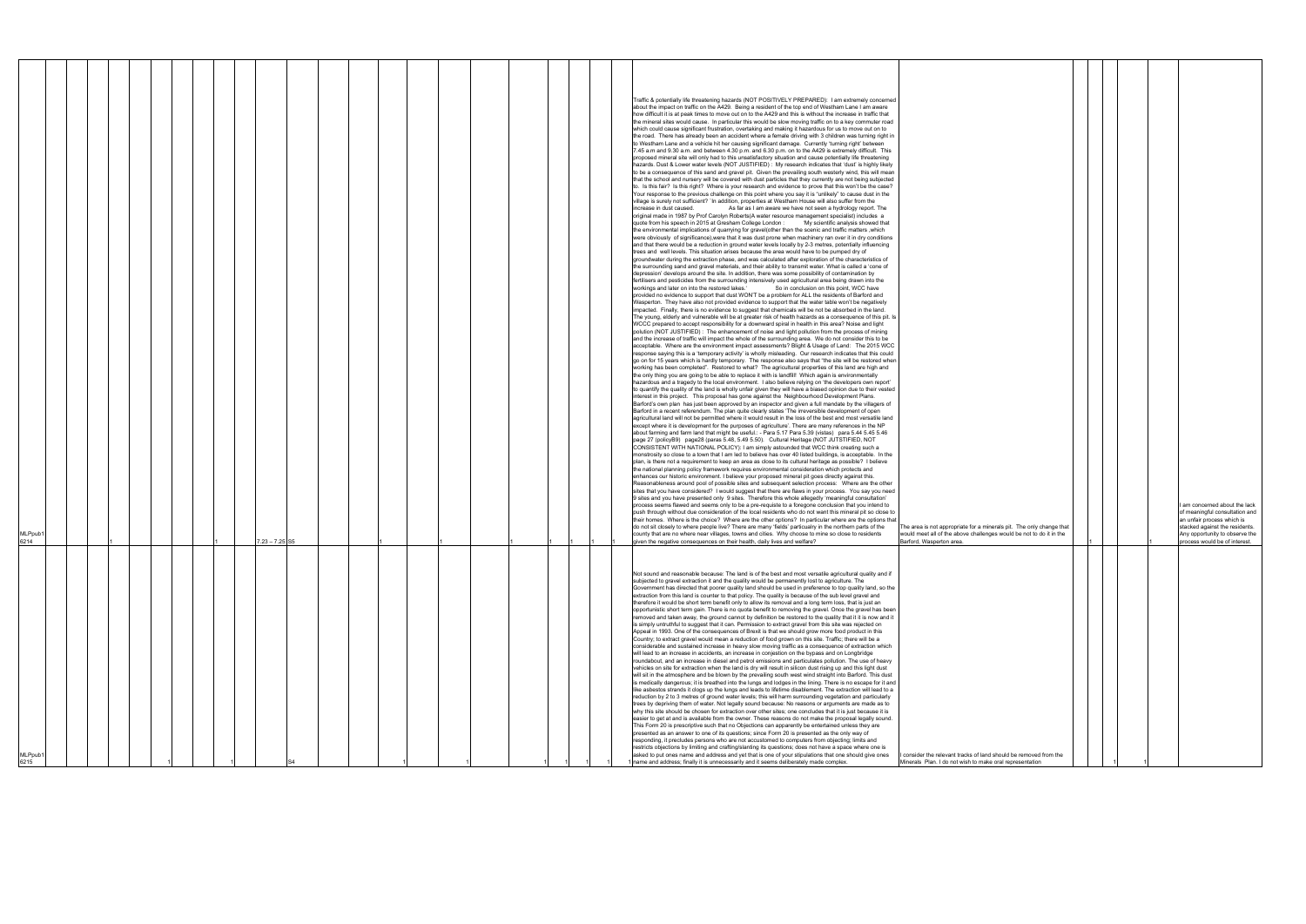| | | | | | | | | | | | | | | | | | | | | | | | | | | | | | | | | |
|---|---|---|---|---|---|---|---|---|---|---|---|---|---|---|---|---|---|---|---|---|---|---|---|---|---|---|---|---|---|---|---|---|
| MLPpub1 6214 | | | 1 | | | | | | 1 | 7.23 – 7.25 | S5 | | | 1 | | 1 | | | 1 | | 1 | 1 | 1 | Traffic & potentially life threatening hazards (NOT POSITIVELY PREPARED): I am extremely concerned about the impact on traffic on the A429. Being a resident of the top end of Westham Lane I am aware how difficult it is at peak times to move out on to the A429 and this is without the increase in traffic that the mineral sites would cause. In particular this would be slow moving traffic on to a key commuter road which could cause significant frustration, overtaking and making it hazardous for us to move out on to the road. There has already been an accident where a female driving with 3 children was turning right in to Westham Lane and a vehicle hit her causing significant damage. Currently 'turning right' between 7.45 a.m and 9.30 a.m. and between 4.30 p.m. and 6.30 p.m. on to the A429 is extremely difficult. This proposed mineral site will only had to this unsatisfactory situation and cause potentially life threatening hazards. Dust & Lower water levels (NOT JUSTIFIED) : My research indicates that 'dust' is highly likely to be a consequence of this sand and gravel pit. Given the prevailing south westerly wind, this will mean that the school and nursery will be covered with dust particles that they currently are not being subjected to. Is this fair? Is this right? Where is your research and evidence to prove that this won't be the case? Your response to the previous challenge on this point where you say it is "unlikely" to cause dust in the village is surely not sufficient? 'In addition, properties at Westham House will also suffer from the increase in dust caused. As far as I am aware we have not seen a hydrology report. The original made in 1987 by Prof Carolyn Roberts(A water resource management specialist) includes a quote from his speech in 2015 at Gresham College London : 'My scientific analysis showed that the environmental implications of quarrying for gravel(other than the scenic and traffic matters ,which were obviously of significance),were that it was dust prone when machinery ran over it in dry conditions and that there would be a reduction in ground water levels locally by 2-3 metres, potentially influencing trees and well levels. This situation arises because the area would have to be pumped dry of groundwater during the extraction phase, and was calculated after exploration of the characteristics of the surrounding sand and gravel materials, and their ability to transmit water. What is called a 'cone of depression' develops around the site. In addition, there was some possibility of contamination by fertilisers and pesticides from the surrounding intensively used agricultural area being drawn into the workings and later on into the restored lakes.' So in conclusion on this point, WCC have provided no evidence to support that WON'T be a problem for ALL the residents of Barford and Wasperton. They have also not provided evidence to support that the water table won't be negatively impacted. Finally, there is no evidence to suggest that chemicals will be not be absorbed in the land. The young, elderly and vulnerable will be at greater risk of health hazards as a consequence of this pit. Is WCCC prepared to accept responsibility for a downward spiral in health in this area? Noise and light polution (NOT JUSTIFIED) : The enhancement of noise and light pollution from the process of mining and the increase of traffic will impact the whole of the surrounding area. We do not consider this to be acceptable. Where are the environment impact assessments? Blight & Usage of Land: The 2015 WCC response saying this is a 'temporary activity' is wholly misleading. Our research indicates that this could go on for 15 years which is hardly temporary. The response also says that "the site will be restored when working has been completed". Restored to what? The agricultural properties of this land are high and the only thing you are going to be able to replace it with is landfill! Which again is environmentally hazardous and a tragedy to the local environment. I also believe relying on 'the developers own report' to quantify the quality of the land is wholly unfair given they will have a biased opinion due to their vested interest in this project. This proposal has gone against the Neighbourhood Development Plans. Barford's own plan has just been approved by an inspector and given a full mandate by the villagers of Barford in a recent referendum. The plan quite clearly states 'The irreversible development of open agricultural land will not be permitted where it would result in the loss of the best and most versatile land except where it is development for the purposes of agriculture'. There are many references in the NP about farming and farm land that might be useful.: - Para 5.17 Para 5.39 (vistas) para 5.44 5.45 5.46 page 27 (policyB9) page28 (paras 5.48, 5.49 5.50). Cultural Heritage (NOT JUTSTIFIED, NOT CONSISTENT WITH NATIONAL POLICY): I am simply astounded that WCC think creating such a monstrosity so close to a town that I am led to believe has over 40 listed buildings, is acceptable. In the plan, is there not a requirement to keep an area as close to its cultural heritage as possible? I believe the national planning policy framework requires environmental consideration which protects and enhances our historic environment. I believe your proposed mineral pit goes directly against this. Reasonableness around pool of possible sites and subsequent selection process: Where are the other sites that you have considered? I would suggest that there are flaws in your process. You say you need 9 sites and you have presented only 9 sites. Therefore this whole allegedly 'meaningful consultation' process seems flawed and seems only to be a pre-requisite to a foregone conclusion that you intend to push through without due consideration of the local residents who do not want this mineral pit so close to their homes. Where is the choice? Where are the other options? In particular where are the options that do not sit closely to where people live? There are many 'fields' particualry in the northern parts of the county that are no where near villages, towns and cities. Why choose to mine so close to residents given the negative consequences on their health, daily lives and welfare? | The area is not appropriate for a minerals pit. The only change that would meet all of the above challenges would be not to do it in the Barford, Wasperton area. | | | | 1 | | | I am concerned about the lack of meaningful consultation and an unfair process which is stacked against the residents. Any opportunity to observe the process would be of interest. |
| MLPpub1 6215 | | | | | | | 1 | | 1 | | S4 | | | 1 | | 1 | | | 1 | | 1 | 1 | 1 | Not sound and reasonable because: The land is of the best and most versatile agricultural quality and if subjected to gravel extraction it and the quality would be permanently lost to agriculture. The Government has directed that poorer quality land should be used in preference to top quality land, so the extraction from this land is counter to that policy. The quality is because of the sub level gravel and therefore it would be short term benefit only to allow its removal and a long term loss, that is just an opportunistic short term gain. There is no quota benefit to removing the gravel. Once the gravel has been removed and taken away, the ground cannot by definition be restored to the quality that it it is now and it is simply untruthful to suggest that it can. Permission to extract gravel from this site was rejected on Appeal in 1993. One of the consequences of Brexit is that we should grow more food product in this Country; to extract gravel would mean a reduction of food grown on this site. Traffic; there will be a considerable and sustained increase in heavy slow moving traffic as a consequence of extraction which will lead to an increase in accidents, an increase in conjestion on the bypass and on Longbridge roundabout, and an increase in diesel and petrol emissions and particulates pollution. The use of heavy vehicles on site for extraction when the land is dry will result in silicon dust rising up and this light dust will sit in the atmosphere and be blown by the prevailing south west wind straight into Barford. This dust is medically dangerous; it is breathed into the lungs and lodges in the lining. There is no escape for it and like asbestos strands it clogs up the lungs and leads to lifetime disablement. The extraction will lead to a reduction by 2 to 3 metres of ground water levels; this will harm surrounding vegetation and particularly trees by depriving them of water. Not legally sound because: No reasons or arguments are made as to why this site should be chosen for extraction over other sites; one concludes that it is just because it is easier to get at and is available from the owner. These reasons do not make the proposal legally sound. This Form 20 is prescriptive such that no Objections can apparently be entertained unless they are presented as an answer to one of its questions; since Form 20 is presented as the only way of responding, it precludes persons who are not accustomed to computers from objecting; limits and restricts objections by limiting and crafting/slanting its questions; does not have a space where one is asked to put ones name and address and yet that is one of your stipulations that one should give ones name and address; finally it is unnecessarily and it seems deliberately made complex. | I consider the relevant tracks of land should be removed from the Minerals Plan. I do not wish to make oral representation | | | 1 | | 1 | | |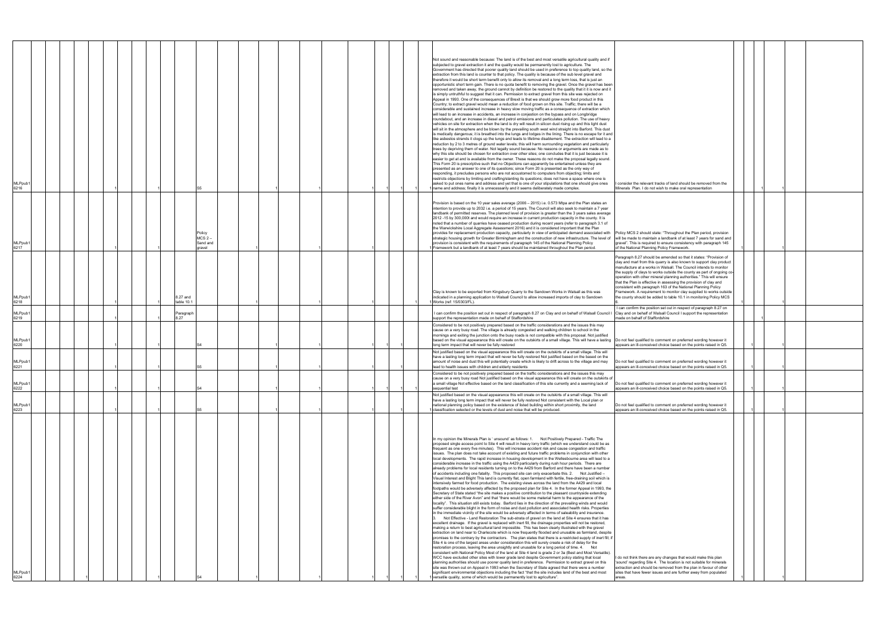| | | | | | | | | | | | | | | | | | | | | | | | | | |
|---|---|---|---|---|---|---|---|---|---|---|---|---|---|---|---|---|---|---|---|---|---|---|---|---|---|
| MLPpub16216 | | | | | | 1 | | 1 | S5 | | 1 | | 1 | | 1 | 1 | 1 | 1 | 1 | Not sound and reasonable because: The land is of the best and most versatile agricultural quality and if subjected to gravel extraction it and the quality would be permanently lost to agriculture. The Government has directed that poorer quality land should be used in preference to top quality land, so the extraction from this land is counter to that policy. The quality is because of the sub level gravel and therefore it would be short term benefit only to allow its removal and a long term loss, that is just an opportunistic short term gain. There is no quota benefit to removing the gravel. Once the gravel has been removed and taken away, the ground cannot by definition be restored to the quality that it it is now and it is simply untruthful to suggest that it can. Permission to extract gravel from this site was rejected on Appeal in 1993. One of the consequences of Brexit is that we should grow more food product in this Country; to extract gravel would mean a reduction of food grown on this site. Traffic; there will be a considerable and sustained increase in heavy slow moving traffic as a consequence of extraction which will lead to an increase in accidents, an increase in conjestion on the bypass and on Longbridge roundabout, and an increase in diesel and petrol emissions and particulates pollution. The use of heavy vehicles on site for extraction when the land is dry will result in silicon dust rising up and this light dust will sit in the atmosphere and be blown by the prevailing south west wind straight into Barford. This dust is medically dangerous; it is breathed into the lungs and lodges in the lining. There is no escape for it and like asbestos strands it clogs up the lungs and leads to lifetime disablement. The extraction will lead to a reduction by 2 to 3 metres of ground water levels; this will harm surrounding vegetation and particularly trees by depriving them of water. Not legally sound because: No reasons or arguments are made as to why this site should be chosen for extraction over other sites; one concludes that it is just because it is easier to get at and is available from the owner. These reasons do not make the proposal legally sound. This Form 20 is prescriptive such that no Objections can apparently be entertained unless they are presented as an answer to one of its questions; since Form 20 is presented as the only way of responding, it precludes persons who are not accustomed to computers from objecting; limits and restricts objections by limiting and crafting/slanting its questions; does not have a space where one is asked to put ones name and address and yet that is one of your stipulations that one should give ones name and address; finally it is unnecessarily and it seems deliberately made complex. | I consider the relevant tracks of land should be removed from the Minerals Plan. I do not wish to make oral representation | 1 | | 1 | |
| MLPpub16217 | | | | | | 1 | | 1 | Policy MCS 2 – Sand and gravel | 1 | | | 1 | | 1 | | | | 1 | Provision is based on the 10 year sales average (2006 – 2015) i.e. 0.573 Mtpa and the Plan states an intention to provide up to 2032 i.e. a period of 15 years. The Council will also seek to maintain a 7 year landbank of permitted reserves. The planned level of provision is greater than the 3 years sales average 2012 -15 by 300,000t and would require an increase in current production capacity in the county. It is noted that a number of quarries have ceased production during recent years (refer to paragraph 3.1 of the Warwickshire Local Aggregate Assessment 2016) and it is considered important that the Plan provides for replacement production capacity, particularly in view of anticipated demand associated with strategic housing growth for Greater Birmingham and the construction of new infrastructure. The level of provision is consistent with the requirements of paragraph 145 of the National Planning Policy Framework but a landbank of at least 7 years should be maintained throughout the Plan period. | Policy MCS 2 should state: "Throughout the Plan period, provision will be made to maintain a landbank of at least 7 years for sand and gravel". This is required to ensure consistency with paragraph 145 of the National Planning Policy Framework. | 1 | | 1 | |
| MLPpub16218 | | | | | | 1 | | 1 | 8.27 and table 10.1 | 1 | | | 1 | | 1 | | | | 1 | Clay is known to be exported from Kingsbury Quarry to the Sandown Works in Walsall as this was indicated in a planning application to Walsall Council to allow increased imports of clay to Sandown Works (ref: 15/0303/FL). | Paragraph 8.27 should be amended so that it states: "Provision of clay and marl from this quarry is also known to support clay product manufacture at a works in Walsall. The Council intends to monitor the supply of clays to works outside the county as part of ongoing co-operation with other mineral planning authorities." This will ensure that the Plan is effective in assessing the provision of clay and consistent with paragraph 163 of the National Planning Policy Framework. A requirement to monitor clay supplied to works outside the county should be added to table 10.1 in monitoring Policy MCS 6. | 1 | | 1 | |
| MLPpub16219 | | | | | | 1 | | 1 | Paragraph 8.27 | 1 | | | 1 | | 1 | | | | 1 | I can confirm the position set out in respect of paragraph 8.27 on Clay and on behalf of Walsall Council I support the representation made on behalf of Staffordshire | I can confirm the position set out in respect of paragraph 8.27 on Clay and on behalf of Walsall Council I support the representation made on behalf of Staffordshire | 1 | | 1 | |
| MLPpub16220 | | | | | | 1 | | 1 | S4 | | 1 | | 1 | | 1 | 1 | 1 | 1 | | Considered to be not positively prepared based on the traffic considerations and the issues this may cause on a very busy road. The village is already congested and walking children to school in the mornings and exiting the junction onto the busy roads is not compatible with this proposal. Not justified based on the visual appearance this will create on the outskirts of a small village. This will have a lasting long term impact that will never be fully restored | Do not feel qualified to comment on preferred wording however it appears an ill-conceived choice based on the points raised in Q5. | | 1 | 1 | |
| MLPpub16221 | | | | | | 1 | | 1 | S5 | | 1 | | 1 | | 1 | 1 | 1 | | | Not justified based on the visual appearance this will create on the outskirts of a small village. This will have a lasting long term impact that will never be fully restored Not justified based on the based on the amount of noise and dust this will potentially create which is likely to drift across to the village and may lead to health issues with children and elderly residents | Do not feel qualified to comment on preferred wording however it appears an ill-conceived choice based on the points raised in Q5. | | 1 | 1 | |
| MLPpub16222 | | | | | | 1 | | 1 | S4 | | 1 | | 1 | | 1 | 1 | 1 | 1 | | Considered to be not positively prepared based on the traffic considerations and the issues this may cause on a very busy road Not justified based on the visual appearance this will create on the outskirts of a small village Not effective based on the land classification of this site currently and a seeming lack of sequential test | Do not feel qualified to comment on preferred wording however it appears an ill-conceived choice based on the points raised in Q5. | | 1 | 1 | |
| MLPpub16223 | | | | | | 1 | | 1 | S5 | | 1 | | 1 | | 1 | 1 | | | 1 | Not justified based on the visual appearance this will create on the outskirts of a small village. This will have a lasting long term impact that will never be fully restored Not consistent with the Local plan or national planning policy based on the existence of listed building within short proximity, the land classification selected or the levels of dust and noise that will be produced. | Do not feel qualified to comment on preferred wording however it appears an ill-conceived choice based on the points raised in Q5. | | 1 | 1 | |
| MLPpub16224 | | | 1 | | | 1 | | 1 | S4 | | 1 | | 1 | | 1 | 1 | 1 | 1 | 1 | In my opinion the Minerals Plan is ' unsound' as follows: 1. Not Positively Prepared - Traffic The proposed single access point to Site 4 will result in heavy lorry traffic (which we understand could be as frequent as one every five minutes). This will increase accident risk and cause congestion and traffic issues. The plan does not take account of existing and future traffic problems in conjunction with other local developments. The rapid increase in housing development in the Wellesbourne area will lead to a considerable increase in the traffic using the A429 particularly during rush hour periods. There are already problems for local residents turning on to the A429 from Barford and there have been a number of accidents including one fatality. This proposed site can only exacerbate this. 2. Not Justified – Visual Interest and Blight This land is currently flat, open farmland with fertile, free-draining soil which is intensively farmed for food production. The existing views across the land from the A429 and local footpaths would be adversely affected by the proposed plan for Site 4. In the former Appeal in 1993, the Secretary of State stated "the site makes a positive contribution to the pleasant countryside extending either side of the River Avon" and that "there would be some material harm to the appearance of the locality". This situation still exists today. Barford lies in the direction of the prevailing winds and would suffer considerable blight in the form of noise and dust pollution and associated health risks. Properties in the immediate vicinity of the site would be adversely affected in terms of saleability and insurance. 3. Not Effective - Land Restoration The sub-strata of gravel on the land at Site 4 ensures that it has excellent drainage. If the gravel is replaced with inert fill, the drainage properties will not be restored, making a return to best agricultural land impossible. This has been clearly illustrated with the gravel extraction on land near to Charlecote which is now frequently flooded and unusable as farmland, despite promises to the contrary by the contractors. The plan states that there is a restricted supply of inert fill; if Site 4 is one of the largest areas under consideration this will surely create a risk of delay for the restoration process, leaving the area unsightly and unusable for a long period of time. 4. Not consistent with National Policy Most of the land at Site 4 land is grade 2 or 3a (Best and Most Versatile). WCC have excluded other sites with lower grade land despite Government policy stating that local planning authorities should use poorer quality land in preference. Permission to extract gravel on this site was thrown out on Appeal in 1993 when the Secretary of State agreed that there were a number significant environmental objections including the fact "that the site includes land of the best and most versatile quality, some of which would be permanently lost to agriculture". | I do not think there are any changes that would make this plan 'sound' regarding Site 4. The location is not suitable for minerals extraction and should be removed from the plan in favour of other sites that have fewer issues and are further away from populated areas. | 1 | | 1 | |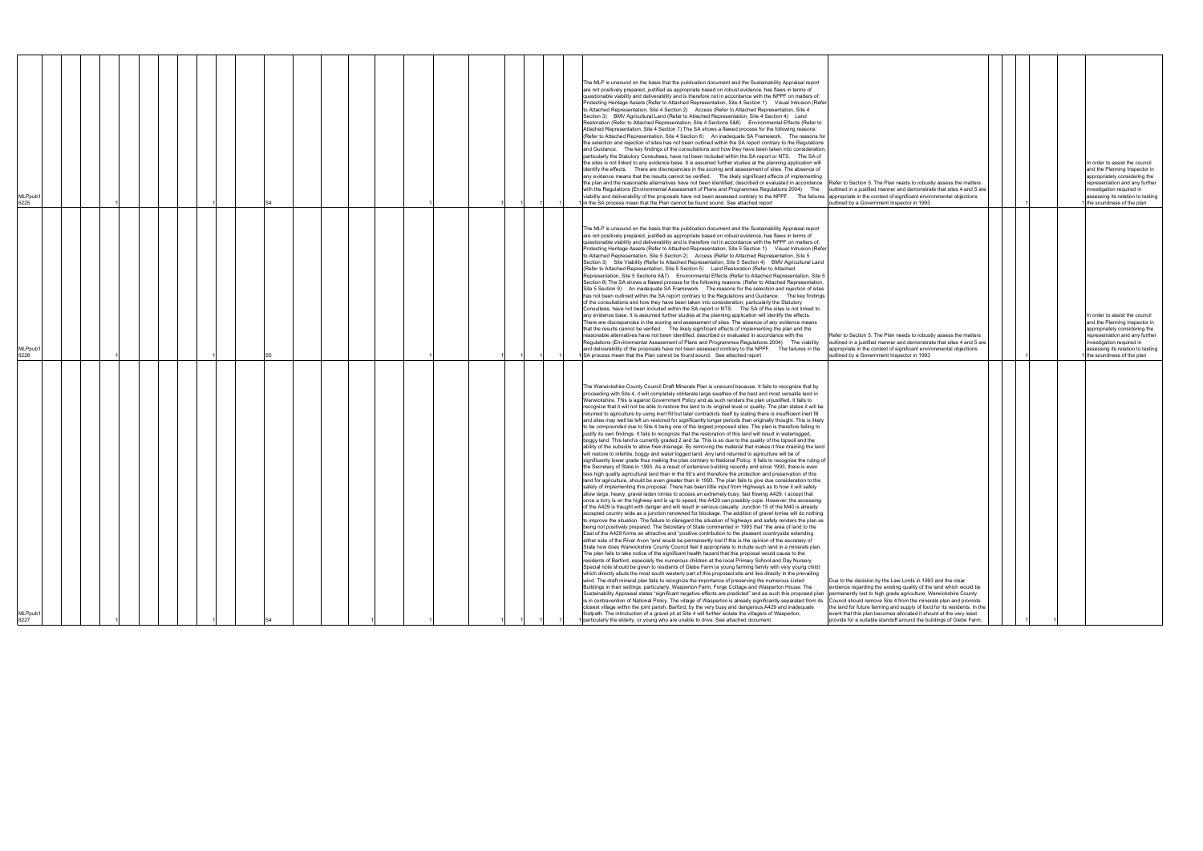| ID | | | | | | | | | Site | | | | | | | | | | | | | | Representation | Change | | | | | | Comment |
|---|---|---|---|---|---|---|---|---|---|---|---|---|---|---|---|---|---|---|---|---|---|---|---|---|---|---|---|---|---|---|
| MLPpub16225 | | | 1 | | | | | 1 | S4 | | | | | | 1 | | | 1 | | 1 | 1 | 1 | The MLP is unsound on the basis that the publication document and the Sustainability Appraisal report are not positively prepared, justified as appropriate based on robust evidence, has flaws in terms of questionable viability and deliverability and is therefore not in accordance with the NPPF on matters of: Protecting Heritage Assets (Refer to Attached Representation, Site 4 Section 1) Visual Intrusion (Refer to Attached Representation, Site 4 Section 2) Access (Refer to Attached Representation, Site 4 Section 3) BMV Agricultural Land (Refer to Attached Representation, Site 4 Section 4) Land Restoration (Refer to Attached Representation, Site 4 Sections 5&6) Environmental Effects (Refer to Attached Representation, Site 4 Section 7) The SA shows a flawed process for the following reasons: (Refer to Attached Representation, Site 4 Section 8) An inadequate SA Framework. The reasons for the selection and rejection of sites has not been outlined within the SA report contrary to the Regulations and Guidance. The key findings of the consultations and how they have been taken into consideration, particularly the Statutory Consultees, have not been included within the SA report or NTS. The SA of the sites is not linked to any evidence base. It is assumed further studies at the planning application will identify the effects. There are discrepancies in the scoring and assessment of sites. The absence of any evidence means that the results cannot be verified. The likely significant effects of implementing the plan and the reasonable alternatives have not been identified, described or evaluated in accordance with the Regulations (Environmental Assessment of Plans and Programmes Regulations 2004) The viability and deliverability of the proposals have not been assessed contrary to the NPPF. The failures in the SA process mean that the Plan cannot be found sound. See attached report | Refer to Section 5. The Plan needs to robustly assess the matters outlined in a justified manner and demonstrate that sites 4 and 5 are appropriate in the context of significant environmental objections outlined by a Government Inspector in 1993 | | | 1 | | 1 | In order to assist the council and the Planning Inspector in appropriately considering the representation and any further investigation required in assessing its relation to testing the soundness of the plan |
| MLPpub16226 | | | 1 | | | | | 1 | S5 | | | | | | 1 | | | 1 | | 1 | 1 | 1 | The MLP is unsound on the basis that the publication document and the Sustainability Appraisal report are not positively prepared, justified as appropriate based on robust evidence, has flaws in terms of questionable viability and deliverability and is therefore not in accordance with the NPPF on matters of: Protecting Heritage Assets (Refer to Attached Representation, Site 5 Section 1) Visual Intrusion (Refer to Attached Representation, Site 5 Section 2) Access (Refer to Attached Representation, Site 5 Section 3) Site Viability (Refer to Attached Representation, Site 5 Section 4) BMV Agricultural Land (Refer to Attached Representation, Site 5 Section 5) Land Restoration (Refer to Attached Representation, Site 5 Sections 6&7) Environmental Effects (Refer to Attached Representation, Site 5 Section 8) The SA shows a flawed process for the following reasons: (Refer to Attached Representation, Site 5 Section 9) An inadequate SA Framework. The reasons for the selection and rejection of sites has not been outlined within the SA report contrary to the Regulations and Guidance. The key findings of the consultations and how they have been taken into consideration, particularly the Statutory Consultees, have not been included within the SA report or NTS. The SA of the sites is not linked to any evidence base. It is assumed further studies at the planning application will identify the effects. There are discrepancies in the scoring and assessment of sites. The absence of any evidence means that the results cannot be verified. The likely significant effects of implementing the plan and the reasonable alternatives have not been identified, described or evaluated in accordance with the Regulations (Environmental Assessment of Plans and Programmes Regulations 2004) The viability and deliverability of the proposals have not been assessed contrary to the NPPF. The failures in the SA process mean that the Plan cannot be found sound. See attached report | Refer to Section 5. The Plan needs to robustly assess the matters outlined in a justified manner and demonstrate that sites 4 and 5 are appropriate in the context of significant environmental objections outlined by a Government Inspector in 1993 | | | 1 | | 1 | In order to assist the council and the Planning Inspector in appropriately considering the representation and any further investigation required in assessing its relation to testing the soundness of the plan |
| MLPpub16227 | | | 1 | | | | | 1 | S4 | | | 1 | | | 1 | | | 1 | | 1 | 1 | 1 | The Warwickshire County Council Draft Minerals Plan is unsound because: It fails to recognize that by proceeding with Site 4, it will completely obliterate large swathes of the best and most versatile land in Warwickshire. This is against Government Policy and as such renders the plan unjustified. It fails to recognize that it will not be able to restore the land to its original level or quality. The plan states it will be returned to agriculture by using inert fill but later contradicts itself by stating there is insufficient inert fill and sites may well be left un-restored for significantly longer periods than originally thought. This is likely to be compounded due to Site 4 being one of the largest proposed sites. The plan is therefore failing to justify its own findings. It fails to recognize that the restoration of this land will result in waterlogged, boggy land. This land is currently graded 2 and 3a. This is so due to the quality of the topsoil and the ability of the subsoils to allow free drainage. By removing the material that makes it free draining the land will restore to infertile, boggy and water logged land. Any land returned to agriculture will be of significantly lower grade thus making the plan contrary to National Policy. It fails to recognize the ruling of the Secretary of State in 1993. As a result of extensive building recently and since 1993, there is even less high quality agricultural land than in the 90's and therefore the protection and preservation of this land for agriculture, should be even greater than in 1993. The plan fails to give due consideration to the safety of implementing this proposal. There has been little input from Highways as to how it will safely allow large, heavy, gravel laden lorries to access an extremely busy, fast flowing A429. I accept that once a lorry is on the highway and is up to speed, the A429 can possibly cope. However, the accessing of the A429 is fraught with danger and will result in serious casualty. Junction 15 of the M40 is already accepted country wide as a junction renowned for blockage. The addition of gravel lorries will do nothing to improve the situation. The failure to disregard the situation of highways and safety renders the plan as being not positively prepared. The Secretary of State commented in 1993 that "the area of land to the East of the A429 forms an attractive and "positive contribution to the pleasant countryside extending either side of the River Avon "and would be permanently lost If this is the opinion of the secretary of State how does Warwickshire County Council feel it appropriate to include such land in a minerals plan. The plan fails to take notice of the significant health hazard that this proposal would cause to the residents of Barford, especially the numerous children at the local Primary School and Day Nursery. Special note should be given to residents of Glebe Farm (a young farming family with very young child) which directly abuts the most south westerly part of this proposed site and lies directly in the prevailing wind. The draft mineral plan fails to recognize the importance of preserving the numerous Listed Buildings in their settings, particularly, Wasperton Farm, Forge Cottage and Wasperton House. The Sustainability Appraisal states "significant negative effects are predicted" and as such this proposed plan is in contravention of National Policy. The village of Wasperton is already significantly separated from its closest village within the joint parish, Barford, by the very busy and dangerous A429 and inadequate footpath. The introduction of a gravel pit at Site 4 will further isolate the villagers of Wasperton, particularly the elderly, or young who are unable to drive. See attached document | Due to the decision by the Law Lords in 1993 and the clear evidence regarding the existing quality of the land which would be permanently lost to high grade agriculture, Warwickshire County Council should remove Site 4 from the minerals plan and promote the land for future farming and supply of food for its residents. In the event that this plan becomes allocated it should at the very least provide for a suitable standoff around the buildings of Glebe Farm, | | 1 | 1 | | | |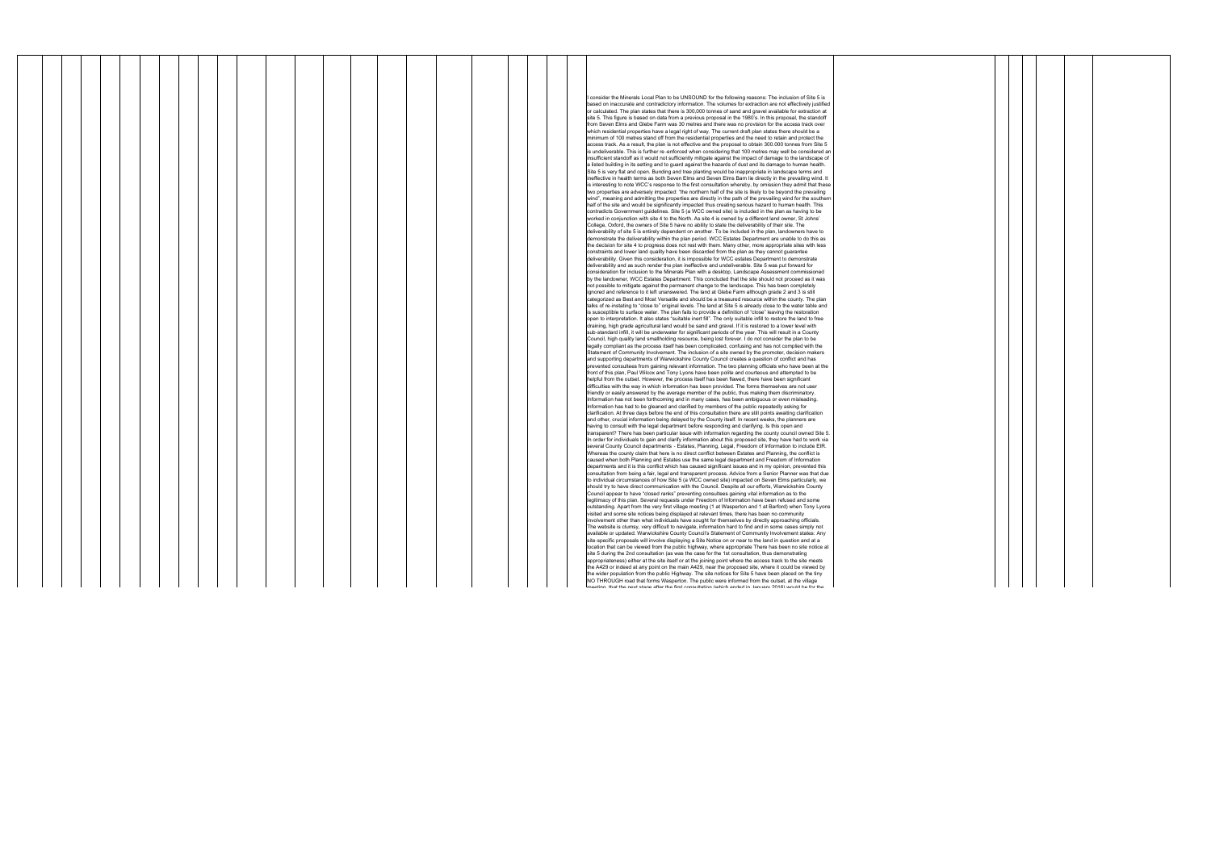I consider the Minerals Local Plan to be UNSOUND for the following reasons: The inclusion of Site 5 is based on inaccurate and contradictory information. The volumes for extraction are not effectively justified or calculated. The plan states that there is 300,000 tonnes of sand and gravel available for extraction at site 5. This figure is based on data from a previous proposal in the 1980's. In this proposal, the standoff from Seven Elms and Glebe Farm was 30 metres and there was no provision for the access track over which residential properties have a legal right of way. The current draft plan states there should be a minimum of 100 metres stand off from the residential properties and the need to retain and protect the access track. As a result, the plan is not effective and the proposal to obtain 300,000 tonnes from Site 5 is undeliverable. This is further re-enforced when considering that 100 metres may well be considered an insufficient standoff as it would not sufficiently mitigate against the impact of damage to the landscape of a listed building in its setting and to guard against the hazards of dust and its damage to human health. Site 5 is very flat and open. Bunding and tree planting would be inappropriate in landscape terms and ineffective in health terms as both Seven Elms and Seven Elms Barn lie directly in the prevailing wind. It is interesting to note WCC's response to the first consultation whereby, by omission they admit that these two properties are adversely impacted: "the northern half of the site is likely to be beyond the prevailing wind", meaning and admitting the properties are directly in the path of the prevailing wind for the southern half of the site and would be significantly impacted thus creating serious hazard to human health. This contradicts Government guidelines. Site 5 (a WCC owned site) is included in the plan as having to be worked in conjunction with site 4 to the North. As site 4 is owned by a different land owner, St Johns' College, Oxford, the owners of Site 5 have no ability to state the deliverability of their site. The deliverability of site 5 is entirely dependent on another. To be included in the plan, landowners have to demonstrate the deliverability within the plan period. WCC Estates Department are unable to do this as the decision for site 4 to progress does not rest with them. Many other, more appropriate sites with less constraints and lower land quality have been discarded from the plan as they cannot guarantee deliverability. Given this consideration, it is impossible for WCC estates Department to demonstrate deliverability and as such render the plan ineffective and undeliverable. Site 5 was put forward for consideration for inclusion to the Minerals Plan with a desktop, Landscape Assessment commissioned by the landowner, WCC Estates Department. This concluded that the site should not proceed as it was not possible to mitigate against the permanent change to the landscape. This has been completely ignored and reference to it left unanswered. The land at Glebe Farm although grade 2 and 3 is still categorized as Best and Most Versatile and should be a treasured resource within the county. The plan talks of re-instating to "close to" original levels. The land at Site 5 is already close to the water table and is susceptible to surface water. The plan fails to provide a definition of "close" leaving the restoration open to interpretation. It also states "suitable inert fill". The only suitable infill to restore the land to free draining, high grade agricultural land would be sand and gravel. If it is restored to a lower level with sub-standard infill, it will be underwater for significant periods of the year. This will result in a County Council, high quality land smallholding resource, being lost forever. I do not consider the plan to be legally compliant as the process itself has been complicated, confusing and has not complied with the Statement of Community Involvement. The inclusion of a site owned by the promoter, decision makers and supporting departments of Warwickshire County Council creates a question of conflict and has prevented consultees from gaining relevant information. The two planning officials who have been at the front of this plan, Paul Wilcox and Tony Lyons have been polite and courteous and attempted to be helpful from the outset. However, the process itself has been flawed, there have been significant difficulties with the way in which information has been provided. The forms themselves are not user friendly or easily answered by the average member of the public, thus making them discriminatory. Information has not been forthcoming and in many cases, has been ambiguous or even misleading. Information has had to be gleaned and clarified by members of the public repeatedly asking for clarification. At three days before the end of this consultation there are still points awaiting clarification and other, crucial information being delayed by the County itself. In recent weeks, the planners are having to consult with the legal department before responding and clarifying. Is this open and transparent? There has been particular issue with information regarding the county council owned Site 5. In order for individuals to gain and clarify information about this proposed site, they have had to work via several County Council departments - Estates, Planning, Legal, Freedom of Information to include EIR. Whereas the county claim that here is no direct conflict between Estates and Planning, the conflict is caused when both Planning and Estates use the same legal department and Freedom of Information departments and it is this conflict which has caused significant issues and in my opinion, prevented this consultation from being a fair, legal and transparent process. Advice from a Senior Planner was that due to individual circumstances of how Site 5 (a WCC owned site) impacted on Seven Elms particularly, we should try to have direct communication with the Council. Despite all our efforts, Warwickshire County Council appear to have "closed ranks" preventing consultees gaining vital information as to the legitimacy of this plan. Several requests under Freedom of Information have been refused and some outstanding. Apart from the very first village meeting (1 at Wasperton and 1 at Barford) when Tony Lyons visited and some site notices being displayed at relevant times, there has been no community involvement other than what individuals have sought for themselves by directly approaching officials. The website is clumsy, very difficult to navigate, information hard to find and in some cases simply not available or updated. Warwickshire County Council's Statement of Community Involvement states: Any site-specific proposals will involve displaying a Site Notice on or near to the land in question and at a location that can be viewed from the public highway, where appropriate There has been no site notice at site 5 during the 2nd consultation (as was the case for the 1st consultation, thus demonstrating appropriateness) either at the site itself or at the joining point where the access track to the site meets the A429 or indeed at any point on the main A429, near the proposed site, where it could be viewed by the wider population from the public Highway. The site notices for Site 5 have been placed on the tiny NO THROUGH road that forms Wasperton. The public were informed from the outset, at the village meeting, that the next stage after the first consultation (which ended in January 2016) would be for the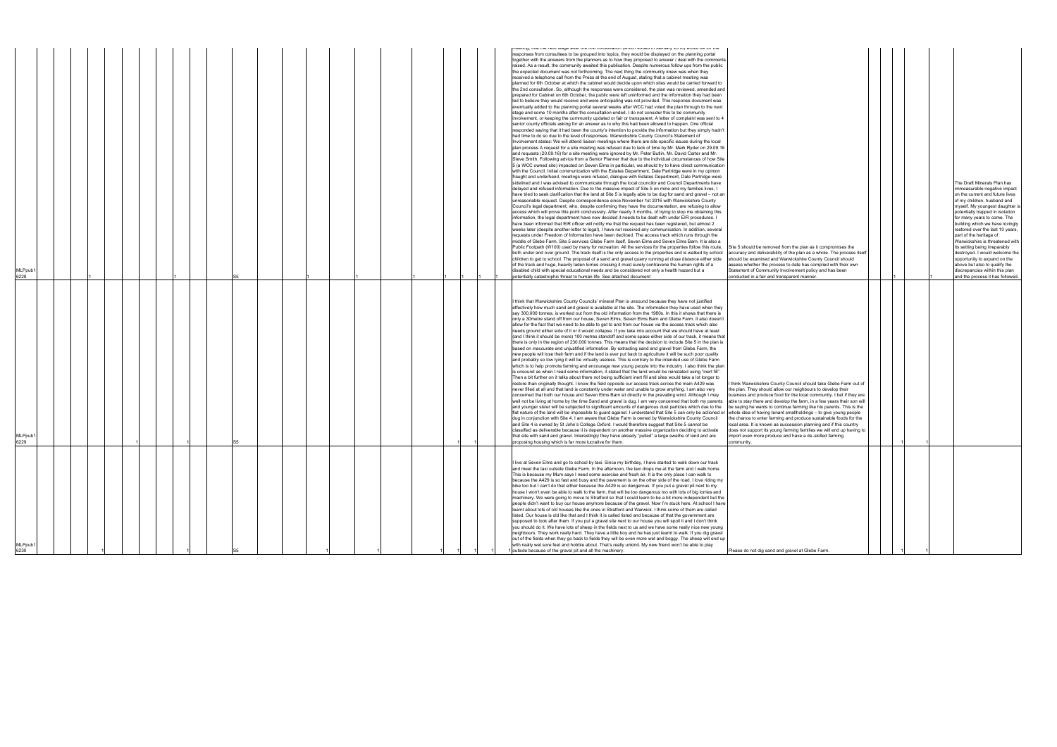| | | | | | | | | | | | | | | | | | | | | |
|---|---|---|---|---|---|---|---|---|---|---|---|---|---|---|---|---|---|---|---|---|
| MLPpub16228 | | 1 | | 1 | | S5 | | 1 | 1 | | 1 | 1 | 1 | 1 | meeting, that the next stage after the first consultation (which ended in January 2016) would be for the responses from consultees to be grouped into topics, they would be displayed on the planning portal together with the answers from the planners as to how they proposed to answer / deal with the comments raised. As a result, the community awaited this publication. Despite numerous follow ups from the public the expected document was not forthcoming. The next thing the community knew was when they received a telephone call from the Press at the end of August, stating that a cabinet meeting was planned for 6th October at which the cabinet would decide upon which sites would be carried forward to the 2nd consultation. So, although the responses were considered, the plan was reviewed, amended and prepared for Cabinet on 6th October, the public were left uninformed and the information they had been led to believe they would receive and were anticipating was not provided. This response document was eventually added to the planning portal several weeks after WCC had voted the plan through to the next stage and some 10 months after the consultation ended. I do not consider this to be community involvement, or keeping the community updated or fair or transparent. A letter of complaint was sent to 4 senior county officials asking for an answer as to why this had been allowed to happen. One official responded saying that it had been the county's intention to provide the information but they simply hadn't had time to do so due to the level of responses. Warwickshire County Council's Statement of Involvement states: We will attend liaison meetings where there are site specific issues during the local plan process A request for a site meeting was refused due to lack of time by Mr. Mark Ryder on 29.09.16 and requests (20.09.16) for a site meeting were ignored by Mr. Peter Butlin, Mr. David Carter and Mr. Steve Smith. Following advice from a Senior Planner that due to the individual circumstances of how Site 5 (a WCC owned site) impacted on Seven Elms in particular, we should try to have direct communication with the Council. Initial communication with the Estates Department, Dale Partridge were in my opinion fraught and underhand, meetings were refused, dialogue with Estates Department, Dale Partridge were sidelined and I was advised to communicate through the local councillor and Council Departments have delayed and refused information. Due to the massive impact of Site 5 on mine and my families lives, I have tried to seek clarification that the land at Site 5 is legally able to be dug for sand and gravel – not an unreasonable request. Despite correspondence since November 1st 2016 with Warwickshire County Council's legal department, who, despite confirming they have the documentation, are refusing to allow access which will prove this point conclusively. After nearly 3 months, of trying to stop me obtaining this information, the legal department have now decided it needs to be dealt with under EIR procedures. I have been informed that EIR officer will notify me that the request has been registered, but almost 2 weeks later (despite another letter to legal), I have not received any communication. In addition, several requests under Freedom of Information have been declined. The access track which runs through the middle of Glebe Farm, Site 5 services Glebe Farm itself, Seven Elms and Seven Elms Barn. It is also a Public Footpath (W100) used by many for recreation. All the services for the properties follow this route, both under and over ground. The track itself is the only access to the properties and is walked by school children to get to school. The proposal of a sand and gravel quarry running at close distance either side of the track and huge, heavily laden lorries crossing it must surely contravene the human rights of a disabled child with special educational needs and be considered not only a health hazard but a potentially catastrophic threat to human life. See attached document | Site 5 should be removed from the plan as it compromises the accuracy and deliverability of the plan as a whole. The process itself should be examined and Warwickshire County Council should assess whether the process to date has complied with their own Statement of Community Involvement policy and has been conducted in a fair and transparent manner. | 1 | | 1 | The Draft Minerals Plan has immeasurable negative impact on the current and future lives of my children, husband and myself. My youngest daughter is potentially trapped in isolation for many years to come. The building which we have lovingly restored over the last 10 years, part of the heritage of Warwickshire is threatened with its setting being irreparably destroyed. I would welcome the opportunity to expand on the above but also to qualify the discrepancies within this plan and the process it has followed. |
| MLPpub16229 | | | 1 | | 1 | S5 | | | | | 1 | 1 | | | I think that Warwickshire County Councils' mineral Plan is unsound because they have not justified effectively how much sand and gravel is available at the site. The information they have used when they say 300,000 tonnes, is worked out from the old information from the 1980s. In this it shows that there is only a 30metre stand off from our house, Seven Elms, Seven Elms Barn and Glebe Farm. It also doesn't allow for the fact that we need to be able to get to and from our house via the access track which also needs ground either side of it or it would collapse. If you take into account that we should have at least (and I think it should be more) 100 metres standoff and some space either side of our track, it means that there is only in the region of 230,000 tonnes. This means that the decision to include Site 5 in the plan is based on inaccurate and unjustified information. By extracting sand and gravel from Glebe Farm, the new people will lose their farm and if the land is ever put back to agriculture it will be such poor quality and probably so low lying it will be virtually useless. This is contrary to the intended use of Glebe Farm which is to help promote farming and encourage new young people into the industry. I also think the plan is unsound as when I read some information, it stated that the land would be reinstated using "inert fill". Then a bit further on it talks about there not being sufficient inert fill and sites would take a lot longer to restore than originally thought. I know the field opposite our access track across the main A429 was never filled at all and that land is constantly under water and unable to grow anything. I am also very concerned that both our house and Seven Elms Barn sit directly in the prevailing wind. Although I may well not be living at home by the time Sand and gravel is dug, I am very concerned that both my parents and younger sister will be subjected to significant amounts of dangerous dust particles which due to the flat nature of the land will be impossible to guard against. I understand that Site 5 can only be actioned or dug in conjunction with Site 4. I am aware that Glebe Farm is owned by Warwickshire County Council and Site 4 is owned by St John's College Oxford. I would therefore suggest that Site 5 cannot be classified as deliverable because it is dependent on another massive organization deciding to activate that site with sand and gravel. Interestingly they have already "pulled" a large swathe of land and are proposing housing which is far more lucrative for them. | I think Warwickshire County Council should take Glebe Farm out of the plan. They should allow our neighbours to develop their business and produce food for the local community. I bet if they are able to stay there and develop the farm, in a few years their son will be saying he wants to continue farming like his parents. This is the whole idea of having tenant smallholdings – to give young people the chance to enter farming and produce sustainable foods for the local area. It is known as succession planning and if this country does not support its young farming families we will end up having to import even more produce and have a de-skilled farming community. | 1 | 1 | | |
| MLPpub16230 | 1 | | | | 1 | S5 | 1 | 1 | | 1 | 1 | 1 | 1 | 1 | I live at Seven Elms and go to school by taxi. Since my birthday, I have started to walk down our track and meet the taxi outside Glebe Farm. In the afternoon, the taxi drops me at the farm and I walk home. This is because my Mum says I need some exercise and fresh air. It is the only place I can walk to because the A429 is so fast and busy and the pavement is on the other side of the road. I love riding my bike too but I can't do that either because the A429 is so dangerous. If you put a gravel pit next to my house I won't even be able to walk to the farm, that will be too dangerous too with lots of big lorries and machinery. We were going to move to Stratford so that I could learn to be a bit more independent but the people didn't want to buy our house anymore because of the gravel. Now I'm stuck here. At school I have learnt about lots of old houses like the ones in Stratford and Warwick. I think some of them are called listed. Our house is old like that and I think it is called listed and because of that the government are supposed to look after them. If you put a gravel site next to our house you will spoil it and I don't think you should do it. We have lots of sheep in the fields next to us and we have some really nice new young neighbours. They work really hard. They have a little boy and he has just learnt to walk. If you dig gravel out of the fields when they go back to fields they will be even more wet and boggy. The sheep will end up with really wet sore feet and hobble about. That's really unkind. My new friend won't be able to play outside because of the gravel pit and all the machinery. | Please do not dig sand and gravel at Glebe Farm. | 1 | 1 | | |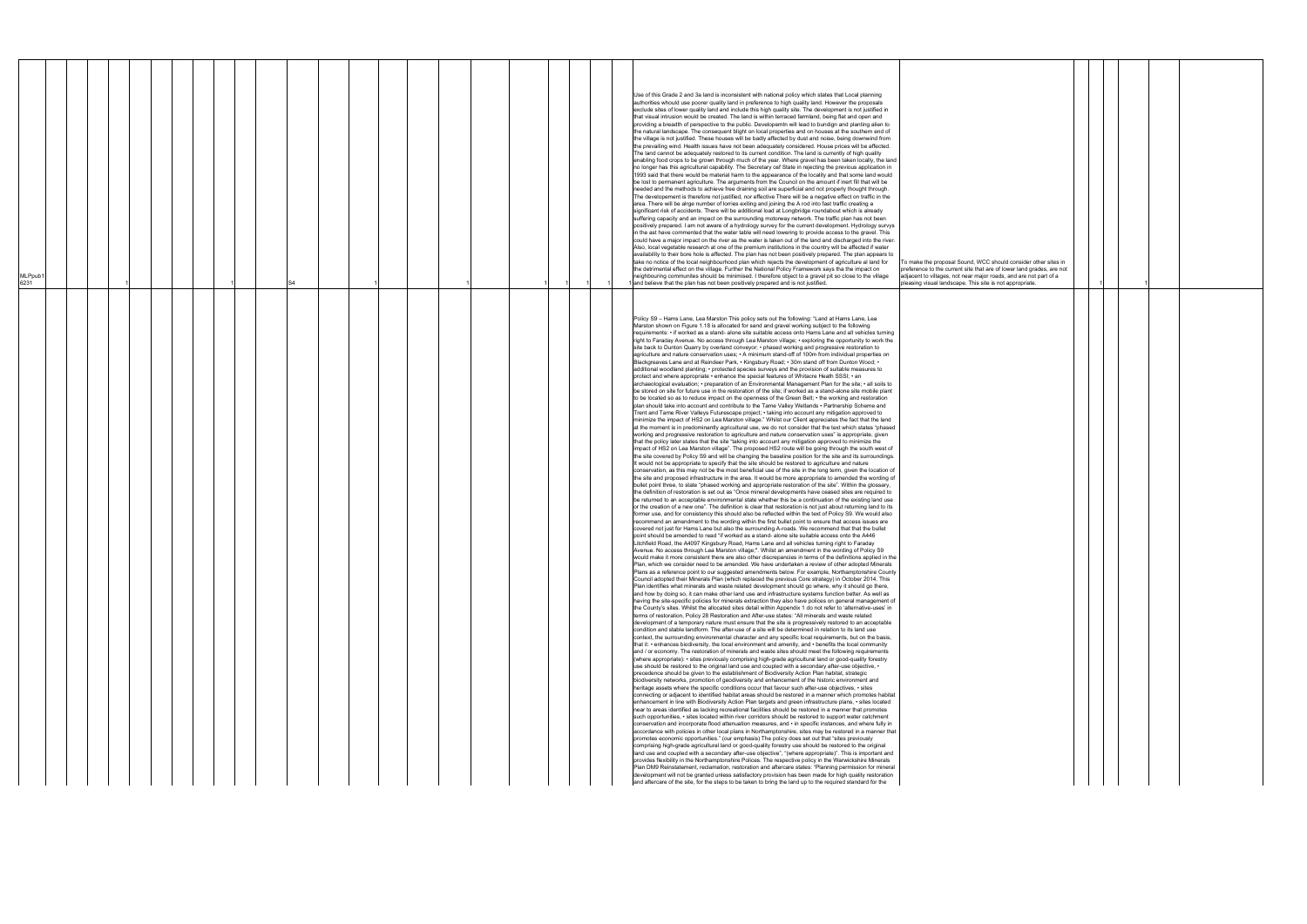| | | | | | | | | | | | | | | | |
|---|---|---|---|---|---|---|---|---|---|---|---|---|---|---|---|
| MLPpub1 6231 | 1 | 1 | S4 | 1 | 1 | 1 | 1 | 1 | 1 | 1 | Use of this Grade 2 and 3a land is inconsistent with national policy which states that Local planning authorities whould use poorer quality land in preference to high quality land. However the proposals exclude sites of lower quality land and include this high quality site. The development is not justified in that visual intrusion would be created. The land is within terraced farmland, being flat and open and providing a breadth of perspective to the public. Developemtn will lead to bundign and planting alien to the natural landscape. The consequent blight on local properties and on houses at the southern end of the village is not justified. These houses will be badly affected by dust and noise, being downwind from the prevailing wind. Health issues have not been adequately considered. House prices will be affected. The land cannot be adequately restored to its current condition. The land is currently of high quality enabling food crops to be grown through much of the year. Where gravel has been taken locally, the land no longer has this agricultural capability. The Secretary osf State in rejecting the previous application in 1993 said that there would be material harm to the appearance of the locality and that some land would be lost to permanent agriculture. The arguments from the Council on the amount if inert fill that will be needed and the methods to achieve free draining soil are superficial and not properly thought through. The developement is therefore not justified, nor effective There will be a negative effect on traffic in the area. There will be alrge number of lorries exiting and joining the A rod into fast traffic creating a significant risk of accidents. There will be additional load at Longbridge roundabout which is already suffering capacity and an impact on the surrounding motorway network. The traffic plan has not been positively prepared. I am not aware of a hydrology survey for the current development. Hydrology survys in the ast have commented that the water table will need lowering to provide access to the gravel. This could have a major impact on the river as the water is taken out of the land and discharged into the river. Also, local vegetable research at one of the premium institutions in the country will be affected if water availability to their bore hole is affected. The plan has not been positively prepared. The plan appears to take no notice of the local neighbourhood plan which rejects the development of agriculture al land for the detrimental effect on the village. Further the National Policy Framework says the the impact on neighbouring communities should be minimised. I therefore object to a gravel pit so close to the village and believe that the plan has not been positively prepared and is not justified. | To make the proposal Sound, WCC should consider other sites in preference to the current site that are of lower land grades, are not adjacent to villages, not near major roads, and are not part of a pleasing visual landscape. This site is not appropriate. | 1 | 1 | |
| | | | | | | | | | | | Policy S9 – Hams Lane, Lea Marston This policy sets out the following: "Land at Hams Lane, Lea Marston shown on Figure 1.18 is allocated for sand and gravel working subject to the following requirements: • if worked as a stand- alone site suitable access onto Hams Lane and all vehicles turning right to Faraday Avenue. No access through Lea Marston village; • exploring the opportunity to work the site back to Dunton Quarry by overland conveyor; • phased working and progressive restoration to agriculture and nature conservation uses; • A minimum stand-off of 100m from individual properties on Blackgreaves Lane and at Reindeer Park, • Kingsbury Road; • 30m stand off from Dunton Wood; • additional woodland planting; • protected species surveys and the provision of suitable measures to protect and where appropriate • enhance the special features of Whitacre Heath SSSI; • an archaeological evaluation; • preparation of an Environmental Management Plan for the site; • all soils to be stored on site for future use in the restoration of the site; if worked as a stand-alone site mobile plant to be located so as to reduce impact on the openness of the Green Belt; • the working and restoration plan should take into account and contribute to the Tame Valley Wetlands • Partnership Scheme and Trent and Tame River Valleys Futurescape project; • taking into account any mitigation approved to minimize the impact of HS2 on Lea Marston village." Whilst our Client appreciates the fact that the land at the moment is in predominantly agricultural use, we do not consider that the text which states "phased working and progressive restoration to agriculture and nature conservation uses" is appropriate, given that the policy later states that the site "taking into account any mitigation approved to minimize the impact of HS2 on Lea Marston village". The proposed HS2 route will be going through the south west of the site covered by Policy S9 and will be changing the baseline position for the site and its surroundings. It would not be appropriate to specify that the site should be restored to agriculture and nature conservation, as this may not be the most beneficial use of the site in the long term, given the location of the site and proposed infrastructure in the area. It would be more appropriate to amended the wording of bullet point three, to state "phased working and appropriate restoration of the site". Within the glossary, the definition of restoration is set out as "Once mineral developments have ceased sites are required to be returned to an acceptable environmental state whether this be a continuation of the existing land use or the creation of a new one". The definition is clear that restoration is not just about returning land to its former use, and for consistency this should also be reflected within the text of Policy S9. We would also recommend an amendment to the wording within the first bullet point to ensure that access issues are covered not just for Hams Lane but also the surrounding A-roads. We recommend that that the bullet point should be amended to read "if worked as a stand- alone site suitable access onto the A446 Litchfield Road, the A4097 Kingsbury Road, Hams Lane and all vehicles turning right to Faraday Avenue. No access through Lea Marston village;". Whilst an amendment in the wording of Policy S9 would make it more consistent there are also other discrepancies in terms of the definitions applied in the Plan, which we consider need to be amended. We have undertaken a review of other adopted Minerals Plans as a reference point to our suggested amendments below. For example, Northamptonshire County Council adopted their Minerals Plan (which replaced the previous Core strategy) in October 2014. This Plan identifies what minerals and waste related development should go where, why it should go there, and how by doing so, it can make other land use and infrastructure systems function better. As well as having the site-specific policies for minerals extraction they also have polices on general management of the County's sites. Whilst the allocated sites detail within Appendix 1 do not refer to 'alternative-uses' in terms of restoration, Policy 28 Restoration and After-use states: "All minerals and waste related development of a temporary nature must ensure that the site is progressively restored to an acceptable condition and stable landform. The after-use of a site will be determined in relation to its land use context, the surrounding environmental character and any specific local requirements, but on the basis, that it: • enhances biodiversity, the local environment and amenity, and • benefits the local community and / or economy. The restoration of minerals and waste sites should meet the following requirements (where appropriate): • sites previously comprising high-grade agricultural land or good-quality forestry use should be restored to the original land use and coupled with a secondary after-use objective, • precedence should be given to the establishment of Biodiversity Action Plan habitat, strategic biodiversity networks, promotion of geodiversity and enhancement of the historic environment and heritage assets where the specific conditions occur that favour such after-use objectives, • sites connecting or adjacent to identified habitat areas should be restored in a manner which promotes habitat enhancement in line with Biodiversity Action Plan targets and green infrastructure plans, • sites located near to areas identified as lacking recreational facilities should be restored in a manner that promotes such opportunities, • sites located within river corridors should be restored to support water catchment conservation and incorporate flood attenuation measures, and • in specific instances, and where fully in accordance with policies in other local plans in Northamptonshire, sites may be restored in a manner that promotes economic opportunities." (our emphasis) The policy does set out that "sites previously comprising high-grade agricultural land or good-quality forestry use should be restored to the original land use and coupled with a secondary after-use objective", "(where appropriate)". This is important and provides flexibility in the Northamptonshire Polices. The respective policy in the Warwickshire Minerals Plan DM9 Reinstatement, reclamation, restoration and aftercare states: "Planning permission for mineral development will not be granted unless satisfactory provision has been made for high quality restoration and aftercare of the site, for the steps to be taken to bring the land up to the required standard for the | | | | |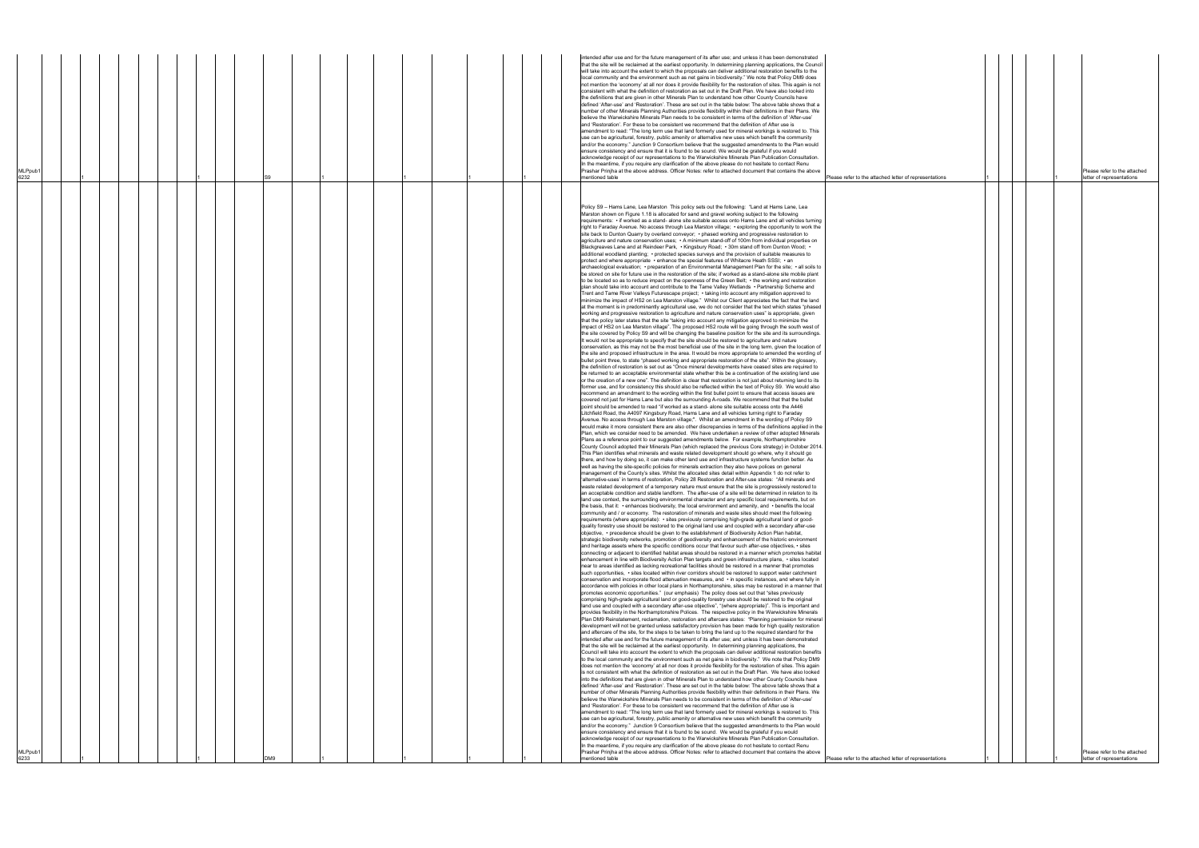| | | | | | | | | | | | | |
|---|---|---|---|---|---|---|---|---|---|---|---|---|
| MLPpub16232 | 1 | 1 | S9 | 1 | 1 | 1 | 1 | intended after use and for the future management of its after use; and unless it has been demonstrated that the site will be reclaimed at the earliest opportunity. In determining planning applications, the Council will take into account the extent to which the proposals can deliver additional restoration benefits to the local community and the environment such as net gains in biodiversity." We note that Policy DM9 does not mention the 'economy' at all nor does it provide flexibility for the restoration of sites. This again is not consistent with what the definition of restoration as set out in the Draft Plan. We have also looked into the definitions that are given in other Minerals Plan to understand how other County Councils have defined 'After-use' and 'Restoration'. These are set out in the table below: The above table shows that a number of other Minerals Planning Authorities provide flexibility within their definitions in their Plans. We believe the Warwickshire Minerals Plan needs to be consistent in terms of the definition of 'After-use' and 'Restoration'. For these to be consistent we recommend that the definition of After use is amendment to read: "The long term use that land formerly used for mineral workings is restored to. This use can be agricultural, forestry, public amenity or alternative new uses which benefit the community and/or the economy." Junction 9 Consortium believe that the suggested amendments to the Plan would ensure consistency and ensure that it is found to be sound. We would be grateful if you would acknowledge receipt of our representations to the Warwickshire Minerals Plan Publication Consultation. In the meantime, if you require any clarification of the above please do not hesitate to contact Renu Prashar Prinjha at the above address. Officer Notes: refer to attached document that contains the above mentioned table | Please refer to the attached letter of representations | 1 | 1 | Please refer to the attached letter of representations |
| MLPpub16233 | 1 | 1 | DM9 | 1 | 1 | 1 | 1 | Policy S9 – Hams Lane, Lea Marston This policy sets out the following: "Land at Hams Lane, Lea Marston shown on Figure 1.18 is allocated for sand and gravel working subject to the following requirements: • if worked as a stand- alone site suitable access onto Hams Lane and all vehicles turning right to Faraday Avenue. No access through Lea Marston village; • exploring the opportunity to work the site back to Dunton Quarry by overland conveyor; • phased working and progressive restoration to agriculture and nature conservation uses; • A minimum stand-off of 100m from individual properties on Blackgreaves Lane and at Reindeer Park; • Kingsbury Road; • 30m stand off from Dunton Wood; • additional woodland planting; • protected species surveys and the provision of suitable measures to protect and where appropriate • enhance the special features of Whitacre Heath SSSI; • an archaeological evaluation; • preparation of an Environmental Management Plan for the site; • all soils to be stored on site for future use in the restoration of the site; if worked as a stand-alone site mobile plant to be located so as to reduce impact on the openness of the Green Belt; • the working and restoration plan should take into account and contribute to the Tame Valley Wetlands • Partnership Scheme and Trent and Tame River Valleys Futurescape project; • taking into account any mitigation approved to minimize the impact of HS2 on Lea Marston village." Whilst our Client appreciates the fact that the land at the moment is in predominantly agricultural use, we do not consider that the text which states "phased working and progressive restoration to agriculture and nature conservation uses" is appropriate, given that the policy later states that the site "taking into account any mitigation approved to minimize the impact of HS2 on Lea Marston village". The proposed HS2 route will be going through the south west of the site covered by Policy S9 and will be changing the baseline position for the site and its surroundings. It would not be appropriate to specify that the site should be restored to agriculture and nature conservation, as this may not be the most beneficial use of the site in the long term, given the location of the site and proposed infrastructure in the area. It would be more appropriate to amended the wording of bullet point three, to state "phased working and appropriate restoration of the site". Within the glossary, the definition of restoration is set out as "Once mineral developments have ceased sites are required to be returned to an acceptable environmental state whether this be a continuation of the existing land use or the creation of a new one". The definition is clear that restoration is not just about returning land to its former use, and for consistency this should also be reflected within the text of Policy S9. We would also recommend an amendment to the wording within the first bullet point to ensure that access issues are covered not just for Hams Lane but also the surrounding A-roads. We recommend that that the bullet point should be amended to read "if worked as a stand- alone site suitable access onto the A446 Litchfield Road, the A4097 Kingsbury Road, Hams Lane and all vehicles turning right to Faraday Avenue. No access through Lea Marston village;". Whilst an amendment in the wording of Policy S9 would make it more consistent there are also other discrepancies in terms of the definitions applied in the Plan, which we consider need to be amended. We have undertaken a review of other adopted Minerals Plans as a reference point to our suggested amendments below. For example, Northamptonshire County Council adopted their Minerals Plan (which replaced the previous Core strategy) in October 2014. This Plan identifies what minerals and waste related development should go where, why it should go there, and how by doing so, it can make other land use and infrastructure systems function better. As well as having the site-specific policies for minerals extraction they also have policies on general management of the County's sites. Whilst the allocated sites detail within Appendix 1 do not refer to 'alternative-uses' in terms of restoration, Policy 28 Restoration and After-use states: "All minerals and waste related development of a temporary nature must ensure that the site is progressively restored to an acceptable condition and stable landform. The after-use of a site will be determined in relation to its land use context, the surrounding environmental character and any specific local requirements, but on the basis, that it: • enhances biodiversity, the local environment and amenity, and • benefits the local community and / or economy. The restoration of minerals and waste sites should meet the following requirements (where appropriate): • sites previously comprising high-grade agricultural land or good-quality forestry use should be restored to the original land use and coupled with a secondary after-use objective, • precedence should be given to the establishment of Biodiversity Action Plan habitat, strategic biodiversity networks, promotion of geodiversity and enhancement of the historic environment and heritage assets where the specific conditions occur that favour such after-use objectives, • sites connecting or adjacent to identified habitat areas should be restored in a manner which promotes habitat enhancement in line with Biodiversity Action Plan targets and green infrastructure plans, • sites located near to areas identified as lacking recreational facilities should be restored in a manner that promotes such opportunities, • sites located within river corridors should be restored to support water catchment conservation and incorporate flood attenuation measures, and • in specific instances, and where fully in accordance with policies in other local plans in Northamptonshire, sites may be restored in a manner that promotes economic opportunities." (our emphasis) The policy does set out that "sites previously comprising high-grade agricultural land or good-quality forestry use should be restored to the original land use and coupled with a secondary after-use objective", "(where appropriate)". This is important and provides flexibility in the Northamptonshire Policies. The respective policy in the Warwickshire Minerals Plan DM9 Reinstatement, reclamation, restoration and aftercare states: "Planning permission for mineral development will not be granted unless satisfactory provision has been made for high quality restoration and aftercare of the site, for the steps to be taken to bring the land up to the required standard for the intended after use and for the future management of its after use; and unless it has been demonstrated that the site will be reclaimed at the earliest opportunity. In determining planning applications, the Council will take into account the extent to which the proposals can deliver additional restoration benefits to the local community and the environment such as net gains in biodiversity." We note that Policy DM9 does not mention the 'economy' at all nor does it provide flexibility for the restoration of sites. This again is not consistent with what the definition of restoration as set out in the Draft Plan. We have also looked into the definitions that are given in other Minerals Plan to understand how other County Councils have defined 'After-use' and 'Restoration'. These are set out in the table below: The above table shows that a number of other Minerals Planning Authorities provide flexibility within their definitions in their Plans. We believe the Warwickshire Minerals Plan needs to be consistent in terms of the definition of 'After-use' and 'Restoration'. For these to be consistent we recommend that the definition of After use is amendment to read: "The long term use that land formerly used for mineral workings is restored to. This use can be agricultural, forestry, public amenity or alternative new uses which benefit the community and/or the economy." Junction 9 Consortium believe that the suggested amendments to the Plan would ensure consistency and ensure that it is found to be sound. We would be grateful if you would acknowledge receipt of our representations to the Warwickshire Minerals Plan Publication Consultation. In the meantime, if you require any clarification of the above please do not hesitate to contact Renu Prashar Prinjha at the above address. Officer Notes: refer to attached document that contains the above mentioned table | Please refer to the attached letter of representations | 1 | 1 | Please refer to the attached letter of representations |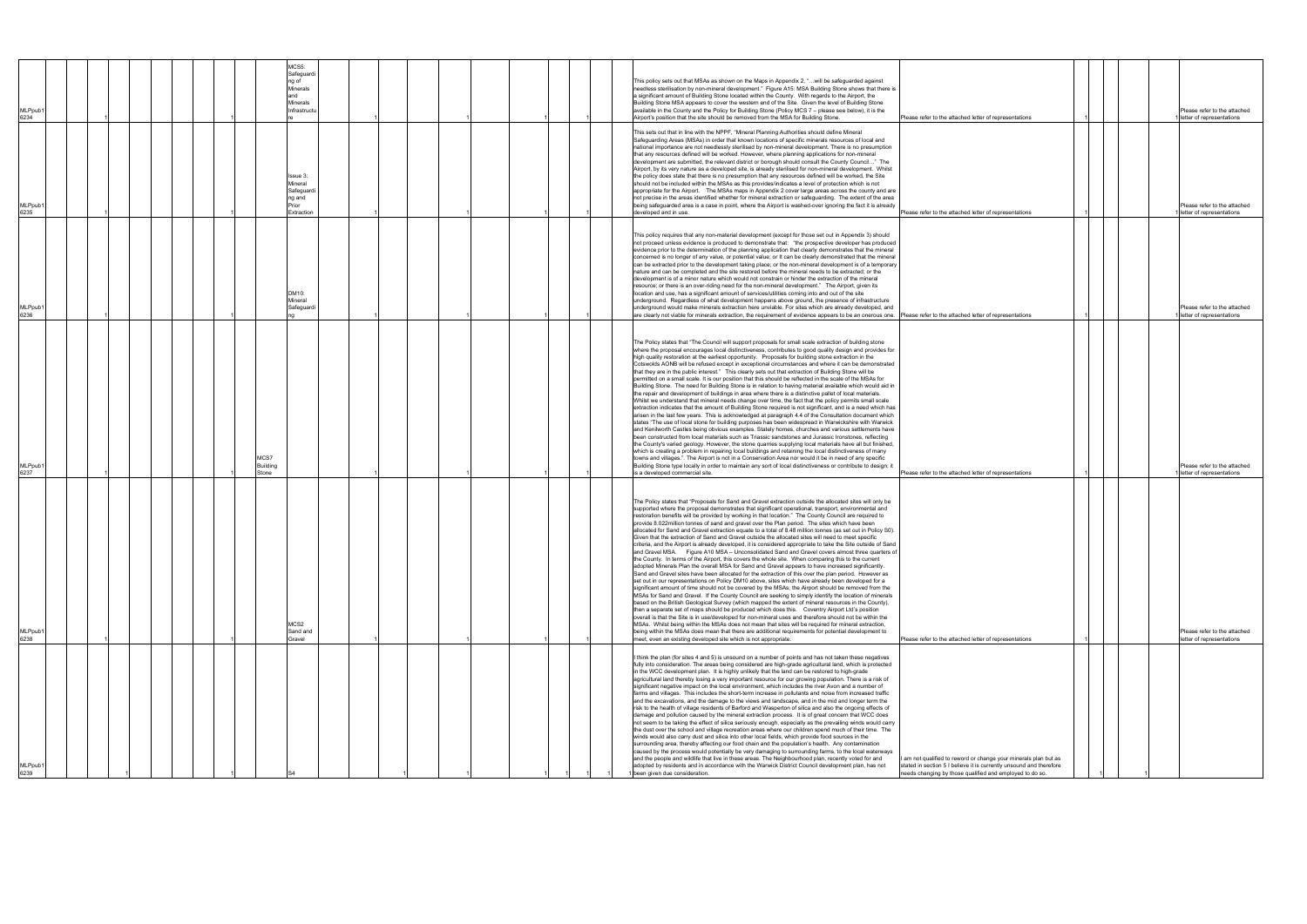| | | | | | | | | | | | | | | | | | | | |
|---|---|---|---|---|---|---|---|---|---|---|---|---|---|---|---|---|---|---|---|
| MLPpub1 6234 | 1 | | 1 | | MCS5: Safeguarding of Minerals and Minerals Infrastructure | 1 | | 1 | 1 | 1 | | 1 | | This policy sets out that MSAs as shown on the Maps in Appendix 2, "…will be safeguarded against needless sterilisation by non-mineral development." Figure A15: MSA Building Stone shows that there is a significant amount of Building Stone located within the County. With regards to the Airport, the Building Stone MSA appears to cover the western end of the Site. Given the level of Building Stone available in the County and the Policy for Building Stone (Policy MCS 7 – please see below), it is the Airport's position that the site should be removed from the MSA for Building Stone. | Please refer to the attached letter of representations | 1 | | | 1 | Please refer to the attached letter of representations |
| MLPpub1 6235 | 1 | | 1 | | Issue 3: Mineral Safeguarding and Prior Extraction | 1 | | 1 | 1 | 1 | | 1 | | This sets out that in line with the NPPF, "Mineral Planning Authorities should define Mineral Safeguarding Areas (MSAs) in order that known locations of specific minerals resources of local and national importance are not needlessly sterilised by non-mineral development. There is no presumption that any resources defined will be worked. However, where planning applications for non-mineral development are submitted, the relevant district or borough should consult the County Council…" The Airport, by its very nature as a developed site, is already sterilised for non-mineral development. Whilst the policy does state that there is no presumption that any resources defined will be worked, the Site should not be included within the MSAs as this provides/indicates a level of protection which is not appropriate for the Airport. The MSAs maps in Appendix 2 cover large areas across the county and are not precise in the areas identified whether for mineral extraction or safeguarding. The extent of the area being safeguarded area is a case in point, where the Airport is washed-over ignoring the fact it is already developed and in use. | Please refer to the attached letter of representations | 1 | | | 1 | Please refer to the attached letter of representations |
| MLPpub1 6236 | 1 | | 1 | | DM10: Mineral Safeguarding | 1 | | 1 | 1 | 1 | | 1 | | This policy requires that any non-material development (except for those set out in Appendix 3) should not proceed unless evidence is produced to demonstrate that: "the prospective developer has produced evidence prior to the determination of the planning application that clearly demonstrates that the mineral concerned is no longer of any value, or potential value; or It can be clearly demonstrated that the mineral can be extracted prior to the development taking place; or the non-mineral development is of a temporary nature and can be completed and the site restored before the mineral needs to be extracted; or the development is of a minor nature which would not constrain or hinder the extraction of the mineral resource; or there is an over-riding need for the non-mineral development." The Airport, given its location and use, has a significant amount of services/utilities coming into and out of the site underground. Regardless of what development happens above ground, the presence of infrastructure underground would make minerals extraction here unviable. For sites which are already developed, and are clearly not viable for minerals extraction, the requirement of evidence appears to be an onerous one. | Please refer to the attached letter of representations | 1 | | | 1 | Please refer to the attached letter of representations |
| MLPpub1 6237 | 1 | | 1 | MCS7 Building Stone | | 1 | | 1 | 1 | 1 | | 1 | | The Policy states that "The Council will support proposals for small scale extraction of building stone where the proposal encourages local distinctiveness, contributes to good quality design and provides for high quality restoration at the earliest opportunity. Proposals for building stone extraction in the Cotswolds AONB will be refused except in exceptional circumstances and where it can be demonstrated that they are in the public interest." This clearly sets out that extraction of Building Stone will be permitted on a small scale. It is our position that this should be reflected in the scale of the MSAs for Building Stone. The need for Building Stone is in relation to having material available which would aid in the repair and development of buildings in area where there is a distinctive pallet of local materials. Whilst we understand that mineral needs change over time, the fact that the policy permits small scale extraction indicates that the amount of Building Stone required is not significant, and is a need which has arisen in the last few years. This is acknowledged at paragraph 4.4 of the Consultation document which states "The use of local stone for building purposes has been widespread in Warwickshire with Warwick and Kenilworth Castles being obvious examples. Stately homes, churches and various settlements have been constructed from local materials such as Triassic sandstones and Jurassic Ironstones, reflecting the County's varied geology. However, the stone quarries supplying local materials have all but finished, which is creating a problem in repairing local buildings and retaining the local distinctiveness of many towns and villages.". The Airport is not in a Conservation Area nor would it be in need of any specific Building Stone type locally in order to maintain any sort of local distinctiveness or contribute to design; it is a developed commercial site. | Please refer to the attached letter of representations | 1 | | | 1 | Please refer to the attached letter of representations |
| MLPpub1 6238 | 1 | | 1 | | MCS2 Sand and Gravel | 1 | | 1 | 1 | 1 | | 1 | | The Policy states that "Proposals for Sand and Gravel extraction outside the allocated sites will only be supported where the proposal demonstrates that significant operational, transport, environmental and restoration benefits will be provided by working in that location." The County Council are required to provide 8.022million tonnes of sand and gravel over the Plan period. The sites which have been allocated for Sand and Gravel extraction equate to a total of 8.48 million tonnes (as set out in Policy S0). Given that the extraction of Sand and Gravel outside the allocated sites will need to meet specific criteria, and the Airport is already developed, it is considered appropriate to take the Site outside of Sand and Gravel MSA. Figure A10 MSA – Unconsolidated Sand and Gravel covers almost three quarters of the County. In terms of the Airport, this covers the whole site. When comparing this to the current adopted Minerals Plan the overall MSA for Sand and Gravel appears to have increased significantly. Sand and Gravel sites have been allocated for the extraction of this over the plan period. However as set out in our representations on Policy DM10 above, sites which have already been developed for a significant amount of time should not be covered by the MSAs; the Airport should be removed from the MSAs for Sand and Gravel. If the County Council are seeking to simply identify the location of minerals based on the British Geological Survey (which mapped the extent of mineral resources in the County), then a separate set of maps should be produced which does this. Coventry Airport Ltd's position overall is that the Site is in use/developed for non-mineral uses and therefore should not be within the MSAs. Whilst being within the MSAs does not mean that sites will be required for mineral extraction, being within the MSAs does mean that there are additional requirements for potential development to meet, even an existing developed site which is not appropriate. | Please refer to the attached letter of representations | 1 | | | | Please refer to the attached letter of representations |
| MLPpub1 6239 | | 1 | 1 | | S4 | | 1 | 1 | | 1 | 1 | 1 | 1 | I think the plan (for sites 4 and 5) is unsound on a number of points and has not taken these negatives fully into consideration. The areas being considered are high-grade agricultural land, which is protected in the WCC development plan. It is highly unlikely that the land can be restored to high-grade agricultural land thereby losing a very important resource for our growing population. There is a risk of significant negative impact on the local environment, which includes the river Avon and a number of farms and villages. This includes the short-term increase in pollutants and noise from increased traffic and the excavations, and the damage to the views and landscape, and in the mid and longer term the risk to the health of village residents of Barford and Wasperton of silica and also the ongoing effects of damage and pollution caused by the mineral extraction process. It is of great concern that WCC does not seem to be taking the effect of silica seriously enough, especially as the prevailing winds would carry the dust over the school and village recreation areas where our children spend much of their time. The winds would also carry dust and silica into other local fields, which provide food sources in the surrounding area, thereby affecting our food chain and the population's health. Any contamination caused by the process would potentially be very damaging to surrounding farms, to the local waterways and the people and wildlife that live in these areas. The Neighbourhood plan, recently voted for and adopted by residents and in accordance with the Warwick District Council development plan, has not been given due consideration. | I am not qualified to reword or change your minerals plan but as stated in section 5 I believe it is currently unsound and therefore needs changing by those qualified and employed to do so. | | 1 | 1 | | |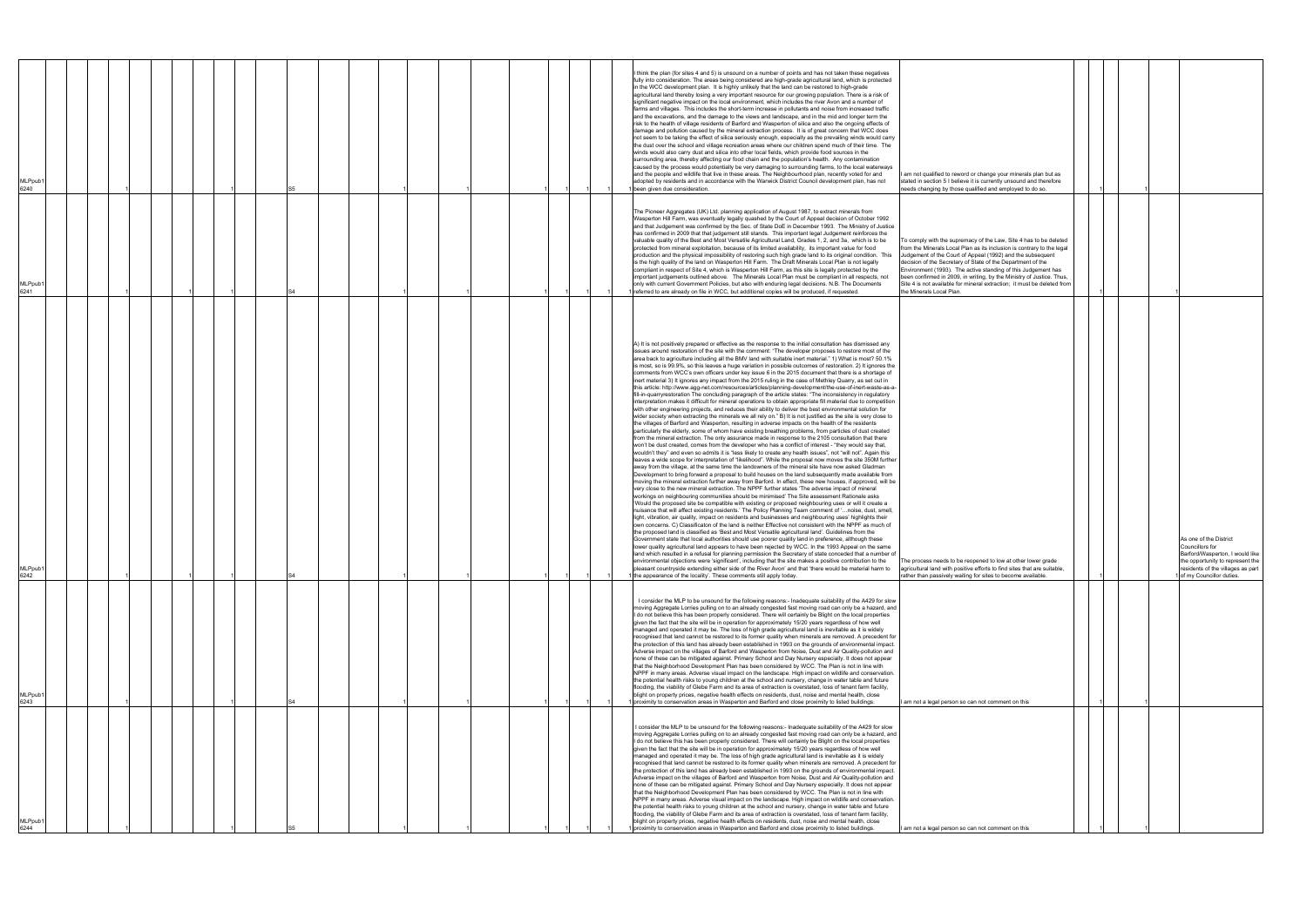| ID | | | Site | | | | | | | Comment | Suggested change | | | | |
|---|---|---|---|---|---|---|---|---|---|---|---|---|---|---|---|
| MLPpub1 6240 | 1 | 1 | S5 | 1 | 1 | 1 | 1 | 1 | 1 | I think the plan (for sites 4 and 5) is unsound on a number of points and has not taken these negatives fully into consideration. The areas being considered are high-grade agricultural land, which is protected in the WCC development plan. It is highly unlikely that the land can be restored to high-grade agricultural land thereby losing a very important resource for our growing population. There is a risk of significant negative impact on the local environment, which includes the river Avon and a number of farms and villages. This includes the short-term increase in pollutants and noise from increased traffic and the excavations, and the damage to the views and landscape, and in the mid and longer term the risk to the health of village residents of Barford and Wasperton of silica and also the ongoing effects of damage and pollution caused by the mineral extraction process. It is of great concern that WCC does not seem to be taking the effect of silica seriously enough, especially as the prevailing winds would carry the dust over the school and village recreation areas where our children spend much of their time. The winds would also carry dust and silica into other local fields, which provide food sources in the surrounding area, thereby affecting our food chain and the population's health. Any contamination caused by the process would potentially be very damaging to surrounding farms, to the local waterways and the people and wildlife that live in these areas. The Neighbourhood plan, recently voted for and adopted by residents and in accordance with the Warwick District Council development plan, has not been given due consideration. | I am not qualified to reword or change your minerals plan but as stated in section 5 I believe it is currently unsound and therefore needs changing by those qualified and employed to do so. | 1 | 1 | | |
| MLPpub1 6241 | 1 | 1 | S4 | 1 | 1 | 1 | 1 | 1 | 1 | The Pioneer Aggregates (UK) Ltd. planning application of August 1987, to extract minerals from Wasperton Hill Farm, was eventually legally quashed by the Court of Appeal decision of October 1992 and that Judgement was confirmed by the Sec. of State DoE in December 1993. The Ministry of Justice has confirmed in 2009 that that judgement still stands. This important legal Judgement reinforces the valuable quality of the Best and Most Versatile Agricultural Land, Grades 1, 2, and 3a, which is to be protected from mineral exploitation, because of its limited availability, its important value for food production and the physical impossibility of restoring such high grade land to its original condition. This is the high quality of the land on Wasperton Hill Farm. The Draft Minerals Local Plan is not legally compliant in respect of Site 4, which is Wasperton Hill Farm, as this site is legally protected by the important judgements outlined above. The Minerals Local Plan must be compliant in all respects, not only with current Government Policies, but also with enduring legal decisions. N.B. The Documents referred to are already on file in WCC, but additional copies will be produced, if requested. | To comply with the supremacy of the Law, Site 4 has to be deleted from the Minerals Local Plan as its inclusion is contrary to the legal Judgement of the Court of Appeal (1992) and the subsequent decision of the Secretary of State of the Department of the Environment (1993). The active standing of this Judgement has been confirmed in 2009, in writing, by the Ministry of Justice. Thus, Site 4 is not available for mineral extraction; it must be deleted from the Minerals Local Plan. | 1 | 1 | | |
| MLPpub1 6242 | 1 | 1 | S4 | 1 | 1 | 1 | 1 | 1 | 1 | A) It is not positively prepared or effective as the response to the initial consultation has dismissed any issues around restoration of the site with the comment: "The developer proposes to restore most of the area back to agriculture including all the BMV land with suitable inert material." 1) What is most? 50.1% is most, so is 99.9%, so this leaves a huge variation in possible outcomes of restoration. 2) It ignores the comments from WCC's own officers under key issue 6 in the 2015 document that there is a shortage of inert material 3) It ignores any impact from the 2015 ruling in the case of Methley Quarry, as set out in this article: http://www.agg-net.com/resources/articles/planning-development/the-use-of-inert-waste-as-a-fill-in-quarryrestoration The concluding paragraph of the article states: "The inconsistency in regulatory interpretation makes it difficult for mineral operations to obtain appropriate fill material due to competition with other engineering projects, and reduces their ability to deliver the best environmental solution for wider society when extracting the minerals we all rely on." B) It is not justified as the site is very close to the villages of Barford and Wasperton, resulting in adverse impacts on the health of the residents particularly the elderly, some of whom have existing breathing problems, from particles of dust created from the mineral extraction. The only assurance made in response to the 2105 consultation that there won't be dust created, comes from the developer who has a conflict of interest - "they would say that, wouldn't they" and even so admits it is "less likely to create any health issues", not "will not". Again this leaves a wide scope for interpretation of "likelihood". While the proposal now moves the site 350M further away from the village, at the same time the landowners of the mineral site have now asked Gladman Development to bring forward a proposal to build houses on the land subsequently made available from moving the mineral extraction further away from Barford. In effect, these new houses, if approved, will be very close to the new mineral extraction. The NPPF further states 'The adverse impact of mineral workings on neighbouring communities should be minimised' The Site assessment Rationale asks 'Would the proposed site be compatible with existing or proposed neighbouring uses or will it create a nuisance that will affect existing residents.' The Policy Planning Team comment of '...noise, dust, smell, light, vibration, air quality, impact on residents and businesses and neighbouring uses' highlights their own concerns. C) Classification of the land is neither Effective not consistent with the NPPF as much of the proposed land is classified as 'Best and Most Versatile agricultural land'. Guidelines from the Government state that local authorities should use poorer quality land in preference, although these lower quality agricultural land appears to have been rejected by WCC. In the 1993 Appeal on the same land and which resulted in a refusal for planning permission the Secretary of state conceded that a number of environmental objections were 'significant', including that the site makes a positive contribution to the pleasant countryside extending either side of the River Avon' and that 'there would be material harm to the appearance of the locality'. These comments still apply today. | The process needs to be reopened to low at other lower grade agricultural land with positive efforts to find sites that are suitable, rather than passively waiting for sites to become available. | 1 | | 1 | As one of the District Councillors for Barford/Wasperton, I would like the opportunity to represent the residents of the villages as part of my Councillor duties. |
| MLPpub1 6243 | 1 | 1 | S4 | 1 | 1 | 1 | 1 | 1 | 1 | I consider the MLP to be unsound for the following reasons:- Inadequate suitability of the A429 for slow moving Aggregate Lorries pulling on to an already congested fast moving road can only be a hazard, and I do not believe this has been properly considered. There will certainly be Blight on the local properties given the fact that the site will be in operation for approximately 15/20 years regardless of how well managed and operated it may be. The loss of high grade agricultural land is inevitable as it is widely recognised that land cannot be restored to its former quality when minerals are removed. A precedent for the protection of this land has already been established in 1993 on the grounds of environmental impact. Adverse impact on the villages of Barford and Wasperton from Noise, Dust and Air Quality-pollution and none of these can be mitigated against. Primary School and Day Nursery especially. It does not appear that the Neighborhood Development Plan has been considered by WCC. The Plan is not in line with NPPF in many areas. Adverse visual impact on the landscape. High impact on wildlife and conservation. the potential health risks to young children at the school and nursery, change in water table and future flooding, the viability of Glebe Farm and its area of extraction is overstated, loss of tenant farm facility, blight on property prices, negative health effects on residents, dust, noise and mental health, close proximity to conservation areas in Wasperton and Barford and close proximity to listed buildings. | I am not a legal person so can not comment on this | 1 | 1 | | |
| MLPpub1 6244 | 1 | 1 | S5 | 1 | 1 | 1 | 1 | 1 | 1 | I consider the MLP to be unsound for the following reasons:- Inadequate suitability of the A429 for slow moving Aggregate Lorries pulling on to an already congested fast moving road can only be a hazard, and I do not believe this has been properly considered. There will certainly be Blight on the local properties given the fact that the site will be in operation for approximately 15/20 years regardless of how well managed and operated it may be. The loss of high grade agricultural land is inevitable as it is widely recognised that land cannot be restored to its former quality when minerals are removed. A precedent for the protection of this land has already been established in 1993 on the grounds of environmental impact. Adverse impact on the villages of Barford and Wasperton from Noise, Dust and Air Quality-pollution and none of these can be mitigated against. Primary School and Day Nursery especially. It does not appear that the Neighborhood Development Plan has been considered by WCC. The Plan is not in line with NPPF in many areas. Adverse visual impact on the landscape. High impact on wildlife and conservation. the potential health risks to young children at the school and nursery, change in water table and future flooding, the viability of Glebe Farm and its area of extraction is overstated, loss of tenant farm facility, blight on property prices, negative health effects on residents, dust, noise and mental health, close proximity to conservation areas in Wasperton and Barford and close proximity to listed buildings. | I am not a legal person so can not comment on this | 1 | 1 | | |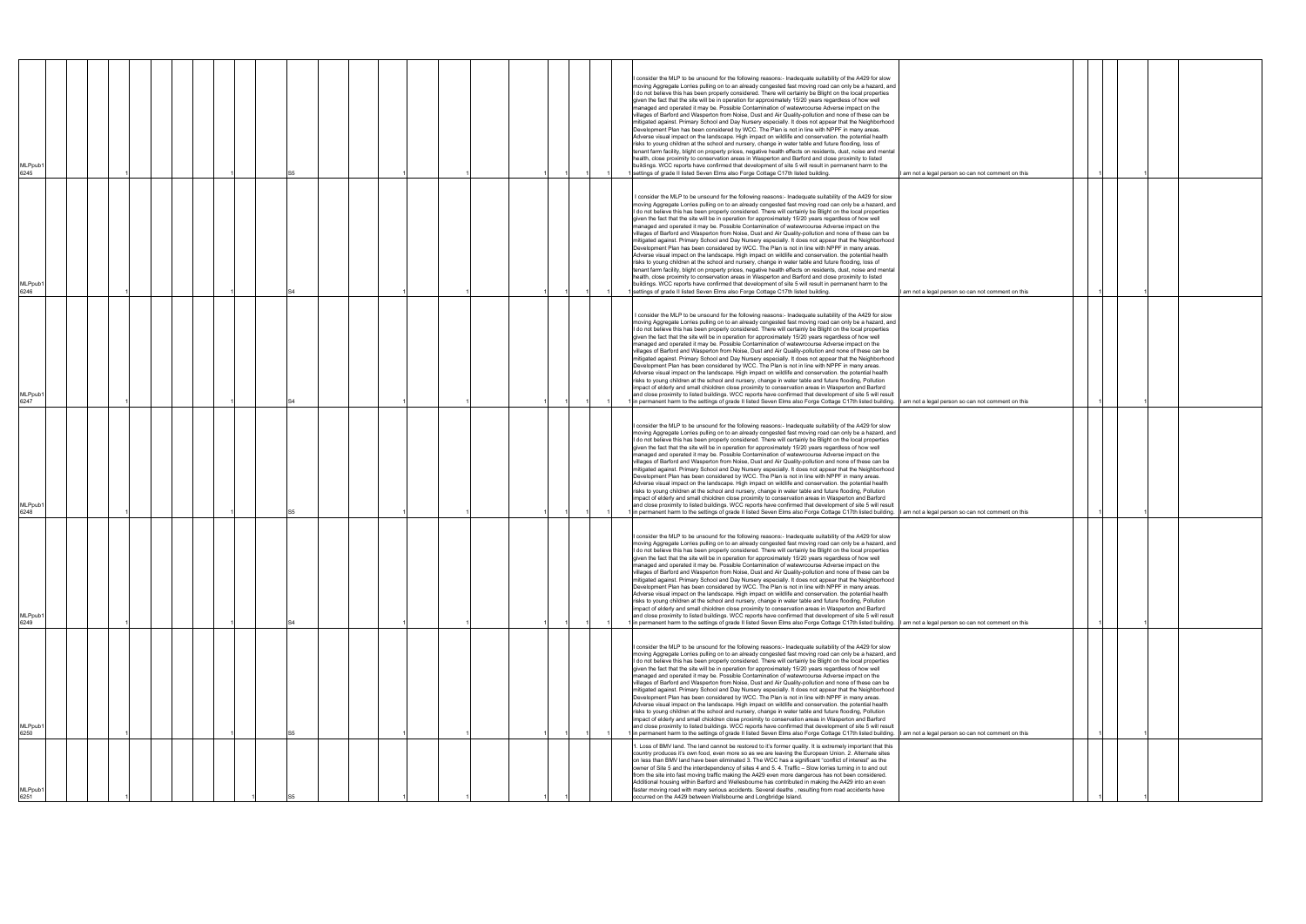| | | | | | | | | | | | | | |
|---|---|---|---|---|---|---|---|---|---|---|---|---|---|
| MLPpub16245 | 1 | 1 | | S5 | 1 | 1 | 1 | 1 | 1 | 1 | I consider the MLP to be unsound for the following reasons:- Inadequate suitability of the A429 for slow moving Aggregate Lorries pulling on to an already congested fast moving road can only be a hazard, and I do not believe this has been properly considered. There will certainly be Blight on the local properties given the fact that the site will be in operation for approximately 15/20 years regardless of how well managed and operated it may be. Possible Contamination of watewrcourse Adverse impact on the villages of Barford and Wasperton from Noise, Dust and Air Quality-pollution and none of these can be mitigated against. Primary School and Day Nursery especially. It does not appear that the Neighborhood Development Plan has been considered by WCC. The Plan is not in line with NPPF in many areas. Adverse visual impact on the landscape. High impact on wildlife and conservation. the potential health risks to young children at the school and nursery, change in water table and future flooding, loss of tenant farm facility, blight on property prices, negative health effects on residents, dust, noise and mental health, close proximity to conservation areas in Wasperton and Barford and close proximity to listed buildings. WCC reports have confirmed that development of site 5 will result in permanent harm to the settings of grade II listed Seven Elms also Forge Cottage C17th listed building. | I am not a legal person so can not comment on this | 1 | 1 |
| MLPpub16246 | 1 | 1 | | S4 | 1 | 1 | 1 | 1 | 1 | 1 | I consider the MLP to be unsound for the following reasons:- Inadequate suitability of the A429 for slow moving Aggregate Lorries pulling on to an already congested fast moving road can only be a hazard, and I do not believe this has been properly considered. There will certainly be Blight on the local properties given the fact that the site will be in operation for approximately 15/20 years regardless of how well managed and operated it may be. Possible Contamination of watewrcourse Adverse impact on the villages of Barford and Wasperton from Noise, Dust and Air Quality-pollution and none of these can be mitigated against. Primary School and Day Nursery especially. It does not appear that the Neighborhood Development Plan has been considered by WCC. The Plan is not in line with NPPF in many areas. Adverse visual impact on the landscape. High impact on wildlife and conservation. the potential health risks to young children at the school and nursery, change in water table and future flooding, loss of tenant farm facility, blight on property prices, negative health effects on residents, dust, noise and mental health, close proximity to conservation areas in Wasperton and Barford and close proximity to listed buildings. WCC reports have confirmed that development of site 5 will result in permanent harm to the settings of grade II listed Seven Elms also Forge Cottage C17th listed building. | I am not a legal person so can not comment on this | 1 | 1 |
| MLPpub16247 | 1 | 1 | | S4 | 1 | 1 | 1 | 1 | 1 | 1 | I consider the MLP to be unsound for the following reasons:- Inadequate suitability of the A429 for slow moving Aggregate Lorries pulling on to an already congested fast moving road can only be a hazard, and I do not believe this has been properly considered. There will certainly be Blight on the local properties given the fact that the site will be in operation for approximately 15/20 years regardless of how well managed and operated it may be. Possible Contamination of watewrcourse Adverse impact on the villages of Barford and Wasperton from Noise, Dust and Air Quality-pollution and none of these can be mitigated against. Primary School and Day Nursery especially. It does not appear that the Neighborhood Development Plan has been considered by WCC. The Plan is not in line with NPPF in many areas. Adverse visual impact on the landscape. High impact on wildlife and conservation. the potential health risks to young children at the school and nursery, change in water table and future flooding, Pollution impact of elderly and small childdren close proximity to conservation areas in Wasperton and Barford and close proximity to listed buildings. WCC reports have confirmed that development of site 5 will result in permanent harm to the settings of grade II listed Seven Elms also Forge Cottage C17th listed building. | I am not a legal person so can not comment on this | 1 | 1 |
| MLPpub16248 | 1 | 1 | | S5 | 1 | 1 | 1 | 1 | 1 | 1 | I consider the MLP to be unsound for the following reasons:- Inadequate suitability of the A429 for slow moving Aggregate Lorries pulling on to an already congested fast moving road can only be a hazard, and I do not believe this has been properly considered. There will certainly be Blight on the local properties given the fact that the site will be in operation for approximately 15/20 years regardless of how well managed and operated it may be. Possible Contamination of watewrcourse Adverse impact on the villages of Barford and Wasperton from Noise, Dust and Air Quality-pollution and none of these can be mitigated against. Primary School and Day Nursery especially. It does not appear that the Neighborhood Development Plan has been considered by WCC. The Plan is not in line with NPPF in many areas. Adverse visual impact on the landscape. High impact on wildlife and conservation. the potential health risks to young children at the school and nursery, change in water table and future flooding, Pollution impact of elderly and small childdren close proximity to conservation areas in Wasperton and Barford and close proximity to listed buildings. WCC reports have confirmed that development of site 5 will result in permanent harm to the settings of grade II listed Seven Elms also Forge Cottage C17th listed building. | I am not a legal person so can not comment on this | 1 | 1 |
| MLPpub16249 | 1 | 1 | | S4 | 1 | 1 | 1 | 1 | 1 | 1 | I consider the MLP to be unsound for the following reasons:- Inadequate suitability of the A429 for slow moving Aggregate Lorries pulling on to an already congested fast moving road can only be a hazard, and I do not believe this has been properly considered. There will certainly be Blight on the local properties given the fact that the site will be in operation for approximately 15/20 years regardless of how well managed and operated it may be. Possible Contamination of watewrcourse Adverse impact on the villages of Barford and Wasperton from Noise, Dust and Air Quality-pollution and none of these can be mitigated against. Primary School and Day Nursery especially. It does not appear that the Neighborhood Development Plan has been considered by WCC. The Plan is not in line with NPPF in many areas. Adverse visual impact on the landscape. High impact on wildlife and conservation. the potential health risks to young children at the school and nursery, change in water table and future flooding, Pollution impact of elderly and small childdren close proximity to conservation areas in Wasperton and Barford and close proximity to listed buildings. WCC reports have confirmed that development of site 5 will result in permanent harm to the settings of grade II listed Seven Elms also Forge Cottage C17th listed building. | I am not a legal person so can not comment on this | 1 | 1 |
| MLPpub16250 | 1 | 1 | | S5 | 1 | 1 | 1 | 1 | 1 | 1 | I consider the MLP to be unsound for the following reasons:- Inadequate suitability of the A429 for slow moving Aggregate Lorries pulling on to an already congested fast moving road can only be a hazard, and I do not believe this has been properly considered. There will certainly be Blight on the local properties given the fact that the site will be in operation for approximately 15/20 years regardless of how well managed and operated it may be. Possible Contamination of watewrcourse Adverse impact on the villages of Barford and Wasperton from Noise, Dust and Air Quality-pollution and none of these can be mitigated against. Primary School and Day Nursery especially. It does not appear that the Neighborhood Development Plan has been considered by WCC. The Plan is not in line with NPPF in many areas. Adverse visual impact on the landscape. High impact on wildlife and conservation. the potential health risks to young children at the school and nursery, change in water table and future flooding, Pollution impact of elderly and small childdren close proximity to conservation areas in Wasperton and Barford and close proximity to listed buildings. WCC reports have confirmed that development of site 5 will result in permanent harm to the settings of grade II listed Seven Elms also Forge Cottage C17th listed building. | I am not a legal person so can not comment on this | 1 | 1 |
| MLPpub16251 | 1 | | 1 | S5 | 1 | 1 | 1 | 1 | | | 1. Loss of BMV land. The land cannot be restored to it's former quality. It is extremely important that this country produces it's own food, even more so as we are leaving the European Union. 2. Alternate sites on less than BMV land have been eliminated 3. The WCC has a significant "conflict of interest" as the owner of Site 5 and the interdependency of sites 4 and 5. 4. Traffic – Slow lorries turning in to and out from the site into fast moving traffic making the A429 even more dangerous has not been considered. Additional housing within Barford and Wellesbourne has contributed in making the A429 into an even faster moving road with many serious accidents. Several deaths , resulting from road accidents have occurred on the A429 between Wellsbourne and Longbridge Island. | | 1 | 1 |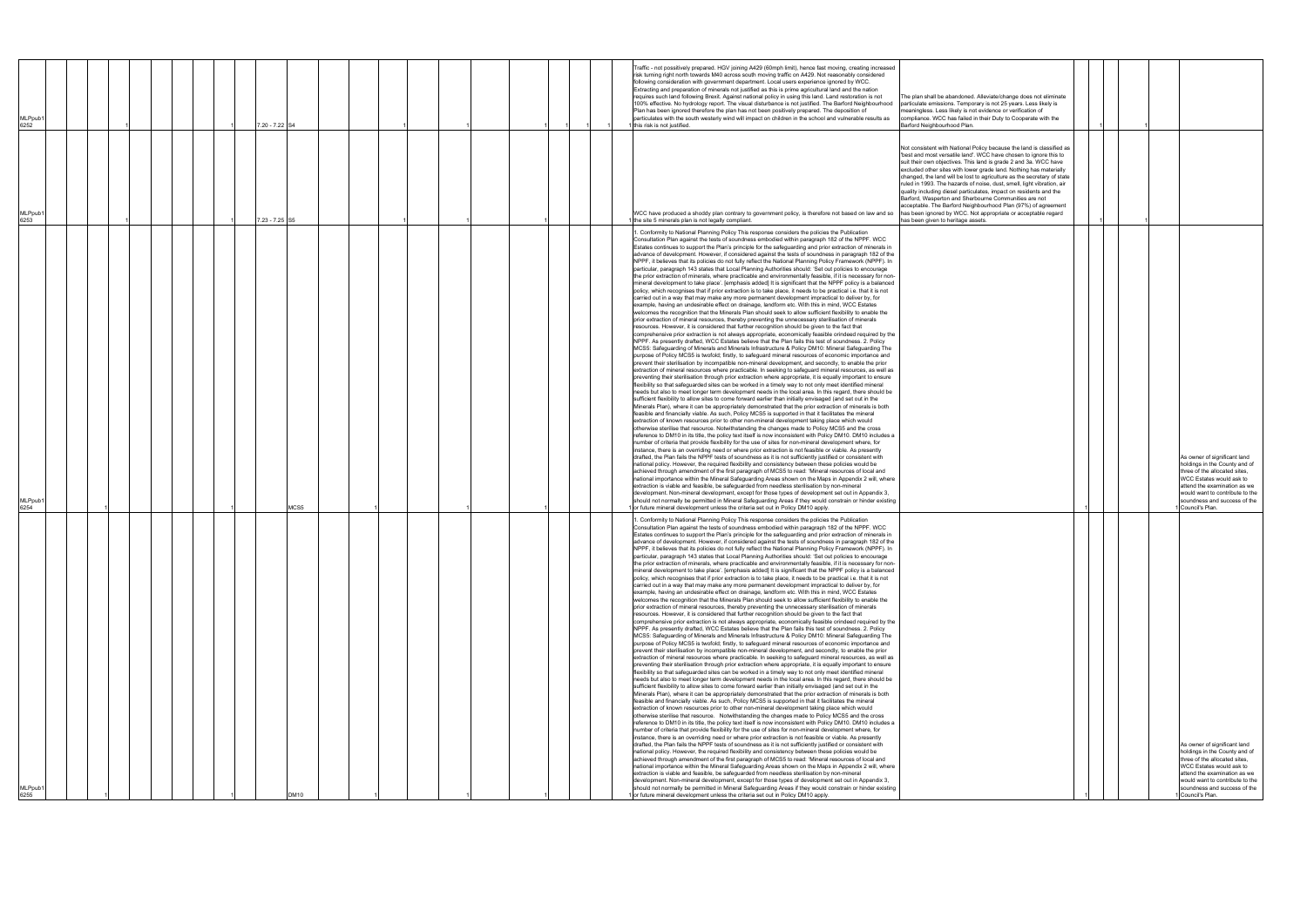| ID | | | | | | | | | | | | | | | | Comment | Change | | | | | |
|---|---|---|---|---|---|---|---|---|---|---|---|---|---|---|---|---|---|---|---|---|---|---|
| MLPpub1 6252 | | 1 | 1 | 7.20 - 7.22 | S4 | | 1 | 1 | | 1 | 1 | 1 | 1 | Traffic - not possitively prepared. HGV joining A429 (60mph limit), hence fast moving, creating increased risk turning right north towards M40 across south moving traffic on A429. Not reasonably considered following consideration with government department. Local users experience ignored by WCC. Extracting and preparation of minerals not justified as this is prime agricultural land and the nation requires such land following Brexit. Against national policy in using this land. Land restoration is not 100% effective. No hydrology report. The visual disturbance is not justified. The Barford Neighbourhood Plan has been ignored therefore the plan has not been positively prepared. The deposition of particulates with the south westerly wind will impact on children in the school and vulnerable results as this risk is not justified. | The plan shall be abandoned. Alleviate/change does not eliminate particulate emissions. Temporary is not 25 years. Less likely is meaningless. Less likely is not evidence or verification of compliance. WCC has failed in their Duty to Cooperate with the Barford Neighbourhood Plan. | | 1 | 1 | | |
| MLPpub1 6253 | | 1 | 1 | 7.23 - 7.25 | S5 | | 1 | 1 | | 1 | | | 1 | WCC have produced a shoddy plan contrary to government policy, is therefore not based on law and so the site 5 minerals plan is not legally compliant. | Not consistent with National Policy because the land is classified as 'best and most versatile land'. WCC have chosen to ignore this to suit their own objectives. This land is grade 2 and 3a. WCC have excluded other sites with lower grade land. Nothing has materially changed, the land will be lost to agriculture as the secretary of state ruled in 1993. The hazards of noise, dust, smell, light vibration, air quality including diesel particulates, impact on residents and the Barford, Wasperton and Sherbourne Communities are not acceptable. The Barford Neighbourhood Plan (97%) of agreement has been ignored by WCC. Not appropriate or acceptable regard has been given to heritage assets. | | 1 | 1 | | |
| MLPpub1 6254 | 1 | | 1 | | MCS5 | 1 | | 1 | 1 | | | | 1 | 1. Conformity to National Planning Policy This response considers the policies the Publication Consultation Plan against the tests of soundness embodied within paragraph 182 of the NPPF. WCC Estates continues to support the Plan's principle for the safeguarding and prior extraction of minerals in advance of development. However, if considered against the tests of soundness in paragraph 182 of the NPPF, it believes that its policies do not fully reflect the National Planning Policy Framework (NPPF). In particular, paragraph 143 states that Local Planning Authorities should: 'Set out policies to encourage the prior extraction of minerals, where practicable and environmentally feasible, if it is necessary for non-mineral development to take place'. [emphasis added] It is significant that the NPPF policy is a balanced policy, which recognises that if prior extraction is to take place, it needs to be practical i.e. that it is not carried out in a way that may make any more permanent development impractical to deliver by, for example, having an undesirable effect on drainage, landform etc. With this in mind, WCC Estates welcomes the recognition that the Minerals Plan should seek to allow sufficient flexibility to enable the prior extraction of mineral resources, thereby preventing the unnecessary sterilisation of minerals resources. However, it is considered that further recognition should be given to the fact that comprehensive prior extraction is not always appropriate, economically feasible orindeed required by the NPPF. As presently drafted, WCC Estates believe that the Plan fails this test of soundness. 2. Policy MCS5: Safeguarding of Minerals and Minerals Infrastructure & Policy DM10: Mineral Safeguarding The purpose of Policy MCS5 is twofold; firstly, to safeguard mineral resources of economic importance and prevent their sterilisation by incompatible non-mineral development, and secondly, to enable the prior extraction of mineral resources where practicable. In seeking to safeguard mineral resources, as well as preventing their sterilisation through prior extraction where appropriate, it is equally important to ensure flexibility so that safeguarded sites can be worked in a timely way to not only meet identified mineral needs but also to meet longer term development needs in the local area. In this regard, there should be sufficient flexibility to allow sites to come forward earlier than initially envisaged (and set out in the Minerals Plan), where it can be appropriately demonstrated that the prior extraction of minerals is both feasible and financially viable. As such, Policy MCS5 is supported in that it facilitates the mineral extraction of known resources prior to other non-mineral development taking place which would otherwise sterilise that resource. Notwithstanding the changes made to Policy MCS5 and the cross reference to DM10 in its title, the policy text itself is now inconsistent with Policy DM10. DM10 includes a number of criteria that provide flexibility for the use of sites for non-mineral development where, for instance, there is an overriding need or where prior extraction is not feasible or viable. As presently drafted, the Plan fails the NPPF tests of soundness as it is not sufficiently justified or consistent with national policy. However, the required flexibility and consistency between these policies would be achieved through amendment of the first paragraph of MCS5 to read: 'Mineral resources of local and national importance within the Mineral Safeguarding Areas shown on the Maps in Appendix 2 will, where extraction is viable and feasible, be safeguarded from needless sterilisation by non-mineral development. Non-mineral development, except for those types of development set out in Appendix 3, should not normally be permitted in Mineral Safeguarding Areas if they would constrain or hinder existing or future mineral development unless the criteria set out in Policy DM10 apply. | | 1 | | | 1 | As owner of significant land holdings in the County and of three of the allocated sites, WCC Estates would ask to attend the examination as we would want to contribute to the soundness and success of the Council's Plan. |
| MLPpub1 6255 | 1 | | 1 | | DM10 | 1 | | 1 | 1 | | | | 1 | 1. Conformity to National Planning Policy This response considers the policies the Publication Consultation Plan against the tests of soundness embodied within paragraph 182 of the NPPF. WCC Estates continues to support the Plan's principle for the safeguarding and prior extraction of minerals in advance of development. However, if considered against the tests of soundness in paragraph 182 of the NPPF, it believes that its policies do not fully reflect the National Planning Policy Framework (NPPF). In particular, paragraph 143 states that Local Planning Authorities should: 'Set out policies to encourage the prior extraction of minerals, where practicable and environmentally feasible, if it is necessary for non-mineral development to take place'. [emphasis added] It is significant that the NPPF policy is a balanced policy, which recognises that if prior extraction is to take place, it needs to be practical i.e. that it is not carried out in a way that may make any more permanent development impractical to deliver by, for example, having an undesirable effect on drainage, landform etc. With this in mind, WCC Estates welcomes the recognition that the Minerals Plan should seek to allow sufficient flexibility to enable the prior extraction of mineral resources, thereby preventing the unnecessary sterilisation of minerals resources. However, it is considered that further recognition should be given to the fact that comprehensive prior extraction is not always appropriate, economically feasible orindeed required by the NPPF. As presently drafted, WCC Estates believe that the Plan fails this test of soundness. 2. Policy MCS5: Safeguarding of Minerals and Minerals Infrastructure & Policy DM10: Mineral Safeguarding The purpose of Policy MCS5 is twofold; firstly, to safeguard mineral resources of economic importance and prevent their sterilisation by incompatible non-mineral development, and secondly, to enable the prior extraction of mineral resources where practicable. In seeking to safeguard mineral resources, as well as preventing their sterilisation through prior extraction where appropriate, it is equally important to ensure flexibility so that safeguarded sites can be worked in a timely way to not only meet identified mineral needs but also to meet longer term development needs in the local area. In this regard, there should be sufficient flexibility to allow sites to come forward earlier than initially envisaged (and set out in the Minerals Plan), where it can be appropriately demonstrated that the prior extraction of minerals is both feasible and financially viable. As such, Policy MCS5 is supported in that it facilitates the mineral extraction of known resources prior to other non-mineral development taking place which would otherwise sterilise that resource. Notwithstanding the changes made to Policy MCS5 and the cross reference to DM10 in its title, the policy text itself is now inconsistent with Policy DM10. DM10 includes a number of criteria that provide flexibility for the use of sites for non-mineral development where, for instance, there is an overriding need or where prior extraction is not feasible or viable. As presently drafted, the Plan fails the NPPF tests of soundness as it is not sufficiently justified or consistent with national policy. However, the required flexibility and consistency between these policies would be achieved through amendment of the first paragraph of MCS5 to read: 'Mineral resources of local and national importance within the Mineral Safeguarding Areas shown on the Maps in Appendix 2 will, where extraction is viable and feasible, be safeguarded from needless sterilisation by non-mineral development. Non-mineral development, except for those types of development set out in Appendix 3, should not normally be permitted in Mineral Safeguarding Areas if they would constrain or hinder existing or future mineral development unless the criteria set out in Policy DM10 apply. | | 1 | | | 1 | As owner of significant land holdings in the County and of three of the allocated sites, WCC Estates would ask to attend the examination as we would want to contribute to the soundness and success of the Council's Plan. |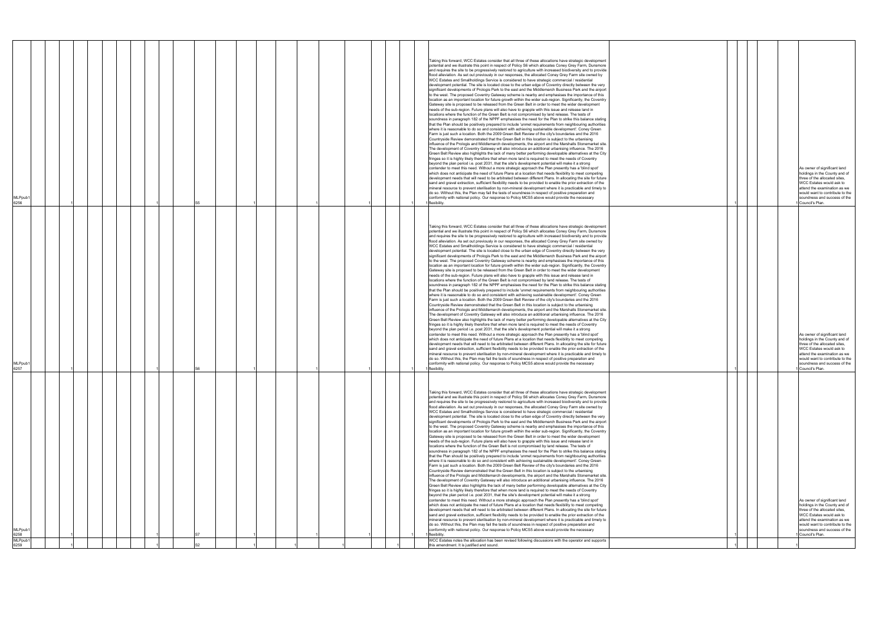| ID | | | Policy | | | | | | | | Comment | | | |
|---|---|---|---|---|---|---|---|---|---|---|---|---|---|---|
| MLPpub1 6256 | 1 | 1 | S5 | 1 | | 1 | 1 | | 1 | 1 | Taking this forward, WCC Estates consider that all three of these allocations have strategic development potential and we illustrate this point in respect of Policy S6 which allocates Coney Grey Farm, Dunsmore and requires the site to be progressively restored to agriculture with increased biodiversity and to provide flood alleviation. As set out previously in our responses, the allocated Coney Grey Farm site owned by WCC Estates and Smallholdings Service is considered to have strategic commercial / residential development potential. The site is located close to the urban edge of Coventry directly between the very significant developments of Prologis Park to the east and the Middlemarch Business Park and the airport to the west. The proposed Coventry Gateway scheme is nearby and emphasises the importance of this location as an important location for future growth within the wider sub-region. Significantly, the Coventry Gateway site is proposed to be released from the Green Belt in order to meet the wider development needs of the sub-region. Future plans will also have to grapple with this issue and release land in locations where the function of the Green Belt is not compromised by land release. The tests of soundness in paragraph 182 of the NPPF emphasises the need for the Plan to strike this balance stating that the Plan should be positively prepared to include 'unmet requirements from neighbouring authorities where it is reasonable to do so and consistent with achieving sustainable development'. Coney Green Farm is just such a location. Both the 2009 Green Belt Review of the city's boundaries and the 2016 Countryside Review demonstrated that the Green Belt in this location is subject to the urbanising influence of the Prologis and Middlemarch developments, the airport and the Marshalls Stonemarket site. The development of Coventry Gateway will also introduce an additional urbanising influence. The 2016 Green Belt Review also highlights the lack of many better performing developable alternatives at the City fringes so it is highly likely therefore that when more land is required to meet the needs of Coventry beyond the plan period i.e. post 2031, that the site's development potential will make it a strong contender to meet this need. Without a more strategic approach the Plan presently has a 'blind spot' which does not anticipate the need of future Plans at a location that needs flexibility to meet competing development needs that will need to be arbitrated between different Plans. In allocating the site for future sand and gravel extraction, sufficient flexibility needs to be provided to enable the prior extraction of the mineral resource to prevent sterilisation by non-mineral development where it is practicable and timely to do so. Without this, the Plan may fail the tests of soundness in respect of positive preparation and conformity with national policy. Our response to Policy MCS5 above would provide the necessary flexibility. | 1 | 1 | As owner of significant land holdings in the County and of three of the allocated sites, WCC Estates would ask to attend the examination as we would want to contribute to the soundness and success of the Council's Plan. |
| MLPpub1 6257 | 1 | 1 | S6 | 1 | | 1 | 1 | | 1 | 1 | Taking this forward, WCC Estates consider that all three of these allocations have strategic development potential and we illustrate this point in respect of Policy S6 which allocates Coney Grey Farm, Dunsmore and requires the site to be progressively restored to agriculture with increased biodiversity and to provide flood alleviation. As set out previously in our responses, the allocated Coney Grey Farm site owned by WCC Estates and Smallholdings Service is considered to have strategic commercial / residential development potential. The site is located close to the urban edge of Coventry directly between the very significant developments of Prologis Park to the east and the Middlemarch Business Park and the airport to the west. The proposed Coventry Gateway scheme is nearby and emphasises the importance of this location as an important location for future growth within the wider sub-region. Significantly, the Coventry Gateway site is proposed to be released from the Green Belt in order to meet the wider development needs of the sub-region. Future plans will also have to grapple with this issue and release land in locations where the function of the Green Belt is not compromised by land release. The tests of soundness in paragraph 182 of the NPPF emphasises the need for the Plan to strike this balance stating that the Plan should be positively prepared to include 'unmet requirements from neighbouring authorities where it is reasonable to do so and consistent with achieving sustainable development'. Coney Green Farm is just such a location. Both the 2009 Green Belt Review of the city's boundaries and the 2016 Countryside Review demonstrated that the Green Belt in this location is subject to the urbanising influence of the Prologis and Middlemarch developments, the airport and the Marshalls Stonemarket site. The development of Coventry Gateway will also introduce an additional urbanising influence. The 2016 Green Belt Review also highlights the lack of many better performing developable alternatives at the City fringes so it is highly likely therefore that when more land is required to meet the needs of Coventry beyond the plan period i.e. post 2031, that the site's development potential will make it a strong contender to meet this need. Without a more strategic approach the Plan presently has a 'blind spot' which does not anticipate the need of future Plans at a location that needs flexibility to meet competing development needs that will need to be arbitrated between different Plans. In allocating the site for future sand and gravel extraction, sufficient flexibility needs to be provided to enable the prior extraction of the mineral resource to prevent sterilisation by non-mineral development where it is practicable and timely to do so. Without this, the Plan may fail the tests of soundness in respect of positive preparation and conformity with national policy. Our response to Policy MCS5 above would provide the necessary flexibility. | 1 | 1 | As owner of significant land holdings in the County and of three of the allocated sites, WCC Estates would ask to attend the examination as we would want to contribute to the soundness and success of the Council's Plan. |
| MLPpub1 6258 | 1 | 1 | S7 | 1 | | 1 | 1 | | 1 | 1 | Taking this forward, WCC Estates consider that all three of these allocations have strategic development potential and we illustrate this point in respect of Policy S6 which allocates Coney Grey Farm, Dunsmore and requires the site to be progressively restored to agriculture with increased biodiversity and to provide flood alleviation. As set out previously in our responses, the allocated Coney Grey Farm site owned by WCC Estates and Smallholdings Service is considered to have strategic commercial / residential development potential. The site is located close to the urban edge of Coventry directly between the very significant developments of Prologis Park to the east and the Middlemarch Business Park and the airport to the west. The proposed Coventry Gateway scheme is nearby and emphasises the importance of this location as an important location for future growth within the wider sub-region. Significantly, the Coventry Gateway site is proposed to be released from the Green Belt in order to meet the wider development needs of the sub-region. Future plans will also have to grapple with this issue and release land in locations where the function of the Green Belt is not compromised by land release. The tests of soundness in paragraph 182 of the NPPF emphasises the need for the Plan to strike this balance stating that the Plan should be positively prepared to include 'unmet requirements from neighbouring authorities where it is reasonable to do so and consistent with achieving sustainable development'. Coney Green Farm is just such a location. Both the 2009 Green Belt Review of the city's boundaries and the 2016 Countryside Review demonstrated that the Green Belt in this location is subject to the urbanising influence of the Prologis and Middlemarch developments, the airport and the Marshalls Stonemarket site. The development of Coventry Gateway will also introduce an additional urbanising influence. The 2016 Green Belt Review also highlights the lack of many better performing developable alternatives at the City fringes so it is highly likely therefore that when more land is required to meet the needs of Coventry beyond the plan period i.e. post 2031, that the site's development potential will make it a strong contender to meet this need. Without a more strategic approach the Plan presently has a 'blind spot' which does not anticipate the need of future Plans at a location that needs flexibility to meet competing development needs that will need to be arbitrated between different Plans. In allocating the site for future sand and gravel extraction, sufficient flexibility needs to be provided to enable the prior extraction of the mineral resource to prevent sterilisation by non-mineral development where it is practicable and timely to do so. Without this, the Plan may fail the tests of soundness in respect of positive preparation and conformity with national policy. Our response to Policy MCS5 above would provide the necessary flexibility. | 1 | 1 | As owner of significant land holdings in the County and of three of the allocated sites, WCC Estates would ask to attend the examination as we would want to contribute to the soundness and success of the Council's Plan. |
| MLPpub1 6259 | 1 | 1 | S2 | 1 | 1 | 1 | 1 | 1 | | | WCC Estates notes the allocation has been revised following discussions with the operator and supports this amendment. It is justified and sound. | 1 | 1 | |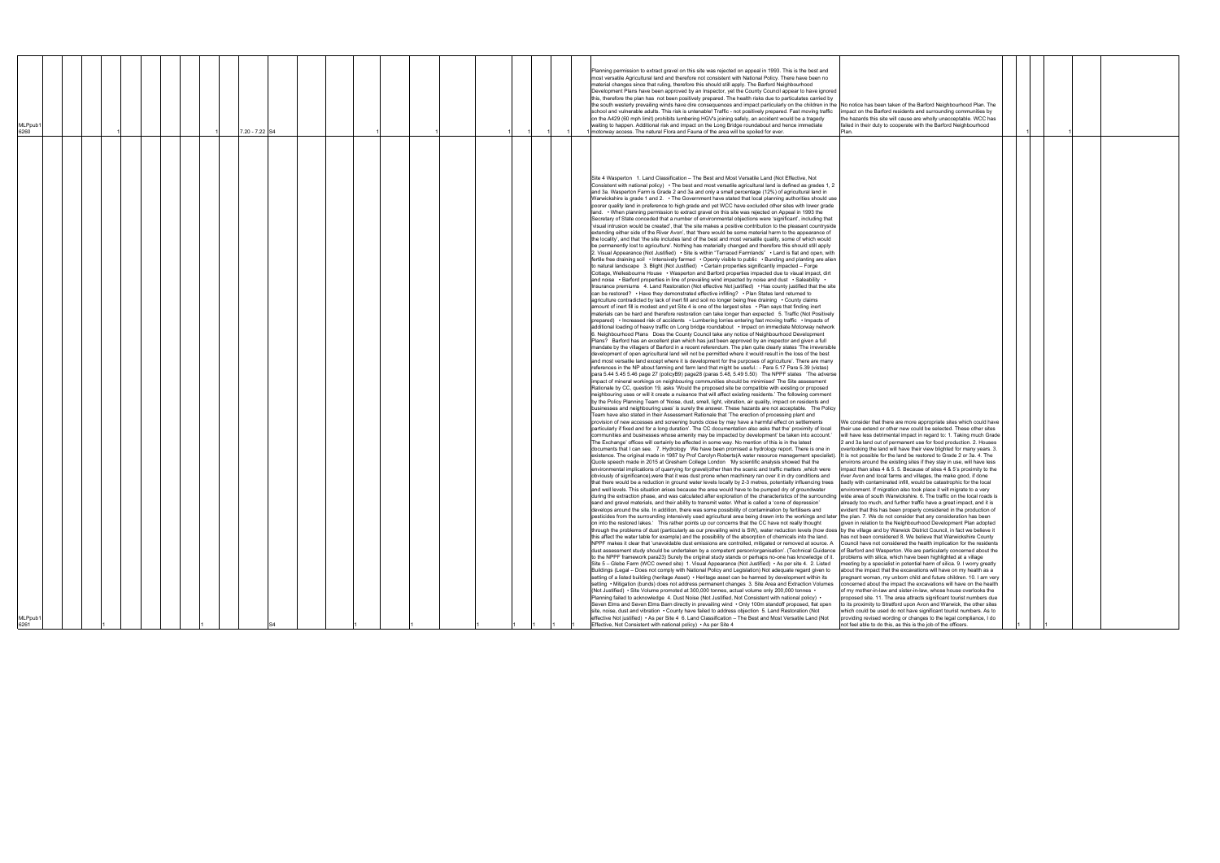| | | | | | | | | | | | | | | | | | | | | | | | | | | | | | |
|---|---|---|---|---|---|---|---|---|---|---|---|---|---|---|---|---|---|---|---|---|---|---|---|---|---|---|---|---|---|
| MLPpub1 6260 | | | 1 | | | | | 1 | 7.20 - 7.22 | S4 | | | 1 | | | 1 | | | 1 | 1 | 1 | 1 | Planning permission to extract gravel on this site was rejected on appeal in 1993. This is the best and most versatile Agricultural land and therefore not consistent with National Policy. There have been no material changes since that ruling, therefore this should still apply. The Barford Neighbourhood Development Plans have been approved by an Inspector, yet the County Council appear to have ignored this, therefore the plan has not been positively prepared. The health risks due to particulates carried by the south westerly prevailing winds have dire consequences and impact particularly on the children in the school and vulnerable adults. This risk is untenable! Traffic - not positively prepared. Fast moving traffic on the A429 (60 mph limit) prohibits lumbering HGV's joining safely, an accident would be a tragedy waiting to happen. Additional risk and impact on the Long Bridge roundabout and here immediate motorway access. The natural Flora and Fauna of the area will be spoiled for ever. | No notice has been taken of the Barford Neighbourhood Plan. The impact on the Barford residents and surrounding communities by the hazards this site will cause are wholly unacceptable. WCC has failed in their duty to cooperate with the Barford Neighbourhood Plan. | | 1 | | 1 | | |
| MLPpub1 6261 | | | 1 | | | | 1 | | | S4 | | | 1 | | 1 | | | 1 | 1 | 1 | 1 | | Site 4 Wasperton 1. Land Classification – The Best and Most Versatile Land (Not Effective, Not Consistent with national policy) • The best and most versatile agricultural land is defined as grades 1, 2 and 3a. Wasperton Farm is Grade 2 and 3a and only a small percentage (12%) of agricultural land in Warwickshire is grade 1 and 2. • The Government have stated that local planning authorities should use poorer quality land in preference to high grade and yet WCC have excluded other sites with lower grade land. • When planning permission to extract gravel on this site was rejected on Appeal in 1993 the Secretary of State conceded that a number of environmental objections were 'significant', including that 'visual intrusion would be created', that 'the site makes a positive contribution to the pleasant countryside extending either side of the River Avon', that 'there would be some material harm to the appearance of the locality', and that 'the site includes land of the best and most versatile quality, some of which would be permanently lost to agriculture'. Nothing has materially changed and therefore this should still apply 2. Visual Appearance (Not Justified) • Site is within "Terraced Farmlands" • Land is flat and open, with fertile free draining soil • Intensively farmed • Openly visible to public • Bunding and planting are alien to natural landscape 3. Blight (Not Justified) • Certain properties significantly impacted – Forge Cottage, Wellesbourne House • Wasperton and Barford properties impacted due to visual impact, dirt and noise • Barford properties in line of prevailing wind impacted by noise and dust • Saleability • Insurance premiums 4. Land Restoration (Not effective Not justified) • Has county justified that the site can be restored? • Have they demonstrated effective infilling? • Plan States land returned to agriculture contradicted by lack of inert fill and soil no longer being free draining • County claims amount of inert fill is modest and yet Site 4 is one of the largest sites • Plan says that finding inert materials can be hard and therefore restoration can take longer than expected 5. Traffic (Not Positively prepared) • Increased risk of accidents • Lumbering lorries entering fast moving traffic • Impacts of additional loading of heavy traffic on Long bridge roundabout • Impact on immediate Motorway network 6. Neighbourhood Plans Does the County Council take any notice of Neighbourhood Development Plans? Barford has an excellent plan which has just been approved by an inspector and given a full mandate by the villagers of Barford in a recent referendum. The plan quite clearly states 'The irreversible development of open agricultural land will not be permitted where it would result in the loss of the best and most versatile land except where it is development for the purposes of agriculture'. There are many references in the NP about farming and farm land that might be useful: - Para 5.17 Para 5.39 (vistas) para 5.44 5.45 5.46 page 27 (policyB9) page28 (paras 5.48, 5.49 5.50) The NPPF states 'The adverse impact of mineral workings on neighbouring communities should be minimised' The Site assessment Rationale by CC, question 19, asks 'Would the proposed site be compatible with existing or proposed neighbouring uses or will it create a nuisance that will affect existing residents.' The following comment by the Policy Planning Team of 'Noise, dust, smell, light, vibration, air quality, impact on residents and businesses and neighbouring uses' is surely the answer. These hazards are not acceptable. The Policy Team have also stated in their Assessment Rationale that 'The erection of processing plant and provision of new accesses and screening bunds close by may have a harmful effect on settlements particularly if fixed and for a long duration'. The CC documentation also asks that the' proximity of local communities and businesses whose amenity may be impacted by development' be taken into account.' The Exchange' offices will certainly be affected in some way. No mention of this is in the latest documents that I can see. 7. Hydrology We have been promised a hydrology report. There is one in existence. The original made in 1987 by Prof Carolyn Roberts(A water resource management specialist). Quote speech made in 2015 at Gresham College London 'My scientific analysis showed that the environmental implications of quarrying for gravel(other than the scenic and traffic matters ,which were obviously of significance),were that it was dust prone when machinery ran over it in dry conditions and that there would be a reduction in ground water levels locally by 2-3 metres, potentially influencing trees and well levels. This situation arises because the area would have to be pumped dry of groundwater during the extraction phase, and was calculated after exploration of the characteristics of the surrounding sand and gravel materials, and their ability to transmit water. What is called a 'cone of depression' develops around the site. In addition, there was some possibility of contamination by fertilisers and pesticides from the surrounding intensively used agricultural area being drawn into the workings and later on into the restored lakes.' This rather points up our concerns that the CC have not really thought through the problems of dust (particularly as our prevailing wind is SW), water reduction levels (how does this affect the water table for example) and the possibility of the absorption of chemicals into the land. NPPF makes it clear that 'unavoidable dust emissions are controlled, mitigated or removed at source. A dust assessment study should be undertaken by a competent person/organisation'. (Technical Guidance to the NPPF framework para23) Surely the original study stands or perhaps no-one has knowledge of it. Site 5 – Glebe Farm (WCC owned site) 1. Visual Appearance (Not Justified) • As per site 4. 2. Listed Buildings (Legal – Does not comply with National Policy and Legislation) Not adequate regard given to setting of a listed building (heritage Asset) • Heritage asset can be harmed by development within its setting • Mitigation (bunds) does not address permanent changes 3. Site Area and Extraction Volumes (Not Justified) • Site Volume promoted at 300,000 tonnes, actual volume only 200,000 tonnes • Planning failed to acknowledge 4. Dust Noise (Not Justified, Not Consistent with national policy) • Seven Elms and Seven Elms Barn directly in prevailing wind • Only 100m standoff proposed, flat open site, noise, dust and vibration • County have failed to address objection 5. Land Restoration (Not effective Not justified) • As per Site 4 6. Land Classification – The Best and Most Versatile Land (Not Effective, Not Consistent with national policy) • As per Site 4 | We consider that there are more appropriate sites which could have their use extend or other new could be selected. These other sites will have less detrimental impact in regard to: 1. Taking much Grade 2 and 3a land out of permanent use for food production. 2. Houses overlooking the land will have their view blighted for many years. 3. It is not possible for the land be restored to Grade 2 or 3a. 4. The environs around the existing sites if they stay in use, will have less impact than sites 4 & 5. 5. Because of sites 4 & 5's proximity to the river Avon and local farms and villages, the make good, if done badly with contaminated infill, would be catastrophic for the local environment. If migration also took place it will migrate to a very wide area of south Warwickshire. 6. The traffic on the local roads is already too much, and further traffic have a great impact, and it is evident that this has been properly considered in the production of the plan. 7. We do not consider that any consideration has been given in relation to the Neighbourhood Development Plan adopted by the village and by Warwick District Council, in fact we believe it has not been considered 8. We believe that Warwickshire County Council have not considered the health implication for the residents of Barford and Wasperton. We are particularly concerned about the problems with silica, which have been highlighted at a village meeting by a specialist in potential harm of silica. 9. I worry greatly about the impact that the excavations will have on my health as a pregnant woman, my unborn child and future children. 10. I am very concerned about the impact the excavations will have on the health of my mother-in-law and sister-in-law, whose house overlooks the proposed site. 11. The area attracts significant tourist numbers due to its proximity to Stratford upon Avon and Warwick, the other sites which could be used do not have significant tourist numbers. As to providing revised wording or changes to the legal compliance, I do not feel able to do this, as this is the job of the officers. | | 1 | | 1 | | |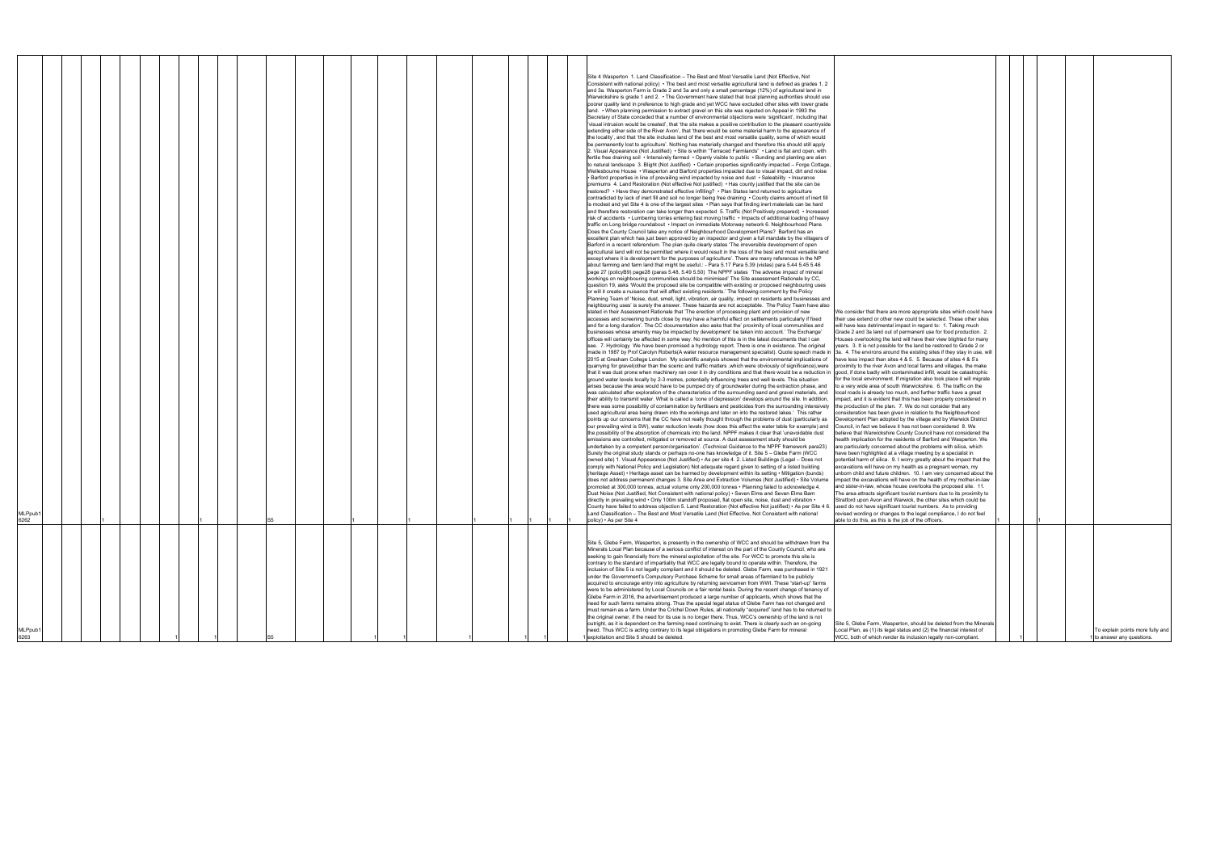| | | | | | | | | | | | | | | | | | | | | |
|---|---|---|---|---|---|---|---|---|---|---|---|---|---|---|---|---|---|---|---|---|
| MLPpub1 6262 | 1 | | 1 | S5 | | 1 | 1 | 1 | 1 | 1 | 1 | Site 4 Wasperton 1. Land Classification – The Best and Most Versatile Land (Not Effective, Not Consistent with national policy) • The best and most versatile agricultural land is defined as grades 1, 2 and 3a. Wasperton Farm is Grade 2 and 3a and only a small percentage (12%) of agricultural land in Warwickshire is grade 1 and 2. • The Government have stated that local planning authorities should use poorer quality land in preference to high grade and yet WCC have excluded other sites with lower grade land. • When planning permission to extract gravel on this site was rejected on Appeal in 1993 the Secretary of State conceded that a number of environmental objections were 'significant', including that 'visual intrusion would be created', that 'the site makes a positive contribution to the pleasant countryside extending either side of the River Avon', that 'there would be some material harm to the appearance of the locality', and that 'the site includes land of the best and most versatile quality, some of which would be permanently lost to agriculture'. Nothing has materially changed and therefore this should still apply 2. Visual Appearance (Not Justified) • Site is within "Terraced Farmlands" • Land is flat and open, with fertile free draining soil • Intensively farmed • Openly visible to public • Bunding and planting are alien to natural landscape 3. Blight (Not Justified) • Certain properties significantly impacted – Forge Cottage, Wellesbourne House • Wasperton and Barford properties impacted due to visual impact, dirt and noise • Barford properties in line of prevailing wind impacted by noise and dust • Saleability • Insurance premiums 4. Land Restoration (Not effective Not justified) • Has county justified that the site can be restored? • Have they demonstrated effective infilling? • Plan States land returned to agriculture contradicted by lack of inert fill and soil no longer being free draining • County claims amount of inert fill is modest and yet Site 4 is one of the largest sites • Plan says that finding inert materials can be hard and therefore restoration can take longer than expected 5. Traffic (Not Positively prepared) • Increased risk of accidents • Lumbering lorries entering fast moving traffic • Impacts of additional loading of heavy traffic on Long bridge roundabout • Impact on immediate Motorway network 6. Neighbourhood Plans Does the County Council take any notice of Neighbourhood Development Plans? Barford has an excellent plan which has just been approved by an inspector and given a full mandate by the villagers of Barford in a recent referendum. The plan quite clearly states 'The irreversible development of open agricultural land will not be permitted where it would result in the loss of the best and most versatile land except where it is development for the purposes of agriculture'. There are many references in the NP about farming and farm land that might be useful: - Para 5.17 Para 5.39 (vistas) para 5.44 5.45 5.46 page 27 (policyB9) page28 (paras 5.48, 5.49 5.50) The NPPF states 'The adverse impact of mineral workings on neighbouring communities should be minimised' The Site assessment Rationale by CC, question 19, asks 'Would the proposed site be compatible with existing or proposed neighbouring uses or will it create a nuisance that will affect existing residents.' The following comment by the Policy Planning Team of 'Noise, dust, smell, light, vibration, air quality, impact on residents and businesses and neighbouring uses' is surely the answer. These hazards are not acceptable. The Policy Team have also stated in their Assessment Rationale that 'The erection of processing plant and provision of new accesses and screening bunds close by may have a harmful effect on settlements particularly if fixed and for a long duration'. The CC documentation also asks that the' proximity of local communities and businesses whose amenity may be impacted by development' be taken into account.' The Exchange' offices will certainly be affected in some way. No mention of this is in the latest documents that I can see. 7. Hydrology We have been promised a hydrology report. There is one in existence. The original made in 1987 by Prof Carolyn Roberts(A water resource management specialist). Quote speech made in 2015 at Gresham College London 'My scientific analysis showed that the environmental implications of quarrying for gravel(other than the scenic and traffic matters ,which were obviously of significance),were that it was dust prone when machinery ran over it in dry conditions and that there would be a reduction in ground water levels locally by 2-3 metres, potentially influencing trees and well levels. This situation arises because the area would have to be pumped dry of groundwater during the extraction phase, and was calculated after exploration of the characteristics of the surrounding sand and gravel materials, and their ability to transmit water. What is called a 'cone of depression' develops around the site. In addition, there was some possibility of contamination by fertilisers and pesticides from the surrounding intensively used agricultural area being drawn into the workings and later on into the restored lakes.' This rather points up our concerns that the CC have not really thought through the problems of dust (particularly as our prevailing wind is SW), water reduction levels (how does this affect the water table for example) and the possibility of the absorption of chemicals into the land. NPPF makes it clear that 'unavoidable dust emissions are controlled, mitigated or removed at source. A dust assessment study should be undertaken by a competent person/organisation'. (Technical Guidance to the NPPF framework para23) Surely the original study stands or perhaps no-one has knowledge of it. Site 5 – Glebe Farm (WCC owned site) 1. Visual Appearance (Not Justified) • As per site 4. 2. Listed Buildings (Legal – Does not comply with National Policy and Legislation) Not adequate regard given to setting of a listed building (Heritage Asset) • Heritage asset can be harmed by development within its setting • Mitigation (bunds) does not address permanent changes 3. Site Area and Extraction Volumes (Not Justified) • Site Volume promoted at 300,000 tonnes, actual volume only 200,000 tonnes • Planning failed to acknowledge 4. Dust Noise (Not Justified, Not Consistent with national policy) • Seven Elms and Seven Elms Barn directly in prevailing wind • Only 100m standoff proposed, flat open site, noise, dust and vibration • County have failed to address objection 5. Land Restoration (Not effective Not justified) • As per Site 4 6. Land Classification – The Best and Most Versatile Land (Not Effective, Not Consistent with national policy) • As per Site 4 | We consider that there are more appropriate sites which could have their use extend or other new could be selected. These other sites will have less detrimental impact in regard to: 1. Taking much Grade 2 and 3a land out of permanent use for food production. 2. Houses overlooking the land will have their view blighted for many years. 3. It is not possible for the land be restored to Grade 2 or 3a. 4. The environs around the existing sites if they stay in use, will have less impact than sites 4 & 5. 5. Because of sites 4 & 5's proximity to the river Avon and local farms and villages, the make good, if done badly with contaminated infill, would be catastrophic for the local environment. If migration also took place it will migrate to a very wide area of south Warwickshire. 6. The traffic on the local roads is already too much, and further traffic have a great impact, and it is evident that this has been properly considered in the production of the plan. 7. We do not consider that any consideration has been given in relation to the Neighbourhood Development Plan adopted by the village and by Warwick District Council, in fact we believe it has not been considered 8. We believe that Warwickshire County Council have not considered the health implication for the residents of Barford and Wasperton. We are particularly concerned about the problems with silica, which have been highlighted at a village meeting by a specialist in potential harm of silica. 9. I worry greatly about the impact that the excavations will have on my health as a pregnant woman, my unborn child and future children. 10. I am very concerned about the impact the excavations will have on the health of my mother-in-law and sister-in-law, whose house overlooks the proposed site. 11. The area attracts significant tourist numbers due to its proximity to Stratford upon Avon and Warwick, the other sites which could be used do not have significant tourist numbers. As to providing revised wording or changes to the legal compliance, I do not feel able to do this, as this is the job of the officers. | 1 | | 1 | |
| MLPpub1 6263 | | 1 | 1 | S5 | 1 | 1 | 1 | 1 | 1 | | 1 | Site 5, Glebe Farm, Wasperton, is presently in the ownership of WCC and should be withdrawn from the Minerals Local Plan because of a serious conflict of interest on the part of the County Council, who are seeking to gain financially from the mineral exploitation of the site. For WCC to promote this site is contrary to the standard of impartiality that WCC are legally bound to operate within. Therefore, the inclusion of Site 5 is not legally compliant and it should be deleted. Glebe Farm, was purchased in 1921 under the Government's Compulsory Purchase Scheme for small areas of farmland to be publicly acquired to encourage entry into agriculture by returning servicemen from WWI. These "start-up" farms were to be administered by Local Councils on a fair rental basis. During the recent change of tenancy of Glebe Farm in 2016, the advertisement produced a large number of applicants, which shows that the need for such farms remains strong. Thus the special legal status of Glebe Farm has not changed and must remain as a farm. Under the Crichel Down Rules, all nationally "acquired" land has to be returned to the original owner, if the need for its use is no longer there. Thus, WCC's ownership of the land is not outright, as it is dependent on the farming need continuing to exist. There is clearly such an on-going need. Thus WCC is acting contrary to its legal obligations in promoting Glebe Farm for mineral exploitation and Site 5 should be deleted. | Site 5, Glebe Farm, Wasperton, should be deleted from the Minerals Local Plan, as (1) its legal status and (2) the financial interest of WCC, both of which render its inclusion legally non-compliant. | | 1 | | 1 | To explain points more fully and to answer any questions. |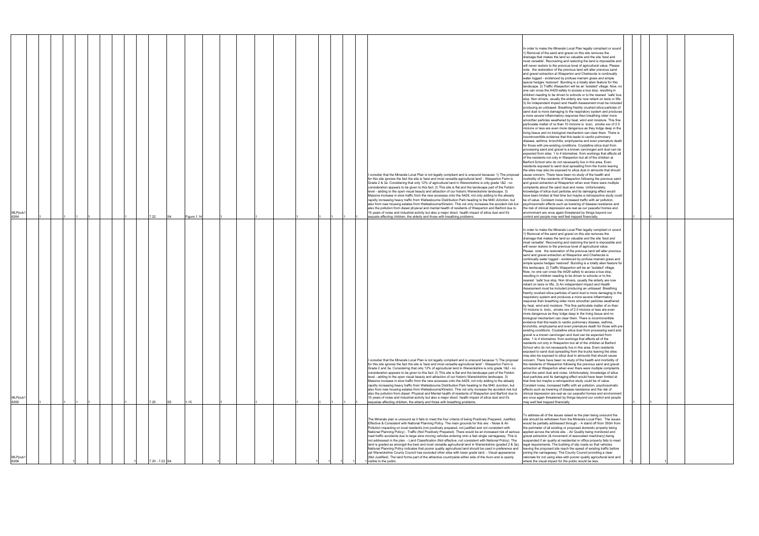| | | | | | | | | | | | | | | | | | | | | | | | | | | | | | | | | |
|---|---|---|---|---|---|---|---|---|---|---|---|---|---|---|---|---|---|---|---|---|---|---|---|---|---|---|---|---|---|---|---|---|
| MLPpub1 6264 | 1 | | | 1 | 1 | 1 | | | 1 | 7.22 | S4 | Figure 1.14 | | | 1 | | 1 | | | | 1 | 1 | 1 | 1 | | I consider that the Minerals Local Plan is not legally compliant and is unsound because: 1) The proposal for this site ignores the fact the site is 'best and most versatile agricultural land' - Wasperton Farm is Grade 2 & 3a. Considering that only 12% of agricultural land in Warwickshire is only grade 1&2 - no consideration appears to be given to this fact. 2) This site is flat and the landscape part of the Feldon level - adding to the open visual beauty and attraction of our historic Warwickshire landscape. 3) Massive increase in slow traffic from the new accesses onto the A429, not only adding to the already rapidly increasing heavy traffic from Wellesbourne Distribution Park heading to the M40 JUnction, but also from new housing estates from Wellesbourne/Kineton. This not only increases the accident risk but also the pollution from diesel physical and mental health of residents of Wasperton and Barford due to 15 years of noise and industrial activity but also a major direct health impact of silica dust and it's sequelae affecting children, the elderly and those with breathing problems. | In order to make the Minerals Local Plan legally compliant or sound 1) Removal of the sand and gravel on this site removes the drainage that makes the land so valuable and the site 'best and most versatile'. Recovering and restoring the land is impossible and will never restore to the previous level of agricultural value. Please note the restoration of the previous land will alter previous sand and gravel extraction at Wasperton and Charlecote is continually water logged - evidenced by profuse marram grass and simple specie hedges 'restored'. Bunding is a totally alien feature for this landscape. 2) Traffic Wasperton will be an 'isolated' village. Now, no one can cross the A429 safely to access a bus stop, resulting in children needing to be driven to schools or to the nearest 'safe' bus stop. Non drivers, usually the elderly are now reliant on taxis or lifts. 3) An independent impact and Health Assessment must be included producing an unbiased Breathing freshly crushed silica particles of sand dust is more damaging to the respiratory system and produces a more severe inflammatory response then breathing older more smoother particles weathered by heat, wind and moisture. This fine particulate matter of xx than 10 micione is toxic, smoke xxx of 2.5 micions or less are even more dangerous as they lodge deep in the living tissue and no biological mechanism can clear them. There is incontrovertible evidence that this leads to cardio pulmonary disease, asthma, bronchitis, emphysema and even premature death for those with pre-existing conditions. Crystalline silica dust from processing sand and gravel is a known carcinogen and dust can be expected from sites 1 to 4 kilometres from workings that affects all of the residents not only in Wasperton but all of the children at Barford School who do not necessarily live in this area. Even residents exposed to sand dust spreading from the trucks leaving the sites may also be exposed to silica dust in amounts that should cause concern. There have been no study of the health and morbidity of the residents of Wasperton following the previous sand and gravel extraction at Wasperton when ever there were multiple complaints about the sand dust and noise. Unfortunately, knowledge of silica dust particles and its damaging effect would have been limited at that time but maybe a retrospective study could be of value. Constant noise, increased traffic with air pollution, psychosomatic effects such as lowering of disease resistance and the risk of clinical depression are real as our peaceful homes and environment are once again threatened by things beyond our control and people may well feel trapped financially. | 1 | | | 1 | | |
| MLPpub1 6265 | 1 | | | 1 | 1 | 1 | | | 1 | 7.25 | S5 | 1.15 | | | 1 | | 1 | | | | 1 | 1 | 1 | 1 | | I consider that the Minerals Local Plan is not legally compliant and is unsound because 1) The proposal for this site ignores the fact the site is 'best and most versatile agricultural land' - Wasperton Farm is Grade 2 and 3a. Considering that only 12% of agricultural land in Warwickshire is only grade 1&2 - no consideration appears to be given to this fact. 2) This site is flat and the landscape part of the Feldon level - adding to the open visual beauty and attraction of our historic Warwickshire landscape. 3) Massive increase in slow traffic from the new accesses onto the A429, not only adding to the already rapidly increasing heavy traffic from Wellesbourne Distribution Park heading to the M40 Junction, but also from new housing estates from Wellesbourne/Kineton. This not only increase the accident risk but also the pollution from diesel. Physical and Mental health of residents of Wasperton and Barford due to 15 years of noise and industrial activity but also a major direct health impact of silica dust and it's sequelae affecting children, the elderly and those with breathing problems. | In order to make the Minerals Local Plan legally compliant or sound 1) Removal of the sand and gravel on this site removes the drainage that makes the land so valuable and the site 'best and most versatile'. Recovering and restoring the land is impossible and will never restore to the previous level of agricultural value. Please note the restoration of the previous land will alter previous sand and gravel extraction at Wasperton and Charlecote is continually water logged - evidenced by profuse marram grass and simple specie hedges 'restored'. Bunding is a totally alien feature for this landscape. 2) Traffic Wasperton will be an 'isolated' village. Now, no one can cross the A429 safely to access a bus stop, resulting in children needing to be driven to schools or to the nearest 'safe' bus stop. Non drivers, usually the elderly are now reliant on taxis or lifts. 3) An independent impact and Health Assessment must be included producing an unbiased Breathing freshly crushed silica particles of sand dust is more damaging to the respiratory system and produces a more severe inflammatory response then breathing older more smoother particles weathered by heat, wind and moisture. This fine particulate matter of xx than 10 micione is toxic, smoke xxx of 2.5 micions or less are even more dangerous as they lodge deep in the living tissue and no biological mechanism can clear them. There is incontrovertible evidence that this leads to cardio pulmonary disease, asthma, bronchitis, emphysema and even premature death for those with pre-existing conditions. Crystalline silica dust from processing sand and gravel is a known carcinogen and dust can be expected from sites 1 to 4 kilometres from workings that affects all of the residents not only in Wasperton but all of the children at Barford School who do not necessarily live in this area. Even residents exposed to sand dust spreading from the trucks leaving the sites may also be exposed to silica dust in amounts that should cause concern. There have been no study of the health and morbidity of the residents of Wasperton following the previous sand and gravel extraction at Wasperton when ever there were multiple complaints about the sand dust and noise. Unfortunately, knowledge of silica dust particles and its damaging effect would have been limited at that time but maybe a retrospective study could be of value. Constant noise, increased traffic with air pollution, psychosomatic effects such as lowering of disease resistance and the risk of clinical depression are real as our peaceful homes and environment are once again threatened by things beyond our control and people may well feel trapped financially. | 1 | | | 1 | | |
| MLPpub1 6266 | | | | 1 | | | | | 1 | 7.20 - 7.22 | S4 | | | 1 | | | | 1 | | | 1 | 1 | 1 | 1 | 1 | The Minerals plan is unsound as it fails to meet the four criteria of being Positively Prepared, Justified, Effective & Consistent with National Planning Policy. The main grounds for this are: - Noise & Air Pollution impacting on local residents (not positively prepared, not justified and not consistent with National Planning Policy) - Traffic (Not Positively Prepared). There would be an increased risk of serious road traffic accidents due to large slow moving vehicles entering onto a fast single carriageway. This is not addressed in the plan. - Land Classification (Not effective, not consistent with National Policy). The land is graded as amongst the best and most versatile agricultural land in Warwickshire (graded 2 & 3a). National Planning Policy indicates that poorer quality agricultural land should be used in preference and yet Warwickshire County Council has excluded other sites with lower grade land. - Visual appearance (Not Justified). The land forms part of the attractive countryside either side of the Avon and is openly visible to the public. | To address all of the issues raised re the plan being unsound the site should be withdrawn from the Minerals Local Plan. The issues would be partially addressed through: - A stand off from 350m from the perimeter of all existing or proposed domestic property being applied across the whole site. - Air Quality being monitored and gravel extraction (& movement of associated machinery) being suspended if air quality at residential or office property fails to meet legal requirements. The building of slip roads so that vehicles leaving the proposed site reach the speed of existing traffic before joining the carriageway. The County Council providing a clear rationale for not using sites with poorer quality agricultural land and where the visual impact for the public would be less. | 1 | | | 1 | | |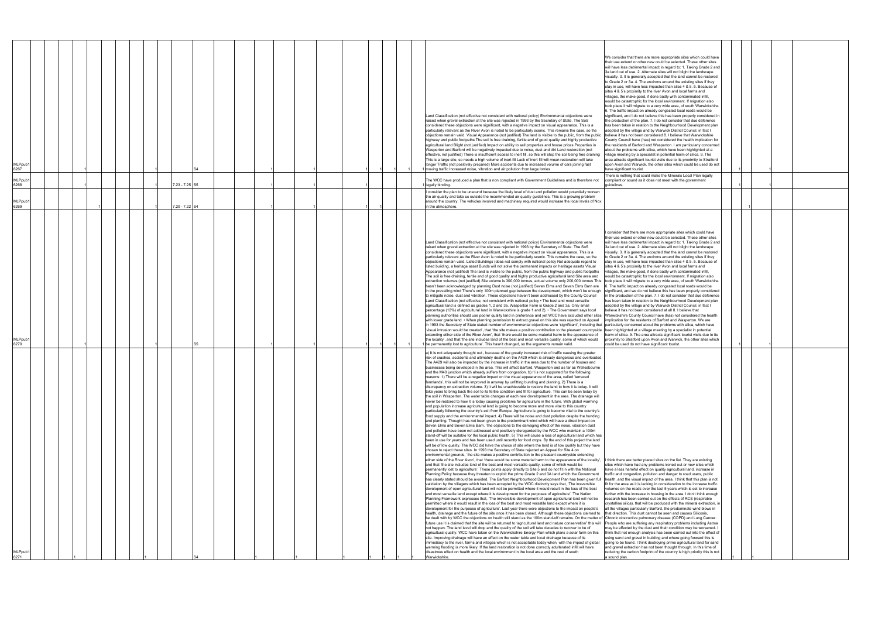| | | | | | | | | | | | | | | | | | |
|---|---|---|---|---|---|---|---|---|---|---|---|---|---|---|---|---|---|
| MLPpub1 6267 | 1 | | 1 | | S4 | 1 | 1 | 1 | 1 | 1 | | 1 | Land Classification (not effective not consistent with national policy) Environmental objections were raised when gravel extraction at the site was rejected in 1993 by the Secretary of State. The SoS considered these objections were significant, with a negative impact on visual appearance. This is a particularly relevant as the River Avon is noted to be particularly scenic. This remains the case, so the objections remain valid. Visual Appearance (not justified) The land is visible to the public, from the public highway and public footpaths The soil is free draining, fertile and of good quality and highly productive agricultural land Blight (not justified) Impact on ability to sell properties and house prices Properties in Wasperton and Barford will be negatively impacted due to noise, dust and dirt Land restoration (not effective, not justified) There is insufficient access to inert fill, so this will stop the soil being free draining This is a large site, so needs a high volume of inert fill Lack of inert fill will mean restoration will take longer Traffic (not positively prepared) More accidents due to increased volume of cars joining fast moving traffic Increased noise, vibration and air pollution from large lorries | We consider that there are more appropriate sites which could have their use extend or other new could be selected. These other sites will have less detrimental impact in regard to: 1. Taking Grade 2 and 3a land out of use. 2. Alternate sites will not blight the landscape visually. 3. It is generally accepted that the land cannot be restored to Grade 2 or 3a. 4. The environs around the existing sites if they stay in use, will have less impacted than sites 4 & 5. 5. Because of sites 4 & 5's proximity to the river Avon and local farms and villages, the make good, if done badly with contaminated infill, would be catastrophic for the local environment. If migration also took place it will migrate to a very wide area, of south Warwickshire. 6. The traffic impact on already congested local roads would be significant, and I do not believe this has been properly considered in the production of the plan. 7. I do not consider that due deference has been taken in relation to the Neighbourhood Development plan adopted by the village and by Warwick District Council, in fact I believe it has not been considered 8. I believe that Warwickshire County Council have (has) not considered the health implication for the residents of Barford and Wasperton. I am particularly concerned about the problems with silica, which have been highlighted at a village meeting by a specialist in potential harm of silica. 9. The area attracts significant tourist visits due to its proximity to Stratford upon Avon and Warwick, the other sites which could be used do not have significant tourist. | 1 | | 1 |
| MLPpub1 6268 | 1 | | 1 | 7.23 - 7.25 | S5 | 1 | 1 | 1 | | | | 1 | The WCC have produced a plan that is non compliant with Government Guidelines and is therefore not legally binding. | There is nothing that could make the Minerals Local Plan legally compliant or sound as it does not meet with the government guidelines. | 1 | | 1 |
| MLPpub1 6269 | | 1 | 1 | 7.20 - 7.22 | S4 | 1 | 1 | 1 | 1 | | | | I consider the plan to be unsound because the likely level of dust and pollution would potentially worsen the air quality and take us outside the recommended air quality guidelines. This is a growing problem around the country. The vehicles involved and machinery required would increase the local levels of Nox in the atmosphere. | | | 1 | |
| MLPpub1 6270 | 1 | | 1 | | S5 | 1 | 1 | 1 | 1 | 1 | | 1 | Land Classification (not effective not consistent with national policy) Environmental objections were raised when gravel extraction at the site was rejected in 1993 by the Secretary of State. The SoS considered these objections were significant, with a negative impact on visual appearance. This is a particularly relevant as the River Avon is noted to be particularly scenic. This remains the case, so the objections remain valid. Listed Buildings (does not comply with national policy Not adequate regard to listed building, a heritage asset Bunds will not solve the permanent impacts on heritage assets Visual Appearance (not justified) The land is visible to the public, from the public highway and public footpaths The soil is free draining, fertile and of good quality and highly productive agricultural land Site area and extraction volumes (not justified) Site volume is 300,000 tonnes, actual volume only 200,000 tonnes This hasn't been acknowledged by planning Dust noise (not justified) Seven Elms and Seven Elms Barn are in the prevailing wind There's only 100m planned gap between the development, which won't be enough to mitigate noise, dust and vibration. These objections haven't been addressed by the County Council Land Classification (not effective, not consistent with national policy • The best and most versatile agricultural land is defined as grades 1, 2 and 3a. Wasperton Farm is Grade 2 and 3a. Only small percentage (12%) of agricultural land in Warwickshire is grade 1 and 2). • The Government says local planning authorities should use poorer quality land in preference and yet WCC have excluded other sites with lower grade land. • When planning permission to extract gravel on this site was rejected on Appeal in 1993 the Secretary of State stated number of environmental objections were 'significant', including that 'visual intrusion would be created', that 'the site makes a positive contribution to the pleasant countryside extending either side of the River Avon', that 'there would be some material harm to the appearance of the locality', and that 'the site includes land of the best and most versatile quality, some of which would be permanently lost to agriculture'. This hasn't changed, so the arguments remain valid. | I consider that there are more appropriate sites which could have their use extend or other new could be selected. These other sites will have less detrimental impact in regard to: 1. Taking Grade 2 and 3a land out of use. 2. Alternate sites will not blight the landscape visually. 3. It is generally accepted that the land cannot be restored to Grade 2 or 3a. 4. The environs around the existing sites if they stay in use, will have less impacted than sites 4 & 5. 5. Because of sites 4 & 5's proximity to the river Avon and local farms and villages, the make good, if done badly with contaminated infill, would be catastrophic for the local environment. If migration also took place it will migrate to a very wide area, of south Warwickshire. 6. The traffic impact on already congested local roads would be significant, and we do not believe this has been properly considered in the production of the plan. 7. I do not consider that due deference has been taken in relation to the Neighbourhood Development plan adopted by the village and by Warwick District Council, in fact I believe it has not been considered at all 8. I believe that Warwickshire County Council have (has) not considered the health implication for the residents of Barford and Wasperton. We are particularly concerned about the problems with silica, which have been highlighted at a village meeting by a specialist in potential harm of silica. 9. The area attracts significant tourist visits due to its proximity to Stratford upon Avon and Warwick, the other sites which could be used do not have significant tourist. | 1 | | 1 |
| MLPpub1 6271 | 1 | | 1 | | S4 | 1 | 1 | 1 | 1 | 1 | 1 | 1 | a) It is not adequately thought out , because of the greatly increased risk of traffic causing the greater risk of crashes, accidents and ultimately deaths on the A429 which is already dangerous and overloaded. The A429 will also be impacted by the increase in traffic in the area due to the number of houses and businesses being developed in the area. This will affect Barford, Wasperton and as far as Wellesbourne and the M40 junction which already suffers from congestion. b) It is not supported for the following reasons: 1) There will be a negative impact on the visual appearance of the area, called 'terraced farmlands', this will not be improved in anyway by unfitting bunding and planting. 2) There is a discrepancy on extraction volume. 3) It will be unachievable to restore the land to how it is today. It will take years to bring back the soil to its fertile condition and fit for agriculture. This can be seen today by the soil in Wasperton. The water table changes at each new development in the area. The drainage will never be restored to how it is today causing problems for agriculture in the future. With global warming and population increase agricultural land is going to become more and more vital to this country particularly following the country's exit from Europe. Agriculture is going to become vital to the country's food supply and the environmental impact. 4) There will be noise and dust pollution despite the bunding and planting. Thought has not been given to the predominant wind which will have a direct impact on Seven Elms and Seven Elms Barn. The objections to the damaging effect of the noise, vibration dust and pollution have been not addressed and positively disregarded by the WCC who maintain a 100m stand-off will be suitable for the local public health. 5) This will cause a loss of agricultural land which has been in use for years and has been used until recently for food crops. By the end of this project the land will be of low quality. The WCC did have the choice of site where the land is of low quality but they have chosen to reject these sites. In 1993 the Secretary of State rejected an Appeal for Site 4 on environmental grounds, 'the site makes a positive contribution to the pleasant countryside extending either side of the River Avon', that 'there would be some material harm to the appearance of the locality', and that 'the site includes land of the best and most versatile quality, some of which would be permanently lost to agriculture'. These points apply directly to Site 5 and do not fit in with the National Planning Policy because they threaten to exploit the prime Grade 2 and 3A land which the Government has clearly stated should be avoided. The Barford Neighbourhood Development Plan has been given full validation by the villagers which has been accepted by the WDC distinctly says that, 'The irreversible development of open agricultural land will not be permitted where it would result in the loss of the best and most versatile land except where it is development for the purposes of agriculture'. The Nation Planning Framework expresses that, 'The irreversible development of open agricultural land will not be permitted where it would result in the loss of the best and most versatile land except where it is development for the purposes of agriculture'. Last year there were objections to the impact on people's health, drainage and the future of the site once it has been closed. Although these objections claimed to be dealt with by WCC the objections on health still stand as the 100m stand-off remains. On the matter of future use it is claimed that the site will be returned to 'agricultural land and nature conservation' this will not happen. The land level will drop and the quality of the soil will take decades to recover to be of agricultural quality. WCC have taken on the Warwickshire Energy Plan which plans a solar farm on this site. Improving drainage will have an effect on the water table and local drainage because of its immediacy to the river, farms and villages which is not acceptable today when, with the impact of global warming flooding is more likely. If the land restoration is not done correctly adulterated infill will have disastrous effect on health and the local environment in the local area and the rest of south Warwickshire. | I think there are better placed sites on the list. They are existing sites which have had any problems ironed out or new sites which have a less harmful effect on quality agricultural land, increase in traffic and congestion, pollution and danger to road users, public health, and the visual impact of the area. I think that this plan is not fit for the area as it is lacking in consideration to the increase traffic volumes on the roads over the last 5 years which is set to increase further with the increase in housing in the area. I don't think enough research has been carried out on the effects of RCS (respirable crystalline silica), that will be produced with the mineral extraction, in all the villages particularly Barford, the predominate wind blows in that direction. This dust cannot be seen and causes Silicosis, Chronic obstructive pulmonary disease (COPD) and Lung Cancer. People who are suffering any respiratory problems including Astma may be affected by the dust and their condition may be worsened. I think that not enough analysis has been carried out into the effect of using sand and gravel in building and where going forward this is going to be found. I think destroying prime agricultural land for sand and gravel extraction has not been thought through. In this time of reducing the carbon footprint of the country is high priority this is not a sound plan. | 1 | 1 | 1 |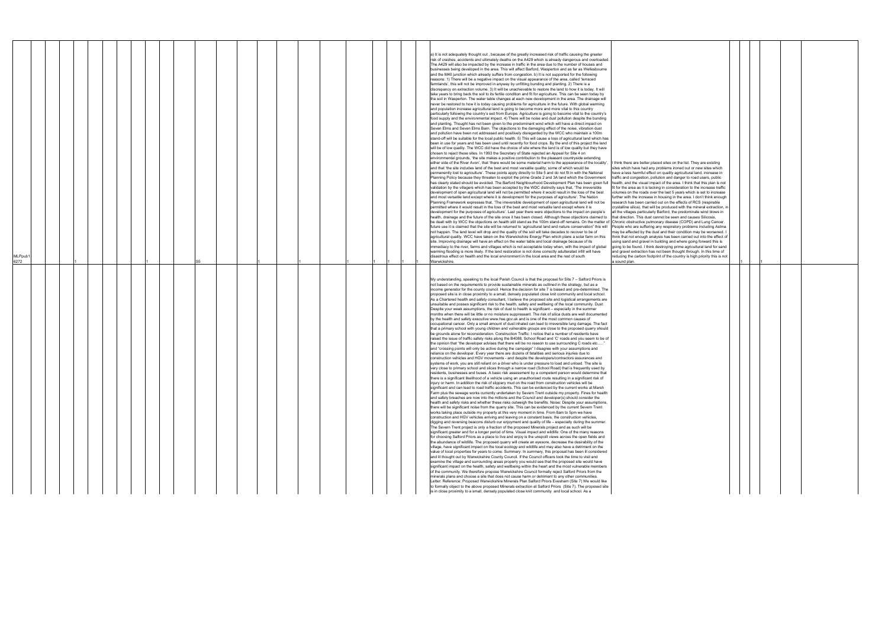| | | | | | | | | | | | | | | | | | | | | | | | | | | | | | | | | | | |
|---|---|---|---|---|---|---|---|---|---|---|---|---|---|---|---|---|---|---|---|---|---|---|---|---|---|---|---|---|---|---|---|---|---|---|
| MLPpub16272 | | | 1 | | | | | | | | 1 | | | S5 | | | | 1 | 1 | | 1 | 1 | 1 | 1 | a) It is not adequately thought out , because of the greatly increased risk of traffic causing the greater risk of crashes, accidents and ultimately deaths on the A429 which is already dangerous and overloaded. The A429 will also be impacted by the increase in traffic in the area due to the number of houses and businesses being developed in the area. This will affect Barford, Wasperton and as far as Wellesbourne and the M40 junction which already suffers from congestion. b) It is not supported for the following reasons: 1) There will be a negative impact on the visual appearance of the area, called 'terraced farmlands', this will not be improved in anyway by unfitting bunding and planting. 2) There is a discrepancy on extraction volume. 3) It will be unachievable to restore the land to how it is today. It will take years to bring back the soil to its fertile condition and fit for agriculture. This can be seen today by the soil in Wasperton. The water table changes at each new development in the area. The drainage will never be restored to how it is today causing problems for agriculture in the future. With global warming and population increase agricultural land is going to become more and more vital to this country particularly following the country's exit from Europe. Agriculture is going to become vital to the country's food supply and the environmental impact. 4) There will be noise and dust pollution despite the bunding and planting. Thought has not been given to the predominant wind which will have a direct impact on Seven Elms and Seven Elms Barn. The objections to the damaging effect of the noise, vibration dust and pollution have been not addressed and positively disregarded by the WCC who maintain a 100m stand-off will be suitable for the local public health. 5) This will cause a loss of agricultural land which has been in use for years and has been used until recently for food crops. By the end of this project the land will be of low quality. The WCC did have the choice of site where the land is of low quality but they have chosen to reject these sites. In 1993 the Secretary of State rejected an Appeal for Site 4 on environmental grounds, 'the site makes a positive contribution to the pleasant countryside extending either side of the River Avon', that 'there would be some material harm to the appearance of the locality', and that 'the site includes land of the best and most versatile quality, some of which would be permanently lost to agriculture'. These points apply directly to Site 5 and do not fit in with the National Planning Policy because they threaten to exploit the prime Grade 2 and 3A land which the Government has clearly stated should be avoided. The Barford Neighbourhood Development Plan has been given full validation by the villagers which has been accepted by the WDC distinctly says that, 'The irreversible development of open agricultural land will not be permitted where it would result in the loss of the best and most versatile land except where it is development for the purposes of agriculture'. The Nation Planning Framework expresses that, 'The irreversible development of open agricultural land will not be permitted where it would result in the loss of the best and most versatile land except where it is development for the purposes of agriculture'. Last year there were objections to the impact on people's health, drainage and the future of the site once it has been closed. Although these objections claimed to be dealt with by WCC the objections on health still stand as the 100m stand-off remains. On the matter of future use it is claimed that the site will be returned to 'agricultural land and nature conservation" this will not happen. The land level will drop and the quality of the soil will take decades to recover to be of agricultural quality. WCC have taken on the Warwickshire Energy Plan which plans a solar farm on this site. Improving drainage will have an effect on the water table and local drainage because of its immediacy to the river, farms and villages which is not acceptable today when, with the impact of global warming flooding is more likely. If the land restoration is not done correctly adulterated infill will have disastrous effect on health and the local environment in the local area and the rest of south Warwickshire. | I think there are better placed sites on the list. They are existing sites which have had any problems ironed out or new sites which have a less harmful effect on quality agricultural land, increase in traffic and congestion, pollution and danger to road users, public health, and the visual impact of the area. I think that this plan is not fit for the area as it is lacking in consideration to the increase traffic volumes on the roads over the last 5 years which is set to increase further with the increase in housing in the area. I don't think enough research has been carried out on the effects of RCS (respirable crystalline silica), that will be produced with the mineral extraction, in all the villages particularly Barford, the predominate wind blows in that direction. This dust cannot be seen and causes Silicosis, Chronic obstructive pulmonary disease (COPD) and Lung Cancer. People who are suffering any respiratory problems including Asthma may be affected by the dust and their condition may be worsened. I think that not enough analysis has been carried out into the effect of using sand and gravel in building and where going forward this is going to be found. I think destroying prime agricultural land for sand and gravel extraction has not been thought through. In this time of reducing the carbon footprint of the country is high priority this is not a sound plan. | | 1 | | | 1 | | | |
| | | | | | | | | | | | | | | | | | | | | | | | | | My understanding, speaking to the local Parish Council is that the proposal for Site 7 – Salford Priors is not based on the requirements to provide sustainable minerals as outlined in the strategy, but as a income generator for the county council. Hence the decision for site 7 is biased and pre-determined. The proposed site is in close proximity to a small, densely populated close knit community and local school. As a Chartered health and safety consultant, I believe the proposed site and logistical arrangements are unsuitable and posses significant risk to the health, safety and wellbeing of the local community. Dust: Despite your weak assumptions, the risk of dust to health is significant – especially in the summer months when there will be little or no moisture suppressant. The risk of silica dusts are well documented by the health and safety executive www.hse.gov.uk and is one of the most common causes of occupational cancer. Only a small amount of dust inhaled can lead to irreversible lung damage. The fact that a primary school with young children and vulnerable groups are close to the proposed quarry should be grounds alone for reconsideration. Construction Traffic: I notice that a number of residents have raised the issue of traffic safety risks along the B4088, School Road and 'C' roads and you seem to be of the opinion that "the developer advises that there will be no reason to use surrounding C roads etc….." and "crossing points will only be active during the campaign" I disagree with your assumptions and reliance on the developer. Every year there are dozens of fatalities and serious injuries due to construction vehicles and HGV movements - and despite the developers/contractors assurances and systems of work, you are still reliant on a driver who is under pressure to load and unload. The site is very close to primary school and slices through a narrow road (School Road) that is frequently used by residents, businesses and buses. A basic risk assessment by a competent person would determine that there is a significant likelihood of a vehicle using an unauthorised route resulting in a significant risk of injury or harm. In addition the risk of slippery mud on the road from construction vehicles will be significant and can lead to road traffic accidents. This can be evidenced by the current works at Marsh Farm plus the sewage works currently undertaken by Severn Trent outside my property. Fines for health and safety breaches are now into the millions and the Council and developer(s) should consider the health and safety risks and whether these risks outweigh the benefits. Noise: Despite your assumptions, there will be significant noise from the quarry site. This can be evidenced by the current Severn Trent works taking place outside my property at this very moment in time. From 8am to 5pm we have construction and HGV vehicles arriving and leaving on a constant basis, the construction vehicles, digging and reversing beacons disturb our enjoyment and quality of life – especially during the summer. The Severn Trent project is only a fraction of the proposed Minerals project and as such will be significant greater and for a longer period of time. Visual impact and wildlife: One of the many reasons for choosing Salford Priors as a place to live and enjoy is the unspoilt views across the open fields and the abundance of wildlife. The proposed quarry will create an eyesore, decrease the desirability of the village, have significant impact on the local ecology and wildlife and may also have a detriment on the value of local properties for years to come. Summary: In summary, this proposal has been ill considered and ill thought out by Warwickshire County Council. If the Council officers took the time to visit and examine the village and surrounding areas properly you would see that the proposed site would have significant impact on the health, safety and wellbeing within the heart and the most vulnerable members of the community. We therefore propose Warwickshire Council formally reject Salford Priors from the minerals plans and choose a site that does not cause harm or detriment to any other communities. Letter: Reference: Proposed Warwickshire Minerals Plan Salford Priors Evesham (Site 7) We would like to formally object to the above proposed Minerals extraction at Salford Priors (Site 7). The proposed site is in close proximity to a small, densely populated close knit community and local school. As a | | | | | | | | | | |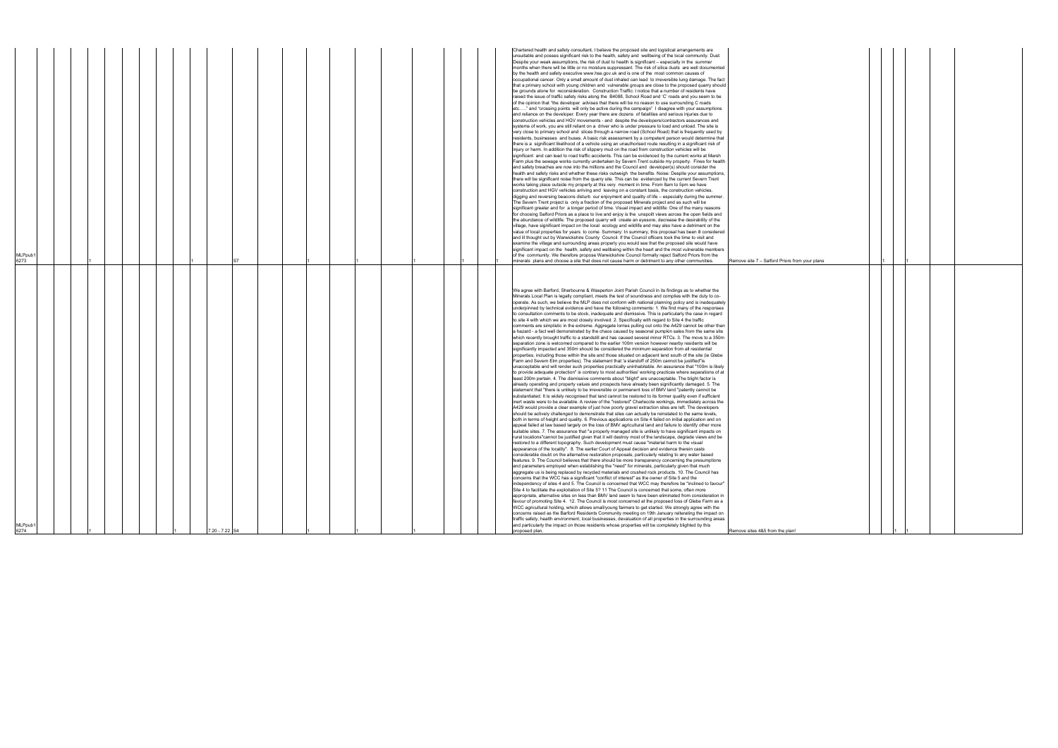| | | | | | | | | | | | | | | | | |
|---|---|---|---|---|---|---|---|---|---|---|---|---|---|---|---|---|
| MLPpub1 6273 | 1 | | 1 | | S7 | 1 | 1 | 1 | 1 | 1 | Chartered health and safety consultant, I believe the proposed site and logistical arrangements are unsuitable and posses significant risk to the health, safety and wellbeing of the local community. Dust: Despite your weak assumptions, the risk of dust to health is significant – especially in the summer months when there will be little or no moisture suppressant. The risk of silica dusts are well documented by the health and safety executive www.hse.gov.uk and is one of the most common causes of occupational cancer. Only a small amount of dust inhaled can lead to irreversible lung damage. The fact that a primary school with young children and vulnerable groups are close to the proposed quarry should be grounds alone for reconsideration. Construction Traffic: I notice that a number of residents have raised the issue of traffic safety risks along the B4088, School Road and 'C' roads and you seem to be of the opinion that "the developer advises that there will be no reason to use surrounding C roads etc….." and "crossing points will only be active during the campaign" I disagree with your assumptions and reliance on the developer. Every year there are dozens of fatalities and serious injuries due to construction vehicles and HGV movements - and despite the developers/contractors assurances and systems of work, you are still reliant on a driver who is under pressure to load and unload. The site is very close to primary school and slices through a narrow road (School Road) that is frequently used by residents, businesses and buses. A basic risk assessment by a competent person would determine that there is a significant likelihood of a vehicle using an unauthorised route resulting in a significant risk of injury or harm. In addition the risk of slippery mud on the road from construction vehicles will be significant and can lead to road traffic accidents. This can be evidenced by the current works at Marsh Farm plus the sewage works currently undertaken by Severn Trent outside my property. Fines for health and safety breaches are now into the millions and the Council and developer(s) should consider the health and safety risks and whether these risks outweigh the benefits. Noise: Despite your assumptions, there will be significant noise from the quarry site. This can be evidenced by the current Severn Trent works taking place outside my property at this very moment in time. From 8am to 5pm we have construction and HGV vehicles arriving and leaving on a constant basis, the construction vehicles, digging and reversing beacons disturb our enjoyment and quality of life – especially during the summer. The Severn Trent project is only a fraction of the proposed Minerals project and as such will be significant greater and for a longer period of time. Visual impact and wildlife: One of the many reasons for choosing Salford Priors as a place to live and enjoy is the unspoilt views across the open fields and the abundance of wildlife. The proposed quarry will create an eyesore, decrease the desirability of the village, have significant impact on the local ecology and wildlife and may also have a detriment on the value of local properties for years to come. Summary: In summary, this proposal has been ill considered and ill thought out by Warwickshire County Council. If the Council officers took the time to visit and examine the village and surrounding areas properly you would see that the proposed site would have significant impact on the health, safety and wellbeing within the heart and the most vulnerable members of the community. We therefore propose Warwickshire Council formally reject Salford Priors from the minerals plans and choose a site that does not cause harm or detriment to any other communities. | Remove site 7 – Salford Priors from your plans | 1 | | 1 |
| MLPpub1 6274 | 1 | 1 | | 7.20 - 7.22 | S4 | 1 | 1 | 1 | | | We agree with Barford, Sherbourne & Wasperton Joint Parish Council in its findings as to whether the Minerals Local Plan is legally compliant, meets the test of soundness and complies with the duty to co-operate. As such, we believe the MLP does not conform with national planning policy and is inadequately underpinned by technical evidence and have the following comments: 1. We find many of the responses to consultation comments to be stock, inadequate and dismissive. This is particularly the case in regard to site 4 with which we are most closely involved. 2. Specifically with regard to Site 4 the traffic comments are simplistic in the extreme. Aggregate lorries pulling out onto the A429 cannot be other than a hazard - a fact well demonstrated by the chaos caused by seasonal pumpkin sales from the same site which recently brought traffic to a standstill and has caused several minor RTCs. 3. The move to a 350m separation zone is welcomed compared to the earlier 100m version however nearby residents will be significantly impacted and 350m should be considered the minimum separation from all residential properties, including those within the site and those situated on adjacent land south of the site (ie Glebe Farm and Severn Elm properties). The statement that "a standoff of 250m cannot be justified"is unacceptable and will render such properties practically uninhabitable. An assurance that "100m is likely to provide adequate protection" is contrary to most authorities' working practices where separations of at least 200m pertain. 4. The dismissive comments about "blight" are unacceptable. The blight factor is already operating and property values and prospects have already been significantly damaged. 5. The statement that "there is unlikely to be irreversible or permanent loss of BMV land "patently cannot be substantiated. It is widely recognised that land cannot be restored to its former quality even if sufficient inert waste were to be available. A review of the "restored" Charlecote workings, immediately across the A429 would provide a clear example of just how poorly gravel extraction sites are left. The developers should be actively challenged to demonstrate that sites can actually be reinstated to the same levels, both in terms of height and quality. 6. Previous applications on Site 4 failed on initial application and on appeal failed at law based largely on the loss of BMV agricultural land and failure to identify other more suitable sites. 7. The assurance that "a properly managed site is unlikely to have significant impacts on rural locations"cannot be justified given that it will destroy most of the landscape, degrade views and be restored to a different topography. Such development must cause "material harm to the visual appearance of the locality". 8. The earlier Court of Appeal decision and evidence therein casts considerable doubt on the alternative restoration proposals, particularly relating to any water based features. 9. The Council believes that there should be more transparency concerning the presumptions and parameters employed when establishing the "need" for minerals, particularly given that much aggregate us is being replaced by recycled materials and crushed rock products. 10. The Council has concerns that the WCC has a significant "conflict of interest" as the owner of Site 5 and the independency of sites 4 and 5. The Council is concerned that WCC may therefore be "inclined to favour" Site 4 to facilitate the exploitation of Site 5? 11 The Council is concerned that some, often more appropriate, alternative sites on less than BMV land seem to have been eliminated from consideration in favour of promoting Site 4. 12. The Council is most concerned at the proposed loss of Glebe Farm as a WCC agricultural holding, which allows small/young farmers to get started. We strongly agree with the concerns raised as the Barford Residents Community meeting on 19th January reiterating the impact on traffic safety, health environment, local businesses, devaluation of all properties in the surrounding areas and particularly the impact on those residents whose properties will be completely blighted by this proposed plan. | Remove sites 4&5 from the plan! | 1 | 1 | |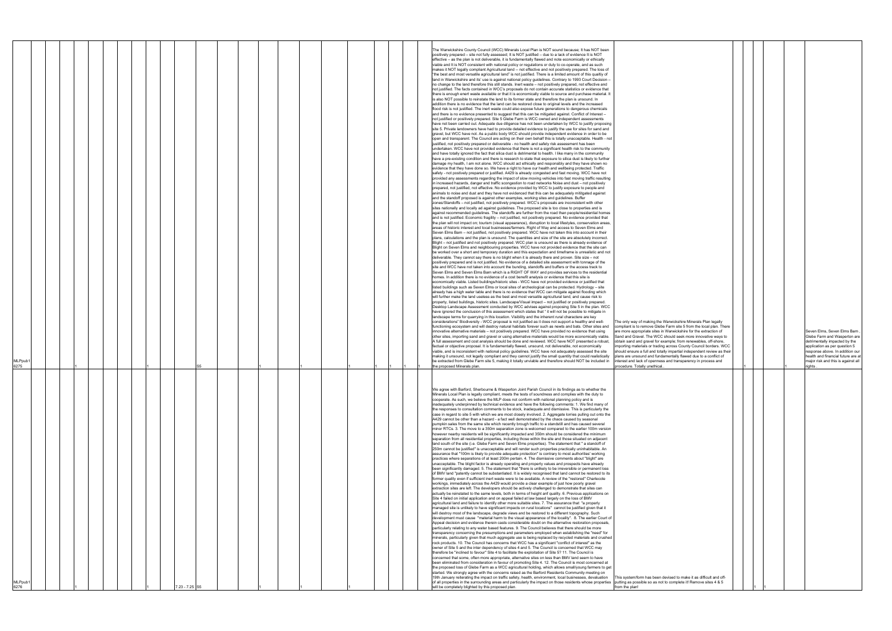| | | | | | | | | | | | | | | | | | |
|---|---|---|---|---|---|---|---|---|---|---|---|---|---|---|---|---|---|
| MLPpub16275 | 1 | 1 | | S5 | 1 | 1 | 1 | 1 | 1 | 1 | 1 | The Warwickshire County Council (WCC) Minerals Local Plan is NOT sound because; It has NOT been positively prepared – site not fully assessed; It is NOT justified – due to a lack of evidence It is NOT effective – as the plan is not deliverable, it is fundamentally flawed and note economically or ethically viable and It is NOT consistent with national policy or regulations or duty to co-operate, and as such makes it NOT legally compliant Agricultural land -- not effective and not positively prepared. The loss of "the best and most versatile agricultural land" is not justified. There is a limited amount of this quality of land in Warwickshire and its' use is against national policy guidelines. Contrary to 1993 Court Decision – no change to the land therefore this still stands. Inert waste – not positively prepared, not effective and not justified. The facts contained in WCC's proposals do not contain accurate statistics or evidence that there is enough evert waste available or that it is economically viable to source and purchase material. It is also NOT possible to reinstate the land to its former state and therefore the plan is unsound. In addition there is no evidence that the land can be restored close to original levels and the increased flood risk is not justified. The inert waste could also expose future generations to dangerous chemicals and there is no evidence presented to suggest that this can be mitigated against. Conflict of Interest – not justified or positively prepared. Site 5 Glebe Farm is WCC owned and independent assessments have not been carried out. Adequate due diligence has not been undertaken by WCC to justify proposing site 5. Private landowners have had to provide detailed evidence to justify the use for sites for sand and gravel, but WCC have not. As a public body WCC should provide independent evidence in order to be open and transparent. The Council are acting on their own behalf this is totally unacceptable. Health - not justified, not positively prepared or deliverable - no health and safety risk assessment has been undertaken. WCC have not provided evidence that there is not a significant health risk to the community and have totally ignored the fact that silica dust is detrimental to health. I like many in the community have a pre-existing condition and there is research to state that exposure to silica dust is likely to further damage my health, I am not alone. WCC should act ethically and responsibly and they have shown no evidence that they have done so. We have a right to have our health and wellbeing protected. Traffic safety - not positively prepared or justified. A429 is already congested and fast moving. WCC have not provided any assessments regarding the impact of slow moving vehicles into fast moving traffic resulting in increased hazards, danger and traffic scongestion to road networks Noise and dust – not positively prepared, not justified, not effective. No evidence provided by WCC to justify exposure to people and animals to noise and dust and they have not evidenced that this can be adequately mitigated against and the standoff proposed is against other examples, working sites and guidelines. Buffer zones/Standoffs – not justified, not positively prepared. WCC's proposals are inconsistent with other sites nationally and locally ad against guidelines. The proposed site is too close to properties and is against recommended guidelines. The standoffs are further from the road than people/residential homes and is not justified. Economic fragility – not justified, not positively prepared. No evidence provided that the plan will not impact on; tourism (visual appearance), disruption to local lifestyles, conservation areas, areas of historic interest and local businesses/farmers. Right of Way and access to Seven Elms and Seven Elms Barn – not justified, not positively prepared. WCC have not taken this into account in their plans, calculations and the plan is unsound. The quantities and size of the site are absolutely incorrect. Blight – not justified and not positively prepared. WCC plan is unsound as there is already evidence of Blight on Seven Elms and neighbouring properties. WCC have not provided evidence that the site can be worked over a short and temporary duration and this expectation and timeframe is unrealistic and not deliverable. They cannot say there is no blight when it is already there and proven. Site size – not positively prepared and is not justified. No evidence of a detailed site assessment with tonnage of the site and WCC have not taken into account the bunding, standoffs and buffers or the access track to Seven Elms and Seven Elms Barn which is a RIGHT OF WAY and provides services to the residential homes. In addition there is no evidence of a cost benefit analysis or evidence that this site is economically viable. Listed buildings/historic sites - WCC have not provided evidence or justified that listed buildings such as Seven Elms or local sites of archeological can be protected. Hydrology – site already has a high water table and there is no evidence that WCC can mitigate against flooding which will further make the land useless as the best and most versatile agricultural land, and cause risk to property, listed buildings, historic sites. Landscape/Visual impact – not justified or positively prepared. Desktop Landscape Assessment conducted by WCC advises against proposing Site 5 in the plan. WCC have ignored the conclusion of this assessment which states that " it will not be possible to mitigate in landscape terms for quarrying in this location. Visibility and the inherent rural characters are key considerations" Biodiversity - WCC proposal is not justified as it does not support a healthy and well-functioning ecosystem and will destroy natural habitats forever such as newts and bats. Other sites and innovative alternative materials – not positively prepared. WCC have provided no evidence that using other sites, importing sand and gravel or using alternative materials would be more economically viable. A full assessment and cost analysis should be done and reviewed. WCC have NOT presented a robust, factual or objective proposal. It is fundamentally flawed, unsound, not deliverable, not economically viable, and is inconsistent with national policy guidelines. WCC have not adequately assessed the site making it unsound, not legally compliant and they cannot justify the small quantity that could realistically be extracted from Glebe Farm site 5, making it totally unviable and therefore should NOT be included in the proposed Minerals plan. | The only way of making the Warwickshire Minerals Plan legally compliant is to remove Glebe Farm site 5 from the local plan. There are more appropriate sites in Warwickshire for the extraction of Sand and Gravel. The WCC should seek more innovative ways to obtain sand and gravel for example; from renewables, off-shore, importing materials or trading across County Council borders. WCC should ensure a full and totally impartial independent review as their plans are unsound and fundamentally flawed due to a conflict of interest and lack of openness and transparency in process and procedure. Totally unethical. | 1 | | 1 | Seven Elms, Seven Elms Barn , Glebe Farm and Wasperton are detrimentally impacted by the application as per question 5 response above. In addition our health and financial future are at major risk and this is against all rights . |
| MLPpub16276 | 1 | 1 | 7.23 - 7.25 | S5 | 1 | 1 | 1 | | | | | We agree with Barford, Sherbourne & Wasperton Joint Parish Council in its findings as to whether the Minerals Local Plan is legally compliant, meets the tests of soundness and complies with the duty to cooperate. As such, we believe the MLP does not conform with national planning policy and is inadequately underpinned by technical evidence and have the following comments: 1. We find many of the responses to consultation comments to be stock, inadequate and dismissive. This is particularly the case in regard to site 5 with which we are most closely involved. 2. Aggregate lorries pulling out onto the A429 cannot be other than a hazard - a fact well demonstrated by the chaos caused by seasonal pumpkin sales from the same site which recently brough traffic to a standstill and has caused several minor RTCs. 3. The move to a 350m separation zone is welcomed compared to the earlier 100m version however nearby residents will be significantly impacted and 350m should be considered the minimum separation from all residential properties, including those within the site and those situated on adjacent land south of the site (i.e. Glebe Farm and Seven Elms properties). The statement that " a standoff of 250m cannot be justified" is unacceptable and will render such properties practically uninhabitable. An assurance that "100m is likely to provide adequate protection" is contrary to most authorities' working practices where separations of at least 200m pertain. 4. The dismissive comments about "blight" are unacceptable. The blight factor is already operating and property values and prospects have already been significantly damaged. 5. The statement that "there is unlikely to be irreversible or permanent loss of BMV land "patently cannot be substantiated. It is widely recognised that land cannot be restored to its former quality even if sufficient inert waste were to be available. A review of the "restored" Charlecote workings, immediately across the A429 would provide a clear example of just how poorly gravel extraction sites are left. The developers should be actively challenged to demonstrate that sites can actually be reinstated to the same levels, both in terms of height anf quality. 6. Previous applications on Site 4 failed on initial application and on appeal failed at law based largely on the loss of BMV agricultural land and failure to identify other more suitable sites. 7. The assurance that "a properly managed site is unlikely to have significant impacts on rural locations" cannot be justified given that it will destroy most of the landscape, degrade views and be restored to a different topography. Such development must cause "material harm to the visual appearance of the locality". 8. The earlier Court of Appeal decision and evidence therein casts considerable doubt on the alternative restoration proposals, particularly relating to any water based features. 9. The Council believes that there should be more transparency concerning the presumptions and parameters employed when establishing the "need" for minerals, particularly given that much aggregate use is being replaced by recycled materials and crushed rock products. 10. The Council has concerns that WCC has a significant "conflict of interest" as the owner of Site 5 and the inter dependency of sites 4 and 5. The Council is concerned that WCC may therefore be "inclined to favour" Site 4 to facilitate the exploitation of Site 5? 11. The Council is concerned that some, often more appropriate, alternative sites on less than BMV land seem to have been eliminated from consideration in favour of promoting Site 4. 12. The Council is most concerned at the proposed loss of Glebe Farm as a WCC agricultural holding, which allows small/young farmers to get started. We strongly agree with the concerns raised as the Barford Residents Community meeting on 19th January reiterating the impact on traffic safety, health, environment, local businesses, devaluation of all properties in the surrounding areas and particularly the impact on those residents whose properties will be completely blighted by this proposed plan. | This system/form has been devised to make it as difficult and off-putting as possible so as not to complete it! Remove sites 4 & 5 from the plan! | 1 | 1 | | |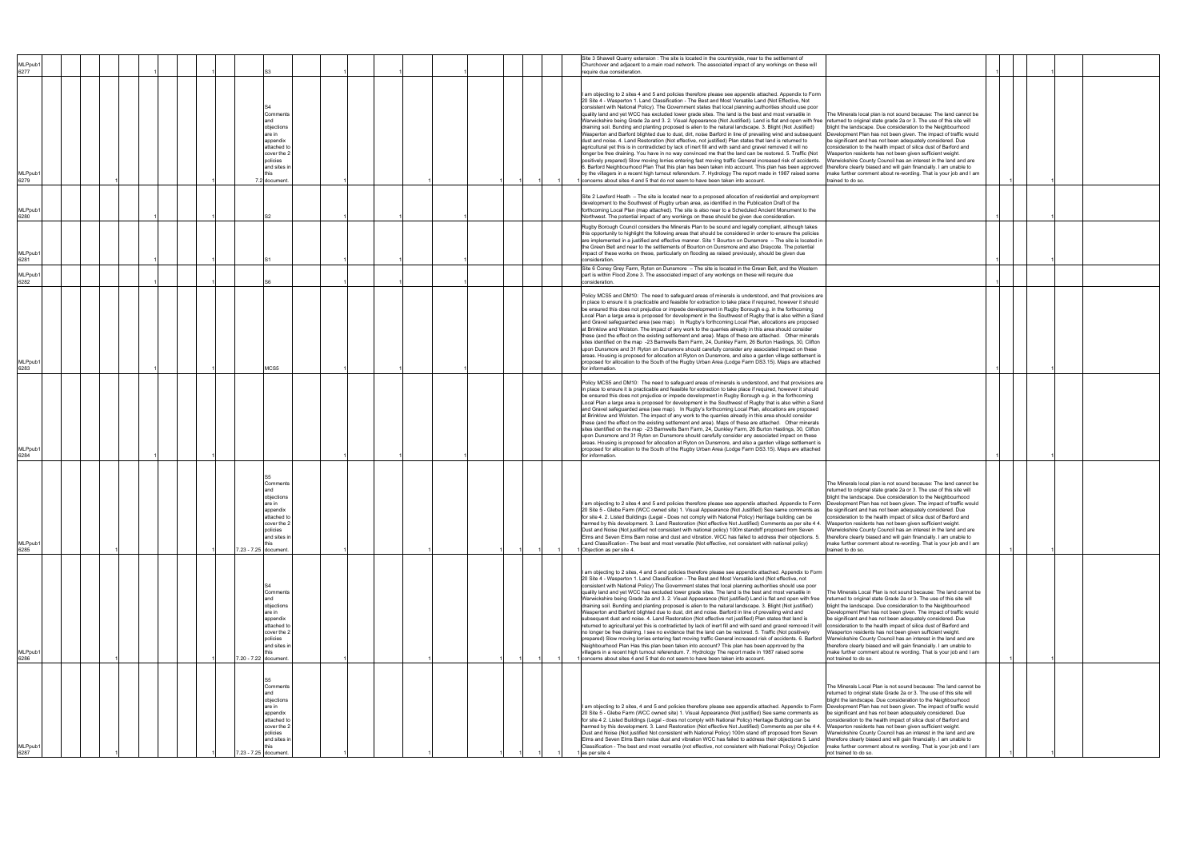| | | | | | | | | | | | | | | | | | | |
|---|---|---|---|---|---|---|---|---|---|---|---|---|---|---|---|---|---|---|
| MLPpub1 6277 | | 1 | 1 | | S3 | 1 | 1 | 1 | | | | Site 3 Shawell Quarry extension : The site is located in the countryside, near to the settlement of Churchover and adjacent to a main road network. The associated impact of any workings on these will require due consideration. | | 1 | | |
| MLPpub1 6279 | 1 | | 1 | 7.2 | S4 Comments and objections are in appendix attached to cover the 2 policies and sites in this document. | 1 | 1 | 1 | 1 | 1 | 1 | I am objecting to 2 sites 4 and 5 and policies therefore please see appendix attached. Appendix to Form 20 Site 4 - Wasperton 1. Land Classification - The Best and Most Versatile Land (Not Effective, Not consistent with National Policy). The Government states that local planning authorities should use poor quality land and yet WCC has excluded lower grade sites. The land is the best and most versatile in Warwickshire being Grade 2a and 3. 2. Visual Appearance (Not Justified). Land is flat and open with free draining soil. Bunding and planting proposed is alien to the natural landscape. 3. Blight (Not Justified) Wasperton and Barford blighted due to dust, dirt, noise Barford in line of prevailing wind and subsequent dust and noise. 4. Land Restoration (Not effective, not justified) Plan states that land is returned to agricultural yet this is in contradicted by lack of inert fill and with sand and gravel removed it will no longer be free draining. You have in no way convinced me that the land can be restored. 5. Traffic (Not positively prepared) Slow moving lorries entering fast moving traffic General increased risk of accidents. 6. Barford Neighbourhood Plan That this plan has been taken into account. This plan has been approved by the villagers in a recent high turnout referendum. 7. Hydrology The report made in 1987 raised some concerns about sites 4 and 5 that do not seem to have been taken into account. | The Minerals Local plan is not sound because: The land cannot be returned to original state grade 2a or 3. The use of this site will blight the landscape. Due consideration to the Neighbourhood Development Plan has not been given. The impact of traffic would be significant and has not been adequately considered. Due consideration to the health impact of silica dust of Barford and Wasperton residents has not been given sufficient weight. Warwickshire County Council has an interest in the land and are therefore clearly biased and will gain financially. I am unable to make further comment about re-wording. That is your job and I am trained to do so. | | 1 | 1 |
| MLPpub1 6280 | | 1 | 1 | | S2 | 1 | 1 | 1 | | | | Site 2 Lawford Heath – The site is located near to a proposed allocation of residential and employment development to the Southwest of Rugby urban area, as identified in the Publication Draft of the forthcoming Local Plan (map attached). The site is also near to a Scheduled Ancient Monument to the Northwest. The potential impact of any workings on these should be given due consideration. | | | 1 | 1 |
| MLPpub1 6281 | | 1 | 1 | | S1 | 1 | 1 | 1 | | | | Rugby Borough Council considers the Minerals Plan to be sound and legally compliant, although takes this opportunity to highlight the following areas that should be considered in order to ensure the policies are implemented in a justified and effective manner. Site 1 Bourton on Dunsmore – The site is located in the Green Belt and near to the settlements of Bourton on Dunsmore and also Draycote. The potential impact of these works on these, particularly on flooding as raised previously, should be given due consideration. | | | 1 | 1 |
| MLPpub1 6282 | | 1 | 1 | | S6 | 1 | 1 | 1 | | | | Site 6 Coney Grey Farm, Ryton on Dunsmore – The site is located in the Green Belt, and the Western part is within Flood Zone 3. The associated impact of any workings on these will require due consideration. | | 1 | | |
| MLPpub1 6283 | | 1 | 1 | | MCS5 | 1 | 1 | 1 | | | | Policy MCS5 and DM10: The need to safeguard areas of minerals is understood, and that provisions are in place to ensure it is practicable and feasible for extraction to take place if required, however it should be ensured this does not prejudice or impede development in Rugby Borough e.g. in the forthcoming Local Plan a large area is proposed for development in the Southwest of Rugby that is also within a Sand and Gravel safeguarded area (see map). In Rugby's forthcoming Local Plan, allocations are proposed at Brinklow and Wolston. The impact of any work to the quarries already in this area should consider these (and the effect on the existing settlement and area). Maps of these are attached. Other minerals sites identified on the map -23 Barnwells Barn Farm, 24. Dunkley Farm, 26 Burton Hastings, 30, Clifton upon Dunsmore and 31 Ryton on Dunsmore should carefully consider any associated impact on these areas. Housing is proposed for allocation at Ryton on Dunsmore, and also a garden village settlement is proposed for allocation to the South of the Rugby Urban Area (Lodge Farm DS3.15). Maps are attached for information. | | | 1 | 1 |
| MLPpub1 6284 | | 1 | 1 | | | 1 | 1 | 1 | | | | Policy MCS5 and DM10: The need to safeguard areas of minerals is understood, and that provisions are in place to ensure it is practicable and feasible for extraction to take place if required, however it should be ensured this does not prejudice or impede development in Rugby Borough e.g. in the forthcoming Local Plan a large area is proposed for development in the Southwest of Rugby that is also within a Sand and Gravel safeguarded area (see map). In Rugby's forthcoming Local Plan, allocations are proposed at Brinklow and Wolston. The impact of any work to the quarries already in this area should consider these (and the effect on the existing settlement and area). Maps of these are attached. Other minerals sites identified on the map -23 Barnwells Barn Farm, 24. Dunkley Farm, 26 Burton Hastings, 30, Clifton upon Dunsmore and 31 Ryton on Dunsmore should carefully consider any associated impact on these areas. Housing is proposed for allocation at Ryton on Dunsmore, and also a garden village settlement is proposed for allocation to the South of the Rugby Urban Area (Lodge Farm DS3.15). Maps are attached for information. | | | 1 | 1 |
| MLPpub1 6285 | 1 | | 1 | 7.23 - 7.25 | S5 Comments and objections are in appendix attached to cover the 2 policies and sites in this document. | 1 | 1 | 1 | 1 | 1 | 1 | I am objecting to 2 sites 4 and 5 and policies therefore please see appendix attached. Appendix to Form 20 Site 5 - Glebe Farm (WCC owned site) 1. Visual Appearance (Not Justified) See same comments as for site 4. 2. Listed Buildings (Legal - Does not comply with National Policy) Heritage building can be harmed by this development. 3. Land Restoration (Not effective Not Justified) Comments as per site 4 4. Dust and Noise (Not justified not consistent with national policy) 100m standoff proposed from Seven Elms and Seven Elms Barn noise dust and vibration. WCC has failed to address their objections. 5. Land Classification - The best and most versatile (Not effective, not consistent with national policy) Objection as per site 4. | The Minerals Local plan is not sound because: The land cannot be returned to original state grade 2a or 3. The use of this site will blight the landscape. Due consideration to the Neighbourhood Development Plan has not been given. The impact of traffic would be significant and has not been adequately considered. Due consideration to the health impact of silica dust of Barford and Wasperton residents has not been given sufficient weight. Warwickshire County Council has an interest in the land and are therefore clearly biased and will gain financially. I am unable to make further comment about re-wording. That is your job and I am trained to do so. | | 1 | 1 |
| MLPpub1 6286 | 1 | | 1 | 7.20 - 7.22 | S4 Comments and objections are in appendix attached to cover the 2 policies and sites in this document. | 1 | 1 | 1 | 1 | 1 | 1 | I am objecting to 2 sites, 4 and 5 and policies therefore please see appendix attached. Appendix to Form 20 Site 4 - Wasperton 1. Land Classification - The Best and Most Versatile land (Not effective, not consistent with National Policy) The Government states that local planning authorities should use poor quality land and yet WCC has excluded lower grade sites. The land is the best and most versatile in Warwickshire being Grade 2a and 3. 2. Visual Appearance (Not justified) Land is flat and open with free draining soil. Bunding and planting proposed is alien to the natural landscape. 3. Blight (Not justified) Wasperton and Barford blighted due to dust, dirt and noise. Barford in line of prevailing wind and subsequent dust and noise. 4. Land Restoration (Not effective not justified) Plan states that land is returned to agricultural yet this is contradicted by lack of inert fill and with sand and gravel removed it will no longer be free draining. I see no evidence that the land can be restored. 5. Traffic (Not positively prepared) Slow moving lorries entering fast moving traffic General increased risk of accidents. 6. Barford Neighbourhood Plan Has this plan been taken into account? This plan has been approved by the villagers in a recent high turnout referendum. 7. Hydrology The report made in 1987 raised some concerns about sites 4 and 5 that do not seem to have been taken into account. | The Minerals Local Plan is not sound because: The land cannot be returned to original state Grade 2a or 3. The use of this site will blight the landscape. Due consideration to the Neighbourhood Development Plan has not been given. The impact of traffic would be significant and has not been adequately considered. Due consideration to the health impact of silica dust of Barford and Wasperton residents has not been given sufficient weight. Warwickshire County Council has an interest in the land and are therefore clearly biased and will gain financially. I am unable to make further comment re wording. That is your job and I am not trained to do so. | | 1 | 1 |
| MLPpub1 6287 | 1 | | 1 | 7.23 - 7.25 | S5 Comments and objections are in appendix attached to cover the 2 policies and sites in this document. | 1 | 1 | 1 | 1 | 1 | 1 | I am objecting to 2 sites, 4 and 5 and policies therefore please see appendix attached. Appendix to Form 20 Site 5 - Glebe Farm (WCC owned site) 1. Visual Appearance (Not justified) See same comments as for site 4 2. Listed Buildings (Legal - does not comply with National Policy) Heritage Building can be harmed by this development. 3. Land Restoration (Not effective Not Justified) Comments as per site 4 4. Dust and Noise (Not justified Not consistent with National Policy) 100m stand off proposed from Seven Elms and Seven Elms Barn noise dust and vibration WCC has failed to address their objections 5. Land Classification - The best and most versatile (not effective, not consistent with National Policy) Objection as per site 4 | The Minerals Local Plan is not sound because: The land cannot be returned to original state Grade 2a or 3. The use of this site will blight the landscape. Due consideration to the Neighbourhood Development Plan has not been given. The impact of traffic would be significant and has not been adequately considered. Due consideration to the health impact of silica dust of Barford and Wasperton residents has not been given sufficient weight. Warwickshire County Council has an interest in the land and are therefore clearly biased and will gain financially. I am unable to make further comment re wording. That is your job and I am not trained to do so. | | 1 | 1 |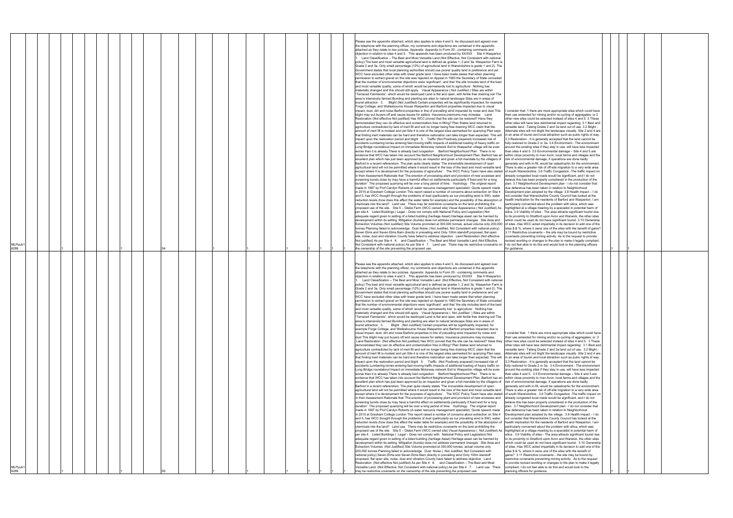| | | | | | | | | | | | | | | | | | | | | | | | | |
|---|---|---|---|---|---|---|---|---|---|---|---|---|---|---|---|---|---|---|---|---|---|---|---|---|
| MLPpub1 6288 | | | 1 | | | 1 | | S4 | | | 1 | | 1 | | 1 | 1 | 1 | 1 | Please see the appendix attached, which also applies to sites 4 and 5. As discussed and agreed over the telephone with the planning officer, my comments and objections are contained in the appendix attached as they relate to two policies. Appendix: Appendix to Form 20 - containing comments and objection in relation to sites 4 and 5. This appendix has been produced by XXXXX Site 4 Wasperton 1. Land Classification – The Best and Most Versatile Land (Not Effective, Not Consistent with national policy) The best and most versatile agricultural land is defined as grades 1, 2 and 3a. Wasperton Farm is Grade 2 and 3a. Only small percentage (12%) of agricultural land in Warwickshire is grade 1 and 2). The Government states that local planning authorities should use poorer quality land in preference and yet WCC have excluded other sites with lower grade land. I have been made aware that when planning permission to extract gravel on this site was rejected on Appeal in 1993 the Secretary of State conceded that the number of environmental objections were 'significant', and that 'the site includes land of the best and most versatile quality, some of which would be permanently lost to agriculture'. Nothing has materially changed and this should still apply. Visual Appearance ( Not Justified ) Sites are within "Terraced Farmlands", which would be destroyed Land is flat and open, with fertile free draining soil The area is intensively farmed Bunding and planting are alien to natural landscape Sites are in areas of tourist attraction 3. Blight (Not Justified) Certain properties will be significantly impacted, for example Forge Cottage, and Wellesbourne House Wasperton and Barford properties impacted due to visual impact, dust, dirt and noise Barford properties in line of prevailing wind impacted by noise and dust This blight may put buyers off and cause issues for sellers. Insurance premiums may increase. Land Restoration (Not effective Not justified) Has WCC proved that the site can be restored? Have they demonstrated they can do effective and contamination free in-filling? Plan States land returned to agriculture contradicted by lack of inert fill and soil no longer being free draining WCC claim that the amount of inert fill is modest and yet Site 4 is one of the largest sites earmarked for quarrying Plan says that finding inert materials can be hard and therefore restoration can take longer than expected. This will impact upon the restoration period and blight 5. Traffic (Not Positively prepared) Increased risk of accidents Lumbering lorries entering fast moving traffic Impacts of additional loading of heavy traffic on Long Bridge roundabout Impact on immediate Motorway network Exit to Wasperton village will be even worse than it is already There is already bad congestion Barford Neighborhood Plan There is no evidence that WCC has taken into account the Barford Neighborhood Development Plan. Barford has an excellent plan which has just been approved by an inspector and given a full mandate by the villagers of Barford in a recent referendum. The plan quite clearly states 'The irreversible development of open agricultural land will not be permitted where it would result in the loss of the best and most versatile land except where it is development for the purposes of agriculture'. The WCC Policy Team have also stated in their Assessment Rationale that 'The erection of processing plant and provision of new accesses and screening bunds close by may have a harmful effect on settlements particularly if fixed and for a long duration'. The proposed quarrying will be over a long period of time. Hydrology The original report made in 1987 by Prof Carolyn Roberts (A water resource management specialist). Quote speech made in 2015 at Gresham College London This report raised a number of concerns about extraction on Site 4 and 5, has WCC thought through the problems of dust (particularly as our prevailing wind is SW), water reduction levels (how does this affect the water table for example) and the possibility of the absorption of chemicals into the land? Land use There may be restrictive covenants on the land prohibiting the proposed use of the site. Site 5 – Glebe Farm (WCC owned site) Visual Appearance ( Not Justified) As per site 4. Listed Buildings ( Legal – Does not comply with National Policy and Legislation) Not adequate regard given to setting of a listed building (heritage Asset) Heritage asset can be harmed by development within its setting Mitigation (bunds) does not address permanent changes Site Area and Extraction Volumes (Not Justified) Site Volume promoted at 300,000 tonnes, actual volume only 200,000 tonnes Planning failed to acknowledge Dust Noise ( Not Justified, Not Consistent with national policy) Seven Elms and Seven Elms Barn directly in prevailing wind Only 100m standoff proposed, flat open site, noise, dust and vibration County have failed to address objection Land Restoration (Not effective Not justified) As per Site 4 6. and Classification – The Best and Most Versatile Land (Not Effective, Not Consistent with national policy) As per Site 4 7. Land use There may be restrictive covenants on the ownership of the site preventing the proposed use. | I consider that: 1 there are more appropriate sites which could have their use extended for mining and/or re-cycling of aggregates; or 2 other new sites could be selected instead of sites 4 and 5. 3 These other sites will have less detrimental impact regarding: 3.1 Best and versatile land - Taking Grade 2 and 3a land out of use. 3.2 Blight - Alternate sites will not blight the landscape visually. Site 2 and 4 are in an area of tourist and local attraction such as public rights of way. 3.3 Restoration - It is generally accepted that the land cannot be fully restored to Grade 2 or 3a. 3.4 Environment - The environment around the existing sites if they stay in use, will have less impacted than sites 4 and 5. 3.5 Environmental damage – Site 4 and 5 are within close proximity to river Avon, local farms and villages and the risk of environmental damage, if operations are done badly generally and with in-fill, would be catastrophic for the environment. There is also a greater risk of off-site migration to a very wide area of south Warwickshire. 3.6 Traffic Congestion -The traffic impact on already congested local roads would be significant, and I do not believe this has been properly considered in the production of the plan. 3.7 Neighborhood Development plan - I do not consider that due deference has been taken in relation to Neighborhood Development plan adopted by the village. 3.8 Health impact – I do not consider that Warwickshire County Council has looked at the health implication for the residents of Barford and Wasperton. I am particularly concerned about the problem with silica, which was highlighted at a village meeting by a specialist in potential harm of silica. 3.9 Viability of sites - The area attracts significant tourist due to its proximity to Stratford upon Avon and Warwick, the other sites which could be used do not have significant tourist. 3.10 Ownership of sites -Has WCC acted impartially in its decision to add one of the sites $ & %, where it owns one of the sites with the benefit of gains? 3.11 Restrictive covenants – the site may be bound by restrictive covenants preventing mining activity. As to the request to provide revised wording or changes to the plan to make it legally compliant, I do not feel able to do this and would look to the planning officers for guidance. | 1 | | 1 | | |
| MLPpub1 6289 | | | 1 | | | 1 | | S5 | | | 1 | | 1 | | 1 | 1 | 1 | 1 | Please see the appendix attached, which also applies to sites 4 and 5. As discussed and agreed over the telephone with the planning officer, my comments and objections are contained in the appendix attached as they relate to two policies. Appendix: Appendix to Form 20 - containing comments and objection in relation to sites 4 and 5. This appendix has been produced by XXXXX Site 4 Wasperton 1. Land Classification – The Best and Most Versatile Land (Not Effective, Not Consistent with national policy) The best and most versatile agricultural land is defined as grades 1, 2 and 3a. Wasperton Farm is Grade 2 and 3a. Only small percentage (12%) of agricultural land in Warwickshire is grade 1 and 2). The Government states that local planning authorities should use poorer quality land in preference and yet WCC have excluded other sites with lower grade land. I have been made aware that when planning permission to extract gravel on this site was rejected on Appeal in 1993 the Secretary of State conceded that the number of environmental objections were 'significant', and that 'the site includes land of the best and most versatile quality, some of which would be permanently lost to agriculture'. Nothing has materially changed and this should still apply. Visual Appearance ( Not Justified ) Sites are within "Terraced Farmlands", which would be destroyed Land is flat and open, with fertile free draining soil The area is intensively farmed Bunding and planting are alien to natural landscape Sites are in areas of tourist attraction 3. Blight (Not Justified) Certain properties will be significantly impacted, for example Forge Cottage, and Wellesbourne House Wasperton and Barford properties impacted due to visual impact, dust, dirt and noise Barford properties in line of prevailing wind impacted by noise and dust This blight may put buyers off and cause issues for sellers. Insurance premiums may increase. Land Restoration (Not effective Not justified) Has WCC proved that the site can be restored? Have they demonstrated they can do effective and contamination free in-filling? Plan States land returned to agriculture contradicted by lack of inert fill and soil no longer being free draining WCC claim that the amount of inert fill is modest and yet Site 4 is one of the largest sites earmarked for quarrying Plan says that finding inert materials can be hard and therefore restoration can take longer than expected. This will impact upon the restoration period and blight 5. Traffic (Not Positively prepared) Increased risk of accidents Lumbering lorries entering fast moving traffic Impacts of additional loading of heavy traffic on Long Bridge roundabout Impact on immediate Motorway network Exit to Wasperton village will be even worse than it is already There is already bad congestion Barford Neighborhood Plan There is no evidence that WCC has taken into account the Barford Neighborhood Development Plan. Barford has an excellent plan which has just been approved by an inspector and given a full mandate by the villagers of Barford in a recent referendum. The plan quite clearly states 'The irreversible development of open agricultural land will not be permitted where it would result in the loss of the best and most versatile land except where it is development for the purposes of agriculture'. The WCC Policy Team have also stated in their Assessment Rationale that 'The erection of processing plant and provision of new accesses and screening bunds close by may have a harmful effect on settlements particularly if fixed and for a long duration'. The proposed quarrying will be over a long period of time. Hydrology The original report made in 1987 by Prof Carolyn Roberts (A water resource management specialist). Quote speech made in 2015 at Gresham College London This report raised a number of concerns about extraction on Site 4 and 5, has WCC thought through the problems of dust (particularly as our prevailing wind is SW), water reduction levels (how does this affect the water table for example) and the possibility of the absorption of chemicals into the land? Land use There may be restrictive covenants on the land prohibiting the proposed use of the site. Site 5 – Glebe Farm (WCC owned site) Visual Appearance ( Not Justified) As per site 4. Listed Buildings ( Legal – Does not comply with National Policy and Legislation) Not adequate regard given to setting of a listed building (heritage Asset) Heritage asset can be harmed by development within its setting Mitigation (bunds) does not address permanent changes Site Area and Extraction Volumes (Not Justified) Site Volume promoted at 300,000 tonnes, actual volume only 200,000 tonnes Planning failed to acknowledge Dust Noise ( Not Justified, Not Consistent with national policy) Seven Elms and Seven Elms Barn directly in prevailing wind Only 100m standoff proposed, flat open site, noise, dust and vibration County have failed to address objection Land Restoration (Not effective Not justified) As per Site 4 6. and Classification – The Best and Most Versatile Land (Not Effective, Not Consistent with national policy) As per Site 4 7. Land use There may be restrictive covenants on the ownership of the site preventing the proposed use. | I consider that: 1 there are more appropriate sites which could have their use extended for mining and/or re-cycling of aggregates; or 2 other new sites could be selected instead of sites 4 and 5. 3 These other sites will have less detrimental impact regarding: 3.1 Best and versatile land - Taking Grade 2 and 3a land out of use. 3.2 Blight - Alternate sites will not blight the landscape visually. Site 2 and 4 are in an area of tourist and local attraction such as public rights of way. 3.3 Restoration - It is generally accepted that the land cannot be fully restored to Grade 2 or 3a. 3.4 Environment - The environment around the existing sites if they stay in use, will have less impacted than sites 4 and 5. 3.5 Environmental damage – Site 4 and 5 are within close proximity to river Avon, local farms and villages and the risk of environmental damage, if operations are done badly generally and with in-fill, would be catastrophic for the environment. There is also a greater risk of off-site migration to a very wide area of south Warwickshire. 3.6 Traffic Congestion -The traffic impact on already congested local roads would be significant, and I do not believe this has been properly considered in the production of the plan. 3.7 Neighborhood Development plan - I do not consider that due deference has been taken in relation to Neighborhood Development plan adopted by the village. 3.8 Health impact – I do not consider that Warwickshire County Council has looked at the health implication for the residents of Barford and Wasperton. I am particularly concerned about the problem with silica, which was highlighted at a village meeting by a specialist in potential harm of silica. 3.9 Viability of sites - The area attracts significant tourist due to its proximity to Stratford upon Avon and Warwick, the other sites which could be used do not have significant tourist. 3.10 Ownership of sites -Has WCC acted impartially in its decision to add one of the sites $ & %, where it owns one of the sites with the benefit of gains? 3.11 Restrictive covenants – the site may be bound by restrictive covenants preventing mining activity. As to the request to provide revised wording or changes to the plan to make it legally compliant, I do not feel able to do this and would look to the planning officers for guidance. | 1 | | 1 | | |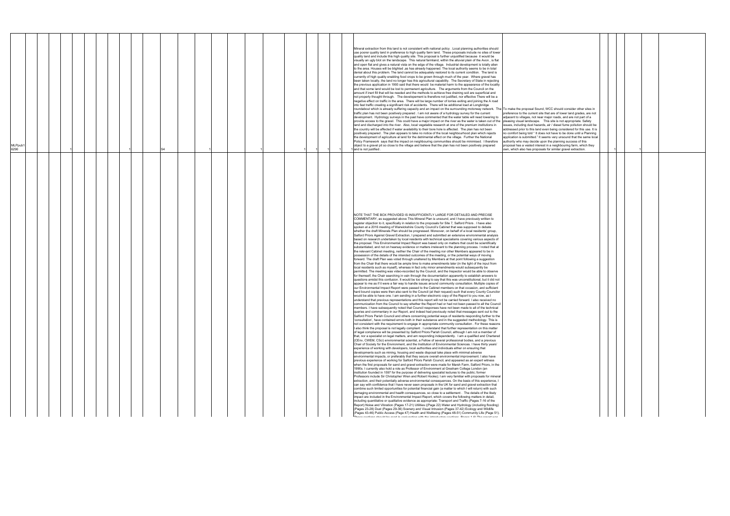| | | | | | | | | | | | | | | | | | | | | | | | | | | | | | | | | | | |
|---|---|---|---|---|---|---|---|---|---|---|---|---|---|---|---|---|---|---|---|---|---|---|---|---|---|---|---|---|---|---|---|---|---|---|
| MLPpub16290 | | | 1 | | | | | | | 1 | | S4 | | | 1 | | | | 1 | | | | 1 | 1 | 1 | | 1 | Mineral extraction from this land is not consistent with national policy . Local planning authorities should use poorer quality land in preference to high quality farm land. These proposals include no sites of lower quality land and include this high quality site. This proposal is further unjustified because it would be visually an ugly blot on the landscape. This natural farmland, within the alluvial plain of the Avon , is flat and open flat and gives a natural vista on the edge of the village. Industrial development is totally alien to the area. Houses will be blighted ,as has already happened. The local authority seems to be in total denial about this problem. The land cannot be adequately restored to its current condition. The land is currently of high quality enabling food crops to be grown through much of the year. Where gravel has been taken locally, the land no longer has this agricultural capability. The Secretary of State in rejecting the previous application in 1993 said that there would be material harm to the appearance of the locality and that some land would be lost to permanent agriculture. The arguments from the Council on the amount if inert fill that will be needed and the methods to achieve free draining soil are superficial and not properly thought through. The developement is therefore not justified, nor effective There will be a negative effect on traffic in the area. There will be large number of lorries exiting and joining the A road into fast traffic creating a significant risk of accidents. There will be additional load at Longbridge roundabout which is already suffering capacity and an impact on the surrounding motorway network. The traffic plan has not been positively prepared . I am not aware of a hydrology survey for the current development. Hydrology surveys in the past have commented that the water table will need lowering to provide access to the gravel. This could have a major impact on the river as the water is taken out of the land and discharged into the river. Also, local vegetable research at one of the premium institutions in the country will be affected if water availability to their bore hole is affected. The plan has not been positively prepared . The plan appears to take no notice of the local neighbourhood plan which rejects the development of agriculture al land for the detrimental effect on the village. Further the National Policy Framework says that the impact on neighbouring communities should be minimised. I therefore object to a gravel pit so close to the village and believe that the plan has not been positively prepared and is not justified . | To make the proposal Sound, WCC should consider other sites in preference to the current site that are of lower land grades, are not adjacent to villages, not near major roads, and are not part of a pleasing visual landscape. This site is not appropriate. Safety issues, including dust hazards, air / diesel fume pollution should be addressed prior to this land even being considered for this use. It is no comfort being told " It does not have to be done until a Planning application is submitted." It seems very unsound that the same local authority who may decide upon the planning success of this proposal has a vested interest in a neighbouring farm, which they own, which also has proposals for similar gravel extraction. | | 1 | | 1 | |
| | | | | | | | | | | | | | | | | | | | | | | | | | | | | NOTE THAT THE BOX PROVIDED IS INSUFFICIENTLY LARGE FOR DETAILED AND PRECISE COMMENTARY, as suggested above This Mineral Plan is unsound, and I have previously written to register objection to it, specifically in relation to the proposals for Site 7, Salford Priors . I have also spoken at a 2016 meeting of Warwickshire County Council's Cabinet that was supposed to debate whether the draft Minerals Plan should be progressed. Moreover, on behalf of a local residents' group, Salford Priors Against Gravel Extraction, I prepared and submitted an extensive environmental analysis based on research undertaken by local residents with technical specialisms covering various aspects of the proposal. This Environmental Impact Report was based only on matters that could be scientifically substantiated, and not on hearsay evidence or matters irrelevant to the planning process. I noted that at the relevant Cabinet meeting, neither the Chair of the meeting nor other Members appeared to be in possession of the details of the intended outcomes of the meeting, or the potential ways of moving forward. The draft Plan was voted through unaltered by Members at that point following a suggestion from the Chair that there would be ample time to make amendments later (in the light of the input from local residents such as myself), whereas in fact only minor amendments would subsequently be permitted. The meeting was video-recorded by the Council, and the Inspector would be able to observe for themself, the Chair searching in vain through the documentation apparently to establish answers to questions amidst this confusion. It would be too strong to say that this was unconstitutional, but it did not appear to me as if it were a fair way to handle issues around community consultation. Multiple copies of our Environmental Impact Report were passed to the Cabinet members on that occasion, and sufficient hard bound copies were then also sent to the Council (at their request) such that every County Councillor would be able to have one. I am sending in a further electronic copy of the Report to you now, as I understand that previous representations and this report will not be carried forward. I also received no communication from the Council to say whether the Report had or had not been passed to all the Council members. I have subsequently noted that Council responses have not been made to all of the technical queries and commentary in our Report, and indeed had previously noted that messages sent out to the Salford Priors Parish Council and others concerning potential ways of residents responding further to the 'consultation', have contained errors both in their substance and in the suggested methodology. This is not consistent with the requirement to engage in appropriate community consultation . For these reasons I also think the proposal is not legally compliant . I understand that further representation on this matter of legal compliance will be presented by Salford Priors Parish Council, although I am not a member of that, nor a specialist on legal matters, and am responding independently. I am a qualified and Chartered (CEnv, CWEM, CSci) environmental scientist, a Fellow of several professional bodies, and a previous Chair of Society for the Environment, and the Institution of Environmental Sciences. I have thirty years' experience of working with developers, local authorities and individuals either on ensuring that developments such as mining, housing and waste disposal take place with minimal adverse environmental impacts, or preferably that they secure overall environmental improvement. I also have previous experience of working for Salford Priors Parish Council, and appeared as an expert witness when the first proposals for sand and gravel extraction were made for Marsh Farm, Salford Priors, in the 1990s. I currently also hold a role as Professor of Environment at Gresham College London (an institution founded in 1597 for the purpose of delivering specialist lectures to the public; former Professors include Sir Christopher Wren and Robert Hooke); I am very familiar with proposals for mineral extraction, and their potentially adverse environmental consequences. On the basis of this experience, I can say with confidence that I have never seen proposals in the UK for sand and gravel extraction that combine such limited opportunities for potential financial gain (a matter to which I will return) with such damaging environmental and health consequences, so close to a settlement . The details of the likely impact are included in the Environmental Impact Report, which covers the following matters in detail, including quantitative or qualitative evidence as appropriate: Transport and Traffic (Pages 7-16 of the Report) Noise and Vibration (Pages 17-21) Utilities ((Page 22) Water and Hydrology (including flooding) (Pages 23-28) Dust (Pages 29-36) Scenery and Visual Intrusion (Pages 37-42) Ecology and Wildlife (Pages 43-46) Public Access (Page 47) Health and Wellbeing (Pages 48-51) Community Life (Page 51). These sections should be read in conjunction with the introductory sections, Pages 1-6) The report was | | | | | | |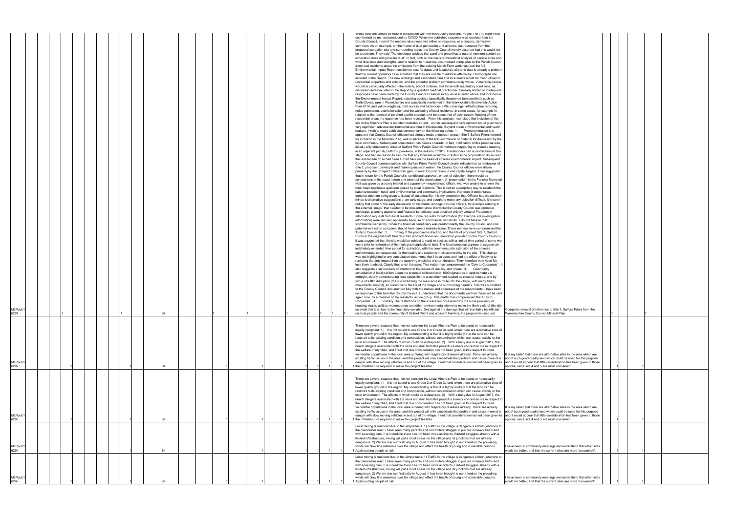| ID | | | | Site | | | | | | | Comment | Suggested change | | | |
|---|---|---|---|---|---|---|---|---|---|---|---|---|---|---|---|
| MLPpub1 6291 | 1 | | 1 | S7 | 1 | 1 | 1 | 1 | 1 | 1 | These sections should be read in conjunction with the introductory sections, Pages 1-6) The report was coordinated by me, and produced by XXXXX When the published response was received from the County Council, most of the matters raised received either no response, or a cursory, dismissive comment. As an example, on the matter of dust generation and airborne dust transport from the proposed extraction site and surrounding roads, the County Council merely asserted that this would not be a problem. They said 'The developer advises that sand and gravel has a natural moisture content so excavation does not generate dust'. In fact, both on the basis of theoretical analysis of particle sizes and wind directions and strengths, and in relation to numerous documented complaints to the Parish Council from local residents about the emissions from the existing Marsh Farm workings (see the full Environmental Impact Report section on dust for dates and locations), airborne dust is already a problem that the current operators have admitted that they are unable to address effectively. Photographs are included in the Report. The new workings and associated haul and local roads would be much closer to residential properties and schools, and the potential problem commensurately worse. Vulnerable people would be particularly affected - the elderly, school children, and those with respiratory conditions, as discussed and evaluated in the Report by a qualified medical practitioner. Similarly limited or inadequate responses have been made by the County Council to almost every issue bulleted above and included in the Environmental Impact Report, including ecology (specifically threatened farmland birds such as Turtle Doves, rare in Warwickshire and specifically mentioned in the Warwickshire Biodiversity Action Plan 2014, and yellow wagtails), road access and hazardous traffic crossings, infrastructure rerouting, noise generation, scenic intrusion and the wellbeing of local residents. In some cases, for example in relation to the removal of perched aquifer storage, and increased risk of downstream flooding of new residential areas, no response has been received. From this analysis, I conclude that inclusion of the site in the Minerals Plan is not 'demonstrably sound' , and its subsequent development would give rise to very significant adverse environmental and health implications. Beyond these environmental and health matters, I wish to make additional commentary on the following points: 1. Predetermination It is apparent that County Council officers had already made a decision to push Site 7 Salford Priors forward for inclusion in the Minerals Plan, well in advance of the first submission of material for discussion by the local community. Subsequent consultation has been a charade. In fact, notification of this proposal was initially only obtained by virtue of Salford Priors Parish Council members happening to attend a meeting in an adjacent parish, Bidford-upon-Avon, in the autumn of 2015. Parishioners had no notification at this stage, and had no reason to assume that any local site would be included since proposals to do so over the last decade or so had been turned back on the basis of adverse environmental impact. Subsequent County Council communications with Salford Priors Parish Council clearly indicate that as landowner of Site 7, proposer, developer and planning decision maker, the County Council officers were driven primarily by the prospect of financial gain, to meet Council revenue and capital targets. They suggested that in return for the Parish Council's 'conditional approval', or lack of objection, there would be concessions in the exact nature and extent of the development. A 'presentation' in the Parish's Memorial Hall was given by a poorly briefed and apparently inexperienced officer, who was unable to answer the most basic legitimate questions posed by local residents. This is not an appropriate way to establish the balance between 'need' and environmental and community implications. Nor does it demonstrate genuine attention being given to issues of sustainability. It is my contention that Officers had closed their minds to alternative suggestions at an early stage, and sought to make any objection difficult. It is worth noting that some of the early discussion of this matter amongst Council officers, for example relating to the external 'image' that needed to be presented since Warwickshire County Council was promoter, developer, planning approver and financial beneficiary, was obtained only by virtue of Freedom of Information requests from local residents. Some requests for information (for example site investigation information) were refused, apparently because of 'commercial sensitivity'. I do not believe that 'commercial sensitivity', when the financial beneficiary was predominantly the County Council and one potential extraction company, should have been a material issue. These matters have compromised the 'Duty to Cooperate' . 2. Timing of the proposed extraction, and the life of proposed Site 7, Salford Priors In the original draft Minerals Plan (and additional documentation provided by the County Council), it was suggested that the site would be subject to rapid extraction, with a limited time period of some two years prior to restoration of the high grade agricultural land. The latest proposal appears to suggest an indefinitely extended time period for extraction, with the commensurate extension of the adverse environmental consequences for the locality and residents in close proximity to the site. This change was not highlighted in any consultation documents that I have seen, and had the effect of implying to residents that any impact from the quarrying would be of short duration. They therefore may have felt less likely to object. Clearly that is not the case. This matter has compromised the 'Duty to Cooperate' . It also suggests a serious lack of attention to the issues of viability, and impact. 3. Community consultation A local petition about the proposal collected over 1000 signatures in approximately a fortnight, clearly demonstrating local opposition to a development located so close to houses, and by virtue of traffic disruption (the site straddling the main access route into the village, with many traffic movements along it), so disruptive to the life of the village and surrounding hamlets. This was submitted to the County Council, documented fully with the names and addresses of the respondents. I have seen no response to this from the County Council. I understand that the documentation from these will be sent again now, by a member of the residents' action group. This matter has compromised the 'Duty to Cooperate' . 4. Viability The restrictions on the excavation occasioned by the close proximity of housing, roads, utilities, watercourses and other environmental elements make the likely yield of this site so small that it is likely to be financially unviable. Set against the damage that will inevitably be inflicted on local people and the community of Salford Priors and adjacent hamlets, the proposal is unsound. | Complete removal of reference to Site 7, Salford Priors from the Warwickshire County Council Mineral Plan. | 1 | | 1 |
| MLPpub1 6292 | | 1 | 1 | S4 | 1 | | 1 | 1 | 1 | 1 | There are several reasons that I do not consider the Local Minerals Plan to be sound or necessarily legally compliant. 1) It is not sound to use Grade 2 or Grade 3a land when there are alternative sites of lower quality ground in the region. My understanding is that it is highly unlikely that the land can be restored to its existing condition and composition, without contamination which can cause toxicity to the local environment. The affects of which could be widespread. 2) With a baby due in August 2017, the health dangers associated with the silica and dust from this project is a major concern to me in respect to the welfare of my child, and I feel that due consideration has not been given in this respect to those vulnerable populations in the local area suffering with respiratory diseases already. There are already existing traffic issues in the area, and this project will only exacerbate that problem and cause more of a danger with slow moving vehicles in and out of the village. I feel that consideration has not been given to the infrastructure required to make this project feasible. | It is my belief that there are alternative sites in the area which are not of such good quality land which could be used for this purpose and it would appear that little consideration has been given to those options, since site 4 and 5 are most convenient. | | 1 | 1 |
| MLPpub1 6293 | | 1 | 1 | S5 | 1 | | 1 | 1 | 1 | 1 | There are several reasons that I do not consider the Local Minerals Plan to be sound or necessarily legally compliant. 1) It is not sound to use Grade 2 or Grade 3a land when there are alternative sites of lower quality ground in the region. My understanding is that it is highly unlikely that the land can be restored to its existing condition and composition, without contamination which can cause toxicity to the local environment. The affects of which could be widespread. 2) With a baby due in August 2017, the health dangers associated with the silica and dust from this project is a major concern to me in respect to the welfare of my child, and I feel that due consideration has not been given in this respect to those vulnerable populations in the local area suffering with respiratory diseases already. There are already existing traffic issues in the area, and this project will only exacerbate that problem and cause more of a danger with slow moving vehicles in and out of the village. I feel that consideration has not been given to the infrastructure required to make this project feasible. | It is my belief that there are alternative sites in the area which are not of such good quality land which could be used for this purpose and it would appear that little consideration has been given to those options, since site 4 and 5 are most convenient. | | 1 | 1 |
| MLPpub1 6294 | | 1 | 1 | S4 | 1 | | 1 | 1 | 1 | 1 | Local mining is unsound due to the simple facts. 1) Traffic in the village is dangerous at both junctions to the cirencester road. I have seen many parents and commuters struggle to pull out in heavy traffic and with speeding cars. It is incredible there has not been more accidents, Barford struggles already with a limited infrastructure, mining will put a lot of stress on the village and its junctions that are already dangerous. 2) We are due our first baby in August. It has been brought to our attention the prevailing winds will blow fine materials over the village and effect the health of young and vulnerable persons. Again putting people at risk. | I have been to community meetings and understand that other sites would be better, and that the current sites are more 'convenient'. | | 1 | 1 |
| MLPpub1 6295 | | 1 | 1 | S5 | 1 | | 1 | 1 | 1 | 1 | Local mining is unsound due to the simple facts. 1) Traffic in the village is dangerous at both junctions to the cirencester road. I have seen many parents and commuters struggle to pull out in heavy traffic and with speeding cars. It is incredible there has not been more accidents, Barford struggles already with a limited infrastructure, mining will put a lot of stress on the village and its junctions that are already dangerous. 2) We are due our first baby in August. It has been brought to our attention the prevailing winds will blow fine materials over the village and effect the health of young and vulnerable persons. Again putting people at risk. | I have been to community meetings and understand that other sites would be better, and that the current sites are more 'convenient'. | | 1 | 1 |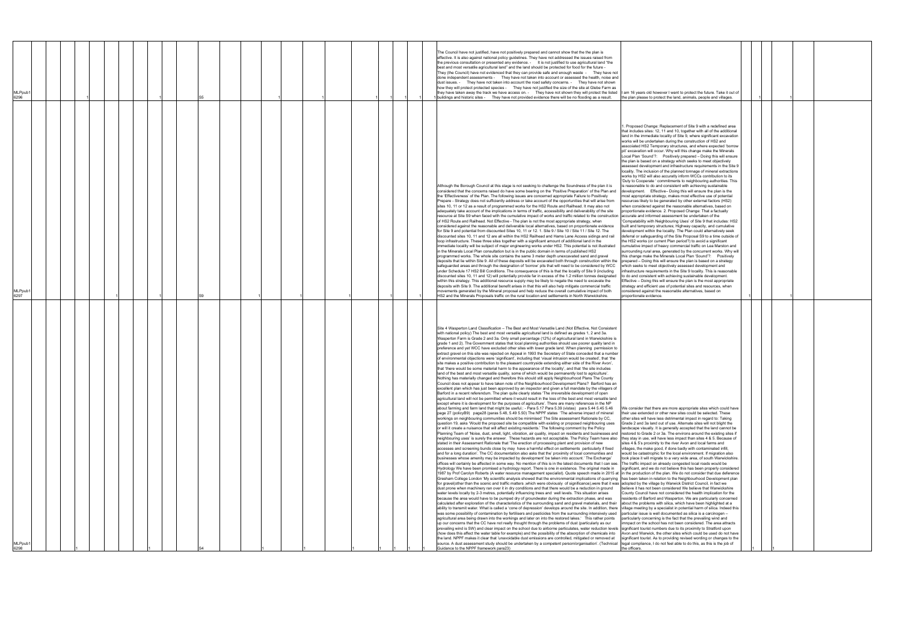| | | | | | | | | | | | | | | | | | | | | | | | | | | | | |
|---|---|---|---|---|---|---|---|---|---|---|---|---|---|---|---|---|---|---|---|---|---|---|---|---|---|---|---|---|
| MLPpub16296 | | | 1 | | 1 | S5 | 1 | | 1 | | 1 | 1 | | 1 | | 1 | The Council have not justified, have not positively prepared and cannot show that the the plan is effective. It is also against national policy guidelines. They have not addressed the issues raised from the previous consultation or presented any evidence. - It is not justified to use agricultural land "the best and most versatile agricultural land" and the land should be protected for food for the future - They (the Council) have not evidenced that they can provide safe and enough waste - They have not done independent assessments - They have not taken into account or assessed the health, noise and dust issues. - They have not taken into account the road safety concerns. - They have not shown how they will protect protected species - They have not justified the size of the site at Glebe Farm as they have taken away the track we have access on. - They have not shown they will protect the listed buildings and historic sites - They have not provided evidence there will be no flooding as a result. | I am 16 years old however I want to protect the future. Take it out of the plan please to protect the land, animals, people and villages. | 1 | | 1 | | |
| MLPpub16297 | | | | 1 | 1 | S9 | 1 | | | | 1 | | 1 | | | 1 | Although the Borough Council at this stage is not seeking to challenge the Soundness of the plan it is considered that the concerns raised do have some bearing on the 'Positive Preparation' of the Plan and the 'Effectiveness' of the Plan. The following issues are concerned appropriate Failure to Positively Prepare - Strategy does not sufficiently address or take account of the opportunities that will arise from sites 10, 11 or 12 as a result of programmed works for the HS2 Route and Railhead. It may also not adequately take account of the implications in terms of traffic, accessibility and deliverability of the site resource at Site S9 when faced with the cumulative impact of works and traffic related to the construction of HS2 Route and Railhead. Not Effective - The plan is not the most appropriate strategy, when considered against the reasonable and deliverable local alternatives, based on proportionate evidence for Site 9 and potential from discounted Sites 10, 11 or 12. 1. Site 9 / Site 10 / Site 11 / Site 12. The discounted sites 10, 11 and 12 are all within the HS2 Railhead and Hams Lane Access sidings and rail loop infrastructure. These three sites together with a significant amount of additional land in the immediate locality will be subject of major engineering works under HS2. This potential is not illustrated in the Minerals Local Plan consultation but is in the public domain in terms of published HS2 programmed works. The whole site contains the same 3 meter depth unexcavated sand and gravel deposits that lie within Site 9. All of these deposits will be excavated both through construction within the safeguarded areas and through the designation of 'borrow' pits that will need to be considered by WCC under Schedule 17 HS2 Bill Conditions. The consequence of this is that the locality of Site 9 (including discounted sites 10, 11 and 12) will potentially provide far in excess of the 1.2 million tonnes designated within this strategy. This additional resource supply may be likely to negate the need to excavate the deposits with Site 9. The additional benefit arises in that this will also help mitigate commercial traffic movements generated by the Mineral proposal and help reduce the overall cumulative impact of both HS2 and the Minerals Proposals traffic on the rural location and settlements in North Warwickshire. | 1. Proposed Change: Replacement of Site 9 with a redefined area that includes sites: 12, 11 and 10, together with all of the additional land in the immediate locality of Site 9, where significant excavation works will be undertaken during the construction of HS2 and associated HS2 Temporary structures, and where expected 'borrow pit' excavation will occur. Why will this change make the Minerals Local Plan 'Sound'?: Positively prepared – Doing this will ensure the plan is based on a strategy which seeks to meet objectively assessed development and infrastructure requirements in the Site 9 locality. The inclusion of the planned tonnage of mineral extractions works by HS2 will also accurately inform WCCs contribution to its 'Duty to Cooperate ' commitments to neighbouring authorities. This is reasonable to do and consistent with achieving sustainable development. Effective– Doing this will ensure the plan is the most appropriate strategy, makes most effective use of potential resources likely to be generated by other external factors (HS2) when considered against the reasonable alternatives, based on proportionate evidence. 2. Proposed Change: That a factually accurate and informed assessment be undertaken of the 'Compatability with Neighbouring Uses' of Site 9 that includes: HS2 built and temporary structures; Highway capacity, and cumulative development within the locality. The Plan could alternatively seek deferral or safeguarding of the Site Proposal S9 to a time outside of the HS2 works (or current Plan period?) to avoid a significant cumulative impact of heavy commercial traffic on Lea Marston and surrounding rural area, generated by the concurrent works. Why will this change make the Minerals Local Plan 'Sound'?: Positively prepared – Doing this will ensure the plan is based on a strategy which seeks to meet objectively assessed development and infrastructure requirements in the Site 9 locality. This is reasonable to do and consistent with achieving sustainable development. Effective – Doing this will ensure the plan is the most appropriate strategy and efficient use of potential sites and resources, when considered against the reasonable alternatives, based on proportionate evidence. | 1 | | 1 | | |
| MLPpub16298 | 1 | | | | | S4 | 1 | 1 | | 1 | | 1 | 1 | | 1 | 1 | Site 4 Wasperton Land Classification – The Best and Most Versatile Land (Not Effective, Not Consistent with national policy) The best and most versatile agricultural land is defined as grades 1, 2 and 3a. Wasperton Farm is Grade 2 and 3a. Only small percentage (12%) of agricultural land in Warwickshire is grade 1 and 2). The Government states that local planning authorities should use poorer quality land in preference and yet WCC have excluded other sites with lower grade land. When planning permission to extract gravel on this site was rejected on Appeal in 1993 the Secretary of State conceded that a number of environmental objections were 'significant', including that 'visual intrusion would be created', that 'the site makes a positive contribution to the pleasant countryside extending either side of the River Avon', that 'there would be some material harm to the appearance of the locality', and that 'the site includes land of the best and most versatile quality, some of which would be permanently lost to agriculture'. Nothing has materially changed and therefore this should still apply Neighbourhood Plans The County Council does not appear to have taken note of the Neighbourhood Development Plans? Barford has an excellent plan which has just been approved by an inspector and given a full mandate by the villagers of Barford in a recent referendum. The plan quite clearly states 'The irreversible development of open agricultural land will not be permitted where it would result in the loss of the best and most versatile land except where it is development for the purposes of agriculture'. There are many references in the NP about farming and farm land that might be useful.: - Para 5.17 Para 5.39 (vistas) para 5.44 5.45 5.46 page 27 (policyB9) page28 (paras 5.48, 5.49 5.50) The NPPF states 'The adverse impact of mineral workings on neighbouring communities should be minimised' The Site assessment Rationale by CC, question 19, asks 'Would the proposed site be compatible with existing or proposed neighbouring uses or will it create a nuisance that will affect existing residents ' The following comment by the Policy Planning Team of 'Noise, dust, smell, light, vibration, air quality, impact on residents and businesses and neighbouring uses' is surely the answer. These hazards are not acceptable. The Policy Team have also stated in their Assessment Rationale that 'The erection of processing plant and provision of new accesses and screening bunds close by may have a harmful effect on settlements particularly if fixed and for a long duration'. The CC documentation also asks that the' proximity of local communities and businesses whose amenity may be impacted by development' be taken into account.' The Exchange' offices will certainly be affected in some way. No mention of this is in the latest documents that I can see. Hydrology We have been promised a hydrology report. There is one in existence. The original made in 1987 by Prof Carolyn Roberts (A water resource management specialist). Quote speech made in 2015 at Gresham College London 'My scientific analysis showed that the environmental implications of quarrying for gravel(other than the scenic and traffic matters ,which were obviously of significance),were that it was dust prone when machinery ran over it in dry conditions and that there would be a reduction in ground water levels locally by 2-3 metres, potentially influencing trees and well levels. This situation arises because the area would have to be pumped dry of groundwater during the extraction phase, and was calculated after exploration of the characteristics of the surrounding sand and gravel materials, and their ability to transmit water. What is called a 'cone of depression' develops around the site. In addition, there was some possibility of contamination by fertilisers and pesticides from the surrounding intensively used agricultural area being drawn into the workings and later on into the restored lakes.' This rather points up our concerns that the CC have not really thought through the problems of dust (particularly as our prevailing wind is SW) and clear impact on the school due to airborne particulates, water reduction levels (how does this affect the water table for example) and the possibility of the absorption of chemicals into the land. NPPF makes it clear that 'unavoidable dust emissions are controlled, mitigated or removed at source. A dust assessment study should be undertaken by a competent person/organisation'. (Technical Guidance to the NPPF framework para23) | We consider that there are more appropriate sites which could have their use extended or other new sites could be selected: These other sites will have less detrimental impact in regard to: Taking Grade 2 and 3a land out of use. Alternate sites will not blight the landscape visually. It is generally accepted that the land cannot be restored to Grade 2 or 3a. The environs around the existing sites if they stay in use, will have less impact than sites 4 & 5. Because of sites 4 & 5's proximity to the river Avon and local farms and villages, the make good, if done badly with contaminated infill, would be catastrophic for the local environment. If migration also took place it will migrate to a very wide area, of south Warwickshire. The traffic impact on already congested local roads would be significant, and we do not believe this has been properly considered in the production of the plan. We do not consider that due deference has been taken in relation to the Neighbourhood Development plan adopted by the village by Warwick District Council, in fact we believe it has not been considered We believe that Warwickshire County Council have not considered the health implication for the residents of Barford and Wasperton. We are particularly concerned about the problems with silica, which have been highlighted at a village meeting by a specialist in potential harm of silica. Indeed this particular issue is well documented as silica is a carcinogen – particularly concerning is the fact that the prevailing wind and immpact on the school has not been considered. The area attracts significant tourist numbers due to its proximity to Stratford upon Avon and Warwick, the other sites which could be used do not have significant tourist. As to providing revised wording or changes to the legal compliance, I do not feel able to do this, as this is the job of the officers. | 1 | 1 | 1 | | |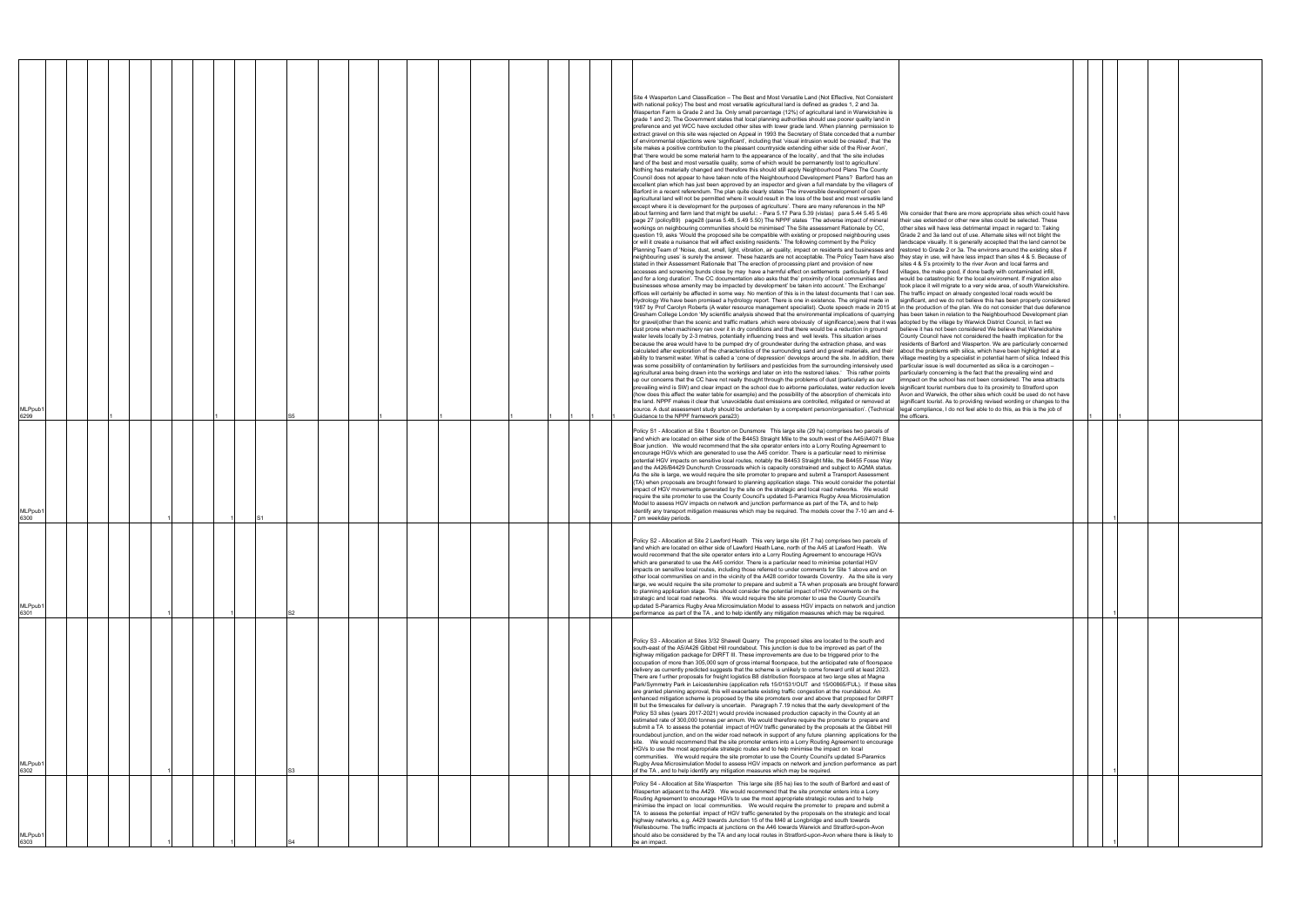| | | | | | | | | | | | | | | | | |
|---|---|---|---|---|---|---|---|---|---|---|---|---|---|---|---|---|
| MLPpub16299 | 1 | | 1 | | S5 | 1 | 1 | 1 | 1 | 1 | 1 | Site 4 Wasperton Land Classification – The Best and Most Versatile Land (Not Effective, Not Consistent with national policy) The best and most versatile agricultural land is defined as grades 1, 2 and 3a. Wasperton Farm is Grade 2 and 3a. Only small percentage (12%) of agricultural land in Warwickshire is grade 1 and 2). The Government states that local planning authorities should use poorer quality land in preference and yet WCC have excluded other sites with lower grade land. When planning permission to extract gravel on this site was rejected on Appeal in 1993 the Secretary of State conceded that a number of environmental objections were 'significant', including that 'visual intrusion would be created', that 'the site makes a positive contribution to the pleasant countryside extending either side of the River Avon', that 'there would be some material harm to the appearance of the locality', and that 'the site includes land of the best and most versatile quality, some of which would be permanently lost to agriculture'. Nothing has materially changed and therefore this should still apply Neighbourhood Plans The County Council does not appear to have taken note of the Neighbourhood Development Plans? Barford has an excellent plan which has just been approved by an inspector and given a full mandate by the villagers of Barford in a recent referendum. The plan quite clearly states 'The irreversible development of open agricultural land will not be permitted where it would result in the loss of the best and most versatile land except where it is development for the purposes of agriculture'. There are many references in the NP about farming and farm land that might be useful.: - Para 5.17 Para 5.39 (vistas) para 5.44 5.45 5.46 page 27 (policyB9) page28 (paras 5.48, 5.49 5.50) The NPPF states 'The adverse impact of mineral workings on neighbouring communities should be minimised' The Site assessment Rationale by CC, question 19, asks 'Would the proposed site be compatible with existing or proposed neighbouring uses or will it create a nuisance that will affect existing residents.' The following comment by the Policy Planning Team of 'Noise, dust, smell, light, vibration, air quality, impact on residents and businesses and neighbouring uses' is surely the answer. These hazards are not acceptable. The Policy Team have also stated in their Assessment Rationale that 'The erection of processing plant and provision of new accesses and screening bunds close by may have a harmful effect on settlements particularly if fixed and for a long duration'. The CC documentation also asks that the' proximity of local communities and businesses whose amenity may be impacted by development' be taken into account.' The Exchange' offices will certainly be affected in some way. No mention of this is in the latest documents that I can see. Hydrology We have been promised a hydrology report. There is one in existence. The original made in 1987 by Prof Carolyn Roberts (A water resource management specialist). Quote speech made in 2015 at Gresham College London 'My scientific analysis showed that the environmental implications of quarrying for gravel(other than the scenic and traffic matters ,which were obviously of significance),were that it was dust prone when machinery ran over it in dry conditions and that there would be a reduction in ground water levels locally by 2-3 metres, potentially influencing trees and well levels. This situation arises because the area would have to be pumped dry of groundwater during the extraction phase, and was calculated after exploration of the characteristics of the surrounding sand and gravel materials, and their ability to transmit water. What is called a 'cone of depression' develops around the site. In addition, there was some possibility of contamination by fertilisers and pesticides from the surrounding intensively used agricultural area being drawn into the workings and later on into the restored lakes.' This rather points up our concerns that the CC have not really thought through the problems of dust (particularly as our prevailing wind is SW) and clear impact on the school due to airborne particulates, water reduction levels (how does this affect the water table for example) and the possibility of the absorption of chemicals into the land. NPPF makes it clear that 'unavoidable dust emissions are controlled, mitigated or removed at source. A dust assessment study should be undertaken by a competent person/organisation'. (Technical Guidance to the NPPF framework para23) | We consider that there are more appropriate sites which could have their use extended or other new sites could be selected. These other sites will have less detrimental impact in regard to: Taking Grade 2 and 3a land out of use. Alternate sites will not blight the landscape visually. It is generally accepted that the land cannot be restored to Grade 2 or 3a. The environs around the existing sites if they stay in use, will have less impact than sites 4 & 5. Because of sites 4 & 5's proximity to the river Avon and local farms and villages, the make good, if done badly with contaminated infill, would be catastrophic for the local environment. If migration also took place it will migrate to a very wide area, of south Warwickshire. The traffic impact on already congested local roads would be significant, and we do not believe this has been properly considered in the production of the plan. We do not consider that due deference has been taken in relation to the Neighbourhood Development plan adopted by the village by Warwick District Council, in fact we believe it has not been considered We believe that Warwickshire County Council have not considered the health implication for the residents of Barford and Wasperton. We are particularly concerned about the problems with silica, which have been highlighted at a village meeting by a specialist in potential harm of silica. Indeed this particular issue is well documented as silica is a carcinogen – particularly concerning is the fact that the prevailing wind and immpact on the school has not been considered. The area attracts significant tourist numbers due to its proximity to Stratford upon Avon and Warwick, the other sites which could be used do not have significant tourist. As to providing revised wording or changes to the legal compliance, I do not feel able to do this, as this is the job of the officers. | 1 | 1 | |
| MLPpub16300 | | 1 | | 1 | S1 | | | | | | | Policy S1 - Allocation at Site 1 Bourton on Dunsmore This large site (29 ha) comprises two parcels of land which are located on either side of the B4453 Straight Mile to the south west of the A45/A4071 Blue Boar junction. We would recommend that the site operator enters into a Lorry Routing Agreement to encourage HGVs which are generated to use the A45 corridor. There is a particular need to minimise potential HGV impacts on sensitive local routes, notably the B4453 Straight Mile, the B4455 Fosse Way and the A426/B4429 Dunchurch Crossroads which is capacity constrained and subject to AQMA status. As the site is large, we would require the site promoter to prepare and submit a Transport Assessment (TA) when proposals are brought forward to planning application stage. This would consider the potential impact of HGV movements generated by the site on the strategic and local road networks. We would require the site promoter to use the County Council's updated S-Paramics Rugby Area Microsimulation Model to assess HGV impacts on network and junction performance as part of the TA, and to help identify any transport mitigation measures which may be required. The models cover the 7-10 am and 4-7 pm weekday periods. | | | | 1 |
| MLPpub16301 | | 1 | | 1 | S2 | | | | | | | Policy S2 - Allocation at Site 2 Lawford Heath This very large site (61.7 ha) comprises two parcels of land which are located on either side of Lawford Heath Lane, north of the A45 at Lawford Heath. We would recommend that the site operator enters into a Lorry Routing Agreement to encourage HGVs which are generated to use the A45 corridor. There is a particular need to minimise potential HGV impacts on sensitive local routes, including those referred to under comments for Site 1 above and on other local communities on and in the vicinity of the A428 corridor towards Coventry. As the site is very large, we would require the site promoter to prepare and submit a TA when proposals are brought forward to planning application stage. This should consider the potential impact of HGV movements on the strategic and local road networks. We would require the site promoter to use the County Council's updated S-Paramics Rugby Area Microsimulation Model to assess HGV impacts on network and junction performance as part of the TA , and to help identify any mitigation measures which may be required. | | | | 1 |
| MLPpub16302 | | 1 | | | S3 | | | | | | | Policy S3 - Allocation at Sites 3/32 Shawell Quarry The proposed sites are located to the south and south-east of the A5/A426 Gibbet Hill roundabout. This junction is due to be improved as part of the highway mitigation package for DIRFT III. These improvements are due to be triggered prior to the occupation of more than 305,000 sqm of gross internal floorspace, but the anticipated rate of floorspace delivery as currently predicted suggests that the scheme is unlikely to come forward until at least 2023. There are f urther proposals for freight logistics B8 distribution floorspace at two large sites at Magna Park/Symmetry Park in Leicestershire (application refs 15/01531/OUT and 15/00865/FUL). If these sites are granted planning approval, this will exacerbate existing traffic congestion at the roundabout. An enhanced mitigation scheme is proposed by the site promoters over and above that proposed for DIRFT III but the timescales for delivery is uncertain. Paragraph 7.19 notes that the early development of the Policy S3 sites (years 2017-2021) would provide increased production capacity in the County at an estimated rate of 300,000 tonnes per annum. We would therefore require the promoter to prepare and submit a TA to assess the potential impact of HGV traffic generated by the proposals at the Gibbet Hill roundabout junction, and on the wider road network in support of any future planning applications for the site. We would recommend that the site promoter enters into a Lorry Routing Agreement to encourage HGVs to use the most appropriate strategic routes and to help minimise the impact on local communities. We would require the site promoter to use the County Council's updated S-Paramics Rugby Area Microsimulation Model to assess HGV impacts on network and junction performance as part of the TA , and to help identify any mitigation measures which may be required. | | | | 1 |
| MLPpub16303 | | 1 | | 1 | S4 | | | | | | | Policy S4 - Allocation at Site Wasperton This large site (85 ha) lies to the south of Barford and east of Wasperton adjacent to the A429. We would recommend that the site promoter enters into a Lorry Routing Agreement to encourage HGVs to use the most appropriate strategic routes and to help minimise the impact on local communities. We would require the promoter to prepare and submit a TA to assess the potential impact of HGV traffic generated by the proposals on the strategic and local highway networks, e.g. A429 towards Junction 15 of the M40 at Longbridge and south towards Wellesbourne. The traffic impacts at junctions on the A46 towards Warwick and Stratford-upon-Avon should also be considered by the TA and any local routes in Stratford-upon-Avon where there is likely to be an impact. | | | | 1 |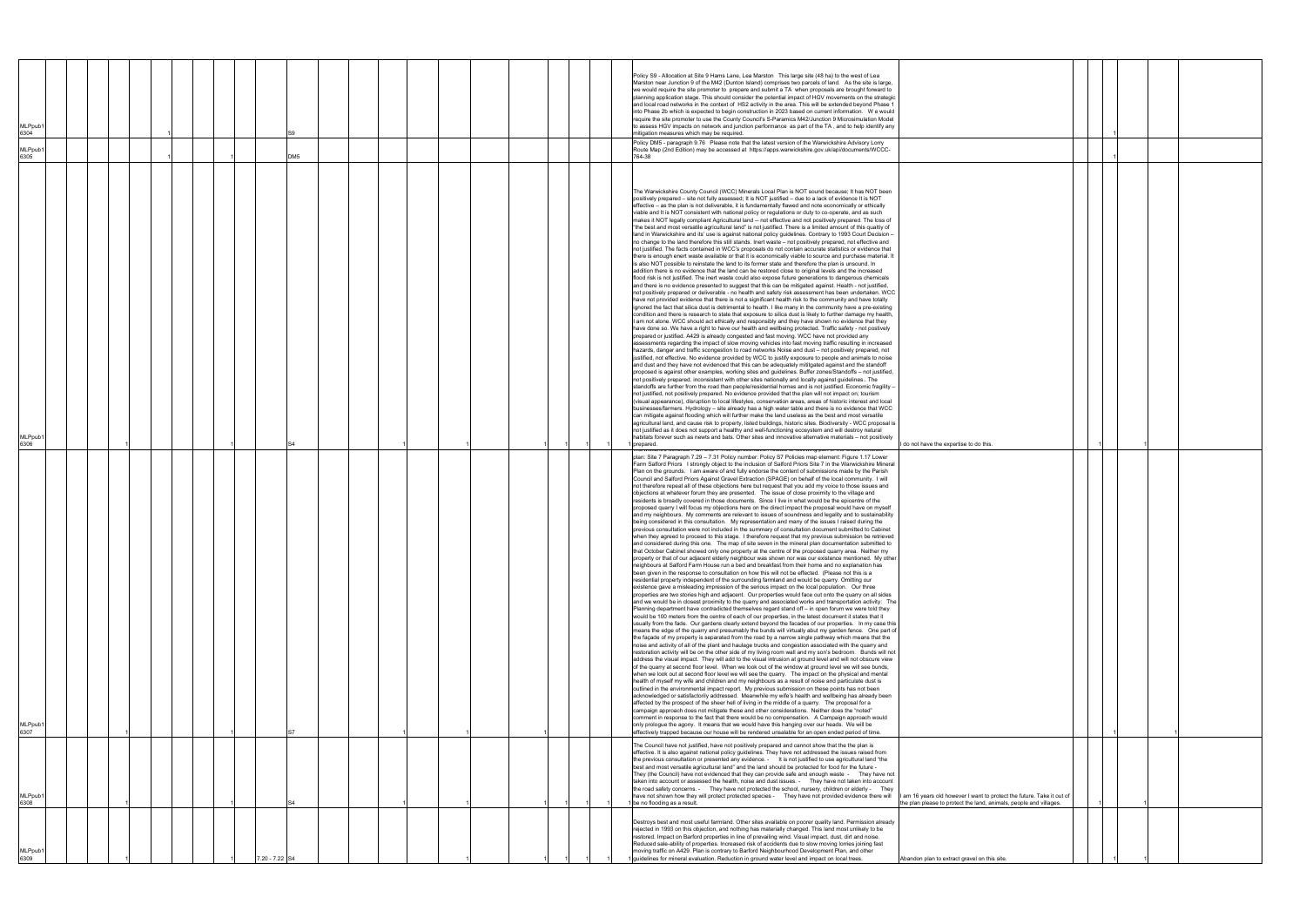| | | | | | | | | | | | | | | | | | | | | | | | | | | | |
|---|---|---|---|---|---|---|---|---|---|---|---|---|---|---|---|---|---|---|---|---|---|---|---|---|---|---|---|
| MLPpub1 6304 | | | | | 1 | | | | | S9 | | | | | | | | | | Policy S9 - Allocation at Site 9 Hams Lane, Lea Marston This large site (48 ha) to the west of Lea Marston near Junction 9 of the M42 (Dunton Island) comprises two parcels of land. As the site is large, we would require the site promoter to prepare and submit a TA when proposals are brought forward to planning application stage. This should consider the potential impact of HGV movements on the strategic and local road networks in the context of HS2 activity in the area. This will be extended beyond Phase 1 into Phase 2b which is expected to begin construction in 2023 based on current information. W e would require the site promoter to use the County Council's S-Paramics M42/Junction 9 Microsimulation Model to assess HGV impacts on network and junction performance as part of the TA , and to help identify any mitigation measures which may be required. | | | 1 | | | | |
| MLPpub1 6305 | | | | | 1 | | | 1 | | DM5 | | | | | | | | | | Policy DM5 - paragraph 9.76 Please note that the latest version of the Warwickshire Advisory Lorry Route Map (2nd Edition) may be accessed at https://apps.warwickshire.gov.uk/api/documents/WCCC-764-38 | | | 1 | | | | |
| MLPpub1 6306 | | | 1 | | | | | 1 | | S4 | | 1 | 1 | | 1 | 1 | 1 | 1 | 1 | The Warwickshire County Council (WCC) Minerals Local Plan is NOT sound because; It has NOT been positively prepared – site not fully assessed; It is NOT justified – due to a lack of evidence It is NOT effective – as the plan is not deliverable, it is fundamentally flawed and note economically or ethically viable and It is NOT consistent with national policy or regulations or duty to co-operate, and as such makes it NOT legally compliant Agricultural land – not effective and not positively prepared. The loss of "the best and most versatile agricultural land" is not justified. There is a limited amount of this quality of land in Warwickshire and its' use is against national policy guidelines. Contrary to 1993 Court Decision – no change to the land therefore this still stands. Inert waste – not positively prepared, not effective and not justified. The facts contained in WCC's proposals do not contain accurate statistics or evidence that there is enough enert waste available or that it is economically viable to source and purchase material. It is also NOT possible to reinstate the land to its former state and therefore the plan is unsound. In addition there is no evidence that the land can be restored close to original levels and the increased flood risk is not justified. The inert waste could also expose future generations to dangerous chemicals and there is no evidence presented to suggest that this can be mitigated against. Health - not justified, not positively prepared or deliverable - no health and safety risk assessment has been undertaken. WCC have not provided evidence that there is not a significant health risk to the community and have totally ignored the fact that silica dust is detrimental to health. I like many in the community have a pre-existing condition and there is research to state that exposure to silica dust is likely to further damage my health, I am not alone. WCC should act ethically and responsibly and they have shown no evidence that they have done so. We have a right to have our health and wellbeing protected. Traffic safety - not positively prepared or justified. A429 is already congested and fast moving. WCC have not provided any assessments regarding the impact of slow moving vehicles into fast moving traffic resulting in increased hazards, danger and traffic scongestion to road networks Noise and dust – not positively prepared, not justified, not effective. No evidence provided by WCC to justify exposure to people and animals to noise and dust and they have not evidenced that this can be adequately mitigated against and the standoff proposed is against other examples, working sites and guidelines. Buffer zones/Standoffs – not justified, not positively prepared. inconsistent with other sites nationally and locally against guidelines.. The standoffs are further from the road then people/residential homes and is not justified. Economic fragility – not justified, not positively prepared. No evidence provided that the plan will not impact on; tourism (visual appearance), disruption to local lifestyles, conservation areas, areas of historic interest and local businesses/farmers. Hydrology – site already has a high water table and there is no evidence that WCC can mitigate against flooding which will further make the land useless as the best and most versatile agricultural land, and cause risk to property, listed buildings, historic sites. Biodiversity - WCC proposal is not justified as it does not support a healthy and well-functioning ecosystem and will destroy natural habitats further such as newts and bats. Other sites and innovative alternative materials – not positively prepared. | I do not have the expertise to do this. | | 1 | | 1 | | |
| MLPpub1 6307 | | | 1 | | | | | 1 | | S7 | | 1 | 1 | 1 | | | | | | plan: Site 7 Paragraph 7.29 – 7.31 Policy number: Policy S7 Policies map element: Figure 1.17 Lower Farm Salford Priors I strongly object to the inclusion of Salford Priors Site 7 in the Warwickshire Mineral Plan on the grounds. I am aware of and fully endorse the content of submissions made by the Parish Council and Salford Priors Against Gravel Extraction (SPAGE) on behalf of the local community. I will not therefore repeat all of these objections here but request that you add my voice to those issues and objections at whatever forum they are presented. The issue of close proximity to the village and residents is broadly covered in those documents. Since I live in what would be the epicentre of the proposed quarry I will focus my objections here on the direct impact the proposal would have on myself and my neighbours. My comments are relevant to issues of soundness and legality and to sustainability being considered in this consultation. My representation and many of the issues I raised during the previous consultation were not included in the summary of consultation document submitted to Cabinet when they agreed to proceed to this stage. I therefore request that my previous submission be retrieved and considered during this one. The map of site seven in the mineral plan documentation submitted to that October Cabinet showed only one property at the centre of the proposed quarry area. Neither my property or that of our adjacent elderly neighbour was shown nor was our existence mentioned. My other neighbours at Salford Farm House run a bed and breakfast from their home and no explanation has been given in the response to consultation on how this will not be effected. (Please not this is a residential property independent of the surrounding farmland and would be quarry. Omitting our existence gave a misleading impression of the serious impact on the local population. Our three properties are two stories high and adjacent. Our properties would face out onto the quarry on all sides and we would be in closest proximity to the quarry and associated works and transportation activity. The Planning department have contradicted themselves regard stand off – in open forum we were told they would be 100 meters from the centre of each of our properties, in the latest document it states that it usually from the fade. Our gardens clearly extend beyond the facades of our properties. In my case this means the edge of the quarry and presumably the bunds will virtually abut my garden fence. One part of the façade of my property is separated from the road by a narrow single pathway which means that the noise and activity of all of the plant and haulage trucks and congestion associated with the quarry and restoration activity will be on the other side of my living room wall and my son's bedroom. Bunds will not address the visual impact. They will add to the visual intrusion at ground level and will not obscure view of the quarry at second floor level. When we look out of the window at ground level we will see bunds, when we look out at second floor level we will see the quarry. The impact on the physical and mental health of myself my wife and children and my neighbours as a result of noise and particulate dust is outlined in the environmental impact report. My previous submission on these points has not been acknowledged or satisfactorily addressed. Meanwhile my wife's health and wellbeing has already been affected by the prospect of the sheer hell of living in the middle of a quarry. The proposal for a campaign approach does not mitigate these and other considerations. Neither does the "noted" comment in response to the fact that there would be no compensation. A Campaign approach would only prologue the agony. It means that we would have this hanging over our heads. We will be effectively trapped because our house will be rendered unsalable for an open ended period of time. | | | 1 | | | 1 | |
| MLPpub1 6308 | | | 1 | | | | | 1 | | S4 | | 1 | 1 | | 1 | 1 | 1 | 1 | 1 | The Council have not justified, have not positively prepared and cannot show that the the plan is effective. It is also against national policy guidelines. They have not addressed the issues raised from the previous consultation or presented any evidence. - It is not justified to use agricultural land "the best and most versatile agricultural land" and the land should be protected for food for the future - They (the Council) have not evidenced that they can provide safe and enough waste - They have not taken into account or assessed the health, noise and dust issues. - They have not taken into account the road safety concerns. - They have not protected the school, nursery, children or elderly - They have not shown how they will protect protected species - They have not provided evidence there will be no flooding as a result. | I am 16 years old however I want to protect the future. Take it out of the plan please to protect the land, animals, people and villages. | | 1 | | 1 | | |
| MLPpub1 6309 | | | 1 | | | | | 1 | 7.20 - 7.22 | S4 | | | 1 | | 1 | 1 | 1 | 1 | 1 | Destroys best and most useful farmland. Other sites available on poorer quality land. Permission already rejected in 1993 on this objection, and nothing has materially changed. This land most unlikely to be restored. Impact on Barford properties in line of prevailing wind. Visual impact, dust, dirt and noise. Reduced sale-ability of properties. Increased risk of accidents due to slow moving lorries joining fast moving traffic on A429. Plan is contrary to Barford Neighbourhood Development Plan, and other guidelines for mineral evaluation. Reduction in ground water level and impact on local trees. | Abandon plan to extract gravel on this site. | | 1 | | 1 | | |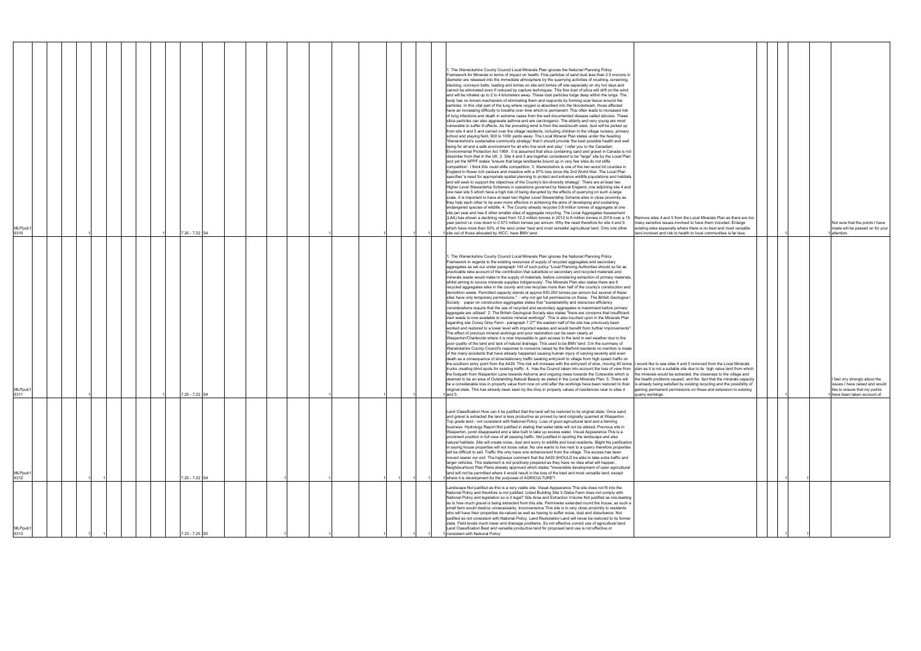| ID | | | | Paragraph | Site | | | | | | | | Comment | Change sought | | | | Additional comment |
|---|---|---|---|---|---|---|---|---|---|---|---|---|---|---|---|---|---|---|
| MLPpub1 6310 | 1 | | 1 | 7.20 - 7.22 | S4 | | 1 | 1 | | 1 | 1 | 1 | 1. The Warwickshire County Council Local Minerals Plan ignores the National Planning Policy Framework for Minerals in terms of impact on health. Fine particles of sand dust less than 2.5 microns in diameter are released into the immediate atmosphere by the quarrying activities of crushing, screening, stacking, conveyor belts, loading and lorries on site and lorries off site especially on dry hot days and cannot be eliminated even if reduced by capture techniques. This fine dust of silica will drift on the wind and will be inhaled up to 2 to 4 kilometers away. These dust particles lodge deep within the lungs. The body has no known mechanism of eliminating them and responds by forming scar tissue around the particles. In this vital part of the lung where oxygen is absorbed into the bloodstream, those affected have an increasing difficulty to breathe over time which is permanent. This often leads to increased risk of lung infections and death in extreme cases from the well documented disease called silicosis. These silica particles can also aggravate asthma and are carcinogenic. The elderly and very young are most vulnerable to suffer ill effects. As the prevailing wind is from the west/south west, dust will be picked up from site 4 and 5 and carried over the village residents, including children in the village nursery, primary school and playing field, 500 to 1000 yards away. The Local Mineral Plan states under the heading 'Warwickshire's sustainable community strategy' that it should provide 'the best possible health and well being for all and a safe environment for all who live work and play'. I refer you to the Canadian Environmental Protection Act 1999 . It is assumed that silica containing sand and gravel in Canada is not dissimilar from that in the UK. 2. Site 4 and 5 are together considered to be "large" site by the Local Plan and yet the NPPF states "ensure that large landbanks bound up in very few sites do not stifle competition'. I think this could stifle competition. 3. Warwickshire is one of the two worst hit counties in England in flower rich pasture and meadow with a 97% loss since the 2nd World War. The Local Plan specifies 'a need for appropriate spatial planning to protect and enhance wildlife populations and habitats and will seek to support the objectives of the County's bio-diversity strategy'. There are at least two Higher Level Stewardship Schemes in operations governed by Natural England, one adjoining site 4 and one near site 5 which have a high risk of being disrupted by the effects of quarrying on such a large scale. It is important to have at least two Higher Level Stewardship Scheme sites in close proximity as they help each other to be even more effective in achieving the aims of developing and sustaining endangered species of wildlife. 4. The County already recycles 0.8 million tonnes of aggregate at one site per year and has 8 other smaller sites of aggregate recycling. The Local Aggregates Assessment (LAA) has shown a declining need from 12.2 million tonnes in 2012 to 8 million tonnes in 2016 over a 15 year period i.e. now down to 0.573 million tonnes per annum. Why the need therefore for site 4 and 5 which have more than 50% of the land under 'best and most versatile' agricultural land. Only one other site out of those allocated by WCC, have BMV land. | Remove sites 4 and 5 from the Local Minerals Plan as there are too many sensitive issues involved to have them included. Enlarge existing sites especially where there is no best and most versatile land involved and risk to health to local communities is far less. | | | 1 | Not sure that the points I have made will be passed on for your attention. |
| MLPpub1 6311 | 1 | | 1 | 7.20 - 7.22 | S4 | | 1 | 1 | | 1 | | 1 | 1. The Warwickshire County Council Local Minerals Plan ignores the National Planning Policy Framework in regards to the existing resources of supply of recycled aggregates and secondary aggregates as set out under paragraph 143 of such policy "Local Planning Authorities should so far as practicable take account of the contribution that substitute or secondary and recycled materials and minerals waste would make to the supply of materials, before considering extraction of primary materials, whilst aiming to source minerals supplies indigenously'. The Minerals Plan also states there are 9 recycled aggregates sites in the county and one recycles more than half of the county's construction and demolition waste. Permitted capacity stands at approx 830.250 tonnes per annum but several of these sites have only temporary permissions.". - why not get full permissions on these. The British Geological Society paper on construction aggregates states that "sustainability and resources efficiency considerations require that the use of recycled and secondary aggregates is maximised before primary aggregate are utilised". 2. The British Geological Society also states "there are concerns that insufficient inert waste is now available to restore mineral workings". This is also touched upon in the Minerals Plan regarding site Coney Grey Farm - paragraph 7.27" the eastern half of the site has previously been worked and restored to a lower level with imported wastes and would benefit from further improvements". The effect of previous mineral workings and poor restoration can be seen clearly at Wasperton/Charlecote where it is now impossible to gain access to the land in wet weather due to the poor quality of the land and lack of natural drainage. This used to be BMV land. 3.In the summary of Warwickshire County Council's response to concerns raised by the Barford residents no mention is made of the many accidents that have already happened causing human injury of varying severity and even death as a consequence of slow/stationery traffic seeking entry/exit to village from high speed traffic on the southern entry point from the A429. This risk will increase with the entry/exit of slow, moving 40 tonne trucks creating blind spots for existing traffic. 4. Has the Council taken into account the loss of view from the footpath from Wasperton Lane towards Ashorne and ongoing views towards the Cotswolds which is deemed to be an area of Outstanding Natural Beauty as stated in the Local Minerals Plan. 5. There will be a considerable loss in property value from now on until after the workings have been restored to their original state. This has already been seen by the drop in property values of residences near to sites 4 and 5. | I would like to see sites 4 and 5 removed from the Local Minerals plan as it is not a suitable site due to its high value land from which the minerals would be extracted, the closeness to the village and the health problems caused, and the fact that the minerals capacity is already being satisfied by existing recycling and the possibility of gaining permanent permissions on these and extension to existing quarry workings. | 1 | | 1 | I feel vrry strongly about the issues I have raised and would like to ensure that my points have been taken account of. |
| MLPpub1 6312 | 1 | 1 | | 7.20 - 7.22 | S4 | 1 | | 1 | 1 | 1 | 1 | 1 | Land Classification How can it be justified that the land will be restored to its original state. Once sand and gravel is extracted the land is less productive as proved by land originally quarried at Wasperton. Top grade land - not consistent with National Policy. Loss of good agricultural land and a farming business. Hydrology Report Not justified in stating that water table will not be altered. Previous site in Wasperton, pond disappeared and a lake built to take up excess water. Visual Appearance This is a prominent position in full view of all passing traffic. Not justified in spoiling the landscape and also natural habitats. Site will create noise, dust and worry to wildlife and local residents. Blight No justification in saying house properties will not loose value. No one wants to live next to a quarry therefore properties will be difficult to sell. Traffic We only have one entrance/exit from the village. The access has been moved nearer our exit. The highways comment that the A429 SHOULD be able to take extra traffic and larger vehicles. This statement is not positively prepared as they have no idea what will happen. Neighbourhood Plan Plans already approved which states "irreversible development of open agricultural land will not be permitted where it would result in the loss of the best and most versatile land, except where it is development for the purposes of AGRICULTURE"! | | 1 | 1 | | |
| MLPpub1 6313 | 1 | 1 | | 7.23 - 7.25 | S5 | | 1 | 1 | 1 | 1 | | 1 | Landscape Not justified as this is a very viable site. Visual Appearance This site does not fit into the National Policy and therefore is not justified. Listed Building Site 5 Glebe Farm does not comply with National Policy and legislation so is it legal? Site Area and Extraction Volume Not justified as mis-leading as to how much gravel is being extracted from this site. Perimeter extended round the house, as such a small farm would destroy unnecessarily. Inconvenience This site is in very close proximity to residents who will have their properties de-valued as well as having to suffer noise, dust and disturbance. Not justified as not consistent with National Policy. Land Restoration Land will never be restored to its former state. Field levels much lower and drainage problems. So not effective correct use of agricultural land. Land Classification Best and versatile productive land for proposed land use is not effective or consistent with National Policy. | | 1 | 1 | | |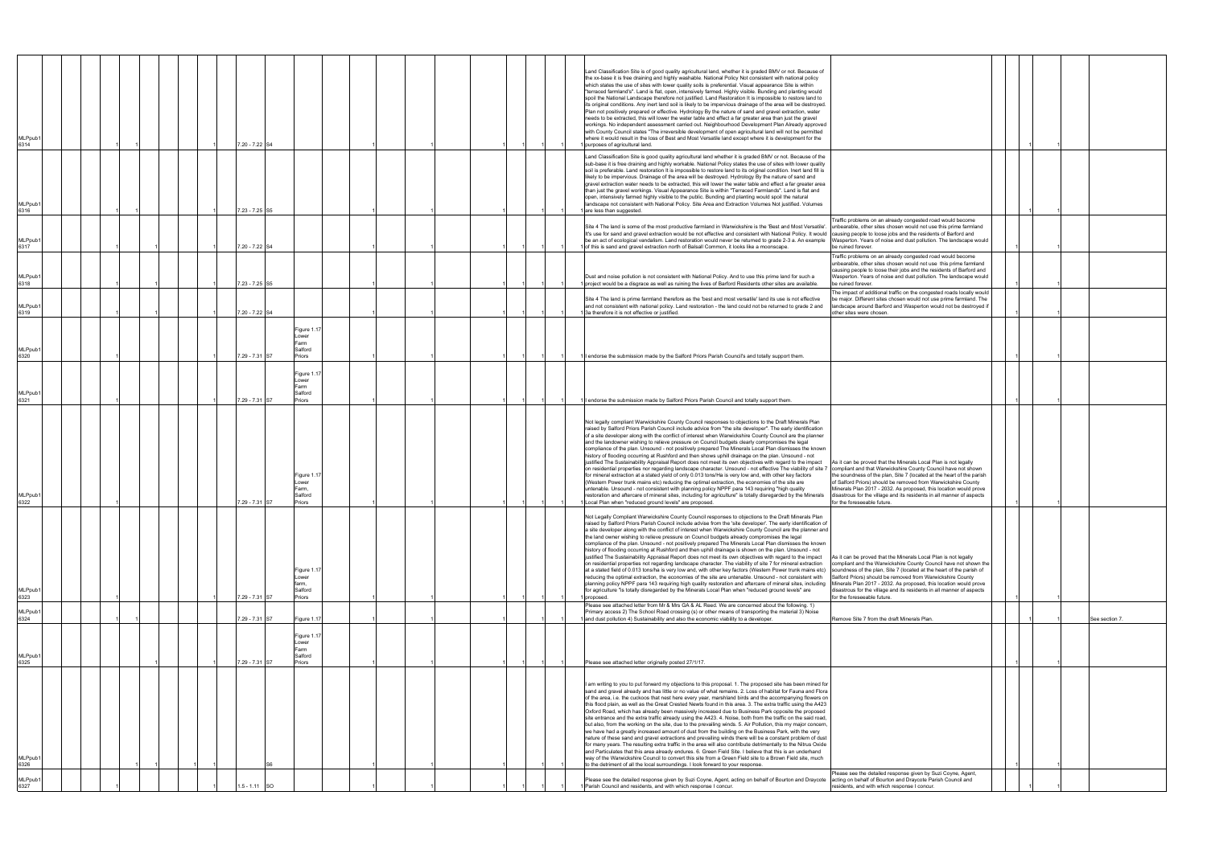| | | | | | | | | | | | | | | | | | | | | | | | | | | | | | | | |
|---|---|---|---|---|---|---|---|---|---|---|---|---|---|---|---|---|---|---|---|---|---|---|---|---|---|---|---|---|---|---|---|
| MLPpub1 6314 | | 1 | 1 | | | | | 1 | 7.20 - 7.22 | S4 | | | | 1 | | 1 | | | 1 | 1 | 1 | | 1 | Land Classification Site is of good quality agricultural land, whether it is graded BMV or not. Because of the xx-base it is free draining and highly washable. National Policy Not consistent with national policy which states the use of sites with lower quality soils is preferential. Visual appearance Site is within "terraced farmland's". Land is flat, open, intensively farmed. Highly visible. Bunding and planting would spoil the National Landscape therefore not justified. Land Restoration It is impossible to restore land to its original conditions. Any inert land soil is likely to be impervious drainage of the area will be destroyed. Plan not positively prepared or effective. Hydrology By the nature of sand and gravel extraction, water needs to be extracted, this will lower the water table and effect a far greater area than just the gravel workings. No independent assessment carried out. Neighbourhood Development Plan Already approved with County Council states "The irreversible development of open agricultural land will not be permitted where it would result in the loss of Best and Most Versatile land except where it is development for the purposes of agricultural land. | | | | 1 | 1 | | |
| MLPpub1 6316 | | 1 | 1 | | | | | 1 | 7.23 - 7.25 | S5 | | | | 1 | | 1 | | | 1 | 1 | 1 | | 1 | Land Classification Site is good quality agricultural land whether it is graded BMV or not. Because of the sub-base it is free draining and highly workable. National Policy states the use of sites with lower quality soil is preferable. Land restoration It is impossible to restore land to its original condition. Inert land fill is likely to be impervious. Drainage of the area will be destroyed. Hydrology By the nature of sand and gravel extraction water needs to be extracted, this will lower the water table and effect a far greater area than just the gravel workings. Visual Appearance Site is within "Terraced Farmlands". Land is flat and open, intensively farmed highly visible to the public. Bunding and planting would spoil the natural landscape not consistent with National Policy. Site Area and Extraction Volumes Not justified. Volumes are less than suggested. | | | | 1 | 1 | | |
| MLPpub1 6317 | | 1 | | 1 | | | | 1 | 7.20 - 7.22 | S4 | | | | 1 | | 1 | | | 1 | 1 | 1 | | 1 | Site 4 The land is some of the most productive farmland in Warwickshire is the 'Best and Most Versatile'. It's use for sand and gravel extraction would be not effective and consistent with National Policy. It would be an act of ecological vandalism. Land restoration would never be returned to grade 2-3 a. An example of this is sand and gravel extraction north of Balsall Common, it looks like a moonscape. | Traffic problems on an already congested road would become unbearable, other sites chosen would not use this prime farmland causing people to loose jobs and the residents of Barford and Wasperton. Years of noise and dust pollution. The landscape would be ruined forever. | | 1 | 1 | | | |
| MLPpub1 6318 | | 1 | | 1 | | | | 1 | 7.23 - 7.25 | S5 | | | | 1 | | 1 | | | 1 | 1 | 1 | | 1 | Dust and noise pollution is not consistent with National Policy. And to use this prime land for such a project would be a disgrace as well as ruining the lives of Barford Residents other sites are available. | Traffic problems on an already congested road would become unbearable, other sites chosen would not use this prime farmland causing people to loose their jobs and the residents of Barford and Wasperton. Years of noise and dust pollution. The landscape would be ruined forever. | | 1 | 1 | | | |
| MLPpub1 6319 | | 1 | | 1 | | | | 1 | 7.20 - 7.22 | S4 | | | | 1 | | 1 | | | 1 | 1 | 1 | | 1 | Site 4 The land is prime farmland therefore as the 'best and most versatile' land its use is not effective and not consistent with national policy. Land restoration - the land could not be returned to grade 2 and 3a therefore it is not effective or justified. | The impact of additional traffic on the congested roads locally would be major. Different sites chosen would not use prime farmland. The landscape around Barford and Wasperton would not be destroyed if other sites were chosen. | | 1 | 1 | | | |
| MLPpub1 6320 | | 1 | | | | | | 1 | 7.29 - 7.31 | S7 | Figure 1.17 Lower Farm Salford Priors | | | 1 | | 1 | | | 1 | 1 | 1 | | 1 | I endorse the submission made by the Salford Priors Parish Council's and totally support them. | | | | 1 | 1 | | |
| MLPpub1 6321 | | 1 | | | | | | 1 | 7.29 - 7.31 | S7 | Figure 1.17 Lower Farm Salford Priors | | | 1 | | 1 | | | 1 | 1 | 1 | | 1 | I endorse the submission made by Salford Priors Parish Council and totally support them. | | | | 1 | 1 | | |
| MLPpub1 6322 | | 1 | | | | | | 1 | 7.29 - 7.31 | S7 | Figure 1.17 Lower Farm, Salford Priors | | | 1 | | 1 | | | 1 | 1 | 1 | | 1 | Not legally compliant Warwickshire County Council responses to objections to the Draft Minerals Plan raised by Salford Priors Parish Council include advice from "the site developer". The early identification of a site developer along with the conflict of interest when Warwickshire County Council are the planner and the landowner wishing to relieve pressure on Council budgets clearly compromises the legal compliance of the plan. Unsound - not positively prepared The Minerals Local Plan dismisses the known history of flooding occurring at Rushford and then shows uphill drainage on the plan. Unsound - not justified The Sustainability Appraisal Report does not meet its own objectives with regard to the impact on residential properties nor regarding landscape character. Unsound - not effective The viability of site 7 for mineral extraction at a stated yield of only 0.013 tons/Ha is very low and, with other key factors (Western Power trunk mains etc) reducing the optimal extraction, the economies of the site are untenable. Unsound - not consistent with planning policy NPPF para 143 requiring "high quality restoration and aftercare of mineral sites, including for agriculture" is totally disregarded by the Minerals Local Plan when "reduced ground levels" are proposed. | As it can be proved that the Minerals Local Plan is not legally compliant and that Warwickshire County Council have not shown the soundness of the plan, Site 7 (located at the heart of the parish of Salford Priors) should be removed from Warwickshire County Minerals Plan 2017 - 2032. As proposed, this location would prove disastrous for the village and its residents in all manner of aspects for the foreseeable future. | | | 1 | 1 | | |
| MLPpub1 6323 | | 1 | | | | | | 1 | 7.29 - 7.31 | S7 | Figure 1.17 Lower farm, Salford Priors | | | 1 | | 1 | | | 1 | 1 | 1 | | 1 | Not Legally Compliant Warwickshire County Council responses to objections to the Draft Minerals Plan raised by Salford Priors Parish Council include advise from the 'site developer'. The early identification of a site developer along with the conflict of interest when Warwickshire County Council are the planner and the land owner wishing to relieve pressure on Council budgets clearly compromises the legal compliance of the plan. Unsound - not positively prepared The Minerals Local Plan dismisses the known history of flooding occurring at Rushford and then shows uphill drainage is shown on the plan. Unsound - not justified The Sustainability Appraisal Report does not meet its own objectives with regard to the impact on residential properties not regarding landscape character. The viability of site 7 for mineral extraction at a stated field of 0.013 tons/ha is very low and, with other key factors (Western Power trunk mains etc) reducing the optimal extraction, the economies of the site are untenable. Unsound - not consistent with planning policy NPPF para 143 requiring high quality restoration and aftercare of mineral sites, including for agriculture "is totally disregarded by the Minerals Local Plan when "reduced ground levels" are proposed. | As it can be proved that the Minerals Local Plan is not legally compliant and the Warwickshire County Council have not shown the soundness of the plan, Site 7 (located at the heart of the parish of Salford Priors) should be removed from Warwickshire County Council Minerals Plan 2017 - 2032. As proposed, this location would prove disastrous for the village and its residents in all manner of aspects for the foreseeable future. | | | 1 | 1 | | |
| MLPpub1 6324 | | 1 | 1 | | | | | 1 | 7.29 - 7.31 | S7 | Figure 1.17 | | | 1 | | 1 | | | 1 | 1 | 1 | | 1 | Please see attached letter from Mr & Mrs GA & AL Reed. We are concerned about the following. 1) Primary access 2) The School Road crossing (s) or other means of transporting the material 3) Noise and dust pollution 4) Sustainability and also the economic viability to a developer. | Remove Site 7 from the draft Minerals Plan. | | | 1 | 1 | | See section 7. |
| MLPpub1 6325 | | | | 1 | | | | 1 | 7.29 - 7.31 | S7 | Figure 1.17 Lower Farm Salford Priors | | | 1 | | 1 | | | 1 | 1 | 1 | | | Please see attached letter originally posted 27/1/17. | | | 1 | 1 | | | |
| MLPpub1 6326 | | | 1 | | | 1 | | 1 | | S6 | | | | 1 | | 1 | | | 1 | 1 | 1 | | | I am writing to you to put forward my objections to this proposal. 1. The proposed site has been mined for sand and gravel already and has little or no value of what remains. 2. Loss of habitat for Fauna and Flora of the area, i.e. the cuckoos that nest here every year, marshland birds and the accompanying flowers on this flood plain, as well as the Great Crested Newts found in this area. 3. The extra traffic using the A423 Oxford Road, which has already been massively increased due to Business Park opposite the proposed site entrance and the extra traffic already using the A423. 4. Noise, both from the traffic on the said road, but also, from the working on the site, due to the prevailing winds. 5. Air Pollution, this my major concern, we have had a greatly increased amount of dust from the building on the Business Park, with the very nature of these sand and gravel extractions and prevailing winds there will be a constant problem of dust for many years. The resulting extra traffic in the area will also contribute detrimentally to the Nitrus Oxide and Particulates that this area already endures. 6. Green Field Site. I believe that this is an underhand way of the Warwickshire Council to convert this site from a Green Field site to a Brown Field site, much to the detriment of all the local surroundings. I look forward to your response. | | | | 1 | 1 | | |
| MLPpub1 6327 | | 1 | | 1 | | | | 1 | 1.5 - 1.11 | SO | | | | 1 | | 1 | | | 1 | 1 | 1 | | 1 | Please see the detailed response given by Suzi Coyne, Agent, acting on behalf of Bourton and Draycote Parish Council and residents, and with which response I concur. | Please see the detailed response given by Suzi Coyne, Agent, acting on behalf of Bourton and Draycote Parish Council and residents, and with which response I concur. | | 1 | 1 | | | |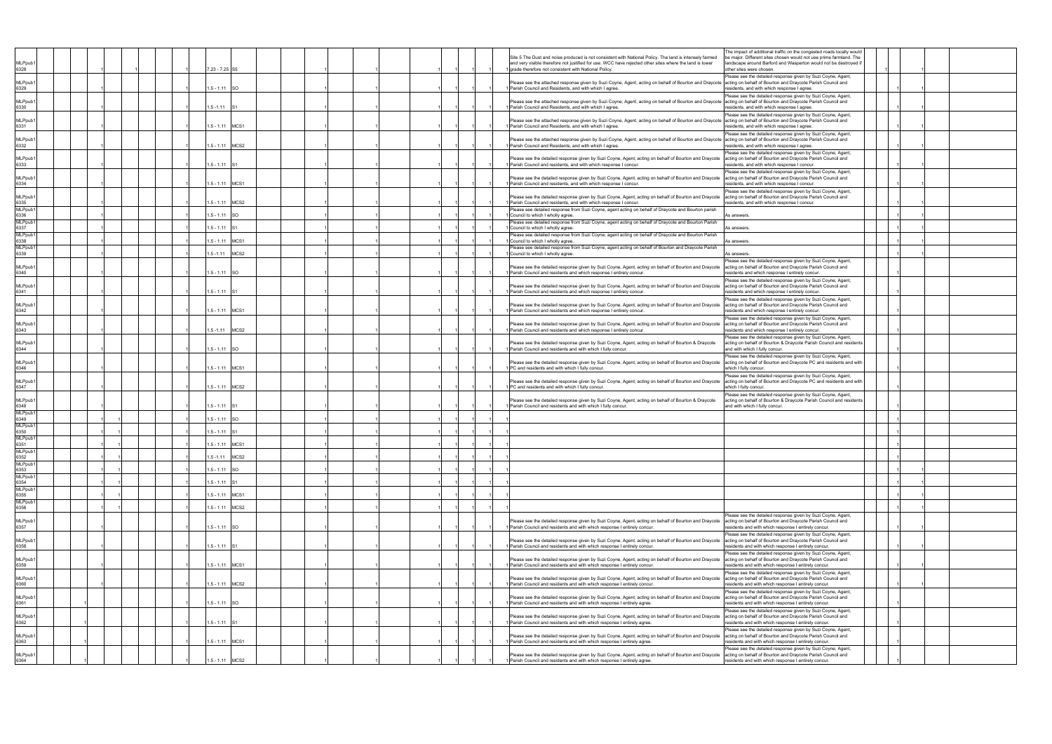| | | | | | | | | | | | | | | | | | | | | | | | | | | | | |
|---|---|---|---|---|---|---|---|---|---|---|---|---|---|---|---|---|---|---|---|---|---|---|---|---|---|---|---|---|
| MLPpub1 6328 | | 1 | | | 1 | | | 1 | 7.23 - 7.25 | S5 | | 1 | | 1 | | 1 | | 1 | 1 | | 1 | Site 5 The Dust and noise produced is not consistent with National Policy. The land is intensely farmed and very visible therefore not justified for use. WCC have rejected other sites where the land is lower grade therefore not consistent with National Policy. | The impact of additional traffic on the congested roads locally would be major. Different sites chosen would not use prime farmland. The landscape around Barford and Wasperton would not be destroyed if other sites were chosen. | | 1 | | 1 | |
| MLPpub1 6329 | | 1 | | | | | | 1 | 1.5 - 1.11 | SO | | 1 | | 1 | | 1 | | 1 | 1 | | 1 | Please see the attached response given by Suzi Coyne, Agent, acting on behalf of Bourton and Draycote Parish Council and Residents, and with which I agree. | Please see the detailed response given by Suzi Coyne, Agent, acting on behalf of Bourton and Draycote Parish Council and residents, and with which response I agree. | | | | 1 | |
| MLPpub1 6330 | | 1 | | | | | | 1 | 1.5 -1.11 | S1 | | 1 | | 1 | | 1 | | 1 | 1 | | 1 | Please see the attached response given by Suzi Coyne, Agent, acting on behalf of Bourton and Draycote Parish Council and Residents, and with which I agree. | Please see the detailed response given by Suzi Coyne, Agent, acting on behalf of Bourton and Draycote Parish Council and residents, and with which response I agree. | | | | 1 | |
| MLPpub1 6331 | | 1 | | | | | | 1 | 1.5 - 1.11 | MCS1 | | 1 | | 1 | | 1 | | 1 | 1 | | 1 | Please see the attached response given by Suzi Coyne, Agent, acting on behalf of Bourton and Draycote Parish Council and Residents, and with which I agree. | Please see the detailed response given by Suzi Coyne, Agent, acting on behalf of Bourton and Draycote Parish Council and residents, and with which response I agree. | | | | 1 | |
| MLPpub1 6332 | | 1 | | | | | | 1 | 1.5 - 1.11 | MCS2 | | 1 | | 1 | | 1 | | 1 | 1 | | 1 | Please see the attached response given by Suzi Coyne, Agent, acting on behalf of Bourton and Draycote Parish Council and Residents, and with which I agree. | Please see the detailed response given by Suzi Coyne, Agent, acting on behalf of Bourton and Draycote Parish Council and residents, and with which response I agree. | | | | 1 | |
| MLPpub1 6333 | | 1 | | | | | | 1 | 1.5 - 1.11 | S1 | | 1 | | 1 | | 1 | | 1 | 1 | | 1 | Please see the detailed response given by Suzi Coyne, Agent, acting on behalf of Bourton and Draycote Parish Council and residents, and with which response I concur. | Please see the detailed response given by Suzi Coyne, Agent, acting on behalf of Bourton and Draycote Parish Council and residents, and with which response I concur. | | | | 1 | |
| MLPpub1 6334 | | 1 | | | | | | 1 | 1.5 - 1.11 | MCS1 | | 1 | | 1 | | 1 | | 1 | 1 | | 1 | Please see the detailed response given by Suzi Coyne, Agent, acting on behalf of Bourton and Draycote Parish Council and residents, and with which response I concur. | Please see the detailed response given by Suzi Coyne, Agent, acting on behalf of Bourton and Draycote Parish Council and residents, and with which response I concur. | | | | 1 | |
| MLPpub1 6335 | | 1 | | | | | | 1 | 1.5 - 1.11 | MCS2 | | 1 | | 1 | | 1 | | 1 | 1 | | 1 | Please see the detailed response given by Suzi Coyne, Agent, acting on behalf of Bourton and Draycote Parish Council and residents, and with which response I concur. | Please see the detailed response given by Suzi Coyne, Agent, acting on behalf of Bourton and Draycote Parish Council and residents, and with which response I concur. | | | | 1 | |
| MLPpub1 6336 | | 1 | | | | | | 1 | 1.5 - 1.11 | SO | | 1 | | 1 | | 1 | | 1 | 1 | | 1 | Please see detailed response from Suzi Coyne, agent acting on behalf of Draycote and Bourton parish Council to which I wholly agree. | As answers. | | | 1 | 1 | |
| MLPpub1 6337 | | 1 | | | | | | 1 | 1.5 - 1.11 | S1 | | 1 | | 1 | | 1 | | 1 | 1 | | 1 | Please see detailed response from Suzi Coyne, agent acting on behalf of Draycote and Bourton Parish Council to which I wholly agree. | As answers. | | | 1 | 1 | |
| MLPpub1 6338 | | 1 | | | | | | 1 | 1.5 - 1.11 | MCS1 | | 1 | | 1 | | 1 | | 1 | 1 | | 1 | Please see detailed response from Suzi Coyne, agent acting on behalf of Draycote and Bourton Parish Council to which I wholly agree. | As answers. | | | 1 | 1 | |
| MLPpub1 6339 | | 1 | | | | | | 1 | 1.5 -1.11 | MCS2 | | 1 | | 1 | | 1 | | 1 | 1 | | 1 | Please see detailed response from Suzi Coyne, agent acting on behalf of Bourton and Draycote Parish Council to which I wholly agree. | As answers. | | | 1 | 1 | |
| MLPpub1 6340 | | 1 | | | | | | 1 | 1.5 - 1.11 | SO | | 1 | | 1 | | 1 | | 1 | 1 | | 1 | Please see the detailed response given by Suzi Coyne, Agent, acting on behalf of Bourton and Draycote Parish Council and residents and which response I entirely concur. | Please see the detailed response given by Suzi Coyne, Agent, acting on behalf of Bourton and Draycote Parish Council and residents and which response I entirely concur. | | | | 1 | |
| MLPpub1 6341 | | 1 | | | | | | 1 | 1.5 - 1.11 | S1 | | 1 | | 1 | | 1 | | 1 | 1 | | 1 | Please see the detailed response given by Suzi Coyne, Agent, acting on behalf of Bourton and Draycote Parish Council and residents and which response I entirely concur. | Please see the detailed response given by Suzi Coyne, Agent, acting on behalf of Bourton and Draycote Parish Council and residents and which response I entirely concur. | | | | 1 | |
| MLPpub1 6342 | | 1 | | | | | | 1 | 1.5 - 1.11 | MCS1 | | 1 | | 1 | | 1 | | 1 | 1 | | 1 | Please see the detailed response given by Suzi Coyne, Agent, acting on behalf of Bourton and Draycote Parish Council and residents and which response I entirely concur. | Please see the detailed response given by Suzi Coyne, Agent, acting on behalf of Bourton and Draycote Parish Council and residents and which response I entirely concur. | | | | 1 | |
| MLPpub1 6343 | | 1 | | | | | | 1 | 1.5 -1.11 | MCS2 | | 1 | | 1 | | 1 | | 1 | 1 | | 1 | Please see the detailed response given by Suzi Coyne, Agent, acting on behalf of Bourton and Draycote Parish Council and residents and which response I entirely concur. | Please see the detailed response given by Suzi Coyne, Agent, acting on behalf of Bourton and Draycote Parish Council and residents and which response I entirely concur. | | | | 1 | |
| MLPpub1 6344 | | 1 | | | | | | 1 | 1.5 - 1.11 | SO | | 1 | | 1 | | 1 | | 1 | 1 | | 1 | Please see the detailed response given by Suzi Coyne, Agent, acting on behalf of Bourton & Draycote Parish Council and residents and with which I fully concur. | Please see the detailed response given by Suzi Coyne, Agent, acting on behalf of Bourton & Draycote Parish Council and residents and with which I fully concur. | | | | 1 | |
| MLPpub1 6346 | | 1 | | | | | | 1 | 1.5 - 1.11 | MCS1 | | 1 | | 1 | | 1 | | 1 | 1 | | 1 | Please see the detailed response given by Suzi Coyne, Agent, acting on behalf of Bourton and Draycote PC and residents and with which I fully concur. | Please see the detailed response given by Suzi Coyne, Agent, acting on behalf of Bourton and Draycote PC and residents and with which I fully concur. | | | | 1 | |
| MLPpub1 6347 | | 1 | | | | | | 1 | 1.5 - 1.11 | MCS2 | | 1 | | 1 | | 1 | | 1 | 1 | | 1 | Please see the detailed response given by Suzi Coyne, Agent, acting on behalf of Bourton and Draycote PC and residents and with which I fully concur. | Please see the detailed response given by Suzi Coyne, Agent, acting on behalf of Bourton and Draycote PC and residents and with which I fully concur. | | | | 1 | |
| MLPpub1 6348 | | 1 | | | | | | 1 | 1.5 - 1.11 | S1 | | 1 | | 1 | | 1 | | 1 | 1 | | 1 | Please see the detailed response given by Suzi Coyne, Agent, acting on behalf of Bourton & Draycote Parish Council and residents and with which I fully concur. | Please see the detailed response given by Suzi Coyne, Agent, acting on behalf of Bourton & Draycote Parish Council and residents and with which I fully concur. | | | | 1 | |
| MLPpub1 6349 | | 1 | 1 | | | | | 1 | 1.5 - 1.11 | SO | | 1 | | 1 | | 1 | | 1 | 1 | | 1 | | | | | | 1 | |
| MLPpub1 6350 | | 1 | 1 | | | | | 1 | 1.5 - 1.11 | S1 | | 1 | | 1 | | 1 | | 1 | 1 | | 1 | | | | | | 1 | |
| MLPpub1 6351 | | 1 | 1 | | | | | 1 | 1.5 - 1.11 | MCS1 | | 1 | | 1 | | 1 | | 1 | 1 | | 1 | | | | | | 1 | |
| MLPpub1 6352 | | 1 | 1 | | | | | 1 | 1.5 -1.11 | MCS2 | | 1 | | 1 | | 1 | | 1 | 1 | | 1 | | | | | | 1 | |
| MLPpub1 6353 | | 1 | 1 | | | | | 1 | 1.5 - 1.11 | SO | | 1 | | 1 | | 1 | | 1 | 1 | | 1 | | | | | 1 | 1 | |
| MLPpub1 6354 | | 1 | 1 | | | | | 1 | 1.5 - 1.11 | S1 | | 1 | | 1 | | 1 | | 1 | 1 | | 1 | | | | | 1 | 1 | |
| MLPpub1 6355 | | 1 | 1 | | | | | 1 | 1.5 - 1.11 | MCS1 | | 1 | | 1 | | 1 | | 1 | 1 | | 1 | | | | | 1 | 1 | |
| MLPpub1 6356 | | 1 | 1 | | | | | 1 | 1.5 - 1.11 | MCS2 | | 1 | | 1 | | 1 | | 1 | 1 | | 1 | | | | | 1 | 1 | |
| MLPpub1 6357 | | 1 | | | | | | 1 | 1.5 - 1.11 | SO | | 1 | | 1 | | 1 | | 1 | 1 | | 1 | Please see the detailed response given by Suzi Coyne, Agent, acting on behalf of Bourton and Draycote Parish Council and residents and with which response I entirely concur. | Please see the detailed response given by Suzi Coyne, Agent, acting on behalf of Bourton and Draycote Parish Council and residents and with which response I entirely concur. | | | 1 | 1 | |
| MLPpub1 6358 | | 1 | | | | | | 1 | 1.5 - 1.11 | S1 | | 1 | | 1 | | 1 | | 1 | 1 | | 1 | Please see the detailed response given by Suzi Coyne, Agent, acting on behalf of Bourton and Draycote Parish Council and residents and with which response I entirely concur. | Please see the detailed response given by Suzi Coyne, Agent, acting on behalf of Bourton and Draycote Parish Council and residents and with which response I entirely concur. | | | 1 | 1 | |
| MLPpub1 6359 | | 1 | | | | | | 1 | 1.5 - 1.11 | MCS1 | | 1 | | 1 | | 1 | | 1 | 1 | | 1 | Please see the detailed response given by Suzi Coyne, Agent, acting on behalf of Bourton and Draycote Parish Council and residents and with which response I entirely concur. | Please see the detailed response given by Suzi Coyne, Agent, acting on behalf of Bourton and Draycote Parish Council and residents and with which response I entirely concur. | | 1 | | 1 | |
| MLPpub1 6360 | | 1 | | | | | | 1 | 1.5 - 1.11 | MCS2 | | 1 | | 1 | | 1 | | 1 | 1 | | 1 | Please see the detailed response given by Suzi Coyne, Agent, acting on behalf of Bourton and Draycote Parish Council and residents and with which response I entirely concur. | Please see the detailed response given by Suzi Coyne, Agent, acting on behalf of Bourton and Draycote Parish Council and residents and with which response I entirely concur. | | 1 | | 1 | |
| MLPpub1 6361 | 1 | | | | | | | 1 | 1.5 -1.11 | SO | | 1 | | 1 | | 1 | | 1 | 1 | | 1 | Please see the detailed response given by Suzi Coyne, Agent, acting on behalf of Bourton and Draycote Parish Council and residents and with which response I entirely agree. | Please see the detailed response given by Suzi Coyne, Agent, acting on behalf of Bourton and Draycote Parish Council and residents and with which response I entirely concur. | | | | 1 | |
| MLPpub1 6362 | 1 | | | | | | | 1 | 1.5 - 1.11 | S1 | | 1 | | 1 | | 1 | | 1 | 1 | | 1 | Please see the detailed response given by Suzi Coyne, Agent, acting on behalf of Bourton and Draycote Parish Council and residents and with which response I entirely agree. | Please see the detailed response given by Suzi Coyne, Agent, acting on behalf of Bourton and Draycote Parish Council and residents and with which response I entirely concur. | | | | 1 | |
| MLPpub1 6363 | 1 | | | | | | | 1 | 1.5 - 1.11 | MCS1 | | 1 | | 1 | | 1 | | 1 | 1 | | 1 | Please see the detailed response given by Suzi Coyne, Agent, acting on behalf of Bourton and Draycote Parish Council and residents and with which response I entirely agree. | Please see the detailed response given by Suzi Coyne, Agent, acting on behalf of Bourton and Draycote Parish Council and residents and with which response I entirely concur. | | | | 1 | |
| MLPpub1 6364 | 1 | | | | | | | 1 | 1.5 - 1.11 | MCS2 | | 1 | | 1 | | 1 | | 1 | 1 | | 1 | Please see the detailed response given by Suzi Coyne, Agent, acting on behalf of Bourton and Draycote Parish Council and residents and with which response I entirely agree. | Please see the detailed response given by Suzi Coyne, Agent, acting on behalf of Bourton and Draycote Parish Council and residents and with which response I entirely concur. | | | | 1 | |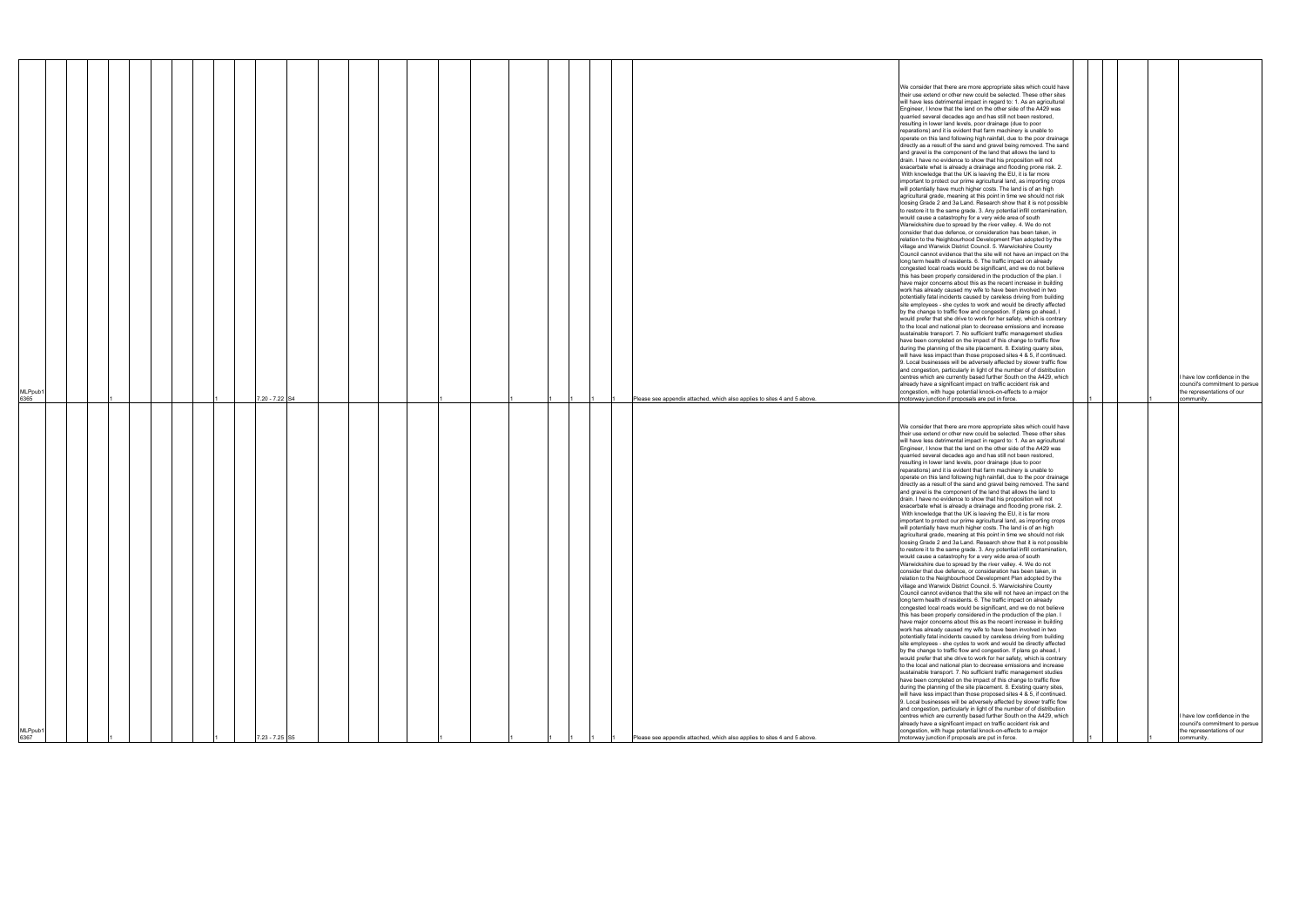| | | | | | | | | | | | | | | | | | | | | | | | | | | | | | | | | | | | | | | | | | |
|---|---|---|---|---|---|---|---|---|---|---|---|---|---|---|---|---|---|---|---|---|---|---|---|---|---|---|---|---|---|---|---|---|---|---|---|---|---|---|---|---|---|
| MLPpub1 6365 | | | | | 1 | | | | | 1 | 7.20 - 7.22 | S4 | | | | | | | | | 1 | | | | | | 1 | | 1 | 1 | 1 | 1 | Please see appendix attached, which also applies to sites 4 and 5 above. | We consider that there are more appropriate sites which could have their use extend or other new could be selected. These other sites will have less detrimental impact in regard to: 1. As an agricultural Engineer, I know that the land on the other side of the A429 was quarried several decades ago and has still not been restored, resulting in lower land levels, poor drainage (due to poor reparations) and it is evident that farm machinery is unable to operate on this land following high rainfall, due to the poor drainage directly as a result of the sand and gravel being removed. The sand and gravel is the component of the land that allows the land to drain. I have no evidence to show that his proposition will not exacerbate what is already a drainage and flooding prone risk. 2. With knowledge that the UK is leaving the EU, it is far more important to protect our prime agricultural land, as importing crops will potentially have much higher costs. The land is of an high agricultural grade, meaning at this point in time we should not risk loosing Grade 2 and 3a Land. Research show that it is not possible to restore it to the same grade. 3. Any potential infill contamination, would cause a catastrophy for a very wide area of south Warwickshire due to spread by the river valley. 4. We do not consider that due defence, or consideration has been taken, in relation to the Neighbourhood Development Plan adopted by the village and Warwick District Council. 5. Warwickshire County Council cannot evidence that the site will not have an impact on the long term health of residents. 6. The traffic impact on already congested local roads would be significant, and we do not believe this has been properly considered in the production of the plan. I have major concerns about this as the recent increase in building work has already caused my wife to have been involved in two potentially fatal incidents caused by careless driving from building site employees - she cycles to work and would be directly affected by the change to traffic flow and congestion. If plans go ahead, I would prefer that she drive to work for her safety, which is contrary to the local and national plan to decrease emissions and increase sustainable transport. 7. No sufficient traffic management studies have been completed on the impact of this change to traffic flow during the planning of the site placement. 8. Existing quarry sites, will have less impact than those proposed sites 4 & 5, if continued. 9. Local businesses will be adversely affected by slower traffic flow and congestion, particularly in light of the number of of distribution centres which are currently based further South on the A429, which already have a significant impact on traffic accident risk and congestion, with huge potential knock-on-effects to a major motorway junction if proposals are put in force. | 1 | | | | 1 | | I have low confidence in the council's commitment to persue the representations of our community. |
| MLPpub1 6367 | | | | | 1 | | | | | 1 | 7.23 - 7.25 | S5 | | | | | | | | | 1 | | | | | | 1 | | 1 | 1 | 1 | 1 | Please see appendix attached, which also applies to sites 4 and 5 above. | We consider that there are more appropriate sites which could have their use extend or other new could be selected. These other sites will have less detrimental impact in regard to: 1. As an agricultural Engineer, I know that the land on the other side of the A429 was quarried several decades ago and has still not been restored, resulting in lower land levels, poor drainage (due to poor reparations) and it is evident that farm machinery is unable to operate on this land following high rainfall, due to the poor drainage directly as a result of the sand and gravel being removed. The sand and gravel is the component of the land that allows the land to drain. I have no evidence to show that his proposition will not exacerbate what is already a drainage and flooding prone risk. 2. With knowledge that the UK is leaving the EU, it is far more important to protect our prime agricultural land, as importing crops will potentially have much higher costs. The land is of an high agricultural grade, meaning at this point in time we should not risk loosing Grade 2 and 3a Land. Research show that it is not possible to restore it to the same grade. 3. Any potential infill contamination, would cause a catastrophy for a very wide area of south Warwickshire due to spread by the river valley. 4. We do not consider that due defence, or consideration has been taken, in relation to the Neighbourhood Development Plan adopted by the village and Warwick District Council. 5. Warwickshire County Council cannot evidence that the site will not have an impact on the long term health of residents. 6. The traffic impact on already congested local roads would be significant, and we do not believe this has been properly considered in the production of the plan. I have major concerns about this as the recent increase in building work has already caused my wife to have been involved in two potentially fatal incidents caused by careless driving from building site employees - she cycles to work and would be directly affected by the change to traffic flow and congestion. If plans go ahead, I would prefer that she drive to work for her safety, which is contrary to the local and national plan to decrease emissions and increase sustainable transport. 7. No sufficient traffic management studies have been completed on the impact of this change to traffic flow during the planning of the site placement. 8. Existing quarry sites, will have less impact than those proposed sites 4 & 5, if continued. 9. Local businesses will be adversely affected by slower traffic flow and congestion, particularly in light of the number of of distribution centres which are currently based further South on the A429, which already have a significant impact on traffic accident risk and congestion, with huge potential knock-on-effects to a major motorway junction if proposals are put in force. | 1 | | | | 1 | | I have low confidence in the council's commitment to persue the representations of our community. |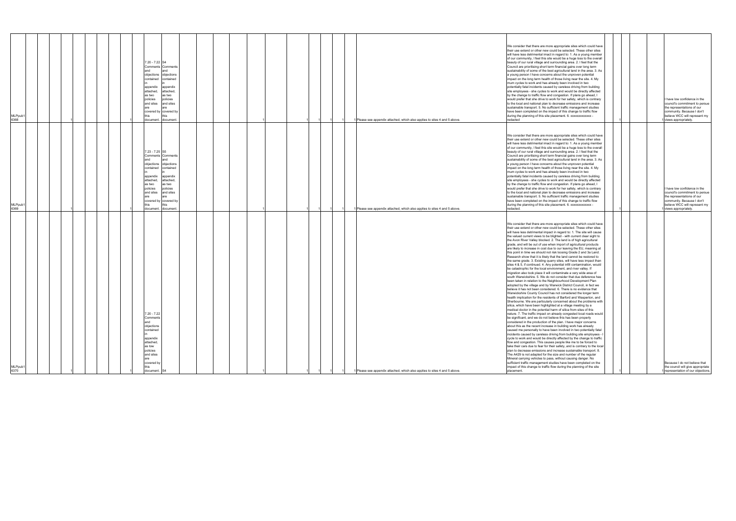| | | | | | | | | | | | | | | | | | | | | | | | | | | | | | | |
|---|---|---|---|---|---|---|---|---|---|---|---|---|---|---|---|---|---|---|---|---|---|---|---|---|---|---|---|---|---|---|
| MLPpub1 6368 | | | 1 | | | | | 1 | 7.20 - 7.22 Comments and objections contained in appendix attached, as two policies and sites are covered by this document. | S4 Comments and objections contained in appendix attached, as two policies and sites are covered by this document. | | | | | | 1 | | 1 | 1 | 1 | 1 | Please see appendix attached, which also applies to sites 4 and 5 above. | We consider that there are more appropriate sites which could have their use extend or other new could be selected. These other sites will have less detrimental imact in regard to: 1. As a young member of our community, I feel this site would be a huge loss to the overall beauty of our rural village and surrounding area. 2. I feel that the Council are prioritising short term financial gains over long term sustainability of some of the best agricultural land in the area. 3. As a young person I have concerns about the unproven potential impact on the long term health of those living near the site. 4. My mum cycles to work and has already been involved in two potentially fatal incidents caused by careless driving from building site employees - she cycles to work and would be directly affected by the change to traffic flow and congestion. If plans go ahead, I would prefer that she drive to work for her safety, which is contrary to the local and national plan to decrease emissions and increase sustainable transport. 5. No sufficient traffic management studies have been completed on the impact of this change to traffic flow during the planning of this site placement. 6. xxxxxxxxxxxxx - redacted | | 1 | | | 1 | I have low confidence in the council's commitment to persue the representations of our community. Because I don't believe WCC will represent my views appropriately. |
| MLPpub1 6369 | | | 1 | | | | | 1 | 7.23 - 7.25 Comments and objections contained in appendix attached, as two policies and sites are covered by this document. | S5 Comments and objections contained in appendix attached, as two policies and sites are covered by this document. | | | | | | 1 | | 1 | 1 | 1 | 1 | Please see appendix attached, which also applies to sites 4 and 5 above. | We consider that there are more appropriate sites which could have their use extend or other new could be selected. These other sites will have less detrimental imact in regard to: 1. As a young member of our community, I feel this site would be a huge loss to the overall beauty of our rural village and surrounding area. 2. I feel that the Council are prioritising short term financial gains over long term sustainability of some of the best agricultural land in the area. 3. As a young person I have concerns about the unproven potential impact on the long term health of those living near the site. 4. My mum cycles to work and has already been involved in two potentially fatal incidents caused by careless driving from building site employees - she cycles to work and would be directly affected by the change to traffic flow and congestion. If plans go ahead, I would prefer that she drive to work for her safety, which is contrary to the local and national plan to decrease emissions and increase sustainable transport. 5. No sufficient traffic management studies have been completed on the impact of this change to traffic flow during the planning of this site placement. 6. xxxxxxxxxxxxx - redacted. | | 1 | | | 1 | I have low confidence in the council's commitment to persue the representations of our community. Because I don't believe WCC will represent my views appropriately. |
| MLPpub1 6370 | | | 1 | | | | | 1 | 7.20 - 7.22 Comments and objections contained in appendix attached, as tow policies and sites are covered by this document. | S4 | | | | | | 1 | | 1 | 1 | 1 | 1 | Please see appendix attached, which also applies to sites 4 and 5 above. | We consider that there are more appropriate sites which could have their use extend or other new could be selected. These other sites will have less detrimental impact in regard to: 1. The site will cause the valued current views to be blighted - with current clear sight to the Avon River Valley blocked. 2. The land is of high agricultural grade, and will be out of use when import of agricultural products are likely to increase in cost due to our leaving the EU, meaning at this point in time we should not risk loosing Grade 2 and 3a Land. Research show that it is likely that the land cannot be restored to the same grade. 3. Existing quarry sites, will have less impact than sites 4 & 5, if continued. 4. Any potential infill contamination, would be catastrophic for the local environment, and river valley. If migration also took place it will contaminate a very wide area of south Warwickshire. 5. We do not consider that due deference has been taken in relation to the Neighbourhood Development Plan adopted by the village and by Warwick District Council, in fact we believe it has not been considered. 6. There is no evidence that Warwickshire County Council has not considered the longer term health implication for the residents of Barford and Wasperton, and Sherbourne. We are particularly concerned about the problems with silica, which have been highlighted at a village meeting by a medical doctor in the potential harm of silica from sites of this nature. 7. The traffic impact on already congested local roads would be significant, and we do not believe this has been properly considered in the production of the plan. I have major concerns about this as the recent increase in building work has already caused me personally to have been involved in two potentially fatal incidents caused by careless driving from building site employees - I cycle to work and would be directly affected by the change to traffic flow and congestion. This causes people like me to be forced to take their cars due to fear for their safety, and is contrary to the local plan to decrease emissions and increase sustainable transport. 8. The A429 is not adapted for the size and number of the regular Mineral carrying vehicles to pass, without causing danger. No sufficient traffic management studies have been completed on the impact of this change to traffic flow during the planning of the site placement. | | 1 | | | 1 | Because I do not believe that the council will give appropriate representation of our objections. |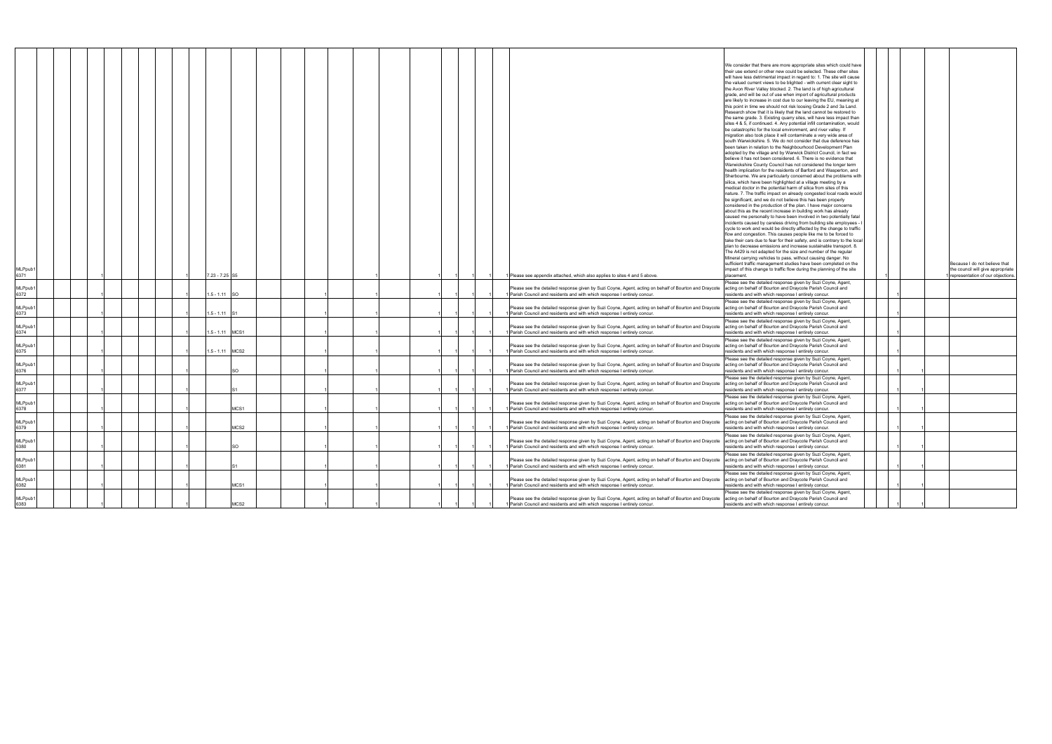| | | | | | | | | | | | | | | | | | | | | | | | | | | | | | |
|---|---|---|---|---|---|---|---|---|---|---|---|---|---|---|---|---|---|---|---|---|---|---|---|---|---|---|---|---|---|
| MLPpub16371 | | | 1 | | | | | | | 1 | 7.23 - 7.25 | S5 | | 1 | | 1 | | 1 | 1 | 1 | 1 | Please see appendix attached, which also applies to sites 4 and 5 above. | We consider that there are more appropriate sites which could have their use extend or other new could be selected. These other sites will have less detrimental impact in regard to: 1. The site will cause the valued current views to be blighted - with current clear sight to the Avon River Valley blocked. 2. The land is of high agricultural grade, and will be out of use when import of agricultural products are likely to increase in cost due to our leaving the EU, meaning at this point in time we should not risk loosing Grade 2 and 3a Land. Research show that it is likely that the land cannot be restored to the same grade. 3. Existing quarry sites, will have less impact than sites 4 & 5, if continued. 4. Any potential infill contamination, would be catastrophic for the local environment, and river valley. If migration also took place it will contaminate a very wide area of south Warwickshire. 5. We do not consider that due deference has been taken in relation to the Neighbourhood Development Plan adopted by the village and by Warwick District Council, in fact we believe it has not been considered. 6. There is no evidence that Warwickshire County Council has not considered the longer term health implication for the residents of Barford and Wasperton, and Sherbourne. We are particularly concerned about the problems with silica, which have been highlighted at a village meeting by a medical doctor in the potential harm of silica from sites of this nature. 7. The traffic impact on already congested local roads would be significant, and we do not believe this has been properly considered in the production of the plan. I have major concerns about this as the recent increase in building work has already caused me personally to have been involved in two potentially fatal incidents caused by careless driving from building site employees - I cycle to work and would be directly affected by the change to traffic flow and congestion. This causes people like me to be forced to take their cars due to fear for their safety, and is contrary to the local plan to decrease emissions and increase sustainable transport. 8. The A429 is not adapted for the size and number of the regular Mineral carrying vehicles to pass, without causing danger. No sufficient traffic management studies have been completed on the impact of this change to traffic flow during the planning of the site placement. | | 1 | | | 1 | Because I do not believe that the council will give appropriate representation of our objections. |
| MLPpub16372 | | | 1 | | | | | | | 1 | 1.5 - 1.11 | SO | | 1 | | 1 | | 1 | 1 | 1 | 1 | Please see the detailed response given by Suzi Coyne, Agent, acting on behalf of Bourton and Draycote Parish Council and residents and with which response I entirely concur. | Please see the detailed response given by Suzi Coyne, Agent, acting on behalf of Bourton and Draycote Parish Council and residents and with which response I entirely concur. | | | 1 | | | |
| MLPpub16373 | | | 1 | | | | | | | 1 | 1.5 - 1.11 | S1 | | 1 | | 1 | | 1 | 1 | 1 | 1 | Please see the detailed response given by Suzi Coyne, Agent, acting on behalf of Bourton and Draycote Parish Council and residents and with which response I entirely concur. | Please see the detailed response given by Suzi Coyne, Agent, acting on behalf of Bourton and Draycote Parish Council and residents and with which response I entirely concur. | | | 1 | | | |
| MLPpub16374 | | | 1 | | | | | | | 1 | 1.5 - 1.11 | MCS1 | | 1 | | 1 | | 1 | 1 | 1 | 1 | Please see the detailed response given by Suzi Coyne, Agent, acting on behalf of Bourton and Draycote Parish Council and residents and with which response I entirely concur. | Please see the detailed response given by Suzi Coyne, Agent, acting on behalf of Bourton and Draycote Parish Council and residents and with which response I entirely concur. | | | 1 | | | |
| MLPpub16375 | | | 1 | | | | | | | 1 | 1.5 - 1.11 | MCS2 | | 1 | | 1 | | 1 | 1 | 1 | 1 | Please see the detailed response given by Suzi Coyne, Agent, acting on behalf of Bourton and Draycote Parish Council and residents and with which response I entirely concur. | Please see the detailed response given by Suzi Coyne, Agent, acting on behalf of Bourton and Draycote Parish Council and residents and with which response I entirely concur. | | | 1 | | | |
| MLPpub16376 | | | 1 | | | | | | | 1 | | SO | | 1 | | 1 | | 1 | 1 | 1 | 1 | Please see the detailed response given by Suzi Coyne, Agent, acting on behalf of Bourton and Draycote Parish Council and residents and with which response I entirely concur. | Please see the detailed response given by Suzi Coyne, Agent, acting on behalf of Bourton and Draycote Parish Council and residents and with which response I entirely concur. | | 1 | 1 | | | |
| MLPpub16377 | | | 1 | | | | | | | 1 | | S1 | | 1 | | 1 | | 1 | 1 | 1 | 1 | Please see the detailed response given by Suzi Coyne, Agent, acting on behalf of Bourton and Draycote Parish Council and residents and with which response I entirely concur. | Please see the detailed response given by Suzi Coyne, Agent, acting on behalf of Bourton and Draycote Parish Council and residents and with which response I entirely concur. | | 1 | 1 | | | |
| MLPpub16378 | | | 1 | | | | | | | 1 | | MCS1 | | 1 | | 1 | | 1 | 1 | 1 | 1 | Please see the detailed response given by Suzi Coyne, Agent, acting on behalf of Bourton and Draycote Parish Council and residents and with which response I entirely concur. | Please see the detailed response given by Suzi Coyne, Agent, acting on behalf of Bourton and Draycote Parish Council and residents and with which response I entirely concur. | | 1 | 1 | | | |
| MLPpub16379 | | | 1 | | | | | | | 1 | | MCS2 | | 1 | | 1 | | 1 | 1 | 1 | 1 | Please see the detailed response given by Suzi Coyne, Agent, acting on behalf of Bourton and Draycote Parish Council and residents and with which response I entirely concur. | Please see the detailed response given by Suzi Coyne, Agent, acting on behalf of Bourton and Draycote Parish Council and residents and with which response I entirely concur. | | 1 | 1 | | | |
| MLPpub16380 | | | 1 | | | | | | | 1 | | SO | | 1 | | 1 | | 1 | 1 | 1 | 1 | Please see the detailed response given by Suzi Coyne, Agent, acting on behalf of Bourton and Draycote Parish Council and residents and with which response I entirely concur. | Please see the detailed response given by Suzi Coyne, Agent, acting on behalf of Bourton and Draycote Parish Council and residents and with which response I entirely concur. | | 1 | 1 | | | |
| MLPpub16381 | | | 1 | | | | | | | 1 | | S1 | | 1 | | 1 | | 1 | 1 | 1 | 1 | Please see the detailed response given by Suzi Coyne, Agent, acting on behalf of Bourton and Draycote Parish Council and residents and with which response I entirely concur. | Please see the detailed response given by Suzi Coyne, Agent, acting on behalf of Bourton and Draycote Parish Council and residents and with which response I entirely concur. | | 1 | 1 | | | |
| MLPpub16382 | | | 1 | | | | | | | 1 | | MCS1 | | 1 | | 1 | | 1 | 1 | 1 | 1 | Please see the detailed response given by Suzi Coyne, Agent, acting on behalf of Bourton and Draycote Parish Council and residents and with which response I entirely concur. | Please see the detailed response given by Suzi Coyne, Agent, acting on behalf of Bourton and Draycote Parish Council and residents and with which response I entirely concur. | | 1 | 1 | | | |
| MLPpub16383 | | | 1 | | | | | | | 1 | | MCS2 | | 1 | | 1 | | 1 | 1 | 1 | 1 | Please see the detailed response given by Suzi Coyne, Agent, acting on behalf of Bourton and Draycote Parish Council and residents and with which response I entirely concur. | Please see the detailed response given by Suzi Coyne, Agent, acting on behalf of Bourton and Draycote Parish Council and residents and with which response I entirely concur. | | 1 | 1 | | | |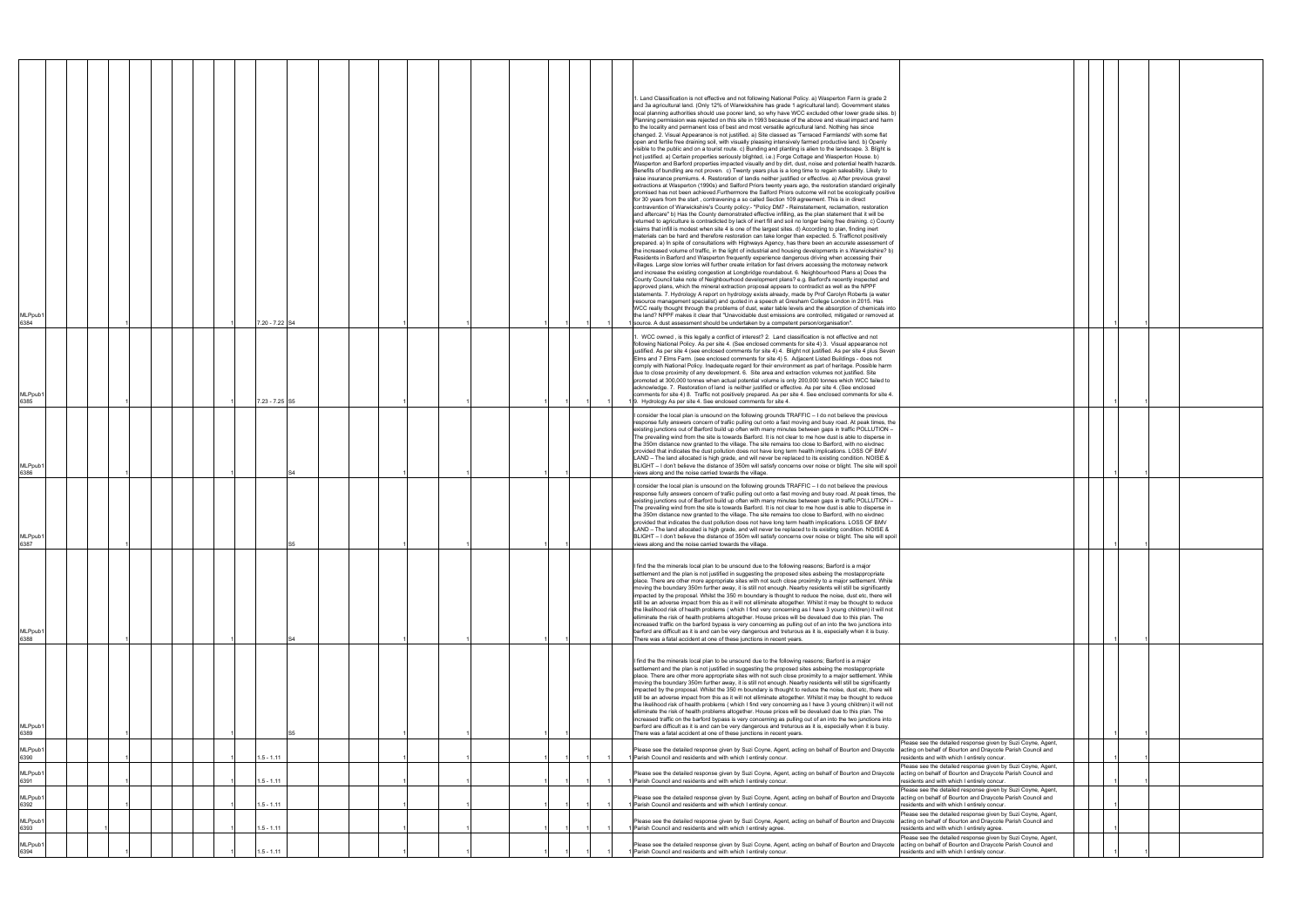| | | | | | | | | | | | | | | | | | | | | | | | | | | | | | | | | |
|---|---|---|---|---|---|---|---|---|---|---|---|---|---|---|---|---|---|---|---|---|---|---|---|---|---|---|---|---|---|---|---|---|
| MLPpub1 6384 | | | | 1 | | | | | 1 | 7.20 - 7.22 | S4 | | | | 1 | | 1 | | | | 1 | 1 | 1 | 1 | 1. Land Classification is not effective and not following National Policy. a) Wasperton Farm is grade 2 and 3a agricultural land. (Only 12% of Warwickshire has grade 1 agricultural land). Government states local planning authorities should use poorer land, so why have WCC excluded other lower grade sites. b) Planning permission was rejected on this site in 1993 because of the above and visual impact and harm to the locality and permanent loss of best and most versatile agricultural land. Nothing has since changed. 2. Visual Appearance is not justified. a) Site classed as 'Terraced Farmlands' with some flat open and fertile free draining soil, with visually pleasing intensively farmed productive land. b) Openly visible to the public and on a tourist route. c) Bunding and planting is alien to the landscape. 3. Blight is not justified. a) Certain properties seriously blighted, i.e.) Forge Cottage and Wasperton House. b) Wasperton and Barford properties impacted visually and by dirt, dust, noise and potential health hazards. Benefits of bundling are not proven. c) Twenty years plus is a long time to regain saleability. Likely to raise insurance premiums. 4. Restoration of landis neither justified or effective. a) After previous gravel extractions at Wasperton (1990s) and Salford Priors twenty years ago, the restoration standard originally promised has not been achieved.Furthermore the Salford Priors outcome will not be ecologically positive for 30 years from the start , contravening a so called Section 109 agreement. This is in direct contravention of Warwickshire's County policy:- "Policy DM7 - Reinstatement, reclamation, restoration and aftercare" b) Has the County demonstrated effective infilling, as the plan statement that it will be returned to agriculture is contradicted by lack of inert fill and soil no longer being free draining. c) County claims that infill is modest when site 4 is one of the largest sites. d) According to plan, finding inert materials can be hard and therefore restoration can take longer than expected. 5. Trafficnot positively prepared. a) In spite of consultations with Highways Agency, has there been an accurate assessment of the increased volume of traffic, in the light of industrial and housing developments in s.Warwickshire? b) Residents in Barford and Wasperton frequently experience dangerous driving when accessing their villages. Large slow lorries will further create irritation for fast drivers accessing the motorway network and increase the existing congestion at Longbridge roundabout. 6. Neighbourhood Plans a) Does the County Council take note of Neighbourhood development plans? e.g. Barford's recently inspected and approved plans, which the mineral extraction proposal appears to contradict as well as the NPPF statements. 7. Hydrology A report on hydrology exists already, made by Prof Carolyn Roberts (a water resource management specialist) and quoted in a speech at Gresham College London in 2015. Has WCC really thought through the problems of dust, water table levels and the absorption of chemicals into the land? NPPF makes it clear that "Unavoidable dust emissions are controlled, mitigated or removed at source. A dust assessment should be undertaken by a competent person/organisation". | | | | 1 | 1 | | |
| MLPpub1 6385 | | | | 1 | | | | | 1 | 7.23 - 7.25 | S5 | | | | 1 | | 1 | | | | 1 | 1 | 1 | 1 | 1. WCC owned , is this legally a conflict of interest? 2. Land classification is not effective and not following National Policy. As per site 4. (See enclosed comments for site 4) 3. Visual appearance not justified. As per site 4 (see enclosed comments for site 4) 4. Blight not justified. As per site 4 plus Seven Elms and 7 Elms Farm. (see enclosed comments for site 4) 5. Adjacent Listed Buildings - does not comply with National Policy. Inadequate regard for their environment as part of heritage. Possible harm due to close proximity of any development. 6. Site area and extraction volumes not justified. Site promoted at 300,000 tonnes when actual potential volume is only 200,000 tonnes which WCC failed to acknowledge. 7. Restoration of land is neither justified or effective. As per site 4. (See enclosed comments for site 4) 8. Traffic not positively prepared. As per site 4. See enclosed comments for site 4. 9. Hydrology As per site 4. See enclosed comments for site 4. | | | | 1 | 1 | | |
| MLPpub1 6386 | | | | 1 | | | | | 1 | | S4 | | | | 1 | | 1 | | | | 1 | 1 | | | I consider the local plan is unsound on the following grounds TRAFFIC – I do not believe the previous response fully answers concern of traffic pulling out onto a fast moving and busy road. At peak times, the existing junctions out of Barford build up often with many minutes between gaps in traffic POLLUTION – The prevailing wind from the site is towards Barford. It is not clear to me how dust is able to disperse in the 350m distance now granted to the village. The site remains too close to Barford, with no eivdnec provided that indicates the dust pollution does not have long term health implications. LOSS OF BMV LAND – The land allocated is high grade, and will never be replaced to its existing condition. NOISE & BLIGHT – I don't believe the distance of 350m will satisfy concerns over noise or blight. The site will spoil views along and the noise carried towards the village. | | | | 1 | 1 | | |
| MLPpub1 6387 | | | | 1 | | | | | 1 | | S5 | | | | 1 | | 1 | | | | 1 | 1 | | | I consider the local plan is unsound on the following grounds TRAFFIC – I do not believe the previous response fully answers concern of traffic pulling out onto a fast moving and busy road. At peak times, the existing junctions out of Barford build up often with many minutes between gaps in traffic POLLUTION – The prevailing wind from the site is towards Barford. It is not clear to me how dust is able to disperse in the 350m distance now granted to the village. The site remains too close to Barford, with no eivdnec provided that indicates the dust pollution does not have long term health implications. LOSS OF BMV LAND – The land allocated is high grade, and will never be replaced to its existing condition. NOISE & BLIGHT – I don't believe the distance of 350m will satisfy concerns over noise or blight. The site will spoil views along and the noise carried towards the village. | | | | 1 | 1 | | |
| MLPpub1 6388 | | | | 1 | | | | | 1 | | S4 | | | | 1 | | 1 | | | | 1 | 1 | | | I find the the minerals local plan to be unsound due to the following reasons; Barford is a major settlement and the plan is not justified in suggesting the proposed sites asbeing the mostappropriate place. There are other more appropriate sites with not such close proximity to a major settlement. While moving the boundary 350m further away, it is still not enough. Nearby residents will still be significantly impacted by the proposal. Whilst the 350 m boundary is thought to reduce the noise, dust etc. there will still be an adverse impact from this as it will not elliminate altogether. Whilst it may be thought to reduce the likelihood risk of health problems ( which I find very concerning as I have 3 young children) it will not elliminate the risk of health problems altogether. House prices will be devalued due to this plan. The increased traffic on the barford bypass is very concerning as pulling out of an into the two junctions into barford are difficult as it is and can be very dangerous and treturous as it is, especially when it is busy. There was a fatal accident at one of these junctions in recent years. | | | | 1 | 1 | | |
| MLPpub1 6389 | | | | 1 | | | | | 1 | | S5 | | | | 1 | | 1 | | | | 1 | 1 | | | I find the the minerals local plan to be unsound due to the following reasons; Barford is a major settlement and the plan is not justified in suggesting the proposed sites asbeing the mostappropriate place. There are other more appropriate sites with not such close proximity to a major settlement. While moving the boundary 350m further away, it is still not enough. Nearby residents will still be significantly impacted by the proposal. Whilst the 350 m boundary is thought to reduce the noise, dust etc. there will still be an adverse impact from this as it will not elliminate altogether. Whilst it may be thought to reduce the likelihood risk of health problems ( which I find very concerning as I have 3 young children) it will not elliminate the risk of health problems altogether. House prices will be devalued due to this plan. The increased traffic on the barford bypass is very concerning as pulling out of an into the two junctions into barford are difficult as it is and can be very dangerous and treturous as it is, especially when it is busy. There was a fatal accident at one of these junctions in recent years. | | | | 1 | 1 | | |
| MLPpub1 6390 | | | | 1 | | | | | 1 | 1.5 - 1.11 | | | | | 1 | | 1 | | | | 1 | 1 | 1 | 1 | Please see the detailed response given by Suzi Coyne, Agent, acting on behalf of Bourton and Draycote Parish Council and residents and with which I entirely concur. | Please see the detailed response given by Suzi Coyne, Agent, acting on behalf of Bourton and Draycote Parish Council and residents and with which I entirely concur. | | | 1 | 1 | | |
| MLPpub1 6391 | | | | 1 | | | | | 1 | 1.5 - 1.11 | | | | | 1 | | 1 | | | | 1 | 1 | 1 | 1 | Please see the detailed response given by Suzi Coyne, Agent, acting on behalf of Bourton and Draycote Parish Council and residents and with which I entirely concur. | Please see the detailed response given by Suzi Coyne, Agent, acting on behalf of Bourton and Draycote Parish Council and residents and with which I entirely concur. | | | 1 | 1 | | |
| MLPpub1 6392 | | | | 1 | | | | | 1 | 1.5 - 1.11 | | | | | 1 | | 1 | | | | 1 | 1 | 1 | 1 | Please see the detailed response given by Suzi Coyne, Agent, acting on behalf of Bourton and Draycote Parish Council and residents and with which I entirely concur. | Please see the detailed response given by Suzi Coyne, Agent, acting on behalf of Bourton and Draycote Parish Council and residents and with which I entirely concur. | | | 1 | 1 | | |
| MLPpub1 6393 | | | 1 | | | | | | 1 | 1.5 - 1.11 | | | | | 1 | | 1 | | | | 1 | 1 | 1 | 1 | Please see the detailed response given by Suzi Coyne, Agent, acting on behalf of Bourton and Draycote Parish Council and residents and with which I entirely agree. | Please see the detailed response given by Suzi Coyne, Agent, acting on behalf of Bourton and Draycote Parish Council and residents and with which I entirely agree. | | | 1 | 1 | | |
| MLPpub1 6394 | | | | 1 | | | | | 1 | 1.5 - 1.11 | | | | | 1 | | 1 | | | | 1 | 1 | 1 | 1 | Please see the detailed response given by Suzi Coyne, Agent, acting on behalf of Bourton and Draycote Parish Council and residents and with which I entirely concur. | Please see the detailed response given by Suzi Coyne, Agent, acting on behalf of Bourton and Draycote Parish Council and residents and with which I entirely concur. | | | 1 | 1 | | |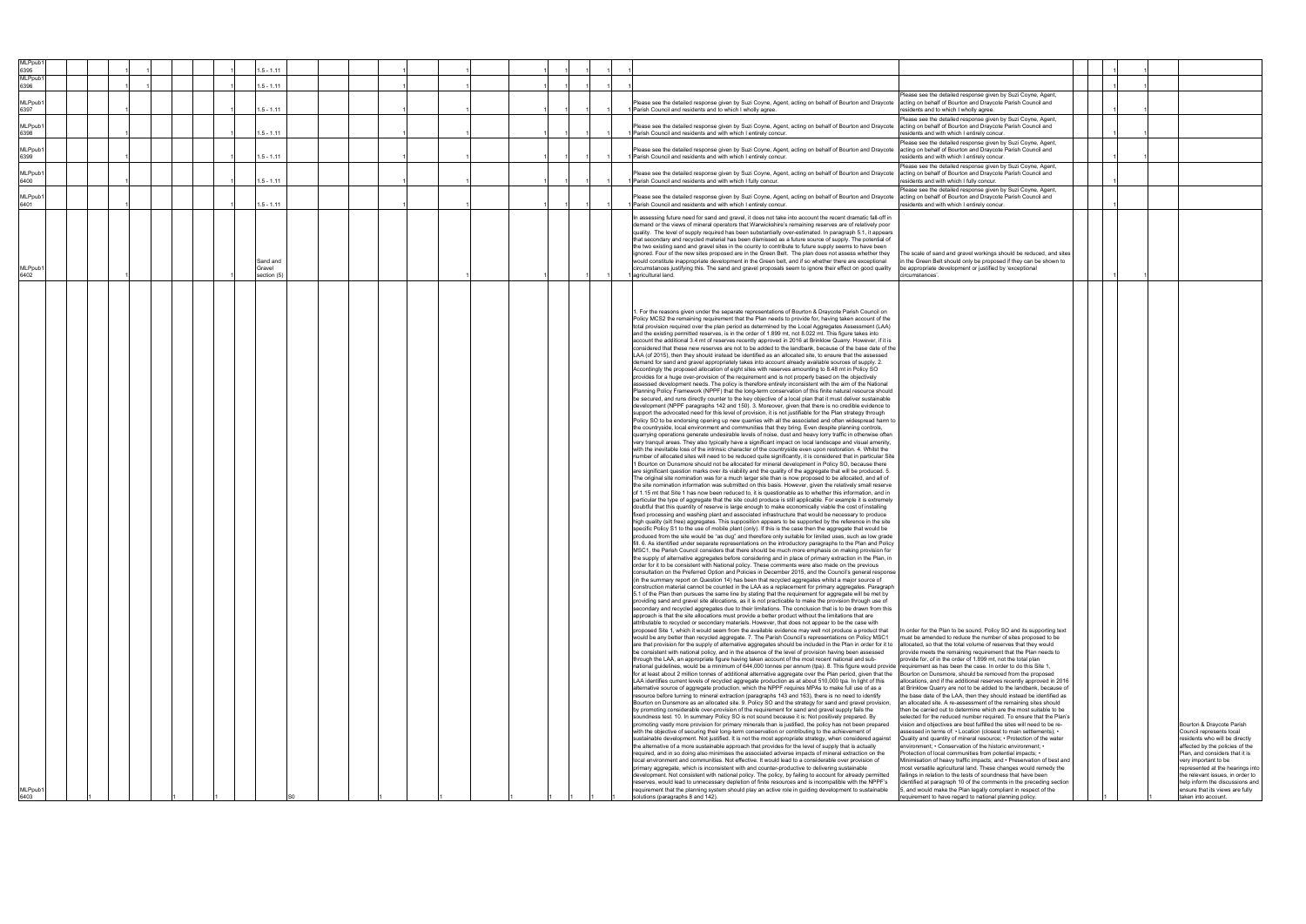| ID | | | | | | Section | Policy | | | | | | | | Comment | Change | | | | Reason |
|---|---|---|---|---|---|---|---|---|---|---|---|---|---|---|---|---|---|---|---|---|
| MLPpub16395 | 1 | 1 | | | 1 | 1.5 - 1.11 | | 1 | 1 | 1 | 1 | 1 | 1 | 1 | | | 1 | 1 | | |
| MLPpub16396 | 1 | 1 | | | 1 | 1.5 - 1.11 | | 1 | 1 | 1 | 1 | 1 | 1 | 1 | | | 1 | 1 | | |
| MLPpub16397 | 1 | 1 | | | 1 | 1.5 - 1.11 | | 1 | 1 | 1 | 1 | 1 | 1 | 1 | Please see the detailed response given by Suzi Coyne, Agent, acting on behalf of Bourton and Draycote Parish Council and residents and to which I wholly agree. | Please see the detailed response given by Suzi Coyne, Agent, acting on behalf of Bourton and Draycote Parish Council and residents and to which I wholly agree. | 1 | 1 | | |
| MLPpub16398 | 1 | 1 | | | 1 | 1.5 - 1.11 | | 1 | 1 | 1 | 1 | 1 | 1 | 1 | Please see the detailed response given by Suzi Coyne, Agent, acting on behalf of Bourton and Draycote Parish Council and residents and with which I entirely concur. | Please see the detailed response given by Suzi Coyne, Agent, acting on behalf of Bourton and Draycote Parish Council and residents and with which I entirely concur. | 1 | 1 | | |
| MLPpub16399 | 1 | 1 | | | 1 | 1.5 - 1.11 | | 1 | 1 | 1 | 1 | 1 | 1 | 1 | Please see the detailed response given by Suzi Coyne, Agent, acting on behalf of Bourton and Draycote Parish Council and residents and with which I entirely concur. | Please see the detailed response given by Suzi Coyne, Agent, acting on behalf of Bourton and Draycote Parish Council and residents and with which I entirely concur. | 1 | 1 | | |
| MLPpub16400 | 1 | 1 | | | 1 | 1.5 - 1.11 | | 1 | 1 | 1 | 1 | 1 | 1 | 1 | Please see the detailed response given by Suzi Coyne, Agent, acting on behalf of Bourton and Draycote Parish Council and residents and with which I fully concur. | Please see the detailed response given by Suzi Coyne, Agent, acting on behalf of Bourton and Draycote Parish Council and residents and with which I fully concur. | 1 | | | |
| MLPpub16401 | 1 | 1 | | | 1 | 1.5 - 1.11 | | 1 | 1 | 1 | 1 | 1 | 1 | 1 | Please see the detailed response given by Suzi Coyne, Agent, acting on behalf of Bourton and Draycote Parish Council and residents and with which I entirely concur. | Please see the detailed response given by Suzi Coyne, Agent, acting on behalf of Bourton and Draycote Parish Council and residents and with which I entirely concur. | 1 | | | |
| MLPpub16402 | 1 | | | | 1 | Sand and Gravel section (5) | | | 1 | 1 | | | 1 | 1 | In assessing future need for sand and gravel, it does not take into account the recent dramatic fall-off in demand or the views of mineral operators that Warwickshire's remaining reserves are of relatively poor quality. The level of supply required has been substantially over-estimated. In paragraph 5.1, it appears that secondary and recycled material has been dismissed as a future source of supply. The potential of the two existing sand and gravel sites in the county to contribute to future supply seems to have been ignored. Four of the new sites proposed are in the Green Belt. The plan does not assess whether they would constitute inappropriate development in the Green belt, and if so whether there are exceptional circumstances justifying this. The sand and gravel proposals seem to ignore their effect on good quality agricultural land. | The scale of sand and gravel workings should be reduced, and sites in the Green Belt should only be proposed if they can be shown to be appropriate development or justified by 'exceptional circumstances'. | 1 | 1 | | |
| MLPpub16403 | | 1 | | | 1 | | S0 | 1 | 1 | 1 | 1 | | | 1 | 1. For the reasons given under the separate representations of Bourton & Draycote Parish Council on Policy MCS2 the remaining requirement that the Plan needs to provide for, having taken account of the total provision required over the plan period as determined by the Local Aggregates Assessment (LAA) and the existing permitted reserves, is in the order of 1.899 mt, not 8.022 mt. This figure takes into account the additional 3.4 mt of reserves recently approved in 2016 at Brinklow Quarry. However, if it is considered that these new reserves are not to be added to the landbank, because of the base date of the LAA (of 2015), then they should instead be identified as an allocated site, to ensure that the assessed demand for sand and gravel appropriately takes into account already available sources of supply. 2. Accordingly the proposed allocation of eight sites with reserves amounting to 8.48 mt in Policy SO provides for a huge over-provision of the requirement and is not properly based on the objectively assessed development needs. The policy is therefore entirely inconsistent with the aim of the National Planning Policy Framework (NPPF) that the long-term conservation of this finite natural resource should be secured, and runs directly counter to the key objective of a local plan that it must deliver sustainable development (NPPF paragraphs 142 and 150). 3. Moreover, given that there is no credible evidence to support the advocated need for this level of provision, it is not justifiable for the Plan strategy through Policy SO to be endorsing opening up new quarries with all the associated and often widespread harm to the countryside, local environment and communities that they bring. Even despite planning controls, quarrying operations generate undesirable levels of noise, dust and heavy lorry traffic in otherwise often very tranquil areas. They also typically have a significant impact on local landscape and visual amenity, with the inevitable loss of the intrinsic character of the countryside even upon restoration. 4. Whilst the number of allocated sites will need to be reduced quite significantly, it is considered that in particular Site 1 Bourton on Dunsmore should not be allocated for mineral development in Policy SO, because there are significant question marks over its viability and the quality of the aggregate that will be produced. 5. The original site nomination was for a much larger site than is now proposed to be allocated, and all of the site nomination information was submitted on this basis. However, given the relatively small reserve of 1.15 mt that Site 1 has now been reduced to, it is questionable as to whether this information, and in particular the type of aggregate that the site could produce is still applicable. For example it is extremely doubtful that this quantity of reserve is large enough to make economically viable the cost of installing fixed processing and washing plant and associated infrastructure that would be necessary to produce high quality (silt free) aggregates. This supposition appears to be supported by the reference in the site specific Policy S1 to the use of mobile plant (only). If this is the case then the aggregate that would be produced from the site would be "as dug" and therefore only suitable for limited uses, such as low grade fill. 6. As identified under separate representations on the introductory paragraphs to the Plan and Policy MSC1, the Parish Council considers that there should be much more emphasis on making provision for the supply of alternative aggregates before considering and in place of primary extraction in the Plan, in order for it to be consistent with National policy. These comments were also made on the previous consultation on the Preferred Option and Policies in December 2015, and the Council's general response (in the summary report on Question 14) has been that recycled aggregates whilst a major source of construction material cannot be counted in the LAA as a replacement for primary aggregates. Paragraph 5.1 of the Plan then pursues the same line by stating that the requirement for aggregate will be met by providing sand and gravel site allocations, as it is not practicable to make the provision through use of secondary and recycled aggregates due to their limitations. The conclusion that is to be drawn from this approach is that the site allocations must provide a better product without the limitations that are attributable to recycled or secondary materials. However, that does not appear to be the case with proposed Site 1, which it would seem from the available evidence may well not produce a product that would be any better than recycled aggregate. 7. The Parish Council's representations on Policy MSC1 are that provision for the supply of alternative aggregates should be included in the Plan in order for it to be consistent with national policy, and in the absence of the level of provision having been assessed through the LAA, an appropriate figure having taken account of the most recent national and sub-national guidelines, would be a minimum of 644,000 tonnes per annum (tpa). 8. This figure would provide for at least about 2 million tonnes of additional alternative aggregate over the Plan period, given that the LAA identifies current levels of recycled aggregate production as at about 510,000 tpa. In light of this alternative source of aggregate production, which the NPPF requires MPAs to make full use of as a resource before turning to mineral extraction (paragraphs 143 and 163), there is no need to identify Bourton on Dunsmore as an allocated site. 9. Policy SO and the strategy for sand and gravel provision, by promoting considerable over-provision of the requirement for sand and gravel supply fails the soundness test. 10. In summary Policy SO is not sound because it is: Not positively prepared. By promoting vastly more provision for primary minerals than is justified, the policy has not been prepared with the objective of securing their long-term conservation or contributing to the achievement of sustainable development. Not justified. It is not the most appropriate strategy, when considered against the alternative of a more sustainable approach that provides for the level of supply that is actually required, and in so doing also minimises the associated adverse impacts of mineral extraction on the local environment and communities. Not effective. It would lead to a considerable over provision of primary aggregate, which is inconsistent with and counter-productive to delivering sustainable development. Not consistent with national policy. The policy, by failing to account for already permitted reserves, would lead to unnecessary depletion of finite resources and is incompatible with the NPPF's requirement that the planning system should play an active role in guiding development to sustainable solutions (paragraphs 8 and 142). | In order for the Plan to be sound, Policy SO and its supporting text must be amended to reduce the number of sites proposed to be allocated, so that the total volume of reserves that they would provide meets the remaining requirement that the Plan needs to provide for, of in the order of 1.899 mt, not the total plan requirement as has been the case. In order to do this Site 1, Bourton on Dunsmore, should be removed from the proposed allocations, and if the additional reserves recently approved in 2016 at Brinklow Quarry are not to be added to the landbank, because of the base date of the LAA, then they should instead be identified as an allocated site. A re-assessment of the remaining sites should then be carried out to determine which are the most suitable to be selected for the reduced number required. To ensure that the Plan's vision and objectives are best fulfilled the sites will need to be re-assessed in terms of: • Location (closest to main settlements); • Quality and quantity of mineral resource; • Protection of the water environment; • Conservation of the historic environment; • Protection of local communities from potential impacts; • Minimisation of heavy traffic impacts; and • Preservation of best and most versatile agricultural land. These changes would remedy the failings in relation to the tests of soundness that have been identified at paragraph 10 of the comments in the preceding section 5, and would make the Plan legally compliant in respect of the requirement to have regard to national planning policy. | 1 | | 1 | Bourton & Draycote Parish Council represents local residents who will be directly affected by the policies of the Plan, and considers that it is very important to be represented at the hearings into the relevant issues, in order to help inform the discussions and ensure that its views are fully taken into account. |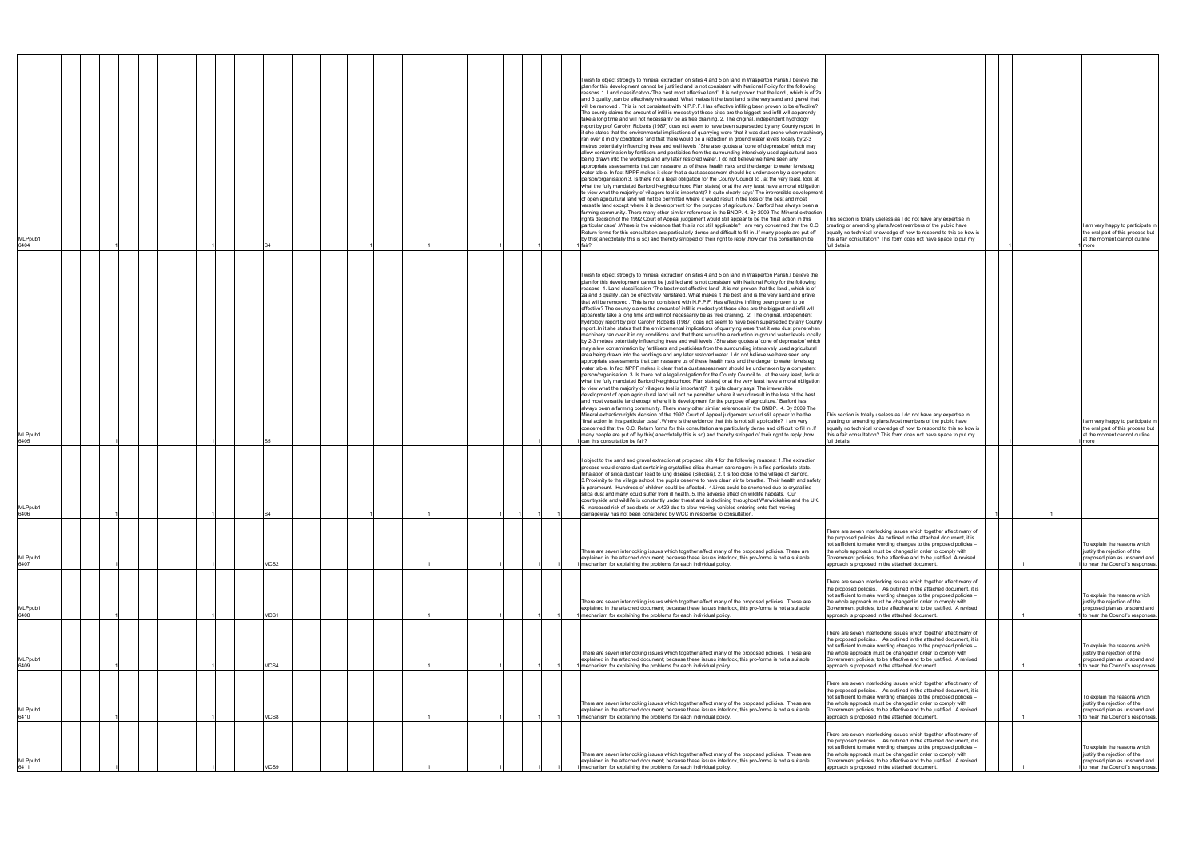| | | | | | | | | | | | | | | | | | | |
|---|---|---|---|---|---|---|---|---|---|---|---|---|---|---|---|---|---|---|
| MLPpub1 6404 | 1 | 1 | S4 | 1 | 1 | 1 | | 1 | | 1 | I wish to object strongly to mineral extraction on sites 4 and 5 on land in Wasperton Parish.I believe the plan for this development cannot be justified and is not consistent with National Policy for the following reasons 1. Land classification-'The best most effective land' .It is not proven that the land , which is of 2a and 3 quality ,can be effectively reinstated. What makes it the best land is the very sand and gravel that will be removed . This is not consistent with N.P.P.F. Has effective infilling been proven to be effective? The county claims the amount of infill is modest yet these sites are the biggest and infill will apparently take a long time and will not necessarily be as free draining. 2. The original, independent hydrology report by prof Carolyn Roberts (1987) does not seem to have been superseded by any County report .In it she states that the environmental implications of quarrying were 'that it was dust prone when machinery ran over it in dry conditions 'and that there would be a reduction in ground water levels locally by 2-3 metres potentially influencing trees and well levels ' She also quotes a 'cone of depression' which may allow contamination by fertilisers and pesticides from the surrounding intensively used agricultural area being drawn into the workings and any later restored water. I do not believe we have seen any appropriate assessments that can reassure us of these health risks and the danger to water levels.eg water table. In fact NPPF makes it clear that a dust assessment should be undertaken by a competent person/organisation 3. Is there not a legal obligation for the County Council to , at the very least, look at what the fully mandated Barford Neighbourhood Plan states( or at the very least have a moral obligation to view what the majority of villagers feel is important)? It quite clearly says' The irreversible development of open agricultural land will not be permitted where it would result in the loss of the best and most versatile land except where it is development for the purpose of agriculture.' Barford has always been a farming community. There many other similar references in the BNDP. 4. By 2009 The Mineral extraction rights decision of the 1992 Court of Appeal judgement would still appear to be the 'final action in this particular case' .Where is the evidence that this is not still applicable? I am very concerned that the C.C. Return forms for this consultation are particularly dense and difficult to fill in .If many people are put off by this( anecdotally this is so) and thereby stripped of their right to reply ,how can this consultation be fair? | This section is totally useless as I do not have any expertise in creating or amending plans.Most members of the public have equally no technical knowledge of how to respond to this so how is this a fair consultation? This form does not have space to put my full details | | 1 | | 1 | I am very happy to participate in the oral part of this process but at the moment cannot outline more |
| MLPpub1 6405 | 1 | 1 | S5 | | | | | 1 | | 1 | I wish to object strongly to mineral extraction on sites 4 and 5 on land in Wasperton Parish.I believe the plan for this development cannot be justified and is not consistent with National Policy for the following reasons 1. Land classification-'The best most effective land' .It is not proven that the land , which is of 2a and 3 quality ,can be effectively reinstated. What makes it the best land is the very sand and gravel that will be removed . This is not consistent with N.P.P.F. Has effective infilling been proven to be effective? The county claims the amount of infill is modest yet these sites are the biggest and infill will apparently take a long time and will not necessarily be as free draining. 2. The original, independent hydrology report by prof Carolyn Roberts (1987) does not seem to have been superseded by any County report .In it she states that the environmental implications of quarrying were 'that it was dust prone when machinery ran over it in dry conditions 'and that there would be a reduction in ground water levels locally by 2-3 metres potentially influencing trees and well levels ' She also quotes a 'cone of depression' which may allow contamination by fertilisers and pesticides from the surrounding intensively used agricultural area being drawn into the workings and any later restored water. I do not believe we have seen any appropriate assessments that can reassure us of these health risks and the danger to water levels.eg water table. In fact NPPF makes it clear that a dust assessment should be undertaken by a competent person/organisation 3. Is there not a legal obligation for the County Council to , at the very least, look at what the fully mandated Barford Neighbourhood Plan states( or at the very least have a moral obligation to view what the majority of villagers feel is important)? It quite clearly says' The irreversible development of open agricultural land will not be permitted where it would result in the loss of the best and most versatile land except where it is development for the purpose of agriculture.' Barford has always been a farming community. There many other similar references in the BNDP. 4. By 2009 The Mineral extraction rights decision of the 1992 Court of Appeal judgement would still appear to be the 'final action in this particular case' .Where is the evidence that this is not still applicable? I am very concerned that the C.C. Return forms for this consultation are particularly dense and difficult to fill in .If many people are put off by this( anecdotally this is so) and thereby stripped of their right to reply ,how can this consultation be fair? | This section is totally useless as I do not have any expertise in creating or amending plans.Most members of the public have equally no technical knowledge of how to respond to this so how is this a fair consultation? This form does not have space to put my full details | | 1 | | 1 | I am very happy to participate in the oral part of this process but at the moment cannot outline more |
| MLPpub1 6406 | 1 | 1 | S4 | 1 | | 1 | 1 | 1 | | 1 | I object to the sand and gravel extraction at proposed site 4 for the following reasons: 1.The extraction process would create dust containing crystalline silica (human carcinogen) in a fine particulate state. Inhalation of silica dust can lead to lung disease (Silicosis). 2.It is too close to the village of Barford. 3.Proximity to the village school, the pupils deserve to have clean air to breathe. Their health and safety is paramount. Hundreds of children could be affected. 4.Lives could be shortened due to crystalline silica dust and many could suffer from ill health. 5.The adverse effect on wildlife habitats. Our countryside and wildlife is constantly under threat and is declining throughout Warwickshire and the UK. 6. Increased risk of accidents on A429 due to slow moving vehicles entering onto fast moving carriageway has not been considered by WCC in response to consultation. | | 1 | | 1 | | |
| MLPpub1 6407 | 1 | 1 | MCS2 | | 1 | 1 | | 1 | 1 | 1 | There are seven interlocking issues which together affect many of the proposed policies. These are explained in the attached document; because these issues interlock, this pro-forma is not a suitable mechanism for explaining the problems for each individual policy. | There are seven interlocking issues which together affect many of the proposed policies. As outlined in the attached document, it is not sufficient to make wording changes to the proposed policies – the whole approach must be changed in order to comply with Government policies, to be effective and to be justified. A revised approach is proposed in the attached document. | | 1 | | 1 | To explain the reasons which justify the rejection of the proposed plan as unsound and to hear the Council's responses. |
| MLPpub1 6408 | 1 | 1 | MCS1 | | 1 | 1 | | 1 | 1 | 1 | There are seven interlocking issues which together affect many of the proposed policies. These are explained in the attached document; because these issues interlock, this pro-forma is not a suitable mechanism for explaining the problems for each individual policy. | There are seven interlocking issues which together affect many of the proposed policies. As outlined in the attached document, it is not sufficient to make wording changes to the proposed policies – the whole approach must be changed in order to comply with Government policies, to be effective and to be justified. A revised approach is proposed in the attached document. | | 1 | | 1 | To explain the reasons which justify the rejection of the proposed plan as unsound and to hear the Council's responses. |
| MLPpub1 6409 | 1 | 1 | MCS4 | | 1 | 1 | | 1 | 1 | 1 | There are seven interlocking issues which together affect many of the proposed policies. These are explained in the attached document; because these issues interlock, this pro-forma is not a suitable mechanism for explaining the problems for each individual policy. | There are seven interlocking issues which together affect many of the proposed policies. As outlined in the attached document, it is not sufficient to make wording changes to the proposed policies – the whole approach must be changed in order to comply with Government policies, to be effective and to be justified. A revised approach is proposed in the attached document. | | 1 | | 1 | To explain the reasons which justify the rejection of the proposed plan as unsound and to hear the Council's responses. |
| MLPpub1 6410 | 1 | 1 | MCS8 | | 1 | 1 | | 1 | 1 | 1 | There are seven interlocking issues which together affect many of the proposed policies. These are explained in the attached document; because these issues interlock, this pro-forma is not a suitable mechanism for explaining the problems for each individual policy. | There are seven interlocking issues which together affect many of the proposed policies. As outlined in the attached document, it is not sufficient to make wording changes to the proposed policies – the whole approach must be changed in order to comply with Government policies, to be effective and to be justified. A revised approach is proposed in the attached document. | | 1 | | 1 | To explain the reasons which justify the rejection of the proposed plan as unsound and to hear the Council's responses. |
| MLPpub1 6411 | 1 | 1 | MCS9 | | 1 | 1 | | 1 | 1 | 1 | There are seven interlocking issues which together affect many of the proposed policies. These are explained in the attached document; because these issues interlock, this pro-forma is not a suitable mechanism for explaining the problems for each individual policy. | There are seven interlocking issues which together affect many of the proposed policies. As outlined in the attached document, it is not sufficient to make wording changes to the proposed policies – the whole approach must be changed in order to comply with Government policies, to be effective and to be justified. A revised approach is proposed in the attached document. | | 1 | | 1 | To explain the reasons which justify the rejection of the proposed plan as unsound and to hear the Council's responses. |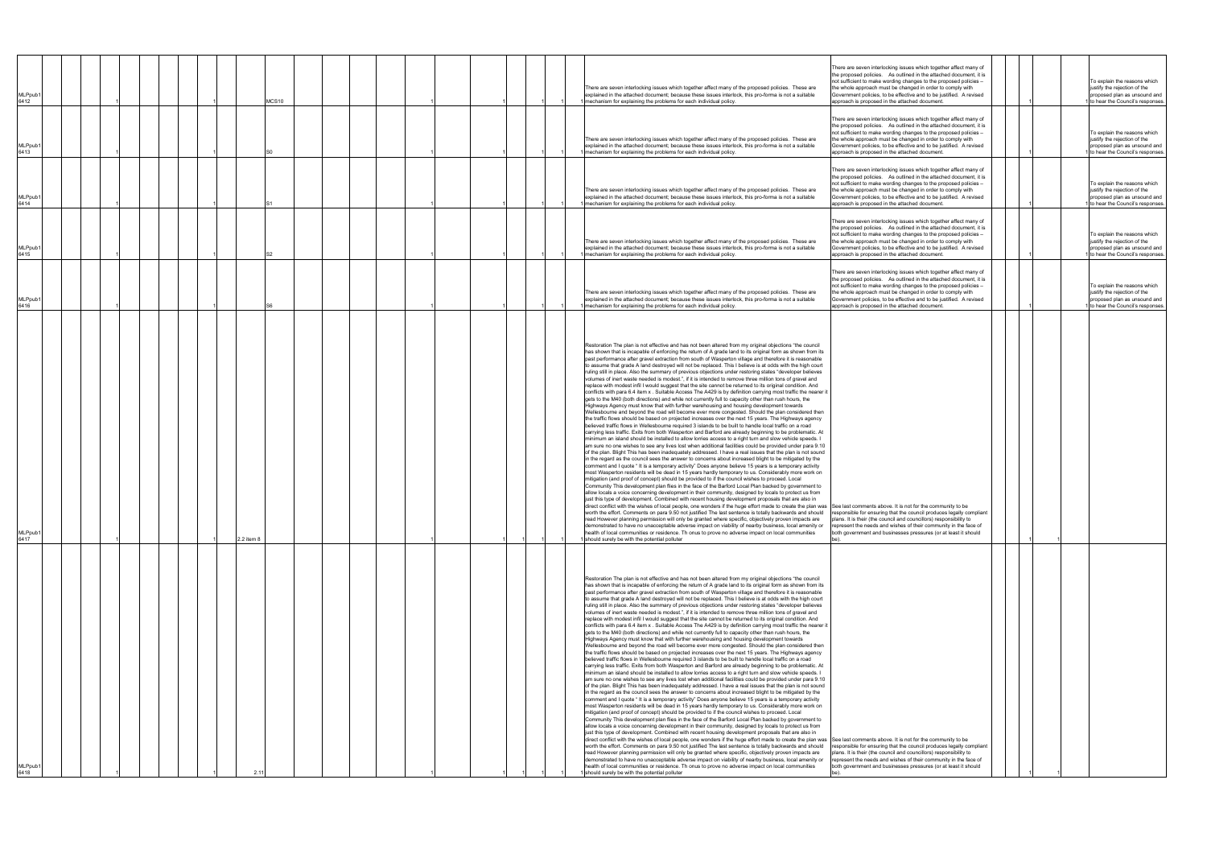| | | | | | | | | | | | | | | | | | |
|---|---|---|---|---|---|---|---|---|---|---|---|---|---|---|---|---|---|
| MLPpub1 6412 | | 1 | | 1 | MCS10 | 1 | 1 | | 1 | 1 | 1 | There are seven interlocking issues which together affect many of the proposed policies. These are explained in the attached document; because these issues interlock, this pro-forma is not a suitable mechanism for explaining the problems for each individual policy. | There are seven interlocking issues which together affect many of the proposed policies. As outlined in the attached document, it is not sufficient to make wording changes to the proposed policies – the whole approach must be changed in order to comply with Government policies, to be effective and to be justified. A revised approach is proposed in the attached document. | 1 | | 1 | To explain the reasons which justify the rejection of the proposed plan as unsound and to hear the Council's responses. |
| MLPpub1 6413 | | 1 | | 1 | S0 | 1 | 1 | | 1 | 1 | 1 | There are seven interlocking issues which together affect many of the proposed policies. These are explained in the attached document; because these issues interlock, this pro-forma is not a suitable mechanism for explaining the problems for each individual policy. | There are seven interlocking issues which together affect many of the proposed policies. As outlined in the attached document, it is not sufficient to make wording changes to the proposed policies – the whole approach must be changed in order to comply with Government policies, to be effective and to be justified. A revised approach is proposed in the attached document. | 1 | | 1 | To explain the reasons which justify the rejection of the proposed plan as unsound and to hear the Council's responses. |
| MLPpub1 6414 | | 1 | | 1 | S1 | 1 | 1 | | 1 | 1 | 1 | There are seven interlocking issues which together affect many of the proposed policies. These are explained in the attached document; because these issues interlock, this pro-forma is not a suitable mechanism for explaining the problems for each individual policy. | There are seven interlocking issues which together affect many of the proposed policies. As outlined in the attached document, it is not sufficient to make wording changes to the proposed policies – the whole approach must be changed in order to comply with Government policies, to be effective and to be justified. A revised approach is proposed in the attached document. | 1 | | 1 | To explain the reasons which justify the rejection of the proposed plan as unsound and to hear the Council's responses. |
| MLPpub1 6415 | | 1 | | 1 | S2 | 1 | 1 | | 1 | 1 | 1 | There are seven interlocking issues which together affect many of the proposed policies. These are explained in the attached document; because these issues interlock, this pro-forma is not a suitable mechanism for explaining the problems for each individual policy. | There are seven interlocking issues which together affect many of the proposed policies. As outlined in the attached document, it is not sufficient to make wording changes to the proposed policies – the whole approach must be changed in order to comply with Government policies, to be effective and to be justified. A revised approach is proposed in the attached document. | 1 | | 1 | To explain the reasons which justify the rejection of the proposed plan as unsound and to hear the Council's responses. |
| MLPpub1 6416 | | 1 | | 1 | S6 | 1 | 1 | | 1 | 1 | 1 | There are seven interlocking issues which together affect many of the proposed policies. These are explained in the attached document; because these issues interlock, this pro-forma is not a suitable mechanism for explaining the problems for each individual policy. | There are seven interlocking issues which together affect many of the proposed policies. As outlined in the attached document, it is not sufficient to make wording changes to the proposed policies – the whole approach must be changed in order to comply with Government policies, to be effective and to be justified. A revised approach is proposed in the attached document. | 1 | | 1 | To explain the reasons which justify the rejection of the proposed plan as unsound and to hear the Council's responses. |
| MLPpub1 6417 | | 1 | | 1 | 2.2 item 8 | 1 | 1 | 1 | 1 | 1 | 1 | Restoration The plan is not effective and has not been altered from my original objections "the council has shown that is incapable of enforcing the return of A grade land to its original form as shown from its past performance after gravel extraction from south of Wasperton village and therefore it is reasonable to assume that grade A land destroyed will not be replaced. This I believe is at odds with the high court ruling still in place. Also the summary of previous objections under restoring states "developer believes volumes of inert waste needed is modest.", if it is intended to remove three million tons of gravel and replace with modest infil I would suggest that the site cannot be returned to its original condition. And conflicts with para 6.4 item x . Suitable Access The A429 is by definition carrying most traffic the nearer it gets to the M40 (both directions) and while not currently full to capacity other than rush hours, the Highways Agency must know that with further warehousing and housing development towards Wellesbourne and beyond the road will become ever more congested. Should the plan considered then the traffic flows should be based on projected increases over the next 15 years. The Highways agency believed traffic flows in Wellesbourne required 3 islands to be built to handle local traffic on a road carrying less traffic. Exits from both Wasperton and Barford are already beginning to be problematic. At minimum an island should be installed to allow lorries access to a right turn and slow vehicle speeds. I am sure no one wishes to see any lives lost when additional facilities could be provided under para 9.10 of the plan. Blight This has been inadequately addressed. I have a real issues that the plan is not sound in the regard as the council sees the answer to concerns about increased blight to be mitigated by the comment and I quote " It is a temporary activity" Does anyone believe 15 years is a temporary activity most Wasperton residents will be dead in 15 years hardly temporary to us. Considerably more work on mitigation (and proof of concept) should be provided to if the council wishes to proceed. Local Community This development plan flies in the face of the Barford Local Plan backed by government to allow locals a voice concerning development in their community, designed by locals to protect us from just this type of development. Combined with recent housing development proposals that are also in direct conflict with the wishes of local people, one wonders if the huge effort made to create the plan was worth the effort. Comments on para 9.50 not justified The last sentence is totally backwards and should read However planning permission will only be granted where specific, objectively proven impacts are demonstrated to have no unacceptable adverse impact on viability of nearby business, local amenity or health of local communities or residence. Th onus to prove no adverse impact on local communities should surely be with the potential polluter | See last comments above. It is not for the community to be responsible for ensuring that the council produces legally compliant plans. It is their (the council and councillors) responsibility to represent the needs and wishes of their community in the face of both government and businesses pressures (or at least it should be). | 1 | 1 | | |
| MLPpub1 6418 | | 1 | | 1 | 2.11 | 1 | 1 | 1 | 1 | 1 | 1 | Restoration The plan is not effective and has not been altered from my original objections "the council has shown that is incapable of enforcing the return of A grade land to its original form as shown from its past performance after gravel extraction from south of Wasperton village and therefore it is reasonable to assume that grade A land destroyed will not be replaced. This I believe is at odds with the high court ruling still in place. Also the summary of previous objections under restoring states "developer believes volumes of inert waste needed is modest.", if it is intended to remove three million tons of gravel and replace with modest infil I would suggest that the site cannot be returned to its original condition. And conflicts with para 6.4 item x . Suitable Access The A429 is by definition carrying most traffic the nearer it gets to the M40 (both directions) and while not currently full to capacity other than rush hours, the Highways Agency must know that with further warehousing and housing development towards Wellesbourne and beyond the road will become ever more congested. Should the plan considered then the traffic flows should be based on projected increases over the next 15 years. The Highways agency believed traffic flows in Wellesbourne required 3 islands to be built to handle local traffic on a road carrying less traffic. Exits from both Wasperton and Barford are already beginning to be problematic. At minimum an island should be installed to allow lorries access to a right turn and slow vehicle speeds. I am sure no one wishes to see any lives lost when additional facilities could be provided under para 9.10 of the plan. Blight This has been inadequately addressed. I have a real issues that the plan is not sound in the regard as the council sees the answer to concerns about increased blight to be mitigated by the comment and I quote " It is a temporary activity" Does anyone believe 15 years is a temporary activity most Wasperton residents will be dead in 15 years hardly temporary to us. Considerably more work on mitigation (and proof of concept) should be provided to if the council wishes to proceed. Local Community This development plan flies in the face of the Barford Local Plan backed by government to allow locals a voice concerning development in their community, designed by locals to protect us from just this type of development. Combined with recent housing development proposals that are also in direct conflict with the wishes of local people, one wonders if the huge effort made to create the plan was worth the effort. Comments on para 9.50 not justified The last sentence is totally backwards and should read However planning permission will only be granted where specific, objectively proven impacts are demonstrated to have no unacceptable adverse impact on viability of nearby business, local amenity or health of local communities or residence. Th onus to prove no adverse impact on local communities should surely be with the potential polluter | See last comments above. It is not for the community to be responsible for ensuring that the council produces legally compliant plans. It is their (the council and councillors) responsibility to represent the needs and wishes of their community in the face of both government and businesses pressures (or at least it should be). | 1 | 1 | | |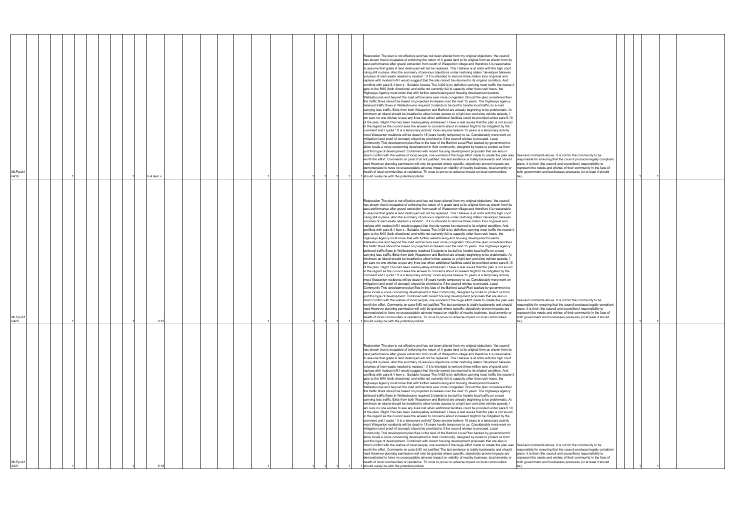| | | | | | | | | | | | | | | | | | | | | | | | | | | |
|---|---|---|---|---|---|---|---|---|---|---|---|---|---|---|---|---|---|---|---|---|---|---|---|---|---|---|
| MLPpub1 6419 | | 1 | | | | | 1 | 6.4 item v | | | | | 1 | | 1 | 1 | 1 | 1 | Restoration The plan is not effective and has not been altered from my original objections "the council has shown that is incapable of enforcing the return of A grade land to its original form as shown from its past performance after gravel extraction from south of Wasperton village and therefore it is reasonable to assume that grade A land destroyed will not be replaced. This I believe is at odds with the high court ruling still in place. Also the summary of previous objections under restoring states "developer believes volumes of inert waste needed is modest.", if it is intended to remove three million tons of gravel and replace with modest infil I would suggest that the site cannot be returned to its original condition. And conflicts with para 6.4 item x . Suitable Access The A429 is by definition carrying most traffic the nearer it gets to the M40 (both directions) and while not currently full to capacity other then rush hours, the Highways Agency must know that with further warehousing and housing development towards Wellesbourne and beyond the road will become ever more congested. Should the plan considered then the traffic flows should be based on projected increases over the next 15 years. The Highways agency believed traffic flows in Wellesbourne required 3 islands to be built to handle local traffic on a road carrying less traffic. Exits from both Wasperton and Barford are already beginning to be problematic. At minimum an island should be installed to allow lorries access to a right turn and slow vehicle speeds. I am sure no one wishes to see any lives lost when additional facilities could be provided under para 9.10 of the plan. Blight This has been inadequately addressed. I have a real issues that the plan is not sound in the regard as the council sees the answer to concerns about increased blight to be mitigated by the comment and I quote " It is a temporary activity" Does anyone believe 15 years is a temporary activity most Wasperton residents will be dead in 15 years hardly temporary to us. Considerably more work on mitigation (and proof of concept) should be provided to if the council wishes to proceed. Local Community This development plan flies in the face of the Barford Local Plan backed by government to allow locals a voice concerning development in their community, designed by locals to protect us from just this type of development. Combined with recent housing development proposals that are also in direct conflict with the wishes of local people, one wonders if the huge effort made to create the plan was worth the effort. Comments on para 9.50 not justified The last sentence is totally backwards and should read However planning permission will only be granted where specific, objectively proven impacts are demonstrated to have no unacceptable adverse impact on viability of nearby business, local amenity or health of local communities or residence. Th onus to prove no adverse impact on local communities should surely be with the potential polluter | See last comments above. It is not for the community to be responsible for ensuring that the council produces legally compliant plans. It is their (the council and councillors) responsibility to represent the needs and wishes of their community in the face of both government and businesses pressures (or at least it should be). | | | 1 | 1 | | |
| MLPpub1 6420 | | 1 | | | | | 1 | 9.12 | | | | | 1 | | 1 | 1 | 1 | 1 | Restoration The plan is not effective and has not been altered from my original objections "the council has shown that is incapable of enforcing the return of A grade land to its original form as shown from its past performance after gravel extraction from south of Wasperton village and therefore it is reasonable to assume that grade A land destroyed will not be replaced. This I believe is at odds with the high court ruling still in place. Also the summary of previous objections under restoring states "developer believes volumes of inert waste needed is modest.", if it is intended to remove three million tons of gravel and replace with modest infil I would suggest that the site cannot be returned to its original condition. And conflicts with para 6.4 item x . Suitable Access The A429 is by definition carrying most traffic the nearer it gets to the M40 (both directions) and while not currently full to capacity other then rush hours, the Highways Agency must know that with further warehousing and housing development towards Wellesbourne and beyond the road will become ever more congested. Should the plan considered then the traffic flows should be based on projected increases over the next 15 years. The Highways agency believed traffic flows in Wellesbourne required 3 islands to be built to handle local traffic on a road carrying less traffic. Exits from both Wasperton and Barford are already beginning to be problematic. At minimum an island should be installed to allow lorries access to a right turn and slow vehicle speeds. I am sure no one wishes to see any lives lost when additional facilities could be provided under para 9.10 of the plan. Blight This has been inadequately addressed. I have a real issues that the plan is not sound in the regard as the council sees the answer to concerns about increased blight to be mitigated by the comment and I quote " It is a temporary activity" Does anyone believe 15 years is a temporary activity most Wasperton residents will be dead in 15 years hardly temporary to us. Considerably more work on mitigation (and proof of concept) should be provided to if the council wishes to proceed. Local Community This development plan flies in the face of the Barford Local Plan backed by government to allow locals a voice concerning development in their community, designed by locals to protect us from just this type of development. Combined with recent housing development proposals that are also in direct conflict with the wishes of local people, one wonders if the huge effort made to create the plan was worth the effort. Comments on para 9.50 not justified The last sentence is totally backwards and should read However planning permission will only be granted where specific, objectively proven impacts are demonstrated to have no unacceptable adverse impact on viability of nearby business, local amenity or health of local communities or residence. Th onus to prove no adverse impact on local communities should surely be with the potential polluter | See last comments above. It is not for the community to be responsible for ensuring that the council produces legally compliant plans. It is their (the council and councillors) responsibility to represent the needs and wishes of their community in the face of both government and businesses pressures (or at least it should be). | | | 1 | 1 | | |
| MLPpub1 6421 | | 1 | | | | | 1 | 9.18 | | | | | 1 | | 1 | 1 | 1 | 1 | Restoration The plan is not effective and has not been altered from my original objections "the council has shown that is incapable of enforcing the return of A grade land to its original form as shown from its past performance after gravel extraction from south of Wasperton village and therefore it is reasonable to assume that grade A land destroyed will not be replaced. This I believe is at odds with the high court ruling still in place. Also the summary of previous objections under restoring states "developer believes volumes of inert waste needed is modest.", if it is intended to remove three million tons of gravel and replace with modest infil I would suggest that the site cannot be returned to its original condition. And conflicts with para 6.4 item x . Suitable Access The A429 is by definition carrying most traffic the nearer it gets to the M40 (both directions) and while not currently full to capacity other then rush hours, the Highways Agency must know that with further warehousing and housing development towards Wellesbourne and beyond the road will become ever more congested. Should the plan considered then the traffic flows should be based on projected increases over the next 15 years. The Highways agency believed traffic flows in Wellesbourne required 3 islands to be built to handle local traffic on a road carrying less traffic. Exits from both Wasperton and Barford are already beginning to be problematic. At minimum an island should be installed to allow lorries access to a right turn and slow vehicle speeds. I am sure no one wishes to see any lives lost when additional facilities could be provided under para 9.10 of the plan. Blight This has been inadequately addressed. I have a real issues that the plan is not sound in the regard as the council sees the answer to concerns about increased blight to be mitigated by the comment and I quote " It is a temporary activity" Does anyone believe 15 years is a temporary activity most Wasperton residents will be dead in 15 years hardly temporary to us. Considerably more work on mitigation (and proof of concept) should be provided to if the council wishes to proceed. Local Community This development plan flies in the face of the Barford Local Plan backed by government to allow locals a voice concerning development in their community, designed by locals to protect us from just this type of development. Combined with recent housing development proposals that are also in direct conflict with the wishes of local people, one wonders if the huge effort made to create the plan was worth the effort. Comments on para 9.50 not justified The last sentence is totally backwards and should read However planning permission will only be granted where specific, objectively proven impacts are demonstrated to have no unacceptable adverse impact on viability of nearby business, local amenity or health of local communities or residence. Th onus to prove no adverse impact on local communities should surely be with the potential polluter | See last comments above. It is not for the community to be responsible for ensuring that the council produces legally compliant plans. It is their (the council and councillors) responsibility to represent the needs and wishes of their community in the face of both government and businesses pressures (or at least it should be). | | | 1 | 1 | | |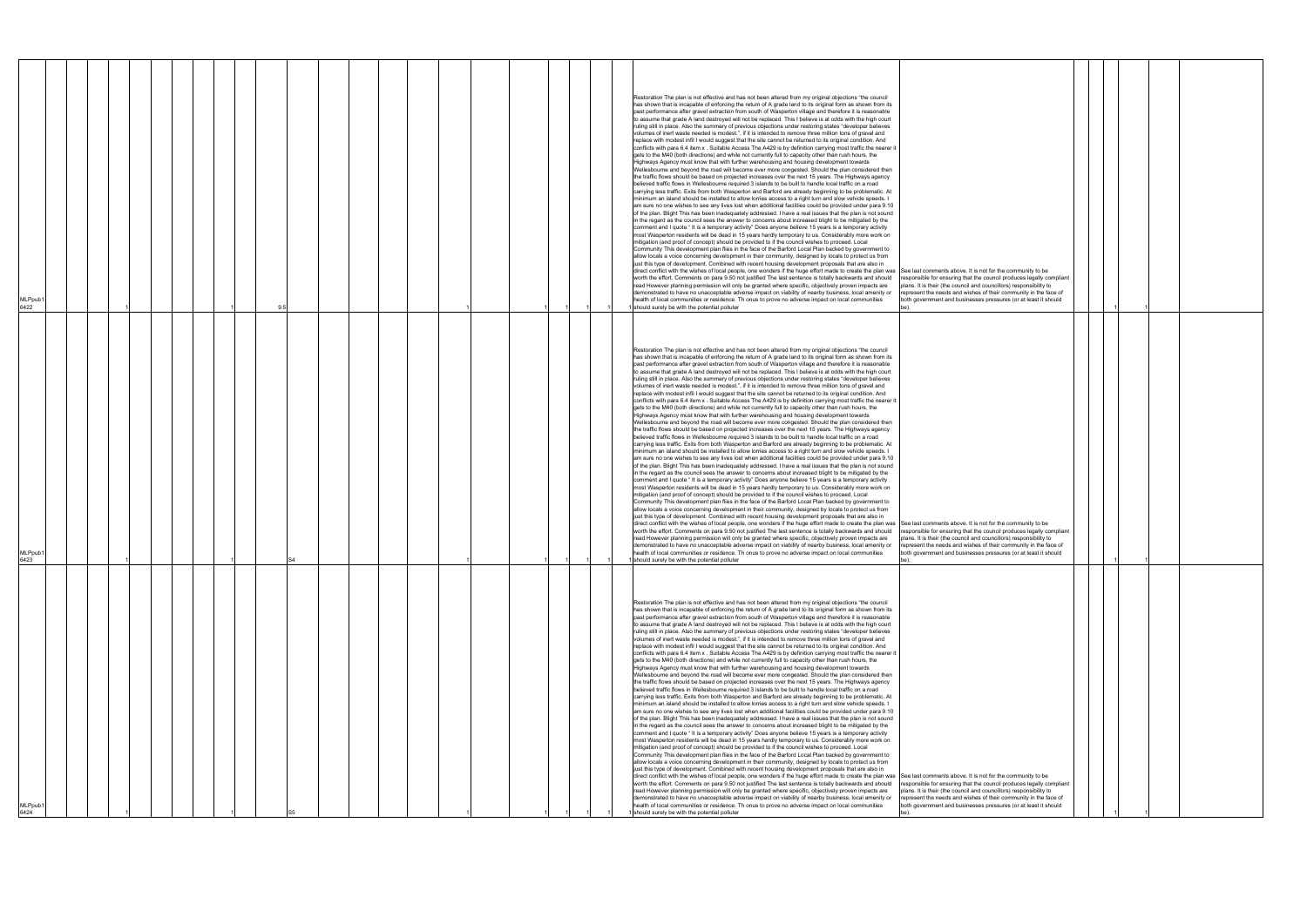| | | | | | | | | | | | | | | | | | | | | | | | | | | | | | | | | |
|---|---|---|---|---|---|---|---|---|---|---|---|---|---|---|---|---|---|---|---|---|---|---|---|---|---|---|---|---|---|---|---|---|
| MLPpub1 6422 | | | 1 | | | | | 1 | | 9.5 | | | | | | | 1 | | 1 | 1 | 1 | | 1 | Restoration The plan is not effective and has not been altered from my original objections "the council has shown that is incapable of enforcing the return of A grade land to its original form as shown from its past performance after gravel extraction from south of Wasperton village and therefore it is reasonable to assume that grade A land destroyed will not be replaced. This I believe is at odds with the high court ruling still in place. Also the summary of previous objections under restoring states "developer believes volumes of inert waste needed is modest.", if it is intended to remove three million tons of gravel and replace with modest infil I would suggest that the site cannot be returned to its original condition. And conflicts with para 6.4 item x . Suitable Access The A429 is by definition carrying most traffic the nearer it gets to the M40 (both directions) and while not currently full to capacity other then rush hours, the Highways Agency must know that with further warehousing and housing development towards Wellesbourne and beyond the road will become ever more congested. Should the plan considered then the traffic flows should be based on projected increases over the next 15 years. The Highways agency believed traffic flows in Wellesbourne required 3 islands to be built to handle local traffic on a road carrying less traffic. Exits from both Wasperton and Barford are already beginning to be problematic. At minimum an island should be installed to allow lorries access to a right turn and slow vehicle speeds. I am sure no one wishes to see any lives lost when additional facilities could be provided under para 9.10 of the plan. Blight This has been inadequately addressed. I have a real issues that the plan is not sound in the regard as the council sees the answer to concerns about increased blight to be mitigated by the comment and I quote " It is a temporary activity" Does anyone believe 15 years is a temporary activity most Wasperton residents will be dead in 15 years hardly temporary to us. Considerably more work on mitigation (and proof of concept) should be provided to if the council wishes to proceed. Local Community This development plan flies in the face of the Barford Local Plan backed by government to allow locals a voice concerning development in their community, designed by locals to protect us from just this type of development. Combined with recent housing development proposals that are also in direct conflict with the wishes of local people, one wonders if the huge effort made to create the plan was worth the effort. Comments on para 9.50 not justified The last sentence is totally backwards and should read However planning permission will only be granted where specific, objectively proven impacts are demonstrated to have no unacceptable adverse impact on viability of nearby business, local amenity or health of local communities or residence. Th onus to prove no adverse impact on local communities should surely be with the potential polluter | See last comments above. It is not for the community to be responsible for ensuring that the council produces legally compliant plans. It is their (the council and councillors) responsibility to represent the needs and wishes of their community in the face of both government and businesses pressures (or at least it should be). | | | | 1 | 1 | | |
| MLPpub1 6423 | | | 1 | | | | | 1 | | S4 | | | | | | | 1 | | 1 | 1 | 1 | | 1 | Restoration The plan is not effective and has not been altered from my original objections "the council has shown that is incapable of enforcing the return of A grade land to its original form as shown from its past performance after gravel extraction from south of Wasperton village and therefore it is reasonable to assume that grade A land destroyed will not be replaced. This I believe is at odds with the high court ruling still in place. Also the summary of previous objections under restoring states "developer believes volumes of inert waste needed is modest.", if it is intended to remove three million tons of gravel and replace with modest infil I would suggest that the site cannot be returned to its original condition. And conflicts with para 6.4 item x . Suitable Access The A429 is by definition carrying most traffic the nearer it gets to the M40 (both directions) and while not currently full to capacity other then rush hours, the Highways Agency must know that with further warehousing and housing development towards Wellesbourne and beyond the road will become ever more congested. Should the plan considered then the traffic flows should be based on projected increases over the next 15 years. The Highways agency believed traffic flows in Wellesbourne required 3 islands to be built to handle local traffic on a road carrying less traffic. Exits from both Wasperton and Barford are already beginning to be problematic. At minimum an island should be installed to allow lorries access to a right turn and slow vehicle speeds. I am sure no one wishes to see any lives lost when additional facilities could be provided under para 9.10 of the plan. Blight This has been inadequately addressed. I have a real issues that the plan is not sound in the regard as the council sees the answer to concerns about increased blight to be mitigated by the comment and I quote " It is a temporary activity" Does anyone believe 15 years is a temporary activity most Wasperton residents will be dead in 15 years hardly temporary to us. Considerably more work on mitigation (and proof of concept) should be provided to if the council wishes to proceed. Local Community This development plan flies in the face of the Barford Local Plan backed by government to allow locals a voice concerning development in their community, designed by locals to protect us from just this type of development. Combined with recent housing development proposals that are also in direct conflict with the wishes of local people, one wonders if the huge effort made to create the plan was worth the effort. Comments on para 9.50 not justified The last sentence is totally backwards and should read However planning permission will only be granted where specific, objectively proven impacts are demonstrated to have no unacceptable adverse impact on viability of nearby business, local amenity or health of local communities or residence. Th onus to prove no adverse impact on local communities should surely be with the potential polluter | See last comments above. It is not for the community to be responsible for ensuring that the council produces legally compliant plans. It is their (the council and councillors) responsibility to represent the needs and wishes of their community in the face of both government and businesses pressures (or at least it should be). | | | | 1 | 1 | | |
| MLPpub1 6424 | | | 1 | | | | | 1 | | S5 | | | | | | | 1 | | 1 | 1 | 1 | | 1 | Restoration The plan is not effective and has not been altered from my original objections "the council has shown that is incapable of enforcing the return of A grade land to its original form as shown from its past performance after gravel extraction from south of Wasperton village and therefore it is reasonable to assume that grade A land destroyed will not be replaced. This I believe is at odds with the high court ruling still in place. Also the summary of previous objections under restoring states "developer believes volumes of inert waste needed is modest.", if it is intended to remove three million tons of gravel and replace with modest infil I would suggest that the site cannot be returned to its original condition. And conflicts with para 6.4 item x . Suitable Access The A429 is by definition carrying most traffic the nearer it gets to the M40 (both directions) and while not currently full to capacity other then rush hours, the Highways Agency must know that with further warehousing and housing development towards Wellesbourne and beyond the road will become ever more congested. Should the plan considered then the traffic flows should be based on projected increases over the next 15 years. The Highways agency believed traffic flows in Wellesbourne required 3 islands to be built to handle local traffic on a road carrying less traffic. Exits from both Wasperton and Barford are already beginning to be problematic. At minimum an island should be installed to allow lorries access to a right turn and slow vehicle speeds. I am sure no one wishes to see any lives lost when additional facilities could be provided under para 9.10 of the plan. Blight This has been inadequately addressed. I have a real issues that the plan is not sound in the regard as the council sees the answer to concerns about increased blight to be mitigated by the comment and I quote " It is a temporary activity" Does anyone believe 15 years is a temporary activity most Wasperton residents will be dead in 15 years hardly temporary to us. Considerably more work on mitigation (and proof of concept) should be provided to if the council wishes to proceed. Local Community This development plan flies in the face of the Barford Local Plan backed by government to allow locals a voice concerning development in their community, designed by locals to protect us from just this type of development. Combined with recent housing development proposals that are also in direct conflict with the wishes of local people, one wonders if the huge effort made to create the plan was worth the effort. Comments on para 9.50 not justified The last sentence is totally backwards and should read However planning permission will only be granted where specific, objectively proven impacts are demonstrated to have no unacceptable adverse impact on viability of nearby business, local amenity or health of local communities or residence. Th onus to prove no adverse impact on local communities should surely be with the potential polluter | See last comments above. It is not for the community to be responsible for ensuring that the council produces legally compliant plans. It is their (the council and councillors) responsibility to represent the needs and wishes of their community in the face of both government and businesses pressures (or at least it should be). | | | | 1 | 1 | | |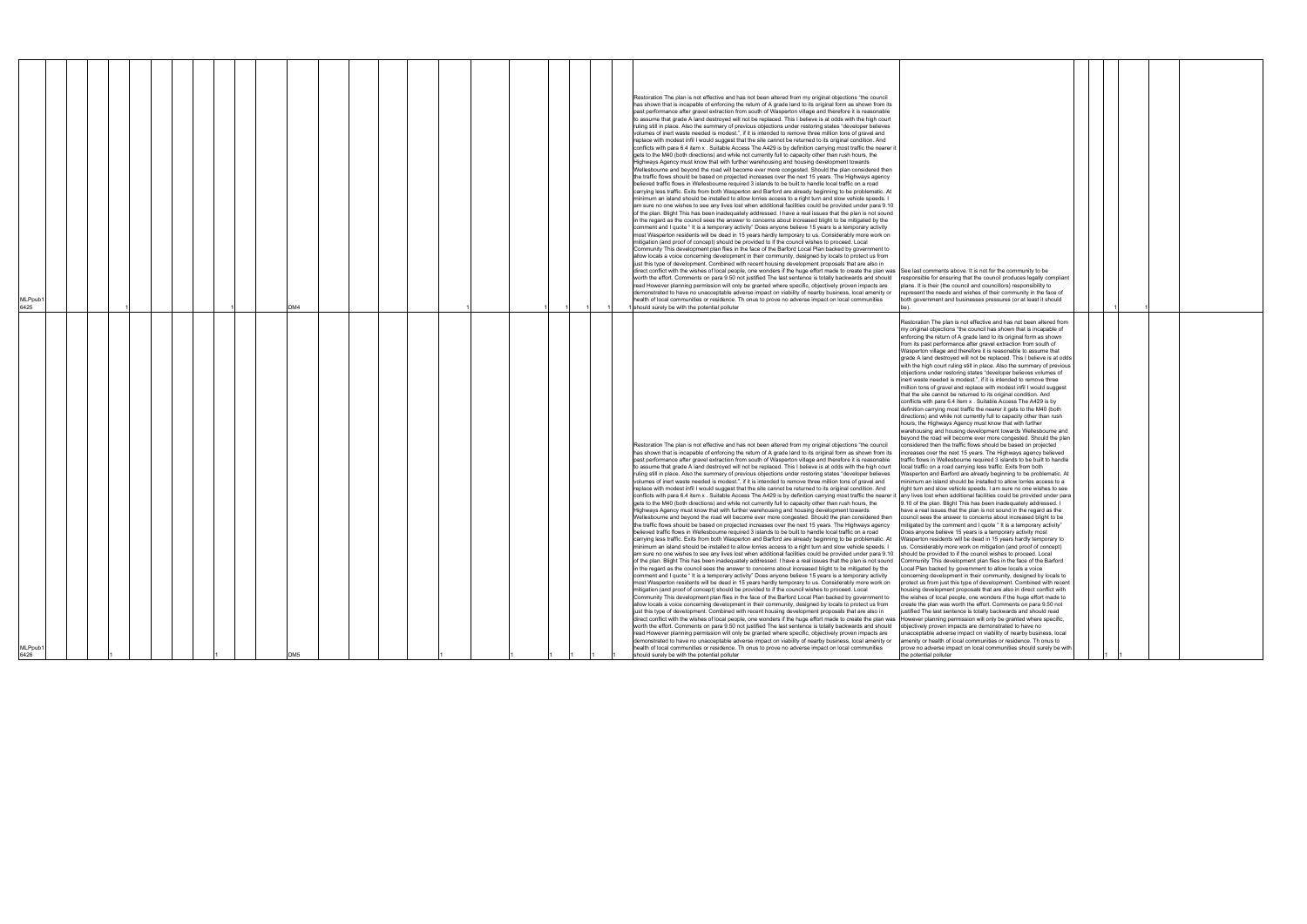| ID | | | | | | | | | | Comment | Response | | |
|---|---|---|---|---|---|---|---|---|---|---|---|---|---|
| MLPpub1 6425 | 1 | 1 | DM4 | 1 | 1 | 1 | 1 | 1 | 1 | Restoration The plan is not effective and has not been altered from my original objections "the council has shown that is incapable of enforcing the return of A grade land to its original form as shown from its past performance after gravel extraction from south of Wasperton village and therefore it is reasonable to assume that grade A land destroyed will not be replaced. This I believe is at odds with the high court ruling still in place. Also the summary of previous objections under restoring states "developer believes volumes of inert waste needed is modest.", if it is intended to remove three million tons of gravel and replace with modest infil I would suggest that the site cannot be returned to its original condition. And conflicts with para 6.4 item x . Suitable Access The A429 is by definition carrying most traffic the nearer it gets to the M40 (both directions) and while not currently full to capacity other than rush hours, the Highways Agency must know that with further warehousing and housing development towards Wellesbourne and beyond the road will become ever more congested. Should the plan considered then the traffic flows should be based on projected increases over the next 15 years. The Highways agency believed traffic flows in Wellesbourne required 3 islands to be built to handle local traffic on a road carrying less traffic. Exits from both Wasperton and Barford are already beginning to be problematic. At minimum an island should be installed to allow lorries access to a right turn and slow vehicle speeds. I am sure no one wishes to see any lives lost when additional facilities could be provided under para 9.10 of the plan. Blight This has been inadequately addressed. I have a real issues that the plan is not sound in the regard as the council sees the answer to concerns about increased blight to be mitigated by the comment and I quote " It is a temporary activity" Does anyone believe 15 years is a temporary activity most Wasperton residents will be dead in 15 years hardly temporary to us. Considerably more work on mitigation (and proof of concept) should be provided to if the council wishes to proceed. Local Community This development plan flies in the face of the Barford Local Plan backed by government to allow locals a voice concerning development in their community, designed by locals to protect us from just this type of development. Combined with recent housing development proposals that are also in direct conflict with the wishes of local people, one wonders if the huge effort made to create the plan was worth the effort. Comments on para 9.50 not justified The last sentence is totally backwards and should read However planning permission will only be granted where specific, objectively proven impacts are demonstrated to have no unacceptable adverse impact on viability of nearby business, local amenity or health of local communities or residence. Th onus to prove no adverse impact on local communities should surely be with the potential polluter | See last comments above. It is not for the community to be responsible for ensuring that the council produces legally compliant plans. It is their (the council and councillors) responsibility to represent the needs and wishes of their community in the face of both government and businesses pressures (or at least it should be). | 1 | 1 |
| MLPpub1 6426 | 1 | 1 | DM5 | 1 | 1 | 1 | 1 | 1 | 1 | Restoration The plan is not effective and has not been altered from my original objections "the council has shown that is incapable of enforcing the return of A grade land to its original form as shown from its past performance after gravel extraction from south of Wasperton village and therefore it is reasonable to assume that grade A land destroyed will not be replaced. This I believe is at odds with the high court ruling still in place. Also the summary of previous objections under restoring states "developer believes volumes of inert waste needed is modest.", if it is intended to remove three million tons of gravel and replace with modest infil I would suggest that the site cannot be returned to its original condition. And conflicts with para 6.4 item x . Suitable Access The A429 is by definition carrying most traffic the nearer it gets to the M40 (both directions) and while not currently full to capacity other than rush hours, the Highways Agency must know that with further warehousing and housing development towards Wellesbourne and beyond the road will become ever more congested. Should the plan considered then the traffic flows should be based on projected increases over the next 15 years. The Highways agency believed traffic flows in Wellesbourne required 3 islands to be built to handle local traffic on a road carrying less traffic. Exits from both Wasperton and Barford are already beginning to be problematic. At minimum an island should be installed to allow lorries access to a right turn and slow vehicle speeds. I am sure no one wishes to see any lives lost when additional facilities could be provided under para 9.10 of the plan. Blight This has been inadequately addressed. I have a real issues that the plan is not sound in the regard as the council sees the answer to concerns about increased blight to be mitigated by the comment and I quote " It is a temporary activity" Does anyone believe 15 years is a temporary activity most Wasperton residents will be dead in 15 years hardly temporary to us. Considerably more work on mitigation (and proof of concept) should be provided to if the council wishes to proceed. Local Community This development plan flies in the face of the Barford Local Plan backed by government to allow locals a voice concerning development in their community, designed by locals to protect us from just this type of development. Combined with recent housing development proposals that are also in direct conflict with the wishes of local people, one wonders if the huge effort made to create the plan was worth the effort. Comments on para 9.50 not justified The last sentence is totally backwards and should read However planning permission will only be granted where specific, objectively proven impacts are demonstrated to have no unacceptable adverse impact on viability of nearby business, local amenity or health of local communities or residence. Th onus to prove no adverse impact on local communities should surely be with the potential polluter | Restoration The plan is not effective and has not been altered from my original objections "the council has shown that is incapable of enforcing the return of A grade land to its original form as shown from its past performance after gravel extraction from south of Wasperton village and therefore it is reasonable to assume that grade A land destroyed will not be replaced. This I believe is at odds with the high court ruling still in place. Also the summary of previous objections under restoring states "developer believes volumes of inert waste needed is modest.", if it is intended to remove three million tons of gravel and replace with modest infil I would suggest that the site cannot be returned to its original condition. And conflicts with para 6.4 item x . Suitable Access The A429 is by definition carrying most traffic the nearer it gets to the M40 (both directions) and while not currently full to capacity other than rush hours, the Highways Agency must know that with further warehousing and housing development towards Wellesbourne and beyond the road will become ever more congested. Should the plan considered then the traffic flows should be based on projected increases over the next 15 years. The Highways agency believed traffic flows in Wellesbourne required 3 islands to be built to handle local traffic on a road carrying less traffic. Exits from both Wasperton and Barford are already beginning to be problematic. At minimum an island should be installed to allow lorries access to a right turn and slow vehicle speeds. I am sure no one wishes to see any lives lost when additional facilities could be provided under para 9.10 of the plan. Blight This has been inadequately addressed. I have a real issues that the plan is not sound in the regard as the council sees the answer to concerns about increased blight to be mitigated by the comment and I quote " It is a temporary activity" Does anyone believe 15 years is a temporary activity most Wasperton residents will be dead in 15 years hardly temporary to us. Considerably more work on mitigation (and proof of concept) should be provided to if the council wishes to proceed. Local Community This development plan flies in the face of the Barford Local Plan backed by government to allow locals a voice concerning development in their community, designed by locals to protect us from just this type of development. Combined with recent housing development proposals that are also in direct conflict with the wishes of local people, one wonders if the huge effort made to create the plan was worth the effort. Comments on para 9.50 not justified The last sentence is totally backwards and should read However planning permission will only be granted where specific, objectively proven impacts are demonstrated to have no unacceptable adverse impact on viability of nearby business, local amenity or health of local communities or residence. Th onus to prove no adverse impact on local communities should surely be with the potential polluter | 1 | 1 |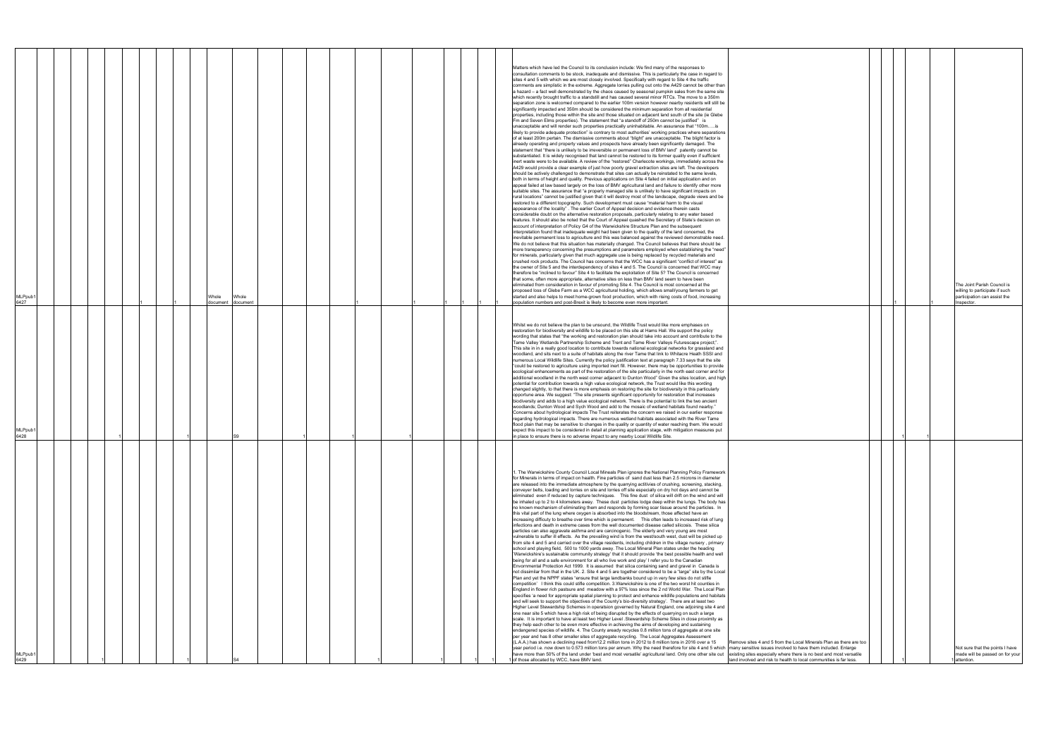| | | | | | | | | | | | | | | | | | | | | | | | | | | | | | | | | | |
|---|---|---|---|---|---|---|---|---|---|---|---|---|---|---|---|---|---|---|---|---|---|---|---|---|---|---|---|---|---|---|---|---|---|
| MLPpub1 6427 | | | | | 1 | | 1 | | Whole document | Whole document | | | | 1 | | | 1 | | 1 | 1 | 1 | 1 | Matters which have led the Council to its conclusion include: We find many of the responses to consultation comments to be stock, inadequate and dismissive. This is particularly the case in regard to sites 4 and 5 with which we are most closely involved. Specifically with regard to Site 4 the traffic comments are simplistic in the extreme. Aggregate lorries pulling out onto the A429 cannot be other than a hazard – a fact well demonstrated by the chaos caused by seasonal pumpkin sales from the same site which recently brought traffic to a standstill and has caused several minor RTCs. The move to a 350m separation zone is welcomed compared to the earlier 100m version however nearby residents will still be significantly impacted and 350m should be considered the minimum separation from all residential properties, including those within the site and those situated on adjacent land south of the site (ie Glebe Fm and Seven Elms properties). The statement that "a standoff of 250m cannot be justified" is unacceptable and will render such properties practically uninhabitable. An assurance that "100m…..is likely to provide adequate protection" is contrary to most authorities' working practices where separations of at least 200m pertain. The dismissive comments about "blight" are unacceptable. The blight factor is already operating and property values and prospects have already been significantly damaged. The statement that "there is unlikely to be irreversible or permanent loss of BMV land" patently cannot be substantiated. It is widely recognised that land cannot be restored to its former quality even if sufficient inert waste were to be available. A review of the "restored" Charlecote workings, immediately across the A429 would provide a clear example of just how poorly gravel extraction sites are left. The developers should be actively challenged to demonstrate that sites can actually be reinstated to the same levels, both in terms of height and quality. Previous applications on Site 4 failed on initial application and on appeal failed at law based largely on the loss of BMV agricultural land and failure to identify other more suitable sites. The assurance that "a properly managed site is unlikely to have significant impacts on rural locations" cannot be justified given that it will destroy most of the landscape, degrade views and be restored to a different topography. Such development must cause "material harm to the visual appearance of the locality" . The earlier Court of Appeal decision and evidence therein casts considerable doubt on the alternative restoration proposals, particularly relating to any water based features. It should also be noted that the Court of Appeal quashed the Secretary of State's decision on account of interpretation of Policy G4 of the Warwickshire Structure Plan and the subsequent interpretation found that inadequate weight had been given to the quality of the land concerned, the inevitable permanent loss to agriculture and this was balanced against the reviewed demonstrable need. We do not believe that this situation has materially changed. The Council believes that there should be more transparency concerning the presumptions and parameters employed when establishing the "need" for minerals, particularly given that much aggregate use is being replaced by recycled materials and crushed rock products. The Council has concerns that the WCC has a significant "conflict of interest" as the owner of Site 5 and the interdependency of sites 4 and 5. The Council is concerned that WCC may therefore be "inclined to favour" Site 4 to facilitate the exploitation of Site 5? The Council is concerned that some, often more appropriate, alternative sites on less than BMV land seem to have been eliminated from consideration in favour of promoting Site 4. The Council is most concerned at the proposed loss of Glebe Farm as a WCC agricultural holding, which allows small/young farmers to get started and also helps to meet home-grown food production, which with rising costs of food, increasing population numbers and post-Brexit is likely to become even more important. | | | | 1 | | | 1 | The Joint Parish Council is willing to participate if such participation can assist the Inspector. |
| MLPpub1 6428 | | | | 1 | | | | 1 | | S9 | | | 1 | | | 1 | | | 1 | | | | Whilst we do not believe the plan to be unsound, the Wildlife Trust would like more emphases on restoration for biodiversity and wildlife to be placed on this site at Hams Hall. We support the policy wording that states that "the working and restoration plan should take into account and contribute to the Tame Valley Wetlands Partnership Scheme and Trent and Tame River Valleys Futurescape project;". This site in in a really good location to contribute towards national ecological networks for grassland and woodland, and sits next to a suite of habitats along the river Tame that link to Whitacre Heath SSSI and numerous Local Wildlife Sites. Currently the policy justification text at paragraph 7.33 says that the site "could be restored to agriculture using imported inert fill. However, there may be opportunities to provide ecological enhancements as part of the restoration of the site particularly in the north east corner and for additional woodland in the north west corner adjacent to Dunton Wood" Given the sites location, and high potential for contribution towards a high value ecological network, the Trust would like this wording changed slightly, to that there is more emphasis on restoring the site for biodiversity in this particularly opportune area. We suggest: "The site presents significant opportunity for restoration that increases biodiversity and adds to a high value ecological network. There is the potential to link the two ancient woodlands; Dunton Wood and Sych Wood and add to the mosaic of wetland habitats found nearby." Concerns about hydrological impacts The Trust reiterates the concern we raised in our earlier response regarding hydrological impacts. There are numerous wetland habitats associated with the River Tame flood plain that may be sensitive to changes in the quality or quantity of water reaching them. We would expect this impact to be considered in detail at planning application stage, with mitigation measures put in place to ensure there is no adverse impact to any nearby Local Wildlife Site. | | | | | 1 | 1 | | |
| MLPpub1 6429 | | | 1 | | | | | 1 | | S4 | | | | | 1 | | | | 1 | 1 | 1 | 1 | 1. The Warwickshire County Council Local Minerals Plan ignores the National Planning Policy Framework for Minerals in terms of impact on health. Fine particles of sand dust less than 2.5 microns in diameter are released into the immediate atmosphere by the quarrying acitivies of crushing, screening, stacking, conveyer belts, loading and lorries on site and lorries off site especially on dry hot days and cannot be eliminated even if reduced by capture techniques. This fine dust of silica will drift on the wind and will be inhaled up to 2 to 4 kilometers away. These dust particles lodge deep within the lungs. The body has no known mechanism of eliminating them and responds by forming scar tissue around the particles. In this vital part of the lung where oxygen is absorbed into the bloodstream, those affected have an increasing difficulty to breathe over time which is permanent. This often leads to increased risk of lung infections and death in extreme cases from the well documented disease called silicosis. These silica particles can also aggravate asthma and are carcinogenic. The elderly and very young are most vulnerable to suffer ill effects. As the prevailing wind is from the west/south west, dust will be picked up from site 4 and 5 and carried over the village residents, including children in the village nursery , primary school and playing field, 500 to 1000 yards away. The Local Mineral Plan states under the heading 'Warwickshire's sustainable community strategy' that it should provide 'the best possible health and well being for all and a safe environment for all who live work and play' I refer you to the Canadian Environmental Protection Act 1999. It is assumed that silica containing sand and gravel in Canada is not dissimilar from that in the UK. 2. Site 4 and 5 are together considered to be a "large" site by the Local Plan and yet the NPPF states "ensure that large landbanks bound up in very few sites do not stifle competition' I think this could stifle competition. 3.Warwickshire is one of the two worst hit counties in England in flower rich pastsure and meadow with a 97% loss since the 2 nd World War. The Local Plan specifies 'a need for appropriate spatial planning to protect and enhance wildlife populations and habitats and will seek to support the objectives of the County's bio-diversity strategy'. There are at least two Higher Level Stewardship Schemes in operatsion governed by Natural England, one adjoining site 4 and one near site 5 which have a high risk of being disrupted by the effects of quarrying on such a large scale. It is important to have at least two Higher Level Stewardship Scheme Sites in close proximity as they help each other to be even more effective in achieving the aims of developing and sustaining endangered species of wildlife. 4. The County aready recycles 0.8 million tons of aggregate at one site per year and has 8 other smaller sites of aggregate recycling. The Local Aggregates Assessment (L.A.A.) has shown a declining need from12.2 million tons in 2012 to 8 million tons in 2016 over a 15 year period i.e. now down to 0.573 million tons per annum. Why the need therefore for site 4 and 5 which have more than 50% of the land under 'best and most versatile' agricultural land. Only one other site out of those allocated by WCC, have BMV land. | Remove sites 4 and 5 from the Local Minerals Plan as there are too many sensitive issues involved to have them included. Enlarge existing sites especially where there is no best and most versatile land involved and risk to health to local communities is far less. | | | | 1 | | 1 | Not sure that the points I have made will be passed on for your attention. |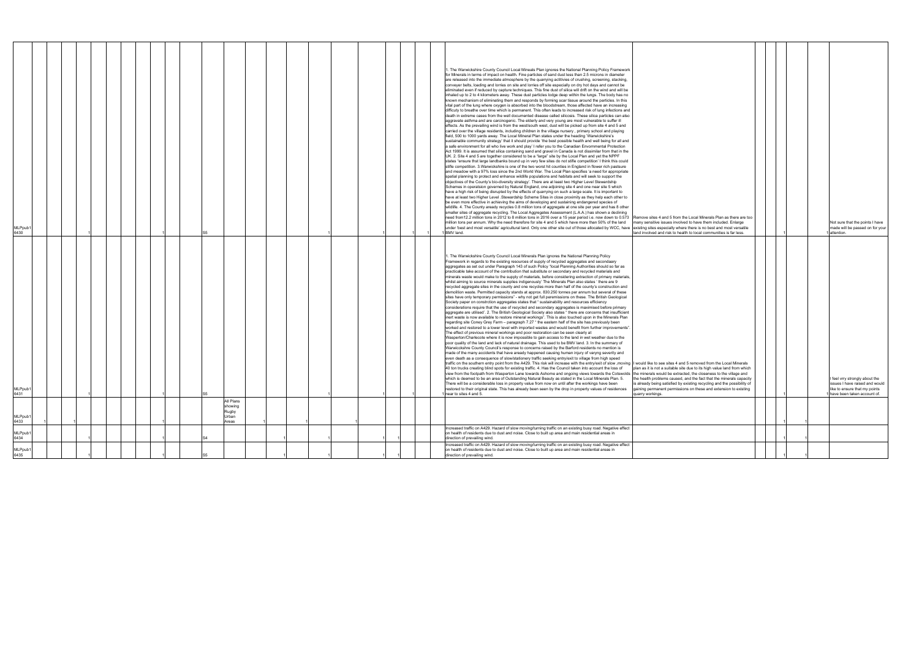| | | | | | | | | | | | | | | | | | | | | | | | | | |
|---|---|---|---|---|---|---|---|---|---|---|---|---|---|---|---|---|---|---|---|---|---|---|---|---|---|
| MLPpub1 6430 | | | 1 | | 1 | | S5 | | | | 1 | | 1 | | 1 | | 1 | | 1 | 1. The Warwickshire County Council Local Minerals Plan ignores the National Planning Policy Framework for Minerals in terms of impact on health. Fine particles of sand dust less than 2.5 microns in diameter are released into the immediate atmosphere by the quarrying acitivies of crushing, screening, stacking, conveyer belts, loading and lorries on site and lorries off site especially on dry hot days and cannot be eliminated even if reduced by capture techniques. This fine dust of silica will drift on the wind and will be inhaled up to 2 to 4 kilometers away. These dust particles lodge deep within the lungs. The body has no known mechanism of eliminating them and responds by forming scar tissue around the particles. In this vital part of the lung where oxygen is absorbed into the bloodstream, those affected have an increasing difficulty to breathe over time which is permanent. This often leads to increased risk of lung infections and death in extreme cases from the well documented disease called silicosis. These silica particles can also aggravate asthma and are carcinogenic. The elderly and very young are most vulnerable to suffer ill effects. As the prevailing wind is from the west/south west, dust will be picked up from site 4 and 5 and carried over the village residents, including children in the village nursery , primary school and playing field, 500 to 1000 yards away. The Local Mineral Plan states under the heading 'Warwickshire's sustainable community strategy' that it should provide 'the best possible health and well being for all and a safe environment for all who live work and play' I refer you to the Canadian Envornmental Protection Act 1999. It is assumed that silica containing sand and gravel in Canada is not dissimilar from that in the UK. 2. Site 4 and 5 are together considered to be a "large" site by the Local Plan and yet the NPPF states "ensure that large landbanks bound up in very few sites do not stifle competition' I think this could stifle competition. 3.Warwickshire is one of the two worst hit counties in England in flower rich pastsure and meadow with a 97% loss since the 2nd World War. The Local Plan specifies 'a need for appropriate spatial planning to protect and enhance wildlife populations and habitats and will seek to support the objectives of the County's bio-diversity strategy'. There are at least two Higher Level Stewardship Schemes in operatsion governed by Natural England, one adjoining site 4 and one near site 5 which have a high risk of being disrupted by the effects of quarrying on such a large scale. It is important to have at least two Higher Level .Stewardship Scheme Sites in close proximity as they help each other to be even more effective in achieving the aims of developing and sustaining endangered species of wildlife. 4. The County aready recycles 0.8 million tons of aggregate at one site per year and has 8 other smaller sites of aggregate recycling. The Local Aggregates Assessment (L.A.A.) has shown a declining need from12.2 million tons in 2012 to 8 million tons in 2016 over a 15 year period i.e. now down to 0.573 million tons per annum. Why the need therefore for site 4 and 5 which have more than 50% of the land under 'best and most versatile' agricultural land. Only one other site out of those allocated by WCC, have BMV land. | Remove sites 4 and 5 from the Local Minerals Plan as there are too many sensitive issues involved to have them included. Enlarge existing sites especially where there is no best and most versatile land involved and risk to health to local communities is far less. | 1 | | | 1 | Not sure that the points I have made will be passed on for your attention. |
| MLPpub1 6431 | | | 1 | | 1 | | S5 | | | | 1 | | | | 1 | | 1 | | 1 | 1. The Warwickshire County Council Local Minerals Plan ignores the National Planning Policy Framework in regards to the existing resources of supply of recycled aggregates and secondaery aggregates as set out under Paragraph 143 of such Policy "local Planning Authorities should so far as practicable take account of the contribution that substitute or secondary and recycled materials and minerals waste would make to the supply of materials, before considering extraction of primary materials, whilst aiming to source minerals supplies indigenously' The Minerals Plan also states ' there are 9 recycled aggregate sites in the county and one recycles more than half of the county's construction and demolition waste. Permitted capacity stands at approx. 830.250 tonnes per annum but several of these sites have only temporary permissions" - why not get full peremissions on these. The British Geological Society paper on constrction aggregates states that " sustainability and resources efficiency considerations require that the use of recycled and secondary aggregates is maximised before primary aggregate are utilised'. 2. The British Geological Society also states " there are concerns that insufficient inert waste is now available to restore mineral workings". This is also touched upon in the Minerals Plan regarding site Coney Grey Farm – paragraph 7.27 " the eastern half of the site has previously been worked and restored to a lower level with imported wastes and would benefit from further improvements". The effect of previous mineral workings and poor restoration can be seen clearly at Wasperton/Charlecote where it is now impossible to gain access to the land in wet weather due to the poor quality of the land and lack of natural drainage. This used to be BMV land. 3. In the summary of Warwickshire County Council's response to concerns raised by the Barford residents no mention is made of the many accidents that have aready happened causing human injury of varying severity and even death as a consequence of slow/stationery traffic seeking entry/exit to village from high speed traffic on the southern entry point from the A429. This risk will increase with the entry/exit of slow ,moving 40 ton trucks creating blind spots for existing traffic. 4. Has the Council taken into account the loss of view from the footpath from Wasperton Lane towards Ashorne and ongoing views towards the Cotswolds which is deemed to be an area of Outstanding Natural Beauty as stated in the Local Minerals Plan. 5. There will be a considerable loss in property value from now on until after the workings have been restored to their original state. This has already been seen by the drop in property values of residences near to sites 4 and 5. | I would like to see sites 4 and 5 removed from the Local Minerals plan as it is not a suitable site due to its high value land from which the minerals would be extracted, the closeness to the village and the health problems caused, and the fact that the minerals capacity is already being satisfied by existing recycling and the possibility of gaining permanent permissions on these and extension to existing quarry workings. | 1 | | | 1 | I feel vrry strongly about the issues I have raised and would like to ensure that my points have been taken account of. |
| MLPpub1 6433 | 1 | | 1 | | 1 | | | All Plans showing Rugby Urban Areas | 1 | | | 1 | | 1 | | | | | | | | | 1 | 1 | | |
| MLPpub1 6434 | | | 1 | | 1 | | S4 | | | 1 | | | 1 | | 1 | 1 | | | | Increased traffic on A429. Hazard of slow moving/turning traffic on an existing busy road. Negative effect on health of residents due to dust and noise. Close to built up area and main residential areas in direction of prevailing wind. | | | 1 | 1 | | |
| MLPpub1 6435 | | | 1 | | 1 | | S5 | | | 1 | | | 1 | | 1 | 1 | | | | Increased traffic on A429. Hazard of slow moving/turning traffic on an existing busy road. Negative effect on health of residents due to dust and noise. Close to built up area and main residential areas in direction of prevailing wind. | | | 1 | 1 | | |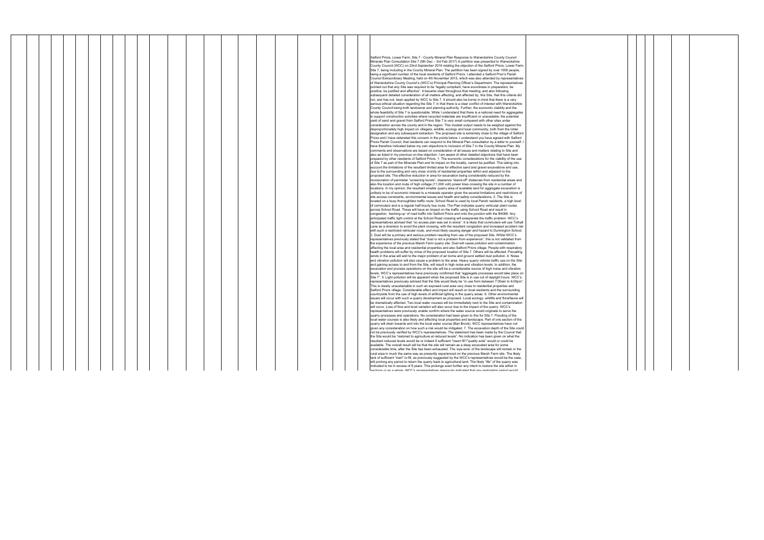Salford Priors, Lower Farm, Site 7 - County Mineral Plan Response to Warwickshire County Council Minerals Plan Consultation Site 7 (9th Dec – 3rd Feb 2017) A partition was presented to Warwickshire County Council (WCC) on 22nd September 2016 relating the objection of the Salford Priors, Lower Farm, Site 7, being including in the County Mineral Plan. The partition has been signed by over 1000 people, being a significant number of the local residents of Salford Priors. I attended a Salford Prior's Parish Council Extraordinary Meeting, held on 4th November 2015, which was also attended by representatives of Warwickshire County Council's (WCC's) Principal Planning Officer's Department. The representatives pointed out that any Site was required to be "legally compliant, have soundness in preparation, be positive, be justified and effective". It became clear throughout that meeting, and also following subsequent detailed consideration of all matters affecting, and affected by, this Site, that this criteria did not, and has not, been applied by WCC to Site 7. It should also be borne in mind that there is a very serious ethical situation regarding the Site 7, in that there is a clear conflict of interest with Warwickshire County Council being both landowner and planning authority. Further, the economic viability and the whole feasibility of Site 7 is questionable. While I understand that there is a national need for aggregates to support construction activities where recycled materials are insufficient or unavailable, the potential yield of sand and gravel from Salford Priors Site 7 is very small compared with other sites under consideration across the county and in the region. This modest output needs to be weighed against the disproportionately high impact on villagers, wildlife, ecology and local community, both from the initial designation and any subsequent extraction. The proposed site is extremely close to the village of Salford Priors and I have reiterated this concern in the points below. I understand you have agreed with Salford Priors Parish Council, that residents can respond to the Mineral Plan consultation by a letter to yourself. I have therefore indicated below my own objections to inclusion of Site 7 in the County Mineral Plan. My comments and observations are based on consideration of all issues and matters relating to Site and also as listed in my previous on-line objection. I am aware of other detailed objections that have been prepared by other residents of Salford Priors. 1. The economic considerations for the viability of the use of Site 7 as part of the Minerals Plan and its impact on the locality, cannot be justified. This taking into account the limitations of the resultant limited area for effective sand and gravel excavations and use, due to the surrounding and very close vicinity of residential properties within and adjacent to the proposed site. The effective reduction in area for excavation being considerably reduced by the incorporation of perimeter "screening bunds", clearance "stand-off" distances from residential areas and also the location and route of high voltage (11,000 volt) power lines crossing the site in a number of locations. In my opinion, the resultant smaller quarry area of available land for aggregate excavation is unlikely to be of economic interest to a minerals operator given the several limitations and restrictions of site access constraints, environmental issues and health and safety considerations. 2. The Site is located on a busy thoroughfare traffic route. School Road is used by local Parish residents, a high level of commuters and is a regular half-hourly bus route. The Plan indicates quarry vehicular plant routes across School Road. These will have an impact on the traffic using School Road and result in congestion, 'backing-up' of road traffic into Salford Priors and onto the junction with the B4088. Any anticipated traffic light control at the School Road crossing will exasperate the traffic problem. WCC's representatives advised that "no access plan was set in stone". It is likely that commuters will use Tothall Lane as a diversion to avoid the plant crossing, with the resultant congestion and increased accident risk with such a restricted vehicular route, and most likely causing danger and hazard to Dunnington School. 3. Dust will be a primary and serious problem resulting from use of the proposed Site. Whilst WCC's representatives previously stated that "dust is not a problem from experience", this is not validated from the experience of the previous Marsh Farm quarry site. Dust will cause pollution and contamination affecting the local area and residential properties and also Salford Priors village. People with respiratory health problems will suffer by virtue of the proposed location of Site 7. Others will be affected. Prevailing winds in the area will add to the major problem of air borne and ground settled dust pollution. 4. Noise and vibration pollution will also cause a problem to the area. Heavy quarry vehicle traffic use on the Site and gaining access to and from the Site, will result in high noise and vibration levels. In addition, the excavation and process operations on the site will be a considerable source of high noise and vibration levels. WCC's representatives have previously confirmed that "aggregate processes would take place on Site 7". 5. Light pollution will be apparent when the proposed Site is in use out of daylight hours. WCC's representatives previously advised that the Site would likely be "in use from between 7:00am to 6:00pm". This is clearly unsustainable in such an exposed rural area very close to residential properties and Salford Priors village. Considerable effect and impact will result on local residents and the surrounding countryside from the use of high levels of artificial lighting in the quarry areas. 6. Other environmental issues will occur with such a quarry development as proposed. Local ecology, wildlife and flora/fauna will be dramatically affected. Two local water courses will be immediately next to the Site and contamination will occur. Loss of flow and level variation will also occur due to the impact of the quarry. WCC's representatives were previously unable confirm where the water source would originate to serve the quarry processes and operations. No consideration had been given to this for Site 7. Flooding of the local water courses is also likely and affecting local properties and landscape. Part of one section of the quarry will drain towards and into the local water course (Ban Brook). WCC representatives have not given any consideration on how such a risk would be mitigated. 7. The excavation depth of the Site could not be previously verified by WCC's representatives. The statement has been made by the Council that the Site would be "restored to agriculture at reduced levels". No indication has been given on what the resultant reduced levels would be or indeed if sufficient "insert fill"/"quality soils" would or could be available. The overall result will be that the site will remain as a deep excavated area for some considerable time, after the Site has been exhausted. The 'eye-sore' of the landscape will remain in the rural area in much the same way as presently experienced on the previous Marsh Farm site. The likely lack of sufficient "inert" in-fill, as previously suggested by the WCC's representatives would be the case, will prolong any period to return the quarry back to agricultural land. The likely "life" of the quarry was indicated to be in excess of 8 years. This prolongs even further any intent to restore the site either in sections or as a whole. WCC's representatives previously indicated that any restoration period would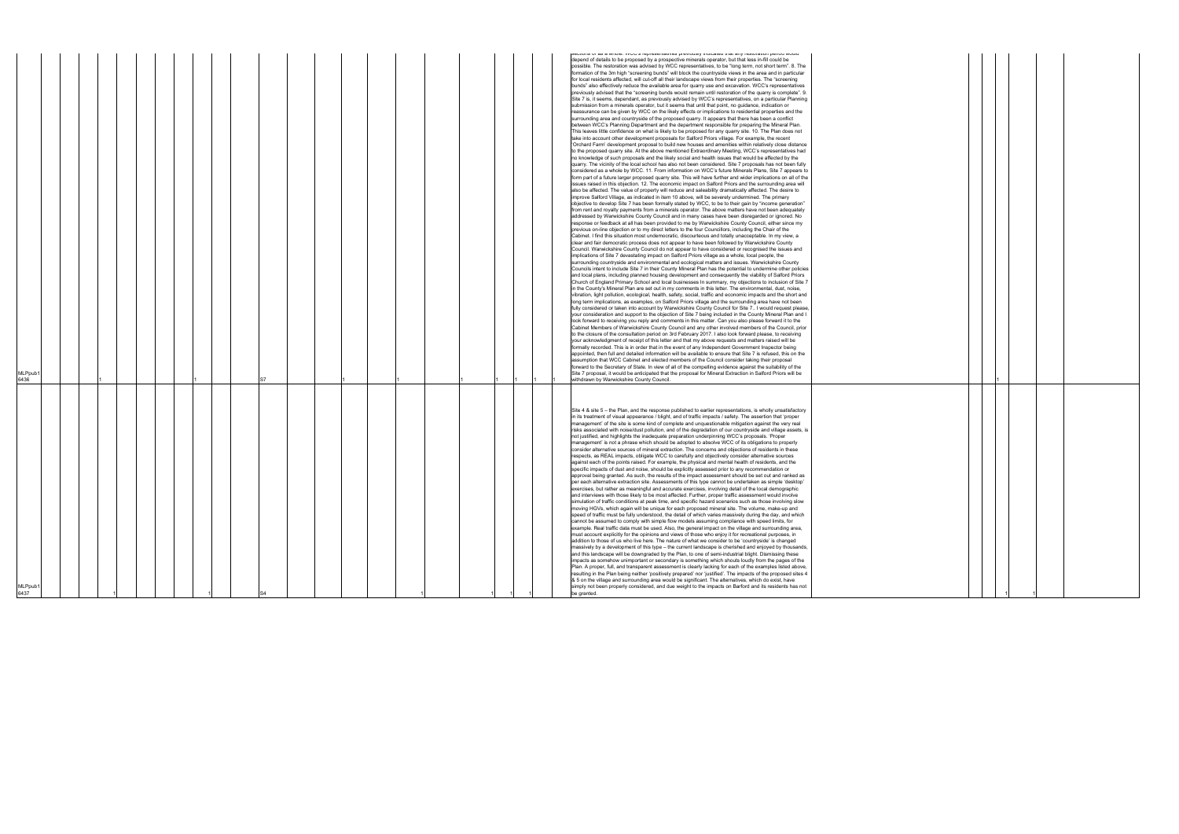| | | | | | | | | | | | | | | | | | | | | | | | | | | | | | | | | |
|---|---|---|---|---|---|---|---|---|---|---|---|---|---|---|---|---|---|---|---|---|---|---|---|---|---|---|---|---|---|---|---|---|
| MLPpub1 6436 | | | 1 | | | | | | 1 | | | S7 | | | 1 | | 1 | | 1 | | 1 | 1 | 1 | sections or as a whole. WCC's representatives previously indicated that any restoration period would depend of details to be proposed by a prospective minerals operator, but that less in-fill could be possible. The restoration was advised by WCC representatives, to be "long term, not short term". 8. The formation of the 3m high "screening bunds" will block the countryside views in the area and in particular for local residents affected, will cut-off all their landscape views from their properties. The "screening bunds" also effectively reduce the available area for quarry use and excavation. WCC's representatives previously advised that the "screening bunds would remain until restoration of the quarry is complete". 9. Site 7 is, it seems, dependant, as previously advised by WCC's representatives, on a particular Planning submission from a minerals operator, but it seems that until that point, no guidance, indication or reassurance can be given by WCC on the likely effects or implications to residential properties and the surrounding area and countryside of the proposed quarry. It appears that there has been a conflict between WCC's Planning Department and the department responsible for preparing the Mineral Plan. This leaves little confidence on what is likely to be proposed for any quarry site. 10. The Plan does not take into account other development proposals for Salford Priors village. For example, the recent 'Orchard Farm' development proposal to build new houses and amenities within relatively close distance to the proposed quarry site. At the above mentioned Extraordinary Meeting, WCC's representatives had no knowledge of such proposals and the likely social and health issues that would be affected by the quarry. The vicinity of the local school has also not been considered. Site 7 proposals has not been fully considered as a whole by WCC. 11. From information on WCC's future Minerals Plans, Site 7 appears to form part of a future larger proposed quarry site. This will have further and wider implications on all of the issues raised in this objection. 12. The economic impact on Salford Priors and the surrounding area will also be affected. The value of property will reduce and saleability dramatically affected. The desire to improve Salford Village, as indicated in item 10 above, will be severely undermined. The primary objective to develop Site 7 has been formally stated by WCC, to be to their gain by "income generation" from rent and royalty payments from a minerals operator. The above matters have not been adequately addressed by Warwickshire County Council and in many cases have been disregarded or ignored. No response or feedback at all has been provided to me by Warwickshire County Council, either since my previous on-line objection or to my direct letters to the four Councillors, including the Chair of the Cabinet. I find this situation most undemocratic, discourteous and totally unacceptable. In my view, a clear and fair democratic process does not appear to have been followed by Warwickshire County Council. Warwickshire County Council do not appear to have considered or recognised the issues and implications of Site 7 devastating impact on Salford Priors village as a whole, local people, the surrounding countryside and environmental and ecological matters and issues. Warwickshire County Councils intent to include Site 7 in their County Mineral Plan has the potential to undermine other policies and local plans, including planned housing development and consequently the viability of Salford Priors Church of England Primary School and local businesses In summary, my objections to inclusion of Site 7 in the County's Mineral Plan are set out in my comments in this letter. The environmental, dust, noise, vibration, light pollution, ecological, health, safety, social, traffic and economic impacts and the short and long term implications, as examples, on Salford Priors village and the surrounding area have not been fully considered or taken into account by Warwickshire County Council for Site 7.. I would request please, your consideration and support to the objection of Site 7 being included in the County Mineral Plan and I look forward to receiving you reply and comments in this matter. Can you also please forward it to the Cabinet Members of Warwickshire County Council and any other involved members of the Council, prior to the closure of the consultation period on 3rd February 2017. I also look forward please, to receiving your acknowledgment of receipt of this letter and that my above requests and matters raised will be formally recorded. This is in order that in the event of any Independent Government Inspector being appointed, then full and detailed information will be available to ensure that Site 7 is refused, this on the assumption that WCC Cabinet and elected members of the Council consider taking their proposal forward to the Secretary of State. In view of all of the compelling evidence against the suitability of the Site 7 proposal, it would be anticipated that the proposal for Mineral Extraction in Salford Priors will be withdrawn by Warwickshire County Council. | | | | | 1 | | | |
| MLPpub1 6437 | | | 1 | | | | | | 1 | | | S4 | | | 1 | | | | 1 | 1 | 1 | | | Site 4 & site 5 – the Plan, and the response published to earlier representations, is wholly unsatisfactory in its treatment of visual appearance / blight, and of traffic impacts / safety. The assertion that 'proper management' of the site is some kind of complete and unquestionable mitigation against the very real risks associated with noise/dust pollution, and of the degradation of our countryside and village assets, is not justified, and highlights the inadequate preparation underpinning WCC's proposals. 'Proper management' is not a phrase which should be adopted to absolve WCC of its obligations to properly consider alternative sources of mineral extraction. The concerns and objections of residents in these respects, as REAL impacts, obligate WCC to carefully and objectively consider alternative sources against each of the points raised. For example, the physical and mental health of residents, and the specific impacts of dust and noise, should be explicitly assessed prior to any recommendation or approval being granted. As such, the results of the impact assessment should be set out and ranked as per each alternative extraction site. Assessments of this type cannot be undertaken as simple 'desktop' exercises, but rather as meaningful and accurate exercises, involving detail of the local demographic and interviews with those likely to be most affected. Further, proper traffic assessment would involve simulation of traffic conditions at peak time, and specific hazard scenarios such as those involving slow moving HGVs, which again will be unique for each proposed mineral site. The volume, make-up and speed of traffic must be fully understood, the detail of which varies massively during the day, and which cannot be assumed to comply with simple flow models assuming compliance with speed limits, for example. Real traffic data must be used. Also, the general impact on the village and surrounding area, must account explicitly for the opinions and views of those who enjoy it for recreational purposes, in addition to those of us who live here. The nature of what we consider to be 'countryside' is changed massively by a development of this type – the current landscape is cherished and enjoyed by thousands, and this landscape will be downgraded by the Plan, to one of semi-industrial blight. Dismissing these impacts as somehow unimportant or secondary is something which shouts loudly from the pages of the Plan. A proper, full, and transparent assessment is clearly lacking for each of the examples listed above, resulting in the Plan being neither 'positively prepared' nor 'justified'. The impacts of the proposed sites 4 & 5 on the village and surrounding area would be significant. The alternatives, which do exist, have simply not been properly considered, and due weight to the impacts on Barford and its residents has not be granted. | | | | | 1 | 1 | | |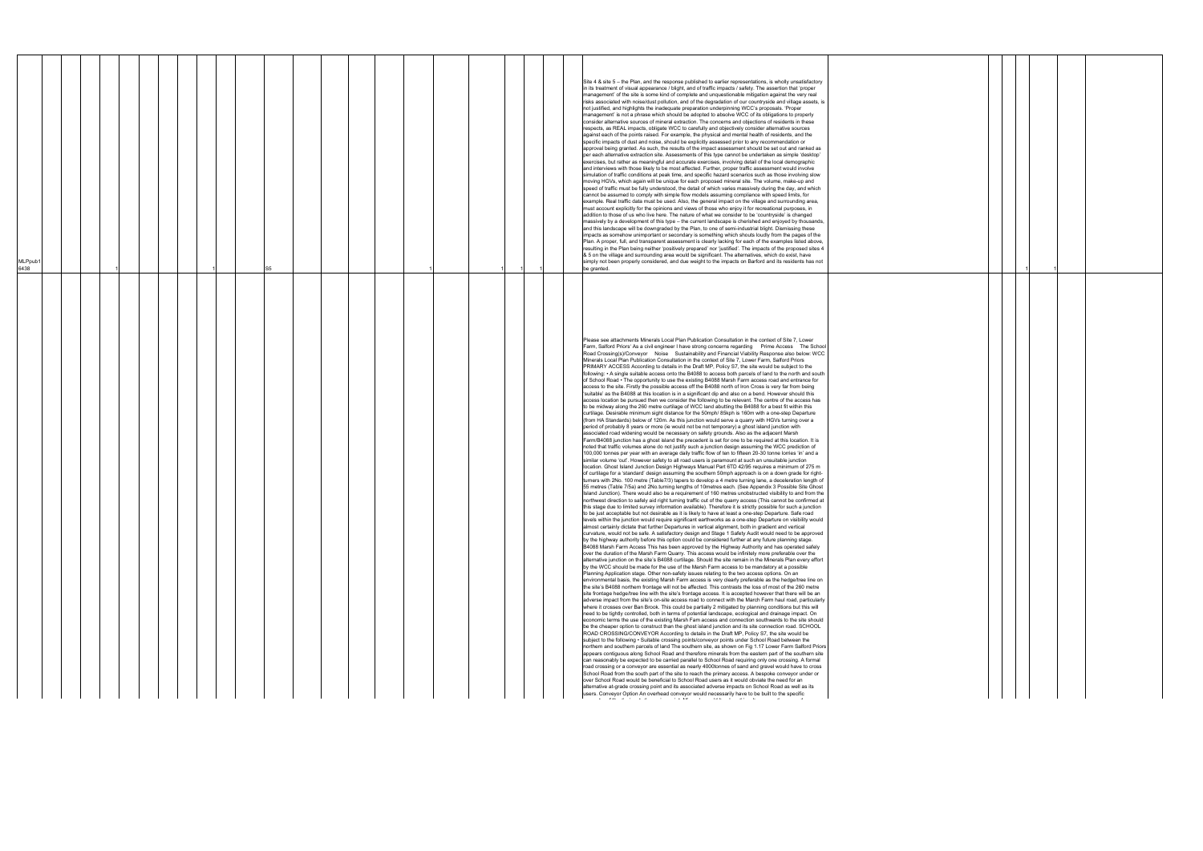| ID | | | | | | | | | | | | | | | | | | | | | | | | Representation | | | | | | | |
|---|---|---|---|---|---|---|---|---|---|---|---|---|---|---|---|---|---|---|---|---|---|---|---|---|---|---|---|---|---|---|---|
| MLPpub1 6438 | | | | | 1 | | | | | | 1 | | S5 | | | | | | 1 | | 1 | 1 | 1 | Site 4 & site 5 – the Plan, and the response published to earlier representations, is wholly unsatisfactory in its treatment of visual appearance / blight, and of traffic impacts / safety. The assertion that 'proper management' of the site is some kind of complete and unquestionable mitigation against the very real risks associated with noise/dust pollution, and of the degradation of our countryside and village assets, is not justified, and highlights the inadequate preparation underpinning WCC's proposals. 'Proper management' is not a phrase which should be adopted to absolve WCC of its obligations to properly consider alternative sources of mineral extraction. The concerns and objections of residents in these respects, as REAL impacts, obligate WCC to carefully and objectively consider alternative sources against each of the points raised. For example, the physical and mental health of residents, and the specific impacts of dust and noise, should be explicitly assessed prior to any recommendation or approval being granted. As such, the results of the impact assessment should be set out and ranked as per each alternative extraction site. Assessments of this type cannot be undertaken as simple 'desktop' exercises, but rather as meaningful and accurate exercises, involving detail of the local demographic and interviews with those likely to be most affected. Further, proper traffic assessment would involve simulation of traffic conditions at peak time, and specific hazard scenarios such as those involving slow moving HGVs, which again will be unique for each proposed mineral site. The volume, make-up and speed of traffic must be fully understood, the detail of which varies massively during the day, and which cannot be assumed to comply with simple flow models assuming compliance with speed limits, for example. Real traffic data must be used. Also, the general impact on the village and surrounding area, must account explicitly for the opinions and views of those who enjoy it for recreational purposes, in addition to those of us who live here. The nature of what we consider to be 'countryside' is changed massively by a development of this type – the current landscape is cherished and enjoyed by thousands, and this landscape will be downgraded by the Plan, to one of semi-industrial blight. Dismissing these impacts as somehow unimportant or secondary is something which shouts loudly from the pages of the Plan. A proper, full, and transparent assessment is clearly lacking for each of the examples listed above, resulting in the Plan being neither 'positively prepared' nor 'justified'. The impacts of the proposed sites 4 & 5 on the village and surrounding area would be significant. The alternatives, which do exist, have simply not been properly considered, and due weight to the impacts on Barford and its residents has not be granted. | | | | 1 | | 1 | |
| | | | | | | | | | | | | | | | | | | | | | | | | Please see attachments Minerals Local Plan Publication Consultation in the context of Site 7, Lower Farm, Salford Priors' As a civil engineer I have strong concerns regarding Prime Access The School Road Crossing(s)/Conveyor Noise Sustainability and Financial Viability Response also below: WCC Minerals Local Plan Publication Consultation in the context of Site 7, Lower Farm, Salford Priors PRIMARY ACCESS According to details in the Draft MP, Policy S7, the site would be subject to the following: • A single suitable access onto the B4088 to access both parcels of land to the north and south of School Road • The opportunity to use the existing B4088 Marsh Farm access road and entrance for access to the site. Firstly the possible access off the B4088 north of Iron Cross is very far from being 'suitable' as the B4088 at this location is in a significant dip and also on a bend. However should this access location be pursued then we consider the following to be relevant. The centre of the access has to be midway along the 260 metre curtilage of WCC land abutting the B4088 for a best fit within this curtilage. Desirable minimum sight distance for the 50mph/ 85kph is 160m with a one-step Departure (from HA Standards) below of 120m. As this junction would serve a quarry with HGVs turning over a period of probably 8 years or more (ie would not be not temporary) a ghost island junction with associated road widening would be necessary on safety grounds. Also as the adjacent Marsh Farm/B4088 junction has a ghost island the precedent is set for one to be required at this location. It is noted that traffic volumes alone do not justify such a junction design assuming the WCC prediction of 100,000 tonnes per year with an average daily traffic flow of ten to fifteen 20-30 tonne lorries 'in' and a similar volume 'out'. However safety to all road users is paramount at such an unsuitable junction location. Ghost Island Junction Design Highways Manual Part 6TD 42/95 requires a minimum of 275 m of curtilage for a 'standard' design assuming the southern 50mph approach is on a down grade for right-turners with 2No. 100 metre (Table7/3) tapers to develop a 4 metre turning lane, a deceleration length of 55 metres (Table 7/5a) and 2No.turning lengths of 10metres each. (See Appendix 3 Possible Site Ghost Island Junction). There would also be a requirement of 160 metres unobstructed visibility to and from the northwest direction to safely aid right turning traffic out of the quarry access (This cannot be confirmed at this stage due to limited survey information available). Therefore it is strictly possible for such a junction to be just acceptable but not desirable as it is likely to have at least a one-step Departure. Safe road levels within the junction would require significant earthworks as a one-step Departure on visibility would almost certainly dictate that further Departures in vertical alignment, both in gradient and vertical curvature, would not be safe. A satisfactory design and Stage 1 Safety Audit would need to be approved by the highway authority before this option could be considered further at any future planning stage. B4088 Marsh Farm Access This has been approved by the Highway Authority and has operated safely over the duration of the Marsh Farm Quarry. This access would be infinitely more preferable over the alternative junction on the site's B4088 curtilage. Should the site remain in the Minerals Plan every effort by the WCC should be made for the use of the Marsh Farm access to be mandatory at a possible Planning Application stage. Other non-safety issues relating to the two access options. On an environmental basis, the existing Marsh Farm access is very clearly preferable as the hedge/tree line on the site's B4088 northern frontage will not be affected. This contrasts the loss of most of the 260 metre site frontage hedge/tree line with the site's frontage access. It is accepted however that there will be an adverse impact from the site's on-site access road to connect with the March Farm haul road, particularly where it crosses over Ban Brook. This could be partially 2 mitigated by planning conditions but this will need to be tightly controlled, both in terms of potential landscape, ecological and drainage impact. On economic terms the use of the existing Marsh Fam access and connection southwards to the site should be the cheaper option to construct than the ghost island junction and its site connection road. SCHOOL ROAD CROSSING/CONVEYOR According to details in the Draft MP, Policy S7, the site would be subject to the following • Suitable crossing points/conveyor points under School Road between the northern and southern parcels of land The southern site, as shown on Fig 1.17 Lower Farm Salford Priors appears contiguous along School Road and therefore minerals from the eastern part of the southern site can reasonably be expected to be carried parallel to School Road requiring only one crossing. A formal road crossing or a conveyor are essential as nearly 4000tonnes of sand and gravel would have to cross School Road from the south part of the site to reach the primary access. A bespoke conveyor under or over School Road would be beneficial to School Road users as it would obviate the need for an alternative at-grade crossing point and its associated adverse impacts on School Road as well as its users. Conveyor Option An overhead conveyor would necessarily have to be built to the specific | | | | | | | |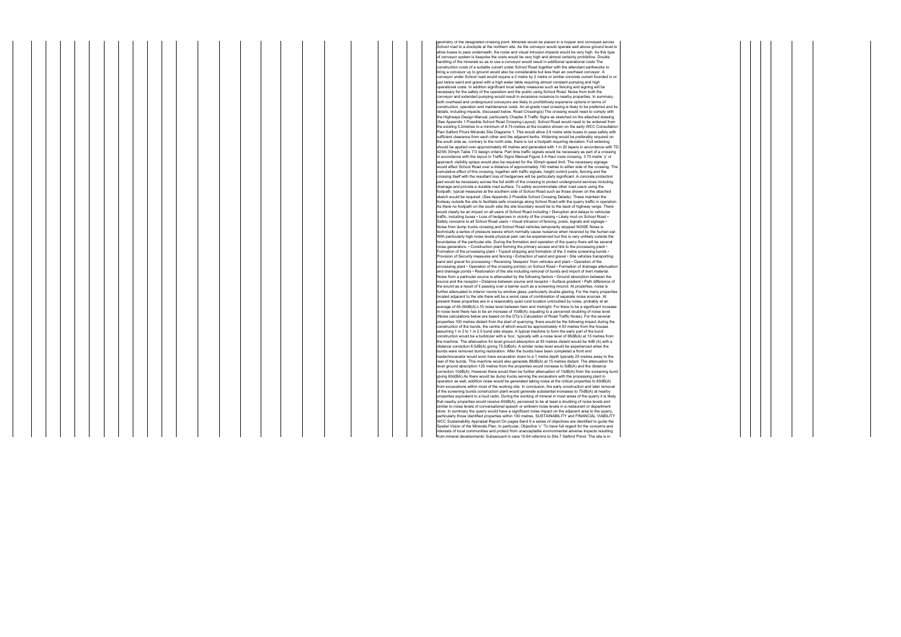geometry of the designated crossing point. Minerals would be placed in a hopper and conveyed across School road to a stockpile at the northern site. As the conveyor would operate well above ground level to allow buses to pass underneath, the noise and visual intrusion impacts would be very high. As this type of conveyor system is bespoke the costs would be very high and almost certainly prohibitive. Double handling of the minerals so as to use a conveyor would result in additional operational costs The construction costs of a suitable culvert under School Road together with the attendant earthworks to bring a conveyor up to ground would also be considerable but less than an overhead conveyor. A conveyor under School road would require a 2 metre by 2 metre or similar concrete culvert founded in or just below sand and gravel with a high water table requiring almost constant pumping and high operational costs. In addition significant local safety measures such as fencing and signing will be necessary for the safety of the operation and the public using School Road. Noise from both the conveyor and extended pumping would result in excessive nuisance to nearby properties. In summary, both overhead and underground conveyors are likely to prohibitively expensive options in terms of construction, operation and maintenance costs. An at-grade road crossing is likely to be preferred and its details, including impacts, discussed below. Road Crossing(s) The crossing would need to comply with the Highways Design Manual, particularly Chapter 8 Traffic Signs as sketched on the attached drawing (See Appendix 1 Possible School Road Crossing Layout). School Road would need to be widened from the existing 5.2metres to a minimum of 6.75 metres at the location shown on the early WCC Consultation Plan Salford Priors Minerals Site Diagrams 1. This would allow 2.6 metre wide buses to pass safely with sufficient clearance from each other and the adjacent kerbs. Widening would be preferably required on the south side as, contrary to the north side, there is not a footpath requiring deviation. Full widening should be applied over approximately 45 metres and generated with 1 in 20 tapers in accordance with TD 42/95 30mph Table 7/3 design criteria. Part time traffic signals would be necessary as part of a crossing in accordance with the layout in Traffic Signs Manual Figure 3.4 Haul route crossing. 3 70 metre 'y' or approach visibility splays would also be required for the 30mph speed limit. The necessary signage would affect School Road over a distance of approximately 100 metres to either side of the crossing. The cumulative effect of this crossing, together with traffic signals, height control posts, fencing and the crossing itself with the resultant loss of hedgerows will be particularly significant. A concrete protection pad would be necessary across the full width of the crossing to protect underground services including drainage and provide a durable road surface. To safely accommodate other road users using the footpath, typical measures at the southern side of School Road such as those shown on the attached sketch would be required. (See Appendix 2 Possible School Crossing Details). These maintain the footway outside the site to facilitate safe crossings along School Road with the quarry traffic in operation. As there no footpath on the south side the site boundary would be to the back of highway verge. There would clearly be an impact on all users of School Road including • Disruption and delays to vehicular traffic, including buses • Loss of hedgerows in vicinity of the crossing • Likely mud on School Road • Safety concerns to all School Road users • Visual intrusion of fencing, posts, signals and signage • Noise from dump trucks crossing and School Road vehicles temporarily stopped NOISE Noise is technically a series of pressure waves which normally cause nuisance when received by the human ear. With particularly high noise levels physical pain can be experienced but this is very unlikely outside the boundaries of the particular site. During the formation and operation of the quarry there will be several noise generators. • Construction plant forming the primary access and link to the processing plant • Formation of the processing plant • Topsoil stripping and formation of the 3 metre screening bunds • Provision of Security measures and fencing • Extraction of sand and gravel • Site vehicles transporting sand and gravel for processing • Reversing 'bleepers' from vehicles and plant • Operation of the processing plant • Operation of the crossing point(s) on School Road • Formation of drainage attenuation and drainage ponds • Restoration of the site including removal of bunds and import of inert material. Noise from a particular source is attenuated by the following factors • Ground absorption between the source and the receptor • Distance between source and receptor • Surface gradient • Path difference of the sound as a result of it passing over a barrier such as a screening mound. At properties, noise is further attenuated to interior rooms by window glass, particularly double glazing. For the many properties located adjacent to the site there will be a worst case of combination of separate noise sources. At present these properties are in a reasonably quiet rural location untroubled by noise, probably at an average of 45-50dB(A) L10 noise level between 6am and midnight. For there to be a significant increase in noise level there has to be an increase of 10dB(A), equaling to a perceived doubling of noise level. (Noise calculations below are based on the DTp's Calculation of Road Traffic Noise). For the several properties 100 metres distant from the start of quarrying, there would be the following impact during the construction of the bunds, the centre of which would be approximately 4 93 metres from the houses assuming 1 in 2 to 1 in 2.5 bund side slopes. A typical machine to form the early part of the bund construction would be a bulldozer with a 'box', typically with a noise level of 88dB(A) at 15 metres from the machine. The attenuation for level ground absorption at 93 metres distant would be 4dB (A) with a distance correction 8.5dB(A) giving 75.5dB(A). A similar noise level would be experienced when the bunds were removed during restoration. After the bunds have been completed a front end loader/excavator would soon have excavation down to a 1 metre depth typically 25 metres away to the rear of the bunds. This machine would also generate 88dB(A) at 15 metres distant. The attenuation for level ground absorption 125 metres from the properties would increase to 5dB(A) and the distance correction 10dB(A). However there would then be further attenuation of 13dB(A) from the screening bund giving 60d(BA).As there would be dump trucks serving the excavators with the processing plant in operation as well, addition noise would be generated taking noise at the critical properties to 60dB(A) from excavations within most of the working site. In conclusion, the early construction and later removal of the screening bunds construction plant would generate substantial increases to 75dB(A) at nearby properties equivalent to a loud radio. During the working of mineral in most areas of the quarry it is likely that nearby properties would receive 60dB(A), perceived to be at least a doubling of noise levels and similar to noise levels of conversational speech or ambient noise levels in a restaurant or department store. In summary the quarry would have a significant noise impact on the adjacent area to the quarry, particularly those identified properties within 100 metres. SUSTAINABILITY and FINANCIAL VIABILITY WCC Sustainability Appraisal Report On pages 8and 9 a series of objectives are identified to guide the Spatial Vision of the Minerals Plan. In particular, Objective 'v' 'To have full regard for the concerns and interests of local communities and protect from unacceptable environmental adverse impacts resulting from mineral developments' Subsequent in para 10.64 referring to Site 7 Salford Priors 'The site is in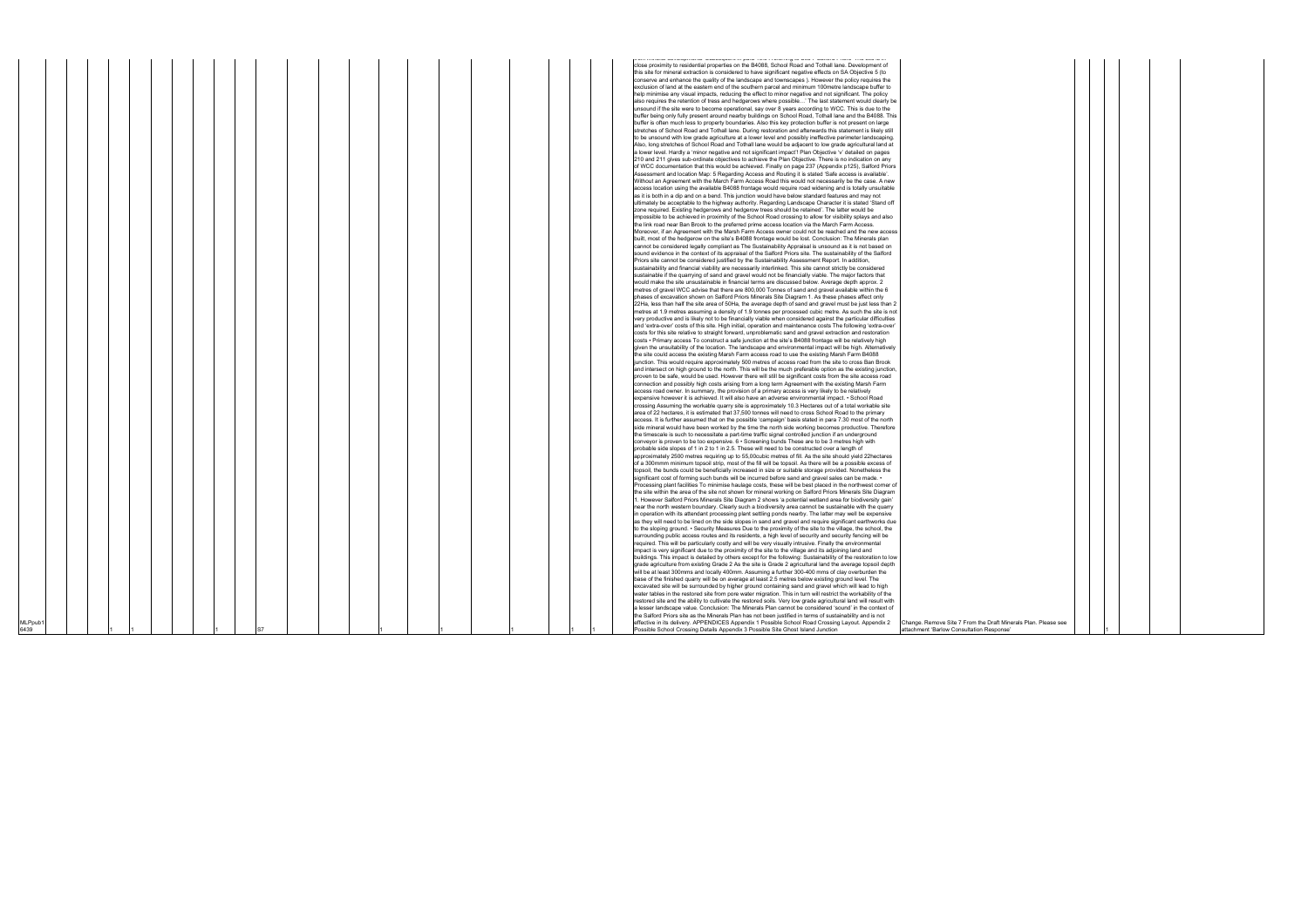| | | | | | | | | | | | | | | | | | | | | | | | | | | | | | | |
|---|---|---|---|---|---|---|---|---|---|---|---|---|---|---|---|---|---|---|---|---|---|---|---|---|---|---|---|---|---|---|
| MLPpub1 6439 | | | 1 | 1 | | | | | 1 | S7 | | | 1 | | 1 | | | 1 | | 1 | 1 | | close proximity to residential properties on the B4088, School Road and Tothall lane. Development of this site for mineral extraction is considered to have significant negative effects on SA Objective 5 (to conserve and enhance the quality of the landscape and townscapes ). However the policy requires the exclusion of land at the eastern end of the southern parcel and minimum 100metre landscape buffer to help minimise any visual impacts, reducing the effect to minor negative and not significant. The policy also requires the retention of trees and hedgerows where possible…' The last statement would clearly be unsound if the site were to become operational, say over 8 years according to WCC. This is due to the buffer being only fully present around nearby buildings on School Road, Tothall lane and the B4088. This buffer is often much less to property boundaries. Also this key protection buffer is not present on large stretches of School Road and Tothall lane. During restoration and afterwards this statement is likely still to be unsound with low grade agriculture at a lower level and possibly ineffective perimeter landscaping. Also, long stretches of School Road and Tothall lane would be adjacent to low grade agricultural land at a lower level. Hardly a 'minor negative and not significant impact'! Plan Objective 'v' detailed on pages 210 and 211 gives sub-ordinate objectives to achieve the Plan Objective. There is no indication on any of WCC documentation that this would be achieved. Finally on page 237 (Appendix p125), Salford Priors Assessment and Location Map: 5 Regarding Access and Routing it is stated 'Safe access is available'. Without an Agreement with the March Farm Access Road this would not necessarily be the case. A new access location using the available B4088 frontage would require road widening and is totally unsuitable as it is both in a dip and on a bend. This junction would have below standard features and may not ultimately be acceptable to the highway authority. Regarding Landscape Character it is stated 'Stand off zone required. Existing hedgerows and hedgerow trees should be retained'. The latter would be impossible to be achieved in proximity of the School Road crossing to allow for visibility splays and also the link road near Ban Brook to the preferred prime access location via the March Farm Access. Moreover, if an Agreement with the Marsh Farm Access owner could not be reached and the new access built, most of the hedgerow on the site's B4088 frontage would be lost. Conclusion: The Minerals plan cannot be considered legally compliant as The Sustainability Appraisal is unsound as it is not based on sound evidence in the context of its appraisal of the Salford Priors site. The sustainability of the Salford Priors site cannot be considered justified by the Sustainability Assessment Report. In addition, sustainability and financial viability are necessarily interlinked. This site cannot strictly be considered sustainable if the quarrying of sand and gravel would not be financially viable. The major factors that would make the site unsustainable in financial terms are discussed below. Average depth approx. 2 metres of gravel WCC advise that there are 800,000 Tonnes of sand and gravel available within the 6 phases of excavation shown on Salford Priors Minerals Site Diagram 1. As these phases affect only 22Ha, less than half the site area of 50Ha, the average depth of sand and gravel must be just less than 2 metres at 1.9 metres assuming a density of 1.9 tonnes per processed cubic metre. As such the site is not very productive and is likely not to be financially viable when considered against the particular difficulties and 'extra-over' costs of this site. High initial, operation and maintenance costs The following 'extra-over' costs for this site relative to straight forward, unproblematic sand and gravel extraction and restoration costs • Primary access To construct a safe junction at the site's B4088 frontage will be relatively high given the unsuitability of the location. The landscape and environmental impact will be high. Alternatively the site could access the existing Marsh Farm access road to use the existing Marsh Farm B4088 junction. This would require approximately 500 metres of access road from the site to cross Ban Brook and intersect on high ground to the north. This will be the much preferable option as the existing junction, proven to be safe, would be used. However there will still be significant costs from the site access road connection and possibly high costs arising from a long term Agreement with the existing Marsh Farm access road owner. In summary, the provision of a primary access is very likely to be relatively expensive however it is achieved. It will also have an adverse environmental impact. • School Road crossing Assuming the workable quarry site is approximately 10.3 Hectares out of a total workable site area of 22 hectares, it is estimated that 37,500 tonnes will need to cross School Road to the primary access. It is further assumed that on the possible 'campaign' basis stated in para 7.30 most of the north side mineral would have been worked by the time the north side working becomes productive. Therefore the timescale is such to necessitate a part-time traffic signal controlled junction if an underground conveyor is proven to be too expensive. 6 • Screening bunds These are to be 3 metres high with probable side slopes of 1 in 2 to 1 in 2.5. These will need to be constructed over a length of approximately 2500 metres requiring up to 55,00cubic metres of fill. As the site should yield 22hectares of a 300mmm minimum topsoil strip, most of the fill will be topsoil. As there will be a possible excess of topsoil, the bunds could be beneficially increased in size or suitable storage provided. Nonetheless the significant cost of forming such bunds will be incurred before sand and gravel sales can be made. • Processing plant facilities To minimise haulage costs, these will be best placed in the northwest corner of the site within the area of the site not shown for mineral working on Salford Priors Minerals Site Diagram 1. However Salford Priors Minerals Site Diagram 2 shows 'a potential wetland area for biodiversity gain' near the north western boundary. Clearly such a biodiversity area cannot be sustainable with the quarry in operation with its attendant processing plant settling ponds nearby. The latter may well be expensive as they will need to be lined on the side slopes in sand and gravel and require significant earthworks due to the sloping ground. • Security Measures Due to the proximity of the site to the village, the school, the surrounding public access routes and its residents, a high level of security and security fencing will be required. This will be particularly costly and will be very visually intrusive. Finally the environmental impact is very significant due to the proximity of the site to the village and its adjoining land and buildings. This impact is detailed by others except for the following: Sustainability of the restoration to low grade agriculture from existing Grade 2 As the site is Grade 2 agricultural land the average topsoil depth will be at least 300mms and locally 400mm. Assuming a further 300-400 mms of clay overburden the base of the finished quarry will be on average at least 2.5 metres below existing ground level. The excavated site will be surrounded by higher ground containing sand and gravel which will lead to high water tables in the restored site from pore water migration. This in turn will restrict the workability of the restored site and the ability to cultivate the restored soils. Very low grade agricultural land will result with a lesser landscape value. Conclusion: The Minerals Plan cannot be considered 'sound' in the context of the Salford Priors site as the Minerals Plan has not been justified in terms of sustainability and is not effective in its delivery. APPENDICES Appendix 1 Possible School Road Crossing Layout. Appendix 2 Possible School Crossing Details Appendix 3 Possible Site Ghost Island Junction | Change. Remove Site 7 From the Draft Minerals Plan. Please see attachment 'Barlow Consultation Response' | | | 1 | | | |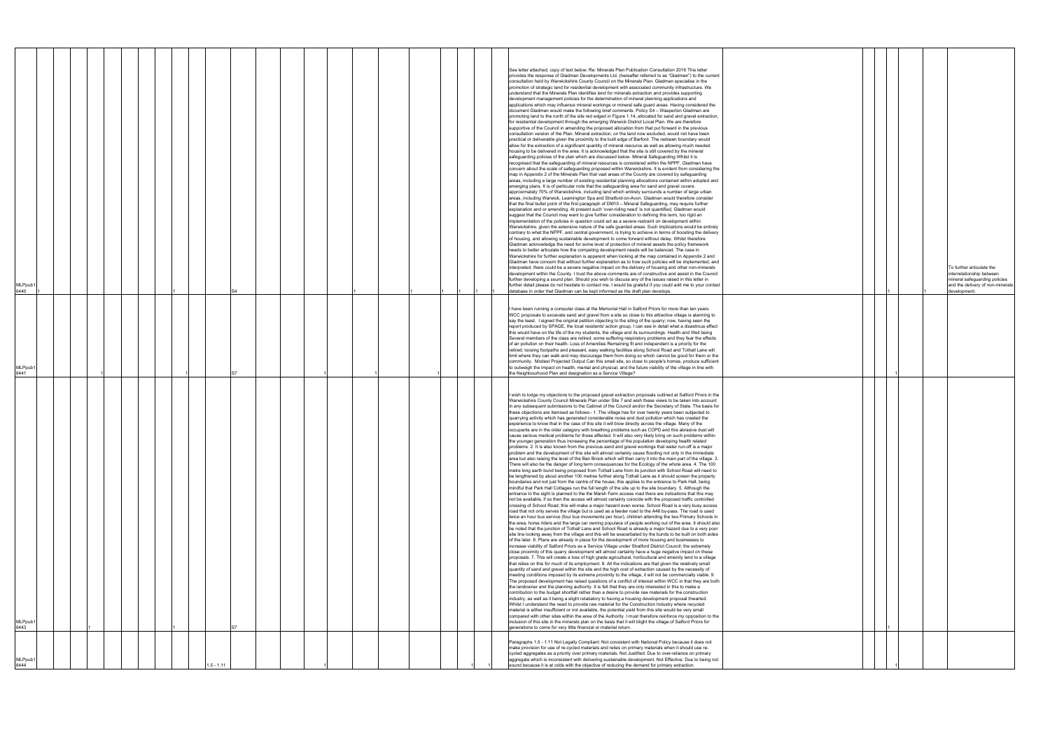| | | | | | | | | | | | | | | | | | | | | | | | | | | | | | | | | | | | | |
|---|---|---|---|---|---|---|---|---|---|---|---|---|---|---|---|---|---|---|---|---|---|---|---|---|---|---|---|---|---|---|---|---|---|---|---|---|
| MLPpub1 6440 | 1 | | | | | | | | | 1 | | S4 | | | | | | 1 | | | | 1 | | 1 | | 1 | 1 | 1 | 1 | See letter attached, copy of text below: Re: Minerals Plan Publication Consultation 2016 This letter provides the response of Gladman Developments Ltd. (hereafter referred to as "Gladman") to the current consultation held by Warwickshire County Council on the Minerals Plan. Gladman specialise in the promotion of strategic land for residential development with associated community infrastructure. We understand that the Minerals Plan identifies land for minerals extraction and provides supporting development management policies for the determination of mineral planning applications and applications which may influence mineral workings or mineral safe guard areas. Having considered the document Gladman would make the following brief comments. Policy S4 – Wasperton Gladman are promoting land to the north of the site red edged in Figure 1.14, allocated for sand and gravel extraction, for residential development through the emerging Warwick District Local Plan. We are therefore supportive of the Council in amending the proposed allocation from that put forward in the previous consultation version of the Plan. Mineral extraction, on the land now excluded, would not have been practical or deliverable given the proximity to the built edge of Barford. The redrawn boundary would allow for the extraction of a significant quantity of mineral resource as well as allowing much needed housing to be delivered in the area. It is acknowledged that the site is still covered by the mineral safeguarding policies of the plan which are discussed below. Mineral Safeguarding Whilst it is recognised that the safeguarding of mineral resources is considered within the NPPF, Gladman have concern about the scale of safeguarding proposed within Warwickshire. It is evident from considering the map in Appendix 2 of the Minerals Plan that vast areas of the County are covered by safeguarding areas, including a large number of existing residential planning allocations contained within adopted and emerging plans. It is of particular note that the safeguarding area for sand and gravel covers approximately 70% of Warwickshire, including land which entirely surrounds a number of large urban areas, including Warwick, Leamington Spa and Stratford-on-Avon. Gladman would therefore consider that the final bullet point of the first paragraph of DM10 – Mineral Safeguarding, may require further explanation and or amending. At present such 'over-riding need' is not quantified, Gladman would suggest that the Council may want to give further consideration to defining this term, too rigid an implementation of the policies in question could act as a severe restraint on development within Warwickshire, given the extensive nature of the safe guarded areas. Such implications would be entirely contrary to what the NPPF, and central government, is trying to achieve in terms of boosting the delivery of housing, and allowing sustainable development to come forward without delay. Whilst therefore Gladman acknowledge the need for some level of protection of mineral assets the policy framework needs to better articulate how the competing development needs will be balanced. The case in Warwickshire for further explanation is apparent when looking at the map contained in Appendix 2 and Gladman have concern that without further explanation as to how such policies will be implemented, and interpreted, there could be a severe negative impact on the delivery of housing and other non-minerals development within the County. I trust the above comments are of constructive and assist in the Council further developing a sound plan. Should you wish to discuss any of the issues raised in this letter in further detail please do not hesitate to contact me. I would be grateful if you could add me to your contact database in order that Gladman can be kept informed as the draft plan develops. | | | 1 | | 1 | To further articulate the interrelationship between mineral safeguarding policies and the delivery of non-minerals development. |
| MLPpub1 6441 | | | | 1 | | | | | | 1 | | S7 | | 1 | | | | | 1 | | | | | 1 | | | | | | I have been running a computer class at the Memorial Hall in Salford Priors for more than ten years. WCC proposals to excavate sand and gravel from a site so close to this attractive village is alarming to say the least. I signed the original petition objecting to the siting of the quarry; now, having seen the report produced by SPAGE, the local residents' action group, I can see in detail what a disastrous effect this would have on the life of the my students, the village and its surroundings. Health and Well being Several members of the class are retired; some suffering respiratory problems and they fear the effects of air pollution on their health. Loss of Amenities Remaining fit and independent is a priority for the retired; loosing footpaths and pleasant, easy walking facilities along School Road and Tothall Lane will limit where they can walk and may discourage them from doing so which cannot be good for them or the community. Modest Projected Output Can this small site, so close to people's homes, produce sufficient to outweigh the impact on health, mental and physical, and the future viability of the village in line with the Neighbourhood Plan and designation as a Service Village? | | | 1 | | | |
| MLPpub1 6443 | | | | 1 | | | | | | 1 | | S7 | | | | | | | | | | | | | | | | | | I wish to lodge my objections to the proposed gravel extraction proposals outlined at Salford Priors in the Warwickshire County Council Minerals Plan under Site 7 and wish these views to be taken into account in any subsequent submissions to the Cabinet of the Council and/or the Secretary of State. The basis for these objections are itemised as follows:- 1. The village has for over twenty years been subjected to quarrying activity which has generated considerable noise and dust pollution which has created the experience to know that in the case of this site it will blow directly across the village. Many of the occupants are in the older category with breathing problems such as COPD and this abrasive dust will cause serious medical problems for those affected. It will also very likely bring on such problems within the younger generation thus increasing the percentage of the population developing health related problems. 2. It is also known from the previous sand and gravel workings that water run-off is a major problem and the development of this site will almost certainly cause flooding not only in the immediate area but also raising the level of the Ban Brook which will then carry it into the main part of the village. 3. There will also be the danger of long term consequences for the Ecology of the whole area. 4. The 100 metre long earth bund being proposed from Tothall Lane from its junction with School Road will need to be lengthened by about another 100 metres further along Tothall Lane as it should screen the property boundaries and not just from the centre of the house; this applies to the entrance to Park Hall, being mindful that Park Hall Cottages run the full length of the site up to the site boundary. 5. Although the entrance to the sight is planned to the the Marsh Farm access road there are indications that this may not be available, if so then the access will almost certainly coincide with the proposed traffic controlled crossing of School Road; this will make a major hazard even worse. School Road is a very busy access road that not only serves the village but is used as a feeder road to the A46 by-pass. The road is used twice an hour bus service (four bus movements per hour), children attending the two Primary Schools in the area, horse riders and the large car owning populace of people working out of the area. It should also be noted that the junction of Tothall Lane and School Road is already a major hazard due to a very poor site line looking away from the village and this will be exacerbated by the bunds to be built on both sides of the later. 6. Plans are already in place for the development of more housing and businesses to increase viability of Salford Priors as a Service Village under Stratford District Council; the extremely close proximity of this quarry development will almost certainly have a huge negative impact on these proposals. 7. This will create a loss of high grade agricultural, horticultural and amenity land to a village that relies on this for much of its employment. 8. All the indications are that given the relatively small quantity of sand and gravel within the site and the high cost of extraction caused by the necessity of meeting conditions imposed by its extreme proximity to the village, it will not be commercially viable. 9. The proposed development has raised questions of a conflict of interest within WCC in that they are both the landowner and the planning authority. It is felt that they are only interested in this to make a contribution to the budget shortfall rather than a desire to provide raw materials for the construction industry, as well as it being a slight retaliatory to having a housing development proposal thwarted. Whilst I understand the need to provide new material for the Construction Industry where recycled material is either insufficient or not available, the potential yield from this site would be very small compared with other sites within the area of the Authority. I must therefore reinforce my opposition to the inclusion of this site in the minerals plan on the basis that it will blight the village of Salford Priors for generations to come for very little financial or material return. | | | 1 | | | |
| MLPpub1 6444 | | | | | | | | | | | | 1.5 - 1.11 | | | | 1 | | | | | | | | | | | 1 | | 1 | Paragraphs 1.5 - 1.11 Not Legally Compliant: Not consistent with National Policy because it does not make provision for use of re-cycled materials and relies on primary materials when it should use re-cycled aggregates as a priority over primary materials. Not Justified: Due to over-reliance on primary aggregate which is inconsistent with delivering sustainable development. Not Effective: Due to being not sound because it is at odds with the objective of reducing the demand for primary extraction. | | | | 1 | | |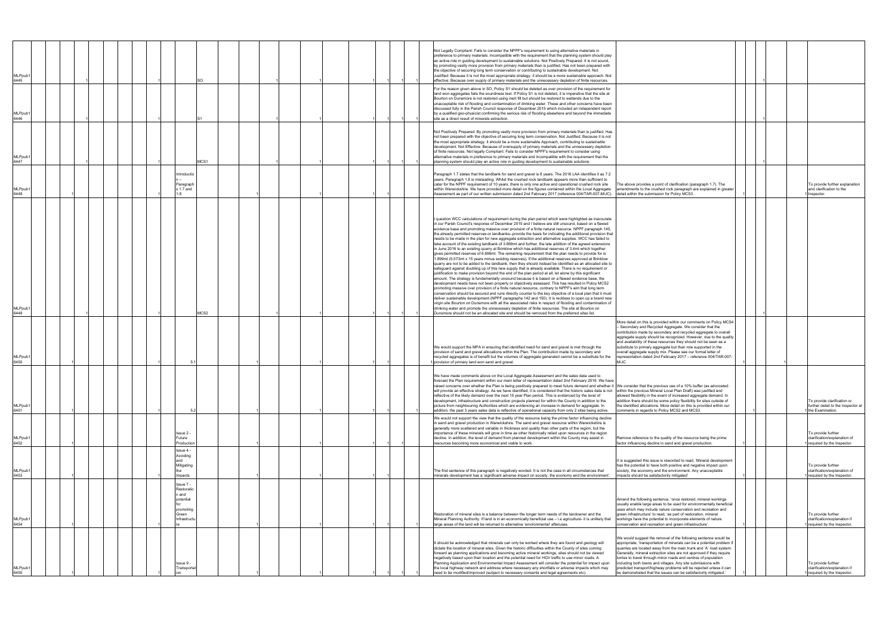| ID | | | | Paragraph | Policy | | | | | | | | | Comment | Suggested Change | | | | Reason |
|---|---|---|---|---|---|---|---|---|---|---|---|---|---|---|---|---|---|---|---|
| MLPpub16445 | | 1 | 1 | | SO | 1 | | 1 | | 1 | 1 | 1 | 1 | Not Legally Compliant: Fails to consider the NPPF's requirement to using alternative materials in preference to primary materials. Incompatible with the requirement that the planning system should play an active role in guiding development to sustainable solutions. Not Positively Prepared: It is not sound, by promoting vastly more provision from primary materials than is justified. Has not been prepared with the objective of securing long term conservation or contributing to sustainable development. Not Justified: Because it is not the most appropriate strategy, it should be a more sustainable approach. Not effective: Because over supply of primary materials and the unnecessary depletion of finite resources. | | | 1 | | |
| MLPpub16446 | | 1 | 1 | | S1 | 1 | | 1 | | 1 | 1 | 1 | 1 | For the reason given above in SO, Policy S1 should be deleted as over provision of the requirement for land won aggregates fails the soundness test. If Policy S1 is not deleted, it is imperative that the site at Bourton on Dunsmore is not restored using inert fill but should be restored to wetlands due to the unacceptable risk of flooding and contamination of drinking water. These and other concerns have been discussed fully in the Parish Council response of December 2015 which included an independent report by a qualified geo-physicist confirming the serious risk of flooding elsewhere and beyond the immediate site as a direct result of minerals extraction. | | | 1 | | |
| MLPpub16447 | | 1 | 1 | | MCS1 | 1 | | 1 | | 1 | 1 | 1 | 1 | Not Positively Prepared: By promoting vastly more provision from primary materials than is justified. Has not been prepared with the objective of securing long term conservation. Not Justified: Because it is not the most appropriate strategy, it should be a more sustainable Approach, contributing to sustainable development. Not Effective: Because of oversupply of primary materials and the unnecessary depletion of finite resources. Not legally Compliant: Fails to consider NPPF's requirement to consider using alternative materials in preference to primary materials and incompatible with the requirement that the planning system should play an active role in guiding development to sustainable solutions. | | | 1 | | |
| MLPpub16448 | | 1 | 1 | Introduction – Paragraphs 1.7 and 1.8 | | | 1 | | 1 | 1 | 1 | | | Paragraph 1.7 states that the landbank for sand and gravel is 8 years. The 2016 LAA identifies it as 7.2 years. Paragraph 1.8 is misleading. Whilst the crushed rock landbank appears more than sufficient to cater for the NPPF requirement of 10 years, there is only one active and operational crushed rock site within Warwickshire. We have provided more detail on the figures contained within the Local Aggregate Assessment as part of our written submission dated 2nd February 2017 (reference 004/TAR-007-MUC). | The above provides a point of clarification (paragraph 1.7). The amendments to the crushed rock paragraph are explained in greater detail within the submission for Policy MCS3. | 1 | | 1 | To provide further explanation and clarification to the Inspector. |
| MLPpub16449 | | 1 | 1 | | MCS2 | 1 | | 1 | | 1 | 1 | 1 | 1 | I question WCC calculations of requirement during the plan period which were highlighted as inaccurate in our Parish Council's response of December 2015 and I believe are still unsound, based on a flawed evidence base and promoting massive over provision of a finite natural resource. NPPF paragraph 145, the already permitted reserves-or landbanks--provide the basis for indicating the additional provision that needs to be made in the plan for new aggregate extraction and alternative supplies. WCC has failed to take account of the existing landbank of 3.869mt and further, the late addition of the agreed extensions in June 2016 to an existing quarry at Brinklow which has additional reserves of 3.4mt which together gives permitted reserves of 6.696mt. The remaining requirement that the plan needs to provide for is 1.899mt (0.573mt x 15 years minus existing reserves). If the additional reserves approved at Brinklow quarry are not to be added to the landbank, then they should instead be identified as an allocated site to safeguard against doubling up of this new supply that is already available. There is no requirement or justification to make provision beyond the end of the plan period at all, let alone by this significant amount. The strategy is fundamentally unsound because it is based on a flawed evidence base, the development needs have not been properly or objectively assessed. This has resulted in Policy MCS2 promoting massive over provision of a finite natural resource, contrary to NPPF's aim that long term conservation should be secured and runs directly counter to the key objective of a local plan that it must deliver sustainable development (NPPF paragraphs 142 and 150). It is reckless to open up a brand new virgin site Bourton on Dunsmore with all the associated risks in respect of flooding and contamination of drinking water and promote the unnecessary depletion of finite resources. The site at Bourton on Dunsmore should not be an allocated site and should be removed from the preferred sites list. | | | 1 | | |
| MLPpub16450 | 1 | | 1 | 5.1 | | 1 | | 1 | | 1 | 1 | | 1 | We would support the MPA in ensuring that identified need for sand and gravel is met through the provision of sand and gravel allocations within the Plan. The contribution made by secondary and recycled aggregates is of benefit but the volumes of aggregate generated cannot be a substitute for the provision of primary land won sand and gravel. | More detail on this is provided within our comments on Policy MCS4 – Secondary and Recycled Aggregate. We consider that the contribution made by secondary and recycled aggregate to overall aggregate supply should be recognized. However, due to the quality and availability of these resources they should not be seen as a substitute to primary aggregate but their role supported in the overall aggregate supply mix. Please see our formal letter of representation dated 2nd February 2017 – reference 004/TAR-007-MUC | | | | |
| MLPpub16451 | 1 | | 1 | 5.2 | | | 1 | | 1 | 1 | 1 | | | We have made comments above on the Local Aggregate Assessment and the sales data used to forecast the Plan requirement within our main letter of representation dated 2nd February 2016. We have raised concerns over whether the Plan is being positively prepared to meet future demand and whether it will provide an effective strategy. As we have identified, it is considered that the historic sales data is not reflective of the likely demand over the next 15 year Plan period. This is evidenced by the level of development, infrastructure and construction projects planned for within the County in addition to the picture from neighbouring Authorities which are evidencing an increase in demand for aggregate. In addition, the past 3 years sales data is reflective of operational capacity from only 2 sites being active. | We consider that the previous use of a 10% buffer (as advocated within the previous Mineral Local Plan Draft) was justified and allowed flexibility in the event of increased aggregate demand. In addition there should be some policy flexibility for sites outside of the identified allocations. More detail on this is provided within our comments in regards to Policy MCS2 and MCS3. | 1 | | 1 | To provide clarification or further detail to the Inspector at the Examination. |
| MLPpub16452 | 1 | | 1 | Issue 2 - Future Production | | | 1 | | 1 | 1 | 1 | | | We would not support the view that the quality of the resource being the prime factor influencing decline in sand and gravel production in Warwickshire. The sand and gravel resource within Warwickshire is generally more scattered and variable in thickness and quality than other parts of the region, but the importance of these minerals will grow in time as other historically relied upon resources in the region decline. In addition, the level of demand from planned development within the County may assist in resources becoming more economical and viable to work. | Remove reference to the quality of the resource being the prime factor influencing decline in sand and gravel production. | 1 | | 1 | To provide further clarification/explanation of required by the Inspector. |
| MLPpub16453 | 1 | | 1 | Issue 4 - Avoiding and Mitigating the Impacts | | | 1 | | 1 | 1 | 1 | | | The first sentence of this paragraph is negatively worded. It is not the case in all circumstances that minerals development has a 'significant adverse impact on society, the economy and the environment'. | It is suggested this issue is reworded to read, 'Mineral development has the potential to have both positive and negative impact upon society, the economy and the environment. Any unacceptable impacts should be satisfactorily mitigated' | 1 | | 1 | To provide further clarification/explanation of required by the Inspector. |
| MLPpub16454 | 1 | | 1 | Issue 7 - Restoration and potential for promoting Green Infrastructure | | | 1 | | 1 | 1 | 1 | 1 | | Restoration of mineral sites is a balance between the longer term needs of the landowner and the Mineral Planning Authority. If land is in an economically beneficial use – i.e agriculture- it is unlikely that large areas of the land will be returned to alternative 'environmental' afteruses. | Amend the following sentence, 'once restored, mineral workings usually enable large areas to be used for environmentally beneficial uses which may include nature conservation and recreation and green infrastructure' to read, 'as part of restoration, mineral workings have the potential to incorporate elements of nature conservation and recreation and green infrastructure'. | 1 | | 1 | To provide further clarification/explanation if required by the Inspector. |
| MLPpub16455 | 1 | | 1 | Issue 9 - Transportation | | | 1 | | 1 | 1 | 1 | 1 | 1 | It should be acknowledged that minerals can only be worked where they are found and geology will dictate the location of mineral sites. Given the historic difficulties within the County of sites coming forward as planning applications and becoming active mineral workings, sites should not be viewed negatively based upon their location and the potential need for HGV traffic to use minor roads. A Planning Application and Environmental Impact Assessment will consider the potential for impact upon the local highway network and address where necessary any shortfalls or adverse impacts which may need to be modified/improved (subject to necessary consents and legal agreements etc). | We would suggest the removal of the following sentence would be appropriate, 'transportation of minerals can be a potential problem if quarries are located away from the main trunk and 'A' road system. Generally, mineral extraction sites are not approved if they require lorries to travel through minor roads and centres of population including both towns and villages. Any site submissions with predicted transport/highway problems will be rejected unless it can be demonstrated that the issues can be satisfactorily mitigated.' | 1 | | 1 | To provide further clarification/explanation if required by the Inspector. |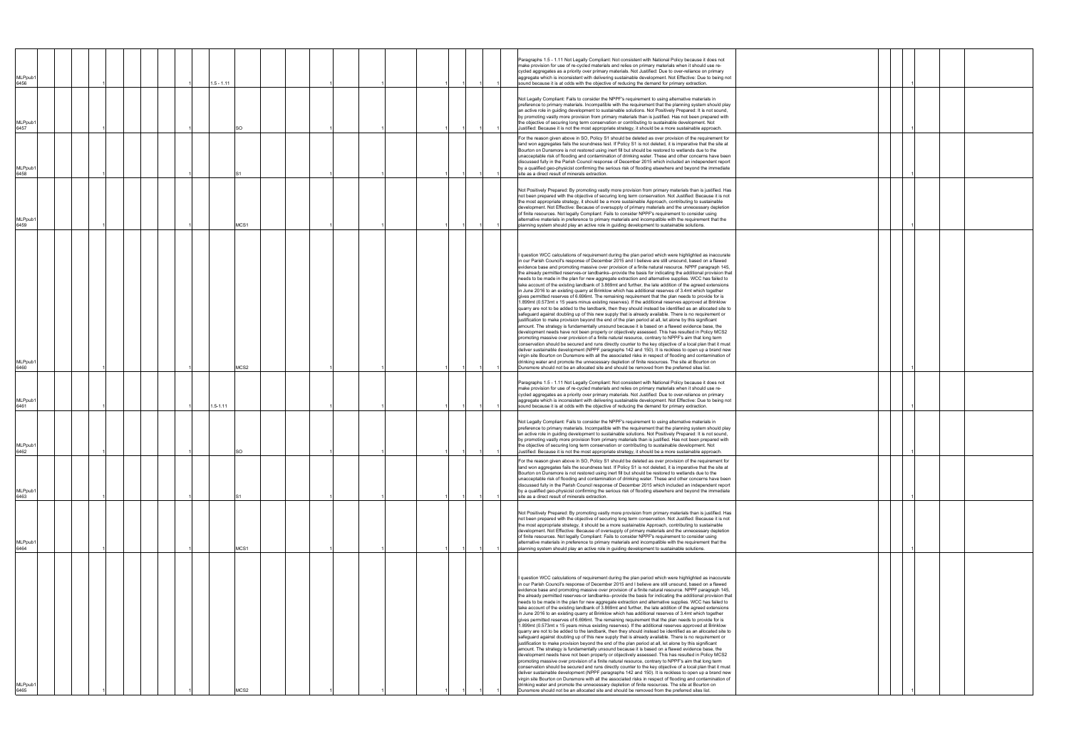| | | | | | | | | | | | |
|---|---|---|---|---|---|---|---|---|---|---|---|
| MLPpub1 6456 | 1 | 1 | 1.5 - 1.11 | 1 | 1 | 1 | 1 | 1 | 1 | Paragraphs 1.5 - 1.11 Not Legally Compliant: Not consistent with National Policy because it does not make provision for use of re-cycled materials and relies on primary materials when it should use re-cycled aggregates as a priority over primary materials. Not Justified: Due to over-reliance on primary aggregate which is inconsistent with delivering sustainable development. Not Effective: Due to being not sound because it is at odds with the objective of reducing the demand for primary extraction. | 1 |
| MLPpub1 6457 | 1 | 1 | SO | 1 | 1 | 1 | 1 | 1 | 1 | Not Legally Compliant: Fails to consider the NPPF's requirement to using alternative materials in preference to primary materials. Incompatible with the requirement that the planning system should play an active role in guiding development to sustainable solutions. Not Positively Prepared: It is not sound, by promoting vastly more provision from primary materials than is justified. Has not been prepared with the objective of securing long term conservation or contributing to sustainable development. Not Justified: Because it is not the most appropriate strategy, it should be a more sustainable approach. | 1 |
| MLPpub1 6458 | 1 | 1 | S1 | 1 | 1 | 1 | 1 | 1 | 1 | For the reason given above in SO, Policy S1 should be deleted as over provision of the requirement for land won aggregates fails the soundness test. If Policy S1 is not deleted, it is imperative that the site at Bourton on Dunsmore is not restored using inert fill but should be restored to wetlands due to the unacceptable risk of flooding and contamination of drinking water. These and other concerns have been discussed fully in the Parish Council response of December 2015 which included an independent report by a qualified geo-physicist confirming the serious risk of flooding elsewhere and beyond the immediate site as a direct result of minerals extraction. | 1 |
| MLPpub1 6459 | 1 | 1 | MCS1 | 1 | 1 | 1 | 1 | 1 | 1 | Not Positively Prepared: By promoting vastly more provision from primary materials than is justified. Has not been prepared with the objective of securing long term conservation. Not Justified: Because it is not the most appropriate strategy, it should be a more sustainable Approach, contributing to sustainable development. Not Effective: Because of oversupply of primary materials and the unnecessary depletion of finite resources. Not legally Compliant: Fails to consider NPPF's requirement to consider using alternative materials in preference to primary materials and incompatible with the requirement that the planning system should play an active role in guiding development to sustainable solutions. | 1 |
| MLPpub1 6460 | 1 | 1 | MCS2 | 1 | 1 | 1 | 1 | 1 | 1 | I question WCC calculations of requirement during the plan period which were highlighted as inaccurate in our Parish Council's response of December 2015 and I believe are still unsound, based on a flawed evidence base and promoting massive over provision of a finite natural resource. NPPF paragraph 145, the already permitted reserves--or landbanks--provide the basis for indicating the additional provision that needs to be made in the plan for new aggregate extraction and alternative supplies. WCC has failed to take account of the existing landbank of 3.869mt and further, the late addition of the agreed extensions in June 2016 to an existing quarry at Brinklow which has additional reserves of 3.4mt which together gives permitted reserves of 6.696mt. The remaining requirement that the plan needs to provide for is 1.899mt (0.573mt x 15 years minus existing reserves). If the additional reserves approved at Brinklow quarry are not to be added to the landbank, then they should instead be identified as an allocated site to safeguard against doubling up of this new supply that is already available. There is no requirement or justification to make provision beyond the end of the plan period at all, let alone by this significant amount. The strategy is fundamentally unsound because it is based on a flawed evidence base, the development needs have not been properly or objectively assessed. This has resulted in Policy MCS2 promoting massive over provision of a finite natural resource, contrary to NPPF's aim that long term conservation should be secured and runs directly counter to the key objective of a local plan that it must deliver sustainable development (NPPF paragraphs 142 and 150). It is reckless to open up a brand new virgin site Bourton on Dunsmore with all the associated risks in respect of flooding and contamination of drinking water and promote the unnecessary depletion of finite resources. The site at Bourton on Dunsmore should not be an allocated site and should be removed from the preferred sites list. | 1 |
| MLPpub1 6461 | 1 | 1 | 1.5-1.11 | 1 | 1 | 1 | 1 | 1 | 1 | Paragraphs 1.5 - 1.11 Not Legally Compliant: Not consistent with National Policy because it does not make provision for use of re-cycled materials and relies on primary materials when it should use re-cycled aggregates as a priority over primary materials. Not Justified: Due to over-reliance on primary aggregate which is inconsistent with delivering sustainable development. Not Effective: Due to being not sound because it is at odds with the objective of reducing the demand for primary extraction. | 1 |
| MLPpub1 6462 | 1 | 1 | SO | 1 | 1 | 1 | 1 | 1 | 1 | Not Legally Compliant: Fails to consider the NPPF's requirement to using alternative materials in preference to primary materials. Incompatible with the requirement that the planning system should play an active role in guiding development to sustainable solutions. Not Positively Prepared: It is not sound, by promoting vastly more provision from primary materials than is justified. Has not been prepared with the objective of securing long term conservation or contributing to sustainable development. Not Justified: Because it is not the most appropriate strategy, it should be a more sustainable approach. | 1 |
| MLPpub1 6463 | 1 | 1 | S1 | 1 | 1 | 1 | 1 | 1 | 1 | For the reason given above in SO, Policy S1 should be deleted as over provision of the requirement for land won aggregates fails the soundness test. If Policy S1 is not deleted, it is imperative that the site at Bourton on Dunsmore is not restored using inert fill but should be restored to wetlands due to the unacceptable risk of flooding and contamination of drinking water. These and other concerns have been discussed fully in the Parish Council response of December 2015 which included an independent report by a qualified geo-physicist confirming the serious risk of flooding elsewhere and beyond the immediate site as a direct result of minerals extraction. | 1 |
| MLPpub1 6464 | 1 | 1 | MCS1 | 1 | 1 | 1 | 1 | 1 | 1 | Not Positively Prepared: By promoting vastly more provision from primary materials than is justified. Has not been prepared with the objective of securing long term conservation. Not Justified: Because it is not the most appropriate strategy, it should be a more sustainable Approach, contributing to sustainable development. Not Effective: Because of oversupply of primary materials and the unnecessary depletion of finite resources. Not legally Compliant: Fails to consider NPPF's requirement to consider using alternative materials in preference to primary materials and incompatible with the requirement that the planning system should play an active role in guiding development to sustainable solutions. | 1 |
| MLPpub1 6465 | 1 | 1 | MCS2 | 1 | 1 | 1 | 1 | 1 | 1 | I question WCC calculations of requirement during the plan period which were highlighted as inaccurate in our Parish Council's response of December 2015 and I believe are still unsound, based on a flawed evidence base and promoting massive over provision of a finite natural resource. NPPF paragraph 145, the already permitted reserves--or landbanks--provide the basis for indicating the additional provision that needs to be made in the plan for new aggregate extraction and alternative supplies. WCC has failed to take account of the existing landbank of 3.869mt and further, the late addition of the agreed extensions in June 2016 to an existing quarry at Brinklow which has additional reserves of 3.4mt which together gives permitted reserves of 6.696mt. The remaining requirement that the plan needs to provide for is 1.899mt (0.573mt x 15 years minus existing reserves). If the additional reserves approved at Brinklow quarry are not to be added to the landbank, then they should instead be identified as an allocated site to safeguard against doubling up of this new supply that is already available. There is no requirement or justification to make provision beyond the end of the plan period at all, let alone by this significant amount. The strategy is fundamentally unsound because it is based on a flawed evidence base, the development needs have not been properly or objectively assessed. This has resulted in Policy MCS2 promoting massive over provision of a finite natural resource, contrary to NPPF's aim that long term conservation should be secured and runs directly counter to the key objective of a local plan that it must deliver sustainable development (NPPF paragraphs 142 and 150). It is reckless to open up a brand new virgin site Bourton on Dunsmore with all the associated risks in respect of flooding and contamination of drinking water and promote the unnecessary depletion of finite resources. The site at Bourton on Dunsmore should not be an allocated site and should be removed from the preferred sites list. | 1 |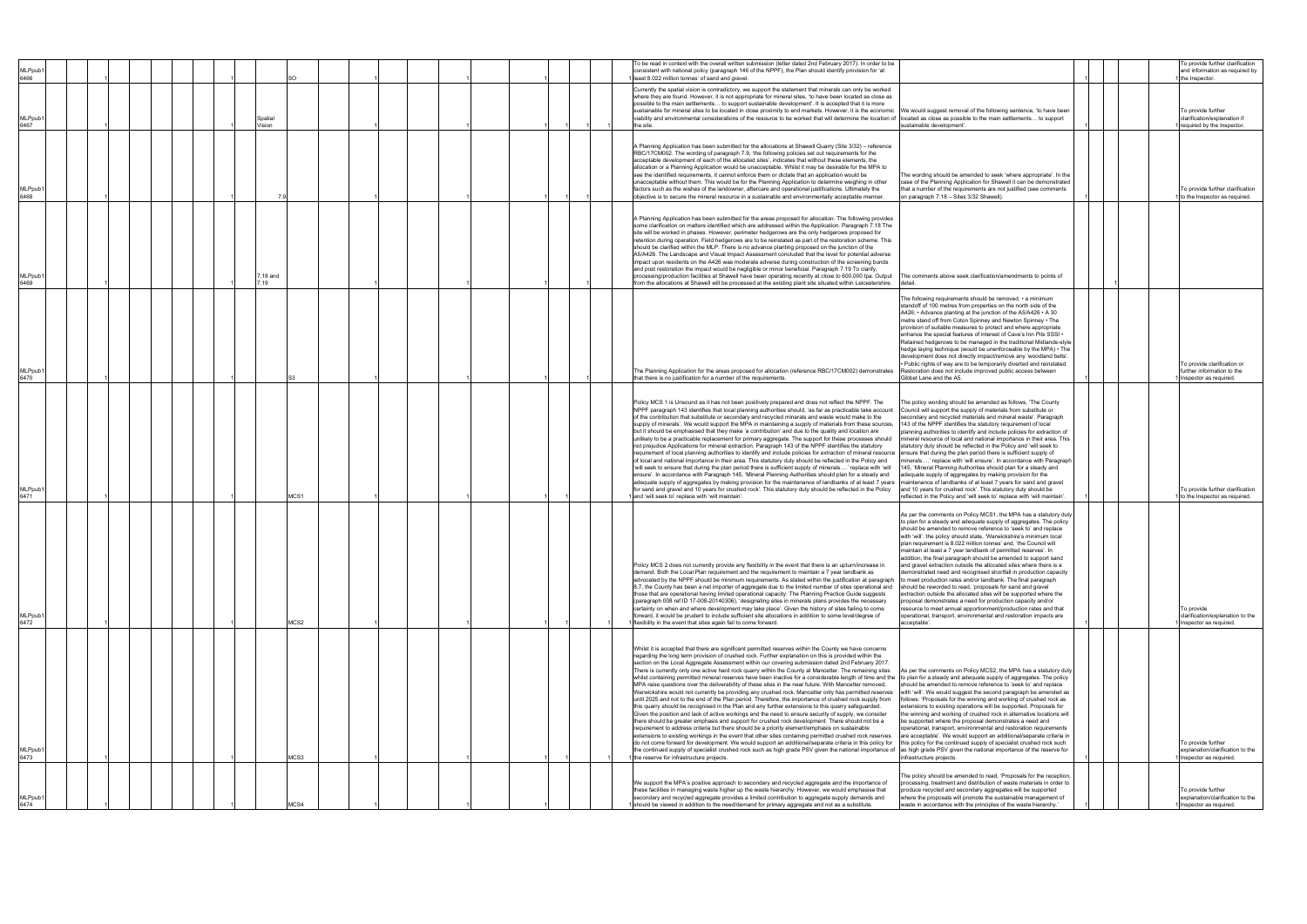| | | | | | | | | | | | | | | | | | | | | | | | | | |
|---|---|---|---|---|---|---|---|---|---|---|---|---|---|---|---|---|---|---|---|---|---|---|---|---|---|
| MLPpub1 6466 | 1 | | | | | | 1 | SO | | 1 | | | 1 | | | 1 | | | 1 | To be read in context with the overall written submission (letter dated 2nd February 2017). In order to be consistent with national policy (paragraph 146 of the NPPF), the Plan should identify provision for 'at least 8.022 million tonnes' of sand and gravel. | | 1 | | | 1 | To provide further clarification and information as required by the Inspector. |
| MLPpub1 6467 | 1 | | | | | | 1 | Spatial Vision | | 1 | | | 1 | | | 1 | 1 | 1 | 1 | Currently the spatial vision is contradictory, we support the statement that minerals can only be worked where they are found. However, it is not appropriate for mineral sites, 'to have been located as close as possible to the main settlements… to support sustainable development'. It is accepted that it is more sustainable for mineral sites to be located in close proximity to end markets. However, it is the economic viability and environmental considerations of the resource to be worked that will determine the location of the site. | We would suggest removal of the following sentence, 'to have been located as close as possible to the main settlements… to support sustainable development'. | 1 | | | 1 | To provide further clarification/explanation if required by the Inspector. |
| MLPpub1 6468 | 1 | | | | | | 1 | 7.9 | | 1 | | | 1 | | | 1 | 1 | 1 | 1 | A Planning Application has been submitted for the allocations at Shawell Quarry (Site 3/32) – reference RBC/17CM002. The wording of paragraph 7.9, 'the following policies set out requirements for the acceptable development of each of the allocated sites', indicates that without these elements, the allocation or a Planning Application would be unacceptable. Whilst it may be desirable for the MPA to see the identified requirements, it cannot enforce them or dictate that an application would be unacceptable without them. This would be for the Planning Application to determine weighing in other factors such as the wishes of the landowner, aftercare and operational justifications. Ultimately the objective is to secure the mineral resource in a sustainable and environmentally acceptable manner. | The wording should be amended to seek 'where appropriate'. In the case of the Planning Application for Shawell it can be demonstrated that a number of the requirements are not justified (see comments on paragraph 7.18 – Sites 3/32 Shawell). | 1 | | | 1 | To provide further clarification to the Inspector as required. |
| MLPpub1 6469 | 1 | | | | | | 1 | 7.18 and 7.19 | | 1 | | | 1 | | | 1 | 1 | 1 | 1 | A Planning Application has been submitted for the areas proposed for allocation. The following provides some clarification on matters identified which are addressed within the Application. Paragraph 7.18 The site will be worked in phases. However, perimeter hedgerows are the only hedgerows proposed for retention during operation. Field hedgerows are to be reinstated as part of the restoration scheme. This should be clarified within the MLP. There is no advance planting proposed on the junction of the A5/A426. The Landscape and Visual Impact Assessment concluded that the level for potential adverse impact upon residents on the A426 was moderate adverse during construction of the screening bunds and post restoration the impact would be negligible or minor beneficial. Paragraph 7.19 To clarify, processing/production facilities at Shawell have been operating recently at close to 600,000 tpa. Output from the allocations at Shawell will be processed at the existing plant site situated within Leicestershire. | The comments above seek clarification/amendments to points of detail. | | | | | |
| MLPpub1 6470 | 1 | | | | | | 1 | S3 | | 1 | | | 1 | | | 1 | 1 | 1 | 1 | The Planning Application for the areas proposed for allocation (reference RBC/17CM002) demonstrates that there is no justification for a number of the requirements. | The following requirements should be removed. • a minimum standoff of 100 metres from properties on the north side of the A426; • Advance planting at the junction of the A5/A426 • A 30 metre stand off from Coton Spinney and Newton Spinney • The provision of suitable measures to protect and where appropriate enhance the special features of interest of Cave's Inn Pits SSSI • Retained hedgerows to be managed in the traditional Midlands-style hedge laying technique (would be unenforceable by the MPA) • The development does not directly impact/remove any 'woodland belts'. • Public rights of way are to be temporarily diverted and reinstated. Restoration does not include improved public access between Gibbet Lane and the A5. | 1 | | | 1 | To provide clarification or further information to the Inspector as required. |
| MLPpub1 6471 | 1 | | | | | | 1 | MCS1 | | 1 | | | 1 | | | 1 | | 1 | 1 | Policy MCS 1 is Unsound as it has not been positively prepared and does not reflect the NPPF. The NPPF paragraph 143 identifies that local planning authorities should, 'as far as practicable take account of the contribution that substitute or secondary and recycled minerals and waste would make to the supply of minerals'. We would support the MPA in maintaining a supply of materials from these sources, but it should be emphasised that they make 'a contribution' and due to the quality and location are unlikely to be a practicable replacement for primary aggregate. The support for these processes should not prejudice Applications for mineral extraction. Paragraph 143 of the NPPF identifies the statutory requirement of local planning authorities to identify and include policies for extraction of mineral resource of local and national importance in their area. This statutory duty should be reflected in the Policy and 'will seek to ensure that during the plan period there is sufficient supply of minerals….' replace with 'will ensure'. In accordance with Paragraph 145, 'Mineral Planning Authorities should plan for a steady and adequate supply of aggregates by making provision for the maintenance of landbanks of at least 7 years for sand and gravel and 10 years for crushed rock'. This statutory duty should be reflected in the Policy and 'will seek to' replace with 'will maintain'. | The policy wording should be amended as follows, 'The County Council will support the supply of materials from substitute or secondary and recycled materials and mineral waste'. Paragraph 143 of the NPPF identifies the statutory requirement of local planning authorities to identify and include policies for extraction of mineral resource of local and national importance in their area. This statutory duty should be reflected in the Policy and 'will seek to ensure that during the plan period there is sufficient supply of minerals….' replace with 'will ensure'. In accordance with Paragraph 145, 'Mineral Planning Authorities should plan for a steady and adequate supply of aggregates by making provision for the maintenance of landbanks of at least 7 years for sand and gravel and 10 years for crushed rock'. This statutory duty should be reflected in the Policy and 'will seek to' replace with 'will maintain'. | 1 | | | 1 | To provide further clarification to the Inspector as required. |
| MLPpub1 6472 | 1 | | | | | | 1 | MCS2 | | 1 | | | 1 | | | 1 | 1 | 1 | 1 | Policy MCS 2 does not currently provide any flexibility in the event that there is an upturn/increase in demand. Both the Local Plan requirement and the requirement to maintain a 7 year landbank as advocated by the NPPF should be minimum requirements. As stated within the justification at paragraph 8.7, the County has been a net importer of aggregate due to the limited number of sites operational and those that are operational having limited operational capacity. The Planning Practice Guide suggests (paragraph 008 ref ID 17-008-20140306), 'designating sites in minerals plans provides the necessary certainty on when and where development may take place'. Given the history of sites failing to come forward, it would be prudent to include sufficient site allocations in addition to some level/degree of flexibility in the event that sites again fail to come forward. | As per the comments on Policy MCS1, the MPA has a statutory duty to plan for a steady and adequate supply of aggregates. The policy should be amended to remove reference to 'seek to' and replace with 'will', the policy should state, 'Warwickshire's minimum local plan requirement is 8.022 million tonnes' and, 'the Council will maintain at least a 7 year landbank of permitted reserves'. In addition, the final paragraph should be amended to support sand and gravel extraction outside the allocated sites where there is a demonstrated need and recognised shortfall in production capacity to meet production rates and/or landbank. The final paragraph should be reworded to read, 'proposals for sand and gravel extraction outside the allocated sites will be supported where the proposal demonstrates a need for production capacity and/or resource to meet annual apportionment/production rates and that operational, transport, environmental and restoration impacts are acceptable'. | 1 | | | 1 | To provide clarification/explanation to the Inspector as required. |
| MLPpub1 6473 | 1 | | | | | | 1 | MCS3 | | 1 | | | 1 | | | 1 | 1 | 1 | 1 | Whilst it is accepted that there are significant permitted reserves within the County we have concerns regarding the long term provision of crushed rock. Further explanation on this is provided within the section on the Local Aggregate Assessment within our covering submission dated 2nd February 2017. There is currently only one active hard rock quarry within the County at Mancetter. The remaining sites whilst containing permitted mineral reserves have been inactive for a considerable length of time and the MPA raise questions over the deliverability of these sites in the near future. With Mancetter removed, Warwickshire would not currently be providing any crushed rock. Mancetter only has permitted reserves until 2025 and not to the end of the Plan period. Therefore, the importance of crushed rock supply from this quarry should be recognised in the Plan and any further extensions to this quarry safeguarded. Given the position and lack of active workings and the need to ensure security of supply, we consider there should be greater emphasis and support for crushed rock development. There should not be a requirement to address criteria but there should be a priority element/emphasis on sustainable extensions to existing workings in the event that other sites containing permitted crushed rock reserves do not come forward for development. We would support an additional/separate criteria in this policy for the continued supply of specialist crushed rock such as high grade PSV given the national importance of the reserve for infrastructure projects. | As per the comments on Policy MCS2, the MPA has a statutory duty to plan for a steady and adequate supply of aggregates. The policy should be amended to remove reference to 'seek to' and replace with 'will'. We would suggest the second paragraph be amended as follows: 'Proposals for the winning and working of crushed rock as extensions to existing operations will be supported. Proposals for the winning and working of crushed rock in alternative locations will be supported where the proposal demonstrates a need and operational, transport, environmental and restoration requirements are acceptable'. We would support an additional/separate criteria in this policy for the continued supply of specialist crushed rock such as high grade PSV given the national importance of the reserve for infrastructure projects. | 1 | | | 1 | To provide further explanation/clarification to the Inspector as required. |
| MLPpub1 6474 | 1 | | | | | | 1 | MCS4 | | 1 | | | 1 | | | 1 | | 1 | 1 | We support the MPA's positive approach to secondary and recycled aggregate and the importance of these facilities in managing waste higher up the waste hierarchy. However, we would emphasise that secondary and recycled aggregate provides a limited contribution to aggregate supply demands and should be viewed in addition to the need/demand for primary aggregate and not as a substitute. | The policy should be amended to read, 'Proposals for the reception, processing, treatment and distribution of waste materials in order to produce recycled and secondary aggregates will be supported where the proposals will promote the sustainable management of waste in accordance with the principles of the waste hierarchy.' | 1 | | | 1 | To provide further explanation/clarification to the Inspector as required. |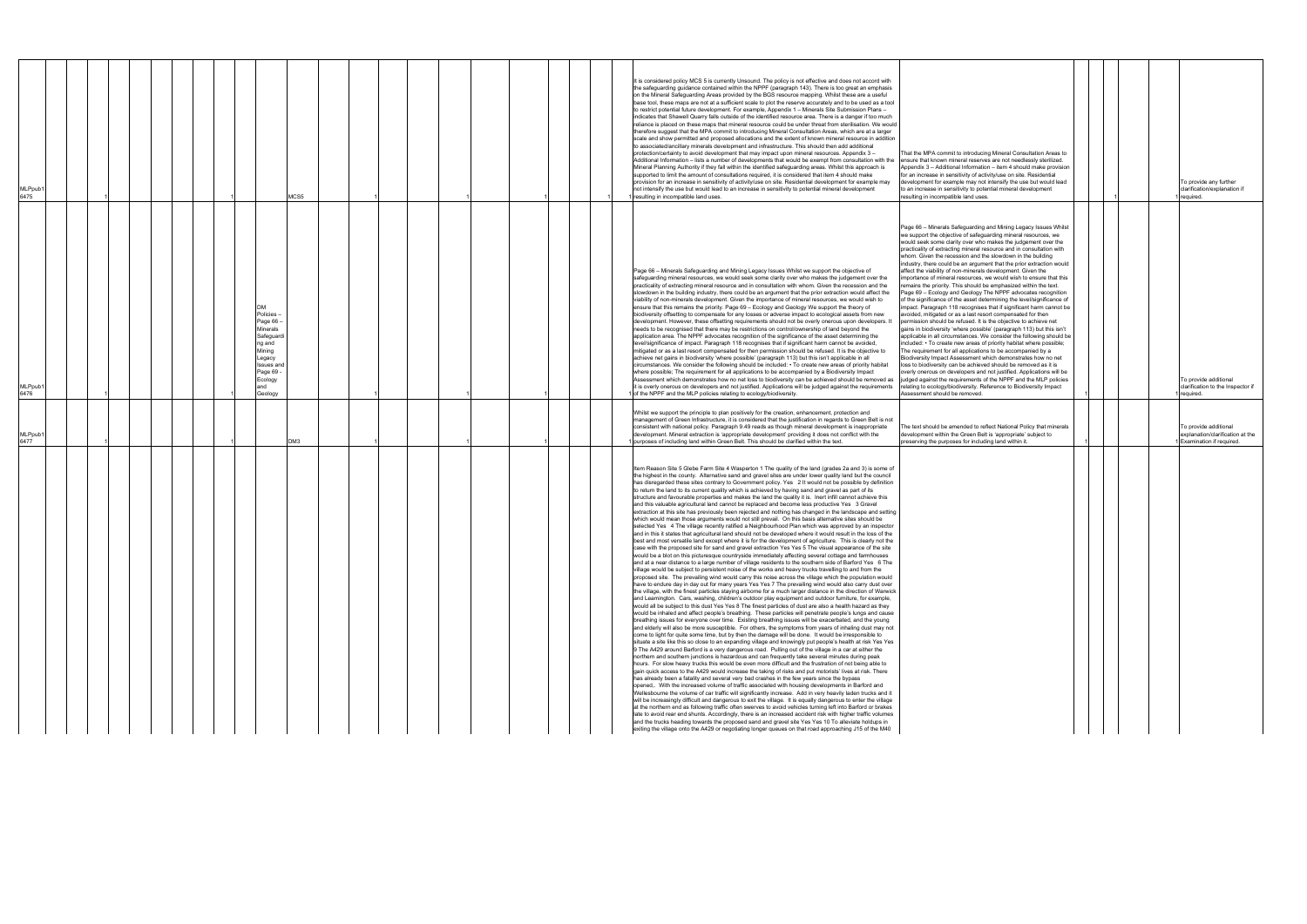| | | | | | | | | | | | | | | | | | | | | | | | | | | | | | | | |
|---|---|---|---|---|---|---|---|---|---|---|---|---|---|---|---|---|---|---|---|---|---|---|---|---|---|---|---|---|---|---|---|
| MLPpub1 6475 | | 1 | | | | | | 1 | | MCS5 | | 1 | | | 1 | | | 1 | | | 1 | 1 | It is considered policy MCS 5 is currently Unsound. The policy is not effective and does not accord with the safeguarding guidance contained within the NPPF (paragraph 143). There is too great an emphasis on the Mineral Safeguarding Areas provided by the BGS resource mapping. Whilst these are a useful base tool, these maps are not at a sufficient scale to plot the reserve accurately and to be used as a tool to restrict potential future development. For example, Appendix 1 – Minerals Site Submission Plans – indicates that Shawell Quarry falls outside of the identified resource area. There is a danger if too much reliance is placed on these maps that mineral resource could be under threat from sterilisation. We would therefore suggest that the MPA commit to introducing Mineral Consultation Areas, which are at a larger scale and show permitted and proposed allocations and the extent of known mineral resource in addition to associated/ancillary minerals development and infrastructure. This should then add additional protection/certainty to avoid development that may impact upon mineral resources. Appendix 3 – Additional Information – lists a number of developments that would be exempt from consultation with the Mineral Planning Authority if they fall within the identified safeguarding areas. Whilst this approach is supported to limit the amount of consultations required, it is considered that item 4 should make provision for an increase in sensitivity of activity/use on site. Residential development for example may not intensify the use but would lead to an increase in sensitivity to potential mineral development resulting in incompatible land uses. | That the MPA commit to introducing Mineral Consultation Areas to ensure that known mineral reserves are not needlessly sterilized. Appendix 3 – Additional Information – item 4 should make provision for an increase in sensitivity of activity/use on site. Residential development for example may not intensify the use but would lead to an increase in sensitivity to potential mineral development resulting in incompatible land uses. | | | | 1 | | 1 | To provide any further clarification/explanation if required. |
| MLPpub1 6476 | | 1 | | | | | | 1 | DM Policies – Page 66 – Minerals Safeguarding and Mining Legacy Issues and Page 69 - Ecology and Geology | | | 1 | | | 1 | | | 1 | | | | 1 | Page 66 – Minerals Safeguarding and Mining Legacy Issues Whilst we support the objective of safeguarding mineral resources, we would seek some clarity over who makes the judgement over the practicality of extracting mineral resource and in consultation with whom. Given the recession and the slowdown in the building industry, there could be an argument that the prior extraction would affect the viability of non-minerals development. Given the importance of mineral resources, we would wish to ensure that this remains the priority. Page 69 – Ecology and Geology We support the theory of biodiversity offsetting to compensate for any losses or adverse impact to ecological assets from new development. However, these offsetting requirements should not be overly onerous upon developers. It needs to be recognised that there may be restrictions on control/ownership of land beyond the application area. The NPPF advocates recognition of the significance of the asset determining the level/significance of impact. Paragraph 118 recognises that if significant harm cannot be avoided, mitigated or as a last resort compensated for then permission should be refused. It is the objective to achieve net gains in biodiversity 'where possible' (paragraph 113) but this isn't applicable in all circumstances. We consider the following should be included: • To create new areas of priority habitat where possible; The requirement for all applications to be accompanied by a Biodiversity Impact Assessment which demonstrates how no net loss to biodiversity can be achieved should be removed as it is overly onerous on developers and not justified. Applications will be judged against the requirements of the NPPF and the MLP policies relating to ecology/biodiversity. | Page 66 – Minerals Safeguarding and Mining Legacy Issues Whilst we support the objective of safeguarding mineral resources, we would seek some clarity over who makes the judgement over the practicality of extracting mineral resource and in consultation with whom. Given the recession and the slowdown in the building industry, there could be an argument that the prior extraction would affect the viability of non-minerals development. Given the importance of mineral resources, we would wish to ensure that this remains the priority. This should be emphasized within the text. Page 69 – Ecology and Geology The NPPF advocates recognition of the significance of the asset determining the level/significance of impact. Paragraph 118 recognises that if significant harm cannot be avoided, mitigated or as a last resort compensated for then permission should be refused. It is the objective to achieve net gains in biodiversity 'where possible' (paragraph 113) but this isn't applicable in all circumstances. We consider the following should be included: • To create new areas of priority habitat where possible; The requirement for all applications to be accompanied by a Biodiversity Impact Assessment which demonstrates how no net loss to biodiversity can be achieved should be removed as it is overly onerous on developers and not justified. Applications will be judged against the requirements of the NPPF and the MLP policies relating to ecology/biodiversity. Reference to Biodiversity Impact Assessment should be removed. | | | | 1 | | 1 | To provide additional clarification to the Inspector if required. |
| MLPpub1 6477 | | 1 | | | | | | 1 | | DM3 | | 1 | | | 1 | | | 1 | | | | 1 | Whilst we support the principle to plan positively for the creation, enhancement, protection and management of Green Infrastructure, it is considered that the justification in regards to Green Belt is not consistent with national policy. Paragraph 9.49 reads as though mineral development is inappropriate development. Mineral extraction is 'appropriate development' providing it does not conflict with the purposes of including land within Green Belt. This should be clarified within the text. | The text should be amended to reflect National Policy that minerals development within the Green Belt is 'appropriate' subject to preserving the purposes for including land within it. | | | | 1 | | 1 | To provide additional explanation/clarification at the Examination if required. |
| | | | | | | | | | | | | | | | | | | | | | | | Item Reason Site 5 Glebe Farm Site 4 Wasperton 1 The quality of the land (grades 2a and 3) is some of the highest in the county. Alternative sand and gravel sites are under lower quality land but the council has disregarded these sites contrary to Government policy. Yes 2 It would not be possible by definition to return the land to its current quality which is achieved by having sand and gravel as part of its structure and favourable properties and makes the land the quality it is. Inert infill cannot achieve this and this valuable agricultural land cannot be replaced and become less productive Yes 3 Gravel extraction at this site has previously been rejected and nothing has changed in the landscape and setting which would mean those arguments would not still prevail. On this basis alternative sites should be selected Yes 4 The village recently ratified a Neighbourhood Plan which was approved by an inspector and in this it states that agricultural land should not be developed where it would result in the loss of the best and most versatile land except where it is for the development of agriculture. This is clearly not the case with the proposed site for sand and gravel extraction Yes Yes 5 The visual appearance of the site would be a blot on this picturesque countryside immediately affecting several cottage and farmhouses and at a near distance to a large number of village residents to the southern side of Barford Yes 6 The village would be subject to persistent noise of the works and heavy trucks travelling to and from the proposed site. The prevailing wind would carry this noise across the village which the population would have to endure day in day out for many years Yes Yes 7 The prevailing wind would also carry dust over the village, with the finest particles staying airborne for a much larger distance in the direction of Warwick and Leamington. Cars, washing, children's outdoor play equipment and outdoor furniture, for example, would all be subject to this dust Yes Yes 8 The finest particles of dust are also a health hazard as they would be inhaled and affect people's breathing. These particles will penetrate people's lungs and cause breathing issues for everyone over time. Existing breathing issues will be exacerbated, and the young and elderly will also be more susceptible. For others, the symptoms from years of inhaling dust may not come to light for quite some time, but by then the damage will be done. It would be irresponsible to situate a site like this so close to an expanding village and knowingly put people's health at risk Yes Yes 9 The A429 around Barford is a very dangerous road. Pulling out of the village in a car at either the northern and southern junctions is hazardous and can frequently take several minutes during peak hours. For slow heavy trucks this would be even more difficult and the frustration of not being able to gain quick access to the A429 would increase the taking of risks and put motorists' lives at risk. There has already been a fatality and several very bad crashes in the few years since the bypass opened,. With the increased volume of traffic associated with housing developments in Barford and Wellesbourne the volume of car traffic will significantly increase. Add in very heavily laden trucks and it will be increasingly difficult and dangerous to exit the village. It is equally dangerous to enter the village at the northern end as following traffic often swerves to avoid vehicles turning left into Barford or brakes late to avoid rear end shunts. Accordingly, there is an increased accident risk with higher traffic volumes and the trucks heading towards the proposed sand and gravel site Yes Yes 10 To alleviate holdups in exiting the village onto the A429 or negotiating longer queues on that road approaching J15 of the M40 | | | | | | | | |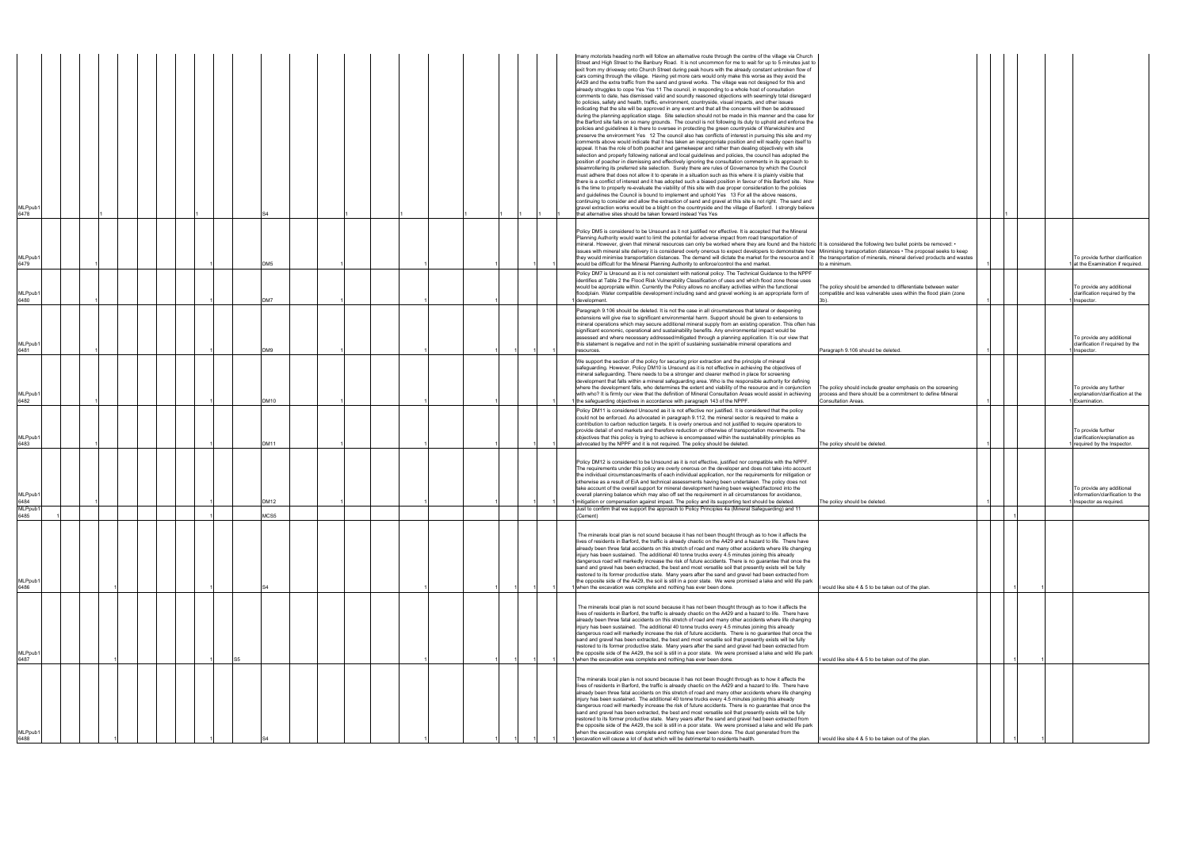| | | | | | | | | | | | | | | | | | | | | | | | | | | |
|---|---|---|---|---|---|---|---|---|---|---|---|---|---|---|---|---|---|---|---|---|---|---|---|---|---|---|
| MLPpub1 6478 | | | 1 | | | | | | 1 | | S4 | 1 | 1 | | 1 | 1 | 1 | 1 | | many motorists heading north will follow an alternative route through the centre of the village via Church Street and High Street to the Banbury Road. It is not uncommon for me to wait for up to 5 minutes just to exit from my driveway onto Church Street during peak hours with the already constant unbroken flow of cars coming through the village. Having yet more cars would only make this worse as they avoid the A429 and the extra traffic from the sand and gravel works. The village was not designed for this and already struggles to cope Yes Yes 11 The council, in responding to a whole host of consultation comments to date, has dismissed valid and soundly reasoned objections with seemingly total disregard to policies, safety and health, traffic, environment, countryside, visual impacts, and other issues indicating that the site will be approved in any event and that all the concerns will then be addressed during the planning application stage. Site selection should not be made in this manner and the case for the Barford site fails on so many grounds. The council is not following its duty to uphold and enforce the policies and guidelines it is there to oversee in protecting the green countryside of Warwickshire and preserve the environment Yes 12 The council also has conflicts of interest in pursuing this site and my comments above would indicate that it has taken an inappropriate position and will readily open itself to appeal. It has the role of both poacher and gamekeeper and rather than dealing objectively with site selection and properly following national and local guidelines and policies, the council has adopted the position of poacher in dismissing and effectively ignoring the consultation comments in its approach to steamrollering its preferred site selection. Surely there are rules of Governance by which the Council must adhere that does not allow it to operate in a situation such as this where it is plainly visible that there is a conflict of interest and it has adopted such a biased position in favour of this Barford site. Now is the time to properly re-evaluate the viability of this site with due proper consideration to the policies and guidelines the Council is bound to implement and uphold Yes 13 For all the above reasons, continuing to consider and allow the extraction of sand and gravel at this site is not right. The sand and gravel extraction works would be a blight on the countryside and the village of Barford. I strongly believe that alternative sites should be taken forward instead Yes Yes | | | 1 | | | | |
| MLPpub1 6479 | | | 1 | | | | | | 1 | | DM5 | 1 | | 1 | | 1 | | 1 | 1 | Policy DM5 is considered to be Unsound as it not justified nor effective. It is accepted that the Mineral Planning Authority would want to limit the potential for adverse impact from road transportation of mineral. However, given that mineral resources can only be worked where they are found and the historic issues with mineral site delivery it is considered overly onerous to expect developers to demonstrate how they would minimise transportation distances. The demand will dictate the market for the resource and it would be difficult for the Mineral Planning Authority to enforce/control the end market. | It is considered the following two bullet points be removed: • Minimising transportation distances • The proposal seeks to keep the transportation of minerals, mineral derived products and wastes to a minimum. | | 1 | | | 1 | To provide further clarification at the Examination if required. |
| MLPpub1 6480 | | | 1 | | | | | | 1 | | DM7 | 1 | | 1 | | 1 | | | 1 | Policy DM7 is Unsound as it is not consistent with national policy. The Technical Guidance to the NPPF identifies at Table 2 the Flood Risk Vulnerability Classification of uses and which flood zone those uses would be appropriate within. Currently the Policy allows no ancillary activities within the functional floodplain. Water compatible development including sand and gravel working is an appropriate form of development. | The policy should be amended to differentiate between water compatible and less vulnerable uses within the flood plain (zone 3b). | | 1 | | | 1 | To provide any additional clarification required by the Inspector. |
| MLPpub1 6481 | | | 1 | | | | | | 1 | | DM9 | 1 | | 1 | | 1 | 1 | 1 | | Paragraph 9.106 should be deleted. It is not the case in all circumstances that lateral or deepening extensions will give rise to significant environmental harm. Support should be given to extensions to mineral operations which may secure additional mineral supply from an existing operation. This often has significant economic, operational and sustainability benefits. Any environmental impact would be assessed and where necessary addressed/mitigated through a planning application. It is our view that this statement is negative and not in the spirit of sustaining sustainable mineral operations and resources. | Paragraph 9.106 should be deleted. | | 1 | | | 1 | To provide any additional clarification if required by the Inspector. |
| MLPpub1 6482 | | | 1 | | | | | | 1 | | DM10 | 1 | | 1 | | 1 | | | 1 | We support the section of the policy for securing prior extraction and the principle of mineral safeguarding. However, Policy DM10 is Unsound as it is not effective in achieving the objectives of mineral safeguarding. There needs to be a stronger and clearer method in place for screening development that falls within a mineral safeguarding area. Who is the responsible authority for defining where the development falls, who determines the extent and viability of the resource and in conjunction with who? It is firmly our view that the definition of Mineral Consultation Areas would assist in achieving the safeguarding objectives in accordance with paragraph 143 of the NPPF. | The policy should include greater emphasis on the screening process and there should be a commitment to define Mineral Consultation Areas. | | 1 | | | 1 | To provide any further explanation/clarification at the Examination. |
| MLPpub1 6483 | | | 1 | | | | | | 1 | | DM11 | 1 | | 1 | | 1 | | 1 | | Policy DM11 is considered Unsound as it is not effective nor justified. It is considered that the policy could not be enforced. As advocated in paragraph 9.112, the mineral sector is required to make a contribution to carbon reduction targets. It is overly onerous and not justified to require operators to provide detail of end markets and therefore reduction or otherwise of transportation movements. The objectives that this policy is trying to achieve is encompassed within the sustainability principles as advocated by the NPPF and it is not required. The policy should be deleted. | The policy should be deleted. | | 1 | | | 1 | To provide further clarification/explanation as required by the Inspector. |
| MLPpub1 6484 | | | 1 | | | | | | 1 | | DM12 | 1 | | 1 | | 1 | | 1 | 1 | Policy DM12 is considered to be Unsound as it is not effective, justified nor compatible with the NPPF. The requirements under this policy are overly onerous on the developer and does not take into account the individual circumstances/merits of each individual application, nor the requirements for mitigation or otherwise as a result of EIA and technical assessments having been undertaken. The policy does not take account of the overall support for mineral development having been weighed/factored into the overall planning balance which may also off set the requirement in all circumstances for avoidance, mitigation or compensation against impact. The policy and its supporting text should be deleted. | The policy should be deleted. | | 1 | | | 1 | To provide any additional information/clarification to the Inspector as required. |
| MLPpub1 6485 | 1 | | | | | | | | 1 | | MCS5 | | | | | | | | | Just to confirm that we support the approach to Policy Principles 4a (Mineral Safeguarding) and 11 (Cement) | | | | 1 | | | |
| MLPpub1 6486 | | 1 | | | | | | | 1 | | S4 | | | 1 | | 1 | 1 | 1 | 1 | The minerals local plan is not sound because it has not been thought through as to how it affects the lives of residents in Barford, the traffic is already chaotic on the A429 and a hazard to life. There have already been three fatal accidents on this stretch of road and many other accidents where life changing injury has been sustained. The additional 40 tonne trucks every 4.5 minutes joining this already dangerous road will markedly increase the risk of future accidents. There is no guarantee that once the sand and gravel has been extracted, the best and most versatile soil that presently exists will be fully restored to its former productive state. Many years after the sand and gravel had been extracted from the opposite side of the A429, the soil is still in a poor state. We were promised a lake and wild life park when the excavation was complete and nothing has ever been done. | I would like site 4 & 5 to be taken out of the plan. | | 1 | 1 | | | |
| MLPpub1 6487 | | 1 | | | | | | | 1 | S5 | | | | 1 | | 1 | 1 | 1 | 1 | The minerals local plan is not sound because it has not been thought through as to how it affects the lives of residents in Barford, the traffic is already chaotic on the A429 and a hazard to life. There have already been three fatal accidents on this stretch of road and many other accidents where life changing injury has been sustained. The additional 40 tonne trucks every 4.5 minutes joining this already dangerous road will markedly increase the risk of future accidents. There is no guarantee that once the sand and gravel has been extracted, the best and most versatile soil that presently exists will be fully restored to its former productive state. Many years after the sand and gravel had been extracted from the opposite side of the A429, the soil is still in a poor state. We were promised a lake and wild life park when the excavation was complete and nothing has ever been done. | I would like site 4 & 5 to be taken out of the plan. | | 1 | 1 | | | |
| MLPpub1 6488 | | 1 | | | | | | | 1 | | S4 | | | 1 | | 1 | 1 | 1 | 1 | The minerals local plan is not sound because it has not been thought through as to how it affects the lives of residents in Barford, the traffic is already chaotic on the A429 and a hazard to life. There have already been three fatal accidents on this stretch of road and many other accidents where life changing injury has been sustained. The additional 40 tonne trucks every 4.5 minutes joining this already dangerous road will markedly increase the risk of future accidents. There is no guarantee that once the sand and gravel has been extracted, the best and most versatile soil that presently exists will be fully restored to its former productive state. Many years after the sand and gravel had been extracted from the opposite side of the A429, the soil is still in a poor state. We were promised a lake and wild life park when the excavation was complete and nothing has ever been done. The dust generated from the excavation will cause a lot of dust which will be detrimental to residents health. | I would like site 4 & 5 to be taken out of the plan. | | 1 | 1 | | | |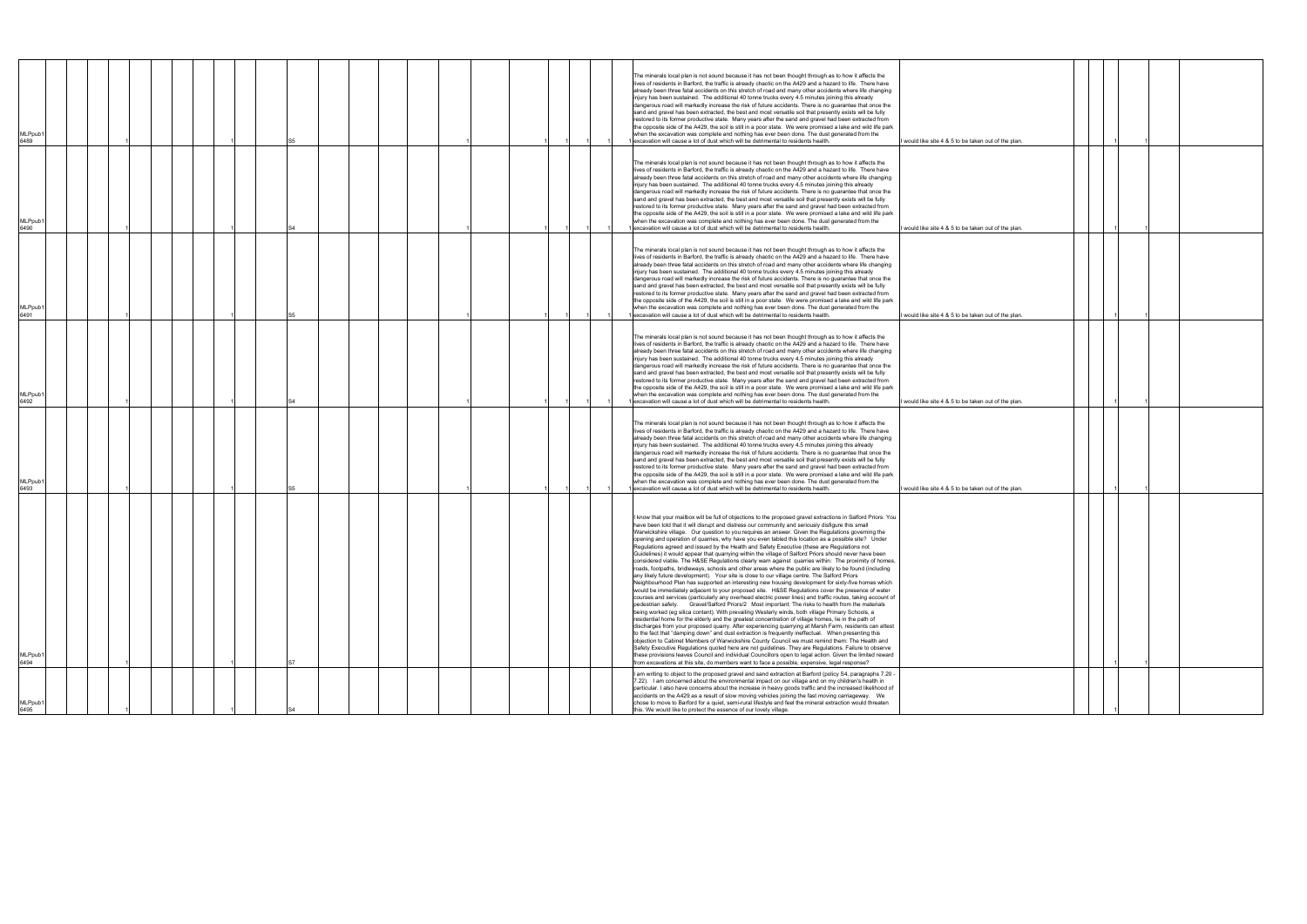| | | | | | | | | | | | | | | | | | | | | | | | | | | | | | | | | | |
|---|---|---|---|---|---|---|---|---|---|---|---|---|---|---|---|---|---|---|---|---|---|---|---|---|---|---|---|---|---|---|---|---|---|
| MLPpub1 6489 | | | 1 | | | | | | | 1 | | S5 | | | | | 1 | | | | 1 | 1 | 1 | | 1 | The minerals local plan is not sound because it has not been thought through as to how it affects the lives of residents in Barford, the traffic is already chaotic on the A429 and a hazard to life. There have already been three fatal accidents on this stretch of road and many other accidents where life changing injury has been sustained. The additional 40 tonne trucks every 4.5 minutes joining this already dangerous road will markedly increase the risk of future accidents. There is no guarantee that once the sand and gravel has been extracted, the best and most versatile soil that presently exists will be fully restored to its former productive state. Many years after the sand and gravel had been extracted from the opposite side of the A429, the soil is still in a poor state. We were promised a lake and wild life park when the excavation was complete and nothing has ever been done. The dust generated from the excavation will cause a lot of dust which will be detrimental to residents health. | I would like site 4 & 5 to be taken out of the plan. | | | 1 | 1 | | |
| MLPpub1 6490 | | | 1 | | | | | | | 1 | | S4 | | | | | 1 | | | | 1 | 1 | 1 | | 1 | The minerals local plan is not sound because it has not been thought through as to how it affects the lives of residents in Barford, the traffic is already chaotic on the A429 and a hazard to life. There have already been three fatal accidents on this stretch of road and many other accidents where life changing injury has been sustained. The additional 40 tonne trucks every 4.5 minutes joining this already dangerous road will markedly increase the risk of future accidents. There is no guarantee that once the sand and gravel has been extracted, the best and most versatile soil that presently exists will be fully restored to its former productive state. Many years after the sand and gravel had been extracted from the opposite side of the A429, the soil is still in a poor state. We were promised a lake and wild life park when the excavation was complete and nothing has ever been done. The dust generated from the excavation will cause a lot of dust which will be detrimental to residents health. | I would like site 4 & 5 to be taken out of the plan. | | | 1 | 1 | | |
| MLPpub1 6491 | | | 1 | | | | | | | 1 | | S5 | | | | | 1 | | | | 1 | 1 | 1 | | 1 | The minerals local plan is not sound because it has not been thought through as to how it affects the lives of residents in Barford, the traffic is already chaotic on the A429 and a hazard to life. There have already been three fatal accidents on this stretch of road and many other accidents where life changing injury has been sustained. The additional 40 tonne trucks every 4.5 minutes joining this already dangerous road will markedly increase the risk of future accidents. There is no guarantee that once the sand and gravel has been extracted, the best and most versatile soil that presently exists will be fully restored to its former productive state. Many years after the sand and gravel had been extracted from the opposite side of the A429, the soil is still in a poor state. We were promised a lake and wild life park when the excavation was complete and nothing has ever been done. The dust generated from the excavation will cause a lot of dust which will be detrimental to residents health. | I would like site 4 & 5 to be taken out of the plan. | | | 1 | 1 | | |
| MLPpub1 6492 | | | 1 | | | | | | | 1 | | S4 | | | | | 1 | | | | 1 | 1 | 1 | | 1 | The minerals local plan is not sound because it has not been thought through as to how it affects the lives of residents in Barford, the traffic is already chaotic on the A429 and a hazard to life. There have already been three fatal accidents on this stretch of road and many other accidents where life changing injury has been sustained. The additional 40 tonne trucks every 4.5 minutes joining this already dangerous road will markedly increase the risk of future accidents. There is no guarantee that once the sand and gravel has been extracted, the best and most versatile soil that presently exists will be fully restored to its former productive state. Many years after the sand and gravel had been extracted from the opposite side of the A429, the soil is still in a poor state. We were promised a lake and wild life park when the excavation was complete and nothing has ever been done. The dust generated from the excavation will cause a lot of dust which will be detrimental to residents health. | I would like site 4 & 5 to be taken out of the plan. | | | 1 | 1 | | |
| MLPpub1 6493 | | | 1 | | | | | | | 1 | | S5 | | | | | 1 | | | | 1 | 1 | 1 | | 1 | The minerals local plan is not sound because it has not been thought through as to how it affects the lives of residents in Barford, the traffic is already chaotic on the A429 and a hazard to life. There have already been three fatal accidents on this stretch of road and many other accidents where life changing injury has been sustained. The additional 40 tonne trucks every 4.5 minutes joining this already dangerous road will markedly increase the risk of future accidents. There is no guarantee that once the sand and gravel has been extracted, the best and most versatile soil that presently exists will be fully restored to its former productive state. Many years after the sand and gravel had been extracted from the opposite side of the A429, the soil is still in a poor state. We were promised a lake and wild life park when the excavation was complete and nothing has ever been done. The dust generated from the excavation will cause a lot of dust which will be detrimental to residents health. | I would like site 4 & 5 to be taken out of the plan. | | | 1 | 1 | | |
| MLPpub1 6494 | | | 1 | | | | | | | 1 | | S7 | | | | | | | | | | | | | | I know that your mailbox will be full of objections to the proposed gravel extractions in Salford Priors. You have been told that it will disrupt and distress our community and seriously disfigure this small Warwickshire village. Our question to you requires an answer. Given the Regulations governing the opening and operation of quarries, why have you even tabled this location as a possible site? Under Regulations agreed and issued by the Health and Safety Executive (these are Regulations not Guidelines) it would appear that quarrying within the village of Salford Priors should never have been considered viable. The H&SE Regulations clearly warn against quarries within: The proximity of homes, roads, footpaths, bridleways, schools and other areas where the public are likely to be found (including any likely future development). Your site is close to our village centre. The Salford Priors Neighbourhood Plan has supported an interesting new housing development for sixty-five homes which would be immediately adjacent to your proposed site. H&SE Regulations cover the presence of water courses and services (particularly any overhead electric power lines) and traffic routes, taking account of pedestrian safety. Gravel/Salford Priors/2 Most important: The risks to health from the materials being worked (eg silica content). With prevailing Westerly winds, both village Primary Schools, a residential home for the elderly and the greatest concentration of village homes, lie in the path of discharges from your proposed quarry. After experiencing quarrying at Marsh Farm, residents can attest to the fact that "damping down" and dust extraction is frequently ineffectual. When presenting this objection to Cabinet Members of Warwickshire County Council we must remind them: The Health and Safety Executive Regulations quoted here are not guidelines. They are Regulations. Failure to observe these provisions leaves Council and individual Councillors open to legal action. Given the limited reward from excavations at this site, do members want to face a possible, expensive, legal response? | | | | 1 | 1 | | |
| MLPpub1 6495 | | | 1 | | | | | | | 1 | | S4 | | | | | | | | | | | | | | I am writing to object to the proposed gravel and sand extraction at Barford (policy S4, paragraphs 7.20 - 7.22). I am concerned about the environmental impact on our village and on my children's health in particular. I also have concerns about the increase in heavy goods traffic and the increased likelihood of accidents on the A429 as a result of slow moving vehicles joining the fast moving carriageway. We chose to move to Barford for a quiet, semi-rural lifestyle and feel the mineral extraction would threaten this. We would like to protect the essence of our lovely village. | | | | 1 | | | |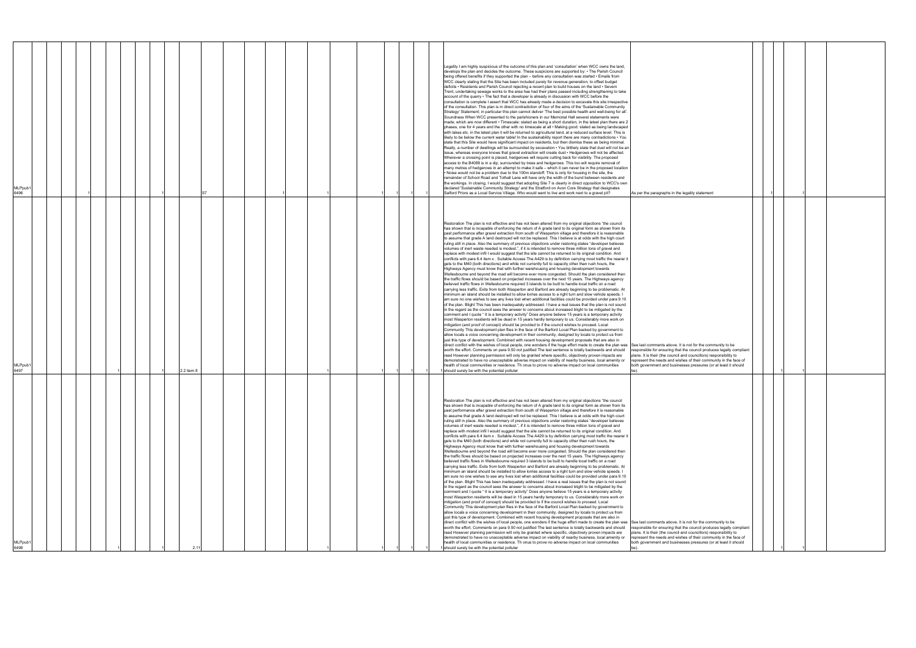| | | | | | | | | | | | | | | | | | | | | | | | | | | | |
|---|---|---|---|---|---|---|---|---|---|---|---|---|---|---|---|---|---|---|---|---|---|---|---|---|---|---|---|
| MLPpub1 6496 | | | | | 1 | | 1 | S7 | | | 1 | | | | | 1 | 1 | 1 | | Legality I am highly suspicious of the outcome of this plan and 'consultation' when WCC owns the land, develops the plan and decides the outcome. These suspicions are supported by: • The Parish Council being offered benefits if they supported the plan – before any consultation was started • Emails from WCC clearly stating that the Site has been included purely for revenue generation, to offset budget deficits • Residents and Parish Council rejecting a recent plan to build houses on the land • Severn Trent, undertaking sewage works to the area has had their plans passed including strengthening to take account of the quarry • The fact that a developer is already in discussion with WCC before the consultation is complete I assert that WCC has already made a decision to excavate this site irrespective of the consultation. This plan is in direct contradiction of four of the aims of the 'Sustainable Community Strategy' Statement; in particular this plan cannot deliver 'The best possible health and well-being for all'. Soundness When WCC presented to the parishioners in our Memorial Hall several statements were made, which are now different • Timescale: stated as being a short duration, in the latest plan there are 2 phases, one for 4 years and the other with no timescale at all • Making good: stated as being landscaped with lakes etc. in the latest plan it will be returned to agricultural land, at a reduced surface level. This is likely to be below the current water table! In the sustainability report there are many contradictions • You state that this Site would have significant impact on residents, but then dismiss these as being minimal. Really, a number of dwellings will be surrounded by excavation • You blithely state that dust will not be an issue, whereas everyone knows that gravel extraction will create dust • Hedgerows will not be affected. Wherever a crossing point is placed, hedgerows will require cutting back for visibility. The proposed access to the B4088 is in a dip, surrounded by trees and hedgerows. This too will require removal of many metres of hedgerows in an attempt to make it safe – which it can never be in the proposed location • Noise would not be a problem due to the 100m standoff. This is only for housing in the site, the remainder of School Road and Tothall Lane will have only the width of the bund between residents and the workings. In closing, I would suggest that adopting Site 7 is clearly in direct opposition to WCC's own declared 'Sustainable Community Strategy' and the Stratford on Avon Core Strategy that designates Salford Priors as a Local Service Village. Who would want to live and work next to a gravel pit? | As per the paragraphs in the legality statement | | 1 | | 1 | | |
| MLPpub1 6497 | | | | 1 | | 1 | 2.2 item 8 | | | | 1 | | | | | 1 | 1 | 1 | 1 | Restoration The plan is not effective and has not been altered from my original objections "the council has shown that is incapable of enforcing the return of A grade land to its original form as shown from its past performance after gravel extraction from south of Wasperton village and therefore it is reasonable to assume that grade A land destroyed will not be replaced. This I believe is at odds with the high court ruling still in place. Also the summary of previous objections under restoring states "developer believes volumes of inert waste needed is modest.", if it is intended to remove three million tons of gravel and replace with modest infil I would suggest that the site cannot be returned to its original condition. And conflicts with para 6.4 item x . Suitable Access The A429 is by definition carrying most traffic the nearer it gets to the M40 (both directions) and while not currently full to capacity other than rush hours, the Highways Agency must know that with further warehousing and housing development towards Wellesbourne and beyond the road will become ever more congested. Should the plan considered then the traffic flows should be based on projected increases over the next 15 years. The Highways agency believed traffic flows in Wellesbourne required 3 islands to be built to handle local traffic on a road carrying less traffic. Exits from both Wasperton and Barford are already beginning to be problematic. At minimum an island should be installed to allow lorries access to a right turn and slow vehicle speeds. I am sure no one wishes to see any lives lost when additional facilities could be provided under para 9.10 of the plan. Blight This has been inadequately addressed. I have a real issues that the plan is not sound in the regard as the council sees the answer to concerns about increased blight to be mitigated by the comment and I quote " It is a temporary activity" Does anyone believe 15 years is a temporary activity most Wasperton residents will be dead in 15 years hardly temporary to us. Considerably more work on mitigation (and proof of concept) should be provided to if the council wishes to proceed. Local Community This development plan flies in the face of the Barford Local Plan backed by government to allow locals a voice concerning development in their community, designed by locals to protect us from just this type of development. Combined with recent housing development proposals that are also in direct conflict with the wishes of local people, one wonders if the huge effort made to create the plan was worth the effort. Comments on para 9.50 not justified The last sentence is totally backwards and should read However planning permission will only be granted where specific, objectively proven impacts are demonstrated to have no unacceptable adverse impact on viability of nearby business, local amenity or health of local communities or residence. Th onus to prove no adverse impact on local communities should surely be with the potential polluter | See last comments above. It is not for the community to be responsible for ensuring that the council produces legally compliant plans. It is their (the council and councillors) responsibility to represent the needs and wishes of their community in the face of both government and businesses pressures (or at least it should be). | | 1 | | 1 | | |
| MLPpub1 6498 | | | | 1 | | 1 | 2.11 | | | | 1 | | | | | 1 | 1 | 1 | 1 | Restoration The plan is not effective and has not been altered from my original objections "the council has shown that is incapable of enforcing the return of A grade land to its original form as shown from its past performance after gravel extraction from south of Wasperton village and therefore it is reasonable to assume that grade A land destroyed will not be replaced. This I believe is at odds with the high court ruling still in place. Also the summary of previous objections under restoring states "developer believes volumes of inert waste needed is modest.", if it is intended to remove three million tons of gravel and replace with modest infil I would suggest that the site cannot be returned to its original condition. And conflicts with para 6.4 item x . Suitable Access The A429 is by definition carrying most traffic the nearer it gets to the M40 (both directions) and while not currently full to capacity other than rush hours, the Highways Agency must know that with further warehousing and housing development towards Wellesbourne and beyond the road will become ever more congested. Should the plan considered then the traffic flows should be based on projected increases over the next 15 years. The Highways agency believed traffic flows in Wellesbourne required 3 islands to be built to handle local traffic on a road carrying less traffic. Exits from both Wasperton and Barford are already beginning to be problematic. At minimum an island should be installed to allow lorries access to a right turn and slow vehicle speeds. I am sure no one wishes to see any lives lost when additional facilities could be provided under para 9.10 of the plan. Blight This has been inadequately addressed. I have a real issues that the plan is not sound in the regard as the council sees the answer to concerns about increased blight to be mitigated by the comment and I quote " It is a temporary activity" Does anyone believe 15 years is a temporary activity most Wasperton residents will be dead in 15 years hardly temporary to us. Considerably more work on mitigation (and proof of concept) should be provided to if the council wishes to proceed. Local Community This development plan flies in the face of the Barford Local Plan backed by government to allow locals a voice concerning development in their community, designed by locals to protect us from just this type of development. Combined with recent housing development proposals that are also in direct conflict with the wishes of local people, one wonders if the huge effort made to create the plan was worth the effort. Comments on para 9.50 not justified The last sentence is totally backwards and should read However planning permission will only be granted where specific, objectively proven impacts are demonstrated to have no unacceptable adverse impact on viability of nearby business, local amenity or health of local communities or residence. Th onus to prove no adverse impact on local communities should surely be with the potential polluter | See last comments above. It is not for the community to be responsible for ensuring that the council produces legally compliant plans. It is their (the council and councillors) responsibility to represent the needs and wishes of their community in the face of both government and businesses pressures (or at least it should be). | | 1 | | 1 | | |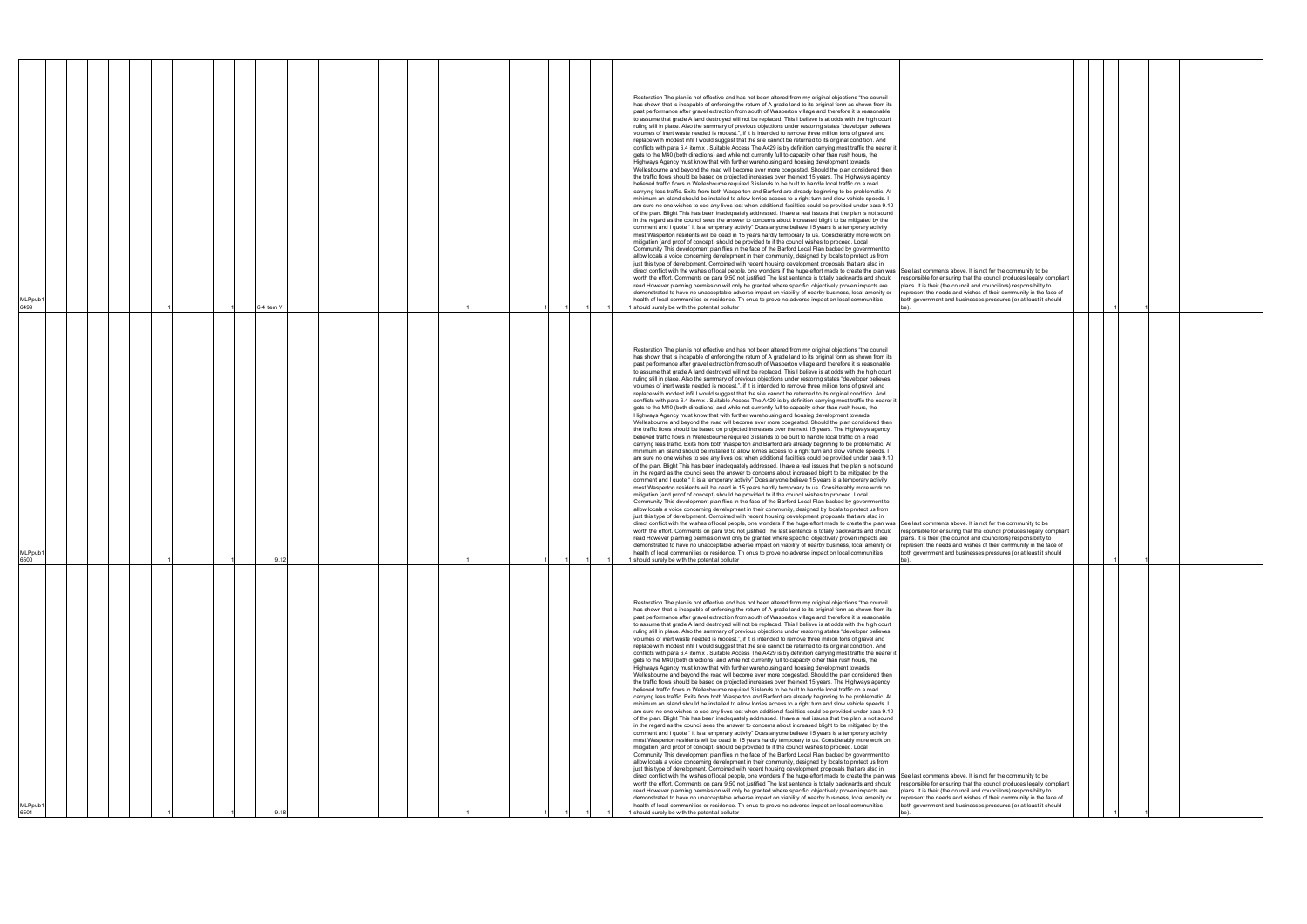| | | | | | | | | | | | | | | | | | | | | | | | | | | | | |
|---|---|---|---|---|---|---|---|---|---|---|---|---|---|---|---|---|---|---|---|---|---|---|---|---|---|---|---|---|
| MLPpub16499 | | | | | | 1 | | 1 | 6.4 item V | | | | | | | 1 | | 1 | 1 | 1 | 1 | Restoration The plan is not effective and has not been altered from my original objections "the council has shown that is incapable of enforcing the return of A grade land to its original form as shown from its past performance after gravel extraction from south of Wasperton village and therefore it is reasonable to assume that grade A land destroyed will not be replaced. This I believe is at odds with the high court ruling still in place. Also the summary of previous objections under restoring states "developer believes volumes of inert waste needed is modest.", if it is intended to remove three million tons of gravel and replace with modest infil I would suggest that the site cannot be returned to its original condition. And conflicts with para 6.4 item x . Suitable Access The A429 is by definition carrying most traffic the nearer it gets to the M40 (both directions) and while not currently full to capacity other than rush hours, the Highways Agency must know that with further warehousing and housing development towards Wellesbourne and beyond the road will become ever more congested. Should the plan considered then the traffic flows should be based on projected increases over the next 15 years. The Highways agency believed traffic flows in Wellesbourne required 3 islands to be built to handle local traffic on a road carrying less traffic. Exits from both Wasperton and Barford are already beginning to be problematic. At minimum an island should be installed to allow lorries access to a right turn and slow vehicle speeds. I am sure no one wishes to see any lives lost when additional facilities could be provided under para 9.10 of the plan. Blight This has been inadequately addressed. I have a real issues that the plan is not sound in the regard as the council sees the answer to concerns about increased blight to be mitigated by the comment and I quote " It is a temporary activity" Does anyone believe 15 years is a temporary activity most Wasperton residents will be dead in 15 years hardly temporary to us. Considerably more work on mitigation (and proof of concept) should be provided to if the council wishes to proceed. Local Community This development plan flies in the face of the Barford Local Plan backed by government to allow locals a voice concerning development in their community, designed by locals to protect us from just this type of development. Combined with recent housing development proposals that are also in direct conflict with the wishes of local people, one wonders if the huge effort made to create the plan was worth the effort. Comments on para 9.50 not justified The last sentence is totally backwards and should read However planning permission will only be granted where specific, objectively proven impacts are demonstrated to have no unacceptable adverse impact on viability of nearby business, local amenity or health of local communities or residence. Th onus to prove no adverse impact on local communities should surely be with the potential polluter | See last comments above. It is not for the community to be responsible for ensuring that the council produces legally compliant plans. It is their (the council and councillors) responsibility to represent the needs and wishes of their community in the face of both government and businesses pressures (or at least it should be). | | | 1 | 1 | |
| MLPpub16500 | | | | | | 1 | | 1 | 9.12 | | | | | | | 1 | | 1 | 1 | 1 | 1 | Restoration The plan is not effective and has not been altered from my original objections "the council has shown that is incapable of enforcing the return of A grade land to its original form as shown from its past performance after gravel extraction from south of Wasperton village and therefore it is reasonable to assume that grade A land destroyed will not be replaced. This I believe is at odds with the high court ruling still in place. Also the summary of previous objections under restoring states "developer believes volumes of inert waste needed is modest.", if it is intended to remove three million tons of gravel and replace with modest infil I would suggest that the site cannot be returned to its original condition. And conflicts with para 6.4 item x . Suitable Access The A429 is by definition carrying most traffic the nearer it gets to the M40 (both directions) and while not currently full to capacity other than rush hours, the Highways Agency must know that with further warehousing and housing development towards Wellesbourne and beyond the road will become ever more congested. Should the plan considered then the traffic flows should be based on projected increases over the next 15 years. The Highways agency believed traffic flows in Wellesbourne required 3 islands to be built to handle local traffic on a road carrying less traffic. Exits from both Wasperton and Barford are already beginning to be problematic. At minimum an island should be installed to allow lorries access to a right turn and slow vehicle speeds. I am sure no one wishes to see any lives lost when additional facilities could be provided under para 9.10 of the plan. Blight This has been inadequately addressed. I have a real issues that the plan is not sound in the regard as the council sees the answer to concerns about increased blight to be mitigated by the comment and I quote " It is a temporary activity" Does anyone believe 15 years is a temporary activity most Wasperton residents will be dead in 15 years hardly temporary to us. Considerably more work on mitigation (and proof of concept) should be provided to if the council wishes to proceed. Local Community This development plan flies in the face of the Barford Local Plan backed by government to allow locals a voice concerning development in their community, designed by locals to protect us from just this type of development. Combined with recent housing development proposals that are also in direct conflict with the wishes of local people, one wonders if the huge effort made to create the plan was worth the effort. Comments on para 9.50 not justified The last sentence is totally backwards and should read However planning permission will only be granted where specific, objectively proven impacts are demonstrated to have no unacceptable adverse impact on viability of nearby business, local amenity or health of local communities or residence. Th onus to prove no adverse impact on local communities should surely be with the potential polluter | See last comments above. It is not for the community to be responsible for ensuring that the council produces legally compliant plans. It is their (the council and councillors) responsibility to represent the needs and wishes of their community in the face of both government and businesses pressures (or at least it should be). | | | 1 | 1 | |
| MLPpub16501 | | | | | | 1 | | 1 | 9.18 | | | | | | | 1 | | 1 | 1 | 1 | 1 | Restoration The plan is not effective and has not been altered from my original objections "the council has shown that is incapable of enforcing the return of A grade land to its original form as shown from its past performance after gravel extraction from south of Wasperton village and therefore it is reasonable to assume that grade A land destroyed will not be replaced. This I believe is at odds with the high court ruling still in place. Also the summary of previous objections under restoring states "developer believes volumes of inert waste needed is modest.", if it is intended to remove three million tons of gravel and replace with modest infil I would suggest that the site cannot be returned to its original condition. And conflicts with para 6.4 item x . Suitable Access The A429 is by definition carrying most traffic the nearer it gets to the M40 (both directions) and while not currently full to capacity other than rush hours, the Highways Agency must know that with further warehousing and housing development towards Wellesbourne and beyond the road will become ever more congested. Should the plan considered then the traffic flows should be based on projected increases over the next 15 years. The Highways agency believed traffic flows in Wellesbourne required 3 islands to be built to handle local traffic on a road carrying less traffic. Exits from both Wasperton and Barford are already beginning to be problematic. At minimum an island should be installed to allow lorries access to a right turn and slow vehicle speeds. I am sure no one wishes to see any lives lost when additional facilities could be provided under para 9.10 of the plan. Blight This has been inadequately addressed. I have a real issues that the plan is not sound in the regard as the council sees the answer to concerns about increased blight to be mitigated by the comment and I quote " It is a temporary activity" Does anyone believe 15 years is a temporary activity most Wasperton residents will be dead in 15 years hardly temporary to us. Considerably more work on mitigation (and proof of concept) should be provided to if the council wishes to proceed. Local Community This development plan flies in the face of the Barford Local Plan backed by government to allow locals a voice concerning development in their community, designed by locals to protect us from just this type of development. Combined with recent housing development proposals that are also in direct conflict with the wishes of local people, one wonders if the huge effort made to create the plan was worth the effort. Comments on para 9.50 not justified The last sentence is totally backwards and should read However planning permission will only be granted where specific, objectively proven impacts are demonstrated to have no unacceptable adverse impact on viability of nearby business, local amenity or health of local communities or residence. Th onus to prove no adverse impact on local communities should surely be with the potential polluter | See last comments above. It is not for the community to be responsible for ensuring that the council produces legally compliant plans. It is their (the council and councillors) responsibility to represent the needs and wishes of their community in the face of both government and businesses pressures (or at least it should be). | | | 1 | 1 | |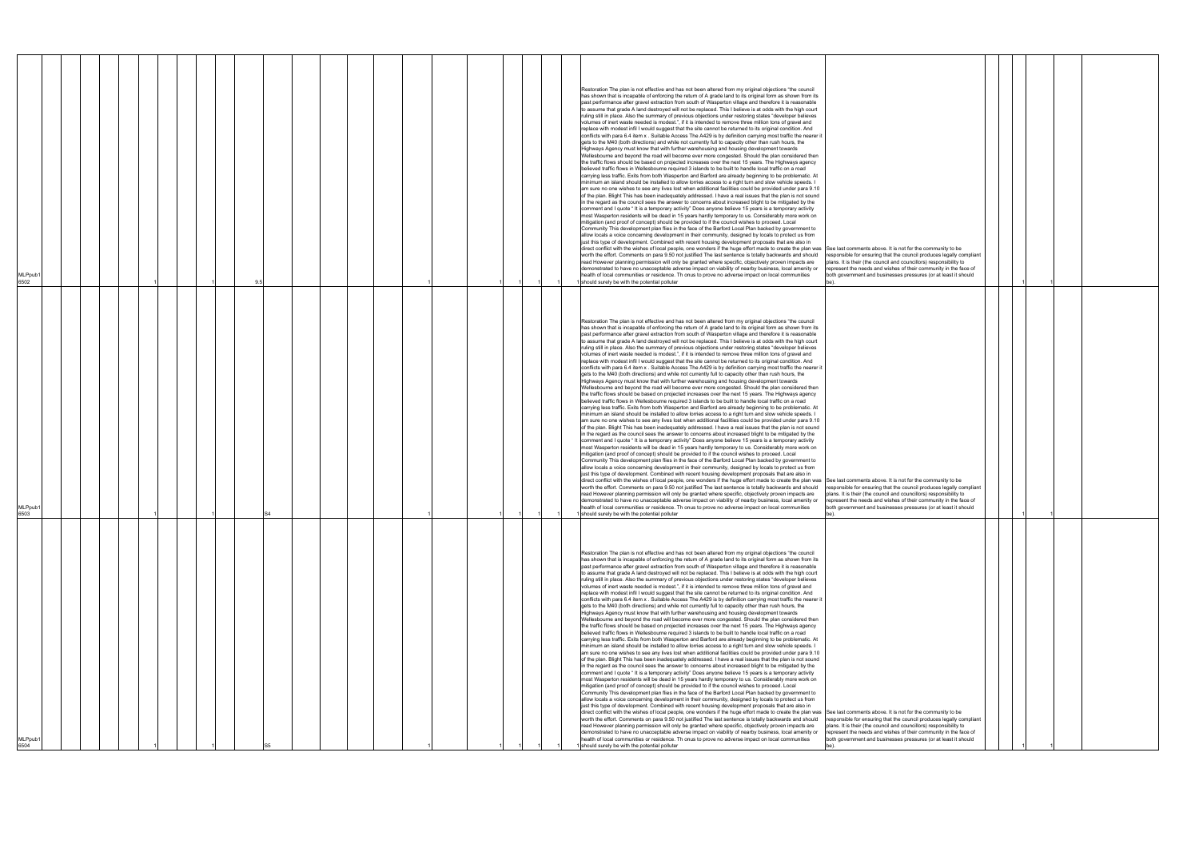| | | | | | | | | | | | | | | | | | | | | | | | | | | | |
|---|---|---|---|---|---|---|---|---|---|---|---|---|---|---|---|---|---|---|---|---|---|---|---|---|---|---|---|
| MLPpub1 6502 | | | | 1 | | 1 | | 9.5 | | | | 1 | | | 1 | 1 | 1 | 1 | 1 | Restoration The plan is not effective and has not been altered from my original objections "the council has shown that is incapable of enforcing the return of A grade land to its original form as shown from its past performance after gravel extraction from south of Wasperton village and therefore it is reasonable to assume that grade A land destroyed will not be replaced. This I believe is at odds with the high court ruling still in place. Also the summary of previous objections under restoring states "developer believes volumes of inert waste needed is modest.", if it is intended to remove three million tons of gravel and replace with modest infil I would suggest that the site cannot be returned to its original condition. And conflicts with para 6.4 item x . Suitable Access The A429 is by definition carrying most traffic the nearer it gets to the M40 (both directions) and while not currently full to capacity other than rush hours, the Highways Agency must know that with further warehousing and housing development towards Wellesbourne and beyond the road will become ever more congested. Should the plan considered then the traffic flows should be based on projected increases over the next 15 years. The Highways agency believed traffic flows in Wellesbourne required 3 islands to be built to handle local traffic on a road carrying less traffic. Exits from both Wasperton and Barford are already beginning to be problematic. At minimum an island should be installed to allow lorries access to a right turn and slow vehicle speeds. I am sure no one wishes to see any lives lost when additional facilities could be provided under para 9.10 of the plan. Blight This has been inadequately addressed. I have a real issues that the plan is not sound in the regard as the council sees the answer to concerns about increased blight to be mitigated by the comment and I quote " It is a temporary activity" Does anyone believe 15 years is a temporary activity most Wasperton residents will be dead in 15 years hardly temporary to us. Considerably more work on mitigation (and proof of concept) should be provided to if the council wishes to proceed. Local Community This development plan flies in the face of the Barford Local Plan backed by government to allow locals a voice concerning development in their community, designed by locals to protect us from just this type of development. Combined with recent housing development proposals that are also in direct conflict with the wishes of local people, one wonders if the huge effort made to create the plan was worth the effort. Comments on para 9.50 not justified The last sentence is totally backwards and should read However planning permission will only be granted where specific, objectively proven impacts are demonstrated to have no unacceptable adverse impact on viability of nearby business, local amenity or health of local communities or residence. Th onus to prove no adverse impact on local communities should surely be with the potential polluter | See last comments above. It is not for the community to be responsible for ensuring that the council produces legally compliant plans. It is their (the council and councillors) responsibility to represent the needs and wishes of their community in the face of both government and businesses pressures (or at least it should be). | | | 1 | 1 | | |
| MLPpub1 6503 | | | | 1 | | 1 | | S4 | | | | 1 | | | 1 | 1 | 1 | 1 | 1 | Restoration The plan is not effective and has not been altered from my original objections "the council has shown that is incapable of enforcing the return of A grade land to its original form as shown from its past performance after gravel extraction from south of Wasperton village and therefore it is reasonable to assume that grade A land destroyed will not be replaced. This I believe is at odds with the high court ruling still in place. Also the summary of previous objections under restoring states "developer believes volumes of inert waste needed is modest.", if it is intended to remove three million tons of gravel and replace with modest infil I would suggest that the site cannot be returned to its original condition. And conflicts with para 6.4 item x . Suitable Access The A429 is by definition carrying most traffic the nearer it gets to the M40 (both directions) and while not currently full to capacity other than rush hours, the Highways Agency must know that with further warehousing and housing development towards Wellesbourne and beyond the road will become ever more congested. Should the plan considered then the traffic flows should be based on projected increases over the next 15 years. The Highways agency believed traffic flows in Wellesbourne required 3 islands to be built to handle local traffic on a road carrying less traffic. Exits from both Wasperton and Barford are already beginning to be problematic. At minimum an island should be installed to allow lorries access to a right turn and slow vehicle speeds. I am sure no one wishes to see any lives lost when additional facilities could be provided under para 9.10 of the plan. Blight This has been inadequately addressed. I have a real issues that the plan is not sound in the regard as the council sees the answer to concerns about increased blight to be mitigated by the comment and I quote " It is a temporary activity" Does anyone believe 15 years is a temporary activity most Wasperton residents will be dead in 15 years hardly temporary to us. Considerably more work on mitigation (and proof of concept) should be provided to if the council wishes to proceed. Local Community This development plan flies in the face of the Barford Local Plan backed by government to allow locals a voice concerning development in their community, designed by locals to protect us from just this type of development. Combined with recent housing development proposals that are also in direct conflict with the wishes of local people, one wonders if the huge effort made to create the plan was worth the effort. Comments on para 9.50 not justified The last sentence is totally backwards and should read However planning permission will only be granted where specific, objectively proven impacts are demonstrated to have no unacceptable adverse impact on viability of nearby business, local amenity or health of local communities or residence. Th onus to prove no adverse impact on local communities should surely be with the potential polluter | See last comments above. It is not for the community to be responsible for ensuring that the council produces legally compliant plans. It is their (the council and councillors) responsibility to represent the needs and wishes of their community in the face of both government and businesses pressures (or at least it should be). | | | 1 | 1 | | |
| MLPpub1 6504 | | | | 1 | | 1 | | S5 | | | | 1 | | | 1 | 1 | 1 | 1 | 1 | Restoration The plan is not effective and has not been altered from my original objections "the council has shown that is incapable of enforcing the return of A grade land to its original form as shown from its past performance after gravel extraction from south of Wasperton village and therefore it is reasonable to assume that grade A land destroyed will not be replaced. This I believe is at odds with the high court ruling still in place. Also the summary of previous objections under restoring states "developer believes volumes of inert waste needed is modest.", if it is intended to remove three million tons of gravel and replace with modest infil I would suggest that the site cannot be returned to its original condition. And conflicts with para 6.4 item x . Suitable Access The A429 is by definition carrying most traffic the nearer it gets to the M40 (both directions) and while not currently full to capacity other than rush hours, the Highways Agency must know that with further warehousing and housing development towards Wellesbourne and beyond the road will become ever more congested. Should the plan considered then the traffic flows should be based on projected increases over the next 15 years. The Highways agency believed traffic flows in Wellesbourne required 3 islands to be built to handle local traffic on a road carrying less traffic. Exits from both Wasperton and Barford are already beginning to be problematic. At minimum an island should be installed to allow lorries access to a right turn and slow vehicle speeds. I am sure no one wishes to see any lives lost when additional facilities could be provided under para 9.10 of the plan. Blight This has been inadequately addressed. I have a real issues that the plan is not sound in the regard as the council sees the answer to concerns about increased blight to be mitigated by the comment and I quote " It is a temporary activity" Does anyone believe 15 years is a temporary activity most Wasperton residents will be dead in 15 years hardly temporary to us. Considerably more work on mitigation (and proof of concept) should be provided to if the council wishes to proceed. Local Community This development plan flies in the face of the Barford Local Plan backed by government to allow locals a voice concerning development in their community, designed by locals to protect us from just this type of development. Combined with recent housing development proposals that are also in direct conflict with the wishes of local people, one wonders if the huge effort made to create the plan was worth the effort. Comments on para 9.50 not justified The last sentence is totally backwards and should read However planning permission will only be granted where specific, objectively proven impacts are demonstrated to have no unacceptable adverse impact on viability of nearby business, local amenity or health of local communities or residence. Th onus to prove no adverse impact on local communities should surely be with the potential polluter | See last comments above. It is not for the community to be responsible for ensuring that the council produces legally compliant plans. It is their (the council and councillors) responsibility to represent the needs and wishes of their community in the face of both government and businesses pressures (or at least it should be). | | | 1 | 1 | | |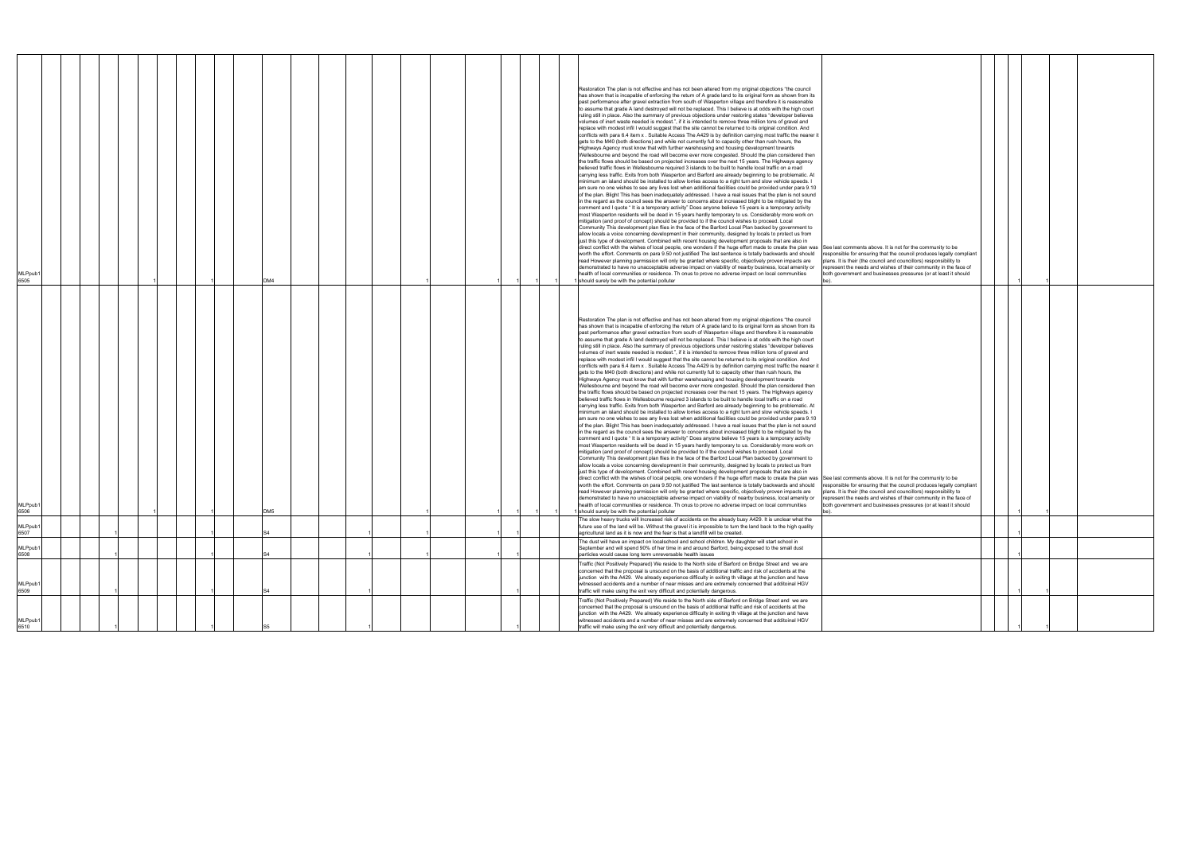| | | | | | | | | | | | | | | | | | | | | | | | | | | | | | | | | |
|---|---|---|---|---|---|---|---|---|---|---|---|---|---|---|---|---|---|---|---|---|---|---|---|---|---|---|---|---|---|---|---|---|
| MLPpub16505 | | | | | | 1 | | | 1 | DM4 | | | | | 1 | | | | 1 | 1 | 1 | 1 | 1 | Restoration The plan is not effective and has not been altered from my original objections "the council has shown that is incapable of enforcing the return of A grade land to its original form as shown from its past performance after gravel extraction from south of Wasperton village and therefore it is reasonable to assume that grade A land destroyed will not be replaced. This I believe is at odds with the high court ruling still in place. Also the summary of previous objections under restoring states "developer believes volumes of inert waste needed is modest.", if it is intended to remove three million tons of gravel and replace with modest infil I would suggest that the site cannot be returned to its original condition. And conflicts with para 6.4 item x . Suitable Access The A429 is by definition carrying most traffic the nearer it gets to the M40 (both directions) and while not currently full to capacity other than rush hours, the Highways Agency must know that with further warehousing and housing development towards Wellesbourne and beyond the road will become ever more congested. Should the plan considered then the traffic flows should be based on projected increases over the next 15 years. The Highways agency believed traffic flows in Wellesbourne required 3 islands to be built to handle local traffic on a road carrying less traffic. Exits from both Wasperton and Barford are already beginning to be problematic. At minimum an island should be installed to allow lorries access to a right turn and slow vehicle speeds. I am sure no one wishes to see any lives lost when additional facilities could be provided under para 9.10 of the plan. Blight This has been inadequately addressed. I have a real issues that the plan is not sound in the regard as the council sees the answer to concerns about increased blight to be mitigated by the comment and I quote " It is a temporary activity" Does anyone believe 15 years is a temporary activity most Wasperton residents will be dead in 15 years hardly temporary to us. Considerably more work on mitigation (and proof of concept) should be provided to if the council wishes to proceed. Local Community This development plan flies in the face of the Barford Local Plan backed by government to allow locals a voice concerning development in their community, designed by locals to protect us from just this type of development. Combined with recent housing development proposals that are also in direct conflict with the wishes of local people, one wonders if the huge effort made to create the plan was worth the effort. Comments on para 9.50 not justified The last sentence is totally backwards and should read However planning permission will only be granted where specific, objectively proven impacts are demonstrated to have no unacceptable adverse impact on viability of nearby business, local amenity or health of local communities or residence. Th onus to prove no adverse impact on local communities should surely be with the potential polluter | See last comments above. It is not for the community to be responsible for ensuring that the council produces legally compliant plans. It is their (the council and councillors) responsibility to represent the needs and wishes of their community in the face of both government and businesses pressures (or at least it should be). | | | 1 | | 1 | | |
| MLPpub16506 | | | | | | 1 | | | 1 | DM5 | | | | | 1 | | | | 1 | 1 | 1 | 1 | 1 | Restoration The plan is not effective and has not been altered from my original objections "the council has shown that is incapable of enforcing the return of A grade land to its original form as shown from its past performance after gravel extraction from south of Wasperton village and therefore it is reasonable to assume that grade A land destroyed will not be replaced. This I believe is at odds with the high court ruling still in place. Also the summary of previous objections under restoring states "developer believes volumes of inert waste needed is modest.", if it is intended to remove three million tons of gravel and replace with modest infil I would suggest that the site cannot be returned to its original condition. And conflicts with para 6.4 item x . Suitable Access The A429 is by definition carrying most traffic the nearer it gets to the M40 (both directions) and while not currently full to capacity other than rush hours, the Highways Agency must know that with further warehousing and housing development towards Wellesbourne and beyond the road will become ever more congested. Should the plan considered then the traffic flows should be based on projected increases over the next 15 years. The Highways agency believed traffic flows in Wellesbourne required 3 islands to be built to handle local traffic on a road carrying less traffic. Exits from both Wasperton and Barford are already beginning to be problematic. At minimum an island should be installed to allow lorries access to a right turn and slow vehicle speeds. I am sure no one wishes to see any lives lost when additional facilities could be provided under para 9.10 of the plan. Blight This has been inadequately addressed. I have a real issues that the plan is not sound in the regard as the council sees the answer to concerns about increased blight to be mitigated by the comment and I quote " It is a temporary activity" Does anyone believe 15 years is a temporary activity most Wasperton residents will be dead in 15 years hardly temporary to us. Considerably more work on mitigation (and proof of concept) should be provided to if the council wishes to proceed. Local Community This development plan flies in the face of the Barford Local Plan backed by government to allow locals a voice concerning development in their community, designed by locals to protect us from just this type of development. Combined with recent housing development proposals that are also in direct conflict with the wishes of local people, one wonders if the huge effort made to create the plan was worth the effort. Comments on para 9.50 not justified The last sentence is totally backwards and should read However planning permission will only be granted where specific, objectively proven impacts are demonstrated to have no unacceptable adverse impact on viability of nearby business, local amenity or health of local communities or residence. Th onus to prove no adverse impact on local communities should surely be with the potential polluter | See last comments above. It is not for the community to be responsible for ensuring that the council produces legally compliant plans. It is their (the council and councillors) responsibility to represent the needs and wishes of their community in the face of both government and businesses pressures (or at least it should be). | | | 1 | | 1 | | |
| MLPpub16507 | | | 1 | | | | | | 1 | S4 | | | 1 | | 1 | | | | 1 | 1 | | | | The slow heavy trucks will Increased risk of accidents on the already busy A429. It is unclear what the future use of the land will be. Without the gravel it is impossible to turn the land back to the high quality agricultural land as it is now and the fear is that a landfill will be created. | | | | 1 | | | | |
| MLPpub16508 | | | 1 | | | | | | 1 | S4 | | | 1 | | 1 | | | | 1 | 1 | | | | The dust will have an impact on localschool and school children. My daughter will start school in September and will spend 90% of her time in and around Barford, being exposed to the small dust particles would cause long term unreversable health issues | | | | 1 | | | | |
| MLPpub16509 | | | 1 | | | | | | 1 | S4 | | | 1 | | | | | | | 1 | | | | Traffic (Not Positively Prepared) We reside to the North side of Barford on Bridge Street and we are concerned that the proposal is unsound on the basis of additional traffic and risk of accidents at the junction with the A429. We already experience difficulty in exiting th village at the junction and have witnessed accidents and a number of near misses and are extremely concerned that additoinal HGV traffic will make using the exit very difficult and potentially dangerous. | | | | 1 | | 1 | | |
| MLPpub16510 | | | 1 | | | | | | 1 | S5 | | | 1 | | | | | | | 1 | | | | Traffic (Not Positively Prepared) We reside to the North side of Barford on Bridge Street and we are concerned that the proposal is unsound on the basis of additional traffic and risk of accidents at the junction with the A429. We already experience difficulty in exiting th village at the junction and have witnessed accidents and a number of near misses and are extremely concerned that additoinal HGV traffic will make using the exit very difficult and potentially dangerous. | | | | 1 | | 1 | | |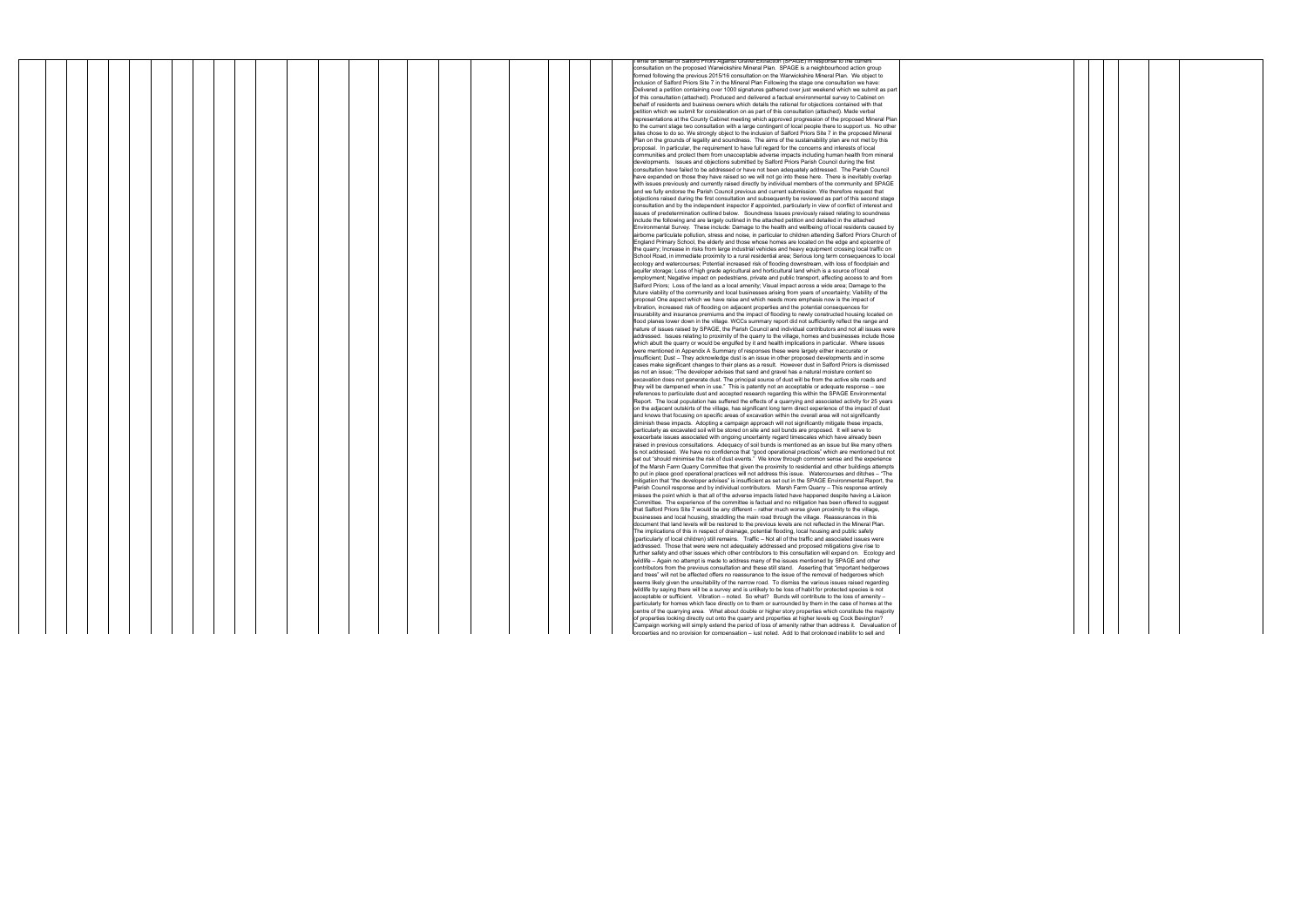I write on behalf of Salford Priors Against Gravel Extraction (SPAGE) in response to the current consultation on the proposed Warwickshire Mineral Plan. SPAGE is a neighbourhood action group formed following the previous 2015/16 consultation on the Warwickshire Mineral Plan. We object to inclusion of Salford Priors Site 7 in the Mineral Plan Following the stage one consultation we have: Delivered a petition containing over 1000 signatures gathered over just weekend which we submit as part of this consultation (attached). Produced and delivered a factual environmental survey to Cabinet on behalf of residents and business owners which details the rational for objections contained with that petition which we submit for consideration on as part of this consultation (attached). Made verbal representations at the County Cabinet meeting which approved progression of the proposed Mineral Plan to the current stage two consultation with a large contingent of local people there to support us. No other sites chose to do so. We strongly object to the inclusion of Salford Priors Site 7 in the proposed Mineral Plan on the grounds of legality and soundness. The aims of the sustainability plan are not met by this proposal. In particular, the requirement to have full regard for the concerns and interests of local communities and protect them from unacceptable adverse impacts including human health from mineral developments. Issues and objections submitted by Salford Priors Parish Council during the first consultation have failed to be addressed or have not been adequately addressed. The Parish Council have expanded on those they have raised so we will not go into these here. There is inevitably overlap with issues previously and currently raised directly by individual members of the community and SPAGE and we fully endorse the Parish Council previous and current submission. We therefore request that objections raised during the first consultation and subsequently be reviewed as part of this second stage consultation and by the independent inspector if appointed, particularly in view of conflict of interest and issues of predetermination outlined below. Soundness Issues previously raised relating to soundness include the following and are largely outlined in the attached petition and detailed in the attached Environmental Survey. These include: Damage to the health and wellbeing of local residents caused by airborne particulate pollution, stress and noise, in particular to children attending Salford Priors Church of England Primary School, the elderly and those whose homes are located on the edge and epicentre of the quarry; Increase in risks from large industrial vehicles and heavy equipment crossing local traffic on School Road, in immediate proximity to a rural residential area; Serious long term consequences to local ecology and watercourses; Potential increased risk of flooding downstream, with loss of floodplain and aquifer storage; Loss of high grade agricultural and horticultural land which is a source of local employment; Negative impact on pedestrians, private and public transport, affecting access to and from Salford Priors; Loss of the land as a local amenity; Visual impact across a wide area; Damage to the future viability of the community and local businesses arising from years of uncertainty; Viability of the proposal One aspect which we have raise and which needs more emphasis now is the impact of vibration, increased risk of flooding on adjacent properties and the potential consequences for insurability and insurance premiums and the impact of flooding to newly constructed housing located on flood planes lower down in the village. WCCs summary report did not sufficiently reflect the range and nature of issues raised by SPAGE, the Parish Council and individual contributors and not all issues were addressed. Issues relating to proximity of the quarry to the village, homes and businesses include those which abutt the quarry or would be engulfed by it and health implications in particular. Where issues were mentioned in Appendix A Summary of responses these were largely either inaccurate or insufficient; Dust – They acknowledge dust is an issue in other proposed developments and in some cases make significant changes to their plans as a result. However dust in Salford Priors is dismissed as not an issue; "The developer advises that sand and gravel has a natural moisture content so excavation does not generate dust. The principal source of dust will be from the active site roads and they will be dampened when in use." This is patently not an acceptable or adequate response – see references to particulate dust and accepted research regarding this within the SPAGE Environmental Report. The local population has suffered the effects of a quarrying and associated activity for 25 years on the adjacent outskirts of the village, has significant long term direct experience of the impact of dust and knows that focusing on specific areas of excavation within the overall area will not significantly diminish these impacts. Adopting a campaign approach will not significantly mitigate these impacts, particularly as excavated soil will be stored on site and soil bunds are proposed. It will serve to exacerbate issues associated with ongoing uncertainty regard timescales which have already been raised in previous consultations. Adequacy of soil bunds is mentioned as an issue but like many others is not addressed. We have no confidence that "good operational practices" which are mentioned but not set out "should minimise the risk of dust events." We know through common sense and the experience of the Marsh Farm Quarry Committee that given the proximity to residential and other buildings attempts to put in place good operational practices will not address this issue. Watercourses and ditches – "The mitigation that "the developer advises" is insufficient as set out in the SPAGE Environmental Report, the Parish Council response and by individual contributors. Marsh Farm Quarry – This response entirely misses the point which is that all of the adverse impacts listed have happened despite having a Liaison Committee. The experience of the committee is factual and no mitigation has been offered to suggest that Salford Priors Site 7 would be any different – rather much worse given proximity to the village, businesses and local housing, straddling the main road through the village. Reassurances in this document that land levels will be restored to the previous levels are not reflected in the Mineral Plan. The implications of this in respect of drainage, potential flooding, local housing and public safety (particularly of local children) still remains. Traffic – Not all of the traffic and associated issues were addressed. Those that were were not adequately addressed and proposed mitigations give rise to further safety and other issues which other contributors to this consultation will expand on. Ecology and wildlife – Again no attempt is made to address many of the issues mentioned by SPAGE and other contributors from the previous consultation and these still stand. Asserting that "important hedgerows and trees" will not be affected offers no reassurance to the issue of the removal of hedgerows which seems likely given the unsuitability of the narrow road. To dismiss the various issues raised regarding wildlife by saying there will be a survey and is unlikely to be loss of habit for protected species is not acceptable or sufficient. Vibration – noted. So what? Bunds will contribute to the loss of amenity – particularly for homes which face directly on to them or surrounded by them in the case of homes at the centre of the quarrying area. What about double or higher story properties which constitute the majority of properties looking directly out onto the quarry and properties at higher levels eg Cock Bevington? Campaign working will simply extend the period of loss of amenity rather than address it. Devaluation of properties and no provision for compensation – just noted. Add to that prolonged inability to sell and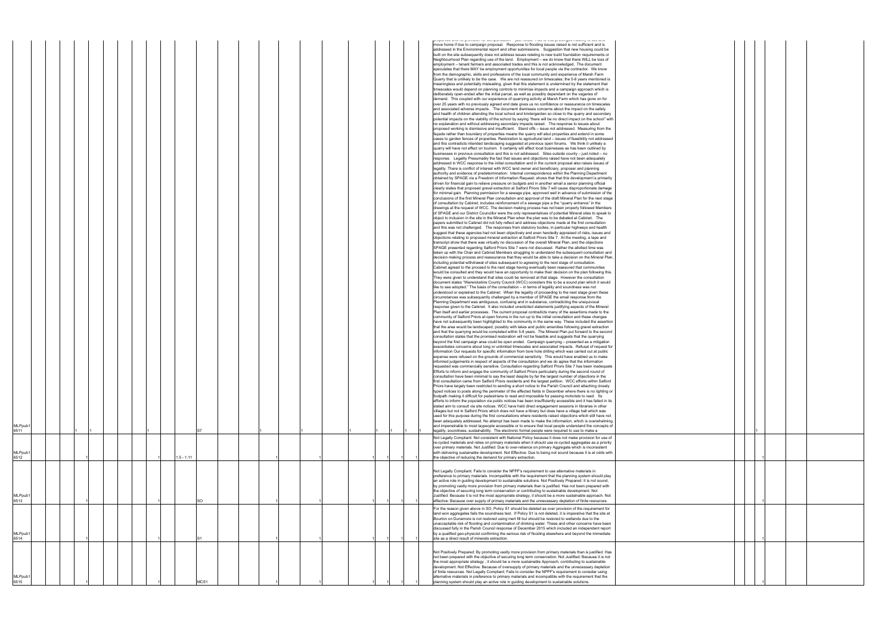| | | | | | | | | | | | | | | | |
|---|---|---|---|---|---|---|---|---|---|---|---|---|---|---|---|
| MLPpub1 6511 | 1 | 1 | 1 | | S7 | 1 | | 1 | | 1 | 1 | 1 | 1 | move home if due to campaign proposal. Response to flooding issues raised is not sufficient and is addressed in the Environmental report and other submissions. Suggestion that new housing could be built on the site subsequently does not address issues relating to new build foundation requirements or Neighbourhood Plan regarding use of the land. Employment – we do know that there WILL be loss of employment – tenant farmers and associated trades and this is not acknowledged. The document speculates that there MAY be employment opportunities for local people via the contractor. We know from the demographic, skills and professions of the local community and experience of Marsh Farm Quarry that is unlikely to be the case. We are not reassured on timescales; the 5-8 years mentioned is meaningless and potentially misleading, given that this statement is undermined by the statement that timescales would depend on planning controls to minimise impacts and a campaign approach which is deliberately open-ended after the initial parcel, as well as possibly dependant on the vagaries of demand. This coupled with our experience of quarrying activity at Marsh Farm which has gone on for over 25 years with no previously agreed end date gives us no confidence or reassurance on timescales and associated adverse impacts. The document dismisses concerns about the impact on the safety and health of children attending the local school and kindergarten so close to the quarry and secondary potential impacts on the viability of the school by saying "there will be no direct impact on the school" with no explanation and without addressing secondary impacts raised. The response to issues about proposed working is dismissive and insufficient. Stand offs – issue not addressed. Measuring from the façade rather than boundary of properties means the quarry will abut properties and extend in some cases to garden fences of properties. Restoration to agricultural land – issues of feasibility not addressed and this contradicts intended landscaping suggested at previous open forums. We think it unlikely a quarry will have not effect on tourism. It certainly will affect local businesses as has been outlined by businesses in previous consultation and this is not addressed. Sites outside county – just noted – no response. Legality Presumably the fact that issues and objections raised have not been adequately addressed in WCC response to the initial consultation and in the current proposal also raises issues of legality. There is conflict of interest with WCC land owner and beneficiary, proposer and planning authority and evidence of predetermination: Internal correspondence within the Planning Department obtained by SPAGE via a Freedom of Information Request; shows that that this development is primarily driven for financial gain to relieve pressure on budgets and in another email a senior planning official clearly states that proposed gravel extraction at Salford Priors Site 7 will cause disproportionate damage for minimal gain. Planning permission for a sewage pipe, approved well in advance of submission of the conclusions of the first Mineral Plan consultation and approval of the draft Mineral Plan for the next stage of consultation by Cabinet, includes reinforcement of a sewage pipe a the "quarry entrance" in the drawings at the request of WCC. The decision making process has not been properly followed Members of SPAGE and our District Councillor were the only representatives of potential Mineral sites to speak to object to inclusion in the site in the Mineral Plan when the plan was to be debated at Cabinet. The papers submitted to Cabinet did not fully reflect and address objections made at the first consultation and this was not challenged. The responses from statutory bodies, in particular highways and health suggest that these agencies had not been objectively and even handedly appraised of risks, issues and objections relating to proposed mineral extraction at Salford Priors Site 7. At the meeting, a tape and transcript show that there was virtually no discussion of the overall Mineral Plan, and the objections SPAGE presented regarding Salford Priors Site 7 were not discussed. Rather the allotted time was taken up with the Chair and Cabinet Members struggling to understand the subsequent consultation and decision making process and reassurance that they would be able to take a decision on the Mineral Plan, including potential withdrawal of sites subsequent to agreeing to the next stage of consultation. Cabinet agreed to the proceed to the next stage having eventually been reassured that communities would be consulted and they would have an opportunity to make their decision on the plan following this. They were given to understand that sites could be removed at that stage. However the consultation document states "Warwickshire County Council (WCC) considers this to be a sound plan which it would like to see adopted." The basis of the consultation – in terms of legality and soundness was not understood or explained to the Cabinet. When the legality of proceeding to the next stage given these circumstances was subsequently challenged by a member of SPAGE the email response from the Planning Department was ambiguous, confusing and in substance, contradicting the unequivocal response given to the Cabinet. It also included unsolicited statements justifying aspects of the Mineral Plan itself and earlier processes. The current proposal contradicts many of the assertions made to the community of Salford Priors at open forums in the run up to the initial consultation and these changes have not subsequently been highlighted to the community in the same way. These included the assertion that the area would be landscaped, possibly with lakes and public amenities following gravel extraction and that the quarrying would be completed within 5-8 years. The Mineral Plan put forward to the second consultation states that the promised restoration will not be feasible and suggests that the quarrying beyond the first campaign area could be open ended. Campaign quarrying – presented as a mitigation exacerbates concerns about long or unlimited timescales and associated impacts. Refusal of request for information Our requests for specific information from bore hole drilling which was carried out at public expense were refused on the grounds of commercial sensitivity. This would have enabled us to make informed judgements in respect of aspects of the consultation and we do agree that the information requested was commercially sensitive. Consultation regarding Salford Priors Site 7 has been inadequate Efforts to inform and engage the community of Salford Priors particularly during the second round of consultation have been minimal to say the least despite by far the largest number of objections in the first consultation came from Salford Priors residents and the largest petition. WCC efforts within Salford Priors have largely been restricted to sending a short notice to the Parish Council and attaching closely typed notices to posts along the perimeter of the affected fields in December where there is no lighting or footpath making it difficult for pedestrians to read and impossible for passing motorists to read. Its efforts to inform the population via public notices has been insufficiently accessible and it has failed in its stated aim to consult via site notices. WCC have held direct engagement sessions in libraries in other villages but not in Salford Priors which does not have a library but does have a village hall which was used for this purpose during the first consultations where residents raised objections which still have not been adequately addressed. No attempt has been made to make the information, which is overwhelming and impenetrable to most laypeople accessible or to ensure that local people understand the concepts of legality, soundness, sustainability. The electronic format people were required to use to make a | 1 |
| MLPpub1 6512 | | 1 | | 1 | 1.5 - 1.11 | | 1 | | 1 | | 1 | 1 | 1 | Not Legally Compliant: Not consistent with National Policy because it does not make provision for use of re-cycled materials and relies on primary materials when it should use re-cycled aggregates as a priority over primary materials. Not Justified: Due to over-reliance on primary Aggregate which is inconsistent with delivering sustainable development. Not Effective: Due to being not sound because it is at odds with the objective of reducing the demand for primary extraction. | 1 |
| MLPpub1 6513 | | 1 | | 1 | SO | | 1 | | 1 | | 1 | 1 | 1 | Not Legally Compliant: Fails to consider the NPPF's requirement to use alternative materials in preference to primary materials. Incompatible with the requirement that the planning system should play an active role in guiding development to sustainable solutions. Not Positively Prepared: It is not sound, by promoting vastly more provision from primary materials than is justified. Has not been prepared with the objective of securing long term conservation or contributing to sustainable development. Not Justified: Because it is not the most appropriate strategy, it should be a more sustainable approach. Not effective: Because over supply of primary materials and the unnecessary depletion of finite resources. | 1 |
| MLPpub1 6514 | | 1 | | 1 | S1 | | 1 | | 1 | | 1 | 1 | 1 | For the reason given above in SO, Policy S1 should be deleted as over provision of the requirement for land won aggregates fails the soundness test. If Policy S1 is not deleted, it is imperative that the site at Bourton on Dunsmore is not restored using inert fill but should be restored to wetlands due to the unacceptable risk of flooding and contamination of drinking water. These and other concerns have been discussed fully in the Parish Council response of December 2015 which included an independent report by a qualified geo-physicist confirming the serious risk of flooding elsewhere and beyond the immediate site as a direct result of minerals extraction. | 1 |
| MLPpub1 6515 | | 1 | | 1 | MCS1 | | 1 | | 1 | | 1 | 1 | 1 | Not Positively Prepared: By promoting vastly more provision from primary materials than is justified. Has not been prepared with the objective of securing long term conservation. Not Justified: Because it is not the most appropriate strategy , it should be a more sustainable Approach, contributing to sustainable development. Not Effective: Because of oversupply of primary materials and the unnecessary depletion of finite resources. Not Legally Compliant: Fails to consider the NPPF's requirement to consider using alternative materials in preference to primary materials and incompatible with the requirement that the planning system should play an active role in guiding development to sustainable solutions. | 1 |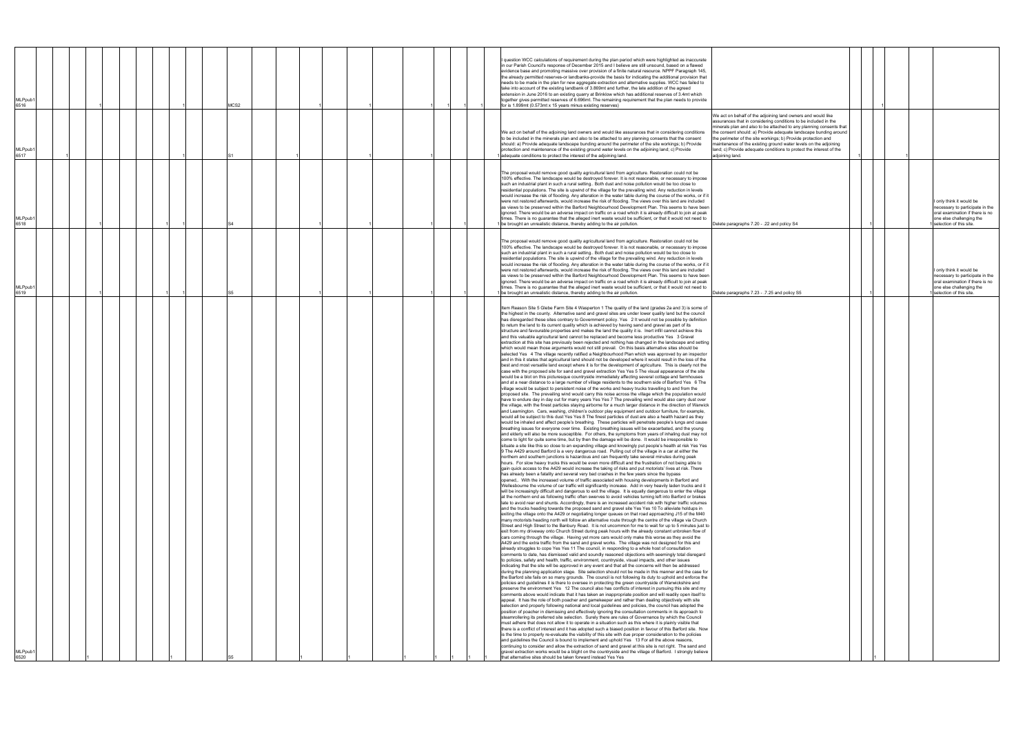| ID | | | | | | Policy | | | | | | | | | | | Comment | Change | | | | | Oral examination |
|---|---|---|---|---|---|---|---|---|---|---|---|---|---|---|---|---|---|---|---|---|---|---|---|
| MLPpub1 6516 | | | 1 | | 1 | MCS2 | | 1 | | 1 | 1 | | 1 | 1 | 1 | | I question WCC calculations of requirement during the plan period which were highlighted as inaccurate in our Parish Council's response of December 2015 and I believe are still unsound, based on a flawed evidence base and promoting massive over provision of a finite natural resource. NPPF Paragraph 145, the already permitted reserves-or landbanks-provide the basis for indicating the additional provision that needs to be made in the plan for new aggregate extraction and alternative supplies. WCC has failed to take into account of the existing landbank of 3.869mt and further, the late addition of the agreed extension in June 2016 to an existing quarry at Brinklow which has additional reserves of 3.4mt which together gives permitted reserves of 6.696mt. The remaining requirement that the plan needs to provide for is 1.899mt (0.573mt x 15 years minus existing reserves) | | | | 1 | | |
| MLPpub1 6517 | 1 | | | | 1 | S1 | 1 | | | 1 | | 1 | | | | 1 | We act on behalf of the adjoining land owners and would like assurances that in considering conditions to be included in the minerals plan and also to be attached to any planning consents that the consent should: a) Provide adequate landscape bunding around the perimeter of the site workings; b) Provide protection and maintenance of the existing ground water levels on the adjoining land; c) Provide adequate conditions to protect the interest of the adjoining land. | We act on behalf of the adjoining land owners and would like assurances that in considering conditions to be included in the minerals plan and also to be attached to any planning consents that the consent should: a) Provide adequate landscape bunding around the perimeter of the site workings; b) Provide protection and maintenance of the existing ground water levels on the adjoining land; c) Provide adequate conditions to protect the interest of the adjoining land. | 1 | | | 1 | |
| MLPpub1 6518 | | | 1 | 1 | 1 | S4 | | 1 | | 1 | | 1 | | 1 | | 1 | The proposal would remove good quality agricultural land from agriculture. Restoration could not be 100% effective. The landscape would be destroyed forever. It is not reasonable, or necessary to impose such an industrial plant in such a rural setting.. Both dust and noise pollution would be too close to residential populations. The site is upwind of the village for the prevailing wind. Any reduction in levels would increase the risk of flooding. Any alteration in the water table during the course of the works, or if it were not restored afterwards, would increase the risk of flooding. The views over this land are included as views to be preserved within the Barford Neighbourhood Development Plan. This seems to have been ignored. There would be an adverse impact on traffic on a road which it is already difficult to join at peak times. There is no guarantee that the alleged inert waste would be sufficient, or that it would not need to be brought an unrealistic distance, thereby adding to the air pollution. | Delete paragraphs 7.20 - .22 and policy S4 | | 1 | | | 1 I only think it would be necessary to participate in the oral examination if there is no one else challenging the selection of this site. |
| MLPpub1 6519 | | | 1 | 1 | 1 | S5 | | 1 | | 1 | | 1 | | 1 | | 1 | The proposal would remove good quality agricultural land from agriculture. Restoration could not be 100% effective. The landscape would be destroyed forever. It is not reasonable, or necessary to impose such an industrial plant in such a rural setting.. Both dust and noise pollution would be too close to residential populations. The site is upwind of the village for the prevailing wind. Any reduction in levels would increase the risk of flooding. Any alteration in the water table during the course of the works, or if it were not restored afterwards, would increase the risk of flooding. The views over this land are included as views to be preserved within the Barford Neighbourhood Development Plan. This seems to have been ignored. There would be an adverse impact on traffic on a road which it is already difficult to join at peak times. There is no guarantee that the alleged inert waste would be sufficient, or that it would not need to be brought an unrealistic distance, thereby adding to the air pollution. | Delete paragraphs 7.23 - .7.25 and policy S5 | | 1 | | | 1 I only think it would be necessary to participate in the oral examination if there is no one else challenging the selection of this site. |
| MLPpub1 6520 | | 1 | | 1 | | S5 | | 1 | 1 | | 1 | | 1 | 1 | 1 | | Item Reason Site 5 Glebe Farm Site 4 Wasperton 1 The quality of the land (grades 2a and 3) is some of the highest in the county. Alternative sand and gravel sites are under lower quality land but the council has disregarded these sites contrary to Government policy. Yes 2 It would not be possible by definition to return the land to its current quality which is achieved by having sand and gravel as part of its structure and favourable properties and makes the land the quality it is. Inert infill cannot achieve this and this valuable agricultural land cannot be replaced and become less productive Yes 3 Gravel extraction at this site has previously been rejected and nothing has changed in the landscape and setting which would mean those arguments would not still prevail. On this basis alternative sites should be selected Yes 4 The village recently ratified a Neighbourhood Plan which was approved by an inspector and in this it states that agricultural land should not be developed where it would result in the loss of the best and most versatile land except where it is for the development of agriculture. This is clearly not the case with the proposed site for sand and gravel extraction Yes Yes 5 The visual appearance of the site would be a blot on this picturesque countryside immediately affecting several cottage and farmhouses and at a near distance to a large number of village residents to the southern side of Barford Yes 6 The village would be subject to persistent noise of the works and heavy trucks travelling to and from the proposed site. The prevailing wind would carry this noise across the village which the population would have to endure day in day out for many years Yes Yes 7 The prevailing wind would also carry dust over the village, with the finest particles staying airborne for a much larger distance in the direction of Warwick and Leamington. Cars, washing, children's outdoor play equipment and outdoor furniture, for example, would all be subject to this dust Yes Yes 8 The finest particles of dust are also a health hazard as they would be inhaled and affect people's breathing. These particles will penetrate people's lungs and cause breathing issues for everyone over time. Existing breathing issues will be exacerbated, and the young and elderly will also be more susceptible. For others, the symptoms from years of inhaling dust may not come to light for quite some time, but by then the damage will be done. It would be irresponsible to situate a site like this so close to an expanding village and knowingly put people's health at risk Yes Yes 9 The A429 around Barford is a very dangerous road. Pulling out of the village in a car at either the northern and southern junctions is hazardous and can frequently take several minutes during peak hours. For slow heavy trucks this would be even more difficult and the frustration of not being able to gain quick access to the A429 would increase the taking of risks and put motorists' lives at risk. There has already been a fatality and several very bad crashes in the few years since the bypass opened,. With the increased volume of traffic associated with housing developments in Barford and Wellesbourne the volume of car traffic will significantly increase. Add in very heavily laden trucks and it will be increasingly difficult and dangerous to exit the village. It is equally dangerous to enter the village at the northern end as following traffic often swerves to avoid vehicles turning left into Barford or brakes late to avoid rear end shunts. Accordingly, there is an increased accident risk with higher traffic volumes and the trucks heading towards the proposed sand and gravel site Yes Yes 10 To alleviate holdups in exiting the village onto the A429 or negotiating longer queues on that road approaching J15 of the M40 many motorists heading north will follow an alternative route through the centre of the village via Church Street and High Street to the Banbury Road. It is not uncommon for me to wait for up to 5 minutes just to exit from my driveway onto Church Street during peak hours with the already constant unbroken flow of cars coming through the village. Having yet more cars would only make this worse as they avoid the A429 and the extra traffic from the sand and gravel works. The village was not designed for this and already struggles to cope Yes Yes 11 The council, in responding to a whole host of consultation comments to date, has dismissed valid and soundly reasoned objections with seemingly total disregard to policies, safety and health, traffic, environment, countryside, visual impacts, and other issues indicating that the site will be approved in any event and that all the concerns will then be addressed during the planning application stage. Site selection should not be made in this manner and the case for the Barford site fails on so many grounds. The council is not following its duty to uphold and enforce the policies and guidelines it is there to oversee in protecting the green countryside of Warwickshire and preserve the environment Yes 12 The council also has conflicts of interest in pursuing this site and my comments above would indicate that it has taken an inappropriate position and will readily open itself to appeal. It has the role of both poacher and gamekeeper and rather than dealing objectively with site selection and properly following national and local guidelines and policies, the council has adopted the position of poacher in dismissing and effectively ignoring the consultation comments in its approach to steamrollering its preferred site selection. Surely there are rules of Governance by which the Council must adhere that does not allow it to operate in a situation such as this where it is plainly visible that there is a conflict of interest and it has adopted such a biased position in favour of this Barford site. Now is the time to properly re-evaluate the viability of this site with due proper consideration to the policies and guidelines the Council is bound to implement and uphold Yes 13 For all the above reasons, continuing to consider and allow the extraction of sand and gravel at this site is not right. The sand and gravel extraction works would be a blight on the countryside and the village of Barford. I strongly believe that alternative sites should be taken forward instead Yes Yes | | | | 1 | | |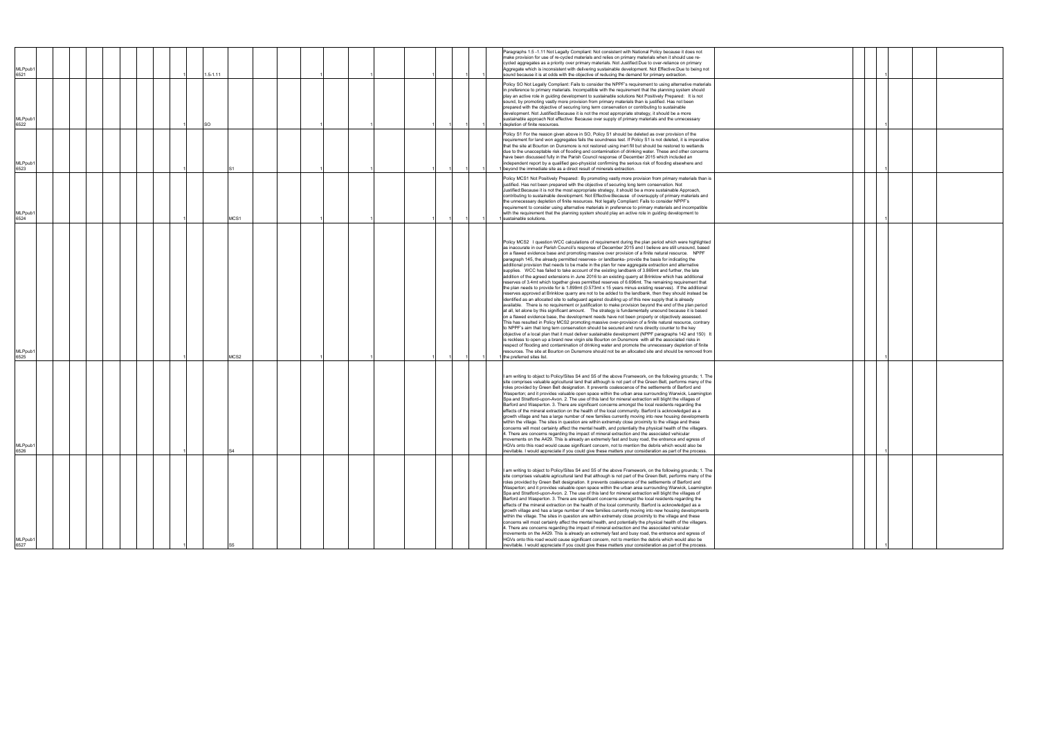| | | | | | | | | | | | |
|---|---|---|---|---|---|---|---|---|---|---|---|
| MLPpub1 6521 | 1 | 1.5 -1.11 | 1 | 1 | 1 | | 1 | 1 | Paragraphs 1.5 -1.11 Not Legally Compliant: Not consistent with National Policy because it does not make provision for use of re-cycled materials and relies on primary materials when it should use re-cycled aggregates as a priority over primary materials. Not Justified:Due to over-reliance on primary Aggregate which is inconsistent with delivering sustainable development. Not Effective:Due to being not sound because it is at odds with the objective of reducing the demand for primary extraction. | 1 |
| MLPpub1 6522 | 1 | SO | 1 | 1 | 1 | 1 | 1 | 1 | Policy SO Not Legally Compliant: Fails to consider the NPPF's requirement to using alternative materials in preference to primary materials. Incompatible with the requirement that the planning system should play an active role in guiding development to sustainable solutions Not Positively Prepared: It is not sound, by promoting vastly more provision from primary materials than is justified. Has not been prepared with the objective of securing long term conservation or contributing to sustainable development. Not Justified:Becauese it is not the most appropriate strategy, it should be a more sustainable approach Not effective: Because over supply of primary materials and the unnecessary depletion of finite resources. | 1 |
| MLPpub1 6523 | 1 | S1 | 1 | 1 | 1 | 1 | 1 | 1 | Policy S1 For the reason given above in SO, Policy S1 should be deleted as over provision of the requirement for land won aggregates fails the soundness test. If Policy S1 is not deleted, it is imperative that the site at Bourton on Dunsmore is not restored using inert fill but should be restored to wetlands due to the unacceptable risk of flooding and contamination of drinking water. These and other concerns have been discussed fully in the Parish Council response of December 2015 which included an independent report by a qualified geo-physicist confirming the serious risk of flooding elsewhere and beyond the immediate site as a direct result of minerals extraction. | 1 |
| MLPpub1 6524 | 1 | MCS1 | 1 | 1 | 1 | 1 | 1 | 1 | Policy MCS1 Not Positively Prepared: By promoting vastly more provision from primary materials than is justified. Has not been prepared with the objective of securing long term conservation. Not Justified:Because it is not the most appropriate strategy, it should be a more sustainable Approach, contributing to sustainable development. Not Effective:Because of oversupply of primary materials and the unnecessary depletion of finite resources. Not legally Compliant: Fails to consider NPPF's requirement to consider using alternative materials in preference to primary materials and incompatible with the requirement that the planning system should play an active role in guiding development to sustainable solutions. | 1 |
| MLPpub1 6525 | 1 | MCS2 | 1 | 1 | 1 | 1 | 1 | 1 | Policy MCS2 I question WCC calculations of requirement during the plan period which were highlighted as inaccurate in our Parish Council's response of December 2015 and I believe are still unsound, based on a flawed evidence base and promoting massive over provision of a finite natural resource. NPPF paragraph 145, the already permitted reserves- or landbanks- provide the basis for indicating the additional provision that needs to be made in the plan for new aggregate extraction and alternative supplies. WCC has failed to take account of the existing landbank of 3.869mt and further, the late addition of the agreed extensions in June 2016 to an existing quarry at Brinklow which has additional reserves of 3.4mt which together gives permitted reserves of 6.696mt. The remaining requirement that the plan needs to provide for is 1.899mt (0.573mt x 15 years minus existing reserves). If the additional reserves approved at Brinklow quarry are not to be added to the landbank, then they should instead be identified as an allocated site to safeguard against doubling up of this new supply that is already available. There is no requirement or justification to make provision beyond the end of the plan period at all, let alone by this significant amount. The strategy is fundamentally unsound because it is based on a flawed evidence base, the development needs have not been properly or objectively assessed. This has resulted in Policy MCS2 promoting massive over-provision of a finite natural resource, contrary to NPPF's aim that long term conservation should be secured and runs directly counter to the key objective of a local plan that it must deliver sustainable development (NPPF paragraphs 142 and 150) It is reckless to open up a brand new virgin site Bourton on Dunsmore with all the associated risks in respect of flooding and contamination of drinking water and promote the unnecessary depletion of finite resources. The site at Bourton on Dunsmore should not be an allocated site and should be removed from the preferred sites list. | 1 |
| MLPpub1 6526 | 1 | S4 | | | | | | | I am writing to object to Policy/Sites S4 and S5 of the above Framework, on the following grounds; 1. The site comprises valuable agricultural land that although is not part of the Green Belt, performs many of the roles provided by Green Belt designation. It prevents coalescence of the settlements of Barford and Wasperton; and it provides valuable open space within the urban area surrounding Warwick, Leamington Spa and Stratford-upon-Avon. 2. The use of this land for mineral extraction will blight the villages of Barford and Wasperton. 3. There are significant concerns amongst the local residents regarding the effects of the mineral extraction on the health of the local community. Barford is acknowledged as a growth village and has a large number of new families currently moving into new housing developments within the village. The sites in question are within extremely close proximity to the village and these concerns will most certainly affect the mental health, and potentially the physical health of the villagers. 4. There are concerns regarding the impact of mineral extraction and the associated vehicular movements on the A429. This is already an extremely fast and busy road, the entrance and egress of HGVs onto this road would cause significant concern, not to mention the debris which would also be inevitable. I would appreciate if you could give these matters your consideration as part of the process. | 1 |
| MLPpub1 6527 | 1 | S5 | | | | | | | I am writing to object to Policy/Sites S4 and S5 of the above Framework, on the following grounds; 1. The site comprises valuable agricultural land that although is not part of the Green Belt, performs many of the roles provided by Green Belt designation. It prevents coalescence of the settlements of Barford and Wasperton; and it provides valuable open space within the urban area surrounding Warwick, Leamington Spa and Stratford-upon-Avon. 2. The use of this land for mineral extraction will blight the villages of Barford and Wasperton. 3. There are significant concerns amongst the local residents regarding the effects of the mineral extraction on the health of the local community. Barford is acknowledged as a growth village and has a large number of new families currently moving into new housing developments within the village. The sites in question are within extremely close proximity to the village and these concerns will most certainly affect the mental health, and potentially the physical health of the villagers. 4. There are concerns regarding the impact of mineral extraction and the associated vehicular movements on the A429. This is already an extremely fast and busy road, the entrance and egress of HGVs onto this road would cause significant concern, not to mention the debris which would also be inevitable. I would appreciate if you could give these matters your consideration as part of the process. | 1 |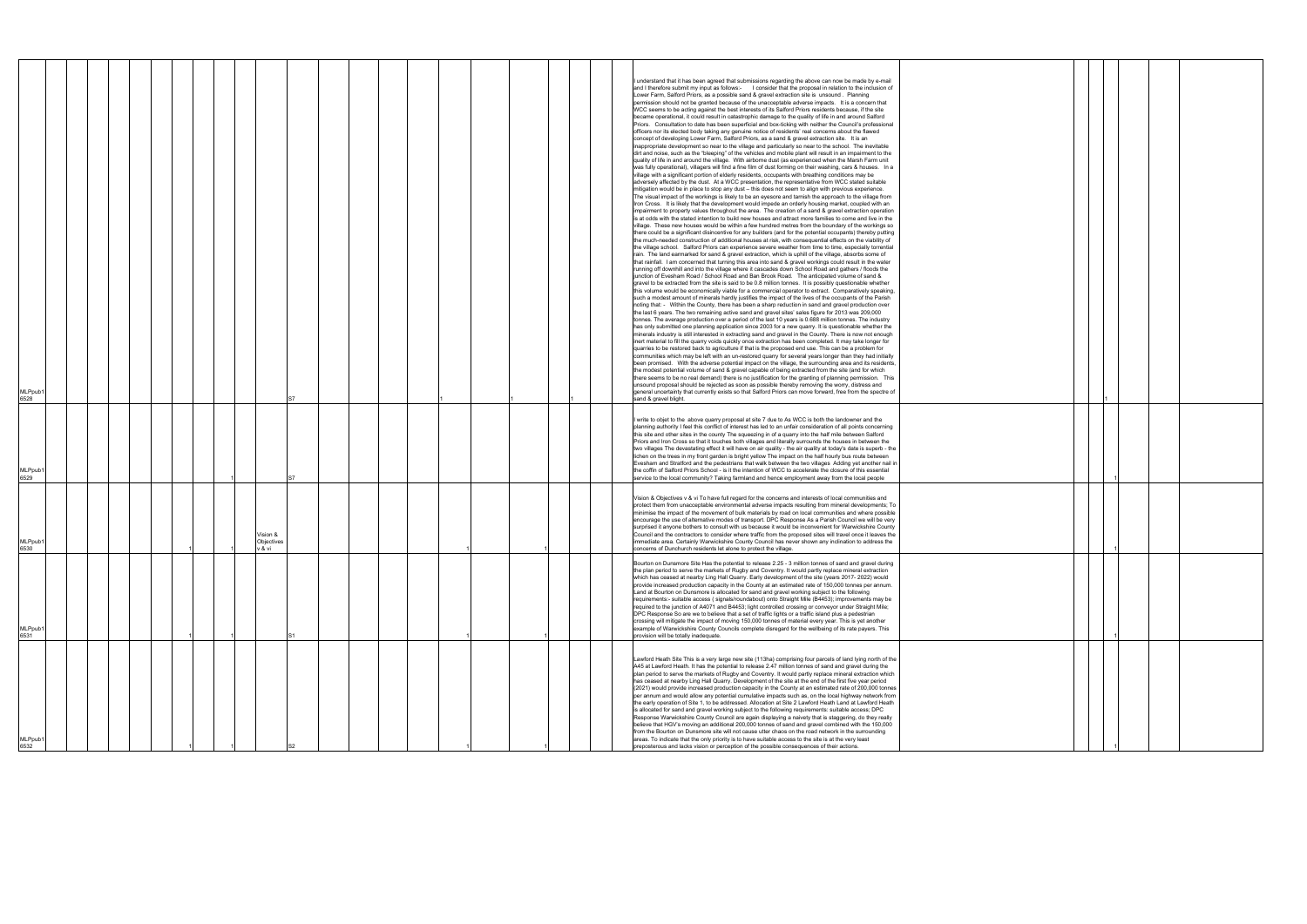| | | | | | | | | | | | | |
|---|---|---|---|---|---|---|---|---|---|---|---|---|
| MLPpub1 6528 | | | | S7 | 1 | | 1 | 1 | I understand that it has been agreed that submissions regarding the above can now be made by e-mail and I therefore submit my input as follows:- I consider that the proposal in relation to the inclusion of Lower Farm, Salford Priors, as a possible sand & gravel extraction site is unsound . Planning permission should not be granted because of the unacceptable adverse impacts. It is a concern that WCC seems to be acting against the best interests of its Salford Priors residents because, if the site became operational, it could result in catastrophic damage to the quality of life in and around Salford Priors. Consultation to date has been superficial and box-ticking with neither the Council's professional officers nor its elected body taking any genuine notice of residents' real concerns about the flawed concept of developing Lower Farm, Salford Priors, as a sand & gravel extraction site. It is an inappropriate development so near to the village and particularly so near to the school. The inevitable dirt and noise, such as the "bleeping" of the vehicles and mobile plant will result in an impairment to the quality of life in and around the village. With airborne dust (as experienced when the Marsh Farm unit was fully operational), villagers will find a fine film of dust forming on their washing, cars & houses. In a village with a significant portion of elderly residents, occupants with breathing conditions may be adversely affected by the dust. At a WCC presentation, the representative from WCC stated suitable mitigation would be in place to stop any dust – this does not seem to align with previous experience. The visual impact of the workings is likely to be an eyesore and tarnish the approach to the village from Iron Cross. It is likely that the development would impede an orderly housing market, coupled with an impairment to property values throughout the area. The creation of a sand & gravel extraction operation is at odds with the stated intention to build new houses and attract more families to come and live in the village. These new houses would be within a few hundred metres from the boundary of the workings so there could be a significant disincentive for any builders (and for the potential occupants) thereby putting the much-needed construction of additional houses at risk, with consequential effects on the viability of the village school. Salford Priors can experience severe weather from time to time, especially torrential rain. The land earmarked for sand & gravel extraction, which is uphill of the village, absorbs some of that rainfall. I am concerned that turning this area into sand & gravel workings could result in the water running off downhill and into the village where it cascades down School Road and gathers / floods the junction of Evesham Road / School Road and Ban Brook Road. The anticipated volume of sand & gravel to be extracted from the site is said to be 0.8 million tonnes. It is possibly questionable whether this volume would be economically viable for a commercial operator to extract. Comparatively speaking, such a modest amount of minerals hardly justifies the impact of the lives of the occupants of the Parish noting that: - Within the County, there has been a sharp reduction in sand and gravel production over the last 6 years. The two remaining active sand and gravel sites' sales figure for 2013 was 209,000 tonnes. The average production over a period of the last 10 years is 0.668 million tonnes. The industry has only submitted one planning application since 2003 for a new quarry. It is questionable whether the minerals industry is still interested in extracting sand and gravel in the County. There is now not enough inert material to fill the quarry voids quickly once extraction has been completed. It may take longer for quarries to be restored back to agriculture if that is the proposed end use. This can be a problem for communities which may be left with an un-restored quarry for several years longer than they had initially been promised. With the adverse potential impact on the village, the surrounding area and its residents, the modest potential volume of sand & gravel capable of being extracted from the site (and for which there seems to be no real demand) there is no justification for the granting of planning permission. This unsound proposal should be rejected as soon as possible thereby removing the worry, distress and general uncertainty that currently exists so that Salford Priors can move forward, free from the spectre of sand & gravel blight. | | 1 | |
| MLPpub1 6529 | 1 | | | S7 | | | | | I write to objet to the above quarry proposal at site 7 due to As WCC is both the landowner and the planning authority I feel this conflict of interest has led to an unfair consideration of all points concerning this site and other sites in the county The squeezing in of a quarry into the half mile between Salford Priors and Iron Cross so that it touches both villages and literally surrounds the houses in between the two villages The devastating effect it will have on air quality - the air quality at today's date is superb - the lichen on the trees in my front garden is bright yellow The impact on the half hourly bus route between Evesham and Stratford and the pedestrians that walk between the two villages Adding yet another nail in the coffin of Salford Priors School - is it the intention of WCC to accelerate the closure of this essential service to the local community? Taking farmland and hence employment away from the local people | | | 1 |
| MLPpub1 6530 | 1 | 1 | Vision & Objectives v & vi | | | 1 | | 1 | Vision & Objectives v & vi To have full regard for the concerns and interests of local communities and protect them from unacceptable environmental adverse impacts resulting from mineral developments; To minimise the impact of the movement of bulk materials by road on local communities and where possible encourage the use of alternative modes of transport. DPC Response As a Parish Council we will be very surprised it anyone bothers to consult with us because it would be inconvenient for Warwickshire County Council and the contractors to consider where traffic from the proposed sites will travel once it leaves the immediate area. Certainly Warwickshire County Council has never shown any inclination to address the concerns of Dunchurch residents let alone to protect the village. | | | 1 |
| MLPpub1 6531 | 1 | 1 | | S1 | | 1 | | 1 | Bourton on Dunsmore Site Has the potential to release 2.25 - 3 million tonnes of sand and gravel during the plan period to serve the markets of Rugby and Coventry. It would partly replace mineral extraction which has ceased at nearby Ling Hall Quarry. Early development of the site (years 2017- 2022) would provide increased production capacity in the County at an estimated rate of 150,000 tonnes per annum. Land at Bourton on Dunsmore is allocated for sand and gravel working subject to the following requirements:- suitable access ( signals/roundabout) onto Straight Mile (B4453); improvements may be required to the junction of A4071 and B4453; light controlled crossing or conveyor under Straight Mile; DPC Response So are we to believe that a set of traffic lights or a traffic island plus a pedestrian crossing will mitigate the impact of moving 150,000 tonnes of material every year. This is yet another example of Warwickshire County Councils complete disregard for the wellbeing of its rate payers. This provision will be totally inadequate. | | | 1 |
| MLPpub1 6532 | 1 | 1 | | S2 | | 1 | | 1 | Lawford Heath Site This is a very large new site (113ha) comprising four parcels of land lying north of the A45 at Lawford Heath. It has the potential to release 2.47 million tonnes of sand and gravel during the plan period to serve the markets of Rugby and Coventry. It would partly replace mineral extraction which has ceased at nearby Ling Hall Quarry. Development of the site at the end of the first five year period (2021) would provide increased production capacity in the County at an estimated rate of 200,000 tonnes per annum and would allow any potential cumulative impacts such as, on the local highway network from the early operation of Site 1, to be addressed. Allocation at Site 2 Lawford Heath Land at Lawford Heath is allocated for sand and gravel working subject to the following requirements: suitable access; DPC Response Warwickshire County Council are again displaying a naivety that is staggering, do they really believe that HGV's moving an additional 200,000 tonnes of sand and gravel combined with the 150,000 from the Bourton on Dunsmore site will not cause utter chaos on the road network in the surrounding areas. To indicate that the only priority is to have suitable access to the site is at the very least preposterous and lacks vision or perception of the possible consequences of their actions. | | | 1 |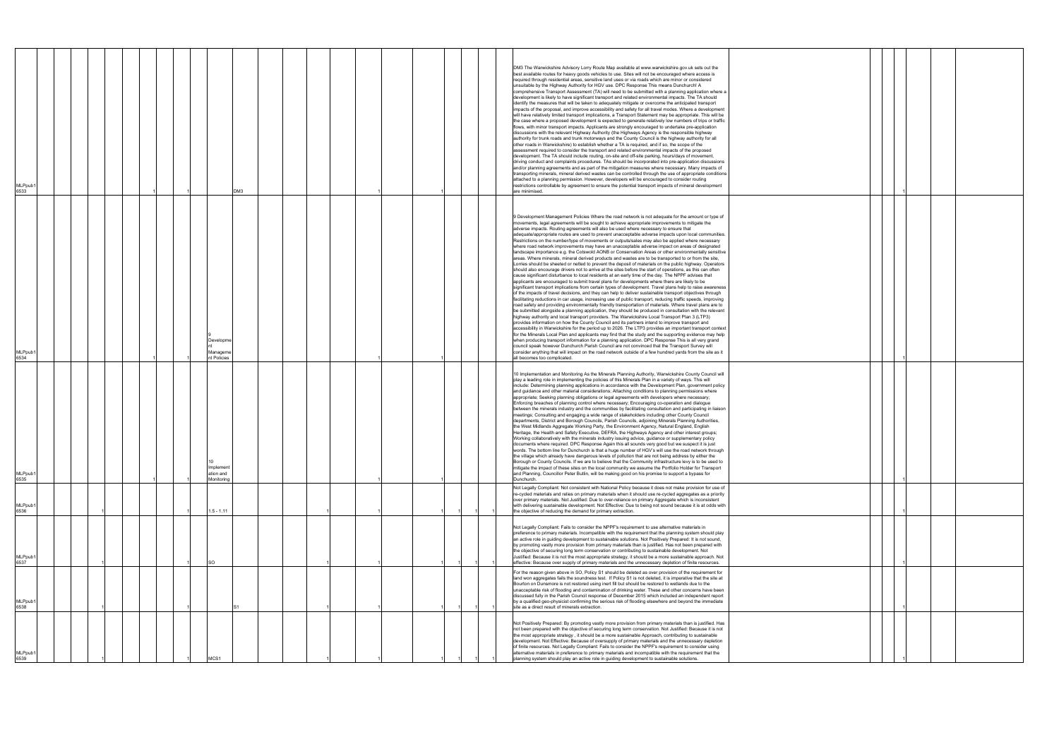| | | | | | | | | | | | | | | | | | | | | | | | | | | | | | | | |
|---|---|---|---|---|---|---|---|---|---|---|---|---|---|---|---|---|---|---|---|---|---|---|---|---|---|---|---|---|---|---|---|
| MLPpub1 6533 | | | | | | | | 1 | 1 | | DM3 | | | | | | | 1 | | | 1 | | | DM3 The Warwickshire Advisory Lorry Route Map available at www.warwickshire.gov.uk sets out the best available routes for heavy goods vehicles to use. Sites will not be encouraged where access is required through residential areas, sensitive land uses or via roads which are minor or considered unsuitable by the Highway Authority for HGV use. DPC Response This means Dunchurch! A comprehensive Transport Assessment (TA) will need to be submitted with a planning application where a development is likely to have significant transport and related environmental impacts. The TA should identify the measures that will be taken to adequately mitigate or overcome the anticipated transport impacts of the proposal, and improve accessibility and safety for all travel modes. Where a development will have relatively limited transport implications, a Transport Statement may be appropriate. This will be the case where a proposed development is expected to generate relatively low numbers of trips or traffic flows, with minor transport impacts. Applicants are strongly encouraged to undertake pre-application discussions with the relevant Highway Authority (the Highways Agency is the responsible highway authority for trunk roads and trunk motorways and the County Council is the highway authority for all other roads in Warwickshire) to establish whether a TA is required, and if so, the scope of the assessment required to consider the transport and related environmental impacts of the proposed development. The TA should include routing, on-site and off-site parking, hours/days of movement, driving conduct and complaints procedures. TAs should be incorporated into pre-application discussions and/or planning agreements and as part of the mitigation measures where necessary. Many impacts of transporting minerals, mineral derived wastes can be controlled through the use of appropriate conditions attached to a planning permission. However, developers will be encouraged to consider routing restrictions controllable by agreement to ensure the potential transport impacts of mineral development are minimised. | | | | 1 | | | |
| MLPpub1 6534 | | | | | | | | 1 | 1 | 9 Development Management Policies | | | | | | | | 1 | | | 1 | | | 9 Development Management Policies Where the road network is not adequate for the amount or type of movements, legal agreements will be sought to achieve appropriate improvements to mitigate the adverse impacts. Routing agreements will also be used where necessary to ensure that adequate/appropriate routes are used to prevent unacceptable adverse impacts upon local communities. Restrictions on the number/type of movements or outputs/sales may also be applied where necessary where road network improvements may have an unacceptable adverse impact on areas of designated landscape importance e.g. the Cotswold AONB or Conservation Areas or other environmentally sensitive areas. Where minerals, mineral derived products and wastes are to be transported to or from the site, Lorries should be sheeted or netted to prevent the deposit of materials on the public highway. Operators should also encourage drivers not to arrive at the sites before the start of operations, as this can often cause significant disturbance to local residents at an early time of the day. The NPPF advises that applicants are encouraged to submit travel plans for developments where there are likely to be significant transport implications from certain types of development. Travel plans help to raise awareness of the impacts of travel decisions, and they can help to deliver sustainable transport objectives through facilitating reductions in car usage, increasing use of public transport, reducing traffic speeds, improving road safety and providing environmentally friendly transportation of materials. Where travel plans are to be submitted alongside a planning application, they should be produced in consultation with the relevant highway authority and local transport providers. The Warwickshire Local Transport Plan 3 (LTP3) provides information on how the County Council and its partners intend to improve transport and accessibility in Warwickshire for the period up to 2026. The LTP3 provides an important transport context for the Minerals Local Plan and applicants may find that the study and the supporting evidence may help when producing transport information for a planning application. DPC Response This is all very grand council speak however Dunchurch Parish Council are not convinced that the Transport Survey will consider anything that will impact on the road network outside of a few hundred yards from the site as it all becomes too complicated. | | | | 1 | | | |
| MLPpub1 6535 | | | | | | | | 1 | 1 | 10 Implementation and Monitoring | | | | | | | | 1 | | | 1 | | | 10 Implementation and Monitoring As the Minerals Planning Authority, Warwickshire County Council will play a leading role in implementing the policies of this Minerals Plan in a variety of ways. This will include: Determining planning applications in accordance with the Development Plan, government policy and guidance and other material considerations; Attaching conditions to planning permissions where appropriate; Seeking planning obligations or legal agreements with developers where necessary; Enforcing breaches of planning control where necessary; Encouraging co-operation and dialogue between the minerals industry and the communities by facilitating consultation and participating in liaison meetings; Consulting and engaging a wide range of stakeholders including other County Council departments, District and Borough Councils, Parish Councils, adjoining Minerals Planning Authorities, the West Midlands Aggregate Working Party, the Environment Agency, Natural England, English Heritage, the Health and Safety Executive, DEFRA, the Highways Agency and other interest groups; Working collaboratively with the minerals industry issuing advice, guidance or supplementary policy documents where required. DPC Response Again this all sounds very good but we suspect it is just words. The bottom line for Dunchurch is that a huge number of HGV's will use the road network through the village which already has dangerous levels of pollution that are not being address by either the Borough or County Councils. If we are to believe that the Community infrastructure levy is to be used to mitigate the impact of these sites on the local community we assume the Portfolio Holder for Transport and Planning, Councillor Peter Butlin, will be making good on his promise to support a bypass for Dunchurch. | | | | 1 | | | |
| MLPpub1 6536 | | | 1 | | | | | | 1 | 1.5 - 1.11 | | | | | 1 | | | 1 | | | 1 | 1 | 1 | Not Legally Compliant: Not consistent with National Policy because it does not make provision for use of re-cycled materials and relies on primary materials when it should use re-cycled aggregates as a priority over primary materials. Not Justified: Due to over-reliance on primary Aggregate which is inconsistent with delivering sustainable development. Not Effective: Due to being not sound because it is at odds with the objective of reducing the demand for primary extraction. | | | | 1 | | | |
| MLPpub1 6537 | | | 1 | | | | | | 1 | SO | | | | | 1 | | | 1 | | | 1 | 1 | 1 | Not Legally Compliant: Fails to consider the NPPF's requirement to use alternative materials in preference to primary materials. Incompatible with the requirement that the planning system should play an active role in guiding development to sustainable solutions. Not Positively Prepared: It is not sound, by promoting vastly more provision from primary materials than is justified. Has not been prepared with the objective of securing long term conservation or contributing to sustainable development. Not Justified: Because it is not the most appropriate strategy, it should be a more sustainable approach. Not effective: Because over supply of primary materials and the unnecessary depletion of finite resources. | | | | 1 | | | |
| MLPpub1 6538 | | | 1 | | | | | | 1 | | S1 | | | | 1 | | | 1 | | | 1 | 1 | 1 | For the reason given above in SO, Policy S1 should be deleted as over provision of the requirement for land won aggregates fails the soundness test. If Policy S1 is not deleted, it is imperative that the site at Bourton on Dunsmore is not restored using inert fill but should be restored to wetlands due to the unacceptable risk of flooding and contamination of drinking water. These and other concerns have been discussed fully in the Parish Council response of December 2015 which included an independent report by a qualified geo-physicist confirming the serious risk of flooding elsewhere and beyond the immediate site as a direct result of minerals extraction. | | | | 1 | | | |
| MLPpub1 6539 | | | 1 | | | | | | 1 | MCS1 | | | | | 1 | | | 1 | | | 1 | 1 | 1 | Not Positively Prepared: By promoting vastly more provision from primary materials than is justified. Has not been prepared with the objective of securing long term conservation. Not Justified: Because it is not the most appropriate strategy , it should be a more sustainable Approach, contributing to sustainable development. Not Effective: Because of oversupply of primary materials and the unnecessary depletion of finite resources. Not Legally Compliant: Fails to consider the NPPF's requirement to consider using alternative materials in preference to primary materials and incompatible with the requirement that the planning system should play an active role in guiding development to sustainable solutions. | | | | 1 | | | |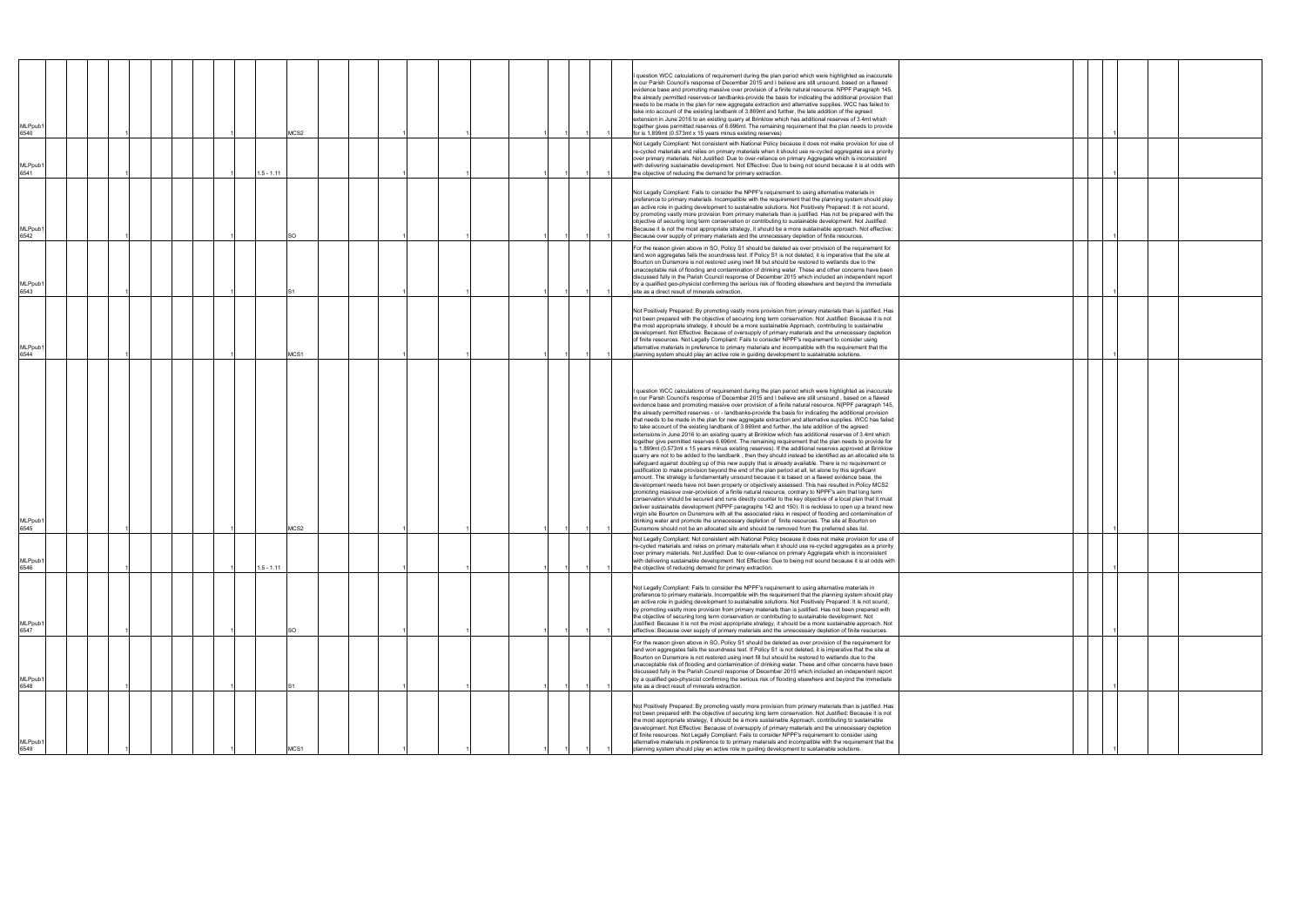| | | | | | | | | | | | | | | | | | | | | | | | | | | |
|---|---|---|---|---|---|---|---|---|---|---|---|---|---|---|---|---|---|---|---|---|---|---|---|---|---|---|
| MLPpub1 6540 | | 1 | | | | | 1 | MCS2 | | | 1 | | | | | 1 | 1 | 1 | 1 | I question WCC calculations of requirement during the plan period which were highlighted as inaccurate in our Parish Council's response of December 2015 and I believe are still unsound, based on a flawed evidence base and promoting massive over provision of a finite natural resource. NPPF Paragraph 145, the already permitted reserves-or landbanks-provide the basis for indicating the additional provision that needs to be made in the plan for new aggregate extraction and alternative supplies. WCC has failed to take into account of the existing landbank of 3.869mt and further, the late addition of the agreed extension in June 2016 to an existing quarry at Brinklow which has additional reserves of 3.4mt which together gives permitted reserves of 6.696mt. The remaining requirement that the plan needs to provide for is 1.899mt (0.573mt x 15 years minus existing reserves) | | | | 1 | | |
| MLPpub1 6541 | | 1 | | | | | 1 | 1.5 - 1.11 | | | 1 | | 1 | | | 1 | 1 | 1 | 1 | Not Legally Compliant: Not consistent with National Policy because it does not make provision for use of re-cycled materials and relies on primary materials when it should use re-cycled aggregates as a priority over primary materials. Not Justified: Due to over-reliance on primary Aggregate which is inconsistent with delivering sustainable development. Not Effective: Due to being not sound because it is at odds with the objective of reducing the demand for primary extraction. | | | | 1 | | |
| MLPpub1 6542 | | 1 | | | | | 1 | SO | | | 1 | | 1 | | | 1 | 1 | 1 | 1 | Not Legally Compliant: Fails to consider the NPPF's requirement to using alternative materials in preference to primary materials. Incompatible with the requirement that the planning system should play an active role in guiding development to sustainable solutions. Not Positively Prepared: It is not sound, by promoting vastly more provision from primary materials than is justified. Has not be prepared with the objective of securing long term conservation or contributing to sustainable development. Not Justified: Because it is not the most appropriate strategy, it should be a more sustainable approach. Not effective: Because over supply of primary materials and the unnecessary depletion of finite resources. | | | | 1 | | |
| MLPpub1 6543 | | 1 | | | | | 1 | S1 | | | 1 | | 1 | | | 1 | 1 | 1 | 1 | For the reason given above in SO, Policy S1 should be deleted as over provision of the requirement for land won aggregates fails the soundness test. If Policy S1 is not deleted, it is imperative that the site at Bourton on Dunsmore is not restored using inert fill but should be restored to wetlands due to the unacceptable risk of flooding and contamination of drinking water. These and other concerns have been discussed fully in the Parish Council response of December 2015 which included an independent report by a qualified geo-physicist confirming the serious risk of flooding elsewhere and beyond the immediate site as a direct result of minerals extraction. | | | | 1 | | |
| MLPpub1 6544 | | 1 | | | | | 1 | MCS1 | | | 1 | | 1 | | | 1 | 1 | 1 | 1 | Not Positively Prepared: By promoting vastly more provision from primary materials than is justified. Has not been prepared with the objective of securing long term conservation. Not Justified: Because it is not the most appropriate strategy, it should be a more sustainable Approach, contributing to sustainable development. Not Effective: Because of oversupply of primary materials and the unnecessary depletion of finite resources. Not Legally Compliant: Fails to consider NPPF's requirement to consider using alternative materials in preference to primary materials and incompatible with the requirement that the planning system should play an active role in guiding development to sustainable solutions. | | | | 1 | | |
| MLPpub1 6545 | | 1 | | | | | 1 | MCS2 | | | 1 | | 1 | | | 1 | 1 | 1 | 1 | I question WCC calculations of requirement during the plan period which were highlighted as inaccurate in our Parish Council's response of December 2015 and I believe are still unsound , based on a flawed evidence base and promoting massive over provision of a finite natural resource. N[PPF paragraph 145, the already permitted reserves - or - landbanks-provide the basis for indicating the additional provision that needs to be made in the plan for new aggregate extraction and alternative supplies. WCC has failed to take account of the existing landbank of 3.869mt and further, the late addition of the agreed extensions in June 2016 to an existing quarry at Brinklow which has additional reserves of 3.4mt which together give permitted reserves 6.696mt. The remaining requirement that the plan needs to provide for is 1.899mt (0.573mt x 15 years minus existing reserves). If the additional reserves approved at Brinklow quarry are not to be added to the landbank , then they should instead be identified as an allocated site to safeguard against doubling up of this new supply that is already available. There is no requirement or justification to make provision beyond the end of the plan period at all, let alone by this significant amount. The strategy is fundamentally unsound because it is based on a flawed evidence base, the development needs have not been properly or objectively assessed. This has resulted in Policy MCS2 promoting massive over-provision of a finite natural resource, contrary to NPPF's aim that long term conservation should be secured and runs directly counter to the key objective of a local plan that it must deliver sustainable development (NPPF paragraphs 142 and 150). It is reckless to open up a brand new virgin site Bourton on Dunsmore with all the associated risks in respect of flooding and contamination of drinking water and promote the unnecessary depletion of finite resources. The site at Bourton on Dunsmore should not be an allocated site and should be removed from the preferred sites list. | | | | 1 | | |
| MLPpub1 6546 | | 1 | | | | | 1 | 1.5 - 1.11 | | | 1 | | 1 | | | 1 | 1 | 1 | 1 | Not Legally Compliant: Not consistent with National Policy because it does not make provision for use of re-cycled materials and relies on primary materials when it should use re-cycled aggregates as a priority over primary materials. Not Justified: Due to over-reliance on primary Aggregate which is inconsistent with delivering sustainable development. Not Effective: Due to being not sound because it is at odds with the objective of reducing demand for primary extraction. | | | | 1 | | |
| MLPpub1 6547 | | 1 | | | | | 1 | SO | | | 1 | | 1 | | | 1 | 1 | 1 | 1 | Not Legally Compliant: Fails to consider the NPPF's requirement to using alternative materials in preference to primary materials. Incompatible with the requirement that the planning system should play an active role in guiding development to sustainable solutions. Not Positively Prepared: It is not sound, by promoting vastly more provision from primary materials than is justified. Has not been prepared with the objective of securing long term conservation or contributing to sustainable development. Not Justified: Because it is not the most appropriate strategy, it should be a more sustainable approach. Not effective: Because over supply of primary materials and the unnecessary depletion of finite resources. | | | | 1 | | |
| MLPpub1 6548 | | 1 | | | | | 1 | S1 | | | 1 | | 1 | | | 1 | 1 | 1 | 1 | For the reason given above in SO, Policy S1 should be deleted as over provision of the requirement for land won aggregates fails the soundness test. If Policy S1 is not deleted, it is imperative that the site at Bourton on Dunsmore is not restored using inert fill but should be restored to wetlands due to the unacceptable risk of flooding and contamination of drinking water. These and other concerns have been discussed fully in the Parish Council response of December 2015 which included an independent report by a qualified geo-physicist confirming the serious risk of flooding elsewhere and beyond the immediate site as a direct result of minerals extraction. | | | | 1 | | |
| MLPpub1 6549 | | 1 | | | | | 1 | MCS1 | | | 1 | | 1 | | | 1 | 1 | 1 | 1 | Not Positively Prepared: By promoting vastly more provision from primary materials than is justified. Has not been prepared with the objective of securing long term conservation. Not Justified: Because it is not the most appropriate strategy, it should be a more sustainable Approach, contributing to sustainable development. Not Effective: Because of oversupply of primary materials and the unnecessary depletion of finite resources. Not Legally Compliant: Fails to consider NPPF's requirement to consider using alternative materials in preference to to primary materials and incompatible with the requirement that the planning system should play an active role in guiding development to sustainable solutions. | | | | 1 | | |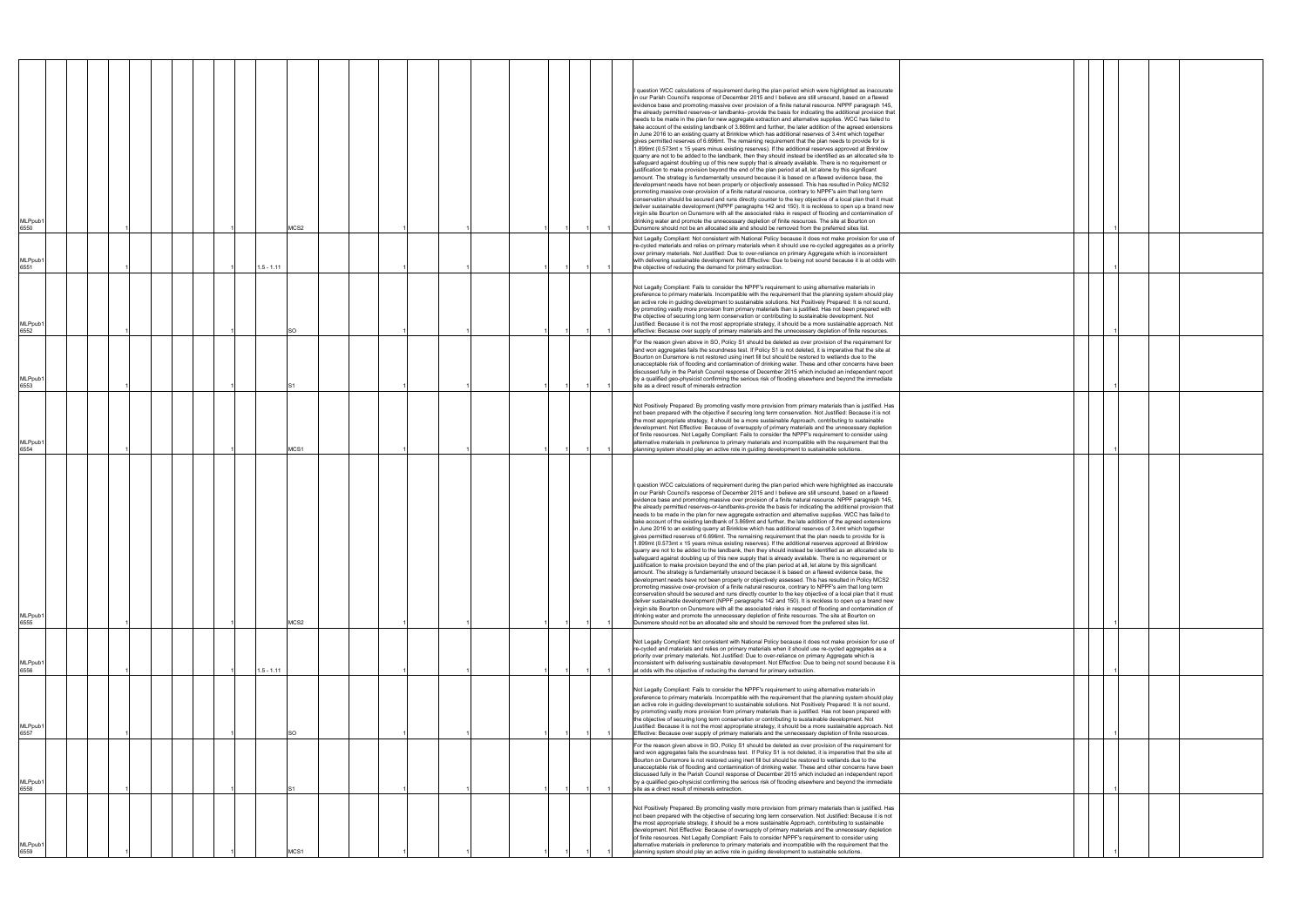| | | | | | | | | | | | | | | | | | | | | | | | | | | |
|---|---|---|---|---|---|---|---|---|---|---|---|---|---|---|---|---|---|---|---|---|---|---|---|---|---|---|
| MLPpub1 6550 | | 1 | | | | 1 | | MCS2 | | 1 | | 1 | | | 1 | 1 | 1 | 1 | I question WCC calculations of requirement during the plan period which were highlighted as inaccurate in our Parish Council's response of December 2015 and I believe are still unsound, based on a flawed evidence base and promoting massive over provision of a finite natural resource. NPPF paragraph 145, the already permitted reserves-or landbanks- provide the basis for indicating the additional provision that needs to be made in the plan for new aggregate extraction and alternative supplies. WCC has failed to take account of the existing landbank of 3.869mt and further, the later addition of the agreed extensions in June 2016 to an existing quarry at Brinklow which has additional reserves of 3.4mt which together gives permitted reserves of 6.699mt. The remaining requirement that the plan needs to provide for is 1.899mt (0.573mt x 15 years minus existing reserves). If the additional reserves approved at Brinklow quarry are not to be added to the landbank, then they should instead be identified as an allocated site to safeguard against doubling up of this new supply that is already available. There is no requirement or justification to make provision beyond the end of the plan period at all, let alone by this significant amount. The strategy is fundamentally unsound because it is based on a flawed evidence base, the development needs have not been properly or objectively assessed. This has resulted in Policy MCS2 promoting massive over-provision of a finite natural resource, contrary to NPPF's aim that long term conservation should be secured and runs directly counter to the key objective of a local plan that it must deliver sustainable development (NPPF paragraphs 142 and 150). It is reckless to open up a brand new virgin site Bourton on Dunsmore with all the associated risks in respect of flooding and contamination of drinking water and promote the unnecessary depletion of finite resources. The site at Bourton on Dunsmore should not be an allocated site and should be removed from the preferred sites list. | | | | 1 | | |
| MLPpub1 6551 | | 1 | | | | 1 | 1.5 - 1.11 | | | 1 | | 1 | | | 1 | 1 | 1 | 1 | Not Legally Compliant: Not consistent with National Policy because it does not make provision for use of re-cycled materials and relies on primary materials when it should use re-cycled aggregates as a priority over primary materials. Not Justified: Due to over-reliance on primary Aggregate which is inconsistent with delivering sustainable development. Not Effective: Due to being not sound because it is at odds with the objective of reducing the demand for primary extraction. | | | | 1 | | |
| MLPpub1 6552 | | 1 | | | | 1 | | SO | | 1 | | 1 | | | 1 | 1 | 1 | 1 | Not Legally Compliant: Fails to consider the NPPF's requirement to using alternative materials in preference to primary materials. Incompatible with the requirement that the planning system should play an active role in guiding development to sustainable solutions. Not Positively Prepared: It is not sound, by promoting vastly more provision from primary materials than is justified. Has not been prepared with the objective of securing long term conservation or contributing to sustainable development. Not Justified: Because it is not the most appropriate strategy, it should be a more sustainable approach. Not effective: Because over supply of primary materials and the unnecessary depletion of finite resources. | | | | 1 | | |
| MLPpub1 6553 | | 1 | | | | 1 | | S1 | | 1 | | 1 | | | 1 | 1 | 1 | 1 | For the reason given above in SO, Policy S1 should be deleted as over provision of the requirement for land won aggregates fails the soundness test. If Policy S1 is not deleted, it is imperative that the site at Bourton on Dunsmore is not restored using inert fill but should be restored to wetlands due to the unacceptable risk of flooding and contamination of drinking water. These and other concerns have been discussed fully in the Parish Council response of December 2015 which included an independent report by a qualified geo-physicist confirming the serious risk of flooding elsewhere and beyond the immediate site as a direct result of minerals extraction | | | | 1 | | |
| MLPpub1 6554 | | 1 | | | | 1 | | MCS1 | | 1 | | 1 | | | 1 | 1 | 1 | 1 | Not Positively Prepared: By promoting vastly more provision from primary materials than is justified. Has not been prepared with the objective if securing long term conservation. Not Justified: Because it is not the most appropriate strategy, it should be a more sustainable Approach, contributing to sustainable development. Not Effective: Because of oversupply of primary materials and the unnecessary depletion of finite resources. Not Legally Compliant: Fails to consider the NPPF's requirement to consider using alternative materials in preference to primary materials and incompatible with the requirement that the planning system should play an active role in guiding development to sustainable solutions. | | | | 1 | | |
| MLPpub1 6555 | | 1 | | | | 1 | | MCS2 | | 1 | | 1 | | | 1 | 1 | 1 | 1 | I question WCC calculations of requirement during the plan period which were highlighted as inaccurate in our Parish Council's response of December 2015 and I believe are still unsound, based on a flawed evidence base and promoting massive over provision of a finite natural resource. NPPF paragraph 145, the already permitted reserves-or-landbanks-provide the basis for indicating the additional provision that needs to be made in the plan for new aggregate extraction and alternative supplies. WCC has failed to take account of the existing landbank of 3.869mt and further, the late addition of the agreed extensions in June 2016 to an existing quarry at Brinklow which has additional reserves of 3.4mt which together gives permitted reserves of 6.699mt. The remaining requirement that the plan needs to provide for is 1.899mt (0.573mt x 15 years minus existing reserves). If the additional reserves approved at Brinklow quarry are not to be added to the landbank, then they should instead be identified as an allocated site to safeguard against doubling up of this new supply that is already available. There is no requirement or justification to make provision beyond the end of the plan period at all, let alone by this significant amount. The strategy is fundamentally unsound because it is based on a flawed evidence base, the development needs have not been properly or objectively assessed. This has resulted in Policy MCS2 promoting massive over-provision of a finite natural resource, contrary to NPPF's aim that long term conservation should be secured and runs directly counter to the key objective of a local plan that it must deliver sustainable development (NPPF paragraphs 142 and 150). It is reckless to open up a brand new virgin site Bourton on Dunsmore with all the associated risks in respect of flooding and contamination of drinking water and promote the unnecessary depletion of finite resources. The site at Bourton on Dunsmore should not be an allocated site and should be removed from the preferred sites list. | | | | 1 | | |
| MLPpub1 6556 | | 1 | | | | 1 | 1.5 - 1.11 | | | 1 | | 1 | | | 1 | 1 | 1 | 1 | Not Legally Compliant: Not consistent with National Policy because it does not make provision for use of re-cycled and materials and relies on primary materials when it should use re-cycled aggregates as a priority over primary materials. Not Justified: Due to over-reliance on primary Aggregate which is inconsistent with delivering sustainable development. Not Effective: Due to being not sound because it is at odds with the objective of reducing the demand for primary extraction. | | | | 1 | | |
| MLPpub1 6557 | | 1 | | | | 1 | | SO | | 1 | | 1 | | | 1 | 1 | 1 | 1 | Not Legally Compliant: Fails to consider the NPPF's requirement to using alternative materials in preference to primary materials. Incompatible with the requirement that the planning system should play an active role in guiding development to sustainable solutions. Not Positively Prepared: It is not sound, by promoting vastly more provision from primary materials than is justified. Has not been prepared with the objective of securing long term conservation or contributing to sustainable development. Not Justified: Because it is not the most appropriate strategy, it should be a more sustainable approach. Not Effective: Because over supply of primary materials and the unnecessary depletion of finite resources. | | | | 1 | | |
| MLPpub1 6558 | | 1 | | | | 1 | | S1 | | 1 | | 1 | | | 1 | 1 | 1 | 1 | For the reason given above in SO, Policy S1 should be deleted as over provision of the requirement for land won aggregates fails the soundness test. If Policy S1 is not deleted, it is imperative that the site at Bourton on Dunsmore is not restored using inert fill but should be restored to wetlands due to the unacceptable risk of flooding and contamination of drinking water. These and other concerns have been discussed fully in the Parish Council response of December 2015 which included an independent report by a qualified geo-physicist confirming the serious risk of flooding elsewhere and beyond the immediate site as a direct result of minerals extraction. | | | | 1 | | |
| MLPpub1 6559 | | 1 | | | | 1 | | MCS1 | | 1 | | 1 | | | 1 | 1 | 1 | 1 | Not Positively Prepared: By promoting vastly more provision from primary materials than is justified. Has not been prepared with the objective of securing long term conservation. Not Justified: Because it is not the most appropriate strategy, it should be a more sustainable Approach, contributing to sustainable development. Not Effective: Because of oversupply of primary materials and the unnecessary depletion of finite resources. Not Legally Compliant: Fails to consider NPPF's requirement to consider using alternative materials in preference to primary materials and incompatible with the requirement that the planning system should play an active role in guiding development to sustainable solutions. | | | | 1 | | |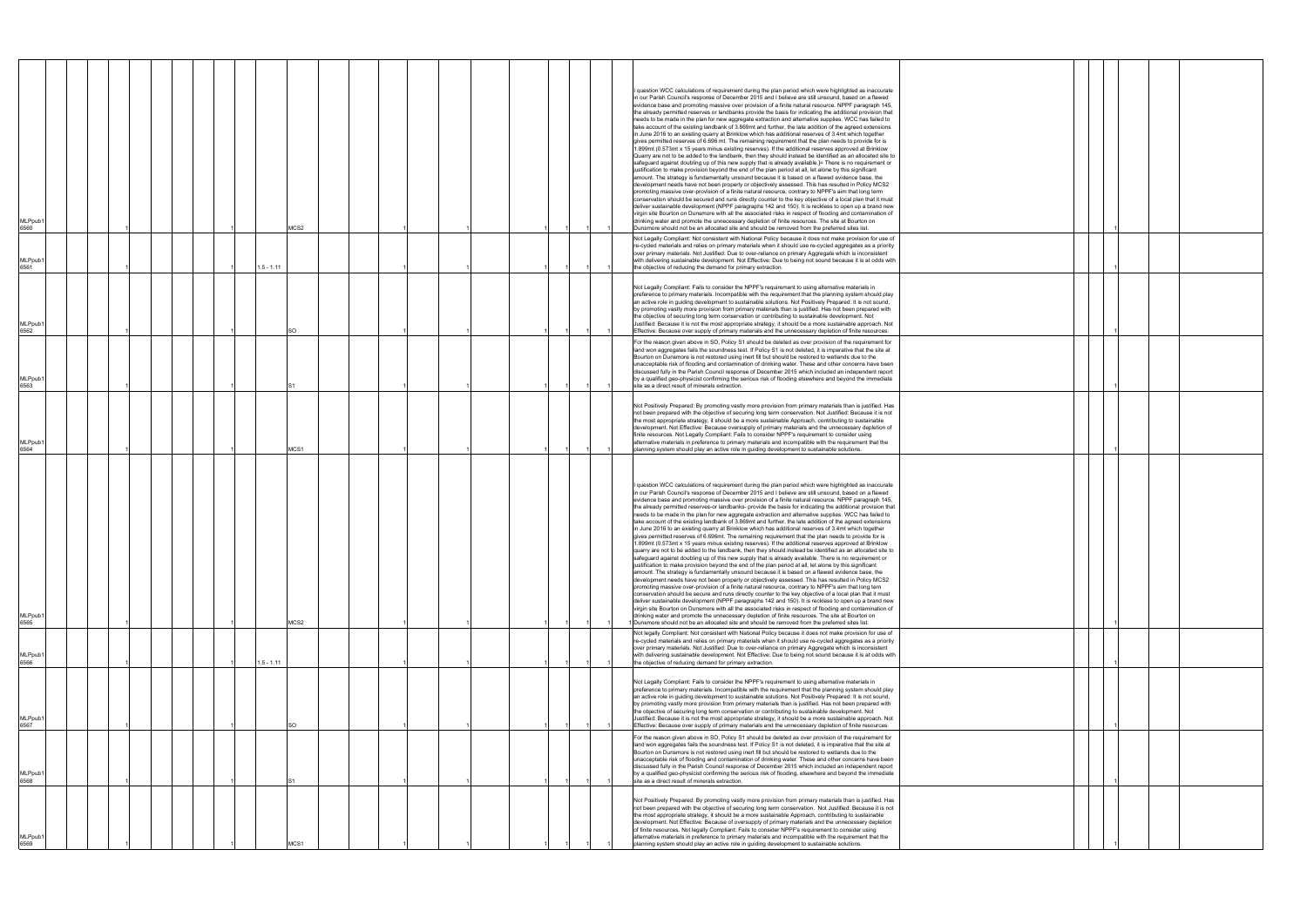| ID | | | | | | | | | Ref | | | | | | | | | | | | Comment | | | | |
|---|---|---|---|---|---|---|---|---|---|---|---|---|---|---|---|---|---|---|---|---|---|---|---|---|---|
| MLPpub1 6560 | | 1 | | | | | | 1 | MCS2 | | | 1 | | 1 | | | 1 | 1 | 1 | 1 | I question WCC calculations of requirement during the plan period which were highlighted as inaccurate in our Parish Council's response of December 2015 and I believe are still unsound, based on a flawed evidence base and promoting massive over provision of a finite natural resource. NPPF paragraph 145, the already permitted reserves or landbanks provide the basis for indicating the additional provision that needs to be made in the plan for new aggregate extraction and alternative supplies. WCC has failed to take account of the existing landbank of 3.869mt and further, the late addition of the agreed extensions in June 2016 to an existing quarry at Brinklow which has additional reserves of 3.4mt which together gives permitted reserves of 6.696 mt. The remaining requirement that the plan needs to provide for is 1.899mt (0.573mt x 15 years minus existing reserves). If the additional reserves approved at Brinklow Quarry are not to be added to the landbank, then they should instead be identified as an allocated site to safeguard against doubling up of this new supply that is already available.]= There is no requirement or justification to make provision beyond the end of the plan period at all, let alone by this significant amount. The strategy is fundamentally unsound because it is based on a flawed evidence base, the development needs have not been properly or objectively assessed. This has resulted in Policy MCS2 promoting massive over-provision of a finite natural resource, contrary to NPPF's aim that long term conservation should be secured and runs directly counter to the key objective of a local plan that it must deliver sustainable development (NPPF paragraphs 142 and 150). It is reckless to open up a brand new virgin site Bourton on Dunsmore with all the associated risks in respect of flooding and contamination of drinking water and promote the unnecessary depletion of finite resources. The site at Bourton on Dunsmore should not be an allocated site and should be removed from the preferred sites list. | | | 1 | |
| MLPpub1 6561 | | 1 | | | | | | 1 | 1.5 - 1.11 | | | 1 | | 1 | | | 1 | 1 | 1 | 1 | Not Legally Compliant: Not consistent with National Policy because it does not make provision for use of re-cycled materials and relies on primary materials when it should use re-cycled aggregates as a priority over primary materials. Not Justified: Due to over-reliance on primary Aggregate which is inconsistent with delivering sustainable development. Not Effective: Due to being not sound because it is at odds with the objective of reducing the demand for primary extraction. | | | 1 | |
| MLPpub1 6562 | | 1 | | | | | | 1 | SO | | | 1 | | 1 | | | 1 | 1 | 1 | 1 | Not Legally Compliant: Fails to consider the NPPF's requirement to using alternative materials in preference to primary materials. Incompatible with the requirement that the planning system should play an active role in guiding development to sustainable solutions. Not Positively Prepared: It is not sound, by promoting vastly more provision from primary materials than is justified. Has not been prepared with the objective of securing long term conservation or contributing to sustainable development. Not Justified: Because it is not the most appropriate strategy, it should be a more sustainable approach. Not Effective: Because over supply of primary materials and the unnecessary depletion of finite resources. | | | 1 | |
| MLPpub1 6563 | | 1 | | | | | | 1 | S1 | | | 1 | | 1 | | | 1 | 1 | 1 | 1 | For the reason given above in SO, Policy S1 should be deleted as over provision of the requirement for land won aggregates fails the soundness test. If Policy S1 is not deleted, it is imperative that the site at Bourton on Dunsmore is not restored using inert fill but should be restored to wetlands due to the unacceptable risk of flooding and contamination of drinking water. These and other concerns have been discussed fully in the Parish Council response of December 2015 which included an independent report by a qualified geo-physicist confirming the serious risk of flooding elsewhere and beyond the immediate site as a direct result of minerals extraction. | | | 1 | |
| MLPpub1 6564 | | 1 | | | | | | 1 | MCS1 | | | 1 | | 1 | | | 1 | 1 | 1 | 1 | Not Positively Prepared: By promoting vastly more provision from primary materials than is justified. Has not been prepared with the objective of securing long term conservation. Not Justified: Because it is not the most appropriate strategy, it should be a more sustainable Approach, contributing to sustainable development. Not Effective: Because oversupply of primary materials and the unnecessary depletion of finite resources. Not Legally Compliant: Fails to consider NPPF's requirement to consider using alternative materials in preference to primary materials and incompatible with the requirement that the planning system should play an active role in guiding development to sustainable solutions. | | | 1 | |
| MLPpub1 6565 | | 1 | | | | | | 1 | MCS2 | | | 1 | | 1 | | | 1 | 1 | 1 | 1 | I question WCC calculations of requirement during the plan period which were highlighted as inaccurate in our Parish Council's response of December 2015 and I believe are still unsound, based on a flawed evidence base and promoting massive over provision of a finite natural resource. NPPF paragraph 145, the already permitted reserves-or landbanks- provide the basis for indicating the additional provision that needs to be made in the plan for new aggregate extraction and alternative supplies. WCC has failed to take account of the existing landbank of 3.869mt and further, the late addition of the agreed extensions in June 2016 to an existing quarry at Brinklow which has additional reserves of 3.4mt which together gives permitted reserves of 6.696mt. The remaining requirement that the plan needs to provide for is 1.899mt (0.573mt x 15 years minus existing reserves). If the additional reserves approved at Brinklow quarry are not to be added to the landbank, then they should instead be identified as an allocated site to safeguard against doubling up of this new supply that is already available. There is no requirement or justification to make provision beyond the end of the plan period at all, let alone by this significant amount. The strategy is fundamentally unsound because it is based on a flawed evidence base, the development needs have not been properly or objectively assessed. This has resulted in Policy MCS2 promoting massive over-provision of a finite natural resource, contrary to NPPF's aim that long term conservation should be secure and runs directly counter to the key objective of a local plan that it must deliver sustainable development (NPPF paragraphs 142 and 150). It is reckless to open up a brand new virgin site Bourton on Dunsmore with all the associated risks in respect of flooding and contamination of drinking water and promote the unnecessary depletion of finite resources. The site at Bourton on Dunsmore should not be an allocated site and should be removed from the preferred sites list. | | | 1 | |
| MLPpub1 6566 | | 1 | | | | | | 1 | 1.5 - 1.11 | | | 1 | | 1 | | | 1 | 1 | 1 | 1 | Not legally Compliant: Not consistent with National Policy because it does not make provision for use of re-cycled materials and relies on primary materials when it should use re-cycled aggregates as a priority over primary materials. Not Justified: Due to over-reliance on primary Aggregate which is inconsistent with delivering sustainable development. Not Effective: Due to being not sound because it is at odds with the objective of reducing demand for primary extraction. | | | 1 | |
| MLPpub1 6567 | | 1 | | | | | | 1 | SO | | | 1 | | 1 | | | 1 | 1 | 1 | 1 | Not Legally Compliant: Fails to consider the NPPF's requirement to using alternative materials in preference to primary materials. Incompatible with the requirement that the planning system should play an active role in guiding development to sustainable solutions. Not Positively Prepared: It is not sound, by promoting vastly more provision from primary materials than is justified. Has not been prepared with the objective of securing long term conservation or contributing to sustainable development. Not Justified: Because it is not the most appropriate strategy, it should be a more sustainable approach. Not Effective: Because over supply of primary materials and the unnecessary depletion of finite resources. | | | 1 | |
| MLPpub1 6568 | | 1 | | | | | | 1 | S1 | | | 1 | | 1 | | | 1 | 1 | 1 | 1 | For the reason given above in SO, Policy S1 should be deleted as over provision of the requirement for land won aggregates fails the soundness test. If Policy S1 is not deleted, it is imperative that the site at Bourton on Dunsmore is not restored using inert fill but should be restored to wetlands due to the unacceptable risk of flooding and contamination of drinking water. These and other concerns have been discussed fully in the Parish Council response of December 2015 which included an independent report by a qualified geo-physicist confirming the serious risk of flooding, elsewhere and beyond the immediate site as a direct result of minerals extraction. | | | 1 | |
| MLPpub1 6569 | | 1 | | | | | | 1 | MCS1 | | | 1 | | 1 | | | 1 | 1 | 1 | 1 | Not Positively Prepared: By promoting vastly more provision from primary materials than is justified. Has not been prepared with the objective of securing long term conservation. Not Justified: Because it is not the most appropriate strategy, it should be a more sustainable Approach, contributing to sustainable development. Not Effective: Because of oversupply of primary materials and the unnecessary depletion of finite resources. Not legally Compliant: Fails to consider NPPF's requirement to consider using alternative materials in preference to primary materials and incompatible with the requirement that the planning system should play an active role in guiding development to sustainable solutions. | | | 1 | |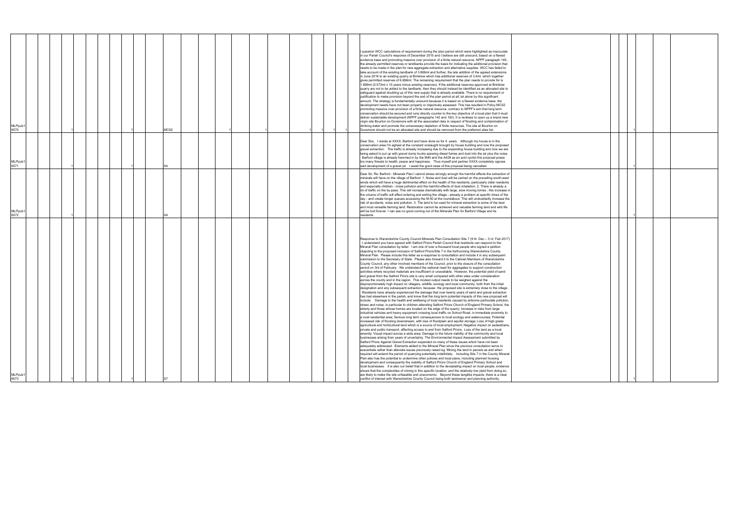| | | | | | | | | | | | | | | | | | | | | | | | | | | | |
|---|---|---|---|---|---|---|---|---|---|---|---|---|---|---|---|---|---|---|---|---|---|---|---|---|---|---|---|
| MLPpub1 6570 | | | 1 | | | | | 1 | | MCS2 | | | 1 | | 1 | | 1 | 1 | 1 | | I question WCC calculations of requirement during the plan period which were highlighted as inaccurate in our Parish Council's response of December 2015 and I believe are still unsound, based on a flawed evidence base and promoting massive over provision of a finite natural resource. NPPF paragraph 145, the already permitted reserves or landbanks provide the basis for indicating the additional provision that needs to be made in the plan for new aggregate extraction and alternative supplies. WCC has failed to take account of the existing landbank of 3.869mt and further, the late addition of the agreed extensions in June 2016 to an existing quarry at Brinklow which has additional reserves of 3.4mt which together gives permitted reserves of 6.699mt. The remaining requirement that the plan needs to provide for is 1.899mt (0.573mt x 15 years minus existing reserves). If the additional reserves approved at Brinklow quarry are not to be added to the landbank, then they should instead be identified as an allocated site to safeguard against doubling up of this new supply that is already available. There is no requirement or justification to make provision beyond the end of the plan period at all, let alone by this significant amount. The strategy is fundamentally unsound because it is based on a flawed evidence base, the development needs have not been properly or objectively assessed. This has resulted in Policy MCS2 promoting massive over-provision of a finite natural resource, contrary to NPPF's aim that long term conservation should be secured and runs directly counter to the key objective of a local plan that it must deliver sustainable development (NPPF paragraphs 142 and 150). It is reckless to open up a brand new virgin site Bourton on Dunsmore with all the associated risks in respect of flooding and contamination of drinking water and promote the unnecessary depletion of finite resources. The site at Bourton on Dunsmore should not be an allocated site and should be removed from the preferred sites list. | | | | 1 | | |
| MLPpub1 6571 | | | 1 | | | | | 1 | | S4 | | | | | | | | | | | Dear Sirs, I reside at XXXX, Barford and have done so for 4 years. Although my house is in the conservation area I'm aghast at the constant onslaught brought by house building and now the proposed gravel extraction. The traffic is already increasing due to the expanding house building and now we are being asked to put up with gravel dump trucks spewing diesel fumes and dust into the air plus the noise. Barford village is already hemmed in by the M40 and the A429 as an avid cyclist this proposal poses too many threats to health, peace and happiness. Thus myself and partner XXXX completely oppose said development of a gravel pit. I await the good news of this proposal being cancelled. | | | | 1 | | |
| MLPpub1 6572 | | | 1 | | | | | | | S4 | | | | | | | | | | | Dear Sir, Re: Barford - Minerals Plan I cannot stress strongly enough the harmful effects the extraction of minerals will have on the village of Barford. 1. Noise and dust will be carried on the prevailing south-west winds which will have a huge detrimental effect on the health of the residents, particularly older residents and especially children - noise pollution and the harmful effects of dust inhalation. 2. There is already a lot of traffic on the by-pass. This will increase dramatically with large, slow moving lorries ; this increase in the volume of traffic will effect entering and exiting the village - already a problem at specific times of the day - and create longer queues accessing the M.40 at the roundabout. This will undoubtedly increase the risk of accidents, noise and pollution. 3. The land to be used for mineral extraction is some of the best and most versatile farming land. Restoration cannot be achieved and valuable farming land and wild life will be lost forever. I can see no good coming out of the Minerals Plan for Barford Village and its residents. | | | | 1 | | |
| MLPpub1 6573 | | | 1 | | | | | 1 | | S7 | | | | | | | | | | | Response to Warwickshire County Council Minerals Plan Consultation Site 7 (9 th Dec – 3 rd Feb 2017) I understand you have agreed with Salford Priors Parish Council that residents can respond to the Mineral Plan consultation by letter. I am one of over a thousand local people who signed a petition objecting to the proposed inclusion of Salford Priors/Site 7 in the forthcoming Warwickshire County Mineral Plan. Please include this letter as a response to consultation and include it in any subsequent submission to the Secretary of State. Please also forward it to the Cabinet Members of Warwickshire County Council, any other involved members of the Council, prior to the closure of the consultation period on 3rd of February. We understand the national need for aggregates to support construction activities where recycled materials are insufficient or unavailable. However, the potential yield of sand and gravel from the Salford Priors site is very small compared with other sites under consideration across the county and in the region. This modest output needs to be weighed against the disproportionately high impact on villagers, wildlife, ecology and local community, both from the initial designation and any subsequent extraction, because the proposed site is extremely close to the village. Residents have already experienced the damage that over twenty years of sand and gravel extraction has had elsewhere in the parish, and know that the long term potential impacts of this new proposal will include: Damage to the health and wellbeing of local residents caused by airborne particulate pollution, stress and noise, in particular to children attending Salford Priors Church of England Primary School, the elderly and those whose homes are located on the edge of the quarry; Increase in risks from large industrial vehicles and heavy equipment crossing local traffic on School Road, in immediate proximity to a rural residential area; Serious long term consequences to local ecology and watercourses; Potential increased risk of flooding downstream, with loss of floodplain and aquifer storage; Loss of high grade agricultural and horticultural land which is a source of local employment; Negative impact on pedestrians, private and public transport, affecting access to and from Salford Priors; Loss of the land as a local amenity; Visual impact across a wide area; Damage to the future viability of the community and local businesses arising from years of uncertainty. The Environmental Impact Assessment submitted by Salford Priors Against Gravel Extraction expanded on many of these issues which have not been adequately addressed. Elements added to the Mineral Plan since the previous consultation serve to exacerbate rather than alleviate issues previously raised eg. Mining the land in parcels as and when required will extend the period of quarrying potentially indefinitely. Including Site 7 in the County Mineral Plan also has the potential to undermine other policies and local plans, including planned housing development and consequently the viability of Salford Priors Church of England Primary School and local businesses. It is also our belief that in addition to the devastating impact on local people, evidence shows that the complexities of mining in this specific location, and the relatively low yield from doing so, are likely to make the site unfeasible and uneconomic. Beyond these tangible impacts, there is a clear conflict of interest with Warwickshire County Council being both landowner and planning authority. | | | | 1 | | |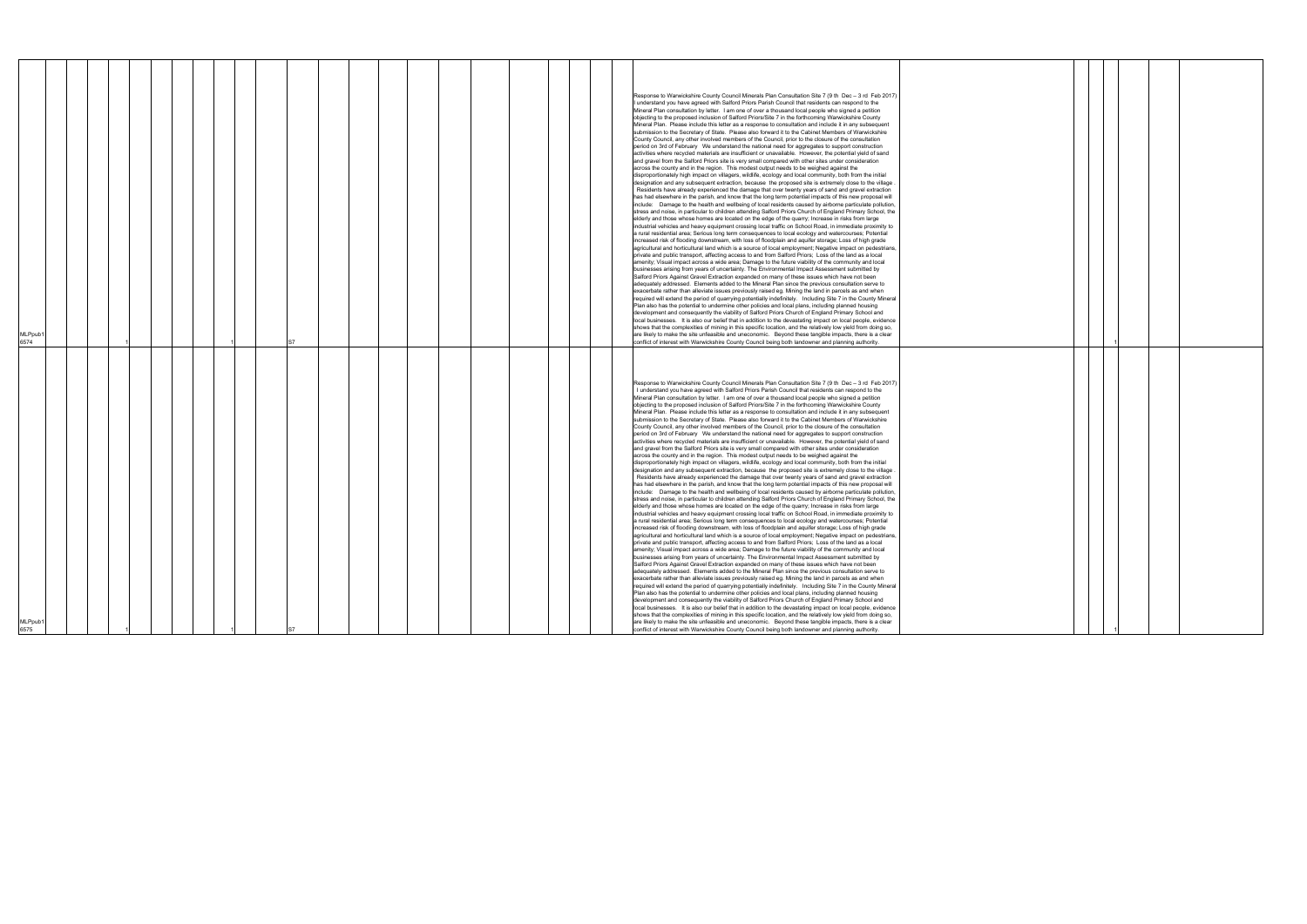| | | | | | | | | | | | | | | | | | | | | | | | | | |
|---|---|---|---|---|---|---|---|---|---|---|---|---|---|---|---|---|---|---|---|---|---|---|---|---|---|
| MLPpub16574 | | | 1 | | | | | | 1 | | S7 | | | | | | | Response to Warwickshire County Council Minerals Plan Consultation Site 7 (9 th Dec – 3 rd Feb 2017) I understand you have agreed with Salford Priors Parish Council that residents can respond to the Mineral Plan consultation by letter. I am one of over a thousand local people who signed a petition objecting to the proposed inclusion of Salford Priors/Site 7 in the forthcoming Warwickshire County Mineral Plan. Please include this letter as a response to consultation and include it in any subsequent submission to the Secretary of State. Please also forward it to the Cabinet Members of Warwickshire County Council, any other involved members of the Council, prior to the closure of the consultation period on 3rd of February We understand the national need for aggregates to support construction activities where recycled materials are insufficient or unavailable. However, the potential yield of sand and gravel from the Salford Priors site is very small compared with other sites under consideration across the county and in the region. This modest output needs to be weighed against the disproportionately high impact on villagers, wildlife, ecology and local community, both from the initial designation and any subsequent extraction, because the proposed site is extremely close to the village. Residents have already experienced the damage that over twenty years of sand and gravel extraction has had elsewhere in the parish, and know that the long term potential impacts of this new proposal will include: Damage to the health and wellbeing of local residents caused by airborne particulate pollution, stress and noise, in particular to children attending Salford Priors Church of England Primary School, the elderly and those whose homes are located on the edge of the quarry; Increase in risks from large industrial vehicles and heavy equipment crossing local traffic on School Road, in immediate proximity to a rural residential area; Serious long term consequences to local ecology and watercourses; Potential increased risk of flooding downstream, with loss of floodplain and aquifer storage; Loss of high grade agricultural and horticultural land which is a source of local employment; Negative impact on pedestrians, private and public transport, affecting access to and from Salford Priors; Loss of the land as a local amenity; Visual impact across a wide area; Damage to the future viability of the community and local businesses arising from years of uncertainty. The Environmental Impact Assessment submitted by Salford Priors Against Gravel Extraction expanded on many of these issues which have not been adequately addressed. Elements added to the Mineral Plan since the previous consultation serve to exacerbate rather than alleviate issues previously raised eg. Mining the land in parcels as and when required will extend the period of quarrying potentially indefinitely. Including Site 7 in the County Mineral Plan also has the potential to undermine other policies and local plans, including planned housing development and consequently the viability of Salford Priors Church of England Primary School and local businesses. It is also our belief that in addition to the devastating impact on local people, evidence shows that the complexities of mining in this specific location, and the relatively low yield from doing so, are likely to make the site unfeasible and uneconomic. Beyond these tangible impacts, there is a clear conflict of interest with Warwickshire County Council being both landowner and planning authority. | | | | 1 | | | |
| MLPpub16575 | | | 1 | | | | | | 1 | | S7 | | | | | | | Response to Warwickshire County Council Minerals Plan Consultation Site 7 (9 th Dec – 3 rd Feb 2017) I understand you have agreed with Salford Priors Parish Council that residents can respond to the Mineral Plan consultation by letter. I am one of over a thousand local people who signed a petition objecting to the proposed inclusion of Salford Priors/Site 7 in the forthcoming Warwickshire County Mineral Plan. Please include this letter as a response to consultation and include it in any subsequent submission to the Secretary of State. Please also forward it to the Cabinet Members of Warwickshire County Council, any other involved members of the Council, prior to the closure of the consultation period on 3rd of February We understand the national need for aggregates to support construction activities where recycled materials are insufficient or unavailable. However, the potential yield of sand and gravel from the Salford Priors site is very small compared with other sites under consideration across the county and in the region. This modest output needs to be weighed against the disproportionately high impact on villagers, wildlife, ecology and local community, both from the initial designation and any subsequent extraction, because the proposed site is extremely close to the village. Residents have already experienced the damage that over twenty years of sand and gravel extraction has had elsewhere in the parish, and know that the long term potential impacts of this new proposal will include: Damage to the health and wellbeing of local residents caused by airborne particulate pollution, stress and noise, in particular to children attending Salford Priors Church of England Primary School, the elderly and those whose homes are located on the edge of the quarry; Increase in risks from large industrial vehicles and heavy equipment crossing local traffic on School Road, in immediate proximity to a rural residential area; Serious long term consequences to local ecology and watercourses; Potential increased risk of flooding downstream, with loss of floodplain and aquifer storage; Loss of high grade agricultural and horticultural land which is a source of local employment; Negative impact on pedestrians, private and public transport, affecting access to and from Salford Priors; Loss of the land as a local amenity; Visual impact across a wide area; Damage to the future viability of the community and local businesses arising from years of uncertainty. The Environmental Impact Assessment submitted by Salford Priors Against Gravel Extraction expanded on many of these issues which have not been adequately addressed. Elements added to the Mineral Plan since the previous consultation serve to exacerbate rather than alleviate issues previously raised eg. Mining the land in parcels as and when required will extend the period of quarrying potentially indefinitely. Including Site 7 in the County Mineral Plan also has the potential to undermine other policies and local plans, including planned housing development and consequently the viability of Salford Priors Church of England Primary School and local businesses. It is also our belief that in addition to the devastating impact on local people, evidence shows that the complexities of mining in this specific location, and the relatively low yield from doing so, are likely to make the site unfeasible and uneconomic. Beyond these tangible impacts, there is a clear conflict of interest with Warwickshire County Council being both landowner and planning authority. | | | | 1 | | | |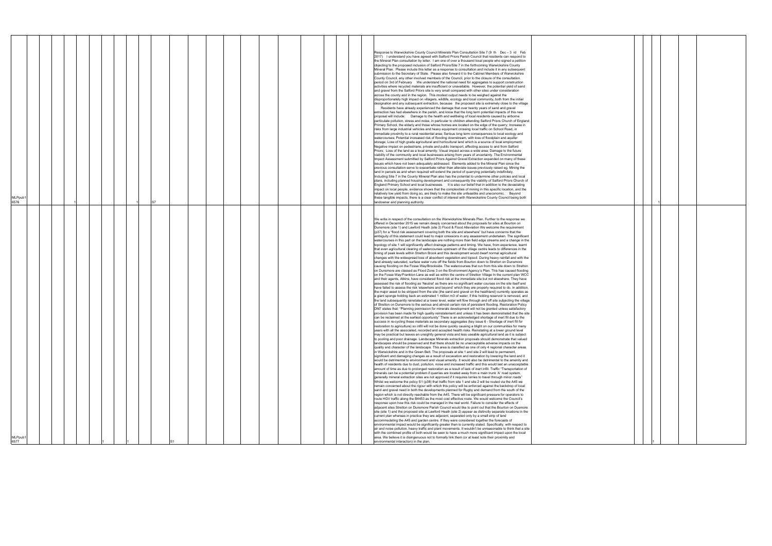| | | | | | | | | | | | | | | | | | | | | | | | | | | | | | | | |
|---|---|---|---|---|---|---|---|---|---|---|---|---|---|---|---|---|---|---|---|---|---|---|---|---|---|---|---|---|---|---|---|
| MLPpub1 6576 | | | | | | 1 | | | | | 1 | S7 | | | | | | | | | | Response to Warwickshire County Council Minerals Plan Consultation Site 7 (9 th Dec – 3 rd Feb 2017) I understand you have agreed with Salford Priors Parish Council that residents can respond to the Mineral Plan consultation by letter. I am one of over a thousand local people who signed a petition objecting to the proposed inclusion of Salford Priors/Site 7 in the forthcoming Warwickshire County Mineral Plan. Please include this letter as a response to consultation and include it in any subsequent submission to the Secretary of State. Please also forward it to the Cabinet Members of Warwickshire County Council, any other involved members of the Council, prior to the closure of the consultation period on 3rd of February We understand the national need for aggregates to support construction activities where recycled materials are insufficient or unavailable. However, the potential yield of sand and gravel from the Salford Priors site is very small compared with other sites under consideration across the county and in the region. This modest output needs to be weighed against the disproportionately high impact on villagers, wildlife, ecology and local community, both from the initial designation and any subsequent extraction, because the proposed site is extremely close to the village Residents have already experienced the damage that over twenty years of sand and gravel extraction has had elsewhere in the parish, and know that the long term potential impacts of this new proposal will include: Damage to the health and wellbeing of local residents caused by airborne particulate pollution, stress and noise, in particular to children attending Salford Priors Church of England Primary School, the elderly and those whose homes are located on the edge of the quarry; Increase in risks from large industrial vehicles and heavy equipment crossing local traffic on School Road, in immediate proximity to a rural residential area; Serious long term consequences to local ecology and watercourses; Potential increased risk of flooding downstream, with loss of floodplain and aquifer storage; Loss of high grade agricultural and horticultural land which is a source of local employment; Negative impact on pedestrians, private and public transport, affecting access to and from Salford Priors; Loss of the land as a local amenity; Visual impact across a wide area; Damage to the future viability of the community and local businesses arising from years of uncertainty. The Environmental Impact Assessment submitted by Salford Priors Against Gravel Extraction expanded on many of these issues which have not been adequately addressed. Elements added to the Mineral Plan since the previous consultation serve to exacerbate rather than alleviate issues previously raised eg. Mining the land in parcels as and when required will extend the period of quarrying potentially indefinitely. Including Site 7 in the County Mineral Plan also has the potential to undermine other policies and local plans, including planned housing development and consequently the viability of Salford Priors Church of England Primary School and local businesses. It is also our belief that in addition to the devastating impact on local people, evidence shows that the complexities of mining in this specific location, and the relatively low yield from doing so, are likely to make the site unfeasible and uneconomic. Beyond these tangible impacts, there is a clear conflict of interest with Warwickshire County Council being both landowner and planning authority. | | | | | 1 | | | |
| MLPpub1 6577 | | | | | | | | 1 | | 1 | | S1 | | | | | | | | | | We write in respect of the consultation on the Warwickshire Minerals Plan. Further to the response we offered in December 2015 we remain deeply concerned about the proposals for sites at Bourton on Dunsmore (site 1) and Lawford Heath (site 2) Flood & Flood Alleviation We welcome the requirement (p37) for a "flood risk assessment covering both the site and elsewhere" but have concerns that the ambiguity of this statement could lead to major omissions in any assessment undertaken. The significant watercourses in this part on the landscape are nothing more than field edge streams and a change in the topology of site 1 will significantly affect drainage patterns and timing. We have, from experience, learnt that even agricultural clearing of watercourses upstream of the village centre leads to differences in the timing of peak levels within Stretton Brook and this development would dwarf normal agricultural changes with the widespread loss of absorbent vegetation and topsoil. During heavy rainfall and with the land already saturated, surface water runs off the fields from Bourton down to Stretton on Dunsmore causing flooding on the Fosse Way/Brookside. The watercourses that run from this site down to Stretton on Dunsmore are classed as Flood Zone 3 on the Environment Agency's Plan. This has caused flooding on the Fosse Way/Frankton Lane as well as within the centre of Stretton Village In the current plan WCC and their agents, Atkins, have considered flood risk at the immediate site but not elsewhere. They have assessed the risk of flooding as 'Neutral' as there are no significant water courses on the site itself and have failed to assess the risk 'elsewhere and beyond' which they are properly required to do. In addition, the major asset to be stripped from the site (the sand and gravel on the heathland) currently operates as a giant sponge holding back an estimated 1 million m3 of water, if this holding reservoir is removed, and the land subsequently reinstated at a lower level, water will flow through and off site subjecting the village of Stretton on Dunsmore to the serious and almost certain risk of persistent flooding. Restoration Policy DM7 states that: "Planning permission for minerals development will not be granted unless satisfactory provision has been made for high quality reinstatement and unless it has been demonstrated that the site can be reclaimed at the earliest opportunity" There is an acknowledged shortage of inert fill due to the success in re-cycling these materials as secondary aggregates (key issue 6 - Shortage of inert fill for restoration to agriculture) so infill will not be done quickly causing a blight on our communities for many years with all the associated, recorded and accepted health risks. Reinstating at a lower ground level may be practical but leaves an unsightly general vista and less useable agricultural land as it is subject to pooling and poor drainage. Landscape Minerals extraction proposals should demonstrate that valued landscapes should be preserved and that there should be no unacceptable adverse impacts on the quality and character of the landscape. This area is classified as one of only 4 regional character areas in Warwickshire and in the Green Belt. The proposals at site 1 and site 2 will lead to permanent, significant and damaging changes as a result of excavation and restoration by lowering the land and it would be detrimental to environment and visual amenity. It would also be detrimental to the amenity and health of residents due to dust, pollution, noise and increased traffic and this would last an unacceptable amount of time as due to prolonged restoration as a result of lack of inert infill. Traffic "Transportation of minerals can be a potential problem if quarries are located away from a main trunk 'A' road system, generally mineral extraction sites are not approved if it requires lorries to travel through minor roads" Whilst we welcome the policy S1 (p38) that traffic from site 1 and site 2 will be routed via the A45 we remain concerned about the rigour with which this policy will be enforced against the backdrop of local sand and gravel need in both the developments planned for Rugby and demand from the south of the region which is not directly reachable from the A45. There will be significant pressure for operators to route HGV traffic along the B4453 as the most cost effective route. We would welcome the Council's response upon how this risk could be managed in the real world. Failure to consider the effects of adjacent sites Stretton on Dunsmore Parish Council would like to point out that the Bourton on Dusmore site (site 1) and the proposed site at Lawford Heath (site 2) appear as distinctly separate locations in the current plan whereas in practice they are adjacent, separated only by a small strip of land accommodating the A45 and garden centre. If they were considered together the forecasts of environmental impact would be significantly greater than is currently stated. Specifically, with respect to air and noise pollution, heavy traffic and plant movements. It wouldn't be unreasonable to think that a site with the combined profile of both would be seen to have a much more significant impact upon the local area. We believe it is disingenuous not to formally link them (or at least note their proximity and environmental interaction) in the plan. | | | | | 1 | | | |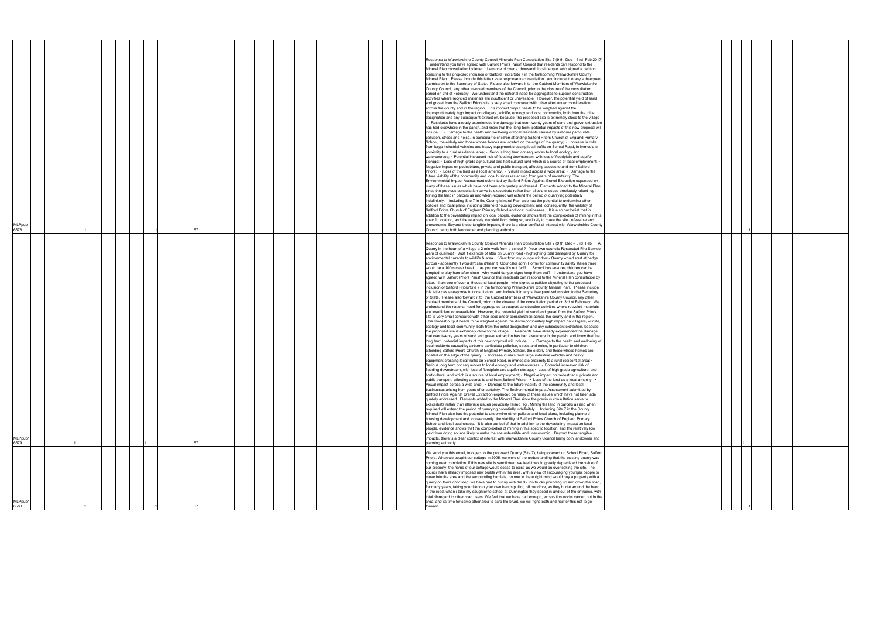| ID | | | | | | | | | | | | | | | | | | | | Comment | | | | | | | |
|---|---|---|---|---|---|---|---|---|---|---|---|---|---|---|---|---|---|---|---|---|---|---|---|---|---|---|---|
| MLPpub1 6578 | | | 1 | | | | | 1 | | S7 | | | | | | | | | | Response to Warwickshire County Council Minerals Plan Consultation Site 7 (9 th Dec – 3 rd Feb 2017) I understand you have agreed with Salford Priors Parish Council that residents can respond to the Mineral Plan consultation by letter. I am one of over a thousand local people who signed a petition objecting to the proposed inclusion of Salford Priors/Site 7 in the forthcoming Warwickshire County Mineral Plan. Please include this lette r as a response to consultation and include it in any subsequent submission to the Secretary of State. Please also forward it to the Cabinet Members of Warwickshire County Council, any other involved members of the Council, prior to the closure of the consultation period on 3rd of February We understand the national need for aggregates to support construction activities where recycled materials are insufficient or unavailable. However, the potential yield of sand and gravel from the Salford Priors site is very small compared with other sites under consideration across the county and in the region. This modest output needs to be weighed against the disproportionately high impact on villagers, wildlife, ecology and local community, both from the initial designation and any subsequent extraction, because the proposed site is extremely close to the village . Residents have already experienced the damage that over twenty years of sand and gravel extraction has had elsewhere in the parish, and know that the long term potential impacts of this new proposal will include: • Damage to the health and wellbeing of local residents caused by airborne particulate pollution, stress and noise, in particular to children attending Salford Priors Church of England Primary School, the elderly and those whose homes are located on the edge of the quarry; • Increase in risks from large industrial vehicles and heavy equipment crossing local traffic on School Road, in immediate proximity to a rural residential area; • Serious long term consequences to local ecology and watercourses; • Potential increased risk of flooding downstream, with loss of floodplain and aquifer storage; • Loss of high grade agricultural and horticultural land which is a source of local employment; • Negative impact on pedestrians, private and public transport, affecting access to and from Salford Priors; • Loss of the land as a local amenity; • Visual impact across a wide area; • Damage to the future viability of the community and local businesses arising from years of uncertainty. The Environmental Impact Assessment submitted by Salford Priors Against Gravel Extraction expanded on many of these issues which have not been ade quately addressed. Elements added to the Mineral Plan since the previous consultation serve to exacerbate rather than alleviate issues previously raised eg . Mining the land in parcels as and when required will extend the period of quarrying potentially indefinitely. Including Site 7 in the County Mineral Plan also has the potential to undermine other policies and local plans, including planne d housing development and consequently the viability of Salford Priors Church of England Primary School and local businesses. It is also our belief that in addition to the devastating impact on local people, evidence shows that the complexities of mining in this specific location, and the relatively low yield from doing so, are likely to make the site unfeasible and uneconomic. Beyond these tangible impacts, there is a clear conflict of interest with Warwickshire County Council being both landowner and planning authority. | | | | 1 | | | |
| MLPpub1 6579 | | 1 | | | | | | 1 | | S7 | | | | | | | | | | Response to Warwickshire County Council Minerals Plan Consultation Site 7 (9 th Dec – 3 rd Feb A Quarry in the heart of a village a 2 min walk from a school ? Your own councils Respected Fire Service warn of quarries! Just 1 example of litter on Quarry road - highlighting total disregard by Quarry for environmental hazards to wildlife & area. View from my lounge window - Quarry would start at hedge across - apparently 'I wouldn't see it/hear it' Councillor John Horner for community safety states there would be a 100m clear break .. as you can see it's not far!!! School bus ensures children can be tempted to play here after close - why would danger signs keep them out? I understand you have agreed with Salford Priors Parish Council that residents can respond to the Mineral Plan consultation by letter. I am one of over a thousand local people who signed a petition objecting to the proposed inclusion of Salford Priors/Site 7 in the forthcoming Warwickshire County Mineral Plan. Please include this lette r as a response to consultation and include it in any subsequent submission to the Secretary of State. Please also forward it to the Cabinet Members of Warwickshire County Council, any other involved members of the Council, prior to the closure of the consultation period on 3rd of February We understand the national need for aggregates to support construction activities where recycled materials are insufficient or unavailable. However, the potential yield of sand and gravel from the Salford Priors site is very small compared with other sites under consideration across the county and in the region. This modest output needs to be weighed against the disproportionately high impact on villagers, wildlife, ecology and local community, both from the initial designation and any subsequent extraction, because the proposed site is extremely close to the village . Residents have already experienced the damage that over twenty years of sand and gravel extraction has had elsewhere in the parish, and know that the long term potential impacts of this new proposal will include: • Damage to the health and wellbeing of local residents caused by airborne particulate pollution, stress and noise, in particular to children attending Salford Priors Church of England Primary School, the elderly and those whose homes are located on the edge of the quarry; • Increase in risks from large industrial vehicles and heavy equipment crossing local traffic on School Road, in immediate proximity to a rural residential area; • Serious long term consequences to local ecology and watercourses; • Potential increased risk of flooding downstream, with loss of floodplain and aquifer storage; • Loss of high grade agricultural and horticultural land which is a source of local employment; • Negative impact on pedestrians, private and public transport, affecting access to and from Salford Priors; • Loss of the land as a local amenity; • Visual impact across a wide area; • Damage to the future viability of the community and local businesses arising from years of uncertainty. The Environmental Impact Assessment submitted by Salford Priors Against Gravel Extraction expanded on many of these issues which have not been ade quately addressed. Elements added to the Mineral Plan since the previous consultation serve to exacerbate rather than alleviate issues previously raised eg . Mining the land in parcels as and when required will extend the period of quarrying potentially indefinitely. Including Site 7 in the County Mineral Plan also has the potential to undermine other policies and local plans, including planne d housing development and consequently the viability of Salford Priors Church of England Primary School and local businesses. It is also our belief that in addition to the devastating impact on local people, evidence shows that the complexities of mining in this specific location, and the relatively low yield from doing so, are likely to make the site unfeasible and uneconomic. Beyond these tangible impacts, there is a clear conflict of interest with Warwickshire County Council being both landowner and planning authority. | | | | 1 | | | |
| MLPpub1 6580 | | | 1 | | | | | 1 | | S7 | | | | | | | | | | We send you this email, to object to the proposed Quarry (Site 7), being opened on School Road, Salford Priors. When we bought our cottage in 2005, we were of the understanding that the existing quarry was coming near completion, if this new site is sanctioned, we feel it would greatly depreciated the value of our property, the name of our cottage would cease to exist, as we would be overlooking the site. The council have already imposed new builds within the area, with a view of encouraging younger people to move into the area and the surrounding hamlets, no one in there right mind would buy a property with a quarry on there door step, we have had to put up with the 32 ton trucks pounding up and down the road, for many years, taking your life into your own hands pulling off our drive, as they hurtle around the bend in the road, when i take my daughter to school at Dunnington they speed in and out of the entrance, with total disregard to other road users. We feel that we have had enough, excavation works carried out in the area, and its time for some other area to bare the brunt, we will fight tooth and nail for this not to go forward. | | | | 1 | | | |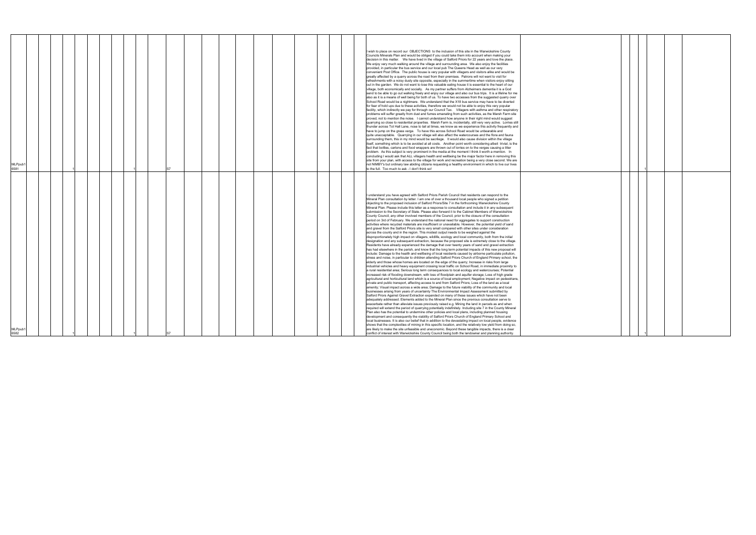| | | | | | | | | | | | | | | | | | | | | | | | | | | | | | | | | | |
|---|---|---|---|---|---|---|---|---|---|---|---|---|---|---|---|---|---|---|---|---|---|---|---|---|---|---|---|---|---|---|---|---|---|
| MLPpub1 6581 | | | | 1 | | | | | | 1 | | S7 | | | | | | | | | | | | | | I wish to place on record our OBJECTIONS to the inclusion of this site in the Warwickshire County Councils Minerals Plan and would be obliged if you could take them into account when making your decision in this matter. We have lived in the village of Salford Priors for 22 years and love the place. We enjoy very much walking around the village and surrounding area. We also enjoy the facilities provided, in particular the bus service and our local pub The Queens Head as well as our very convenient Post Office. The public house is very popular with villagers and visitors alike and would be greatly affected by a quarry across the road from their premises. Patrons will not want to visit for refreshments with a noisy dusty site opposite, especially in the summertime when visitors enjoy sitting out in the garden. We do not want to lose this valuable eating house it is essential to the heart of our village, both economically and socially. As my partner suffers from Alzheimers dementia it is a God send to be able to go out walking freely and enjoy our village and also our bus trips. It is a lifeline for me also as it is a means of well being for both of us. To have two accesses from the suggested quarry over School Road would be a nightmare. We understand that the X18 bus service may have to be diverted for fear of hold ups due to these activities, therefore we would not be able to enjoy this very popular facility, which indirectly we pay for through our Council Tax. Villagers with asthma and other respiratory problems will suffer greatly from dust and fumes emanating from such activities, as the Marsh Farm site proved, not to mention the noise. I cannot understand how anyone in their right mind would suggest quarrying so close to residential properties. Marsh Farm is, incidentally, still very very active. Lorries still thunder across Tot Hall Lane, nose to tail at times, we know as we experience this activity frequently and have to jump on the grass verge. To have this across School Road would be unbearable and quite unacceptable. Quarrying in our village will also affect the watercourses and the flora and fauna surrounding them, this in my mind would be sacrilege. It would also cause division within the village itself, something which is to be avoided at all costs. Another point worth considering albeit trivial, is the fact that bottles, cartons and food wrappers are thrown out of lorries on to the verges causing a litter problem. As this subject is very prominent in the media at the moment I think it worth a mention. In concluding I would ask that ALL villagers health and wellbeing be the major factor here in removing this site from your plan, with access to the village for work and recreation being a very close second. We are not NIMBY's but ordinary law abiding citizens requesting a healthy environment in which to live our lives to the full. Too much to ask - I don't think so! | | | | 1 | | | |
| MLPpub1 6582 | | | | 1 | | | | | | 1 | | S7 | | | | | | | | | | | | | | I understand you have agreed with Salford Priors Parish Council that residents can respond to the Mineral Plan consultation by letter. I am one of over a thousand local people who signed a petition objecting to the proposed inclusion of Salford Priors/Site 7 in the forthcoming Warwickshire County Mineral Plan. Please include this letter as a response to consultation and include it in any subsequent submission to the Secretary of State. Please also forward it to the Cabinet Members of Warwickshire County Council, any other involved members of the Council, prior to the closure of the consultation period on 3rd of February. We understand the national need for aggregates to support construction activities where recycled materials are insufficient or unavailable. However, the potential yield of sand and gravel from the Salford Priors site is very small compared with other sites under consideration across the county and in the region. This modest output needs to be weighed against the disproportionately high impact on villagers, wildlife, ecology and local community, both from the initial designation and any subsequent extraction, because the proposed site is extremely close to the village. Residents have already experienced the damage that over twenty years of sand and gravel extraction has had elsewhere in the parish, and know that the long term potential impacts of this new proposal will include: Damage to the health and wellbeing of local residents caused by airborne particulate pollution, stress and noise, in particular to children attending Salford Priors Church of England Primary school, the elderly and those whose homes are located on the edge of the quarry; Increase in risks from large industrial vehicles and heavy equipment crossing local traffic on School Road, in immediate proximity to a rural residential area; Serious long term consequences to local ecology and watercourses; Potential increased risk of flooding downstream, with loss of floodplain and aquifer storage; Loss of high grade agricultural and horticultural land which is a source of local employment; Negative impact on pedestrians, private and public transport, affecting access to and from Salford Priors; Loss of the land as a local amenity; Visual impact across a wide area; Damage to the future viability of the community and local businesses arising from years of uncertainty The Environmental Impact Assessment submitted by Salford Priors Against Gravel Extraction expanded on many of these issues which have not been adequately addressed. Elements added to the Mineral Plan since the previous consultation serve to exacerbate rather than alleviate issues previously raised e.g. Mining the land in parcels as and when required will extend the period of quarrying potentially indefinitely. Including site 7 in the County Mineral Plan also has the potential to undermine other policies and local plans, including planned housing development and consequently the viability of Salford Priors Church of England Primary School and local businesses. It is also our belief that in addition to the devastating impact on local people, evidence shows that the complexities of mining in this specific location, and the relatively low yield from doing so, are likely to make the site unfeasible and uneconomic. Beyond these tangible impacts, there is a clear conflict of interest with Warwickshire County Council being both the landowner and planning authority. | | | | 1 | | | |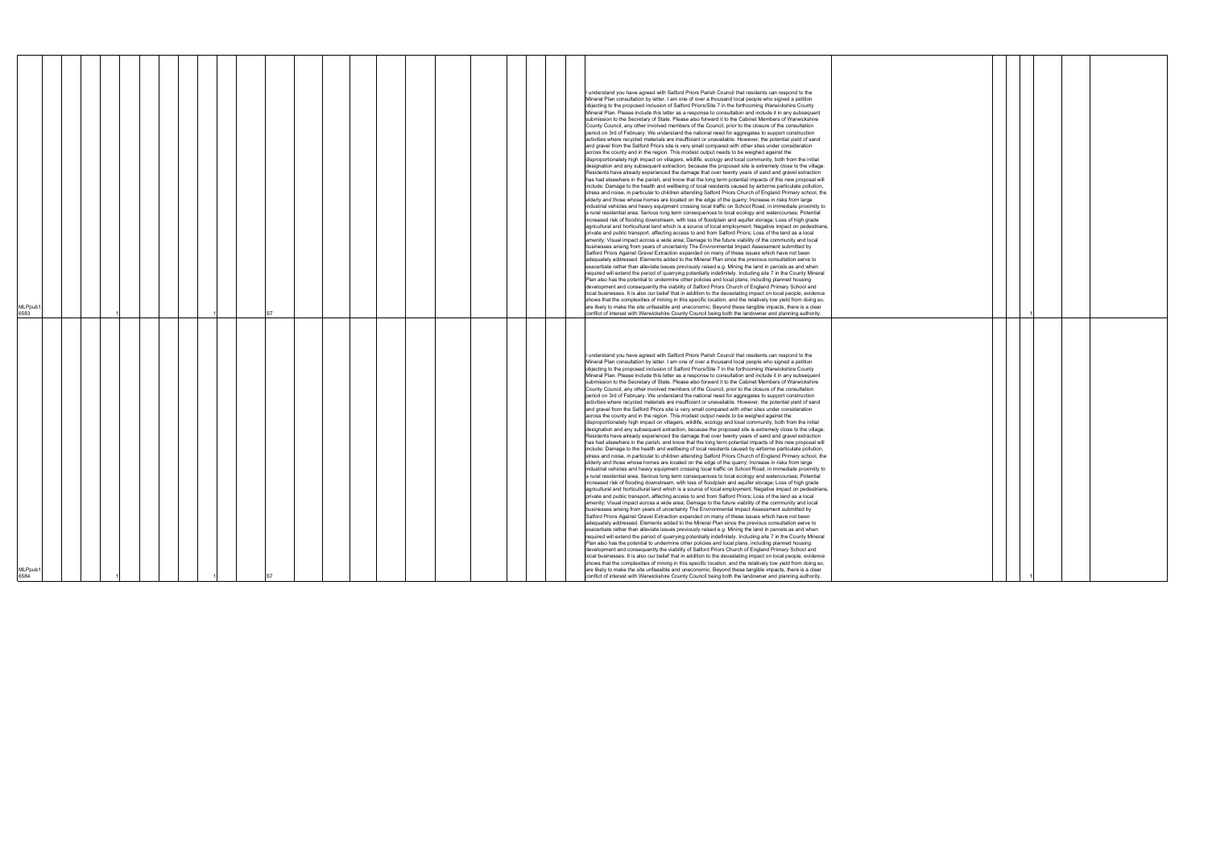| | | | | | | | | | | | | | | | | | | | | | | | | | | | | | |
|---|---|---|---|---|---|---|---|---|---|---|---|---|---|---|---|---|---|---|---|---|---|---|---|---|---|---|---|---|---|
| MLPpub1 6583 | | | 1 | | | | | | | 1 | | S7 | | | | | | | | | | | I understand you have agreed with Salford Priors Parish Council that residents can respond to the Mineral Plan consultation by letter. I am one of over a thousand local people who signed a petition objecting to the proposed inclusion of Salford Priors/Site 7 in the forthcoming Warwickshire County Mineral Plan. Please include this letter as a response to consultation and include it in any subsequent submission to the Secretary of State. Please also forward it to the Cabinet Members of Warwickshire County Council, any other involved members of the Council, prior to the closure of the consultation period on 3rd of February. We understand the national need for aggregates to support construction activities where recycled materials are insufficient or unavailable. However, the potential yield of sand and gravel from the Salford Priors site is very small compared with other sites under consideration across the county and in the region. This modest output needs to be weighed against the disproportionately high impact on villagers, wildlife, ecology and local community, both from the initial designation and any subsequent extraction, because the proposed site is extremely close to the village. Residents have already experienced the damage that over twenty years of sand and gravel extraction has had elsewhere in the parish, and know that the long term potential impacts of this new proposal will include: Damage to the health and wellbeing of local residents caused by airborne particulate pollution, stress and noise, in particular to children attending Salford Priors Church of England Primary school, the elderly and those whose homes are located on the edge of the quarry; Increase in risks from large industrial vehicles and heavy equipment crossing local traffic on School Road, in immediate proximity to a rural residential area; Serious long term consequences to local ecology and watercourses; Potential increased risk of flooding downstream, with loss of floodplain and aquifer storage; Loss of high grade agricultural and horticultural land which is a source of local employment; Negative impact on pedestrians, private and public transport, affecting access to and from Salford Priors; Loss of the land as a local amenity; Visual impact across a wide area; Damage to the future viability of the community and local businesses arising from years of uncertainty The Environmental Impact Assessment submitted by Salford Priors Against Gravel Extraction expanded on many of these issues which have not been adequately addressed. Elements added to the Mineral Plan since the previous consultation serve to exacerbate rather than alleviate issues previously raised e.g. Mining the land in parcels as and when required will extend the period of quarrying potentially indefinitely. Including site 7 in the County Mineral Plan also has the potential to undermine other policies and local plans, including planned housing development and consequently the viability of Salford Priors Church of England Primary School and local businesses. It is also our belief that in addition to the devastating impact on local people, evidence shows that the complexities of mining in this specific location, and the relatively low yield from doing so, are likely to make the site unfeasible and uneconomic. Beyond these tangible impacts, there is a clear conflict of interest with Warwickshire County Council being both the landowner and planning authority. | | | 1 | | | |
| MLPpub1 6584 | | | 1 | | | | | | | 1 | | S7 | | | | | | | | | | | I understand you have agreed with Salford Priors Parish Council that residents can respond to the Mineral Plan consultation by letter. I am one of over a thousand local people who signed a petition objecting to the proposed inclusion of Salford Priors/Site 7 in the forthcoming Warwickshire County Mineral Plan. Please include this letter as a response to consultation and include it in any subsequent submission to the Secretary of State. Please also forward it to the Cabinet Members of Warwickshire County Council, any other involved members of the Council, prior to the closure of the consultation period on 3rd of February. We understand the national need for aggregates to support construction activities where recycled materials are insufficient or unavailable. However, the potential yield of sand and gravel from the Salford Priors site is very small compared with other sites under consideration across the county and in the region. This modest output needs to be weighed against the disproportionately high impact on villagers, wildlife, ecology and local community, both from the initial designation and any subsequent extraction, because the proposed site is extremely close to the village. Residents have already experienced the damage that over twenty years of sand and gravel extraction has had elsewhere in the parish, and know that the long term potential impacts of this new proposal will include: Damage to the health and wellbeing of local residents caused by airborne particulate pollution, stress and noise, in particular to children attending Salford Priors Church of England Primary school, the elderly and those whose homes are located on the edge of the quarry; Increase in risks from large industrial vehicles and heavy equipment crossing local traffic on School Road, in immediate proximity to a rural residential area; Serious long term consequences to local ecology and watercourses; Potential increased risk of flooding downstream, with loss of floodplain and aquifer storage; Loss of high grade agricultural and horticultural land which is a source of local employment; Negative impact on pedestrians, private and public transport, affecting access to and from Salford Priors; Loss of the land as a local amenity; Visual impact across a wide area; Damage to the future viability of the community and local businesses arising from years of uncertainty The Environmental Impact Assessment submitted by Salford Priors Against Gravel Extraction expanded on many of these issues which have not been adequately addressed. Elements added to the Mineral Plan since the previous consultation serve to exacerbate rather than alleviate issues previously raised e.g. Mining the land in parcels as and when required will extend the period of quarrying potentially indefinitely. Including site 7 in the County Mineral Plan also has the potential to undermine other policies and local plans, including planned housing development and consequently the viability of Salford Priors Church of England Primary School and local businesses. It is also our belief that in addition to the devastating impact on local people, evidence shows that the complexities of mining in this specific location, and the relatively low yield from doing so, are likely to make the site unfeasible and uneconomic. Beyond these tangible impacts, there is a clear conflict of interest with Warwickshire County Council being both the landowner and planning authority. | | | 1 | | | |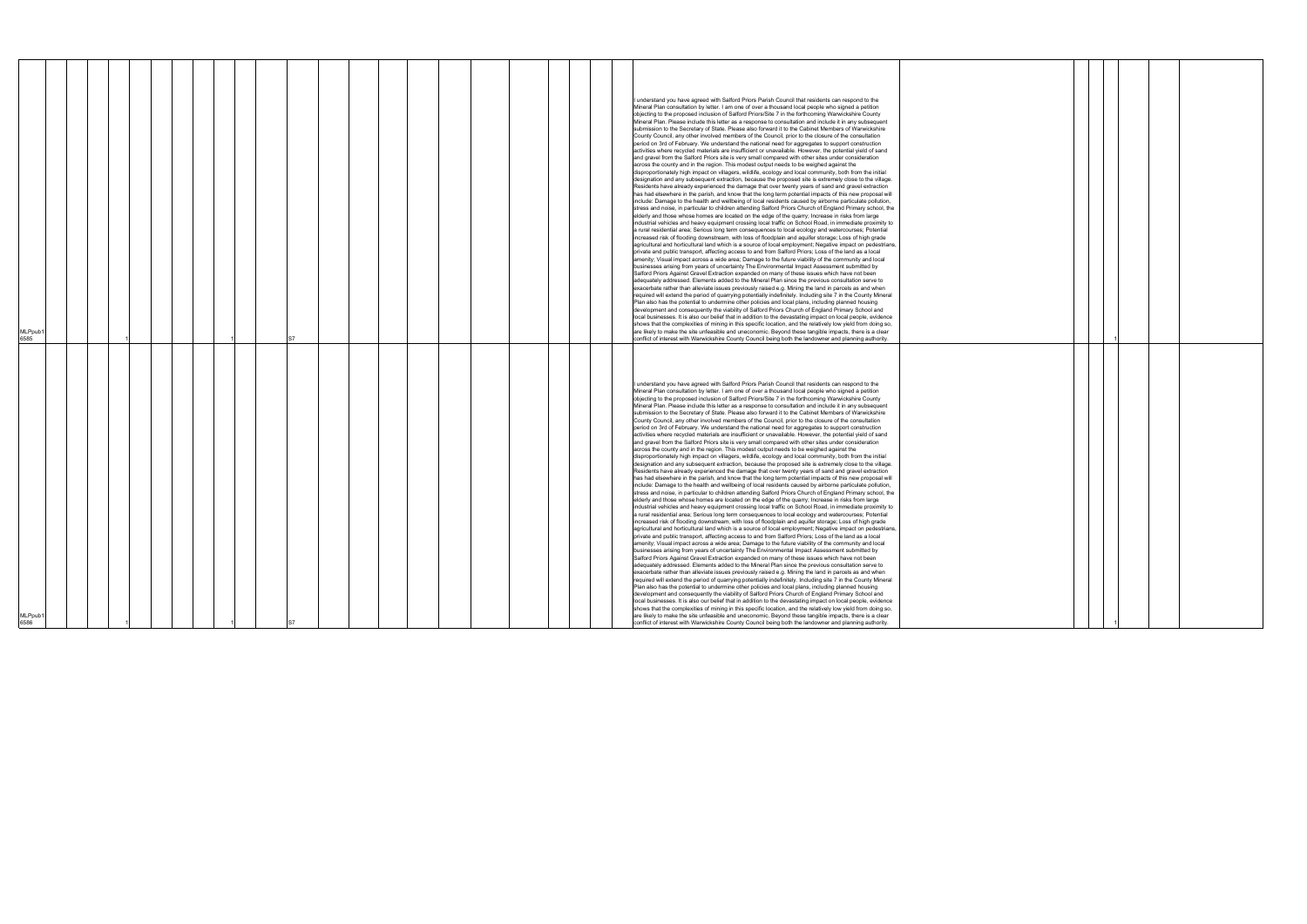| | | | | | | | | | | | | | | | | | | | | | | | | | | | | | |
|---|---|---|---|---|---|---|---|---|---|---|---|---|---|---|---|---|---|---|---|---|---|---|---|---|---|---|---|---|---|
| MLPpub16585 | | | 1 | | | | | 1 | | | S7 | | | | | | | | | | | I understand you have agreed with Salford Priors Parish Council that residents can respond to the Mineral Plan consultation by letter. I am one of over a thousand local people who signed a petition objecting to the proposed inclusion of Salford Priors/Site 7 in the forthcoming Warwickshire County Mineral Plan. Please include this letter as a response to consultation and include it in any subsequent submission to the Secretary of State. Please also forward it to the Cabinet Members of Warwickshire County Council, any other involved members of the Council, prior to the closure of the consultation period on 3rd of February. We understand the national need for aggregates to support construction activities where recycled materials are insufficient or unavailable. However, the potential yield of sand and gravel from the Salford Priors site is very small compared with other sites under consideration across the county and in the region. This modest output needs to be weighed against the disproportionately high impact on villagers, wildlife, ecology and local community, both from the initial designation and any subsequent extraction, because the proposed site is extremely close to the village. Residents have already experienced the damage that over twenty years of sand and gravel extraction has had elsewhere in the parish, and know that the long term potential impacts of this new proposal will include: Damage to the health and wellbeing of local residents caused by airborne particulate pollution, stress and noise, in particular to children attending Salford Priors Church of England Primary school, the elderly and those whose homes are located on the edge of the quarry; Increase in risks from large industrial vehicles and heavy equipment crossing local traffic on School Road, in immediate proximity to a rural residential area; Serious long term consequences to local ecology and watercourses; Potential increased risk of flooding downstream, with loss of floodplain and aquifer storage; Loss of high grade agricultural and horticultural land which is a source of local employment; Negative impact on pedestrians, private and public transport, affecting access to and from Salford Priors; Loss of the land as a local amenity; Visual impact across a wide area; Damage to the future viability of the community and local businesses arising from years of uncertainty The Environmental Impact Assessment submitted by Salford Priors Against Gravel Extraction expanded on many of these issues which have not been adequately addressed. Elements added to the Mineral Plan since the previous consultation serve to exacerbate rather than alleviate issues previously raised e.g. Mining the land in parcels as and when required will extend the period of quarrying potentially indefinitely. Including site 7 in the County Mineral Plan also has the potential to undermine other policies and local plans, including planned housing development and consequently the viability of Salford Priors Church of England Primary School and local businesses. It is also our belief that in addition to the devastating impact on local people, evidence shows that the complexities of mining in this specific location, and the relatively low yield from doing so, are likely to make the site unfeasible and uneconomic. Beyond these tangible impacts, there is a clear conflict of interest with Warwickshire County Council being both the landowner and planning authority. | | | | 1 | | | |
| MLPpub16586 | | | 1 | | | | | 1 | | | S7 | | | | | | | | | | | I understand you have agreed with Salford Priors Parish Council that residents can respond to the Mineral Plan consultation by letter. I am one of over a thousand local people who signed a petition objecting to the proposed inclusion of Salford Priors/Site 7 in the forthcoming Warwickshire County Mineral Plan. Please include this letter as a response to consultation and include it in any subsequent submission to the Secretary of State. Please also forward it to the Cabinet Members of Warwickshire County Council, any other involved members of the Council, prior to the closure of the consultation period on 3rd of February. We understand the national need for aggregates to support construction activities where recycled materials are insufficient or unavailable. However, the potential yield of sand and gravel from the Salford Priors site is very small compared with other sites under consideration across the county and in the region. This modest output needs to be weighed against the disproportionately high impact on villagers, wildlife, ecology and local community, both from the initial designation and any subsequent extraction, because the proposed site is extremely close to the village. Residents have already experienced the damage that over twenty years of sand and gravel extraction has had elsewhere in the parish, and know that the long term potential impacts of this new proposal will include: Damage to the health and wellbeing of local residents caused by airborne particulate pollution, stress and noise, in particular to children attending Salford Priors Church of England Primary school, the elderly and those whose homes are located on the edge of the quarry; Increase in risks from large industrial vehicles and heavy equipment crossing local traffic on School Road, in immediate proximity to a rural residential area; Serious long term consequences to local ecology and watercourses; Potential increased risk of flooding downstream, with loss of floodplain and aquifer storage; Loss of high grade agricultural and horticultural land which is a source of local employment; Negative impact on pedestrians, private and public transport, affecting access to and from Salford Priors; Loss of the land as a local amenity; Visual impact across a wide area; Damage to the future viability of the community and local businesses arising from years of uncertainty The Environmental Impact Assessment submitted by Salford Priors Against Gravel Extraction expanded on many of these issues which have not been adequately addressed. Elements added to the Mineral Plan since the previous consultation serve to exacerbate rather than alleviate issues previously raised e.g. Mining the land in parcels as and when required will extend the period of quarrying potentially indefinitely. Including site 7 in the County Mineral Plan also has the potential to undermine other policies and local plans, including planned housing development and consequently the viability of Salford Priors Church of England Primary School and local businesses. It is also our belief that in addition to the devastating impact on local people, evidence shows that the complexities of mining in this specific location, and the relatively low yield from doing so, are likely to make the site unfeasible and uneconomic. Beyond these tangible impacts, there is a clear conflict of interest with Warwickshire County Council being both the landowner and planning authority. | | | | 1 | | | |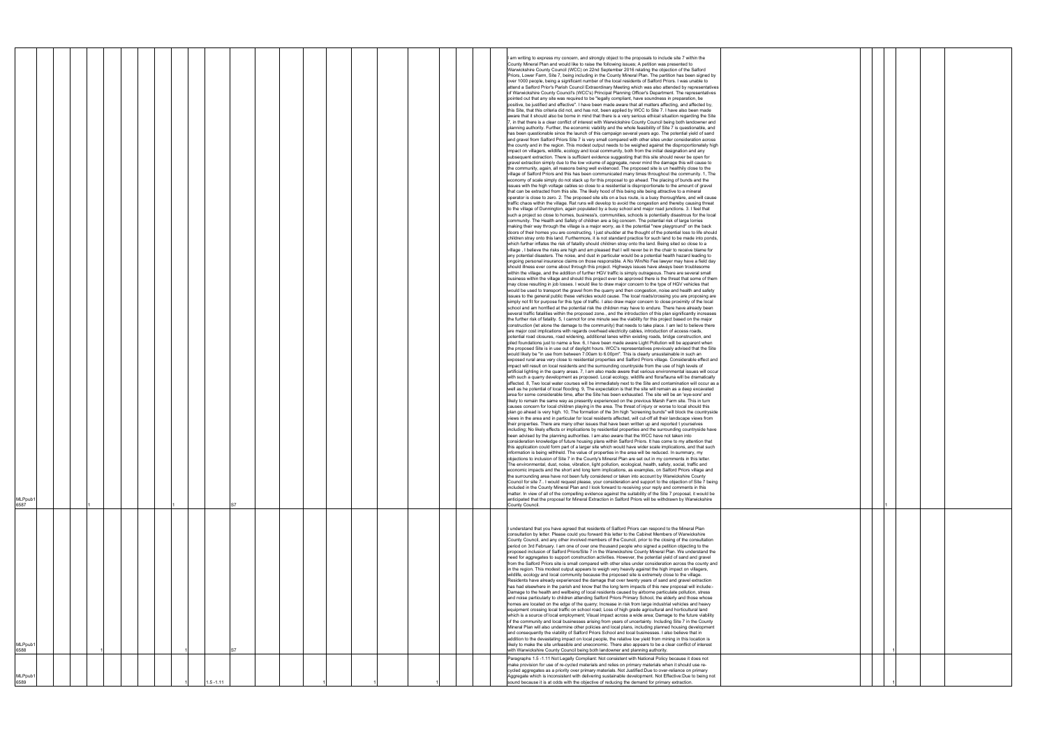| | | | | | | | | | | | | | | | | | | | | | | |
|---|---|---|---|---|---|---|---|---|---|---|---|---|---|---|---|---|---|---|---|---|---|---|
| MLPpub16587 | | | 1 | | | | 1 | | S7 | | | | | | | | | I am writing to express my concern, and strongly object to the proposals to include site 7 within the County Mineral Plan and would like to raise the following issues; A petition was presented to Warwickshire County Council (WCC) on 22nd September 2016 relating the objection of the Salford Priors, Lower Farm, Site 7, being including in the County Mineral Plan. The partition has been signed by over 1000 people, being a significant number of the local residents of Salford Priors. I was unable to attend a Salford Prior's Parish Council Extraordinary Meeting which was also attended by representatives of Warwickshire County Council's (WCC's) Principal Planning Officer's Department. The representatives pointed out that any site was required to be "legally compliant, have soundness in preparation, be positive, be justified and effective". I have been made aware that all matters affecting, and affected by, this Site, that this criteria did not, and has not, been applied by WCC to Site 7. I have also been made aware that it should also be borne in mind that there is a very serious ethical situation regarding the Site 7, in that there is a clear conflict of interest with Warwickshire County Council being both landowner and planning authority. Further, the economic viability and the whole feasibility of Site 7 is questionable, and has been questionable since the launch of this campaign several years ago. The potential yield of sand and gravel from Salford Priors Site 7 is very small compared with other sites under consideration across the county and in the region. This modest output needs to be weighed against the disproportionately high impact on villagers, wildlife, ecology and local community, both from the initial designation and any subsequent extraction. There is sufficient evidence suggesting that this site should never be open for gravel extraction simply due to the low volume of aggregate, never mind the damage this will cause to the community, again, all reasons being well evidenced. The proposed site is un healthily close to the village of Salford Priors and this has been communicated many times throughout the community. 1, The economy of scale simply do not stack up for this proposal to go ahead. The placing of bunds and the issues with the high voltage cables so close to a residential is disproportionate to the amount of gravel that can be extracted from this site. The likely hood of this being site being attractive to a mineral operator is close to zero. 2. The proposed site sits on a bus route, is a busy thoroughfare, and will cause traffic chaos within the village. Rat runs will develop to avoid the congestion and thereby causing threat to the village of Dunnington, again populated by a busy school and major road junctions. 3. I feel that such a project so close to homes, business's, communities, schools is potentially disastrous for the local community. The Health and Safety of children are a big concern. The potential risk of large lorries making their way through the village is a major worry, as it the potential "new playground" on the back doors of their homes you are constructing. I just shudder at the thought of the potential loss to life should children stray onto this land. Furthermore, it is not standard practice for such land to be made into ponds, which further inflates the risk of fatality should children stray onto the land. Being sited so close to a village , I believe the risks are high and am pleased that I will never be in the chair to receive blame for any potential disasters. The noise, and dust in particular would be a potential health hazard leading to ongoing personal insurance claims on those responsible. A No Win/No Fee lawyer may have a field day should illness ever come about through this project. Highways issues have always been troublesome within the village, and the addition of further HGV traffic is simply outrageous. There are several small business within the village and should this project ever be approved there is the threat that some of them may close resulting in job losses. I would like to draw major concern to the type of HGV vehicles that would be used to transport the gravel from the quarry and then congestion, noise and health and safety issues to the general public these vehicles would cause. The local roads/crossing you are proposing are simply not fit for purpose for this type of traffic. I also draw major concern to close proximity of the local school and am horrified at the potential risk the children may have to endure. There have already been several traffic fatalities within the proposed zone., and the introduction of this plan significantly increases the further risk of fatality. 5, I cannot for one minute see the viability for this project based on the major construction (let alone the damage to the community) that needs to take place. I am led to believe there are major cost implications with regards overhead electricity cables, introduction of access roads, potential road closures, road widening, additional lanes within existing roads, bridge construction, and piled foundations just to name a few. 6, I have been made aware Light Pollution will be apparent when the proposed Site is in use out of daylight hours. WCC's representatives previously advised that the Site would likely be "in use from between 7.00am to 6.00pm". This is clearly unsustainable in such an exposed rural area very close to residential properties and Salford Priors village. Considerable effect and impact will result on local residents and the surrounding countryside from the use of high levels of artificial lighting in the quarry areas. 7, I am also made aware that various environmental issues will occur with such a quarry development as proposed. Local ecology, wildlife and flora/fauna will be dramatically affected. 8, Two local water courses will be immediately next to the Site and contamination will occur as a well as he potential of local flooding. 9, The expectation is that the site will remain as a deep excavated area for some considerable time, after the Site has been exhausted. The site will be an 'eye-sore' and likely to remain the same way as presently experienced on the previous Marsh Farm site. This in turn causes concern for local children playing in the area. The threat of injury or worse to local should this plan go ahead is very high. 10, The formation of the 3m high "screening bunds" will block the countryside views in the area and in particular for local residents affected, will cut-off all their landscape views from their properties. There are many other issues that have been written up and reported t yourselves including; No likely effects or implications by residential properties and the surrounding countryside have been advised by the planning authorities. I am also aware that the WCC have not taken into consideration knowledge of future housing plans within Salford Priors. It has come to my attention that this application could form part of a larger site which would have wider scale implications, and that such information is being withheld. The value of properties in the area will be reduced. In summary, my objections to inclusion of Site 7 in the County's Mineral Plan are set out in my comments in this letter. The environmental, dust, noise, vibration, light pollution, ecological, health, safety, social, traffic and economic impacts and the short and long term implications, as examples, on Salford Priors village and the surrounding area have not been fully considered or taken into account by Warwickshire County Council for site 7.. I would request please, your consideration and support to the objection of Site 7 being included in the County Mineral Plan and I look forward to receiving your reply and comments in this matter. In view of all of the compelling evidence against the suitability of the Site 7 proposal, it would be anticipated that the proposal for Mineral Extraction in Salford Priors will be withdrawn by Warwickshire County Council. | | | | 1 | | |
| MLPpub16588 | | | 1 | | | | 1 | | S7 | | | | | | | | | I understand that you have agreed that residents of Salford Priors can respond to the Mineral Plan consultation by letter. Please could you forward this letter to the Cabinet Members of Warwickshire County Council, and any other involved members of the Council, prior to the closing of the consultation period on 3rd February. I am one of over one thousand people who signed a petition objecting to the proposed inclusion of Salford Priors/Site 7 in the Warwickshire County Mineral Plan. We understand the need for aggregates to support construction activities. However, the potential yield of sand and gravel from the Salford Priors site is small compared with other sites under consideration across the county and in the region. This modest output appears to weigh very heavily against the high impact on villagers, wildlife, ecology and local community because the proposed site is extremely close to the village. Residents have already experienced the damage that over twenty years of sand and gravel extraction has had elsewhere in the parish and know that the long term impacts of this new proposal will include:- Damage to the health and wellbeing of local residents caused by airborne particulate pollution, stress and noise particularly to children attending Salford Priors Primary School, the elderly and those whose homes are located on the edge of the quarry; Increase in risk from large industrial vehicles and heavy equipment crossing local traffic on school road; Loss of high grade agricultural and horticultural land which is a source of local employment; Visual impact across a wide area; Damage to the future viability of the community and local businesses arising from years of uncertainty. Including Site 7 in the County Mineral Plan will also undermine other policies and local plans, including planned housing development and consequently the viability of Salford Priors School and local businesses. I also believe that in addition to the devastating impact on local people, the relative low yield from mining in this location is likely to make the site unfeasible and uneconomic. There also appears to be a clear conflict of interest with Warwickshire County Council being both landowner and planning authority. | | | | 1 | | |
| MLPpub16589 | | | | | | | 1 | | 1.5 -1.11 | | | | 1 | | 1 | | 1 | Paragraphs 1.5 -1.11 Not Legally Compliant: Not consistent with National Policy because it does not make provision for use of re-cycled materials and relies on primary materials when it should use re-cycled aggregates as a priority over primary materials. Not Justified:Due to over-reliance on primary Aggregate which is inconsistent with delivering sustainable development. Not Effective:Due to being not sound because it is at odds with the objective of reducing the demand for primary extraction. | | | | 1 | | |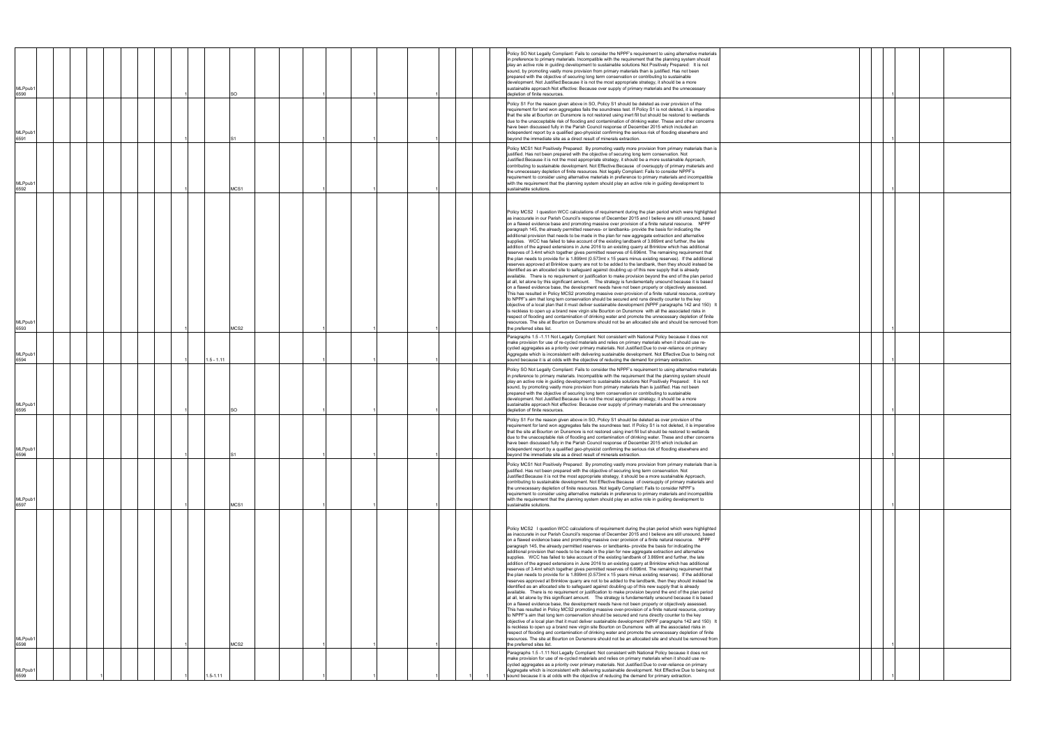| | | | | | | | | | | | | | | | | | | | | | | | | | | | | | | |
|---|---|---|---|---|---|---|---|---|---|---|---|---|---|---|---|---|---|---|---|---|---|---|---|---|---|---|---|---|---|---|
| MLPpub16590 | | | | | | | | | 1 | | SO | | | 1 | | 1 | | | 1 | | | | Policy SO Not Legally Compliant: Fails to consider the NPPF's requirement to using alternative materials in preference to primary materials. Incompatible with the requirement that the planning system should play an active role in guiding development to sustainable solutions Not Positively Prepared: It is not sound, by promoting vastly more provision from primary materials than is justified. Has not been prepared with the objective of securing long term conservation or contributing to sustainable development. Not Justified:Because it is not the most appropriate strategy, it should be a more sustainable approach Not effective: Because over supply of primary materials and the unnecessary depletion of finite resources. | | | | 1 | | | |
| MLPpub16591 | | | | | | | | | 1 | | S1 | | | 1 | | 1 | | | 1 | | | | Policy S1 For the reason given above in SO, Policy S1 should be deleted as over provision of the requirement for land won aggregates fails the soundness test. If Policy S1 is not deleted, it is imperative that the site at Bourton on Dunsmore is not restored using inert fill but should be restored to wetlands due to the unacceptable risk of flooding and contamination of drinking water. These and other concerns have been discussed fully in the Parish Council response of December 2015 which included an independent report by a qualified geo-physicist confirming the serious risk of flooding elsewhere and beyond the immediate site as a direct result of minerals extraction. | | | | 1 | | | |
| MLPpub16592 | | | | | | | | | 1 | | MCS1 | | | 1 | | 1 | | | 1 | | | | Policy MCS1 Not Positively Prepared: By promoting vastly more provision from primary materials than is justified. Has not been prepared with the objective of securing long term conservation. Not Justified:Because it is not the most appropriate strategy, it should be a more sustainable Approach, contributing to sustainable development. Not Effective:Because of oversupply of primary materials and the unnecessary depletion of finite resources. Not legally Compliant: Fails to consider NPPF's requirement to consider using alternative materials in preference to primary materials and incompatible with the requirement that the planning system should play an active role in guiding development to sustainable solutions. | | | | 1 | | | |
| MLPpub16593 | | | | | | | | | 1 | | MCS2 | | | 1 | | 1 | | | 1 | | | | Policy MCS2 I question WCC calculations of requirement during the plan period which were highlighted as inaccurate in our Parish Council's response of December 2015 and I believe are still unsound, based on a flawed evidence base and promoting massive over provision of a finite natural resource. NPPF paragraph 145, the already permitted reserves- or landbanks- provide the basis for indicating the additional provision that needs to be made in the plan for new aggregate extraction and alternative supplies. WCC has failed to take account of the existing landbank of 3.869mt and further, the late addition of the agreed extensions in June 2016 to an existing quarry at Brinklow which has additional reserves of 3.4mt which together gives permitted reserves of 6.696mt. The remaining requirement that the plan needs to provide for is 1.899mt (0.573mt x 15 years minus existing reserves). If the additional reserves approved at Brinklow quarry are not to be added to the landbank, then they should instead be identified as an allocated site to safeguard against doubling up of this new supply that is already available. There is no requirement or justification to make provision beyond the end of the plan period at all, let alone by this significant amount. The strategy is fundamentally unsound because it is based on a flawed evidence base, the development needs have not been properly or objectively assessed. This has resulted in Policy MCS2 promoting massive over-provision of a finite natural resource, contrary to NPPF's aim that long term conservation should be secured and runs directly counter to the key objective of a local plan that it must deliver sustainable development (NPPF paragraphs 142 and 150) It is reckless to open up a brand new virgin site Bourton on Dunsmore with all the associated risks in respect of flooding and contamination of drinking water and promote the unnecessary depletion of finite resources. The site at Bourton on Dunsmore should not be an allocated site and should be removed from the preferred sites list. | | | | 1 | | | |
| MLPpub16594 | | | | | | | | | 1 | 1.5 - 1.11 | | | | 1 | | 1 | | | 1 | | | | Paragraphs 1.5 -1.11 Not Legally Compliant: Not consistent with National Policy because it does not make provision for use of re-cycled materials and relies on primary materials when it should use re-cycled aggregates as a priority over primary materials. Not Justified:Due to over-reliance on primary Aggregate which is inconsistent with delivering sustainable development. Not Effective:Due to being not sound because it is at odds with the objective of reducing the demand for primary extraction. | | | | 1 | | | |
| MLPpub16595 | | | | | | | | | 1 | | SO | | | 1 | | 1 | | | 1 | | | | Policy SO Not Legally Compliant: Fails to consider the NPPF's requirement to using alternative materials in preference to primary materials. Incompatible with the requirement that the planning system should play an active role in guiding development to sustainable solutions Not Positively Prepared: It is not sound, by promoting vastly more provision from primary materials than is justified. Has not been prepared with the objective of securing long term conservation or contributing to sustainable development. Not Justified:Because it is not the most appropriate strategy, it should be a more sustainable approach Not effective: Because over supply of primary materials and the unnecessary depletion of finite resources. | | | | 1 | | | |
| MLPpub16596 | | | | | | | | | 1 | | S1 | | | 1 | | 1 | | | 1 | | | | Policy S1 For the reason given above in SO, Policy S1 should be deleted as over provision of the requirement for land won aggregates fails the soundness test. If Policy S1 is not deleted, it is imperative that the site at Bourton on Dunsmore is not restored using inert fill but should be restored to wetlands due to the unacceptable risk of flooding and contamination of drinking water. These and other concerns have been discussed fully in the Parish Council response of December 2015 which included an independent report by a qualified geo-physicist confirming the serious risk of flooding elsewhere and beyond the immediate site as a direct result of minerals extraction. | | | | 1 | | | |
| MLPpub16597 | | | | | | | | | 1 | | MCS1 | | | 1 | | 1 | | | 1 | | | | Policy MCS1 Not Positively Prepared: By promoting vastly more provision from primary materials than is justified. Has not been prepared with the objective of securing long term conservation. Not Justified:Because it is not the most appropriate strategy, it should be a more sustainable Approach, contributing to sustainable development. Not Effective:Because of oversupply of primary materials and the unnecessary depletion of finite resources. Not legally Compliant: Fails to consider NPPF's requirement to consider using alternative materials in preference to primary materials and incompatible with the requirement that the planning system should play an active role in guiding development to sustainable solutions. | | | | 1 | | | |
| MLPpub16598 | | | | | | | | | 1 | | MCS2 | | | 1 | | 1 | | | 1 | | | | Policy MCS2 I question WCC calculations of requirement during the plan period which were highlighted as inaccurate in our Parish Council's response of December 2015 and I believe are still unsound, based on a flawed evidence base and promoting massive over provision of a finite natural resource. NPPF paragraph 145, the already permitted reserves- or landbanks- provide the basis for indicating the additional provision that needs to be made in the plan for new aggregate extraction and alternative supplies. WCC has failed to take account of the existing landbank of 3.869mt and further, the late addition of the agreed extensions in June 2016 to an existing quarry at Brinklow which has additional reserves of 3.4mt which together gives permitted reserves of 6.696mt. The remaining requirement that the plan needs to provide for is 1.899mt (0.573mt x 15 years minus existing reserves). If the additional reserves approved at Brinklow quarry are not to be added to the landbank, then they should instead be identified as an allocated site to safeguard against doubling up of this new supply that is already available. There is no requirement or justification to make provision beyond the end of the plan period at all, let alone by this significant amount. The strategy is fundamentally unsound because it is based on a flawed evidence base, the development needs have not been properly or objectively assessed. This has resulted in Policy MCS2 promoting massive over-provision of a finite natural resource, contrary to NPPF's aim that long term conservation should be secured and runs directly counter to the key objective of a local plan that it must deliver sustainable development (NPPF paragraphs 142 and 150) It is reckless to open up a brand new virgin site Bourton on Dunsmore with all the associated risks in respect of flooding and contamination of drinking water and promote the unnecessary depletion of finite resources. The site at Bourton on Dunsmore should not be an allocated site and should be removed from the preferred sites list. | | | | 1 | | | |
| MLPpub16599 | | | | 1 | | | | | 1 | 1.5-1.11 | | | | 1 | | 1 | | | 1 | 1 | 1 | 1 | Paragraphs 1.5 -1.11 Not Legally Compliant: Not consistent with National Policy because it does not make provision for use of re-cycled materials and relies on primary materials when it should use re-cycled aggregates as a priority over primary materials. Not Justified:Due to over-reliance on primary Aggregate which is inconsistent with delivering sustainable development. Not Effective:Due to being not sound because it is at odds with the objective of reducing the demand for primary extraction. | | | | 1 | | | |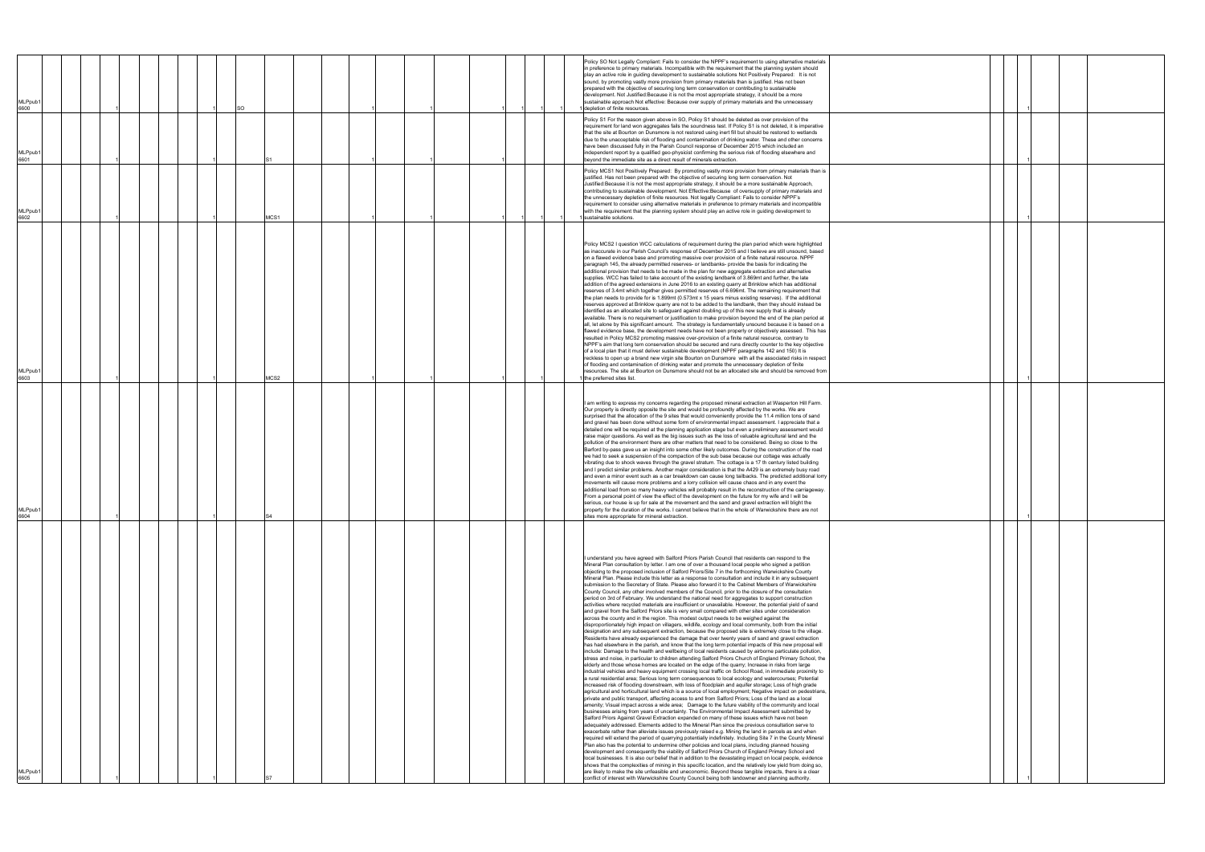| | | | | | | | | | | | | | | | | | | | | | | |
|---|---|---|---|---|---|---|---|---|---|---|---|---|---|---|---|---|---|---|---|---|---|---|
| MLPpub1 6600 | 1 | 1 | SO | 1 | 1 | 1 | 1 | 1 | 1 | Policy SO Not Legally Compliant: Fails to consider the NPPF's requirement to using alternative materials in preference to primary materials. Incompatible with the requirement that the planning system should play an active role in guiding development to sustainable solutions Not Positively Prepared: It is not sound, by promoting vastly more provision from primary materials than is justified. Has not been prepared with the objective of securing long term conservation or contributing to sustainable development. Not Justified:Because it is not the most appropriate strategy, it should be a more sustainable approach Not effective: Because over supply of primary materials and the unnecessary depletion of finite resources. | | | | | 1 | |
| MLPpub1 6601 | 1 | 1 | S1 | 1 | 1 | | | | | Policy S1 For the reason given above in SO, Policy S1 should be deleted as over provision of the requirement for land won aggregates fails the soundness test. If Policy S1 is not deleted, it is imperative that the site at Bourton on Dunsmore is not restored using inert fill but should be restored to wetlands due to the unacceptable risk of flooding and contamination of drinking water. These and other concerns have been discussed fully in the Parish Council response of December 2015 which included an independent report by a qualified geo-physicist confirming the serious risk of flooding elsewhere and beyond the immediate site as a direct result of minerals extraction. | | | | | 1 | |
| MLPpub1 6602 | 1 | 1 | MCS1 | 1 | 1 | 1 | 1 | 1 | 1 | Policy MCS1 Not Positively Prepared: By promoting vastly more provision from primary materials than is justified. Has not been prepared with the objective of securing long term conservation. Not Justified:Because it is not the most appropriate strategy, it should be a more sustainable Approach, contributing to sustainable development. Not Effective:Because of oversupply of primary materials and the unnecessary depletion of finite resources. Not legally Compliant: Fails to consider NPPF's requirement to consider using alternative materials in preference to primary materials and incompatible with the requirement that the planning system should play an active role in guiding development to sustainable solutions. | | | | | 1 | |
| MLPpub1 6603 | 1 | 1 | MCS2 | 1 | 1 | 1 | | 1 | 1 | Policy MCS2 I question WCC calculations of requirement during the plan period which were highlighted as inaccurate in our Parish Council's response of December 2015 and I believe are still unsound, based on a flawed evidence base and promoting massive over provision of a finite natural resource. NPPF paragraph 145, the already permitted reserves- or landbanks- provide the basis for indicating the additional provision that needs to be made in the plan for new aggregate extraction and alternative supplies. WCC has failed to take account of the existing landbank of 3.869mt and further, the late addition of the agreed extensions in June 2016 to an existing quarry at Brinklow which has additional reserves of 3.4mt which together gives permitted reserves of 6.696mt. The remaining requirement that the plan needs to provide for is 1.899mt (0.573mt x 15 years minus existing reserves). If the additional reserves approved at Brinklow quarry are not to be added to the landbank, then they should instead be identified as an allocated site to safeguard against doubling up of this new supply that is already available. There is no requirement or justification to make provision beyond the end of the plan period at all, let alone by this significant amount. The strategy is fundamentally unsound because it is based on a flawed evidence base, the development needs have not been properly or objectively assessed. This has resulted in Policy MCS2 promoting massive over-provision of a finite natural resource, contrary to NPPF's aim that long term conservation should be secured and runs directly counter to the key objective of a local plan that it must deliver sustainable development (NPPF paragraphs 142 and 150) It is reckless to open up a brand new virgin site Bourton on Dunsmore with all the associated risks in respect of flooding and contamination of drinking water and promote the unnecessary depletion of finite resources. The site at Bourton on Dunsmore should not be an allocated site and should be removed from the preferred sites list. | | | | | 1 | |
| MLPpub1 6604 | 1 | 1 | S4 | | | | | | | I am writing to express my concerns regarding the proposed mineral extraction at Wasperton Hill Farm. Our property is directly opposite the site and would be profoundly affected by the works. We are surprised that the allocation of the 9 sites that would conveniently provide the 11.4 million tons of sand and gravel has been done without some form of environmental impact assessment. I appreciate that a detailed one will be required at the planning application stage but even a preliminary assessment would raise major questions. As well as the big issues such as the loss of valuable agricultural land and the pollution of the environment there are other matters that need to be considered. Being so close to the Barford by-pass gave us an insight into some other likely outcomes. During the construction of the road we had to seek a suspension of the compaction of the sub base because our cottage was actually vibrating due to shock waves through the gravel stratum. The cottage is a 17 th century listed building and I predict similar problems. Another major consideration is that the A429 is an extremely busy road and even a minor event such as a car breakdown can cause long tailbacks. The predicted additional lorry movements will cause more problems and a lorry collision will cause chaos and in any event the additional load from so many heavy vehicles will probably result in the reconstruction of the carriageway. From a personal point of view the effect of the development on the future for my wife and I will be serious, our house is up for sale at the movement and the sand and gravel extraction will blight the property for the duration of the works. I cannot believe that in the whole of Warwickshire there are not sites more appropriate for mineral extraction. | | | | | 1 | |
| MLPpub1 6605 | 1 | 1 | S7 | | | | | | | I understand you have agreed with Salford Priors Parish Council that residents can respond to the Mineral Plan consultation by letter. I am one of over a thousand local people who signed a petition objecting to the proposed inclusion of Salford Priors/Site 7 in the forthcoming Warwickshire County Mineral Plan. Please include this letter as a response to consultation and include it in any subsequent submission to the Secretary of State. Please also forward it to the Cabinet Members of Warwickshire County Council, any other involved members of the Council, prior to the closure of the consultation period on 3rd of February. We understand the national need for aggregates to support construction activities where recycled materials are insufficient or unavailable. However, the potential yield of sand and gravel from the Salford Priors site is very small compared with other sites under consideration across the county and in the region. This modest output needs to be weighed against the disproportionately high impact on villagers, wildlife, ecology and local community, both from the initial designation and any subsequent extraction, because the proposed site is extremely close to the village. Residents have already experienced the damage that over twenty years of sand and gravel extraction has had elsewhere in the parish, and know that the long term potential impacts of this new proposal will include: Damage to the health and wellbeing of local residents caused by airborne particulate pollution, stress and noise, in particular to children attending Salford Priors Church of England Primary School, the elderly and those whose homes are located on the edge of the quarry; Increase in risks from large industrial vehicles and heavy equipment crossing local traffic on School Road, in immediate proximity to a rural residential area; Serious long term consequences to local ecology and watercourses; Potential increased risk of flooding downstream, with loss of floodplain and aquifer storage; Loss of high grade agricultural and horticultural land which is a source of local employment; Negative impact on pedestrians, private and public transport, affecting access to and from Salford Priors; Loss of the land as a local amenity; Visual impact across a wide area; Damage to the future viability of the community and local businesses arising from years of uncertainty. The Environmental Impact Assessment submitted by Salford Priors Against Gravel Extraction expanded on many of these issues which have not been adequately addressed. Elements added to the Mineral Plan since the previous consultation serve to exacerbate rather than alleviate issues previously raised e.g. Mining the land in parcels as and when required will extend the period of quarrying potentially indefinitely. Including Site 7 in the County Mineral Plan also has the potential to undermine other policies and local plans, including planned housing development and consequently the viability of Salford Priors Church of England Primary School and local businesses. It is also our belief that in addition to the devastating impact on local people, evidence shows that the complexities of mining in this specific location, and the relatively low yield from doing so, are likely to make the site unfeasible and uneconomic. Beyond these tangible impacts, there is a clear conflict of interest with Warwickshire County Council being both landowner and planning authority. | | | | | 1 | |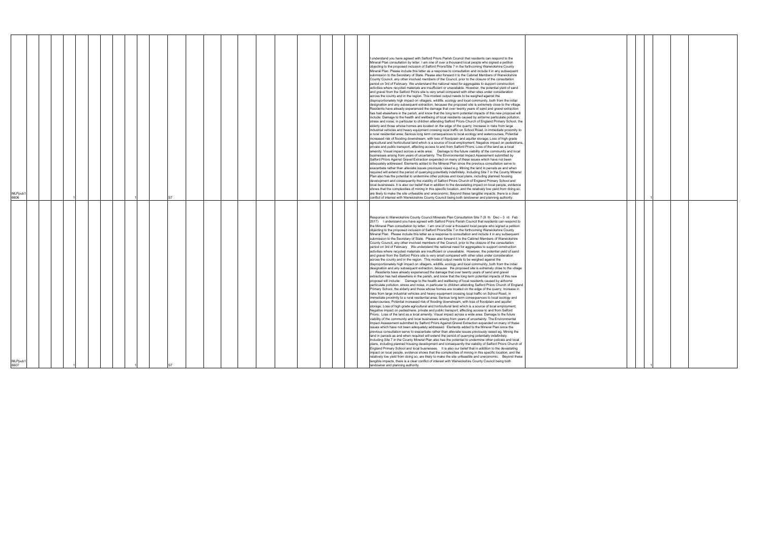| | | | | | | | | | | | | | | | | | | | | | | | | | | |
|---|---|---|---|---|---|---|---|---|---|---|---|---|---|---|---|---|---|---|---|---|---|---|---|---|---|---|
| MLPpub16606 | | | 1 | | | | | 1 | | S7 | | | | | | | | | | I understand you have agreed with Salford Priors Parish Council that residents can respond to the Mineral Plan consultation by letter. I am one of over a thousand local people who signed a petition objecting to the proposed inclusion of Salford Priors/Site 7 in the forthcoming Warwickshire County Mineral Plan. Please include this letter as a response to consultation and include it in any subsequent submission to the Secretary of State. Please also forward it to the Cabinet Members of Warwickshire County Council, any other involved members of the Council, prior to the closure of the consultation period on 3rd of February. We understand the national need for aggregates to support construction activities where recycled materials are insufficient or unavailable. However, the potential yield of sand and gravel from the Salford Priors site is very small compared with other sites under consideration across the county and in the region. This modest output needs to be weighed against the disproportionately high impact on villagers, wildlife, ecology and local community, both from the initial designation and any subsequent extraction, because the proposed site is extremely close to the village. Residents have already experienced the damage that over twenty years of sand and gravel extraction has had elsewhere in the parish, and know that the long term potential impacts of this new proposal will include: Damage to the health and wellbeing of local residents caused by airborne particulate pollution, stress and noise, in particular to children attending Salford Priors Church of England Primary School, the elderly and those whose homes are located on the edge of the quarry; Increase in risks from large industrial vehicles and heavy equipment crossing local traffic on School Road, in immediate proximity to a rural residential area; Serious long term consequences to local ecology and watercourses; Potential increased risk of flooding downstream, with loss of floodplain and aquifer storage; Loss of high grade agricultural and horticultural land which is a source of local employment; Negative impact on pedestrians, private and public transport, affecting access to and from Salford Priors; Loss of the land as a local amenity; Visual impact across a wide area; Damage to the future viability of the community and local businesses arising from years of uncertainty. The Environmental Impact Assessment submitted by Salford Priors Against Gravel Extraction expanded on many of these issues which have not been adequately addressed. Elements added to the Mineral Plan since the previous consultation serve to exacerbate rather than alleviate issues previously raised e.g. Mining the land in parcels as and when required will extend the period of quarrying potentially indefinitely. Including Site 7 in the County Mineral Plan also has the potential to undermine other policies and local plans, including planned housing development and consequently the viability of Salford Priors Church of England Primary School and local businesses. It is also our belief that in addition to the devastating impact on local people, evidence shows that the complexities of mining in this specific location, and the relatively low yield from doing so, are likely to make the site unfeasible and uneconomic. Beyond these tangible impacts, there is a clear conflict of interest with Warwickshire County Council being both landowner and planning authority. | | | | 1 | | | |
| MLPpub16607 | | | 1 | | | | | 1 | | S7 | | | | | | | | | | Response to Warwickshire County Council Minerals Plan Consultation Site 7 (9 th Dec – 3 rd Feb 2017) I understand you have agreed with Salford Priors Parish Council that residents can respond to the Mineral Plan consultation by letter. I am one of over a thousand local people who signed a petition objecting to the proposed inclusion of Salford Priors/Site 7 in the forthcoming Warwickshire County Mineral Plan. Please include this letter as a response to consultation and include it in any subsequent submission to the Secretary of State. Please also forward it to the Cabinet Members of Warwickshire County Council, any other involved members of the Council, prior to the closure of the consultation period on 3rd of February We understand the national need for aggregates to support construction activities where recycled materials are insufficient or unavailable. However, the potential yield of sand and gravel from the Salford Priors site is very small compared with other sites under consideration across the county and in the region. This modest output needs to be weighed against the disproportionately high impact on villagers, wildlife, ecology and local community, both from the initial designation and any subsequent extraction, because the proposed site is extremely close to the village. Residents have already experienced the damage that over twenty years of sand and gravel extraction has had elsewhere in the parish, and know that the long term potential impacts of this new proposal will include: Damage to the health and wellbeing of local residents caused by airborne particulate pollution, stress and noise, in particular to children attending Salford Priors Church of England Primary School, the elderly and those whose homes are located on the edge of the quarry; Increase in risks from large industrial vehicles and heavy equipment crossing local traffic on School Road, in immediate proximity to a rural residential area; Serious long term consequences to local ecology and watercourses; Potential increased risk of flooding downstream, with loss of floodplain and aquifer storage; Loss of high grade agricultural and horticultural land which is a source of local employment; Negative impact on pedestrians, private and public transport, affecting access to and from Salford Priors; Loss of the land as a local amenity; Visual impact across a wide area; Damage to the future viability of the community and local businesses arising from years of uncertainty. The Environmental Impact Assessment submitted by Salford Priors Against Gravel Extraction expanded on many of these issues which have not been adequately addressed. Elements added to the Mineral Plan since the previous consultation serve to exacerbate rather than alleviate issues previously raised eg. Mining the land in parcels as and when required will extend the period of quarrying potentially indefinitely. Including Site 7 in the County Mineral Plan also has the potential to undermine other policies and local plans, including planned housing development and consequently the viability of Salford Priors Church of England Primary School and local businesses. It is also our belief that in addition to the devastating impact on local people, evidence shows that the complexities of mining in this specific location, and the relatively low yield from doing so, are likely to make the site unfeasible and uneconomic. Beyond these tangible impacts, there is a clear conflict of interest with Warwickshire County Council being both landowner and planning authority. | | | | 1 | | | |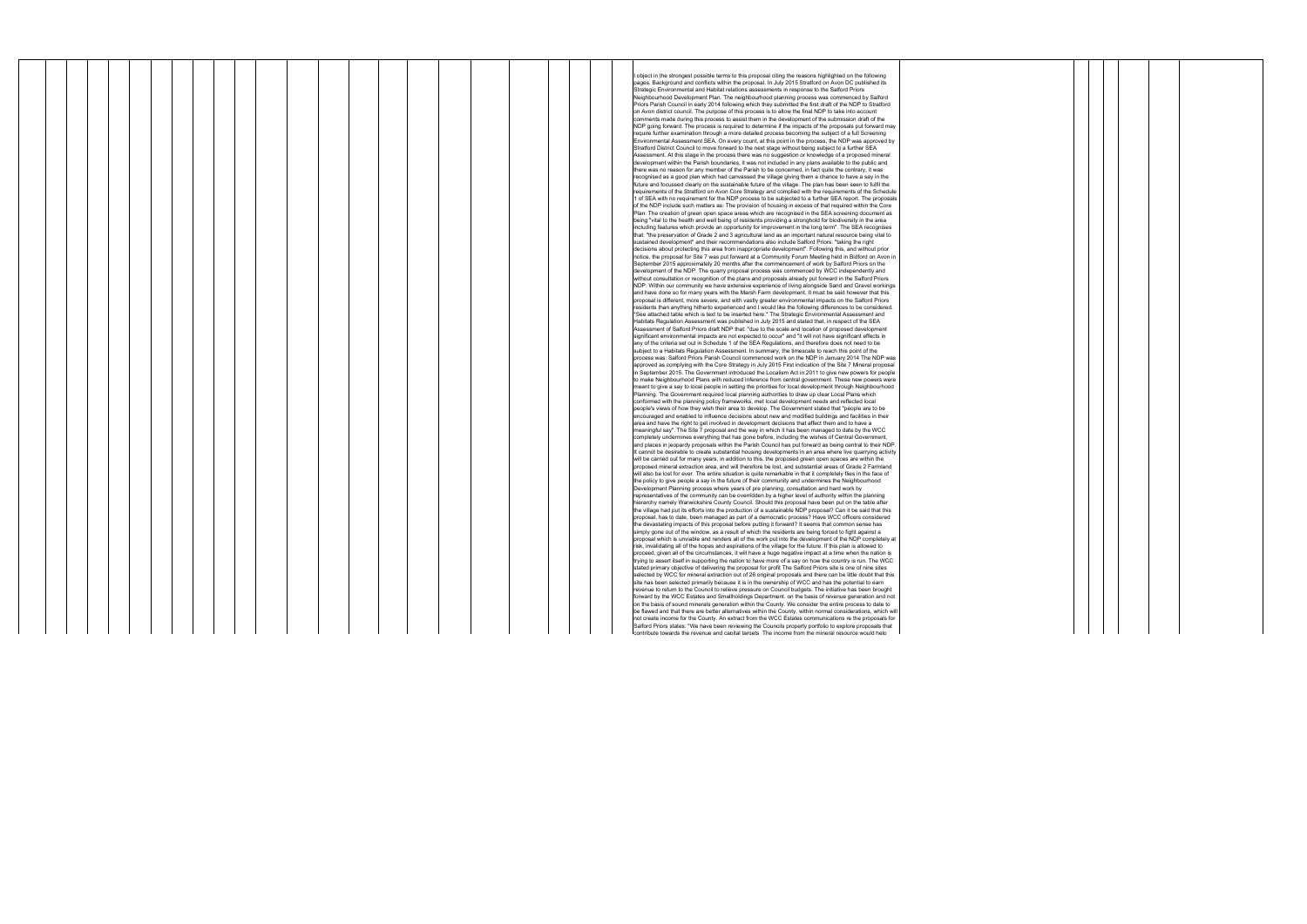I object in the strongest possible terms to this proposal citing the reasons highlighted on the following pages. Background and conflicts within the proposal. In July 2015 Stratford on Avon DC published its Strategic Environmental and Habitat relations assessments in response to the Salford Priors Neighbourhood Development Plan. The neighbourhood planning process was commenced by Salford Priors Parish Council in early 2014 following which they submitted the first draft of the NDP to Stratford on Avon district council. The purpose of this process is to allow the final NDP to take into account comments made during this process to assist them in the development of the submission draft of the NDP going forward. The process is required to determine if the impacts of the proposals put forward may require further examination through a more detailed process becoming the subject of a full Screening Environmental Assessment SEA. On every count, at this point in the process, the NDP was approved by Stratford District Council to move forward to the next stage without being subject to a further SEA Assessment. At this stage in the process there was no suggestion or knowledge of a proposed mineral development within the Parish boundaries, it was not included in any plans available to the public and there was no reason for any member of the Parish to be concerned, in fact quite the contrary, it was recognised as a good plan which had canvassed the village giving them a chance to have a say in the future and focussed clearly on the sustainable future of the village. The plan has been seen to fulfil the requirements of the Stratford on Avon Core Strategy and complied with the requirements of the Schedule 1 of SEA with no requirement for the NDP process to be subjected to a further SEA report. The proposals of the NDP include such matters as: The provision of housing in excess of that required within the Core Plan. The creation of green open space areas which are recognised in the SEA screening document as being "vital to the health and well being of residents providing a stronghold for biodiversity in the area including features which provide an opportunity for improvement in the long term". The SEA recognises that: "the preservation of Grade 2 and 3 agricultural land as an important natural resource being vital to sustained development" and their recommendations also include Salford Priors: "taking the right decisions about protecting this area from inappropriate development". Following this, and without prior notice, the proposal for Site 7 was put forward at a Community Forum Meeting held in Bidford on Avon in September 2015 approximately 20 months after the commencement of work by Salford Priors on the development of the NDP. The quarry proposal process was commenced by WCC independently and without consultation or recognition of the plans and proposals already put forward in the Salford Priors NDP. Within our community we have extensive experience of living alongside Sand and Gravel workings and have done so for many years with the Marsh Farm development. It must be said however that this proposal is different, more severe, and with vastly greater environmental impacts on the Salford Priors residents then anything hitherto experienced and I would like the following differences to be considered. "See attached table which is text to be inserted here." The Strategic Environmental Assessment and Habitats Regulation Assessment was published in July 2015 and stated that, in respect of the SEA Assessment of Salford Priors draft NDP that: "due to the scale and location of proposed development significant environmental impacts are not expected to occur" and "it will not have significant effects in any of the criteria set out in Schedule 1 of the SEA Regulations, and therefore does not need to be subject to a Habitats Regulation Assessment. In summary, the timescale to reach this point of the process was: Salford Priors Parish Council commenced work on the NDP in January 2014 The NDP was approved as complying with the Core Strategy in July 2015 First indication of the Site 7 Mineral proposal in September 2015. The Government introduced the Localism Act in 2011 to give new powers for people to make Neighbourhood Plans with reduced inference from central government. These new powers were meant to give a say to local people in setting the priorities for local development through Neighbourhood Planning. The Government required local planning authorities to draw up clear Local Plans which conformed with the planning policy frameworks, met local development needs and reflected local people's views of how they wish their area to develop. The Government stated that "people are to be encouraged and enabled to influence decisions about new and modified buildings and facilities in their area and have the right to get involved in development decisions that affect them and to have a meaningful say". The Site 7 proposal and the way in which it has been managed to date by the WCC completely undermines everything that has gone before, including the wishes of Central Government, and places in jeopardy proposals within the Parish Council has put forward as being central to their NDP. It cannot be desirable to create substantial housing developments in an area where live quarrying activity will be carried out for many years, in addition to this, the proposed green open spaces are within the proposed mineral extraction area, and will therefore be lost, and substantial areas of Grade 2 Farmland will also be lost for ever. The entire situation is quite remarkable in that it completely flies in the face of the policy to give people a say in the future of their community and undermines the Neighbourhood Development Planning process where years of pre planning, consultation and hard work by representatives of the community can be overridden by a higher level of authority within the planning hierarchy namely Warwickshire County Council. Should this proposal have been put on the table after the village had put its efforts into the production of a sustainable NDP proposal? Can it be said that this proposal, has to date, been managed as part of a democratic process? Have WCC officers considered the devastating impacts of this proposal before putting it forward? It seems that common sense has simply gone out of the window, as a result of which the residents are being forced to fight against a proposal which is unviable and renders all of the work put into the development of the NDP completely at risk, invalidating all of the hopes and aspirations of the village for the future. If this plan is allowed to proceed, given all of the circumstances, it will have a huge negative impact at a time when the nation is trying to assert itself in supporting the nation to have more of a say on how the country is run. The WCC stated primary objective of delivering the proposal for profit The Salford Priors site is one of nine sites selected by WCC for mineral extraction out of 26 original proposals and there can be little doubt that this site has been selected primarily because it is in the ownership of WCC and has the potential to earn revenue to return to the Council to relieve pressure on Council budgets. The initiative has been brought forward by the WCC Estates and Smallholdings Department. on the basis of revenue generation and not on the basis of sound minerals generation within the County. We consider the entire process to date to be flawed and that there are better alternatives within the County, within normal considerations, which will not create income for the County. An extract from the WCC Estates communications re the proposals for Salford Priors states: "We have been reviewing the Councils property portfolio to explore proposals that contribute towards the revenue and capital targets. The income from the mineral resource would help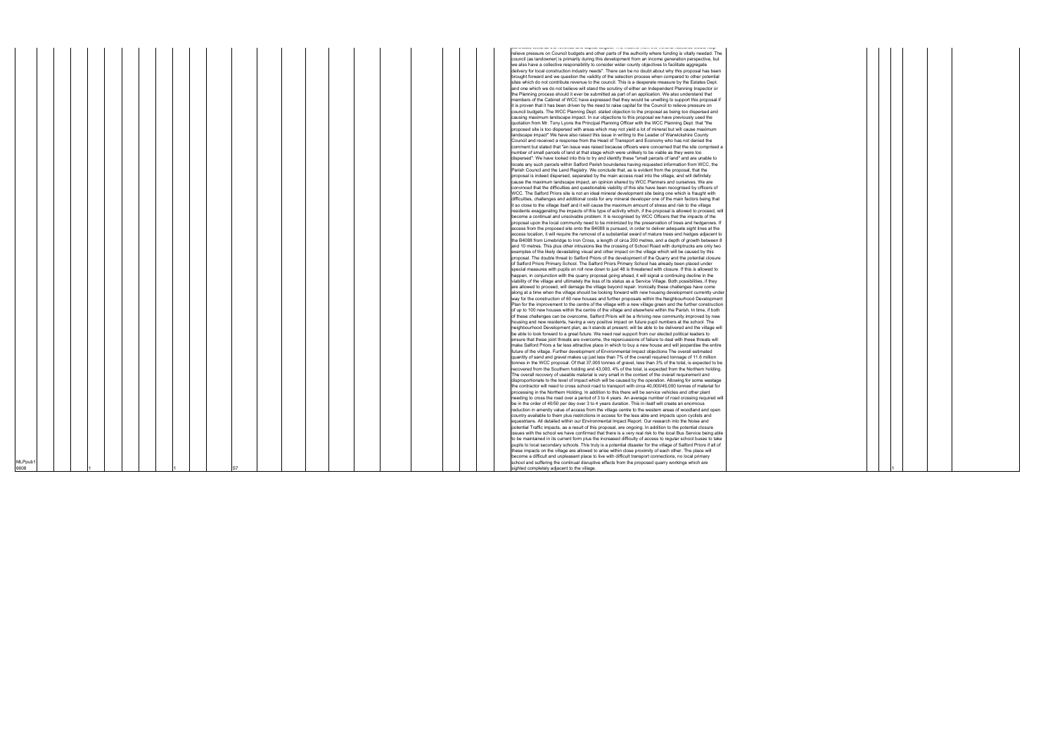| | | | | | | | | | | | | | | | | | | | | | | | | | | | | | | |
|---|---|---|---|---|---|---|---|---|---|---|---|---|---|---|---|---|---|---|---|---|---|---|---|---|---|---|---|---|---|---|
| MLPpub1 6608 | | | | 1 | | | | | | | 1 | | S7 | | | | | | | | | | | relieve pressure on Council budgets and other parts of the authority where funding is vitally needed. The council (as landowner( is primarily during this development from an income generation perspective, but we also have a collective responsibility to consider wider county objectives to facilitate aggregate delivery for local construction industry needs". There can be no doubt about why this proposal has been brought forward and we question the validity of the selection process when compared to other potential sites which do not contribute revenue to the council. This is a desperate measure by the Estates Dept. and one which we do not believe will stand the scrutiny of either an Independent Planning Inspector or the Planning process should it ever be submitted as part of an application. We also understand that members of the Cabinet of WCC have expressed that they would be unwilling to support this proposal if it is proven that it has been driven by the need to raise capital for the Council to relieve pressure on council budgets. The WCC Planning Dept. stated objection to the proposal as being too dispersed and causing maximum landscape impact. In our objections to this proposal we have previously used the quotation from Mr. Tony Lyons the Principal Planning Officer with the WCC Planning Dept. that "the proposed site is too dispersed with areas which may not yield a lot of mineral but will cause maximum landscape impact" We have also raised this issue in writing to the Leader of Warwickshire County Council and received a response from the Head of Transport and Economy who has not denied the comment but stated that "an issue was raised because officers were concerned that the site comprised a number of small parcels of land at that stage which were unlikely to be viable as they were too dispersed". We have looked into this to try and identify these "small parcels of land" and are unable to locate any such parcels within Salford Parish boundaries having requested information from WCC, the Parish Council and the Land Registry. We conclude that, as is evident from the proposal, that the proposal is indeed dispersed, seperated by the main access road into the village, and will definitely cause the maximum landscape impact, an opinion shared by WCC Planners and ourselves. We are convinced that the difficulties and questionable viability of this site have been recognised by officers of WCC. The Salford Priors site is not an ideal mineral development site being one which is fraught with difficulties, challenges and additional costs for any mineral developer one of the main factors being that it so close to the village itself and it will cause the maximum amount of stress and risk to the village residents exaggerating the impacts of this type of activity which, if the proposal is allowed to proceed, will become a continual and unsolvable problem. It is recognised by WCC Officers that the impacts of the proposal upon the local community need to be minimized by the preservation of trees and hedgerows. If access from the proposed site onto the B4088 is pursued, in order to deliver adequate sight lines at the access location, it will require the removal of a substantial sward of mature trees and hedges adjacent to the B4088 from Limebridge to Iron Cross, a length of circa 200 metres, and a depth of growth between 8 and 10 metres. This plus other intrusions like the crossing of School Road with dumptrucks are only two examples of the likely devastating visual and other impact on the village which will be caused by this proposal. The double threat to Salford Priors of the development of the Quarry and the potential closure of Salford Priors Primary School. The Salford Priors Primary School has already been placed under special measures with pupils on roll now down to just 48 is threatened with closure. If this is allowed to happen, in conjunction with the quarry proposal going ahead, it will signal a continuing decline in the viability of the village and ultimately the loss of its status as a Service Village. Both possibilities, if they are allowed to proceed, will damage the village beyond repair. Ironically these challenges have come along at a time when the village should be looking forward with new housing development currently under way for the construction of 60 new houses and further proposals within the Neighbourhood Development Plan for the improvement to the centre of the village with a new village green and the further construction of up to 100 new houses within the centre of the village and elsewhere within the Parish. In time, if both of these challenges can be overcome, Salford Priors will be a thriving new community improved by new housing and new residents, having a very positive impact on future pupil numbers at the school. The neighbourhood Development plan, as it stands at present, will be able to be delivered and the village will be able to look forward to a great future. We need real support from our elected political leaders to ensure that these joint threats are overcome, the repercussions of failure to deal with these threats will make Salford Priors a far less attractive place in which to buy a new house and will jeopardise the entire future of the village. Further development of Environmental Impact objections The overall estimated quantity of sand and gravel makes up just less than 7% of the overall required tonnage of 11.6 million tonnes in the WCC proposal. Of that 37,000 tonnes of gravel, less than 3% of the total, is expected to be recovered from the Southern holding and 43,000, 4% of the total, is expected from the Northern holding. The overall recovery of useable material is very small in the context of the overall requirement and disproportionate to the level of impact which will be caused by the operation. Allowing for some wastage the contractor will need to cross school road to transport with circa 40,000/45,000 tonnes of material for processing in the Northern Holding. In addition to this there will be service vehicles and other plant needing to cross the road over a period of 3 to 4 years. An average number of road crossing required will be in the order of 40/50 per day over 3 to 4 years duration. This in itself will create an enormous reduction in amenity value of access from the village centre to the western areas of woodland and open country available to them plus restrictions in access for the less able and impacts upon cyclists and equestrians. All detailed within our Environmental Impact Report. Our research into the Noise and potential Traffic impacts, as a result of this proposal, are ongoing. In addition to the potential closure issues with the school we have confirmed that there is a very real risk to the local Bus Service being able to be maintained in its current form plus the increased difficulty of access to regular school buses to take pupils to local secondary schools. This truly is a potential disaster for the village of Salford Priors if all of these impacts on the village are allowed to arise within close proximity of each other. The place will become a difficult and unpleasant place to live with difficult transport connections, no local primary school and suffering the continual disruptive effects from the proposed quarry workings which are sighted completely adjacent to the village. | | | 1 | | | |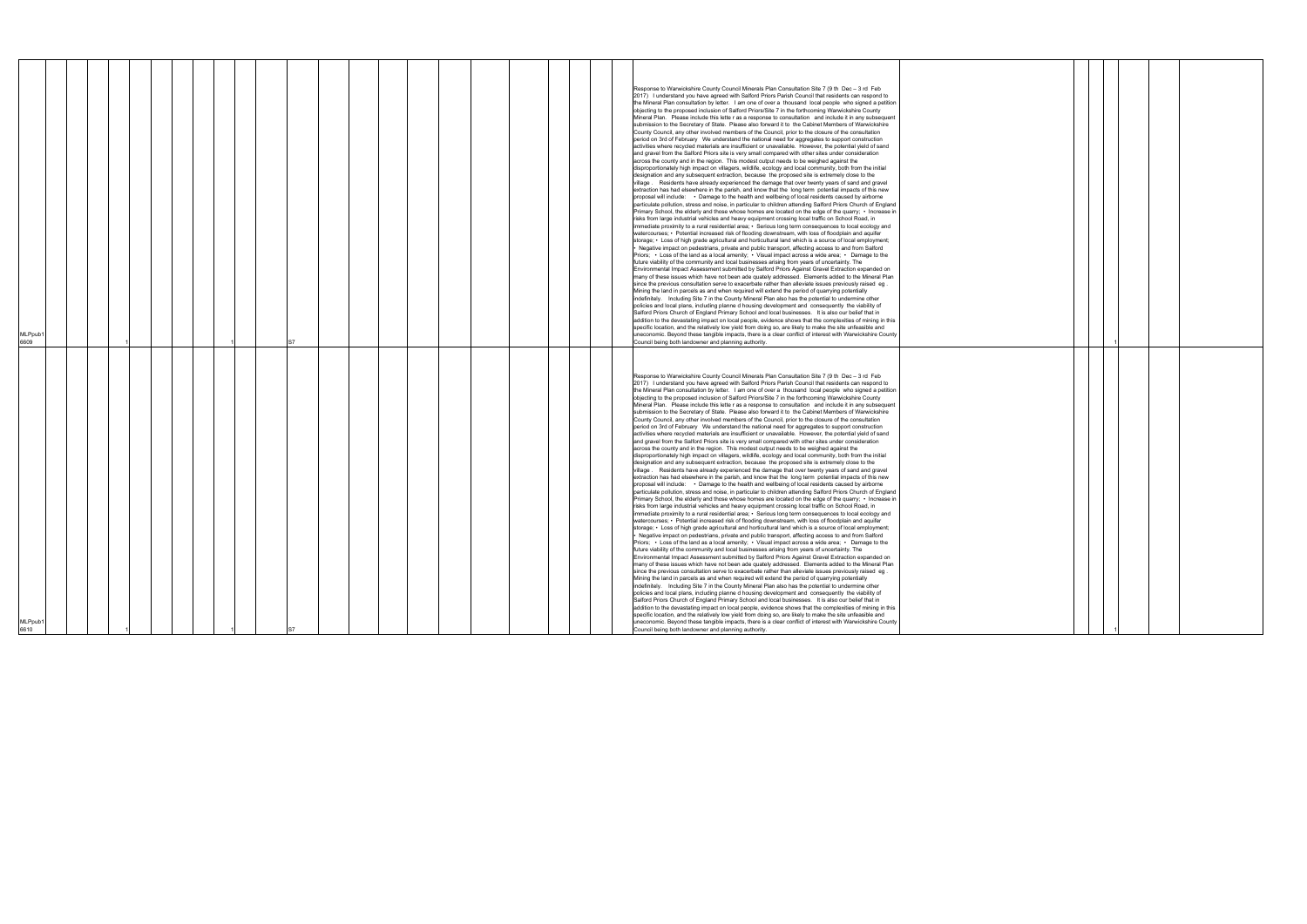| | | | | | | | | | | | | | | | | | | | | | | | | | | | | | | |
|---|---|---|---|---|---|---|---|---|---|---|---|---|---|---|---|---|---|---|---|---|---|---|---|---|---|---|---|---|---|---|
| MLPpub16609 | | | | 1 | | | | | | 1 | | S7 | | | | | | | | | | | | Response to Warwickshire County Council Minerals Plan Consultation Site 7 (9 th Dec – 3 rd Feb 2017) I understand you have agreed with Salford Priors Parish Council that residents can respond to the Mineral Plan consultation by letter. I am one of over a thousand local people who signed a petition objecting to the proposed inclusion of Salford Priors/Site 7 in the forthcoming Warwickshire County Mineral Plan. Please include this lette r as a response to consultation and include it in any subsequent submission to the Secretary of State. Please also forward it to the Cabinet Members of Warwickshire County Council, any other involved members of the Council, prior to the closure of the consultation period on 3rd of February We understand the national need for aggregates to support construction activities where recycled materials are insufficient or unavailable. However, the potential yield of sand and gravel from the Salford Priors site is very small compared with other sites under consideration across the county and in the region. This modest output needs to be weighed against the disproportionately high impact on villagers, wildlife, ecology and local community, both from the initial designation and any subsequent extraction, because the proposed site is extremely close to the village . Residents have already experienced the damage that over twenty years of sand and gravel extraction has had elsewhere in the parish, and know that the long term potential impacts of this new proposal will include: • Damage to the health and wellbeing of local residents caused by airborne particulate pollution, stress and noise, in particular to children attending Salford Priors Church of England Primary School, the elderly and those whose homes are located on the edge of the quarry; • Increase in risks from large industrial vehicles and heavy equipment crossing local traffic on School Road, in immediate proximity to a rural residential area; • Serious long term consequences to local ecology and watercourses; • Potential increased risk of flooding downstream, with loss of floodplain and aquifer storage; • Loss of high grade agricultural and horticultural land which is a source of local employment; • Negative impact on pedestrians, private and public transport, affecting access to and from Salford Priors; • Loss of the land as a local amenity; • Visual impact across a wide area; • Damage to the future viability of the community and local businesses arising from years of uncertainty. The Environmental Impact Assessment submitted by Salford Priors Against Gravel Extraction expanded on many of these issues which have not been ade quately addressed. Elements added to the Mineral Plan since the previous consultation serve to exacerbate rather than alleviate issues previously raised eg . Mining the land in parcels as and when required will extend the period of quarrying potentially indefinitely. Including Site 7 in the County Mineral Plan also has the potential to undermine other policies and local plans, including planne d housing development and consequently the viability of Salford Priors Church of England Primary School and local businesses. It is also our belief that in addition to the devastating impact on local people, evidence shows that the complexities of mining in this specific location, and the relatively low yield from doing so, are likely to make the site unfeasible and uneconomic. Beyond these tangible impacts, there is a clear conflict of interest with Warwickshire County Council being both landowner and planning authority. | | | | 1 | | |
| MLPpub16610 | | | | 1 | | | | | | 1 | | S7 | | | | | | | | | | | | Response to Warwickshire County Council Minerals Plan Consultation Site 7 (9 th Dec – 3 rd Feb 2017) I understand you have agreed with Salford Priors Parish Council that residents can respond to the Mineral Plan consultation by letter. I am one of over a thousand local people who signed a petition objecting to the proposed inclusion of Salford Priors/Site 7 in the forthcoming Warwickshire County Mineral Plan. Please include this lette r as a response to consultation and include it in any subsequent submission to the Secretary of State. Please also forward it to the Cabinet Members of Warwickshire County Council, any other involved members of the Council, prior to the closure of the consultation period on 3rd of February We understand the national need for aggregates to support construction activities where recycled materials are insufficient or unavailable. However, the potential yield of sand and gravel from the Salford Priors site is very small compared with other sites under consideration across the county and in the region. This modest output needs to be weighed against the disproportionately high impact on villagers, wildlife, ecology and local community, both from the initial designation and any subsequent extraction, because the proposed site is extremely close to the village . Residents have already experienced the damage that over twenty years of sand and gravel extraction has had elsewhere in the parish, and know that the long term potential impacts of this new proposal will include: • Damage to the health and wellbeing of local residents caused by airborne particulate pollution, stress and noise, in particular to children attending Salford Priors Church of England Primary School, the elderly and those whose homes are located on the edge of the quarry; • Increase in risks from large industrial vehicles and heavy equipment crossing local traffic on School Road, in immediate proximity to a rural residential area; • Serious long term consequences to local ecology and watercourses; • Potential increased risk of flooding downstream, with loss of floodplain and aquifer storage; • Loss of high grade agricultural and horticultural land which is a source of local employment; • Negative impact on pedestrians, private and public transport, affecting access to and from Salford Priors; • Loss of the land as a local amenity; • Visual impact across a wide area; • Damage to the future viability of the community and local businesses arising from years of uncertainty. The Environmental Impact Assessment submitted by Salford Priors Against Gravel Extraction expanded on many of these issues which have not been ade quately addressed. Elements added to the Mineral Plan since the previous consultation serve to exacerbate rather than alleviate issues previously raised eg . Mining the land in parcels as and when required will extend the period of quarrying potentially indefinitely. Including Site 7 in the County Mineral Plan also has the potential to undermine other policies and local plans, including planne d housing development and consequently the viability of Salford Priors Church of England Primary School and local businesses. It is also our belief that in addition to the devastating impact on local people, evidence shows that the complexities of mining in this specific location, and the relatively low yield from doing so, are likely to make the site unfeasible and uneconomic. Beyond these tangible impacts, there is a clear conflict of interest with Warwickshire County Council being both landowner and planning authority. | | | | 1 | | |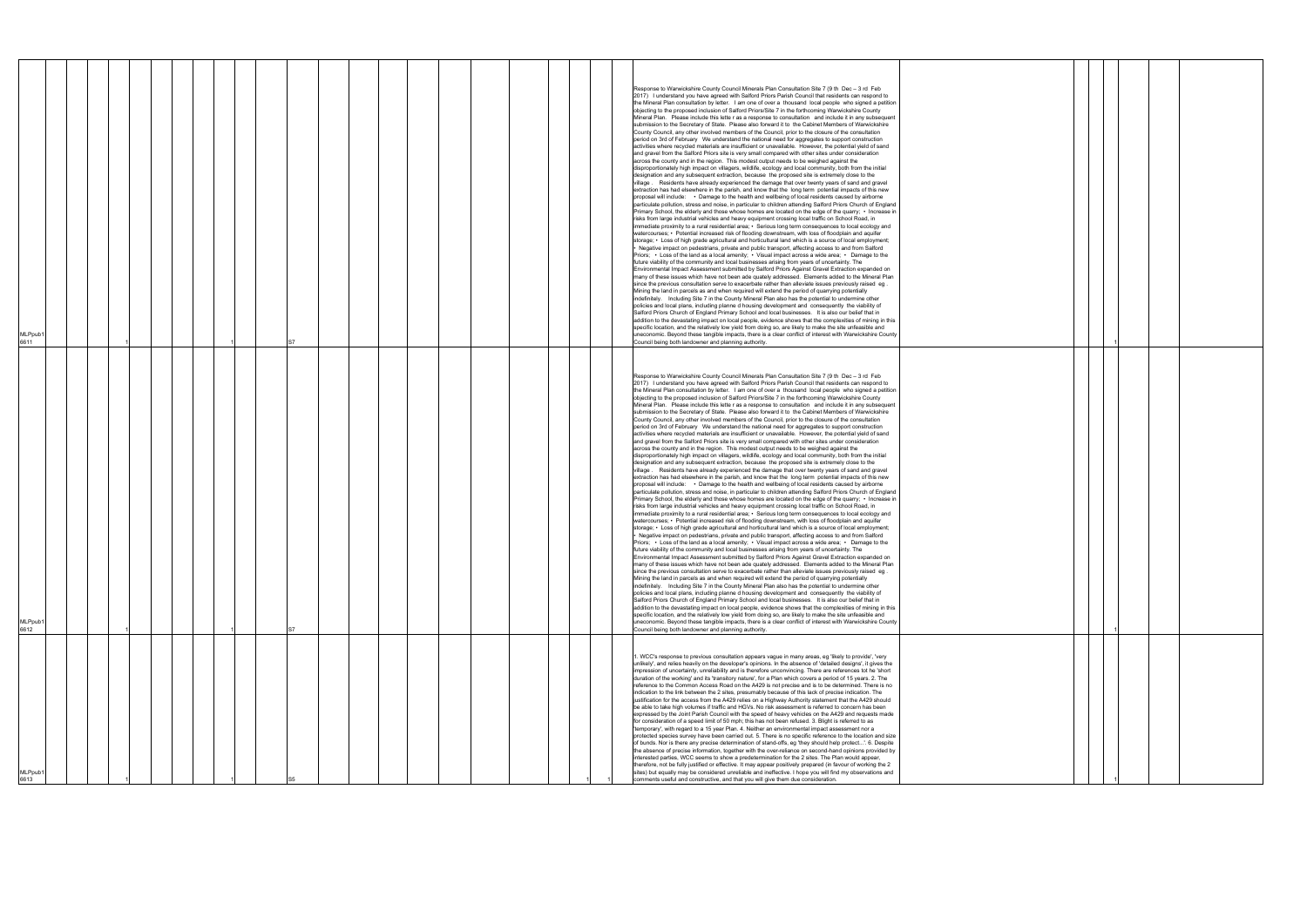| | | | | | | | | | | | | | | | | | | | | | | | | | | | | | | | | | | |
|---|---|---|---|---|---|---|---|---|---|---|---|---|---|---|---|---|---|---|---|---|---|---|---|---|---|---|---|---|---|---|---|---|---|---|
| MLPpub16611 | | | 1 | | | | | | | 1 | | S7 | | | | | | | | | | | | | | | Response to Warwickshire County Council Minerals Plan Consultation Site 7 (9 th Dec – 3 rd Feb 2017) I understand you have agreed with Salford Priors Parish Council that residents can respond to the Mineral Plan consultation by letter. I am one of over a thousand local people who signed a petition objecting to the proposed inclusion of Salford Priors/Site 7 in the forthcoming Warwickshire County Mineral Plan. Please include this lette r as a response to consultation and include it in any subsequent submission to the Secretary of State. Please also forward it to the Cabinet Members of Warwickshire County Council, any other involved members of the Council, prior to the closure of the consultation period on 3rd of February We understand the national need for aggregates to support construction activities where recycled materials are insufficient or unavailable. However, the potential yield of sand and gravel from the Salford Priors site is very small compared with other sites under consideration across the county and in the region. This modest output needs to be weighed against the disproportionately high impact on villagers, wildlife, ecology and local community, both from the initial designation and any subsequent extraction, because the proposed site is extremely close to the village . Residents have already experienced the damage that over twenty years of sand and gravel extraction has had elsewhere in the parish, and know that the long term potential impacts of this new proposal will include: • Damage to the health and wellbeing of local residents caused by airborne particulate pollution, stress and noise, in particular to children attending Salford Priors Church of England Primary School, the elderly and those whose homes are located on the edge of the quarry; • Increase in risks from large industrial vehicles and heavy equipment crossing local traffic on School Road, in immediate proximity to a rural residential area; • Serious long term consequences to local ecology and watercourses; • Potential increased risk of flooding downstream, with loss of floodplain and aquifer storage; • Loss of high grade agricultural and horticultural land which is a source of local employment; • Negative impact on pedestrians, private and public transport, affecting access to and from Salford Priors; • Loss of the land as a local amenity; • Visual impact across a wide area; • Damage to the future viability of the community and local businesses arising from years of uncertainty. The Environmental Impact Assessment submitted by Salford Priors Against Gravel Extraction expanded on many of these issues which have not been ade quately addressed. Elements added to the Mineral Plan since the previous consultation serve to exacerbate rather than alleviate issues previously raised eg . Mining the land in parcels as and when required will extend the period of quarrying potentially indefinitely. Including Site 7 in the County Mineral Plan also has the potential to undermine other policies and local plans, including planne d housing development and consequently the viability of Salford Priors Church of England Primary School and local businesses. It is also our belief that in addition to the devastating impact on local people, evidence shows that the complexities of mining in this specific location, and the relatively low yield from doing so, are likely to make the site unfeasible and uneconomic. Beyond these tangible impacts, there is a clear conflict of interest with Warwickshire County Council being both landowner and planning authority. | | | | | 1 | | |
| MLPpub16612 | | | 1 | | | | | | | 1 | | S7 | | | | | | | | | | | | | | | Response to Warwickshire County Council Minerals Plan Consultation Site 7 (9 th Dec – 3 rd Feb 2017) I understand you have agreed with Salford Priors Parish Council that residents can respond to the Mineral Plan consultation by letter. I am one of over a thousand local people who signed a petition objecting to the proposed inclusion of Salford Priors/Site 7 in the forthcoming Warwickshire County Mineral Plan. Please include this lette r as a response to consultation and include it in any subsequent submission to the Secretary of State. Please also forward it to the Cabinet Members of Warwickshire County Council, any other involved members of the Council, prior to the closure of the consultation period on 3rd of February We understand the national need for aggregates to support construction activities where recycled materials are insufficient or unavailable. However, the potential yield of sand and gravel from the Salford Priors site is very small compared with other sites under consideration across the county and in the region. This modest output needs to be weighed against the disproportionately high impact on villagers, wildlife, ecology and local community, both from the initial designation and any subsequent extraction, because the proposed site is extremely close to the village . Residents have already experienced the damage that over twenty years of sand and gravel extraction has had elsewhere in the parish, and know that the long term potential impacts of this new proposal will include: • Damage to the health and wellbeing of local residents caused by airborne particulate pollution, stress and noise, in particular to children attending Salford Priors Church of England Primary School, the elderly and those whose homes are located on the edge of the quarry; • Increase in risks from large industrial vehicles and heavy equipment crossing local traffic on School Road, in immediate proximity to a rural residential area; • Serious long term consequences to local ecology and watercourses; • Potential increased risk of flooding downstream, with loss of floodplain and aquifer storage; • Loss of high grade agricultural and horticultural land which is a source of local employment; • Negative impact on pedestrians, private and public transport, affecting access to and from Salford Priors; • Loss of the land as a local amenity; • Visual impact across a wide area; • Damage to the future viability of the community and local businesses arising from years of uncertainty. The Environmental Impact Assessment submitted by Salford Priors Against Gravel Extraction expanded on many of these issues which have not been ade quately addressed. Elements added to the Mineral Plan since the previous consultation serve to exacerbate rather than alleviate issues previously raised eg . Mining the land in parcels as and when required will extend the period of quarrying potentially indefinitely. Including Site 7 in the County Mineral Plan also has the potential to undermine other policies and local plans, including planne d housing development and consequently the viability of Salford Priors Church of England Primary School and local businesses. It is also our belief that in addition to the devastating impact on local people, evidence shows that the complexities of mining in this specific location, and the relatively low yield from doing so, are likely to make the site unfeasible and uneconomic. Beyond these tangible impacts, there is a clear conflict of interest with Warwickshire County Council being both landowner and planning authority. | | | | | 1 | | |
| MLPpub16613 | | | 1 | | | | | | | 1 | | S5 | | | | | | | | | | | 1 | 1 | | | 1. WCC's response to previous consultation appears vague in many areas, eg 'likely to provide', 'very unlikely', and relies heavily on the developer's opinions. In the absence of 'detailed designs', it gives the impression of uncertainty, unreliability and is therefore unconvincing. There are references tot he 'short duration of the working' and its 'transitory nature', for a Plan which covers a period of 15 years. 2. The reference to the Common Access Road on the A429 is not precise and is to be determined. There is no indication to the link between the 2 sites, presumably because of this lack of precise indication. The justification for the access from the A429 relies on a Highway Authority statement that the A429 should be able to take high volumes if traffic and HGVs. No risk assessment is referred to concern has been expressed by the Joint Parish Council with the speed of heavy vehicles on the A429 and requests made for consideration of a speed limit of 50 mph; this has not been refused. 3. Blight is referred to as 'temporary', with regard to a 15 year Plan. 4. Neither an environmental impact assessment nor a protected species survey have been carried out. 5. There is no specific reference to the location and size of bunds. Nor is there any precise determination of stand-offs, eg 'they should help protect...'. 6. Despite the absence of precise information, together with the over-reliance on second-hand opinions provided by interested parties, WCC seems to show a predetermination for the 2 sites. The Plan would appear, therefore, not be fully justified or effective. It may appear positively prepared (in favour of working the 2 sites) but equally may be considered unreliable and ineffective. I hope you will find my observations and comments useful and constructive, and that you will give them due consideration. | | | | | 1 | | |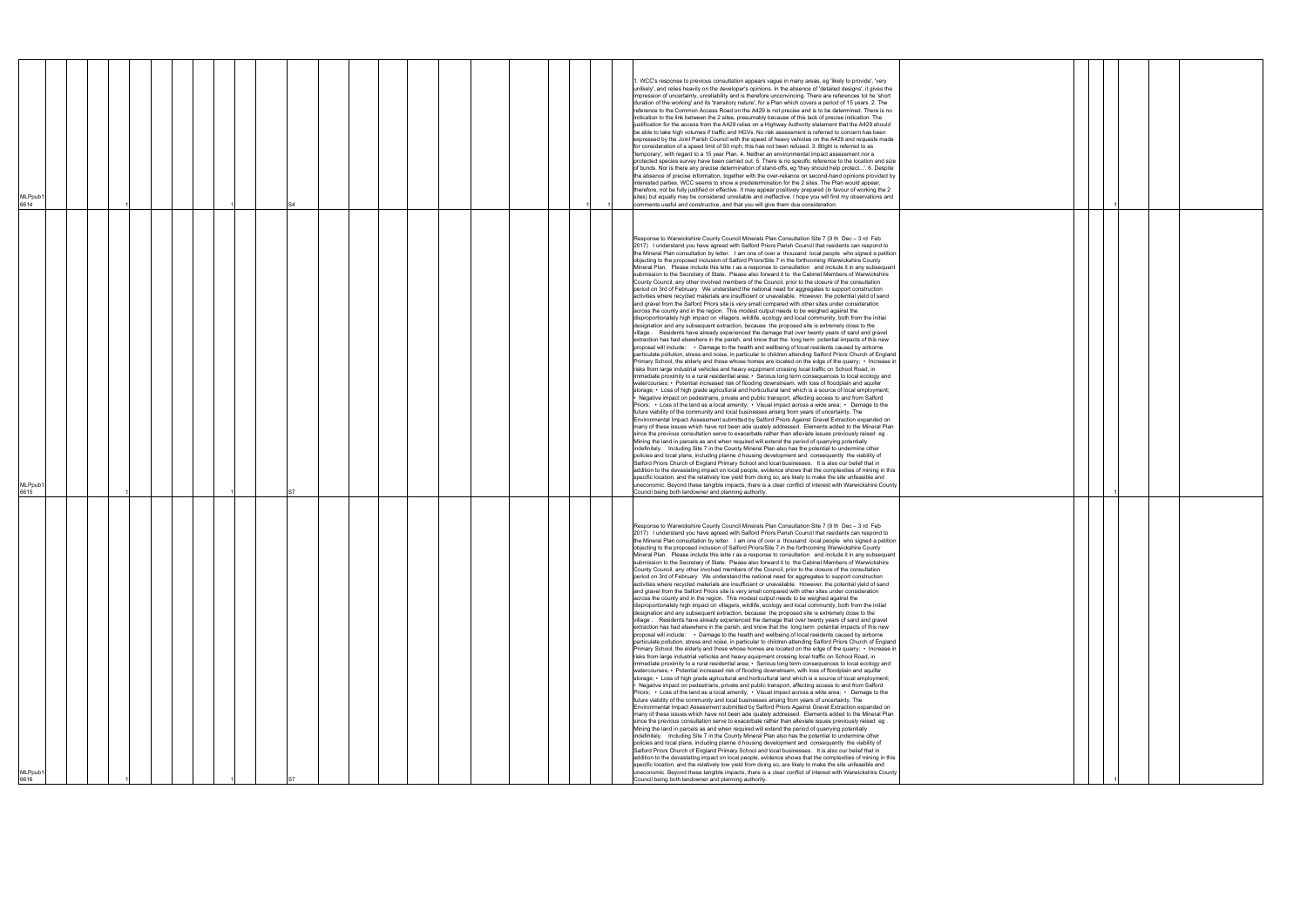| | | | | | | | | | | | | | | | | | | | | | | | | | | |
|---|---|---|---|---|---|---|---|---|---|---|---|---|---|---|---|---|---|---|---|---|---|---|---|---|---|---|
| MLPpub1 6614 | 1 | | | | | | 1 | | S4 | | | | | | | | | 1 | 1 | 1. WCC's response to previous consultation appears vague in many areas, eg 'likely to provide', 'very unlikely', and relies heavily on the developer's opinions. In the absence of 'detailed designs', it gives the impression of uncertainty, unreliability and is therefore unconvincing. There are references tot he 'short duration of the working' and its 'transitory nature', for a Plan which covers a period of 15 years. 2. The reference to the Common Access Road on the A429 is not precise and is to be determined. There is no indication to the link between the 2 sites, presumably because of this lack of precise indication. The justification for the access from the A429 relies on a Highway Authority statement that the A429 should be able to take high volumes if traffic and HGVs. No risk assessment is referred to concern has been expressed by the Joint Parish Council with the speed of heavy vehicles on the A429 and requests made for consideration of a speed limit of 50 mph; this has not been refused. 3. Blight is referred to as 'temporary', with regard to a 15 year Plan. 4. Neither an environmental impact assessment nor a protected species survey have been carried out. 5. There is no specific reference to the location and size of bunds. Nor is there any precise determination of stand-offs, eg 'they should help protect...'. 6. Despite the absence of precise information, together with the over-reliance on second-hand opinions provided by interested parties, WCC seems to show a predetermination for the 2 sites. The Plan would appear, therefore, not be fully justified or effective. It may appear positively prepared (in favour of working the 2 sites) but equally may be considered unreliable and ineffective. I hope you will find my observations and comments useful and constructive, and that you will give them due consideration. | | | | 1 | | |
| MLPpub1 6615 | 1 | | | | | | 1 | | S7 | | | | | | | | | | | Response to Warwickshire County Council Minerals Plan Consultation Site 7 (9 th Dec – 3 rd Feb 2017) I understand you have agreed with Salford Priors Parish Council that residents can respond to the Mineral Plan consultation by letter. I am one of over a thousand local people who signed a petition objecting to the proposed inclusion of Salford Priors/Site 7 in the forthcoming Warwickshire County Mineral Plan. Please include this lette r as a response to consultation and include it in any subsequent submission to the Secretary of State. Please also forward it to the Cabinet Members of Warwickshire County Council, any other involved members of the Council, prior to the closure of the consultation period on 3rd of February We understand the national need for aggregates to support construction activities where recycled materials are insufficient or unavailable. However, the potential yield of sand and gravel from the Salford Priors site is very small compared with other sites under consideration across the county and in the region. This modest output needs to be weighed against the disproportionately high impact on villagers, wildlife, ecology and local community, both from the initial designation and any subsequent extraction, because the proposed site is extremely close to the village . Residents have already experienced the damage that over twenty years of sand and gravel extraction has had elsewhere in the parish, and know that the long term potential impacts of this new proposal will include: • Damage to the health and wellbeing of local residents caused by airborne particulate pollution, stress and noise, in particular to children attending Salford Priors Church of England Primary School, the elderly and those whose homes are located on the edge of the quarry; • Increase in risks from large industrial vehicles and heavy equipment crossing local traffic on School Road, in immediate proximity to a rural residential area; • Serious long term consequences to local ecology and watercourses; • Potential increased risk of flooding downstream, with loss of floodplain and aquifer storage; • Loss of high grade agricultural and horticultural land which is a source of local employment; • Negative impact on pedestrians, private and public transport, affecting access to and from Salford Priors; • Loss of the land as a local amenity; • Visual impact across a wide area; • Damage to the future viability of the community and local businesses arising from years of uncertainty. The Environmental Impact Assessment submitted by Salford Priors Against Gravel Extraction expanded on many of these issues which have not been ade quately addressed. Elements added to the Mineral Plan since the previous consultation serve to exacerbate rather than alleviate issues previously raised eg . Mining the land in parcels as and when required will extend the period of quarrying potentially indefinitely. Including Site 7 in the County Mineral Plan also has the potential to undermine other policies and local plans, including planne d housing development and consequently the viability of Salford Priors Church of England Primary School and local businesses. It is also our belief that in addition to the devastating impact on local people, evidence shows that the complexities of mining in this specific location, and the relatively low yield from doing so, are likely to make the site unfeasible and uneconomic. Beyond these tangible impacts, there is a clear conflict of interest with Warwickshire County Council being both landowner and planning authority. | | | | 1 | | |
| MLPpub1 6616 | 1 | | | | | | 1 | | S7 | | | | | | | | | | | Response to Warwickshire County Council Minerals Plan Consultation Site 7 (9 th Dec – 3 rd Feb 2017) I understand you have agreed with Salford Priors Parish Council that residents can respond to the Mineral Plan consultation by letter. I am one of over a thousand local people who signed a petition objecting to the proposed inclusion of Salford Priors/Site 7 in the forthcoming Warwickshire County Mineral Plan. Please include this lette r as a response to consultation and include it in any subsequent submission to the Secretary of State. Please also forward it to the Cabinet Members of Warwickshire County Council, any other involved members of the Council, prior to the closure of the consultation period on 3rd of February We understand the national need for aggregates to support construction activities where recycled materials are insufficient or unavailable. However, the potential yield of sand and gravel from the Salford Priors site is very small compared with other sites under consideration across the county and in the region. This modest output needs to be weighed against the disproportionately high impact on villagers, wildlife, ecology and local community, both from the initial designation and any subsequent extraction, because the proposed site is extremely close to the village . Residents have already experienced the damage that over twenty years of sand and gravel extraction has had elsewhere in the parish, and know that the long term potential impacts of this new proposal will include: • Damage to the health and wellbeing of local residents caused by airborne particulate pollution, stress and noise, in particular to children attending Salford Priors Church of England Primary School, the elderly and those whose homes are located on the edge of the quarry; • Increase in risks from large industrial vehicles and heavy equipment crossing local traffic on School Road, in immediate proximity to a rural residential area; • Serious long term consequences to local ecology and watercourses; • Potential increased risk of flooding downstream, with loss of floodplain and aquifer storage; • Loss of high grade agricultural and horticultural land which is a source of local employment; • Negative impact on pedestrians, private and public transport, affecting access to and from Salford Priors; • Loss of the land as a local amenity; • Visual impact across a wide area; • Damage to the future viability of the community and local businesses arising from years of uncertainty. The Environmental Impact Assessment submitted by Salford Priors Against Gravel Extraction expanded on many of these issues which have not been ade quately addressed. Elements added to the Mineral Plan since the previous consultation serve to exacerbate rather than alleviate issues previously raised eg . Mining the land in parcels as and when required will extend the period of quarrying potentially indefinitely. Including Site 7 in the County Mineral Plan also has the potential to undermine other policies and local plans, including planne d housing development and consequently the viability of Salford Priors Church of England Primary School and local businesses. It is also our belief that in addition to the devastating impact on local people, evidence shows that the complexities of mining in this specific location, and the relatively low yield from doing so, are likely to make the site unfeasible and uneconomic. Beyond these tangible impacts, there is a clear conflict of interest with Warwickshire County Council being both landowner and planning authority. | | | | 1 | | |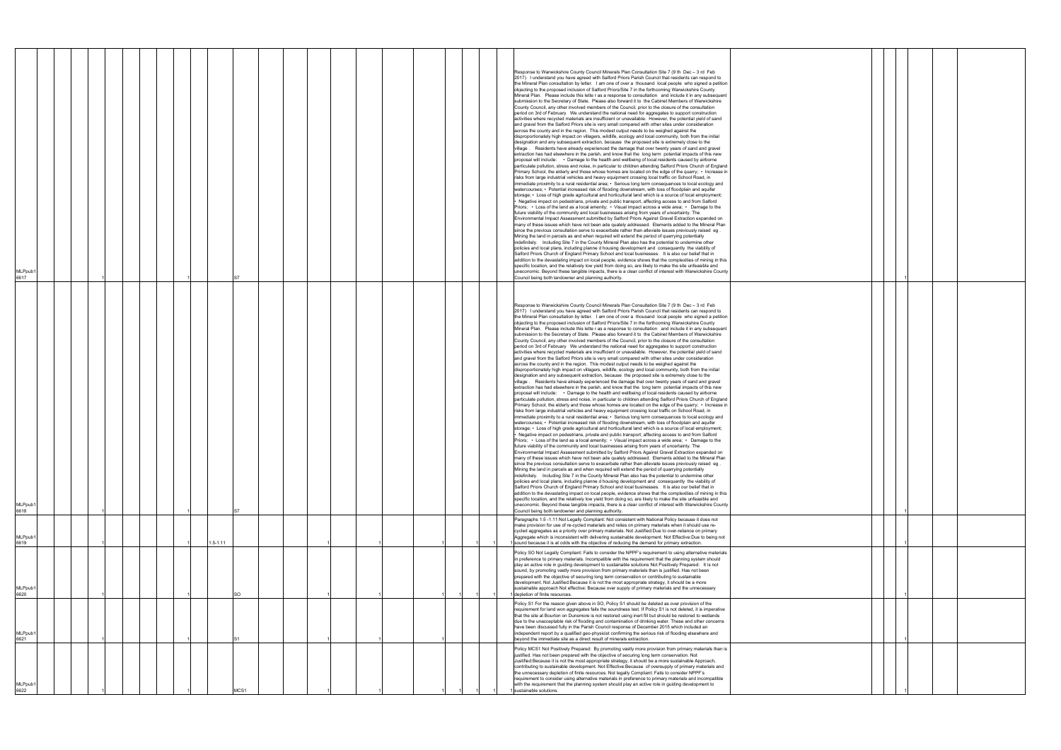| | | | | | | | | | | | | | | | | | | | | | | | | | | | | |
|---|---|---|---|---|---|---|---|---|---|---|---|---|---|---|---|---|---|---|---|---|---|---|---|---|---|---|---|---|
| MLPpub16617 | | 1 | | | | | 1 | | S7 | | | | | | | | | | | | Response to Warwickshire County Council Minerals Plan Consultation Site 7 (9 th Dec – 3 rd Feb 2017) I understand you have agreed with Salford Priors Parish Council that residents can respond to the Mineral Plan consultation by letter. I am one of over a thousand local people who signed a petition objecting to the proposed inclusion of Salford Priors/Site 7 in the forthcoming Warwickshire County Mineral Plan. Please include this lette r as a response to consultation and include it in any subsequent submission to the Secretary of State. Please also forward it to the Cabinet Members of Warwickshire County Council, any other involved members of the Council, prior to the closure of the consultation period on 3rd of February We understand the national need for aggregates to support construction activities where recycled materials are insufficient or unavailable. However, the potential yield of sand and gravel from the Salford Priors site is very small compared with other sites under consideration across the county and in the region. This modest output needs to be weighed against the disproportionately high impact on villagers, wildlife, ecology and local community, both from the initial designation and any subsequent extraction, because the proposed site is extremely close to the village . Residents have already experienced the damage that over twenty years of sand and gravel extraction has had elsewhere in the parish, and know that the long term potential impacts of this new proposal will include: • Damage to the health and wellbeing of local residents caused by airborne particulate pollution, stress and noise, in particular to children attending Salford Priors Church of England Primary School, the elderly and those whose homes are located on the edge of the quarry; • Increase in risks from large industrial vehicles and heavy equipment crossing local traffic on School Road, in immediate proximity to a rural residential area; • Serious long term consequences to local ecology and watercourses; • Potential increased risk of flooding downstream, with loss of floodplain and aquifer storage; • Loss of high grade agricultural and horticultural land which is a source of local employment; • Negative impact on pedestrians, private and public transport, affecting access to and from Salford Priors; • Loss of the land as a local amenity; • Visual impact across a wide area; • Damage to the future viability of the community and local businesses arising from years of uncertainty. The Environmental Impact Assessment submitted by Salford Priors Against Gravel Extraction expanded on many of these issues which have not been ade quately addressed. Elements added to the Mineral Plan since the previous consultation serve to exacerbate rather than alleviate issues previously raised eg . Mining the land in parcels as and when required will extend the period of quarrying potentially indefinitely. Including Site 7 in the County Mineral Plan also has the potential to undermine other policies and local plans, including planne d housing development and consequently the viability of Salford Priors Church of England Primary School and local businesses. It is also our belief that in addition to the devastating impact on local people, evidence shows that the complexities of mining in this specific location, and the relatively low yield from doing so, are likely to make the site unfeasible and uneconomic. Beyond these tangible impacts, there is a clear conflict of interest with Warwickshire County Council being both landowner and planning authority. | | | | 1 | | | |
| MLPpub16618 | | 1 | | | | | 1 | | S7 | | | | | | | | | | | | Response to Warwickshire County Council Minerals Plan Consultation Site 7 (9 th Dec – 3 rd Feb 2017) I understand you have agreed with Salford Priors Parish Council that residents can respond to the Mineral Plan consultation by letter. I am one of over a thousand local people who signed a petition objecting to the proposed inclusion of Salford Priors/Site 7 in the forthcoming Warwickshire County Mineral Plan. Please include this lette r as a response to consultation and include it in any subsequent submission to the Secretary of State. Please also forward it to the Cabinet Members of Warwickshire County Council, any other involved members of the Council, prior to the closure of the consultation period on 3rd of February We understand the national need for aggregates to support construction activities where recycled materials are insufficient or unavailable. However, the potential yield of sand and gravel from the Salford Priors site is very small compared with other sites under consideration across the county and in the region. This modest output needs to be weighed against the disproportionately high impact on villagers, wildlife, ecology and local community, both from the initial designation and any subsequent extraction, because the proposed site is extremely close to the village . Residents have already experienced the damage that over twenty years of sand and gravel extraction has had elsewhere in the parish, and know that the long term potential impacts of this new proposal will include: • Damage to the health and wellbeing of local residents caused by airborne particulate pollution, stress and noise, in particular to children attending Salford Priors Church of England Primary School, the elderly and those whose homes are located on the edge of the quarry; • Increase in risks from large industrial vehicles and heavy equipment crossing local traffic on School Road, in immediate proximity to a rural residential area; • Serious long term consequences to local ecology and watercourses; • Potential increased risk of flooding downstream, with loss of floodplain and aquifer storage; • Loss of high grade agricultural and horticultural land which is a source of local employment; • Negative impact on pedestrians, private and public transport, affecting access to and from Salford Priors; • Loss of the land as a local amenity; • Visual impact across a wide area; • Damage to the future viability of the community and local businesses arising from years of uncertainty. The Environmental Impact Assessment submitted by Salford Priors Against Gravel Extraction expanded on many of these issues which have not been ade quately addressed. Elements added to the Mineral Plan since the previous consultation serve to exacerbate rather than alleviate issues previously raised eg . Mining the land in parcels as and when required will extend the period of quarrying potentially indefinitely. Including Site 7 in the County Mineral Plan also has the potential to undermine other policies and local plans, including planne d housing development and consequently the viability of Salford Priors Church of England Primary School and local businesses. It is also our belief that in addition to the devastating impact on local people, evidence shows that the complexities of mining in this specific location, and the relatively low yield from doing so, are likely to make the site unfeasible and uneconomic. Beyond these tangible impacts, there is a clear conflict of interest with Warwickshire County Council being both landowner and planning authority. | | | | 1 | | | |
| MLPpub16619 | | 1 | | | | | 1 | 1.5-1.11 | | | 1 | | 1 | | | 1 | 1 | 1 | 1 | | Paragraphs 1.5 -1.11 Not Legally Compliant: Not consistent with National Policy because it does not make provision for use of re-cycled materials and relies on primary materials when it should use re-cycled aggregates as a priority over primary materials. Not Justified:Due to over-reliance on primary Aggregate which is inconsistent with delivering sustainable development. Not Effective:Due to being not sound because it is at odds with the objective of reducing the demand for primary extraction. | | | | 1 | | | |
| MLPpub16620 | | 1 | | | | | 1 | | SO | | 1 | | 1 | | | 1 | 1 | 1 | 1 | | Policy SO Not Legally Compliant: Fails to consider the NPPF's requirement to using alternative materials in preference to primary materials. Incompatible with the requirement that the planning system should play an active role in guiding development to sustainable solutions Not Positively Prepared: It is not sound, by promoting vastly more provision from primary materials than is justified. Has not been prepared with the objective of securing long term conservation or contributing to sustainable development. Not Justified:Because it is not the most appropriate strategy, it should be a more sustainable approach Not effective: Because over supply of primary materials and the unnecessary depletion of finite resources. | | | | 1 | | | |
| MLPpub16621 | | 1 | | | | | 1 | | S1 | | 1 | | 1 | | | 1 | | | | | Policy S1 For the reason given above in SO, Policy S1 should be deleted as over provision of the requirement for land won aggregates fails the soundness test. If Policy S1 is not deleted, it is imperative that the site at Bourton on Dunsmore is not restored using inert fill but should be restored to wetlands due to the unacceptable risk of flooding and contamination of drinking water. These and other concerns have been discussed fully in the Parish Council response of December 2015 which included an independent report by a qualified geo-physicist confirming the serious risk of flooding elsewhere and beyond the immediate site as a direct result of minerals extraction. | | | | 1 | | | |
| MLPpub16622 | | 1 | | | | | 1 | | MCS1 | | 1 | | 1 | | | 1 | 1 | 1 | 1 | | Policy MCS1 Not Positively Prepared: By promoting vastly more provision from primary materials than is justified. Has not been prepared with the objective of securing long term conservation. Not Justified:Because it is not the most appropriate strategy, it should be a more sustainable Approach, contributing to sustainable development. Not Effective:Because of oversupply of primary materials and the unnecessary depletion of finite resources. Not legally Compliant: Fails to consider NPPF's requirement to consider using alternative materials in preference to primary materials and incompatible with the requirement that the planning system should play an active role in guiding development to sustainable solutions. | | | | 1 | | | |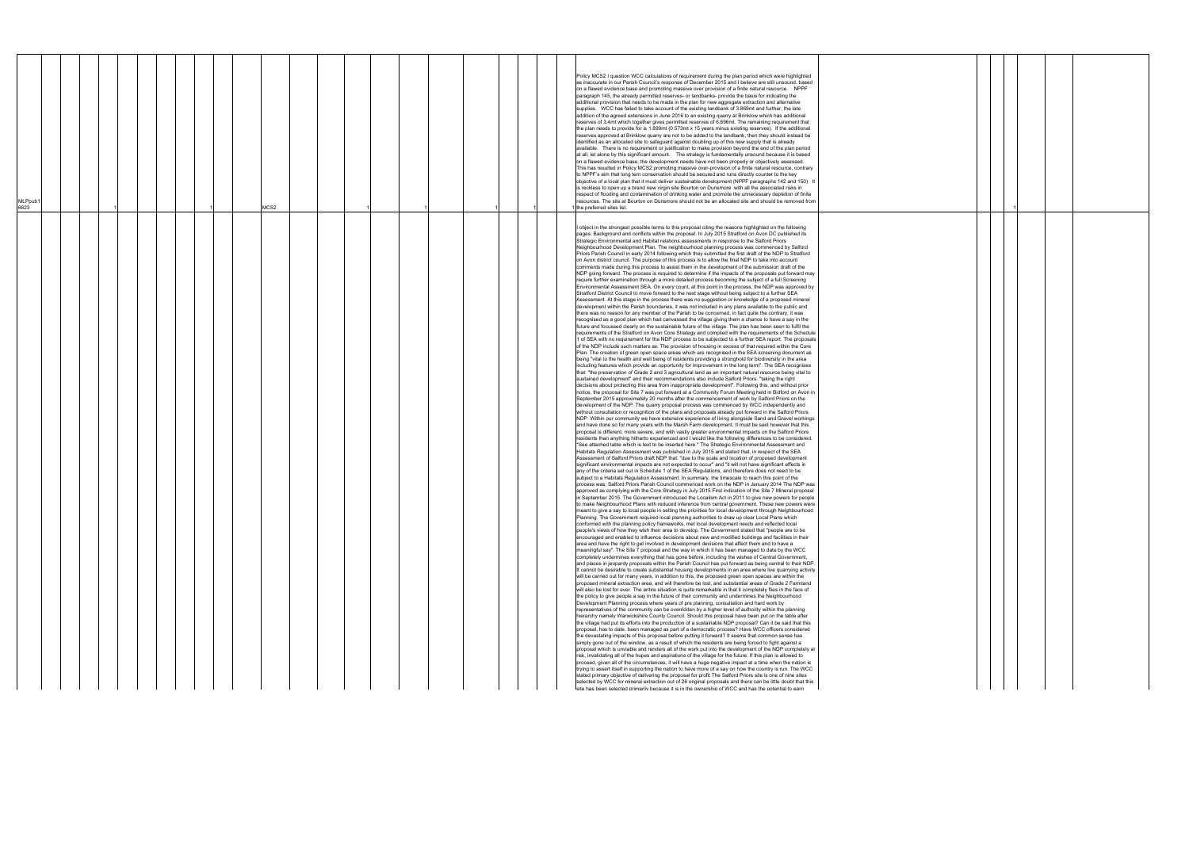| | | | | | | | | | | | | | | | | | | | | | | | | | | | | | | |
|---|---|---|---|---|---|---|---|---|---|---|---|---|---|---|---|---|---|---|---|---|---|---|---|---|---|---|---|---|---|---|
| MLPpub16623 | | | 1 | | | | | 1 | | MCS2 | | | 1 | | | 1 | | | 1 | | 1 | 1 | Policy MCS2 I question WCC calculations of requirement during the plan period which were highlighted as inaccurate in our Parish Council's response of December 2015 and I believe are still unsound, based on a flawed evidence base and promoting massive over provision of a finite natural resource. NPPF paragraph 145, the already permitted reserves- or landbanks- provide the basis for indicating the additional provision that needs to be made in the plan for new aggregate extraction and alternative supplies. WCC has failed to take account of the existing landbank of 3.869mt and further, the late addition of the agreed extensions in June 2016 to an existing quarry at Brinklow which has additional reserves of 3.4mt which together gives permitted reserves of 6.696mt. The remaining requirement that the plan needs to provide for is 1.899mt (0.573mt x 15 years minus existing reserves). If the additional reserves approved at Brinklow quarry are not to be added to the landbank, then they should instead be identified as an allocated site to safeguard against doubling up of this new supply that is already available. There is no requirement or justification to make provision beyond the end of the plan period at all, let alone by this significant amount. The strategy is fundamentally unsound because it is based on a flawed evidence base, the development needs have not been properly or objectively assessed. This has resulted in Policy MCS2 promoting massive over-provision of a finite natural resource, contrary to NPPF's aim that long term conservation should be secured and runs directly counter to the key objective of a local plan that it must deliver sustainable development (NPPF paragraphs 142 and 150) It is reckless to open up a brand new virgin site Bourton on Dunsmore with all the associated risks in respect of flooding and contamination of drinking water and promote the unnecessary depletion of finite resources. The site at Bourton on Dunsmore should not be an allocated site and should be removed from the preferred sites list. | | | | 1 | | | |
| | | | | | | | | | | | | | | | | | | | | | | | I object in the strongest possible terms to this proposal citing the reasons highlighted on the following pages. Background and conflicts within the proposal. In July 2015 Stratford on Avon DC published its Strategic Environmental and Habitat relations assessments in response to the Salford Priors Neighbourhood Development Plan. The neighbourhood planning process was commenced by Salford Priors Parish Council in early 2014 following which they submitted the first draft of the NDP to Stratford on Avon district council. The purpose of this process is to allow the final NDP to take into account comments made during this process to assist them in the development of the submission draft of the NDP going forward. The process is required to determine if the impacts of the proposals put forward may require further examination through a more detailed process becoming the subject of a full Screening Environmental Assessment SEA. On every count, at this point in the process, the NDP was approved by Stratford District Council to move forward to the next stage without being subject to a further SEA Assessment. At this stage in the process there was no suggestion or knowledge of a proposed mineral development within the Parish boundaries, it was not included in any plans available to the public and there was no reason for any member of the Parish to be concerned, in fact quite the contrary, it was recognised as a good plan which had canvassed the village giving them a chance to have a say in the future and focussed clearly on the sustainable future of the village. The plan has been seen to fulfil the requirements of the Stratford on Avon Core Strategy and complied with the requirements of the Schedule 1 of SEA with no requirement for the NDP process to be subjected to a further SEA report. The proposals of the NDP include such matters as: The provision of housing in excess of that required within the Core Plan. The creation of green open space areas which are recognised in the SEA screening document as being "vital to the health and well being of residents providing a stronghold for biodiversity in the area including features which provide an opportunity for improvement in the long term". The SEA recognises that: "the preservation of Grade 2 and 3 agricultural land as an important natural resource being vital to sustained development" and their recommendations also include Salford Priors: "taking the right decisions about protecting this area from inappropriate development". Following this, and without prior notice, the proposal for Site 7 was put forward at a Community Forum Meeting held in Bidford on Avon in September 2015 approximately 20 months after the commencement of work by Salford Priors on the development of the NDP. The quarry proposal process was commenced by WCC independently and without consultation or recognition of the plans and proposals already put forward in the Salford Priors NDP. Within our community we have extensive experience of living alongside Sand and Gravel workings and have done so for many years with the Marsh Farm development. It must be said however that this proposal is different, more severe, and with vastly greater environmental impacts on the Salford Priors residents than anything hitherto experienced and I would like the following differences to be considered. *See attached table which is text to be inserted here.* The Strategic Environmental Assessment and Habitats Regulation Assessment was published in July 2015 and stated that, in respect of the SEA Assessment of Salford Priors draft NDP that: "due to the scale and location of proposed development significant environmental impacts are not expected to occur" and "it will not have significant effects in any of the criteria set out in Schedule 1 of the SEA Regulations, and therefore does not need to be subject to a Habitats Regulation Assessment. In summary, the timescale to reach this point of the process was: Salford Priors Parish Council commenced work on the NDP in January 2014 The NDP was approved as complying with the Core Strategy in July 2015 First indication of the Site 7 Mineral proposal in September 2015. The Government introduced the Localism Act in 2011 to give new powers for people to make Neighbourhood Plans with reduced inference from central government. These new powers were meant to give a say to local people in setting the priorities for local development through Neighbourhood Planning. The Government required local planning authorities to draw up clear Local Plans which conformed with the planning policy frameworks, met local development needs and reflected local people's views of how they wish their area to develop. The Government stated that "people are to be encouraged and enabled to influence decisions about new and modified buildings and facilities in their area and have the right to get involved in development decisions that affect them and to have a meaningful say". The Site 7 proposal and the way in which it has been managed to date by the WCC completely undermines everything that has gone before, including the wishes of Central Government, and places in jeopardy proposals within the Parish Council has put forward as being central to their NDP. It cannot be desirable to create substantial housing developments in an area where live quarrying activity will be carried out for many years, in addition to this, the proposed green open spaces are within the proposed mineral extraction area, and will therefore be lost, and substantial areas of Grade 2 Farmland will also be lost for ever. The entire situation is quite remarkable in that it completely flies in the face of the policy to give people a say in the future of their community and undermines the Neighbourhood Development Planning process where years of pre planning, consultation and hard work by representatives of the community can be overridden by a higher level of authority within the planning hierarchy namely Warwickshire County Council. Should this proposal have been put on the table after the village had put its efforts into the production of a sustainable NDP proposal? Can it be said that this proposal, has to date, been managed as part of a democratic process? Have WCC officers considered the devastating impacts of this proposal before putting it forward? It seems that common sense has simply gone out of the window, as a result of which the residents are being forced to fight against a proposal which is unviable and renders all of the work put into the development of the NDP completely at risk, invalidating all of the hopes and aspirations of the village for the future. If this plan is allowed to proceed, given all of the circumstances, it will have a huge negative impact at a time when the nation is trying to assert itself in supporting the nation to have more of a say on how the country is run. The WCC stated primary objective of delivering the proposal for profit The Salford Priors site is one of nine sites selected by WCC for mineral extraction out of 26 original proposals and there can be little doubt that this site has been selected primarily because it is in the ownership of WCC and has the potential to earn | | | | | | | |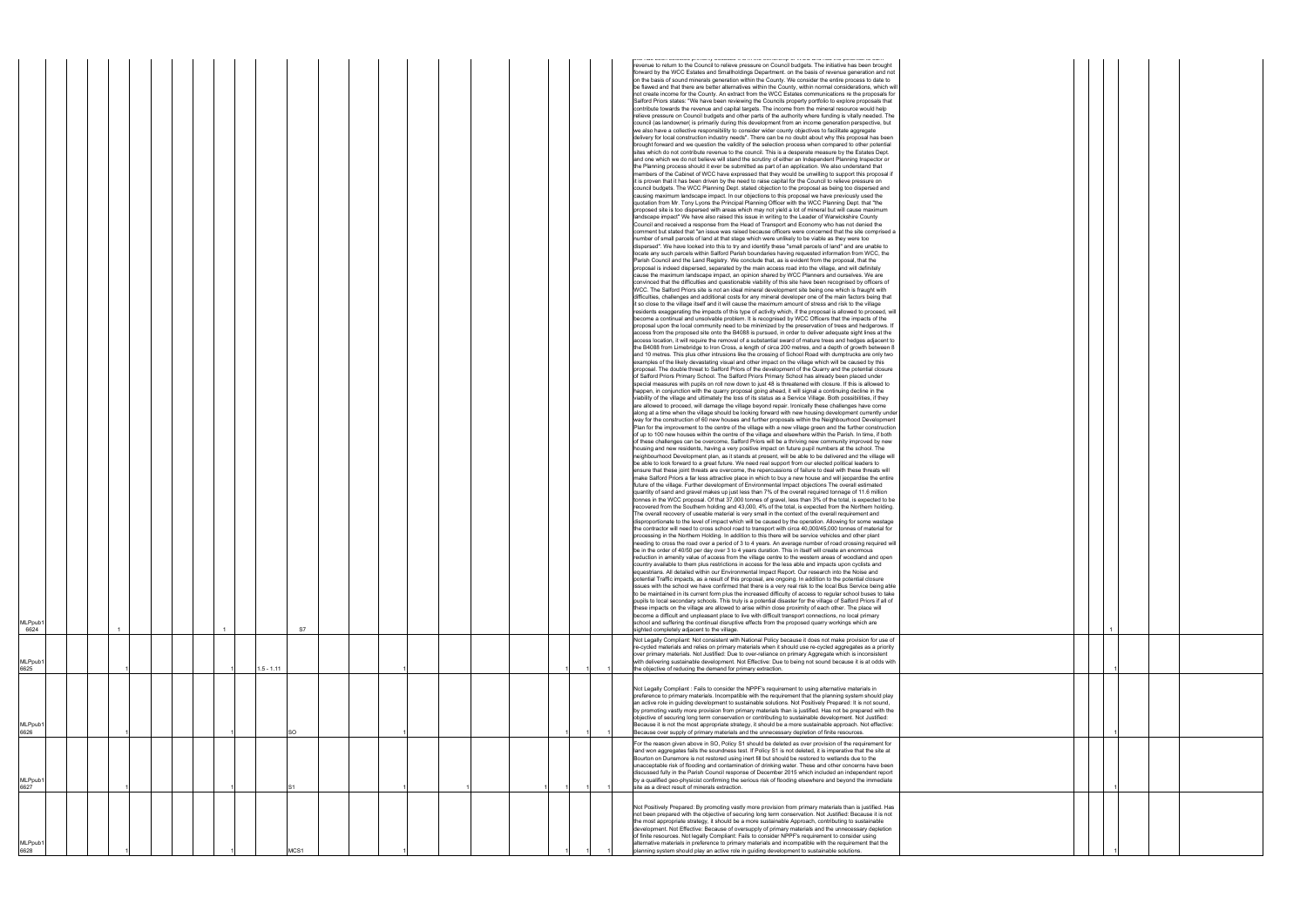| | | | | | | | | | | | | | | | | | | | | | | | | | |
|---|---|---|---|---|---|---|---|---|---|---|---|---|---|---|---|---|---|---|---|---|---|---|---|---|---|
| MLPpub16624 | | 1 | | | | 1 | | S7 | | | | | | | | | | revenue to return to the Council to relieve pressure on Council budgets. The initiative has been brought forward by the WCC Estates and Smallholdings Department. on the basis of revenue generation and not on the basis of sound minerals generation within the County. We consider the entire process to date to be flawed and that there are better alternatives within the County, within normal considerations, which will not create income for the County. An extract from the WCC Estates communications re the proposals for Salford Priors states: "We have been reviewing the Councils property portfolio to explore proposals that contribute towards the revenue and capital targets. The income from the mineral resource would help relieve pressure on Council budgets and other parts of the authority where funding is vitally needed. The council (as landowner) is primarily during this development from an income generation perspective, but we also have a collective responsibility to consider wider county objectives to facilitate aggregate delivery for local construction industry needs". There can be no doubt about why this proposal has been brought forward and we question the validity of the selection process when compared to other potential sites which do not contribute revenue to the council. This is a desperate measure by the Estates Dept. and one which we do not believe will stand the scrutiny of either an Independent Planning Inspector or the Planning process should it ever be submitted as part of an application. We also understand that members of the Cabinet of WCC have expressed that they would be unwilling to support this proposal if it is proven that it has been driven by the need to raise capital for the Council to relieve pressure on council budgets. The WCC Planning Dept. stated objection to the proposal as being too dispersed and causing maximum landscape impact. In our objections to this proposal we have previously used the quotation from Mr. Tony Lyons the Principal Planning Officer with the WCC Planning Dept. that "the proposed site is too dispersed with areas which may not yield a lot of mineral but will cause maximum landscape impact" We have also raised this issue in writing to the Leader of Warwickshire County Council and received a response from the Head of Transport and Economy who has not denied the comment but stated that "an issue was raised because officers were concerned that the site comprised a number of small parcels of land at that stage which were unlikely to be viable as they were too dispersed". We have looked into this to try and identify these "small parcels of land" and are unable to locate any such parcels within Salford Parish boundaries having requested information from WCC, the Parish Council and the Land Registry. We conclude that, as is evident from the proposal, that the proposal is indeed dispersed, separated by the main access road into the village, and will definitely cause the maximum landscape impact, an opinion shared by WCC Planners and ourselves. We are convinced that the difficulties and questionable viability of this site have been recognised by officers of WCC. The Salford Priors site is not an ideal mineral development site being one which is fraught with difficulties, challenges and additional costs for any mineral developer one of the main factors being that it so close to the village itself and it will cause the maximum amount of stress and risk to the village residents exaggerating the impacts of this type of activity which, if the proposal is allowed to proceed, will become a continual and unsolvable problem. It is recognised by WCC Officers that the impacts of the proposal upon the local community need to be minimized by the preservation of trees and hedgerows. If access from the proposed site onto the B4088 is pursued, in order to deliver adequate sight lines at the access location, it will require the removal of a substantial sward of mature trees and hedges adjacent to the B4088 from Limebridge to Iron Cross, a length of circa 200 metres, and a depth of growth between 8 and 10 metres. This plus other intrusions like the crossing of School Road with dumptrucks are only two examples of the likely devastating visual and other impact on the village which will be caused by this proposal. The double threat to Salford Priors of the development of the Quarry and the potential closure of Salford Priors Primary School. The Salford Priors Primary School has already been placed under special measures with pupils on roll now down to just 48 is threatened with closure. If this is allowed to happen, in conjunction with the quarry proposal going ahead, it will signal a continuing decline in the viability of the village and ultimately the loss of its status as a Service Village. Both possibilities, if they are allowed to proceed, will damage the village beyond repair. Ironically these challenges have come along at a time when the village should be looking forward with new housing development currently under way for the construction of 60 new houses and further proposals within the Neighbourhood Development Plan for the improvement to the centre of the village with a new village green and the further construction of up to 100 new houses within the centre of the village and elsewhere within the Parish. In time, if both of these challenges can be overcome, Salford Priors will be a thriving new community improved by new housing and new residents, having a very positive impact on future pupil numbers at the school. The neighbourhood Development plan, as it stands at present, will be able to be delivered and the village will be able to look forward to a great future. We need real support from our elected political leaders to ensure that these joint threats are overcome, the repercussions of failure to deal with these threats will make Salford Priors a far less attractive place in which to buy a new house and will jeopardise the entire future of the village. Further development of Environmental Impact objections The overall estimated quantity of sand and gravel makes up just less than 7% of the overall required tonnage of 11.6 million tonnes in the WCC proposal. Of that 37,000 tonnes of gravel, less than 3% of the total, is expected to be recovered from the Southern holding and 43,000, 4% of the total, is expected from the Northern holding. The overall recovery of useable material is very small in the context of the overall requirement and disproportionate to the level of impact which will be caused by the operation. Allowing for some wastage the contractor will need to cross school road to transport with circa 40,000/45,000 tonnes of material for processing in the Northern Holding. In addition to this there will be service vehicles and other plant needing to cross the road over a period of 3 to 4 years. An average number of road crossing required will be in the order of 40/50 per day over 3 to 4 years duration. This in itself will create an enormous reduction in amenity value of access from the village centre to the western areas of woodland and open country available to them plus restrictions in access for the less able and impacts upon cyclists and equestrians. All detailed within our Environmental Impact Report. Our research into the Noise and potential Traffic impacts, as a result of this proposal, are ongoing. In addition to the potential closure issues with the school we have confirmed that there is a very real risk to the local Bus Service being able to be maintained in its current form plus the increased difficulty of access to regular school buses to take pupils to local secondary schools. This truly is a potential disaster for the village of Salford Priors if all of these impacts on the village are allowed to arise within close proximity of each other. The place will become a difficult and unpleasant place to live with difficult transport connections, no local primary school and suffering the continual disruptive effects from the proposed quarry workings which are sighted completely adjacent to the village. | | | | 1 | | | | |
| MLPpub16625 | | 1 | | | | 1 | 1.5 - 1.11 | | | 1 | | | | | 1 | 1 | 1 | Not Legally Compliant: Not consistent with National Policy because it does not make provision for use of re-cycled materials and relies on primary materials when it should use re-cycled aggregates as a priority over primary materials. Not Justified: Due to over-reliance on primary Aggregate which is inconsistent with delivering sustainable development. Not Effective: Due to being not sound because it is at odds with the objective of reducing the demand for primary extraction. | | | | 1 | | | | |
| MLPpub16626 | | 1 | | | | 1 | | SO | | 1 | | | | | 1 | 1 | 1 | Not Legally Compliant : Fails to consider the NPPF's requirement to using alternative materials in preference to primary materials. Incompatible with the requirement that the planning system should play an active role in guiding development to sustainable solutions. Not Positively Prepared: It is not sound, by promoting vastly more provision from primary materials than is justified. Has not be prepared with the objective of securing long term conservation or contributing to sustainable development. Not Justified: Because it is not the most appropriate strategy, it should be a more sustainable approach. Not effective: Because over supply of primary materials and the unnecessary depletion of finite resources. | | | | 1 | | | | |
| MLPpub16627 | | 1 | | | | 1 | | S1 | | 1 | | 1 | | | 1 | 1 | 1 | For the reason given above in SO, Policy S1 should be deleted as over provision of the requirement for land won aggregates fails the soundness test. If Policy S1 is not deleted, it is imperative that the site at Bourton on Dunsmore is not restored using inert fill but should be restored to wetlands due to the unacceptable risk of flooding and contamination of drinking water. These and other concerns have been discussed fully in the Parish Council response of December 2015 which included an independent report by a qualified geo-physicist confirming the serious risk of flooding elsewhere and beyond the immediate site as a direct result of minerals extraction. | | | | 1 | | | | |
| MLPpub16628 | | 1 | | | | 1 | | MCS1 | | 1 | | | | | 1 | 1 | 1 | Not Positively Prepared: By promoting vastly more provision from primary materials than is justified. Has not been prepared with the objective of securing long term conservation. Not Justified: Because it is not the most appropriate strategy, it should be a more sustainable Approach, contributing to sustainable development. Not Effective: Because of oversupply of primary materials and the unnecessary depletion of finite resources. Not legally Compliant: Fails to consider NPPF's requirement to consider using alternative materials in preference to primary materials and incompatible with the requirement that the planning system should play an active role in guiding development to sustainable solutions. | | | | 1 | | | | |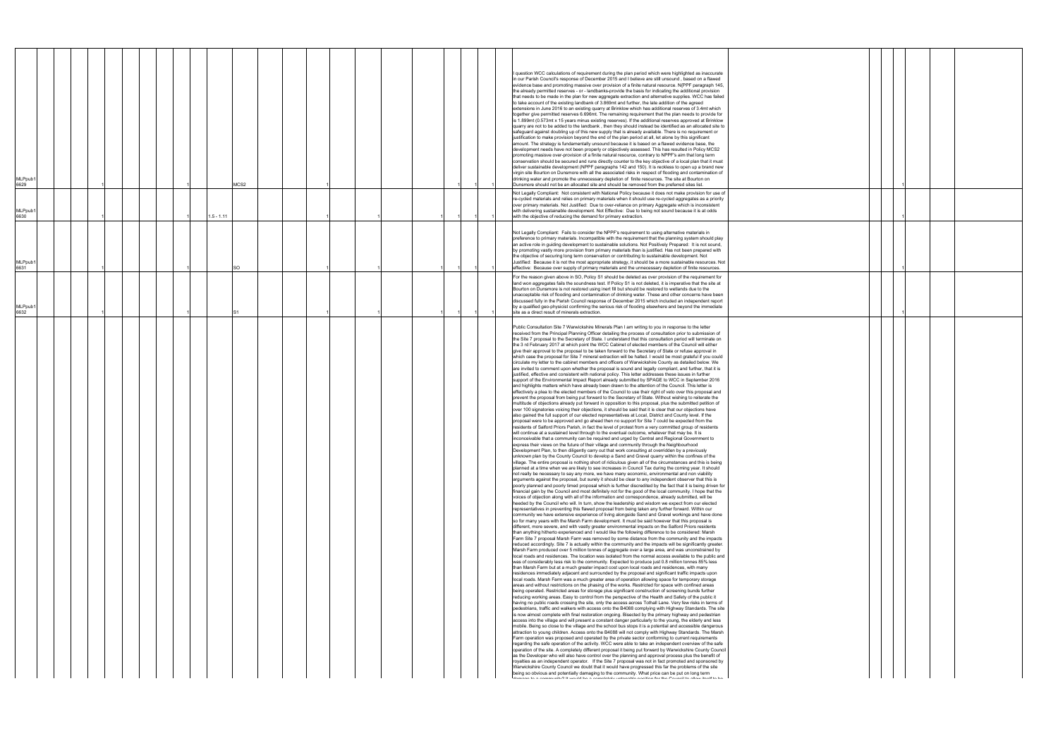| | | | | | | | | | | | | | | | | | | | | | | | | | |
|---|---|---|---|---|---|---|---|---|---|---|---|---|---|---|---|---|---|---|---|---|---|---|---|---|---|
| MLPpub16629 | | | 1 | | | | | 1 | | MCS2 | | | 1 | | | | | 1 | 1 | 1 | I question WCC calculations of requirement during the plan period which were highlighted as inaccurate in our Parish Council's response of December 2015 and I believe are still unsound , based on a flawed evidence base and promoting massive over provision of a finite natural resource. N(PPF paragraph 145, the already permitted reserves - or - landbanks-provide the basis for indicating the additional provision that needs to be made in the plan for new aggregate extraction and alternative supplies. WCC has failed to take account of the existing landbank of 3.869mt and further, the late addition of the agreed extensions in June 2016 to an existing quarry at Brinklow which has additional reserves of 3.4mt which together give permitted reserves 6.696mt. The remaining requirement that the plan needs to provide for is 1.899mt (0.573mt x 15 years minus existing reserves). If the additional reserves approved at Brinklow quarry are not to be added to the landbank , then they should instead be identified as an allocated site to safeguard against doubling up of this new supply that is already available. There is no requirement or justification to make provision beyond the end of the plan period at all, let alone by this significant amount. The strategy is fundamentally unsound because it is based on a flawed evidence base, the development needs have not been properly or objectively assessed. This has resulted in Policy MCS2 promoting massive over-provision of a finite natural resource, contrary to NPPF's aim that long term conservation should be secured and runs directly counter to the key objective of a local plan that it must deliver sustainable development (NPPF paragraphs 142 and 150). It is reckless to open up a brand new virgin site Bourton on Dunsmore with all the associated risks in respect of flooding and contamination of drinking water and promote the unnecessary depletion of finite resources. The site at Bourton on Dunsmore should not be an allocated site and should be removed from the preferred sites list. | | | 1 | | | |
| MLPpub16630 | | | 1 | | | | | 1 | 1.5 - 1.11 | | | | 1 | | | 1 | | 1 | 1 | 1 | Not Legally Compliant: Not consistent with National Policy because it does not make provision for use of re-cycled materials and relies on primary materials when it should use re-cycled aggregates as a priority over primary materials. Not Justified: Due to over-reliance on primary Aggregate which is inconsistent with delivering sustainable development. Not Effective: Due to being not sound because it is at odds with the objective of reducing the demand for primary extraction. | | | 1 | | | |
| MLPpub16631 | | | 1 | | | | | 1 | | SO | | | 1 | | | 1 | | 1 | 1 | 1 | Not Legally Compliant: Fails to consider the NPPF's requirement to using alternative materials in preference to primary materials. Incompatible with the requirement that the planning system should play an active role in guiding development to sustainable solutions. Not Positively Prepared: It is not sound, by promoting vastly more provision from primary materials than is justified. Has not been prepared with the objective of securing long term conservation or contributing to sustainable development. Not Justified: Because it is not the most appropriate strategy, it should be a more sustainable resources. Not effective: Because over supply of primary materials and the unnecessary depletion of finite resources. | | | 1 | | | |
| MLPpub16632 | | | 1 | | | | | 1 | | S1 | | | 1 | | | 1 | | 1 | 1 | 1 | For the reason given above in SO, Policy S1 should be deleted as over provision of the requirement for land won aggregates fails the soundness test. If Policy S1 is not deleted, it is imperative that the site at Bourton on Dunsmore is not restored using inert fill but should be restored to wetlands due to the unacceptable risk of flooding and contamination of drinking water. These and other concerns have been discussed fully in the Parish Council response of December 2015 which included an independent report by a qualified geo-physicist confirming the serious risk of flooding elsewhere and beyond the immediate site as a direct result of minerals extraction. | | | 1 | | | |
| | | | | | | | | | | | | | | | | | | | | | Public Consultation Site 7 Warwickshire Minerals Plan I am writing to you in response to the letter received from the Principal Planning Officer detailing the process of consultation prior to submission of the Site 7 proposal to the Secretary of State. I understand that this consultation period will terminate on the 3 rd February 2017 at which point the WCC Cabinet of elected members of the Council will either give their approval to the proposal to be taken forward to the Secretary of State or refuse approval in which case the proposal for Site 7 mineral extraction will be halted. I would be most grateful if you could circulate my letter to the cabinet members and officers of Warwickshire County as detailed below. We are invited to comment upon whether the proposal is sound and legally compliant, and further, that it is justified, effective and consistent with national policy. This letter addresses these issues in further support of the Environmental Impact Report already submitted by SPAGE to WCC in September 2016 and highlights matters which have already been drawn to the attention of the Council. This letter is effectively a plea to the elected members of the Council to use their right of veto over this proposal and prevent the proposal from being put forward to the Secretary of State. Without wishing to reiterate the multitude of objections already put forward in opposition to this proposal, plus the submitted petition of over 100 signatories voicing their objections, it should be said that it is clear that our objections have also gained the full support of our elected representatives at Local, District and County level. If the proposal were to be approved and go ahead then no support for Site 7 could be expected from the residents of Salford Priors Parish, in fact the level of protest from a very committed group of residents will continue at a sustained level through to the eventual outcome, whatever that may be. It is inconceivable that a community can be required and urged by Central and Regional Government to express their views on the future of their village and community through the Neighbourhood Development Plan, to then diligently carry out that work consulting at overridden by a previously unknown plan by the County Council to develop a Sand and Gravel quarry within the confines of the village. The entire proposal is nothing short of ridiculous given all of the circumstances and this is being planned at a time when we are likely to see increases in Council Tax during the coming year. It should not really be necessary to say any more, we have many economic, environmental and non viability arguments against the proposal, but surely it should be clear to any independent observer that this is poorly planned and poorly timed proposal which is further discredited by the fact that it is being driven for financial gain by the Council and most definitely not for the good of the local community. I hope that the voices of objection along with all of the information and correspondence, already submitted, will be heeded by the Council who will. In turn, show the leadership and wisdom we expect from our elected representatives in preventing this flawed proposal from being taken any further forward. Within our community we have extensive experience of living alongside Sand and Gravel workings and have done so for many years with the Marsh Farm development. It must be said however that this proposal is different, more severe, and with vastly greater environmental impacts on the Salford Priors residents than anything hitherto experienced and I would like the following difference to be considered: Marsh Farm Site 7 proposal Marsh Farm was removed by some distance from the community and the impacts reduced accordingly. Site 7 is actually within the community and the impacts will be significantly greater. Marsh Farm produced over 5 million tonnes of aggregate over a large area, and was unconstrained by local roads and residences. The location was isolated from the normal access available to the public and was of considerably less risk to the community. Expected to produce just 0.8 million tonnes 85% less than Marsh Farm but at a much greater impact cost upon local roads and residences, with many residences immediately adjacent and surrounded by the proposal and significant traffic impacts upon local roads. Marsh Farm was a much greater area of operation allowing space for temporary storage areas and without restrictions on the phasing of the works. Restricted for space with confined areas being operated. Restricted areas for storage plus significant construction of screening bunds further reducing working areas. Easy to control from the perspective of the Health and Safety of the public it having no public roads crossing the site, only the access across Tothall Lane. Very few risks in terms of pedestrians, traffic and walkers with access onto the B4088 complying with Highway Standards. The site is now almost complete with final restoration ongoing. Bisected by the primary highway and pedestrian access into the village and will present a constant danger particularly to the young, the elderly and less mobile. Being so close to the village and the school bus stops it is a potential and accessible dangerous attraction to young children. Access onto the B4088 will not comply with Highway Standards. The Marsh Farm operation was proposed and operated by the private sector conforming to current requirements regarding the safe operation of the activity. WCC were able to take an independent overview of the safe operation of the site. A completely different proposal it being put forward by Warwickshire County Council as the Developer who will also have control over the planning and approval process plus the benefit of royalties as an independent operator. If the Site 7 proposal was not in fact promoted and sponsored by Warwickshire County Council we doubt that it would have progressed this far the problems of the site being so obvious and potentially damaging to the community. What price can be put on long term | | | | | | |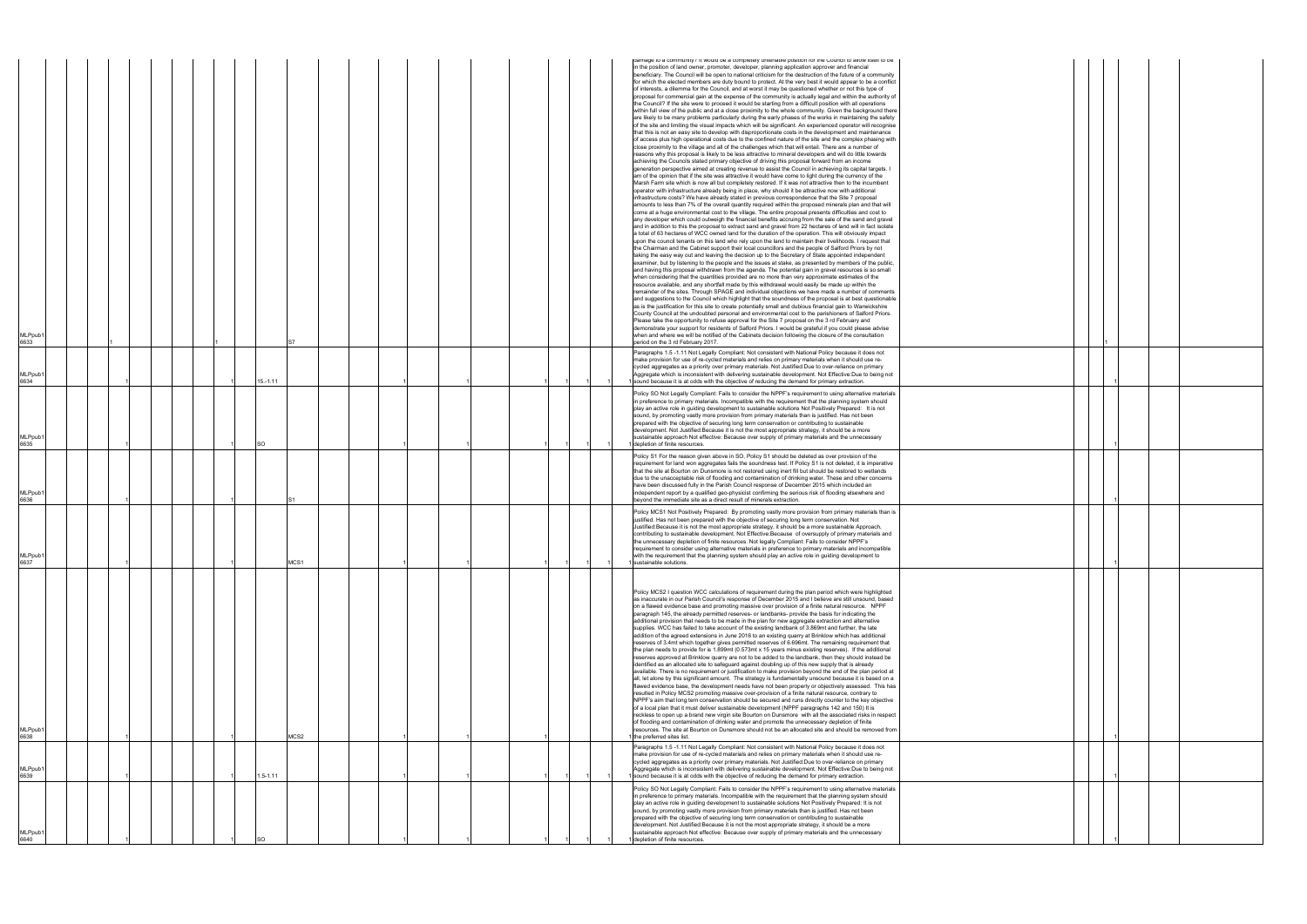| | | | | | | | | | | | | | |
|---|---|---|---|---|---|---|---|---|---|---|---|---|---|
| MLPpub1 6633 | 1 | | 1 | | S7 | | | | | | | damage to a community? It would be a completely untenable position for the Council to allow itself to be in the position of land owner, promoter, developer, planning application approver and financial beneficiary. The Council will be open to national criticism for the destruction of the future of a community for which the elected members are duty bound to protect. At the very best it would appear to be a conflict of interests, a dilemma for the Council, and at worst it may be questioned whether or not this type of proposal for commercial gain at the expense of the community is actually legal and within the authority of the Council? If the site were to proceed it would be starting from a difficult position with all operations within full view of the public and at a close proximity to the whole community. Given the background there are likely to be many problems particularly during the early phases of the works in maintaining the safety of the site and limiting the visual impacts which will be significant. An experienced operator will recognise that this is not an easy site to develop with disproportionate costs in the development and maintenance of access plus high operational costs due to the confined nature of the site and the complex phasing with close proximity to the village and all of the challenges which that will entail. There are a number of reasons why this proposal is likely to be less attractive to mineral developers and will do little towards achieving the Councils stated primary objective of driving this proposal forward from an income generation perspective aimed at creating revenue to assist the Council in achieving its capital targets. I am of the opinion that if the site was attractive it would have come to light during the currency of the Marsh Farm site which is now all but completely restored. If it was not attractive then to the incumbent operator with infrastructure already being in place, why should it be attractive now with additional infrastructure costs? We have already stated in previous correspondence that the Site 7 proposal amounts to less than 7% of the overall quantity required within the proposed minerals plan and that will come at a huge environmental cost to the village. The entire proposal presents difficulties and cost to any developer which could outweigh the financial benefits accruing from the sale of the sand and gravel and in addition to this the proposal to extract sand and gravel from 22 hectares of land will in fact isolate a total of 63 hectares of WCC owned land for the duration of the operation. This will obviously impact upon the council tenants on this land who rely upon the land to maintain their livelihoods. I request that the Chairman and the Cabinet support their local councillors and the people of Salford Priors by not taking the easy way out and leaving the decision up to the Secretary of State appointed independent examiner, but by listening to the people and the issues at stake, as presented by members of the public, and having this proposal withdrawn from the agenda. The potential gain in gravel resources is so small when considering that the quantities provided are no more than very approximate estimates of the resource available, and any shortfall made by this withdrawal would easily be made up within the remainder of the sites. Through SPAGE and individual objections we have made a number of comments and suggestions to the Council which highlight that the soundness of the proposal is at best questionable as is the justification for this site to create potentially small and dubious financial gain to Warwickshire County Council at the undoubted personal and environmental cost to the parishioners of Salford Priors. Please take the opportunity to refuse approval for the Site 7 proposal on the 3 rd February and demonstrate your support for residents of Salford Priors. I would be grateful if you could please advise when and where we will be notified of the Cabinets decision following the closure of the consultation period on the 3 rd February 2017. | 1 |
| MLPpub1 6634 | | 1 | | 1 | 1.5 -1.11 | 1 | 1 | 1 | 1 | 1 | 1 | sound because it is at odds with the objective of reducing the demand for primary extraction. Paragraphs 1.5 -1.11 Not Legally Compliant: Not consistent with National Policy because it does not make provision for use of re-cycled materials and relies on primary materials when it should use re-cycled aggregates as a priority over primary materials. Not Justified:Due to over-reliance on primary Aggregate which is inconsistent with delivering sustainable development. Not Effective:Due to being not sound because it is at odds with the objective of reducing the demand for primary extraction. | 1 |
| MLPpub1 6635 | | 1 | | 1 | SO | | | 1 | 1 | 1 | 1 | Policy SO Not Legally Compliant: Fails to consider the NPPF's requirement to using alternative materials in preference to primary materials. Incompatible with the requirement that the planning system should play an active role in guiding development to sustainable solutions Not Positively Prepared: It is not sound, by promoting vastly more provision from primary materials than is justified. Has not been prepared with the objective of securing long term conservation or contributing to sustainable development. Not Justified:Because it is not the most appropriate strategy, it should be a more sustainable approach Not effective: Because over supply of primary materials and the unnecessary depletion of finite resources. | 1 |
| MLPpub1 6636 | | 1 | | 1 | S1 | | | | | | 1 | Policy S1 For the reason given above in SO, Policy S1 should be deleted as over provision of the requirement for land won aggregates fails the soundness test. If Policy S1 is not deleted, it is imperative that the site at Bourton on Dunsmore is not restored using inert fill but should be restored to wetlands due to the unacceptable risk of flooding and contamination of drinking water. These and other concerns have been discussed fully in the Parish Council response of December 2015 which included an independent report by a qualified geo-physicist confirming the serious risk of flooding elsewhere and beyond the immediate site as a direct result of minerals extraction. | 1 |
| MLPpub1 6637 | | 1 | | 1 | MCS1 | 1 | 1 | 1 | 1 | 1 | 1 | Policy MCS1 Not Positively Prepared: By promoting vastly more provision from primary materials than is justified. Has not been prepared with the objective of securing long term conservation. Not Justified:Because it is not the most appropriate strategy, it should be a more sustainable Approach, contributing to sustainable development. Not Effective:Because of oversupply of primary materials and the unnecessary depletion of finite resources. Not legally Compliant: Fails to consider NPPF's requirement to consider using alternative materials in preference to primary materials and incompatible with the requirement that the planning system should play an active role in guiding development to sustainable solutions. | 1 |
| MLPpub1 6638 | | 1 | | 1 | MCS2 | 1 | 1 | 1 | | | 1 | Policy MCS2 I question WCC calculations of requirement during the plan period which were highlighted as inaccurate in our Parish Council's response of December 2015 and I believe are still unsound, based on a flawed evidence base and promoting massive over provision of a finite natural resource. NPPF paragraph 145, the already permitted reserves- or landbanks- provide the basis for indicating the additional provision that needs to be made in the plan for new aggregate extraction and alternative supplies. WCC has failed to take account of the existing landbank of 3.869mt and further, the late addition of the agreed extensions in June 2016 to an existing quarry at Brinklow which has additional reserves of 3.4mt which together gives permitted reserves of 6.696mt. The remaining requirement that the plan needs to provide for is 1.899mt (0.573mt x 15 years minus existing reserves). If the additional reserves approved at Brinklow quarry are not to be added to the landbank, then they should instead be identified as an allocated site to safeguard against doubling up of this new supply that is already available. There is no requirement or justification to make provision beyond the end of the plan period at all, let alone by this significant amount. The strategy is fundamentally unsound because it is based on a flawed evidence base, the development needs have not been properly or objectively assessed. This has resulted in Policy MCS2 promoting massive over-provision of a finite natural resource, contrary to NPPF's aim that long term conservation should be secured and runs directly counter to the key objective of a local plan that it must deliver sustainable development (NPPF paragraphs 142 and 150) It is reckless to open up a brand new virgin site Bourton on Dunsmore with all the associated risks in respect of flooding and contamination of drinking water and promote the unnecessary depletion of finite resources. The site at Bourton on Dunsmore should not be an allocated site and should be removed from the preferred sites list. | 1 |
| MLPpub1 6639 | | 1 | | 1 | 1.5-1.11 | 1 | 1 | 1 | 1 | 1 | 1 | Paragraphs 1.5 -1.11 Not Legally Compliant: Not consistent with National Policy because it does not make provision for use of re-cycled materials and relies on primary materials when it should use re-cycled aggregates as a priority over primary materials. Not Justified:Due to over-reliance on primary Aggregate which is inconsistent with delivering sustainable development. Not Effective:Due to being not sound because it is at odds with the objective of reducing the demand for primary extraction. | 1 |
| MLPpub1 6640 | | 1 | | 1 | SO | 1 | 1 | 1 | 1 | 1 | 1 | Policy SO Not Legally Compliant: Fails to consider the NPPF's requirement to using alternative materials in preference to primary materials. Incompatible with the requirement that the planning system should play an active role in guiding development to sustainable solutions Not Positively Prepared: It is not sound, by promoting vastly more provision from primary materials than is justified. Has not been prepared with the objective of securing long term conservation or contributing to sustainable development. Not Justified:Because it is not the most appropriate strategy, it should be a more sustainable approach Not effective: Because over supply of primary materials and the unnecessary depletion of finite resources. | 1 |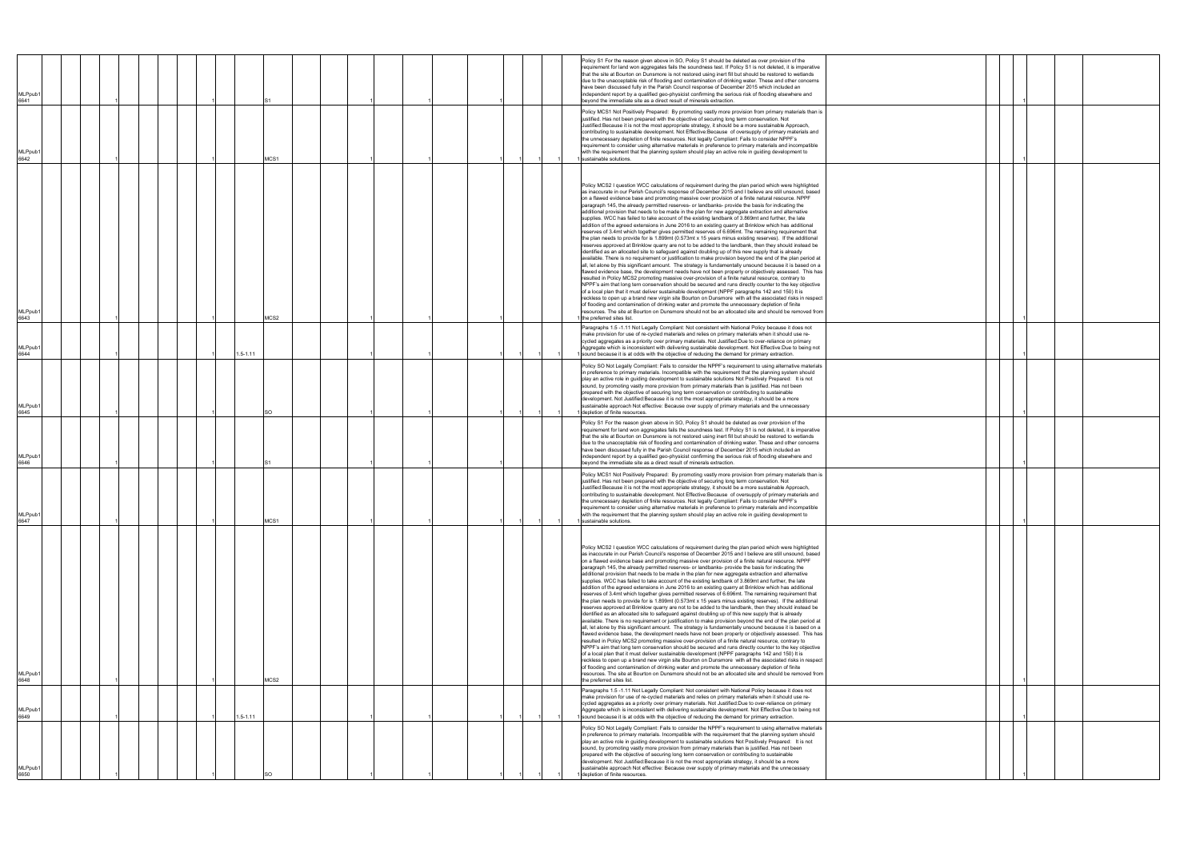| | | | | | | | | | | | | | | | | | | | | | | | | | | | |
|---|---|---|---|---|---|---|---|---|---|---|---|---|---|---|---|---|---|---|---|---|---|---|---|---|---|---|---|
| MLPpub1 6641 | | | 1 | | | | | 1 | | S1 | | 1 | | 1 | | 1 | | | | | | Policy S1 For the reason given above in SO, Policy S1 should be deleted as over provision of the requirement for land won aggregates fails the soundness test. If Policy S1 is not deleted, it is imperative that the site at Bourton on Dunsmore is not restored using inert fill but should be restored to wetlands due to the unacceptable risk of flooding and contamination of drinking water. These and other concerns have been discussed fully in the Parish Council response of December 2015 which included an independent report by a qualified geo-physicist confirming the serious risk of flooding elsewhere and beyond the immediate site as a direct result of minerals extraction. | | | 1 | | |
| MLPpub1 6642 | | | 1 | | | | | 1 | | MCS1 | | 1 | | 1 | | | | 1 | 1 | 1 | 1 | Policy MCS1 Not Positively Prepared: By promoting vastly more provision from primary materials than is justified. Has not been prepared with the objective of securing long term conservation. Not Justified:Because it is not the most appropriate strategy, it should be a more sustainable Approach, contributing to sustainable development. Not Effective:Because of oversupply of primary materials and the unnecessary depletion of finite resources. Not legally Compliant: Fails to consider NPPF's requirement to consider using alternative materials in preference to primary materials and incompatible with the requirement that the planning system should play an active role in guiding development to sustainable solutions. | | | 1 | | |
| MLPpub1 6643 | | | 1 | | | | | 1 | | MCS2 | | 1 | | 1 | | | | | | | 1 | Policy MCS2 I question WCC calculations of requirement during the plan period which were highlighted as inaccurate in our Parish Council's response of December 2015 and I believe are still unsound, based on a flawed evidence base and promoting massive over provision of a finite natural resource. NPPF paragraph 145, the already permitted reserves- or landbanks- provide the basis for indicating the additional provision that needs to be made in the plan for new aggregate extraction and alternative supplies. WCC has failed to take account of the existing landbank of 3.869mt and further, the late addition of the agreed extensions in June 2016 to an existing quarry at Brinklow which has additional reserves of 3.4mt which together gives permitted reserves of 6.696mt. The remaining requirement that the plan needs to provide for is 1.899mt (0.573mt x 15 years minus existing reserves). If the additional reserves approved at Brinklow quarry are not to be added to the landbank, then they should instead be identified as an allocated site to safeguard against doubling up of this new supply that is already available. There is no requirement or justification to make provision beyond the end of the plan period at all, let alone by this significant amount. The strategy is fundamentally unsound because it is based on a flawed evidence base, the development needs have not been properly or objectively assessed. This has resulted in Policy MCS2 promoting massive over-provision of a finite natural resource, contrary to NPPF's aim that long term conservation should be secured and runs directly counter to the key objective of a local plan that it must deliver sustainable development (NPPF paragraphs 142 and 150) It is reckless to open up a brand new virgin site Bourton on Dunsmore with all the associated risks in respect of flooding and contamination of drinking water and promote the unnecessary depletion of finite resources. The site at Bourton on Dunsmore should not be an allocated site and should be removed from the preferred sites list. | | | 1 | | |
| MLPpub1 6644 | | | 1 | | | | | 1 | 1.5-1.11 | | | 1 | | 1 | | | | 1 | 1 | 1 | 1 | Paragraphs 1.5 -1.11 Not Legally Compliant: Not consistent with National Policy because it does not make provision for use of re-cycled materials and relies on primary materials when it should use re-cycled aggregates as a priority over primary materials. Not Justified:Due to over-reliance on primary Aggregate which is inconsistent with delivering sustainable development. Not Effective:Due to being not sound because it is at odds with the objective of reducing the demand for primary extraction. | | | 1 | | |
| MLPpub1 6645 | | | 1 | | | | | 1 | | SO | | 1 | | 1 | | | | 1 | 1 | 1 | 1 | Policy SO Not Legally Compliant: Fails to consider the NPPF's requirement to using alternative materials in preference to primary materials. Incompatible with the requirement that the planning system should play an active role in guiding development to sustainable solutions Not Positively Prepared: It is not sound, by promoting vastly more provision from primary materials than is justified. Has not been prepared with the objective of securing long term conservation or contributing to sustainable development. Not Justified:Because it is not the most appropriate strategy, it should be a more sustainable approach Not effective: Because over supply of primary materials and the unnecessary depletion of finite resources. | | | 1 | | |
| MLPpub1 6646 | | | 1 | | | | | 1 | | S1 | | 1 | | 1 | | 1 | | | | | | Policy S1 For the reason given above in SO, Policy S1 should be deleted as over provision of the requirement for land won aggregates fails the soundness test. If Policy S1 is not deleted, it is imperative that the site at Bourton on Dunsmore is not restored using inert fill but should be restored to wetlands due to the unacceptable risk of flooding and contamination of drinking water. These and other concerns have been discussed fully in the Parish Council response of December 2015 which included an independent report by a qualified geo-physicist confirming the serious risk of flooding elsewhere and beyond the immediate site as a direct result of minerals extraction. | | | 1 | | |
| MLPpub1 6647 | | | 1 | | | | | 1 | | MCS1 | | 1 | | 1 | | | | 1 | 1 | 1 | 1 | Policy MCS1 Not Positively Prepared: By promoting vastly more provision from primary materials than is justified. Has not been prepared with the objective of securing long term conservation. Not Justified:Because it is not the most appropriate strategy, it should be a more sustainable Approach, contributing to sustainable development. Not Effective:Because of oversupply of primary materials and the unnecessary depletion of finite resources. Not legally Compliant: Fails to consider NPPF's requirement to consider using alternative materials in preference to primary materials and incompatible with the requirement that the planning system should play an active role in guiding development to sustainable solutions. | | | 1 | | |
| MLPpub1 6648 | | | 1 | | | | | 1 | | MCS2 | | 1 | | 1 | | | | | | | | Policy MCS2 I question WCC calculations of requirement during the plan period which were highlighted as inaccurate in our Parish Council's response of December 2015 and I believe are still unsound, based on a flawed evidence base and promoting massive over provision of a finite natural resource. NPPF paragraph 145, the already permitted reserves- or landbanks- provide the basis for indicating the additional provision that needs to be made in the plan for new aggregate extraction and alternative supplies. WCC has failed to take account of the existing landbank of 3.869mt and further, the late addition of the agreed extensions in June 2016 to an existing quarry at Brinklow which has additional reserves of 3.4mt which together gives permitted reserves of 6.696mt. The remaining requirement that the plan needs to provide for is 1.899mt (0.573mt x 15 years minus existing reserves). If the additional reserves approved at Brinklow quarry are not to be added to the landbank, then they should instead be identified as an allocated site to safeguard against doubling up of this new supply that is already available. There is no requirement or justification to make provision beyond the end of the plan period at all, let alone by this significant amount. The strategy is fundamentally unsound because it is based on a flawed evidence base, the development needs have not been properly or objectively assessed. This has resulted in Policy MCS2 promoting massive over-provision of a finite natural resource, contrary to NPPF's aim that long term conservation should be secured and runs directly counter to the key objective of a local plan that it must deliver sustainable development (NPPF paragraphs 142 and 150) It is reckless to open up a brand new virgin site Bourton on Dunsmore with all the associated risks in respect of flooding and contamination of drinking water and promote the unnecessary depletion of finite resources. The site at Bourton on Dunsmore should not be an allocated site and should be removed from the preferred sites list. | | | 1 | | |
| MLPpub1 6649 | | | 1 | | | | | 1 | 1.5-1.11 | | | 1 | | 1 | | | | 1 | 1 | 1 | 1 | Paragraphs 1.5 -1.11 Not Legally Compliant: Not consistent with National Policy because it does not make provision for use of re-cycled materials and relies on primary materials when it should use re-cycled aggregates as a priority over primary materials. Not Justified:Due to over-reliance on primary Aggregate which is inconsistent with delivering sustainable development. Not Effective:Due to being not sound because it is at odds with the objective of reducing the demand for primary extraction. | | | 1 | | |
| MLPpub1 6650 | | | 1 | | | | | 1 | | SO | | 1 | | 1 | | | | 1 | 1 | 1 | 1 | Policy SO Not Legally Compliant: Fails to consider the NPPF's requirement to using alternative materials in preference to primary materials. Incompatible with the requirement that the planning system should play an active role in guiding development to sustainable solutions Not Positively Prepared: It is not sound, by promoting vastly more provision from primary materials than is justified. Has not been prepared with the objective of securing long term conservation or contributing to sustainable development. Not Justified:Because it is not the most appropriate strategy, it should be a more sustainable approach Not effective: Because over supply of primary materials and the unnecessary depletion of finite resources. | | | 1 | | |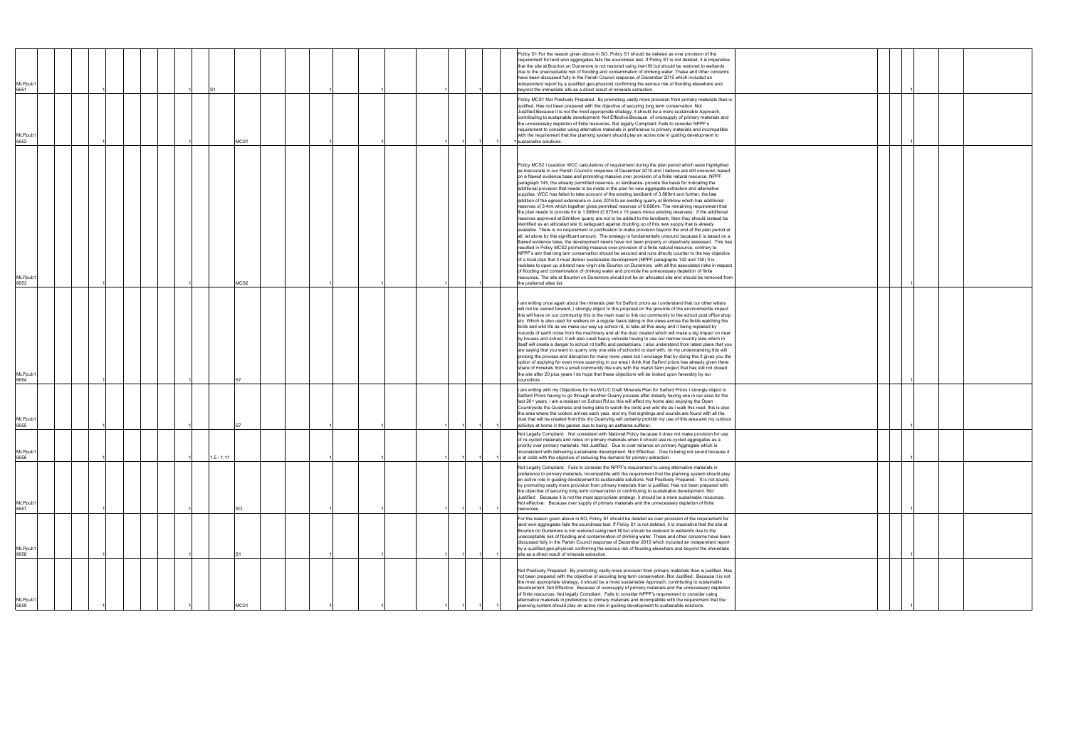| | | | | | | | | | | | |
|---|---|---|---|---|---|---|---|---|---|---|---|
| MLPpub1 6651 | 1 | 1 | S1 | 1 | 1 | 1 | | 1 | | Policy S1 For the reason given above in SO, Policy S1 should be deleted as over provision of the requirement for land won aggregates fails the soundness test. If Policy S1 is not deleted, it is imperative that the site at Bourton on Dunsmore is not restored using inert fill but should be restored to wetlands due to the unacceptable risk of flooding and contamination of drinking water. These and other concerns have been discussed fully in the Parish Council response of December 2015 which included an independent report by a qualified geo-physicist confirming the serious risk of flooding elsewhere and beyond the immediate site as a direct result of minerals extraction. | 1 |
| MLPpub1 6652 | 1 | 1 | MCS1 | 1 | 1 | 1 | 1 | 1 | 1 | Policy MCS1 Not Positively Prepared: By promoting vastly more provision from primary materials than is justified. Has not been prepared with the objective of securing long term conservation. Not Justified:Because it is not the most appropriate strategy, it should be a more sustainable Approach, contributing to sustainable development. Not Effective:Because of oversupply of primary materials and the unnecessary depletion of finite resources. Not legally Compliant: Fails to consider NPPF's requirement to consider using alternative materials in preference to primary materials and incompatible with the requirement that the planning system should play an active role in guiding development to sustainable solutions. | 1 |
| MLPpub1 6653 | 1 | 1 | MCS2 | 1 | 1 | 1 | | 1 | | Policy MCS2 I question WCC calculations of requirement during the plan period which were highlighted as inaccurate in our Parish Council's response of December 2015 and I believe are still unsound, based on a flawed evidence base and promoting massive over provision of a finite natural resource. NPPF paragraph 145, the already permitted reserves- or landbanks- provide the basis for indicating the additional provision that needs to be made in the plan for new aggregate extraction and alternative supplies. WCC has failed to take account of the existing landbank of 3.869mt and further, the late addition of the agreed extensions in June 2016 to an existing quarry at Brinklow which has additional reserves of 3.4mt which together gives permitted reserves of 6.696mt. The remaining requirement that the plan needs to provide for is 1.899mt (0.573mt x 15 years minus existing reserves). If the additional reserves approved at Brinklow quarry are not to be added to the landbank, then they should instead be identified as an allocated site to safeguard against doubling up of this new supply that is already available. There is no requirement or justification to make provision beyond the end of the plan period at all, let alone by this significant amount. The strategy is fundamentally unsound because it is based on a flawed evidence base, the development needs have not been properly or objectively assessed. This has resulted in Policy MCS2 promoting massive over-provision of a finite natural resource, contrary to NPPF's aim that long term conservation should be secured and runs directly counter to the key objective of a local plan that it must deliver sustainable development (NPPF paragraphs 142 and 150) It is reckless to open up a brand new virgin site Bourton on Dunsmore with all the associated risks in respect of flooding and contamination of drinking water and promote the unnecessary depletion of finite resources. The site at Bourton on Dunsmore should not be an allocated site and should be removed from the preferred sites list. | 1 |
| MLPpub1 6654 | 1 | 1 | S7 | | | | | 1 | | I am writing once again about the minerals plan for Salford priors as i understand that our other letters will not be carried forward, i strongly object to this proposal on the grounds of the environmentle impact this will have on our community this is the main road to link our community to the school post office shop etc. Which is also used for walkers on a regular basis taking in the views across the fields watching the birds and wild life as we make our way up school rd, to take all this away and it being replaced by mounds of earth noise from the machinery and all the dust created which will make a big impact on near by houses and school, it will also creat heavy vehicals having to use our narrow country lane which in itself will create a danger to school rd traffic and pedestrians. I also understand from latest plans that you are saying that you want to quarry only one side of schoolrd to start with, on my understanding this will prolong the process and disruption for many more years but I envisage that by doing this it gives you the option of applying for even more quarrying in our area I think that Salford priors has already given there share of minerals from a small community like ours with the marsh farm project that has still not closed the site after 20 plus years I do hope that these objections will be looked upon faverably by our councillors. | 1 |
| MLPpub1 6655 | 1 | 1 | S7 | 1 | 1 | 1 | 1 | 1 | | I am writing with my Objections for the W/C/C Draft Minerals Plan for Salford Priors I strongly object to Salford Priors having to go through another Quarry process after already having one in our area for the last 20+ years, I am a resident on School Rd so this will affect my home also enjoying the Open Countryside the Quietness and being able to watch the birds and wild life as I walk this road, this is also the area where the cookoo arrives each year, and my first sightings and sounds are found with all the dust that will be created from this dry Quarrying will certainly prohibit my use of this area and my outdoor activitys at home in the garden due to being an asthama sufferer. | 1 |
| MLPpub1 6656 | 1 | 1 | 1.5 - 1.11 | 1 | 1 | 1 | 1 | 1 | | Not Legally Compliant: Not consistent with National Policy because it does not make provision for use of re-cycled materials and relies on primary materials when it should use re-cycled aggregates as a priority over primary materials. Not Justified: Due to over-reliance on primary Aggregate which is inconsistent with delivering sustainable development. Not Effective: Due to being not sound because it is at odds with the objective of reducing the demand for primary extraction. | 1 |
| MLPpub1 6657 | 1 | 1 | SO | 1 | 1 | 1 | 1 | 1 | | Not Legally Compliant: Fails to consider the NPPF's requirement to using alternative materials in preference to primary materials. Incompatible with the requirement that the planning system should play an active role in guiding development to sustainable solutions. Not Positively Prepared: It is not sound, by promoting vastly more provision from primary materials than is justified. Has not been prepared with the objective of securing long term conservation or contributing to sustainable development. Not Justified: Because it is not the most appropriate strategy, it should be a more sustainable resources. Not effective: Because over supply of primary materials and the unnecessary depletion of finite resources. | 1 |
| MLPpub1 6658 | 1 | 1 | S1 | 1 | 1 | 1 | 1 | 1 | | For the reason given above in SO, Policy S1 should be deleted as over provision of the requirement for land won aggregates fails the soundness test. If Policy S1 is not deleted, it is imperative that the site at Bourton on Dunsmore is not restored using inert fill but should be restored to wetlands due to the unacceptable risk of flooding and contamination of drinking water. These and other concerns have been discussed fully in the Parish Council response of December 2015 which included an independent report by a qualified geo-physicist confirming the serious risk of flooding elsewhere and beyond the immediate site as a direct result of minerals extraction. | 1 |
| MLPpub1 6659 | 1 | 1 | MCS1 | 1 | 1 | 1 | 1 | 1 | | Not Positively Prepared: By promoting vastly more provision from primary materials than is justified. Has not been prepared with the objective of securing long term conservation. Not Justified: Because it is not the most appropriate strategy, it should be a more sustainable Approach, contributing to sustainable development. Not Effective: Because of oversupply of primary materials and the unnecessary depletion of finite resources. Not legally Compliant: Fails to consider NPPF's requirement to consider using alternative materials in preference to primary materials and incompatible with the requirement that the planning system should play an active role in guiding development to sustainable solutions. | 1 |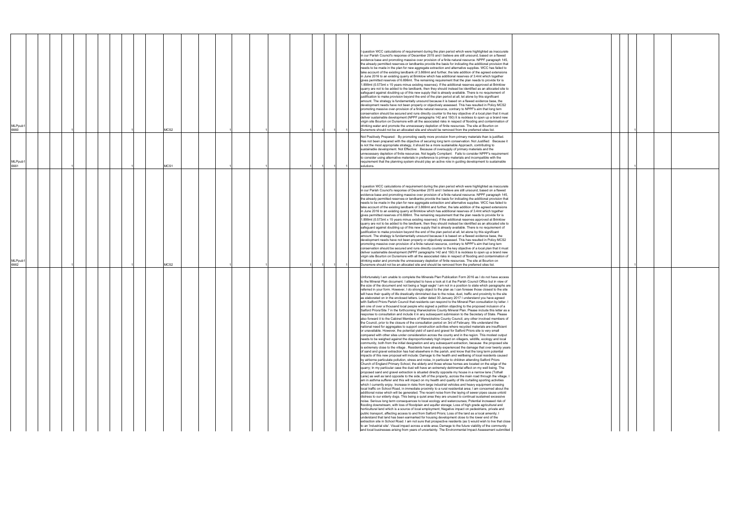| ID | | | | | | | | | | | | | | | | | | | | | | | Comment | Response | | | | | | |
|---|---|---|---|---|---|---|---|---|---|---|---|---|---|---|---|---|---|---|---|---|---|---|---|---|---|---|---|---|---|---|
| MLPpub1 6660 | | | 1 | | | | | | 1 | | MCS2 | | | 1 | | 1 | | | 1 | 1 | 1 | 1 | I question WCC calculations of requirement during the plan period which were highlighted as inaccurate in our Parish Council's response of December 2015 and I believe are still unsound, based on a flawed evidence base and promoting massive over provision of a finite natural resource. NPPF paragraph 145, the already permitted reserves-or landbanks provide the basis for indicating the additional provision that needs to be made in the plan for new aggregate extraction and alternative supplies. WCC has failed to take account of the existing landbank of 3.869mt and further, the late addition of the agreed extensions in June 2016 to an existing quarry at Brinklow which has additional reserves of 3.4mt which together gives permitted reserves of 6.696mt. The remaining requirement that the plan needs to provide for is 1.899mt (0.573mt x 15 years minus existing reserves). If the additional reserves approved at Brinklow quarry are not to be added to the landbank, then they should instead be identified as an allocated site to safeguard against doubling up of this new supply that is already available. There is no requirement of justification to make provision beyond the end of the plan period at all, let alone by this significant amount. The strategy is fundamentally unsound because it is based on a flawed evidence base, the development needs have not been properly or objectively assessed. This has resulted in Policy MCS2 promoting massive over-provision of a finite natural resource, contrary to NPPF's aim that long term conservation should be secured and runs directly counter to the key objective of a local plan that it must deliver sustainable development (NPPF paragraphs 142 and 150) It is reckless to open up a brand new virgin site Bourton on Dunsmore with all the associated risks in respect of flooding and contamination of drinking water and promote the unnecessary depletion of finite resources. The site at Bourton on Dunsmore should not be an allocated site and should be removed from the preferred sites list. | | | | | 1 | | |
| MLPpub1 6661 | | | 1 | | | | | | 1 | | MCS1 | | | 1 | | 1 | | | 1 | 1 | 1 | 1 | Not Positively Prepared: By promoting vastly more provision from primary materials than is justified. Has not been prepared with the objective of securing long term conservation. Not Justified: Because it is not the most appropriate strategy, it should be a more sustainable Approach, contributing to sustainable development. Not Effective: Because of oversupply of primary materials and the unnecessary depletion of finite resources. Not legally Compliant: Fails to consider NPPF's requirement to consider using alternative materials in preference to primary materials and incompatible with the requirement that the planning system should play an active role in guiding development to sustainable solutions. | | | | | 1 | | |
| MLPpub1 6662 | | | 1 | | | | | | 1 | | MCS2 | | | 1 | | 1 | | | 1 | 1 | 1 | 1 | I question WCC calculations of requirement during the plan period which were highlighted as inaccurate in our Parish Council's response of December 2015 and I believe are still unsound, based on a flawed evidence base and promoting massive over provision of a finite natural resource. NPPF paragraph 145, the already permitted reserves-or landbanks provide the basis for indicating the additional provision that needs to be made in the plan for new aggregate extraction and alternative supplies. WCC has failed to take account of the existing landbank of 3.869mt and further, the late addition of the agreed extensions in June 2016 to an existing quarry at Brinklow which has additional reserves of 3.4mt which together gives permitted reserves of 6.696mt. The remaining requirement that the plan needs to provide for is 1.899mt (0.573mt x 15 years minus existing reserves). If the additional reserves approved at Brinklow quarry are not to be added to the landbank, then they should instead be identified as an allocated site to safeguard against doubling up of this new supply that is already available. There is no requirement of justification to make provision beyond the end of the plan period at all, let alone by this significant amount. The strategy is fundamentally unsound because it is based on a flawed evidence base, the development needs have not been properly or objectively assessed. This has resulted in Policy MCS2 promoting massive over-provision of a finite natural resource, contrary to NPPF's aim that long term conservation should be secured and runs directly counter to the key objective of a local plan that it must deliver sustainable development (NPPF paragraphs 142 and 150) It is reckless to open up a brand new virgin site Bourton on Dunsmore with all the associated risks in respect of flooding and contamination of drinking water and promote the unnecessary depletion of finite resources. The site at Bourton on Dunsmore should not be an allocated site and should be removed from the preferred sites list. | | | | | 1 | | |
| | | | | | | | | | | | | | | | | | | | | | | | Unfortunately I am unable to complete the Minerals Plan Publication Form 2016 as I do not have access to the Mineral Plan document. I attempted to have a look at it at the Parish Council Office but in view of the size of the document and not being a 'legal eagle' I am not in a position to state which paragraphs are referred in your form. However, I do strongly object to the plan as I can foresee those closest to the site will have their quality of life drastically diminished due to the noise, dust, traffic and proximity to the site as elaborated on in the enclosed letters. Letter dated 30 January 2017 I understand you have agreed with Salford Priors Parish Council that residents can respond to the Mineral Plan consultation by letter. I am one of over a thousand local people who signed a petition objecting to the proposed inclusion of a Salford Priors/Site 7 in the forthcoming Warwickshire County Mineral Plan. Please include this letter as a response to consultation and include it in any subsequent submission to the Secretary of State. Please also forward it to the Cabinet Members of Warwickshire County Council, any other involved members of the Council, prior to the closure of the consultation period on 3rd of February. We understand the national need for aggregates to support construction activities where recycled materials are insufficient or unavailable. However, the potential yield of sand and gravel for Salford Priors site is very small compared with other sites under consideration across the county and in the region. This modest output needs to be weighed against the disproportionately high impact on villagers, wildlife, ecology and local community, both from the initial designation and any subsequent extraction, because the proposed site is extremely close to the village . Residents have already experienced the damage that over twenty years of sand and gravel extraction has had elsewhere in the parish, and know that the long term potential impacts of this new proposal will include: Damage to the health and wellbeing of local residents caused by airborne particulate pollution, stress and noise, in particular to children attending Salford Priors Church of England Primary School, the elderly and those whose homes are located on the edge of the quarry; In my particular case the dust will have an extremely detrimental effect on my well being. The proposed sand and gravel extraction is situated directly opposite my house in a narrow lane (Tothall Lane) as well as land opposite to the side, left of the property, across the main road through the village. I am in asthma sufferer and this will impact on my health and quality of life curtailing sporting activities which I currently enjoy. Increase in risks from large industrial vehicles and heavy equipment crossing local traffic on School Road, in immediate proximity to a rural residential area; I am concerned about the additional noise which will be generated. The recent noise from the laying of sewer pipes cause untold distress to our elderly dogs. This being a quiet area they are unused to continual sustained excessive noise. Serious long term consequences to local ecology and watercourses; Potential increased risk of flooding downstream, with loss of floodplain and aquifer storage; Loss of high grade agricultural and horticultural land which is a source of local employment; Negative impact on pedestrians, private and public transport, affecting access to and from Salford Priors; Loss of the land as a local amenity; I understand that land has been earmarked for housing development close to the lower end of the extraction site in School Road. I am not sure that prospective residents (as I) would wish to live that close to an 'industrial site'. Visual impact across a wide area; Damage to the future viability of the community and local businesses arising from years of uncertainty. The Environmental Impact Assessment submitted | | | | | | | |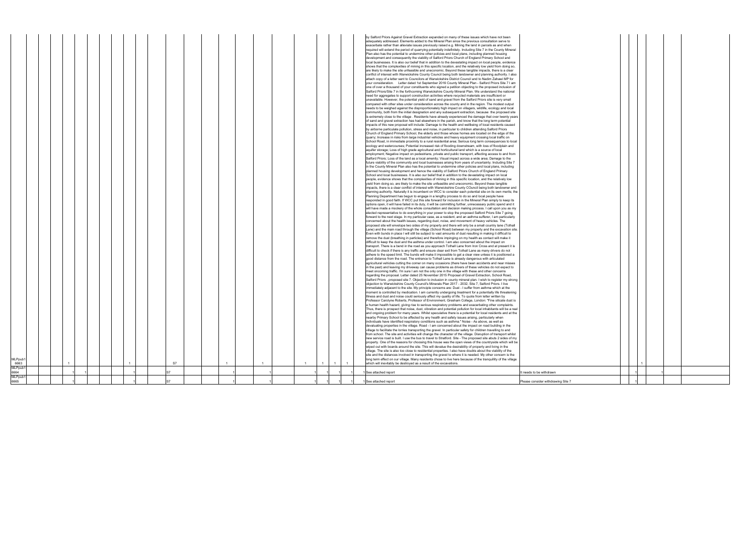| | | | | | | | | | | | | | | | | | | | |
|---|---|---|---|---|---|---|---|---|---|---|---|---|---|---|---|---|---|---|---|
| MLPpub1 6663 | | 1 | | | | 1 | S7 | 1 | 1 | 1 | 1 | 1 | 1 | | by Salford Priors Against Gravel Extraction expanded on many of these issues which have not been adequately addressed. Elements added to the Mineral Plan since the previous consultation serve to exacerbate rather than alleviate issues previously raised e.g. Mining the land in parcels as and when required will extend the period of quarrying potentially indefinitely. Including Site 7 in the County Mineral Plan also has the potential to undermine other policies and local plans, including planned housing development and consequently the viability of Salford Priors Church of England Primary School and local businesses. It is also our belief that in addition to the devastating impact on local people, evidence shows that the complexities of mining in this specific location, and the relatively low yield from doing so, are likely to make the site unfeasible and uneconomic. Beyond these tangible impacts, there is a clear conflict of interest with Warwickshire County Council being both landowner and planning authority. I also attach copy of a letter sent to Councilors at Warwickshire District Council and to Nadim Zahawi MP for your consideration. Letter dated 1st September 2016 County Mineral Plan - Salford Priors Site 7 I am one of over a thousand of your constituents who signed a petition objecting to the proposed inclusion of Salford Priors/Site 7 in the forthcoming Warwickshire County Mineral Plan. We understand the national need for aggregates to support construction activities where recycled materials are insufficient or unavailable. However, the potential yield of sand and gravel from the Salford Priors site is very small compared with other sites under consideration across the county and in the region. The modest output needs to be weighed against the disproportionately high impact on villagers, wildlife, ecology and local community, both from the initial designation and any subsequent extraction, because the proposed site is extremely close to the village . Residents have already experienced the damage that over twenty years of sand and gravel extraction has had elsewhere in the parish, and know that the long term potential impacts of this new proposal will include: Damage to the health and wellbeing of local residents caused by airborne particulate pollution, stress and noise, in particular to children attending Salford Priors Church of England Primary School, the elderly and those whose homes are located on the edge of the quarry; Increase in risks from large industrial vehicles and heavy equipment crossing local traffic on School Road, in immediate proximity to a rural residential area; Serious long term consequences to local ecology and watercourses; Potential increased risk of flooding downstream, with loss of floodplain and aquifer storage; Loss of high grade agricultural and horticultural land which is a source of local employment; Negative impact on pedestrians, private and public transport, affecting access to and from Salford Priors; Loss of the land as a local amenity; Visual impact across a wide area; Damage to the future viability of the community and local businesses arising from years of uncertainty. Including Site 7 in the County Mineral Plan also has the potential to undermine other policies and local plans, including planned housing development and hence the viability of Salford Priors Church of England Primary School and local businesses. It is also our belief that in addition to the devastating impact on local people, evidence shows that the complexities of mining in this specific location, and the relatively low yield from doing so, are likely to make the site unfeasible and uneconomic. Beyond these tangible impacts, there is a clear conflict of interest with Warwickshire County COuncil being both landowner and planning authority. Naturally it is incumbent on WCC to consider each potential site on its own merits; the Planning Department has begun to engage in a lengthy process to do so and local people have responded in good faith. If WCC put this site forward for inclusion in the Mineral Plan simply to keep its options open, it will have failed in its duty, it will be committing further, unnecessary public spend and it will have made a mockery of the whole consultation and decision making process. I call upon you as my elected representative to do everything in your power to stop the proposed Salford Priors Site 7 going forward to the next stage. In my particular case, as a resident, and an asthma sufferer, I am particularly concerned about the health issues, regarding dust, noise, and movement of heavy vehicles. The proposed site will envelope two sides of my property and there will only be a small country lane (Tothall Lane) and the main road through the village (School Road) between my property and the excavation site. Even with bunds in place I will still be subject to vast amounts of dust resulting in making it difficult to remove the dust (breathing in particles) and therefore impinging on my health as contact will make it difficult to keep the dust and the asthma under control. I am also concerned about the impact on transport. There is a bend in the road as you approach Tothall Lane from Iron Cross and at present it is difficult to check if there is any traffic and ensure clear exit from Tothall Lane as many drivers do not adhere to the speed limit. The bunds will make it impossible to get a clear view unless it is positioned a good distance from the road. The entrance to Tothall Lane is already dangerous with articulated agricultural vehicles cutting the corner on many occasions (there have been accidents and near misses in the past) and leaving my driveway can cause problems as drivers of these vehicles do not expect to meet oncoming traffic. I'm sure I am not the only one in the village with these and other concerns regarding the proposal. Letter dated 25 November 2015 Proposal of Gravel Extraction, School Road, Salford Priors , proposed site 7. Objection to inclusion in county mineral plan. I wish to register my strong objection to Warwickshire County Council's Minerals Plan 2017 - 2032, Site 7, Salford Priors. I live immediately adjacent to the site. My principle concerns are: Dust - I suffer from asthma which at the moment is controlled by medication. I am currently undergoing treatment for a potentially life threatening illness and dust and noise could seriously affect my quality of life. To quote from letter written by Professor Carolyne Roberts, Professor of Environment, Gresham College, London: "Fine silicate dust is a human health hazard, giving rise to serious respiratory problems and exacerbating other complaints. Thus, there is prospect that noise, dust, vibration and potential pollution for local inhabitants will be a real and ongoing problem for many years. Whilst speculative there is a potential for local residents and at the nearby Primary School to be affected by any health and safety issues arising, particularly when individuals have identified respiratory conditions such as asthma." Noise - As above, as well as devaluating properties in the village. Road - I am concerned about the impact on road building in the village to facilitate the lorries transporting the gravel. In particular safety for children travelling to and from school. The site and activities will change the character of the village. Disruption of transport whilst new service road is built. I use the bus to travel to Stratford. Site - The proposed site abuts 2 sides of my property. One of the reasons for choosing this house was the open views of the countryside which will be wiped out with boards around the site. This will devalue the desirability of property and living in the village. The site is also too close to residential properties. I also have doubts about the viability of the site and the distances involved in transporting the gravel to where it is needed. My other concern is the long term effect on our village. Many residents chose to live here because of the tranquillity of the village which will inevitably be destroyed as a result of the excavations. | | | 1 | | |
| MLPpub1 6664 | | 1 | 1 | | | 1 | S7 | 1 | 1 | 1 | 1 | 1 | 1 | 1 | See attached report | It needs to be withdrawn | | 1 | 1 | |
| MLPpub1 6665 | | 1 | | | | 1 | S7 | 1 | 1 | 1 | 1 | 1 | 1 | 1 | See attached report | Please consider withdrawing Site 7 | | 1 | | |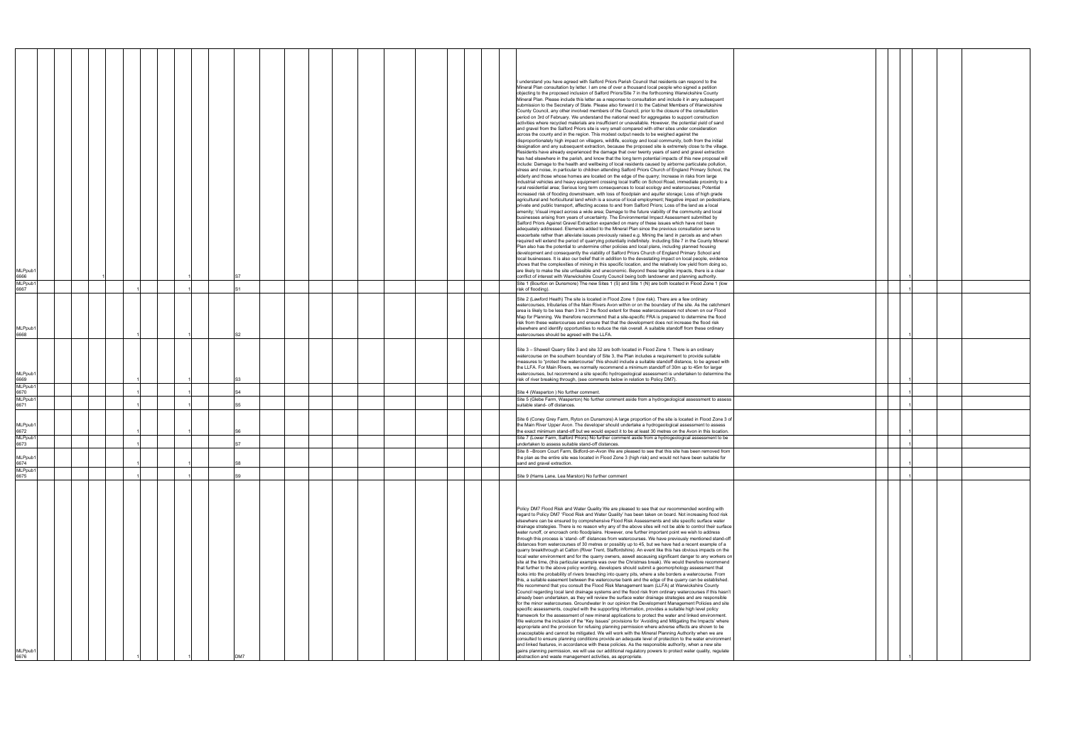| | | | | | | | | | | | | | | | | | | | | |
|---|---|---|---|---|---|---|---|---|---|---|---|---|---|---|---|---|---|---|---|---|
| MLPpub1 6666 | 1 | | | | | 1 | S7 | | | | | | | I understand you have agreed with Salford Priors Parish Council that residents can respond to the Mineral Plan consultation by letter. I am one of over a thousand local people who signed a petition objecting to the proposed inclusion of Salford Priors/Site 7 in the forthcoming Warwickshire County Mineral Plan. Please include this letter as a response to consultation and include it in any subsequent submission to the Secretary of State. Please also forward it to the Cabinet Members of Warwickshire County Council, any other involved members of the Council, prior to the closure of the consultation period on 3rd of February. We understand the national need for aggregates to support construction activities where recycled materials are insufficient or unavailable. However, the potential yield of sand and gravel from the Salford Priors site is very small compared with other sites under consideration across the county and in the region. This modest output needs to be weighed against the disproportionately high impact on villagers, wildlife, ecology and local community, both from the initial designation and any subsequent extraction, because the proposed site is extremely close to the village. Residents have already experienced the damage that over twenty years of sand and gravel extraction has had elsewhere in the parish, and know that the long term potential impacts of this new proposal will include: Damage to the health and wellbeing of local residents caused by airborne particulate pollution, stress and noise, in particular to children attending Salford Priors Church of England Primary School, the elderly and those whose homes are located on the edge of the quarry; Increase in risks from large industrial vehicles and heavy equipment crossing local traffic on School Road, immediate proximity to a rural residential area; Serious long term consequences to local ecology and watercourses; Potential increased risk of flooding downstream, with loss of floodplain and aquifer storage; Loss of high grade agricultural and horticultural land which is a source of local employment; Negative impact on pedestrians, private and public transport, affecting access to and from Salford Priors; Loss of the land as a local amenity; Visual impact across a wide area; Damage to the future viability of the community and local businesses arising from years of uncertainty. The Environmental Impact Assessment submitted by Salford Priors Against Gravel Extraction expanded on many of these issues which have not been adequately addressed. Elements added to the Mineral Plan since the previous consultation serve to exacerbate rather than alleviate issues previously raised e.g. Mining the land in parcels as and when required will extend the period of quarrying potentially indefinitely. Including Site 7 in the County Mineral Plan also has the potential to undermine other policies and local plans, including planned housing development and consequently the viability of Salford Priors Church of England Primary School and local businesses. It is also our belief that in addition to the devastating impact on local people, evidence shows that the complexities of mining in this specific location, and the relatively low yield from doing so, are likely to make the site unfeasible and uneconomic. Beyond these tangible impacts, there is a clear conflict of interest with Warwickshire County Council being both landowner and planning authority. | | | | | | |
| MLPpub1 6667 | | | 1 | | | 1 | S1 | | | | | | | Site 1 (Bourton on Dunsmore) The new Sites 1 (S) and Site 1 (N) are both located in Flood Zone 1 (low risk of flooding). | | | 1 | | | |
| MLPpub1 6668 | | | 1 | | | 1 | S2 | | | | | | | Site 2 (Lawford Heath) The site is located in Flood Zone 1 (low risk). There are a few ordinary watercourses, tributaries of the Main Rivers Avon within or on the boundary of the site. As the catchment area is likely to be less than 3 km 2 the flood extent for these watercoursesare not shown on our Flood Map for Planning. We therefore recommend that a site-specific FRA is prepared to determine the flood risk from these watercourses and ensure that that the development does not increase the flood risk elsewhere and identify opportunities to reduce the risk overall. A suitable standoff from these ordinary watercourses should be agreed with the LLFA. | | | 1 | | | |
| MLPpub1 6669 | | | 1 | | | 1 | S3 | | | | | | | Site 3 – Shawell Quarry Site 3 and site 32 are both located in Flood Zone 1. There is an ordinary watercourse on the southern boundary of Site 3, the Plan includes a requirement to provide suitable measures to "protect the watercourse" this should include a suitable standoff distance, to be agreed with the LLFA. For Main Rivers, we normally recommend a minimum standoff of 30m up to 45m for larger watercourses, but recommend a site specific hydrogeological assessment is undertaken to determine the risk of river breaking through, (see comments below in relation to Policy DM7). | | | 1 | | | |
| MLPpub1 6670 | | | 1 | | | 1 | S4 | | | | | | | Site 4 (Wasperton ) No further comment. | | | 1 | | | |
| MLPpub1 6671 | | | 1 | | | 1 | S5 | | | | | | | Site 5 (Glebe Farm, Wasperton) No further comment aside from a hydrogeological assessment to assess suitable stand- off distances. | | | 1 | | | |
| MLPpub1 6672 | | | 1 | | | 1 | S6 | | | | | | | Site 6 (Coney Grey Farm, Ryton on Dunsmore) A large proportion of the site is located in Flood Zone 3 of the Main River Upper Avon. The developer should undertake a hydrogeological assessment to assess the exact minimum stand-off but we would expect it to be at least 30 metres on the Avon in this location. | | | 1 | | | |
| MLPpub1 6673 | | | 1 | | | | S7 | | | | | | | Site 7 (Lower Farm, Salford Priors) No further comment aside from a hydrogeological assessment to be undertaken to assess suitable stand-off distances. | | | 1 | | | |
| MLPpub1 6674 | | | 1 | | | 1 | S8 | | | | | | | Site 8 –Broom Court Farm, Bidford-on-Avon We are pleased to see that this site has been removed from the plan as the entire site was located in Flood Zone 3 (high risk) and would not have been suitable for sand and gravel extraction. | | | 1 | | | |
| MLPpub1 6675 | | | 1 | | | 1 | S9 | | | | | | | Site 9 (Hams Lane, Lea Marston) No further comment | | | 1 | | | |
| MLPpub1 6676 | | | 1 | | | 1 | DM7 | | | | | | | Policy DM7 Flood Risk and Water Quality We are pleased to see that our recommended wording with regard to Policy DM7 'Flood Risk and Water Quality' has been taken on board. Not increasing flood risk elsewhere can be ensured by comprehensive Flood Risk Assessments and site specific surface water drainage strategies. There is no reason why any of the above sites will not be able to control their surface water runoff, or encroach onto floodplains. However, one further important point we wish to address through this process is 'stand- off' distances from watercourses. We have previously mentioned stand-off distances from watercourses of 30 metres or possibly up to 45, but we have had a recent example of a quarry breakthrough at Catton (River Trent, Staffordshire). An event like this has obvious impacts on the local water environment and for the quarry owners, aswell ascausing significant danger to any workers on site at the time, (this particular example was over the Christmas break). We would therefore recommend that further to the above policy wording, developers should submit a geomorphology assessment that looks into the probability of rivers breaching into quarry pits, where a site borders a watercourse. From this, a suitable easement between the watercourse bank and the edge of the quarry can be established. We recommend that you consult the Flood Risk Management team (LLFA) at Warwickshire County Council regarding local land drainage systems and the flood risk from ordinary watercourses if this hasn't already been undertaken, as they will review the surface water drainage strategies and are responsible for the minor watercourses. Groundwater In our opinion the Development Management Policies and site specific assessments, coupled with the supporting information, provides a suitable high level policy framework for the assessment of new mineral applications to protect the water and linked environment. We welcome the inclusion of the "Key Issues" provisions for 'Avoiding and Mitigating the Impacts' where appropriate and the provision for refusing planning permission where adverse effects are shown to be unacceptable and cannot be mitigated. We will work with the Mineral Planning Authority when we are consulted to ensure planning conditions provide an adequate level of protection to the water environment and linked features, in accordance with these policies. As the responsible authority, when a new site gains planning permission, we will use our additional regulatory powers to protect water quality, regulate abstraction and waste management activities, as appropriate. | | | 1 | | | |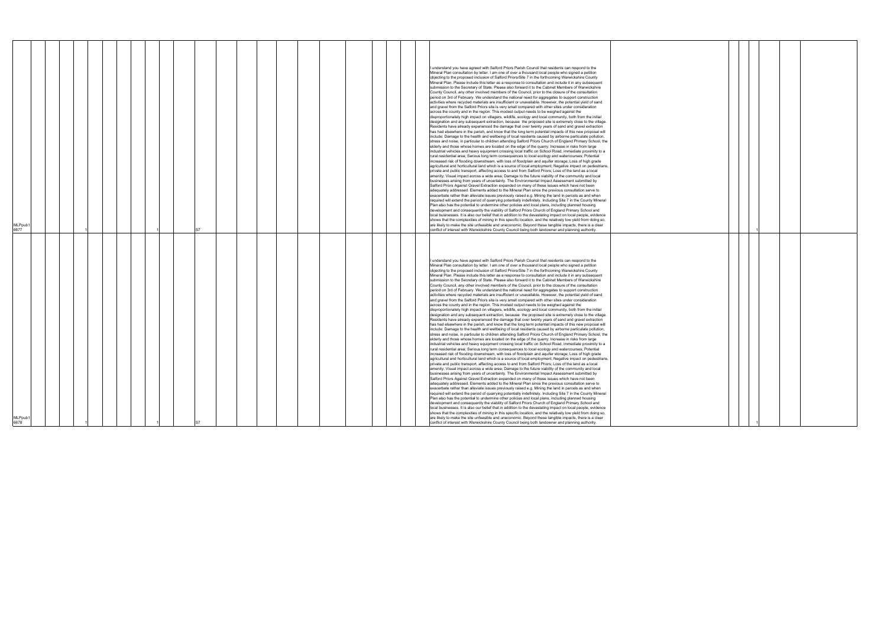| | | | | | | | | | | | | | | | | | | | | | | | | | | |
|---|---|---|---|---|---|---|---|---|---|---|---|---|---|---|---|---|---|---|---|---|---|---|---|---|---|---|
| MLPpub1 6677 | | | 1 | | | | | 1 | | S7 | | | | | | | | | | I understand you have agreed with Salford Priors Parish Council that residents can respond to the Mineral Plan consultation by letter. I am one of over a thousand local people who signed a petition objecting to the proposed inclusion of Salford Priors/Site 7 in the forthcoming Warwickshire County Mineral Plan. Please include this letter as a response to consultation and include it in any subsequent submission to the Secretary of State. Please also forward it to the Cabinet Members of Warwickshire County Council, any other involved members of the Council, prior to the closure of the consultation period on 3rd of February. We understand the national need for aggregates to support construction activities where recycled materials are insufficient or unavailable. However, the potential yield of sand and gravel from the Salford Priors site is very small compared with other sites under consideration across the county and in the region. This modest output needs to be weighed against the disproportionately high impact on villagers, wildlife, ecology and local community, both from the initial designation and any subsequent extraction, because the proposed site is extremely close to the village. Residents have already experienced the damage that over twenty years of sand and gravel extraction has had elsewhere in the parish, and know that the long term potential impacts of this new proposal will include: Damage to the health and wellbeing of local residents caused by airborne particulate pollution, stress and noise, in particular to children attending Salford Priors Church of England Primary School, the elderly and those whose homes are located on the edge of the quarry; Increase in risks from large industrial vehicles and heavy equipment crossing local traffic on School Road, immediate proximity to a rural residential area; Serious long term consequences to local ecology and watercourses; Potential increased risk of flooding downstream, with loss of floodplain and aquifer storage; Loss of high grade agricultural and horticultural land which is a source of local employment; Negative impact on pedestrians, private and public transport, affecting access to and from Salford Priors; Loss of the land as a local amenity; Visual impact across a wide area; Damage to the future viability of the community and local businesses arising from years of uncertainty. The Environmental Impact Assessment submitted by Salford Priors Against Gravel Extraction expanded on many of these issues which have not been adequately addressed. Elements added to the Mineral Plan since the previous consultation serve to exacerbate rather than alleviate issues previously raised e.g. Mining the land in parcels as and when required will extend the period of quarrying potentially indefinitely. Including Site 7 in the County Mineral Plan also has the potential to undermine other policies and local plans, including planned housing development and consequently the viability of Salford Priors Church of England Primary School and local businesses. It is also our belief that in addition to the devastating impact on local people, evidence shows that the complexities of mining in this specific location, and the relatively low yield from doing so, are likely to make the site unfeasible and uneconomic. Beyond these tangible impacts, there is a clear conflict of interest with Warwickshire County Council being both landowner and planning authority. | | | | 1 | | |
| MLPpub1 6678 | | | 1 | | | | | 1 | | S7 | | | | | | | | | | I understand you have agreed with Salford Priors Parish Council that residents can respond to the Mineral Plan consultation by letter. I am one of over a thousand local people who signed a petition objecting to the proposed inclusion of Salford Priors/Site 7 in the forthcoming Warwickshire County Mineral Plan. Please include this letter as a response to consultation and include it in any subsequent submission to the Secretary of State. Please also forward it to the Cabinet Members of Warwickshire County Council, any other involved members of the Council, prior to the closure of the consultation period on 3rd of February. We understand the national need for aggregates to support construction activities where recycled materials are insufficient or unavailable. However, the potential yield of sand and gravel from the Salford Priors site is very small compared with other sites under consideration across the county and in the region. This modest output needs to be weighed against the disproportionately high impact on villagers, wildlife, ecology and local community, both from the initial designation and any subsequent extraction, because the proposed site is extremely close to the village. Residents have already experienced the damage that over twenty years of sand and gravel extraction has had elsewhere in the parish, and know that the long term potential impacts of this new proposal will include: Damage to the health and wellbeing of local residents caused by airborne particulate pollution, stress and noise, in particular to children attending Salford Priors Church of England Primary School, the elderly and those whose homes are located on the edge of the quarry; Increase in risks from large industrial vehicles and heavy equipment crossing local traffic on School Road, immediate proximity to a rural residential area; Serious long term consequences to local ecology and watercourses; Potential increased risk of flooding downstream, with loss of floodplain and aquifer storage; Loss of high grade agricultural and horticultural land which is a source of local employment; Negative impact on pedestrians, private and public transport, affecting access to and from Salford Priors; Loss of the land as a local amenity; Visual impact across a wide area; Damage to the future viability of the community and local businesses arising from years of uncertainty. The Environmental Impact Assessment submitted by Salford Priors Against Gravel Extraction expanded on many of these issues which have not been adequately addressed. Elements added to the Mineral Plan since the previous consultation serve to exacerbate rather than alleviate issues previously raised e.g. Mining the land in parcels as and when required will extend the period of quarrying potentially indefinitely. Including Site 7 in the County Mineral Plan also has the potential to undermine other policies and local plans, including planned housing development and consequently the viability of Salford Priors Church of England Primary School and local businesses. It is also our belief that in addition to the devastating impact on local people, evidence shows that the complexities of mining in this specific location, and the relatively low yield from doing so, are likely to make the site unfeasible and uneconomic. Beyond these tangible impacts, there is a clear conflict of interest with Warwickshire County Council being both landowner and planning authority. | | | | 1 | | |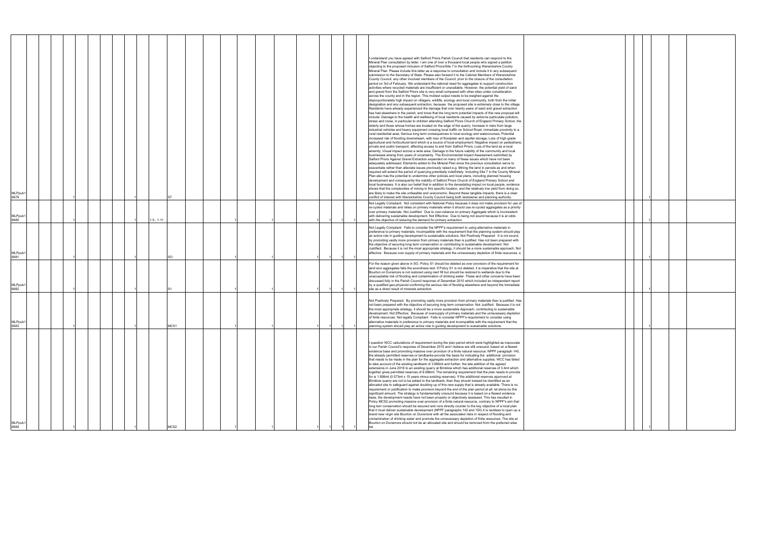| | | | | | | | | | | | | | | | | | | | | | | | | | | | | | | | |
|---|---|---|---|---|---|---|---|---|---|---|---|---|---|---|---|---|---|---|---|---|---|---|---|---|---|---|---|---|---|---|---|
| MLPpub16679 | | | | 1 | | | | | | 1 | | S7 | | | | | | | | | | | | | I understand you have agreed with Salford Priors Parish Council that residents can respond to the Mineral Plan consultation by letter. I am one of over a thousand local people who signed a petition objecting to the proposed inclusion of Salford Priors/Site 7 in the forthcoming Warwickshire County Mineral Plan. Please include this letter as a response to consultation and include it in any subsequent submission to the Secretary of State. Please also forward it to the Cabinet Members of Warwickshire County Council, any other involved members of the Council, prior to the closure of the consultation period on 3rd of February. We understand the national need for aggregates to support construction activities where recycled materials are insufficient or unavailable. However, the potential yield of sand and gravel from the Salford Priors site is very small compared with other sites under consideration across the county and in the region. This modest output needs to be weighed against the disproportionately high impact on villagers, wildlife, ecology and local community, both from the initial designation and any subsequent extraction, because the proposed site is extremely close to the village. Residents have already experienced the damage that over twenty years of sand and gravel extraction has had elsewhere in the parish, and know that the long term potential impacts of this new proposal will include: Damage to the health and wellbeing of local residents caused by airborne particulate pollution, stress and noise, in particular to children attending Salford Priors Church of England Primary School, the elderly and those whose homes are located on the edge of the quarry; Increase in risks from large industrial vehicles and heavy equipment crossing local traffic on School Road, immediate proximity to a rural residential area; Serious long term consequences to local ecology and watercourses; Potential increased risk of flooding downstream, with loss of floodplain and aquifer storage; Loss of high grade agricultural and horticultural land which is a source of local employment; Negative impact on pedestrians, private and public transport, affecting access to and from Salford Priors; Loss of the land as a local amenity; Visual impact across a wide area; Damage to the future viability of the community and local businesses arising from years of uncertainty. The Environmental Impact Assessment submitted by Salford Priors Against Gravel Extraction expanded on many of these issues which have not been adequately addressed. Elements added to the Mineral Plan since the previous consultation serve to exacerbate rather than alleviate issues previously raised e.g. Mining the land in parcels as and when required will extend the period of quarrying potentially indefinitely. Including Site 7 in the County Mineral Plan also has the potential to undermine other policies and local plans, including planned housing development and consequently the viability of Salford Priors Church of England Primary School and local businesses. It is also our belief that in addition to the devastating impact on local people, evidence shows that the complexities of mining in this specific location, and the relatively low yield from doing so, are likely to make the site unfeasible and uneconomic. Beyond these tangible impacts, there is a clear conflict of interest with Warwickshire County Council being both landowner and planning authority. | | | | | | |
| MLPpub16680 | | | | 1 | | | | | | 1 | 1.5 - 1.11 | | | | 1 | | | 1 | | | 1 | 1 | 1 | | Not Legally Compliant: Not consistent with National Policy because it does not make provision for use of re-cycled materials and relies on primary materials when it should use re-cycled aggregates as a priority over primary materials. Not Justified: Due to over-reliance on primary Aggregate which is inconsistent with delivering sustainable development. Not Effective: Due to being not sound because it is at odds with the objective of reducing the demand for primary extraction. | | | | 1 | | |
| MLPpub16681 | | | | 1 | | | | | | 1 | | SO | | | 1 | | | 1 | | | 1 | 1 | 1 | | Not Legally Compliant: Fails to consider the NPPF's requirement to using alternative materials in preference to primary materials. Incompatible with the requirement that the planning system should play an active role in guiding development to sustainable solutions. Not Positively Prepared: It is not sound, by promoting vastly more provision from primary materials than is justified. Has not been prepared with the objective of securing long term conservation or contributing to sustainable development. Not Justified: Because it is not the most appropriate strategy, it should be a more sustainable approach. Not effective: Because over supply of primary materials and the unnecessary depletion of finite resources. s. | | | | 1 | | |
| MLPpub16682 | | | | 1 | | | | | | 1 | | S1 | | | 1 | | | 1 | | | 1 | 1 | 1 | | For the reason given above in SO, Policy S1 should be deleted as over provision of the requirement for land won aggregates fails the soundness test. If Policy S1 is not deleted, it is imperative that the site at Bourton on Dunsmore is not restored using inert fill but should be restored to wetlands due to the unacceptable risk of flooding and contamination of drinking water. These and other concerns have been discussed fully in the Parish Council response of December 2015 which included an independent report by a qualified geo-physicist confirming the serious risk of flooding elsewhere and beyond the immediate site as a direct result of minerals extraction. | | | | 1 | | |
| MLPpub16683 | | | | 1 | | | | | | 1 | | MCS1 | | | 1 | | | 1 | | | 1 | 1 | 1 | | Not Positively Prepared: By promoting vastly more provision from primary materials than is justified. Has not been prepared with the objective of securing long term conservation. Not Justified: Because it is not the most appropriate strategy, it should be a more sustainable Approach, contributing to sustainable development. Not Effective: Because of oversupply of primary materials and the unnecessary depletion of finite resources. Not legally Compliant: Fails to consider NPPF's requirement to consider using alternative materials in preference to primary materials and incompatible with the requirement that the planning system should play an active role in guiding development to sustainable solutions. | | | | 1 | | |
| MLPpub16684 | | | | 1 | | | | | | 1 | | MCS2 | | | 1 | | | 1 | | | 1 | 1 | 1 | | I question WCC calculations of requirement during the plan period which were highlighted as inaccurate in our Parish Council's response of December 2015 and I believe are still unsound, based on a flawed evidence base and promoting massive over provision of a finite natural resource. NPPF paragraph 145, the already permitted reserves-or landbanks-provide the basis for indicating the additional provision that needs to be made in the plan for the aggregate extraction and alternative supplies. WCC has failed to take account of the existing landbank of 3.869mt and further, the late addition of the agreed extensions in June 2016 to an existing quarry at Brinklow which has additional reserves of 3.4mt which together gives permitted reserves of 6.696mt. The remaining requirement that the plan needs to provide for is 1.899mt (0.573mt x 15 years minus existing reserves). If the additional reserves approved at Brinklow quarry are not to be added to the landbank, then they should instead be identified as an allocated site to safeguard against doubling up of this new supply that is already available. There is no requirement or justification to make provision beyond the end of the plan period at all, let alone by this significant amount. The strategy is fundamentally unsound because it is based on a flawed evidence base, the development needs have not been properly or objectively assessed. This has resulted in Policy MCS2 promoting massive over-provision of a finite natural resource, contrary to NPPF's aim that long term conservation should be secured and runs directly counter to the key objective of a local plan that it must deliver sustainable development (NPPF paragraphs 142 and 150) It is reckless to open up a brand new virgin site Bourton on Dunsmore with all the associated risks in respect of flooding and contamination of drinking water and promote the unnecessary depletion of finite resources. The site at Bourton on Dunsmore should not be an allocated site and should be removed from the preferred sites list. | | | | 1 | | |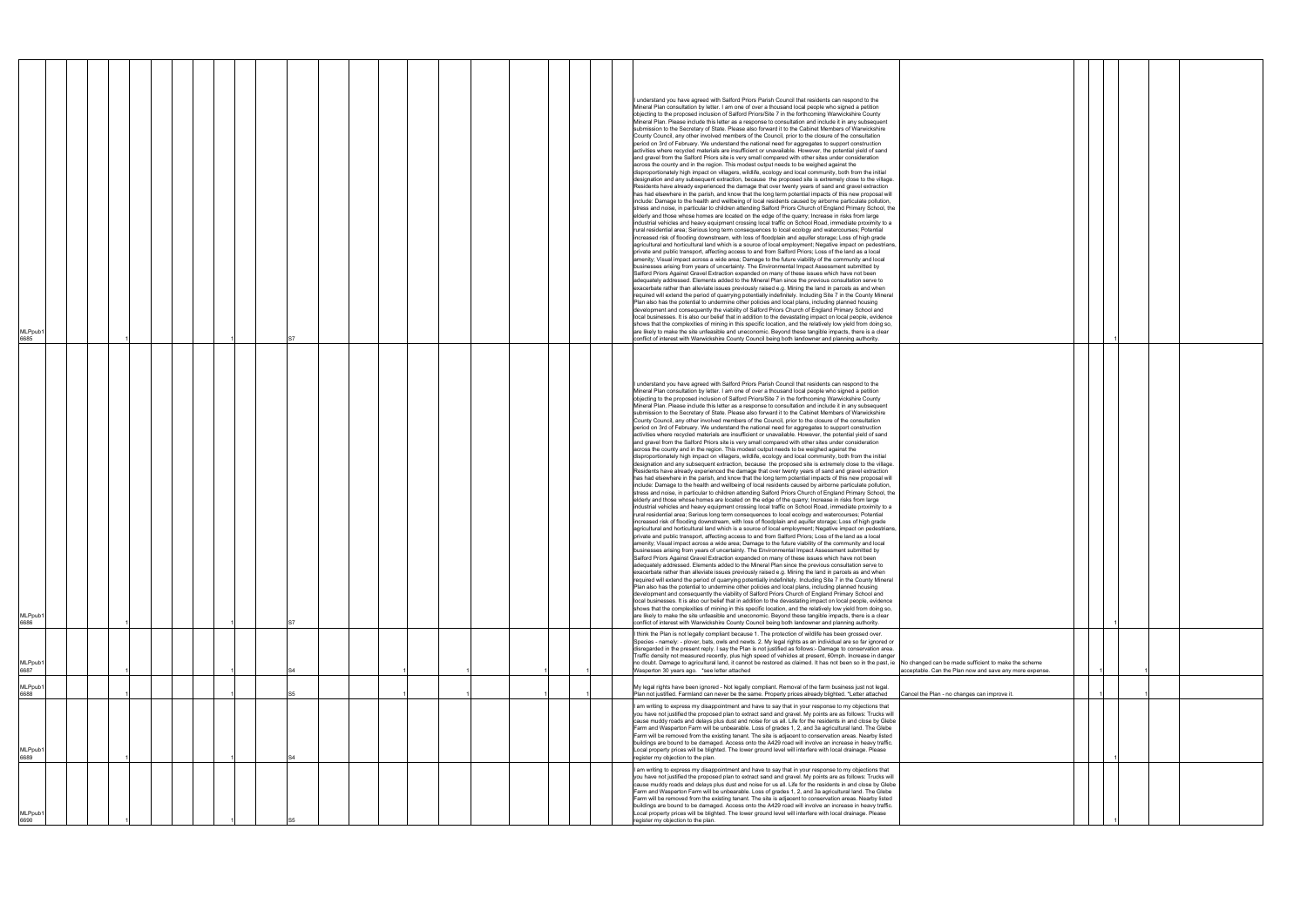| | | | | | | | | | | | | | | | | | | | | | |
|---|---|---|---|---|---|---|---|---|---|---|---|---|---|---|---|---|---|---|---|---|---|
| MLPpub1 6685 | | | 1 | | | | 1 | S7 | | | | | | | | | I understand you have agreed with Salford Priors Parish Council that residents can respond to the Mineral Plan consultation by letter. I am one of over a thousand local people who signed a petition objecting to the proposed inclusion of Salford Priors/Site 7 in the forthcoming Warwickshire County Mineral Plan. Please include this letter as a response to consultation and include it in any subsequent submission to the Secretary of State. Please also forward it to the Cabinet Members of Warwickshire County Council, any other involved members of the Council, prior to the closure of the consultation period on 3rd of February. We understand the national need for aggregates to support construction activities where recycled materials are insufficient or unavailable. However, the potential yield of sand and gravel from the Salford Priors site is very small compared with other sites under consideration across the county and in the region. This modest output needs to be weighed against the disproportionately high impact on villagers, wildlife, ecology and local community, both from the initial designation and any subsequent extraction, because the proposed site is extremely close to the village. Residents have already experienced the damage that over twenty years of sand and gravel extraction has had elsewhere in the parish, and know that the long term potential impacts of this new proposal will include: Damage to the health and wellbeing of local residents caused by airborne particulate pollution, stress and noise, in particular to children attending Salford Priors Church of England Primary School, the elderly and those whose homes are located on the edge of the quarry; Increase in risks from large industrial vehicles and heavy equipment crossing local traffic on School Road, immediate proximity to a rural residential area; Serious long term consequences to local ecology and watercourses; Potential increased risk of flooding downstream, with loss of floodplain and aquifer storage; Loss of high grade agricultural and horticultural land which is a source of local employment; Negative impact on pedestrians, private and public transport, affecting access to and from Salford Priors; Loss of the land as a local amenity; Visual impact across a wide area; Damage to the future viability of the community and local businesses arising from years of uncertainty. The Environmental Impact Assessment submitted by Salford Priors Against Gravel Extraction expanded on many of these issues which have not been adequately addressed. Elements added to the Mineral Plan since the previous consultation serve to exacerbate rather than alleviate issues previously raised e.g. Mining the land in parcels as and when required will extend the period of quarrying potentially indefinitely. Including Site 7 in the County Mineral Plan also has the potential to undermine other policies and local plans, including planned housing development and consequently the viability of Salford Priors Church of England Primary School and local businesses. It is also our belief that in addition to the devastating impact on local people, evidence shows that the complexities of mining in this specific location, and the relatively low yield from doing so, are likely to make the site unfeasible and uneconomic. Beyond these tangible impacts, there is a clear conflict of interest with Warwickshire County Council being both landowner and planning authority. | | | | 1 |
| MLPpub1 6686 | | | 1 | | | | 1 | S7 | | | | | | | | | I understand you have agreed with Salford Priors Parish Council that residents can respond to the Mineral Plan consultation by letter. I am one of over a thousand local people who signed a petition objecting to the proposed inclusion of Salford Priors/Site 7 in the forthcoming Warwickshire County Mineral Plan. Please include this letter as a response to consultation and include it in any subsequent submission to the Secretary of State. Please also forward it to the Cabinet Members of Warwickshire County Council, any other involved members of the Council, prior to the closure of the consultation period on 3rd of February. We understand the national need for aggregates to support construction activities where recycled materials are insufficient or unavailable. However, the potential yield of sand and gravel from the Salford Priors site is very small compared with other sites under consideration across the county and in the region. This modest output needs to be weighed against the disproportionately high impact on villagers, wildlife, ecology and local community, both from the initial designation and any subsequent extraction, because the proposed site is extremely close to the village. Residents have already experienced the damage that over twenty years of sand and gravel extraction has had elsewhere in the parish, and know that the long term potential impacts of this new proposal will include: Damage to the health and wellbeing of local residents caused by airborne particulate pollution, stress and noise, in particular to children attending Salford Priors Church of England Primary School, the elderly and those whose homes are located on the edge of the quarry; Increase in risks from large industrial vehicles and heavy equipment crossing local traffic on School Road, immediate proximity to a rural residential area; Serious long term consequences to local ecology and watercourses; Potential increased risk of flooding downstream, with loss of floodplain and aquifer storage; Loss of high grade agricultural and horticultural land which is a source of local employment; Negative impact on pedestrians, private and public transport, affecting access to and from Salford Priors; Loss of the land as a local amenity; Visual impact across a wide area; Damage to the future viability of the community and local businesses arising from years of uncertainty. The Environmental Impact Assessment submitted by Salford Priors Against Gravel Extraction expanded on many of these issues which have not been adequately addressed. Elements added to the Mineral Plan since the previous consultation serve to exacerbate rather than alleviate issues previously raised e.g. Mining the land in parcels as and when required will extend the period of quarrying potentially indefinitely. Including Site 7 in the County Mineral Plan also has the potential to undermine other policies and local plans, including planned housing development and consequently the viability of Salford Priors Church of England Primary School and local businesses. It is also our belief that in addition to the devastating impact on local people, evidence shows that the complexities of mining in this specific location, and the relatively low yield from doing so, are likely to make the site unfeasible and uneconomic. Beyond these tangible impacts, there is a clear conflict of interest with Warwickshire County Council being both landowner and planning authority. | | | | 1 |
| MLPpub1 6687 | | | 1 | | | | 1 | S4 | | 1 | | 1 | | 1 | 1 | | I think the Plan is not legally compliant because 1. The protection of wildlife has been grossed over. Species - namely: - plover, bats, owls and newts. 2. My legal rights as an individual are so far ignored or disregarded in the present reply. I say the Plan is not justified as follows - Damage to conservation area. Traffic density not measured recently, plus high speed of vehicles at present, 60mph. Increase in danger no doubt. Damage to agricultural land, it cannot be restored as claimed. It has not been so in the past, ie Wasperton 30 years ago. *see letter attached | No changed can be made sufficient to make the scheme acceptable. Can the Plan now and save any more expense. | | 1 | 1 | |
| MLPpub1 6688 | | | 1 | | | | 1 | S5 | | 1 | | 1 | | 1 | 1 | | My legal rights have been ignored - Not legally compliant. Removal of the farm business just not legal. Plan not justified. Farmland can never be the same. Property prices already blighted. *Letter attached | Cancel the Plan - no changes can improve it. | | 1 | 1 | |
| MLPpub1 6689 | | | 1 | | | | 1 | S4 | | | | | | | | | I am writing to express my disappointment and have to say that in your response to my objections that you have not justified the proposed plan to extract sand and gravel. My points are as follows: Trucks will cause muddy roads and delays plus dust and noise for us all. Life for the residents in and close by Glebe Farm and Wasperton Farm will be unbearable. Loss of grades 1, 2, and 3a agricultural land. The Glebe Farm will be removed from the existing tenant. The site is adjacent to conservation areas. Nearby listed buildings are bound to be damaged. Access onto the A429 road will involve an increase in heavy traffic. Local property prices will be blighted. The lower ground level will interfere with local drainage. Please register my objection to the plan. | | | | 1 |
| MLPpub1 6690 | | | 1 | | | | 1 | S5 | | | | | | | | | I am writing to express my disappointment and have to say that in your response to my objections that you have not justified the proposed plan to extract sand and gravel. My points are as follows: Trucks will cause muddy roads and delays plus dust and noise for us all. Life for the residents in and close by Glebe Farm and Wasperton Farm will be unbearable. Loss of grades 1, 2, and 3a agricultural land. The Glebe Farm will be removed from the existing tenant. The site is adjacent to conservation areas. Nearby listed buildings are bound to be damaged. Access onto the A429 road will involve an increase in heavy traffic. Local property prices will be blighted. The lower ground level will interfere with local drainage. Please register my objection to the plan. | | | | 1 |